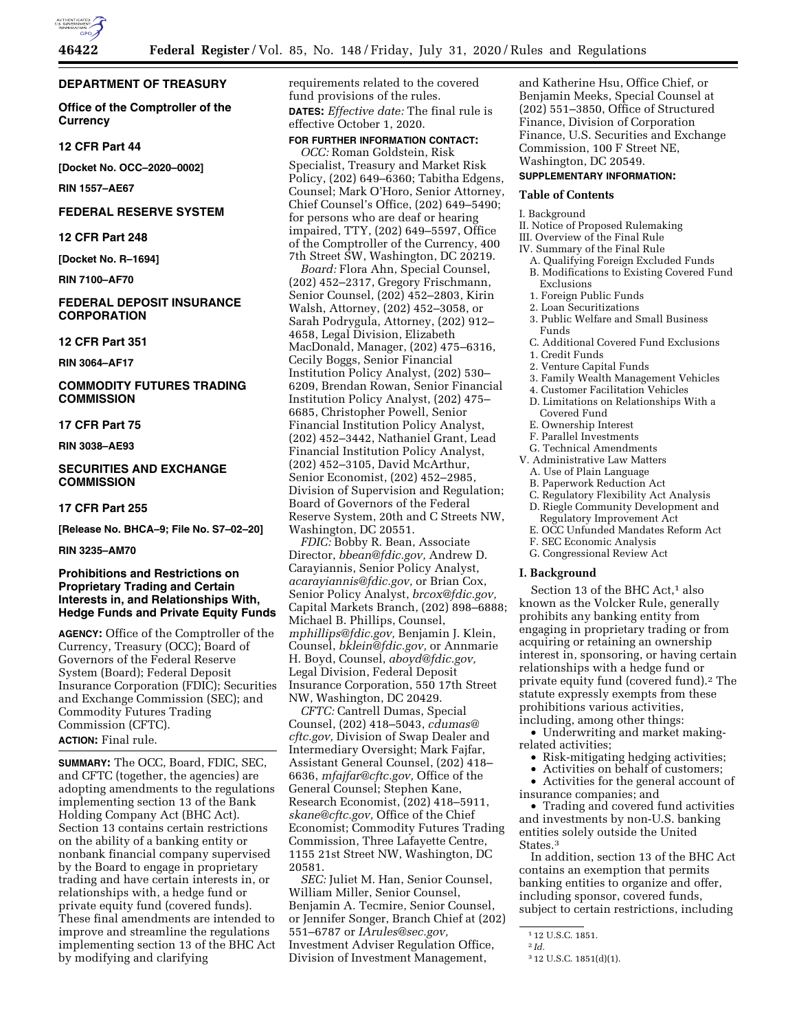**DEPARTMENT OF TREASURY**

**Office of the Comptroller of the Currency**

**12 CFR Part 44**

**[Docket No. OCC–2020–0002]**

**RIN 1557–AE67**

**FEDERAL RESERVE SYSTEM**

**12 CFR Part 248**

**[Docket No. R–1694]**

**RIN 7100–AF70**

**FEDERAL DEPOSIT INSURANCE CORPORATION**

**12 CFR Part 351**

**RIN 3064–AF17**

**COMMODITY FUTURES TRADING COMMISSION**

**17 CFR Part 75**

**RIN 3038–AE93**

**SECURITIES AND EXCHANGE COMMISSION**

**17 CFR Part 255**

**[Release No. BHCA–9; File No. S7–02–20]**

**RIN 3235–AM70**

# Prohibitions and Restrictions on Proprietary Trading and Certain Interests in, and Relationships With, Hedge Funds and Private Equity Funds

**AGENCY:** Office of the Comptroller of the Currency, Treasury (OCC); Board of Governors of the Federal Reserve System (Board); Federal Deposit Insurance Corporation (FDIC); Securities and Exchange Commission (SEC); and Commodity Futures Trading Commission (CFTC).

**ACTION:** Final rule.

**SUMMARY:** The OCC, Board, FDIC, SEC, and CFTC (together, the agencies) are adopting amendments to the regulations implementing section 13 of the Bank Holding Company Act (BHC Act). Section 13 contains certain restrictions on the ability of a banking entity or nonbank financial company supervised by the Board to engage in proprietary trading and have certain interests in, or relationships with, a hedge fund or private equity fund (covered funds). These final amendments are intended to improve and streamline the regulations implementing section 13 of the BHC Act by modifying and clarifying requirements related to the covered fund provisions of the rules.

**DATES:** *Effective date:* The final rule is effective October 1, 2020.

**FOR FURTHER INFORMATION CONTACT:**

*OCC:* Roman Goldstein, Risk Specialist, Treasury and Market Risk Policy, (202) 649–6360; Tabitha Edgens, Counsel; Mark O'Horo, Senior Attorney, Chief Counsel's Office, (202) 649–5490; for persons who are deaf or hearing impaired, TTY, (202) 649–5597, Office of the Comptroller of the Currency, 400 7th Street SW, Washington, DC 20219.

*Board:* Flora Ahn, Special Counsel, (202) 452–2317, Gregory Frischmann, Senior Counsel, (202) 452–2803, Kirin Walsh, Attorney, (202) 452–3058, or Sarah Podrygula, Attorney, (202) 912–4658, Legal Division, Elizabeth MacDonald, Manager, (202) 475–6316, Cecily Boggs, Senior Financial Institution Policy Analyst, (202) 530–6209, Brendan Rowan, Senior Financial Institution Policy Analyst, (202) 475–6685, Christopher Powell, Senior Financial Institution Policy Analyst, (202) 452–3442, Nathaniel Grant, Lead Financial Institution Policy Analyst, (202) 452–3105, David McArthur, Senior Economist, (202) 452–2985, Division of Supervision and Regulation; Board of Governors of the Federal Reserve System, 20th and C Streets NW, Washington, DC 20551.

*FDIC:* Bobby R. Bean, Associate Director, *bbean@fdic.gov,* Andrew D. Carayiannis, Senior Policy Analyst, *acarayiannis@fdic.gov,* or Brian Cox, Senior Policy Analyst, *brcox@fdic.gov,* Capital Markets Branch, (202) 898–6888; Michael B. Phillips, Counsel, *mphillips@fdic.gov,* Benjamin J. Klein, Counsel, *bklein@fdic.gov,* or Annmarie H. Boyd, Counsel, *aboyd@fdic.gov,* Legal Division, Federal Deposit Insurance Corporation, 550 17th Street NW, Washington, DC 20429.

*CFTC:* Cantrell Dumas, Special Counsel, (202) 418–5043, *cdumas@cftc.gov,* Division of Swap Dealer and Intermediary Oversight; Mark Fajfar, Assistant General Counsel, (202) 418–6636, *mfajfar@cftc.gov,* Office of the General Counsel; Stephen Kane, Research Economist, (202) 418–5911, *skane@cftc.gov,* Office of the Chief Economist; Commodity Futures Trading Commission, Three Lafayette Centre, 1155 21st Street NW, Washington, DC 20581.

*SEC:* Juliet M. Han, Senior Counsel, William Miller, Senior Counsel, Benjamin A. Tecmire, Senior Counsel, or Jennifer Songer, Branch Chief at (202) 551–6787 or *IArules@sec.gov,* Investment Adviser Regulation Office, Division of Investment Management, and Katherine Hsu, Office Chief, or Benjamin Meeks, Special Counsel at (202) 551–3850, Office of Structured Finance, Division of Corporation Finance, U.S. Securities and Exchange Commission, 100 F Street NE, Washington, DC 20549.

**SUPPLEMENTARY INFORMATION:**

**Table of Contents**

I. Background
II. Notice of Proposed Rulemaking
III. Overview of the Final Rule
IV. Summary of the Final Rule
  A. Qualifying Foreign Excluded Funds
  B. Modifications to Existing Covered Fund Exclusions
  1. Foreign Public Funds
  2. Loan Securitizations
  3. Public Welfare and Small Business Funds
  C. Additional Covered Fund Exclusions
  1. Credit Funds
  2. Venture Capital Funds
  3. Family Wealth Management Vehicles
  4. Customer Facilitation Vehicles
  D. Limitations on Relationships With a Covered Fund
  E. Ownership Interest
  F. Parallel Investments
  G. Technical Amendments
V. Administrative Law Matters
  A. Use of Plain Language
  B. Paperwork Reduction Act
  C. Regulatory Flexibility Act Analysis
  D. Riegle Community Development and Regulatory Improvement Act
  E. OCC Unfunded Mandates Reform Act
  F. SEC Economic Analysis
  G. Congressional Review Act

## I. Background

Section 13 of the BHC Act,[1] also known as the Volcker Rule, generally prohibits any banking entity from engaging in proprietary trading or from acquiring or retaining an ownership interest in, sponsoring, or having certain relationships with a hedge fund or private equity fund (covered fund).[2] The statute expressly exempts from these prohibitions various activities, including, among other things:

- Underwriting and market making-related activities;
- Risk-mitigating hedging activities;
- Activities on behalf of customers;
- Activities for the general account of insurance companies; and
- Trading and covered fund activities and investments by non-U.S. banking entities solely outside the United States.[3]

In addition, section 13 of the BHC Act contains an exemption that permits banking entities to organize and offer, including sponsor, covered funds, subject to certain restrictions, including

[1] 12 U.S.C. 1851.

[2] *Id.*

[3] 12 U.S.C. 1851(d)(1).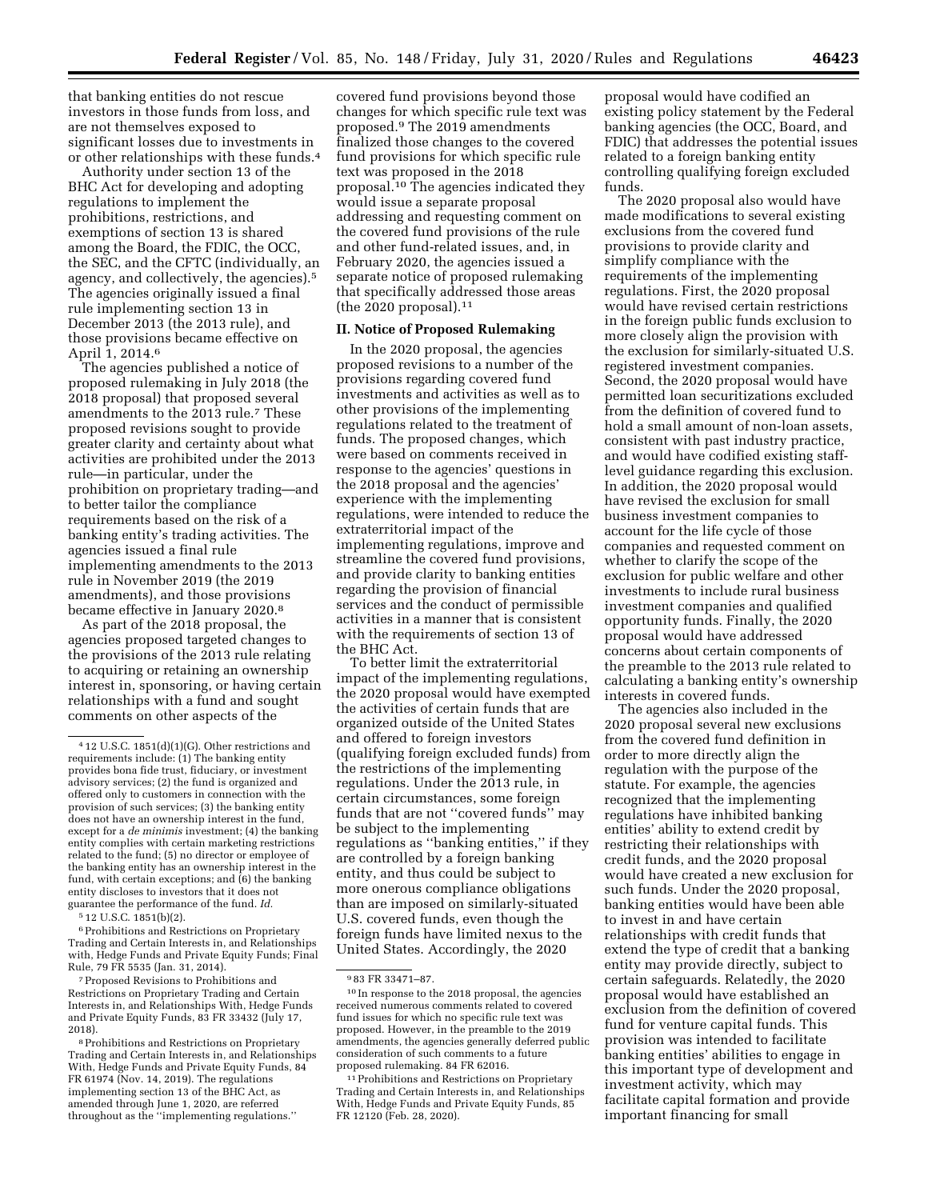that banking entities do not rescue investors in those funds from loss, and are not themselves exposed to significant losses due to investments in or other relationships with these funds.[4]

Authority under section 13 of the BHC Act for developing and adopting regulations to implement the prohibitions, restrictions, and exemptions of section 13 is shared among the Board, the FDIC, the OCC, the SEC, and the CFTC (individually, an agency, and collectively, the agencies).[5] The agencies originally issued a final rule implementing section 13 in December 2013 (the 2013 rule), and those provisions became effective on April 1, 2014.[6]

The agencies published a notice of proposed rulemaking in July 2018 (the 2018 proposal) that proposed several amendments to the 2013 rule.[7] These proposed revisions sought to provide greater clarity and certainty about what activities are prohibited under the 2013 rule—in particular, under the prohibition on proprietary trading—and to better tailor the compliance requirements based on the risk of a banking entity's trading activities. The agencies issued a final rule implementing amendments to the 2013 rule in November 2019 (the 2019 amendments), and those provisions became effective in January 2020.[8]

As part of the 2018 proposal, the agencies proposed targeted changes to the provisions of the 2013 rule relating to acquiring or retaining an ownership interest in, sponsoring, or having certain relationships with a fund and sought comments on other aspects of the covered fund provisions beyond those changes for which specific rule text was proposed.[9] The 2019 amendments finalized those changes to the covered fund provisions for which specific rule text was proposed in the 2018 proposal.[10] The agencies indicated they would issue a separate proposal addressing and requesting comment on the covered fund provisions of the rule and other fund-related issues, and, in February 2020, the agencies issued a separate notice of proposed rulemaking that specifically addressed those areas (the 2020 proposal).[11]

## II. Notice of Proposed Rulemaking

In the 2020 proposal, the agencies proposed revisions to a number of the provisions regarding covered fund investments and activities as well as to other provisions of the implementing regulations related to the treatment of funds. The proposed changes, which were based on comments received in response to the agencies' questions in the 2018 proposal and the agencies' experience with the implementing regulations, were intended to reduce the extraterritorial impact of the implementing regulations, improve and streamline the covered fund provisions, and provide clarity to banking entities regarding the provision of financial services and the conduct of permissible activities in a manner that is consistent with the requirements of section 13 of the BHC Act.

To better limit the extraterritorial impact of the implementing regulations, the 2020 proposal would have exempted the activities of certain funds that are organized outside of the United States and offered to foreign investors (qualifying foreign excluded funds) from the restrictions of the implementing regulations. Under the 2013 rule, in certain circumstances, some foreign funds that are not "covered funds" may be subject to the implementing regulations as "banking entities," if they are controlled by a foreign banking entity, and thus could be subject to more onerous compliance obligations than are imposed on similarly-situated U.S. covered funds, even though the foreign funds have limited nexus to the United States. Accordingly, the 2020 proposal would have codified an existing policy statement by the Federal banking agencies (the OCC, Board, and FDIC) that addresses the potential issues related to a foreign banking entity controlling qualifying foreign excluded funds.

The 2020 proposal also would have made modifications to several existing exclusions from the covered fund provisions to provide clarity and simplify compliance with the requirements of the implementing regulations. First, the 2020 proposal would have revised certain restrictions in the foreign public funds exclusion to more closely align the provision with the exclusion for similarly-situated U.S. registered investment companies. Second, the 2020 proposal would have permitted loan securitizations excluded from the definition of covered fund to hold a small amount of non-loan assets, consistent with past industry practice, and would have codified existing staff-level guidance regarding this exclusion. In addition, the 2020 proposal would have revised the exclusion for small business investment companies to account for the life cycle of those companies and requested comment on whether to clarify the scope of the exclusion for public welfare and other investments to include rural business investment companies and qualified opportunity funds. Finally, the 2020 proposal would have addressed concerns about certain components of the preamble to the 2013 rule related to calculating a banking entity's ownership interests in covered funds.

The agencies also included in the 2020 proposal several new exclusions from the covered fund definition in order to more directly align the regulation with the purpose of the statute. For example, the agencies recognized that the implementing regulations have inhibited banking entities' ability to extend credit by restricting their relationships with credit funds, and the 2020 proposal would have created a new exclusion for such funds. Under the 2020 proposal, banking entities would have been able to invest in and have certain relationships with credit funds that extend the type of credit that a banking entity may provide directly, subject to certain safeguards. Relatedly, the 2020 proposal would have established an exclusion from the definition of covered fund for venture capital funds. This provision was intended to facilitate banking entities' abilities to engage in this important type of development and investment activity, which may facilitate capital formation and provide important financing for small

---

[4] 12 U.S.C. 1851(d)(1)(G). Other restrictions and requirements include: (1) The banking entity provides bona fide trust, fiduciary, or investment advisory services; (2) the fund is organized and offered only to customers in connection with the provision of such services; (3) the banking entity does not have an ownership interest in the fund, except for a *de minimis* investment; (4) the banking entity complies with certain marketing restrictions related to the fund; (5) no director or employee of the banking entity has an ownership interest in the fund, with certain exceptions; and (6) the banking entity discloses to investors that it does not guarantee the performance of the fund. *Id.*

[5] 12 U.S.C. 1851(b)(2).

[6] Prohibitions and Restrictions on Proprietary Trading and Certain Interests in, and Relationships with, Hedge Funds and Private Equity Funds; Final Rule, 79 FR 5535 (Jan. 31, 2014).

[7] Proposed Revisions to Prohibitions and Restrictions on Proprietary Trading and Certain Interests in, and Relationships With, Hedge Funds and Private Equity Funds, 83 FR 33432 (July 17, 2018).

[8] Prohibitions and Restrictions on Proprietary Trading and Certain Interests in, and Relationships With, Hedge Funds and Private Equity Funds, 84 FR 61974 (Nov. 14, 2019). The regulations implementing section 13 of the BHC Act, as amended through June 1, 2020, are referred throughout as the "implementing regulations."

[9] 83 FR 33471–87.

[10] In response to the 2018 proposal, the agencies received numerous comments related to covered fund issues for which no specific rule text was proposed. However, in the preamble to the 2019 amendments, the agencies generally deferred public consideration of such comments to a future proposed rulemaking. 84 FR 62016.

[11] Prohibitions and Restrictions on Proprietary Trading and Certain Interests in, and Relationships With, Hedge Funds and Private Equity Funds, 85 FR 12120 (Feb. 28, 2020).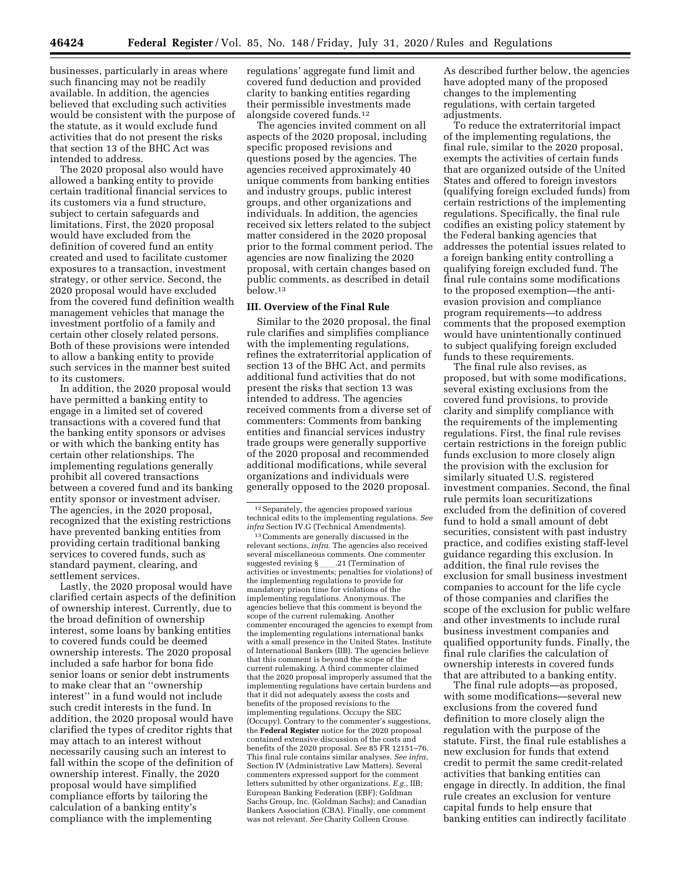businesses, particularly in areas where such financing may not be readily available. In addition, the agencies believed that excluding such activities would be consistent with the purpose of the statute, as it would exclude fund activities that do not present the risks that section 13 of the BHC Act was intended to address.

The 2020 proposal also would have allowed a banking entity to provide certain traditional financial services to its customers via a fund structure, subject to certain safeguards and limitations. First, the 2020 proposal would have excluded from the definition of covered fund an entity created and used to facilitate customer exposures to a transaction, investment strategy, or other service. Second, the 2020 proposal would have excluded from the covered fund definition wealth management vehicles that manage the investment portfolio of a family and certain other closely related persons. Both of these provisions were intended to allow a banking entity to provide such services in the manner best suited to its customers.

In addition, the 2020 proposal would have permitted a banking entity to engage in a limited set of covered transactions with a covered fund that the banking entity sponsors or advises or with which the banking entity has certain other relationships. The implementing regulations generally prohibit all covered transactions between a covered fund and its banking entity sponsor or investment adviser. The agencies, in the 2020 proposal, recognized that the existing restrictions have prevented banking entities from providing certain traditional banking services to covered funds, such as standard payment, clearing, and settlement services.

Lastly, the 2020 proposal would have clarified certain aspects of the definition of ownership interest. Currently, due to the broad definition of ownership interest, some loans by banking entities to covered funds could be deemed ownership interests. The 2020 proposal included a safe harbor for bona fide senior loans or senior debt instruments to make clear that an ''ownership interest'' in a fund would not include such credit interests in the fund. In addition, the 2020 proposal would have clarified the types of creditor rights that may attach to an interest without necessarily causing such an interest to fall within the scope of the definition of ownership interest. Finally, the 2020 proposal would have simplified compliance efforts by tailoring the calculation of a banking entity's compliance with the implementing regulations' aggregate fund limit and covered fund deduction and provided clarity to banking entities regarding their permissible investments made alongside covered funds.[12]

The agencies invited comment on all aspects of the 2020 proposal, including specific proposed revisions and questions posed by the agencies. The agencies received approximately 40 unique comments from banking entities and industry groups, public interest groups, and other organizations and individuals. In addition, the agencies received six letters related to the subject matter considered in the 2020 proposal prior to the formal comment period. The agencies are now finalizing the 2020 proposal, with certain changes based on public comments, as described in detail below.[13]

## III. Overview of the Final Rule

Similar to the 2020 proposal, the final rule clarifies and simplifies compliance with the implementing regulations, refines the extraterritorial application of section 13 of the BHC Act, and permits additional fund activities that do not present the risks that section 13 was intended to address. The agencies received comments from a diverse set of commenters: Comments from banking entities and financial services industry trade groups were generally supportive of the 2020 proposal and recommended additional modifications, while several organizations and individuals were generally opposed to the 2020 proposal. As described further below, the agencies have adopted many of the proposed changes to the implementing regulations, with certain targeted adjustments.

To reduce the extraterritorial impact of the implementing regulations, the final rule, similar to the 2020 proposal, exempts the activities of certain funds that are organized outside of the United States and offered to foreign investors (qualifying foreign excluded funds) from certain restrictions of the implementing regulations. Specifically, the final rule codifies an existing policy statement by the Federal banking agencies that addresses the potential issues related to a foreign banking entity controlling a qualifying foreign excluded fund. The final rule contains some modifications to the proposed exemption—the anti-evasion provision and compliance program requirements—to address comments that the proposed exemption would have unintentionally continued to subject qualifying foreign excluded funds to these requirements.

The final rule also revises, as proposed, but with some modifications, several existing exclusions from the covered fund provisions, to provide clarity and simplify compliance with the requirements of the implementing regulations. First, the final rule revises certain restrictions in the foreign public funds exclusion to more closely align the provision with the exclusion for similarly situated U.S. registered investment companies. Second, the final rule permits loan securitizations excluded from the definition of covered fund to hold a small amount of debt securities, consistent with past industry practice, and codifies existing staff-level guidance regarding this exclusion. In addition, the final rule revises the exclusion for small business investment companies to account for the life cycle of those companies and clarifies the scope of the exclusion for public welfare and other investments to include rural business investment companies and qualified opportunity funds. Finally, the final rule clarifies the calculation of ownership interests in covered funds that are attributed to a banking entity.

The final rule adopts—as proposed, with some modifications—several new exclusions from the covered fund definition to more closely align the regulation with the purpose of the statute. First, the final rule establishes a new exclusion for funds that extend credit to permit the same credit-related activities that banking entities can engage in directly. In addition, the final rule creates an exclusion for venture capital funds to help ensure that banking entities can indirectly facilitate

---

[12] Separately, the agencies proposed various technical edits to the implementing regulations. *See infra* Section IV.G (Technical Amendments).

[13] Comments are generally discussed in the relevant sections, *infra*. The agencies also received several miscellaneous comments. One commenter suggested revising § \_\_\_\_.21 (Termination of activities or investments; penalties for violations) of the implementing regulations to provide for mandatory prison time for violations of the implementing regulations. Anonymous. The agencies believe that this comment is beyond the scope of the current rulemaking. Another commenter encouraged the agencies to exempt from the implementing regulations international banks with a small presence in the United States. Institute of International Bankers (IIB). The agencies believe that this comment is beyond the scope of the current rulemaking. A third commenter claimed that the 2020 proposal improperly assumed that the implementing regulations have certain burdens and that it did not adequately assess the costs and benefits of the proposed revisions to the implementing regulations. Occupy the SEC (Occupy). Contrary to the commenter's suggestions, the **Federal Register** notice for the 2020 proposal contained extensive discussion of the costs and benefits of the 2020 proposal. *See* 85 FR 12151–76. This final rule contains similar analyses. *See infra,* Section IV (Administrative Law Matters). Several commenters expressed support for the comment letters submitted by other organizations. *E.g.,* IIB; European Banking Federation (EBF); Goldman Sachs Group, Inc. (Goldman Sachs); and Canadian Bankers Association (CBA). Finally, one comment was not relevant. *See* Charity Colleen Crouse.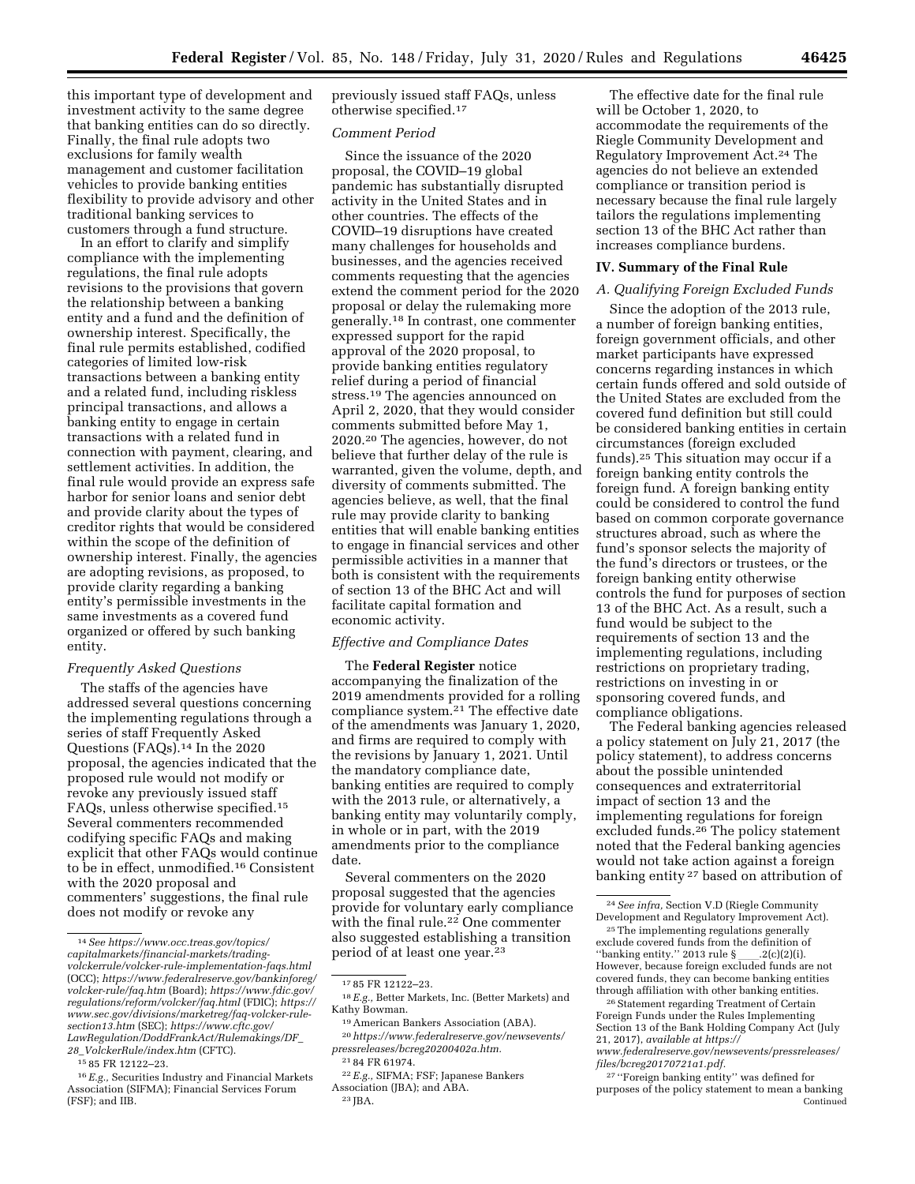this important type of development and investment activity to the same degree that banking entities can do so directly. Finally, the final rule adopts two exclusions for family wealth management and customer facilitation vehicles to provide banking entities flexibility to provide advisory and other traditional banking services to customers through a fund structure.

In an effort to clarify and simplify compliance with the implementing regulations, the final rule adopts revisions to the provisions that govern the relationship between a banking entity and a fund and the definition of ownership interest. Specifically, the final rule permits established, codified categories of limited low-risk transactions between a banking entity and a related fund, including riskless principal transactions, and allows a banking entity to engage in certain transactions with a related fund in connection with payment, clearing, and settlement activities. In addition, the final rule would provide an express safe harbor for senior loans and senior debt and provide clarity about the types of creditor rights that would be considered within the scope of the definition of ownership interest. Finally, the agencies are adopting revisions, as proposed, to provide clarity regarding a banking entity's permissible investments in the same investments as a covered fund organized or offered by such banking entity.

*Frequently Asked Questions*

The staffs of the agencies have addressed several questions concerning the implementing regulations through a series of staff Frequently Asked Questions (FAQs).[14] In the 2020 proposal, the agencies indicated that the proposed rule would not modify or revoke any previously issued staff FAQs, unless otherwise specified.[15] Several commenters recommended codifying specific FAQs and making explicit that other FAQs would continue to be in effect, unmodified.[16] Consistent with the 2020 proposal and commenters' suggestions, the final rule does not modify or revoke any previously issued staff FAQs, unless otherwise specified.[17]

*Comment Period*

Since the issuance of the 2020 proposal, the COVID–19 global pandemic has substantially disrupted activity in the United States and in other countries. The effects of the COVID–19 disruptions have created many challenges for households and businesses, and the agencies received comments requesting that the agencies extend the comment period for the 2020 proposal or delay the rulemaking more generally.[18] In contrast, one commenter expressed support for the rapid approval of the 2020 proposal, to provide banking entities regulatory relief during a period of financial stress.[19] The agencies announced on April 2, 2020, that they would consider comments submitted before May 1, 2020.[20] The agencies, however, do not believe that further delay of the rule is warranted, given the volume, depth, and diversity of comments submitted. The agencies believe, as well, that the final rule may provide clarity to banking entities that will enable banking entities to engage in financial services and other permissible activities in a manner that both is consistent with the requirements of section 13 of the BHC Act and will facilitate capital formation and economic activity.

*Effective and Compliance Dates*

The **Federal Register** notice accompanying the finalization of the 2019 amendments provided for a rolling compliance system.[21] The effective date of the amendments was January 1, 2020, and firms are required to comply with the revisions by January 1, 2021. Until the mandatory compliance date, banking entities are required to comply with the 2013 rule, or alternatively, a banking entity may voluntarily comply, in whole or in part, with the 2019 amendments prior to the compliance date.

Several commenters on the 2020 proposal suggested that the agencies provide for voluntary early compliance with the final rule.[22] One commenter also suggested establishing a transition period of at least one year.[23]

The effective date for the final rule will be October 1, 2020, to accommodate the requirements of the Riegle Community Development and Regulatory Improvement Act.[24] The agencies do not believe an extended compliance or transition period is necessary because the final rule largely tailors the regulations implementing section 13 of the BHC Act rather than increases compliance burdens.

## IV. Summary of the Final Rule

### *A. Qualifying Foreign Excluded Funds*

Since the adoption of the 2013 rule, a number of foreign banking entities, foreign government officials, and other market participants have expressed concerns regarding instances in which certain funds offered and sold outside of the United States are excluded from the covered fund definition but still could be considered banking entities in certain circumstances (foreign excluded funds).[25] This situation may occur if a foreign banking entity controls the foreign fund. A foreign banking entity could be considered to control the fund based on common corporate governance structures abroad, such as where the fund's sponsor selects the majority of the fund's directors or trustees, or the foreign banking entity otherwise controls the fund for purposes of section 13 of the BHC Act. As a result, such a fund would be subject to the requirements of section 13 and the implementing regulations, including restrictions on proprietary trading, restrictions on investing in or sponsoring covered funds, and compliance obligations.

The Federal banking agencies released a policy statement on July 21, 2017 (the policy statement), to address concerns about the possible unintended consequences and extraterritorial impact of section 13 and the implementing regulations for foreign excluded funds.[26] The policy statement noted that the Federal banking agencies would not take action against a foreign banking entity[27] based on attribution of

---

[14] *See https://www.occ.treas.gov/topics/capitalmarkets/financial-markets/trading-volckerrule/volcker-rule-implementation-faqs.html* (OCC); *https://www.federalreserve.gov/bankinforeg/volcker-rule/faq.htm* (Board); *https://www.fdic.gov/regulations/reform/volcker/faq.html* (FDIC); *https://www.sec.gov/divisions/marketreg/faq-volcker-rule-section13.htm* (SEC); *https://www.cftc.gov/LawRegulation/DoddFrankAct/Rulemakings/DF_28_VolckerRule/index.htm* (CFTC).

[15] 85 FR 12122–23.

[16] *E.g.,* Securities Industry and Financial Markets Association (SIFMA); Financial Services Forum (FSF); and IIB.

[17] 85 FR 12122–23.

[18] *E.g.,* Better Markets, Inc. (Better Markets) and Kathy Bowman.

[19] American Bankers Association (ABA).

[20] *https://www.federalreserve.gov/newsevents/pressreleases/bcreg20200402a.htm.*

[21] 84 FR 61974.

[22] *E.g.,* SIFMA; FSF; Japanese Bankers Association (JBA); and ABA.

[23] JBA.

[24] *See infra,* Section V.D (Riegle Community Development and Regulatory Improvement Act).

[25] The implementing regulations generally exclude covered funds from the definition of "banking entity." 2013 rule § \_\_\_\_.2(c)(2)(i). However, because foreign excluded funds are not covered funds, they can become banking entities through affiliation with other banking entities.

[26] Statement regarding Treatment of Certain Foreign Funds under the Rules Implementing Section 13 of the Bank Holding Company Act (July 21, 2017), *available at https://www.federalreserve.gov/newsevents/pressreleases/files/bcreg20170721a1.pdf.*

[27] "Foreign banking entity" was defined for purposes of the policy statement to mean a banking

Continued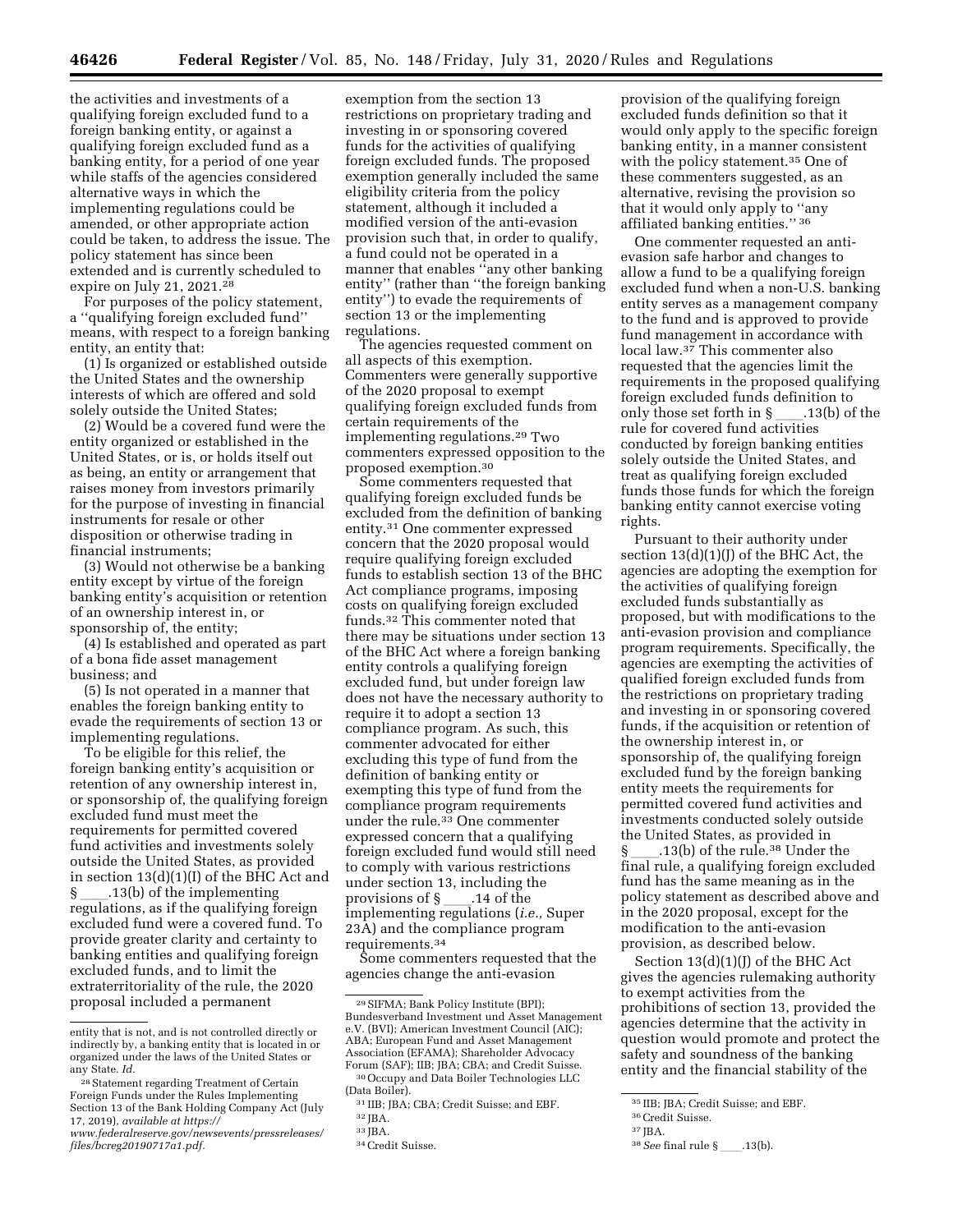the activities and investments of a qualifying foreign excluded fund to a foreign banking entity, or against a qualifying foreign excluded fund as a banking entity, for a period of one year while staffs of the agencies considered alternative ways in which the implementing regulations could be amended, or other appropriate action could be taken, to address the issue. The policy statement has since been extended and is currently scheduled to expire on July 21, 2021.[28]

For purposes of the policy statement, a ''qualifying foreign excluded fund'' means, with respect to a foreign banking entity, an entity that:

(1) Is organized or established outside the United States and the ownership interests of which are offered and sold solely outside the United States;

(2) Would be a covered fund were the entity organized or established in the United States, or is, or holds itself out as being, an entity or arrangement that raises money from investors primarily for the purpose of investing in financial instruments for resale or other disposition or otherwise trading in financial instruments;

(3) Would not otherwise be a banking entity except by virtue of the foreign banking entity's acquisition or retention of an ownership interest in, or sponsorship of, the entity;

(4) Is established and operated as part of a bona fide asset management business; and

(5) Is not operated in a manner that enables the foreign banking entity to evade the requirements of section 13 or implementing regulations.

To be eligible for this relief, the foreign banking entity's acquisition or retention of any ownership interest in, or sponsorship of, the qualifying foreign excluded fund must meet the requirements for permitted covered fund activities and investments solely outside the United States, as provided in section 13(d)(1)(I) of the BHC Act and § ____.13(b) of the implementing regulations, as if the qualifying foreign excluded fund were a covered fund. To provide greater clarity and certainty to banking entities and qualifying foreign excluded funds, and to limit the extraterritoriality of the rule, the 2020 proposal included a permanent exemption from the section 13 restrictions on proprietary trading and investing in or sponsoring covered funds for the activities of qualifying foreign excluded funds. The proposed exemption generally included the same eligibility criteria from the policy statement, although it included a modified version of the anti-evasion provision such that, in order to qualify, a fund could not be operated in a manner that enables ''any other banking entity'' (rather than ''the foreign banking entity'') to evade the requirements of section 13 or the implementing regulations.

The agencies requested comment on all aspects of this exemption. Commenters were generally supportive of the 2020 proposal to exempt qualifying foreign excluded funds from certain requirements of the implementing regulations.[29] Two commenters expressed opposition to the proposed exemption.[30]

Some commenters requested that qualifying foreign excluded funds be excluded from the definition of banking entity.[31] One commenter expressed concern that the 2020 proposal would require qualifying foreign excluded funds to establish section 13 of the BHC Act compliance programs, imposing costs on qualifying foreign excluded funds.[32] This commenter noted that there may be situations under section 13 of the BHC Act where a foreign banking entity controls a qualifying foreign excluded fund, but under foreign law does not have the necessary authority to require it to adopt a section 13 compliance program. As such, this commenter advocated for either excluding this type of fund from the definition of banking entity or exempting this type of fund from the compliance program requirements under the rule.[33] One commenter expressed concern that a qualifying foreign excluded fund would still need to comply with various restrictions under section 13, including the provisions of § ____.14 of the implementing regulations (*i.e.,* Super 23A) and the compliance program requirements.[34]

Some commenters requested that the agencies change the anti-evasion provision of the qualifying foreign excluded funds definition so that it would only apply to the specific foreign banking entity, in a manner consistent with the policy statement.[35] One of these commenters suggested, as an alternative, revising the provision so that it would only apply to ''any affiliated banking entities.''[36]

One commenter requested an anti-evasion safe harbor and changes to allow a fund to be a qualifying foreign excluded fund when a non-U.S. banking entity serves as a management company to the fund and is approved to provide fund management in accordance with local law.[37] This commenter also requested that the agencies limit the requirements in the proposed qualifying foreign excluded funds definition to only those set forth in § ____.13(b) of the rule for covered fund activities conducted by foreign banking entities solely outside the United States, and treat as qualifying foreign excluded funds those funds for which the foreign banking entity cannot exercise voting rights.

Pursuant to their authority under section 13(d)(1)(J) of the BHC Act, the agencies are adopting the exemption for the activities of qualifying foreign excluded funds substantially as proposed, but with modifications to the anti-evasion provision and compliance program requirements. Specifically, the agencies are exempting the activities of qualified foreign excluded funds from the restrictions on proprietary trading and investing in or sponsoring covered funds, if the acquisition or retention of the ownership interest in, or sponsorship of, the qualifying foreign excluded fund by the foreign banking entity meets the requirements for permitted covered fund activities and investments conducted solely outside the United States, as provided in § ____.13(b) of the rule.[38] Under the final rule, a qualifying foreign excluded fund has the same meaning as in the policy statement as described above and in the 2020 proposal, except for the modification to the anti-evasion provision, as described below.

Section 13(d)(1)(J) of the BHC Act gives the agencies rulemaking authority to exempt activities from the prohibitions of section 13, provided the agencies determine that the activity in question would promote and protect the safety and soundness of the banking entity and the financial stability of the

---

entity that is not, and is not controlled directly or indirectly by, a banking entity that is located in or organized under the laws of the United States or any State. *Id.*

[28] Statement regarding Treatment of Certain Foreign Funds under the Rules Implementing Section 13 of the Bank Holding Company Act (July 17, 2019), *available at https://www.federalreserve.gov/newsevents/pressreleases/files/bcreg20190717a1.pdf.*

[29] SIFMA; Bank Policy Institute (BPI); Bundesverband Investment und Asset Management e.V. (BVI); American Investment Council (AIC); ABA; European Fund and Asset Management Association (EFAMA); Shareholder Advocacy Forum (SAF); IIB; JBA; CBA; and Credit Suisse.

[30] Occupy and Data Boiler Technologies LLC (Data Boiler).

[31] IIB; JBA; CBA; Credit Suisse; and EBF.

[32] JBA.

[33] JBA.

[34] Credit Suisse.

[35] IIB; JBA; Credit Suisse; and EBF.

[36] Credit Suisse.

[37] JBA.

[38] *See* final rule § ____.13(b).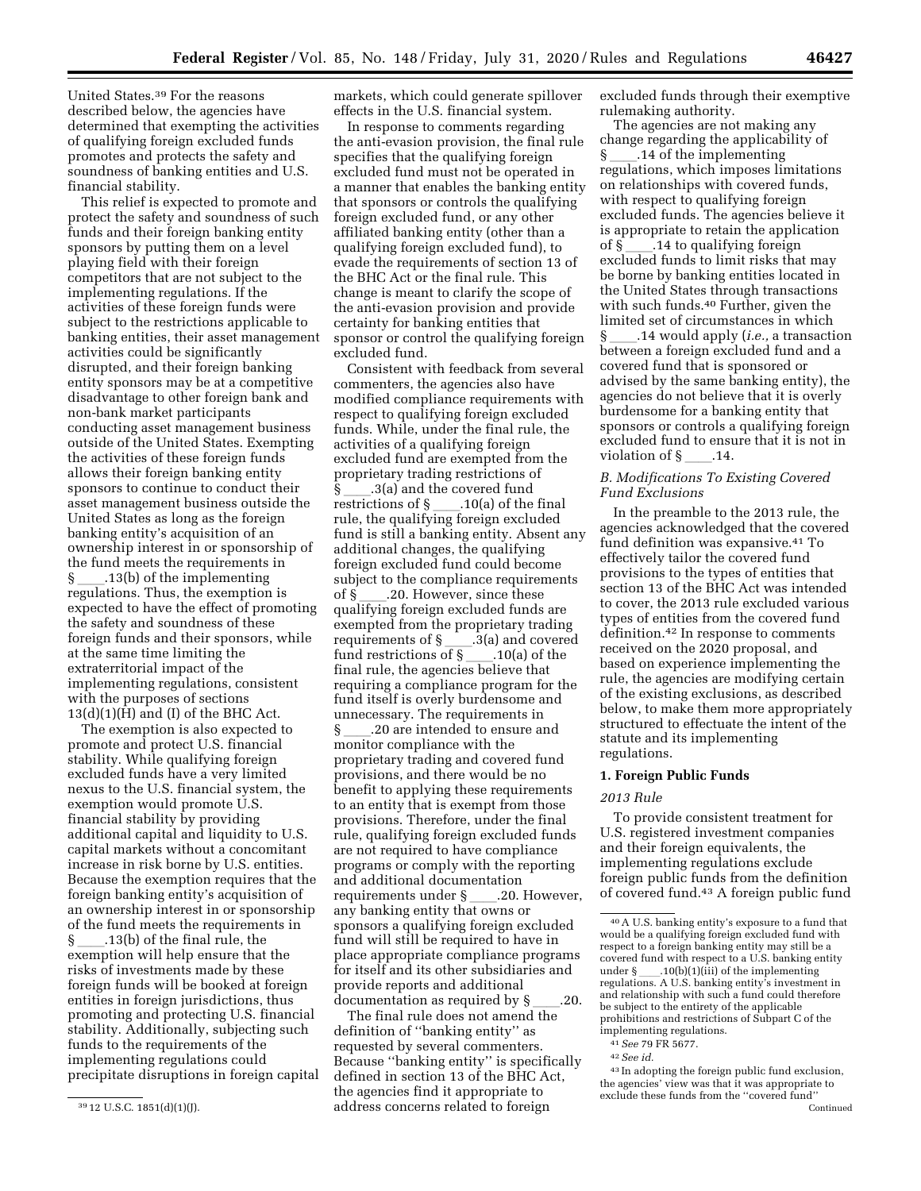United States.[39] For the reasons described below, the agencies have determined that exempting the activities of qualifying foreign excluded funds promotes and protects the safety and soundness of banking entities and U.S. financial stability.

This relief is expected to promote and protect the safety and soundness of such funds and their foreign banking entity sponsors by putting them on a level playing field with their foreign competitors that are not subject to the implementing regulations. If the activities of these foreign funds were subject to the restrictions applicable to banking entities, their asset management activities could be significantly disrupted, and their foreign banking entity sponsors may be at a competitive disadvantage to other foreign bank and non-bank market participants conducting asset management business outside of the United States. Exempting the activities of these foreign funds allows their foreign banking entity sponsors to continue to conduct their asset management business outside the United States as long as the foreign banking entity's acquisition of an ownership interest in or sponsorship of the fund meets the requirements in § ____.13(b) of the implementing regulations. Thus, the exemption is expected to have the effect of promoting the safety and soundness of these foreign funds and their sponsors, while at the same time limiting the extraterritorial impact of the implementing regulations, consistent with the purposes of sections 13(d)(1)(H) and (I) of the BHC Act.

The exemption is also expected to promote and protect U.S. financial stability. While qualifying foreign excluded funds have a very limited nexus to the U.S. financial system, the exemption would promote U.S. financial stability by providing additional capital and liquidity to U.S. capital markets without a concomitant increase in risk borne by U.S. entities. Because the exemption requires that the foreign banking entity's acquisition of an ownership interest in or sponsorship of the fund meets the requirements in § ____.13(b) of the final rule, the exemption will help ensure that the risks of investments made by these foreign funds will be booked at foreign entities in foreign jurisdictions, thus promoting and protecting U.S. financial stability. Additionally, subjecting such funds to the requirements of the implementing regulations could precipitate disruptions in foreign capital markets, which could generate spillover effects in the U.S. financial system.

In response to comments regarding the anti-evasion provision, the final rule specifies that the qualifying foreign excluded fund must not be operated in a manner that enables the banking entity that sponsors or controls the qualifying foreign excluded fund, or any other affiliated banking entity (other than a qualifying foreign excluded fund), to evade the requirements of section 13 of the BHC Act or the final rule. This change is meant to clarify the scope of the anti-evasion provision and provide certainty for banking entities that sponsor or control the qualifying foreign excluded fund.

Consistent with feedback from several commenters, the agencies also have modified compliance requirements with respect to qualifying foreign excluded funds. While, under the final rule, the activities of a qualifying foreign excluded fund are exempted from the proprietary trading restrictions of § ____.3(a) and the covered fund restrictions of § ____.10(a) of the final rule, the qualifying foreign excluded fund is still a banking entity. Absent any additional changes, the qualifying foreign excluded fund could become subject to the compliance requirements of § ____.20. However, since these qualifying foreign excluded funds are exempted from the proprietary trading requirements of § ____.3(a) and covered fund restrictions of § ____.10(a) of the final rule, the agencies believe that requiring a compliance program for the fund itself is overly burdensome and unnecessary. The requirements in § ____.20 are intended to ensure and monitor compliance with the proprietary trading and covered fund provisions, and there would be no benefit to applying these requirements to an entity that is exempt from those provisions. Therefore, under the final rule, qualifying foreign excluded funds are not required to have compliance programs or comply with the reporting and additional documentation requirements under § ____.20. However, any banking entity that owns or sponsors a qualifying foreign excluded fund will still be required to have in place appropriate compliance programs for itself and its other subsidiaries and provide reports and additional documentation as required by § ____.20.

The final rule does not amend the definition of "banking entity" as requested by several commenters. Because "banking entity" is specifically defined in section 13 of the BHC Act, the agencies find it appropriate to address concerns related to foreign excluded funds through their exemptive rulemaking authority.

The agencies are not making any change regarding the applicability of § ____.14 of the implementing regulations, which imposes limitations on relationships with covered funds, with respect to qualifying foreign excluded funds. The agencies believe it is appropriate to retain the application of § ____.14 to qualifying foreign excluded funds to limit risks that may be borne by banking entities located in the United States through transactions with such funds.[40] Further, given the limited set of circumstances in which § ____.14 would apply (*i.e.*, a transaction between a foreign excluded fund and a covered fund that is sponsored or advised by the same banking entity), the agencies do not believe that it is overly burdensome for a banking entity that sponsors or controls a qualifying foreign excluded fund to ensure that it is not in violation of § ____.14.

### *B. Modifications To Existing Covered Fund Exclusions*

In the preamble to the 2013 rule, the agencies acknowledged that the covered fund definition was expansive.[41] To effectively tailor the covered fund provisions to the types of entities that section 13 of the BHC Act was intended to cover, the 2013 rule excluded various types of entities from the covered fund definition.[42] In response to comments received on the 2020 proposal, and based on experience implementing the rule, the agencies are modifying certain of the existing exclusions, as described below, to make them more appropriately structured to effectuate the intent of the statute and its implementing regulations.

#### **1. Foreign Public Funds**

##### *2013 Rule*

To provide consistent treatment for U.S. registered investment companies and their foreign equivalents, the implementing regulations exclude foreign public funds from the definition of covered fund.[43] A foreign public fund

---

[39] 12 U.S.C. 1851(d)(1)(J).

[40] A U.S. banking entity's exposure to a fund that would be a qualifying foreign excluded fund with respect to a foreign banking entity may still be a covered fund with respect to a U.S. banking entity under § ____.10(b)(1)(iii) of the implementing regulations. A U.S. banking entity's investment in and relationship with such a fund could therefore be subject to the entirety of the applicable prohibitions and restrictions of Subpart C of the implementing regulations.

[41] *See* 79 FR 5677.

[42] *See id.*

[43] In adopting the foreign public fund exclusion, the agencies' view was that it was appropriate to exclude these funds from the "covered fund" Continued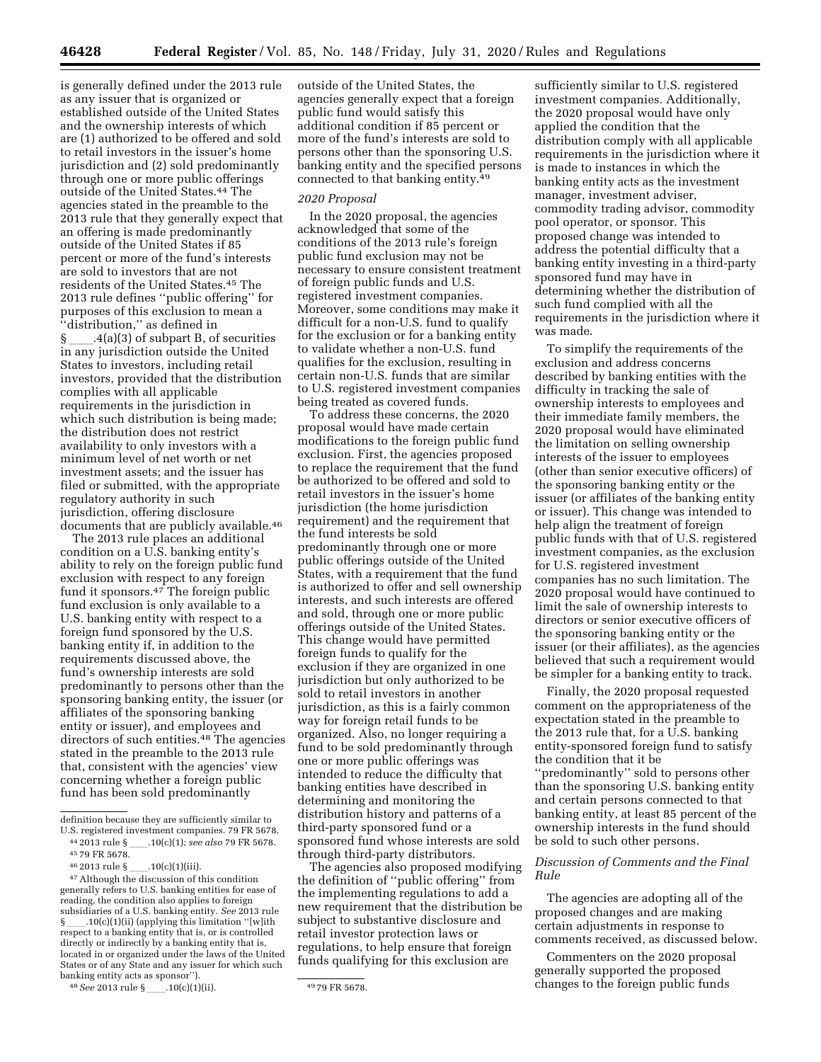is generally defined under the 2013 rule as any issuer that is organized or established outside of the United States and the ownership interests of which are (1) authorized to be offered and sold to retail investors in the issuer's home jurisdiction and (2) sold predominantly through one or more public offerings outside of the United States.[44] The agencies stated in the preamble to the 2013 rule that they generally expect that an offering is made predominantly outside of the United States if 85 percent or more of the fund's interests are sold to investors that are not residents of the United States.[45] The 2013 rule defines "public offering" for purposes of this exclusion to mean a "distribution," as defined in § ____.4(a)(3) of subpart B, of securities in any jurisdiction outside the United States to investors, including retail investors, provided that the distribution complies with all applicable requirements in the jurisdiction in which such distribution is being made; the distribution does not restrict availability to only investors with a minimum level of net worth or net investment assets; and the issuer has filed or submitted, with the appropriate regulatory authority in such jurisdiction, offering disclosure documents that are publicly available.[46]

The 2013 rule places an additional condition on a U.S. banking entity's ability to rely on the foreign public fund exclusion with respect to any foreign fund it sponsors.[47] The foreign public fund exclusion is only available to a U.S. banking entity with respect to a foreign fund sponsored by the U.S. banking entity if, in addition to the requirements discussed above, the fund's ownership interests are sold predominantly to persons other than the sponsoring banking entity, the issuer (or affiliates of the sponsoring banking entity or issuer), and employees and directors of such entities.[48] The agencies stated in the preamble to the 2013 rule that, consistent with the agencies' view concerning whether a foreign public fund has been sold predominantly outside of the United States, the agencies generally expect that a foreign public fund would satisfy this additional condition if 85 percent or more of the fund's interests are sold to persons other than the sponsoring U.S. banking entity and the specified persons connected to that banking entity.[49]

*2020 Proposal*

In the 2020 proposal, the agencies acknowledged that some of the conditions of the 2013 rule's foreign public fund exclusion may not be necessary to ensure consistent treatment of foreign public funds and U.S. registered investment companies. Moreover, some conditions may make it difficult for a non-U.S. fund to qualify for the exclusion or for a banking entity to validate whether a non-U.S. fund qualifies for the exclusion, resulting in certain non-U.S. funds that are similar to U.S. registered investment companies being treated as covered funds.

To address these concerns, the 2020 proposal would have made certain modifications to the foreign public fund exclusion. First, the agencies proposed to replace the requirement that the fund be authorized to be offered and sold to retail investors in the issuer's home jurisdiction (the home jurisdiction requirement) and the requirement that the fund interests be sold predominantly through one or more public offerings outside of the United States, with a requirement that the fund is authorized to offer and sell ownership interests, and such interests are offered and sold, through one or more public offerings outside of the United States. This change would have permitted foreign funds to qualify for the exclusion if they are organized in one jurisdiction but only authorized to be sold to retail investors in another jurisdiction, as this is a fairly common way for foreign retail funds to be organized. Also, no longer requiring a fund to be sold predominantly through one or more public offerings was intended to reduce the difficulty that banking entities have described in determining and monitoring the distribution history and patterns of a third-party sponsored fund or a sponsored fund whose interests are sold through third-party distributors.

The agencies also proposed modifying the definition of "public offering" from the implementing regulations to add a new requirement that the distribution be subject to substantive disclosure and retail investor protection laws or regulations, to help ensure that foreign funds qualifying for this exclusion are sufficiently similar to U.S. registered investment companies. Additionally, the 2020 proposal would have only applied the condition that the distribution comply with all applicable requirements in the jurisdiction where it is made to instances in which the banking entity acts as the investment manager, investment adviser, commodity trading advisor, commodity pool operator, or sponsor. This proposed change was intended to address the potential difficulty that a banking entity investing in a third-party sponsored fund may have in determining whether the distribution of such fund complied with all the requirements in the jurisdiction where it was made.

To simplify the requirements of the exclusion and address concerns described by banking entities with the difficulty in tracking the sale of ownership interests to employees and their immediate family members, the 2020 proposal would have eliminated the limitation on selling ownership interests of the issuer to employees (other than senior executive officers) of the sponsoring banking entity or the issuer (or affiliates of the banking entity or issuer). This change was intended to help align the treatment of foreign public funds with that of U.S. registered investment companies, as the exclusion for U.S. registered investment companies has no such limitation. The 2020 proposal would have continued to limit the sale of ownership interests to directors or senior executive officers of the sponsoring banking entity or the issuer (or their affiliates), as the agencies believed that such a requirement would be simpler for a banking entity to track.

Finally, the 2020 proposal requested comment on the appropriateness of the expectation stated in the preamble to the 2013 rule that, for a U.S. banking entity-sponsored foreign fund to satisfy the condition that it be "predominantly" sold to persons other than the sponsoring U.S. banking entity and certain persons connected to that banking entity, at least 85 percent of the ownership interests in the fund should be sold to such other persons.

*Discussion of Comments and the Final Rule*

The agencies are adopting all of the proposed changes and are making certain adjustments in response to comments received, as discussed below.

Commenters on the 2020 proposal generally supported the proposed changes to the foreign public funds

---

definition because they are sufficiently similar to U.S. registered investment companies. 79 FR 5678.

[44] 2013 rule § ____.10(c)(1); *see also* 79 FR 5678.

[45] 79 FR 5678.

[46] 2013 rule § ____.10(c)(1)(iii).

[47] Although the discussion of this condition generally refers to U.S. banking entities for ease of reading, the condition also applies to foreign subsidiaries of a U.S. banking entity. *See* 2013 rule § ____.10(c)(1)(ii) (applying this limitation "[w]ith respect to a banking entity that is, or is controlled directly or indirectly by a banking entity that is, located in or organized under the laws of the United States or of any State and any issuer for which such banking entity acts as sponsor").

[48] *See* 2013 rule § ____.10(c)(1)(ii).

[49] 79 FR 5678.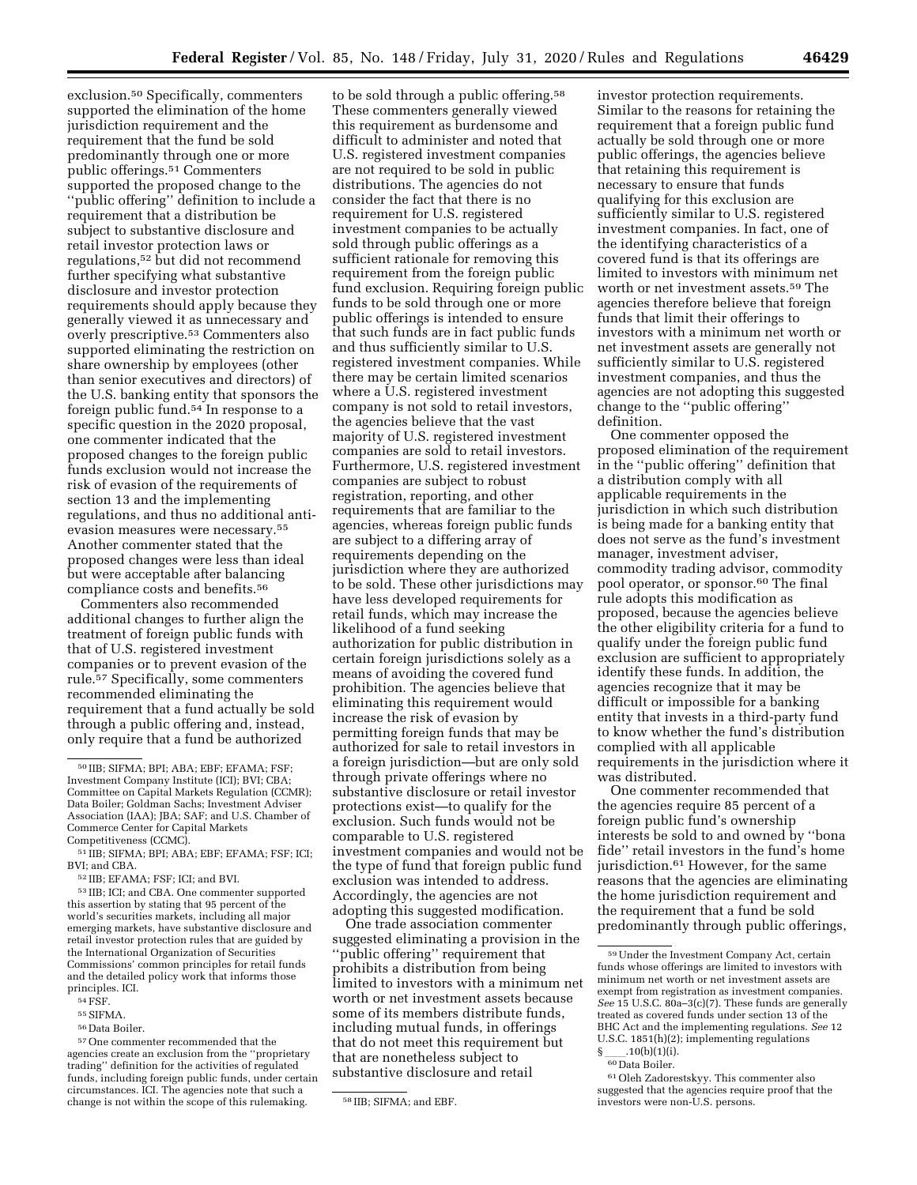exclusion.[50] Specifically, commenters supported the elimination of the home jurisdiction requirement and the requirement that the fund be sold predominantly through one or more public offerings.[51] Commenters supported the proposed change to the "public offering" definition to include a requirement that a distribution be subject to substantive disclosure and retail investor protection laws or regulations,[52] but did not recommend further specifying what substantive disclosure and investor protection requirements should apply because they generally viewed it as unnecessary and overly prescriptive.[53] Commenters also supported eliminating the restriction on share ownership by employees (other than senior executives and directors) of the U.S. banking entity that sponsors the foreign public fund.[54] In response to a specific question in the 2020 proposal, one commenter indicated that the proposed changes to the foreign public funds exclusion would not increase the risk of evasion of the requirements of section 13 and the implementing regulations, and thus no additional anti-evasion measures were necessary.[55] Another commenter stated that the proposed changes were less than ideal but were acceptable after balancing compliance costs and benefits.[56]

Commenters also recommended additional changes to further align the treatment of foreign public funds with that of U.S. registered investment companies or to prevent evasion of the rule.[57] Specifically, some commenters recommended eliminating the requirement that a fund actually be sold through a public offering and, instead, only require that a fund be authorized to be sold through a public offering.[58] These commenters generally viewed this requirement as burdensome and difficult to administer and noted that U.S. registered investment companies are not required to be sold in public distributions. The agencies do not consider the fact that there is no requirement for U.S. registered investment companies to be actually sold through public offerings as a sufficient rationale for removing this requirement from the foreign public fund exclusion. Requiring foreign public funds to be sold through one or more public offerings is intended to ensure that such funds are in fact public funds and thus sufficiently similar to U.S. registered investment companies. While there may be certain limited scenarios where a U.S. registered investment company is not sold to retail investors, the agencies believe that the vast majority of U.S. registered investment companies are sold to retail investors. Furthermore, U.S. registered investment companies are subject to robust registration, reporting, and other requirements that are familiar to the agencies, whereas foreign public funds are subject to a differing array of requirements depending on the jurisdiction where they are authorized to be sold. These other jurisdictions may have less developed requirements for retail funds, which may increase the likelihood of a fund seeking authorization for public distribution in certain foreign jurisdictions solely as a means of avoiding the covered fund prohibition. The agencies believe that eliminating this requirement would increase the risk of evasion by permitting foreign funds that may be authorized for sale to retail investors in a foreign jurisdiction—but are only sold through private offerings where no substantive disclosure or retail investor protections exist—to qualify for the exclusion. Such funds would not be comparable to U.S. registered investment companies and would not be the type of fund that foreign public fund exclusion was intended to address. Accordingly, the agencies are not adopting this suggested modification.

One trade association commenter suggested eliminating a provision in the "public offering" requirement that prohibits a distribution from being limited to investors with a minimum net worth or net investment assets because some of its members distribute funds, including mutual funds, in offerings that do not meet this requirement but that are nonetheless subject to substantive disclosure and retail investor protection requirements. Similar to the reasons for retaining the requirement that a foreign public fund actually be sold through one or more public offerings, the agencies believe that retaining this requirement is necessary to ensure that funds qualifying for this exclusion are sufficiently similar to U.S. registered investment companies. In fact, one of the identifying characteristics of a covered fund is that its offerings are limited to investors with minimum net worth or net investment assets.[59] The agencies therefore believe that foreign funds that limit their offerings to investors with a minimum net worth or net investment assets are generally not sufficiently similar to U.S. registered investment companies, and thus the agencies are not adopting this suggested change to the "public offering" definition.

One commenter opposed the proposed elimination of the requirement in the "public offering" definition that a distribution comply with all applicable requirements in the jurisdiction in which such distribution is being made for a banking entity that does not serve as the fund's investment manager, investment adviser, commodity trading advisor, commodity pool operator, or sponsor.[60] The final rule adopts this modification as proposed, because the agencies believe the other eligibility criteria for a fund to qualify under the foreign public fund exclusion are sufficient to appropriately identify these funds. In addition, the agencies recognize that it may be difficult or impossible for a banking entity that invests in a third-party fund to know whether the fund's distribution complied with all applicable requirements in the jurisdiction where it was distributed.

One commenter recommended that the agencies require 85 percent of a foreign public fund's ownership interests be sold to and owned by "bona fide" retail investors in the fund's home jurisdiction.[61] However, for the same reasons that the agencies are eliminating the home jurisdiction requirement and the requirement that a fund be sold predominantly through public offerings,

---

[50] IIB; SIFMA; BPI; ABA; EBF; EFAMA; FSF; Investment Company Institute (ICI); BVI; CBA; Committee on Capital Markets Regulation (CCMR); Data Boiler; Goldman Sachs; Investment Adviser Association (IAA); JBA; SAF; and U.S. Chamber of Commerce Center for Capital Markets Competitiveness (CCMC).

[51] IIB; SIFMA; BPI; ABA; EBF; EFAMA; FSF; ICI; BVI; and CBA.

[52] IIB; EFAMA; FSF; ICI; and BVI.

[53] IIB; ICI; and CBA. One commenter supported this assertion by stating that 95 percent of the world's securities markets, including all major emerging markets, have substantive disclosure and retail investor protection rules that are guided by the International Organization of Securities Commissions' common principles for retail funds and the detailed policy work that informs those principles. ICI.

[54] FSF.

[55] SIFMA.

[56] Data Boiler.

[57] One commenter recommended that the agencies create an exclusion from the "proprietary trading" definition for the activities of regulated funds, including foreign public funds, under certain circumstances. ICI. The agencies note that such a change is not within the scope of this rulemaking.

[58] IIB; SIFMA; and EBF.

[59] Under the Investment Company Act, certain funds whose offerings are limited to investors with minimum net worth or net investment assets are exempt from registration as investment companies. *See* 15 U.S.C. 80a–3(c)(7). These funds are generally treated as covered funds under section 13 of the BHC Act and the implementing regulations. *See* 12 U.S.C. 1851(h)(2); implementing regulations § ____.10(b)(1)(i).

[60] Data Boiler.

[61] Oleh Zadorestskyy. This commenter also suggested that the agencies require proof that the investors were non-U.S. persons.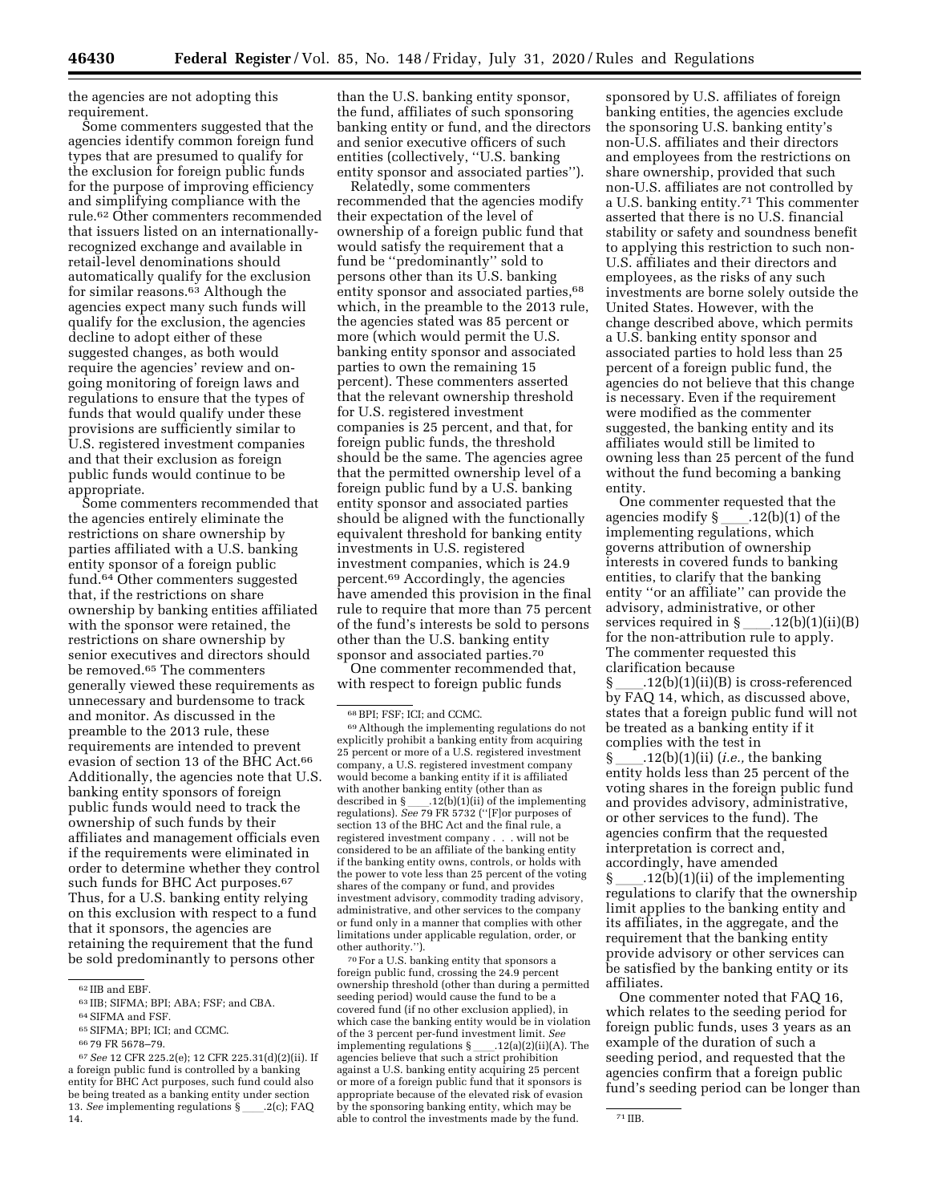the agencies are not adopting this requirement.

Some commenters suggested that the agencies identify common foreign fund types that are presumed to qualify for the exclusion for foreign public funds for the purpose of improving efficiency and simplifying compliance with the rule.[62] Other commenters recommended that issuers listed on an internationally-recognized exchange and available in retail-level denominations should automatically qualify for the exclusion for similar reasons.[63] Although the agencies expect many such funds will qualify for the exclusion, the agencies decline to adopt either of these suggested changes, as both would require the agencies' review and on-going monitoring of foreign laws and regulations to ensure that the types of funds that would qualify under these provisions are sufficiently similar to U.S. registered investment companies and that their exclusion as foreign public funds would continue to be appropriate.

Some commenters recommended that the agencies entirely eliminate the restrictions on share ownership by parties affiliated with a U.S. banking entity sponsor of a foreign public fund.[64] Other commenters suggested that, if the restrictions on share ownership by banking entities affiliated with the sponsor were retained, the restrictions on share ownership by senior executives and directors should be removed.[65] The commenters generally viewed these requirements as unnecessary and burdensome to track and monitor. As discussed in the preamble to the 2013 rule, these requirements are intended to prevent evasion of section 13 of the BHC Act.[66] Additionally, the agencies note that U.S. banking entity sponsors of foreign public funds would need to track the ownership of such funds by their affiliates and management officials even if the requirements were eliminated in order to determine whether they control such funds for BHC Act purposes.[67] Thus, for a U.S. banking entity relying on this exclusion with respect to a fund that it sponsors, the agencies are retaining the requirement that the fund be sold predominantly to persons other than the U.S. banking entity sponsor, the fund, affiliates of such sponsoring banking entity or fund, and the directors and senior executive officers of such entities (collectively, "U.S. banking entity sponsor and associated parties").

Relatedly, some commenters recommended that the agencies modify their expectation of the level of ownership of a foreign public fund that would satisfy the requirement that a fund be "predominantly" sold to persons other than its U.S. banking entity sponsor and associated parties,[68] which, in the preamble to the 2013 rule, the agencies stated was 85 percent or more (which would permit the U.S. banking entity sponsor and associated parties to own the remaining 15 percent). These commenters asserted that the relevant ownership threshold for U.S. registered investment companies is 25 percent, and that, for foreign public funds, the threshold should be the same. The agencies agree that the permitted ownership level of a foreign public fund by a U.S. banking entity sponsor and associated parties should be aligned with the functionally equivalent threshold for banking entity investments in U.S. registered investment companies, which is 24.9 percent.[69] Accordingly, the agencies have amended this provision in the final rule to require that more than 75 percent of the fund's interests be sold to persons other than the U.S. banking entity sponsor and associated parties.[70]

One commenter recommended that, with respect to foreign public funds sponsored by U.S. affiliates of foreign banking entities, the agencies exclude the sponsoring U.S. banking entity's non-U.S. affiliates and their directors and employees from the restrictions on share ownership, provided that such non-U.S. affiliates are not controlled by a U.S. banking entity.[71] This commenter asserted that there is no U.S. financial stability or safety and soundness benefit to applying this restriction to such non-U.S. affiliates and their directors and employees, as the risks of any such investments are borne solely outside the United States. However, with the change described above, which permits a U.S. banking entity sponsor and associated parties to hold less than 25 percent of a foreign public fund, the agencies do not believe that this change is necessary. Even if the requirement were modified as the commenter suggested, the banking entity and its affiliates would still be limited to owning less than 25 percent of the fund without the fund becoming a banking entity.

One commenter requested that the agencies modify § ___.12(b)(1) of the implementing regulations, which governs attribution of ownership interests in covered funds to banking entities, to clarify that the banking entity "or an affiliate" can provide the advisory, administrative, or other services required in § ___.12(b)(1)(ii)(B) for the non-attribution rule to apply. The commenter requested this clarification because § ___.12(b)(1)(ii)(B) is cross-referenced by FAQ 14, which, as discussed above, states that a foreign public fund will not be treated as a banking entity if it complies with the test in § ___.12(b)(1)(ii) (*i.e.,* the banking entity holds less than 25 percent of the voting shares in the foreign public fund and provides advisory, administrative, or other services to the fund). The agencies confirm that the requested interpretation is correct and, accordingly, have amended § ___.12(b)(1)(ii) of the implementing regulations to clarify that the ownership limit applies to the banking entity and its affiliates, in the aggregate, and the requirement that the banking entity provide advisory or other services can be satisfied by the banking entity or its affiliates.

One commenter noted that FAQ 16, which relates to the seeding period for foreign public funds, uses 3 years as an example of the duration of such a seeding period, and requested that the agencies confirm that a foreign public fund's seeding period can be longer than

---

[62] IIB and EBF.

[63] IIB; SIFMA; BPI; ABA; FSF; and CBA.

[64] SIFMA and FSF.

[65] SIFMA; BPI; ICI; and CCMC.

[66] 79 FR 5678–79.

[67] *See* 12 CFR 225.2(e); 12 CFR 225.31(d)(2)(ii). If a foreign public fund is controlled by a banking entity for BHC Act purposes, such fund could also be being treated as a banking entity under section 13. *See* implementing regulations § ___.2(c); FAQ 14.

[68] BPI; FSF; ICI; and CCMC.

[69] Although the implementing regulations do not explicitly prohibit a banking entity from acquiring 25 percent or more of a U.S. registered investment company, a U.S. registered investment company would become a banking entity if it is affiliated with another banking entity (other than as described in § ___.12(b)(1)(ii) of the implementing regulations). *See* 79 FR 5732 ("[F]or purposes of section 13 of the BHC Act and the final rule, a registered investment company . . . will not be considered to be an affiliate of the banking entity if the banking entity owns, controls, or holds with the power to vote less than 25 percent of the voting shares of the company or fund, and provides investment advisory, commodity trading advisory, administrative, and other services to the company or fund only in a manner that complies with other limitations under applicable regulation, order, or other authority.").

[70] For a U.S. banking entity that sponsors a foreign public fund, crossing the 24.9 percent ownership threshold (other than during a permitted seeding period) would cause the fund to be a covered fund (if no other exclusion applied), in which case the banking entity would be in violation of the 3 percent per-fund investment limit. *See* implementing regulations § ___.12(a)(2)(ii)(A). The agencies believe that such a strict prohibition against a U.S. banking entity acquiring 25 percent or more of a foreign public fund that it sponsors is appropriate because of the elevated risk of evasion by the sponsoring banking entity, which may be able to control the investments made by the fund.

[71] IIB.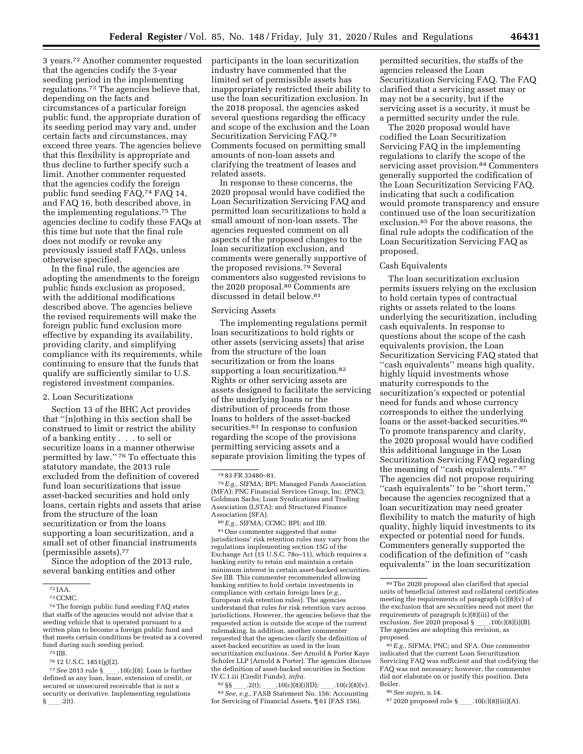3 years.[72] Another commenter requested that the agencies codify the 3-year seeding period in the implementing regulations.[73] The agencies believe that, depending on the facts and circumstances of a particular foreign public fund, the appropriate duration of its seeding period may vary and, under certain facts and circumstances, may exceed three years. The agencies believe that this flexibility is appropriate and thus decline to further specify such a limit. Another commenter requested that the agencies codify the foreign public fund seeding FAQ,[74] FAQ 14, and FAQ 16, both described above, in the implementing regulations.[75] The agencies decline to codify these FAQs at this time but note that the final rule does not modify or revoke any previously issued staff FAQs, unless otherwise specified.

In the final rule, the agencies are adopting the amendments to the foreign public funds exclusion as proposed, with the additional modifications described above. The agencies believe the revised requirements will make the foreign public fund exclusion more effective by expanding its availability, providing clarity, and simplifying compliance with its requirements, while continuing to ensure that the funds that qualify are sufficiently similar to U.S. registered investment companies.

2. Loan Securitizations

Section 13 of the BHC Act provides that ''[n]othing in this section shall be construed to limit or restrict the ability of a banking entity . . . to sell or securitize loans in a manner otherwise permitted by law.'' [76] To effectuate this statutory mandate, the 2013 rule excluded from the definition of covered fund loan securitizations that issue asset-backed securities and hold only loans, certain rights and assets that arise from the structure of the loan securitization or from the loans supporting a loan securitization, and a small set of other financial instruments (permissible assets).[77]

Since the adoption of the 2013 rule, several banking entities and other participants in the loan securitization industry have commented that the limited set of permissible assets has inappropriately restricted their ability to use the loan securitization exclusion. In the 2018 proposal, the agencies asked several questions regarding the efficacy and scope of the exclusion and the Loan Securitization Servicing FAQ.[78] Comments focused on permitting small amounts of non-loan assets and clarifying the treatment of leases and related assets.

In response to these concerns, the 2020 proposal would have codified the Loan Securitization Servicing FAQ and permitted loan securitizations to hold a small amount of non-loan assets. The agencies requested comment on all aspects of the proposed changes to the loan securitization exclusion, and comments were generally supportive of the proposed revisions.[79] Several commenters also suggested revisions to the 2020 proposal.[80] Comments are discussed in detail below.[81]

Servicing Assets

The implementing regulations permit loan securitizations to hold rights or other assets (servicing assets) that arise from the structure of the loan securitization or from the loans supporting a loan securitization.[82] Rights or other servicing assets are assets designed to facilitate the servicing of the underlying loans or the distribution of proceeds from those loans to holders of the asset-backed securities.[83] In response to confusion regarding the scope of the provisions permitting servicing assets and a separate provision limiting the types of permitted securities, the staffs of the agencies released the Loan Securitization Servicing FAQ. The FAQ clarified that a servicing asset may or may not be a security, but if the servicing asset is a security, it must be a permitted security under the rule.

The 2020 proposal would have codified the Loan Securitization Servicing FAQ in the implementing regulations to clarify the scope of the servicing asset provision.[84] Commenters generally supported the codification of the Loan Securitization Servicing FAQ, indicating that such a codification would promote transparency and ensure continued use of the loan securitization exclusion.[85] For the above reasons, the final rule adopts the codification of the Loan Securitization Servicing FAQ as proposed.

Cash Equivalents

The loan securitization exclusion permits issuers relying on the exclusion to hold certain types of contractual rights or assets related to the loans underlying the securitization, including cash equivalents. In response to questions about the scope of the cash equivalents provision, the Loan Securitization Servicing FAQ stated that ''cash equivalents'' means high quality, highly liquid investments whose maturity corresponds to the securitization's expected or potential need for funds and whose currency corresponds to either the underlying loans or the asset-backed securities.[86] To promote transparency and clarity, the 2020 proposal would have codified this additional language in the Loan Securitization Servicing FAQ regarding the meaning of ''cash equivalents.'' [87] The agencies did not propose requiring ''cash equivalents'' to be ''short term,'' because the agencies recognized that a loan securitization may need greater flexibility to match the maturity of high quality, highly liquid investments to its expected or potential need for funds. Commenters generally supported the codification of the definition of ''cash equivalents'' in the loan securitization

---

[72] IAA.

[73] CCMC.

[74] The foreign public fund seeding FAQ states that staffs of the agencies would not advise that a seeding vehicle that is operated pursuant to a written plan to become a foreign public fund and that meets certain conditions be treated as a covered fund during such seeding period.

[75] IIB.

[76] 12 U.S.C. 1851(g)(2).

[77] *See* 2013 rule § ___.10(c)(8). Loan is further defined as any loan, lease, extension of credit, or secured or unsecured receivable that is not a security or derivative. Implementing regulations § ___.2(t).

[78] 83 FR 33480–81.

[79] *E.g.,* SIFMA; BPI; Managed Funds Association (MFA); PNC Financial Services Group, Inc. (PNC); Goldman Sachs; Loan Syndications and Trading Association (LSTA); and Structured Finance Association (SFA).

[80] *E.g.,* SIFMA; CCMC; BPI; and IIB.

[81] One commenter suggested that some jurisdictions' risk retention rules may vary from the regulations implementing section 15G of the Exchange Act (15 U.S.C. 78o–11), which requires a banking entity to retain and maintain a certain minimum interest in certain asset-backed securities. *See* IIB. This commenter recommended allowing banking entities to hold certain investments in compliance with certain foreign laws (*e.g.,* European risk retention rules). The agencies understand that rules for risk retention vary across jurisdictions. However, the agencies believe that the requested action is outside the scope of the current rulemaking. In addition, another commenter requested that the agencies clarify the definition of asset-backed securities as used in the loan securitization exclusions. *See* Arnold & Porter Kaye Scholer LLP (Arnold & Porter). The agencies discuss the definition of asset-backed securities in Section IV.C.1.iii (Credit Funds), *infra.*

[82] §§ ___.2(t); ___.10(c)(8)(i)(D); ___.10(c)(8)(v).

[83] *See, e.g.,* FASB Statement No. 156: Accounting for Servicing of Financial Assets, ¶ 61 (FAS 156).

[84] The 2020 proposal also clarified that special units of beneficial interest and collateral certificates meeting the requirements of paragraph (c)(8)(v) of the exclusion that are securities need not meet the requirements of paragraph (c)(8)(iii) of the exclusion. *See* 2020 proposal § ___.10(c)(8)(i)(B). The agencies are adopting this revision, as proposed.

[85] *E.g.,* SIFMA; PNC; and SFA. One commenter indicated that the current Loan Securitization Servicing FAQ was sufficient and that codifying the FAQ was not necessary; however, the commenter did not elaborate on or justify this position. Data Boiler.

[86] *See supra,* n.14.

[87] 2020 proposed rule § ___.10(c)(8)(iii)(A).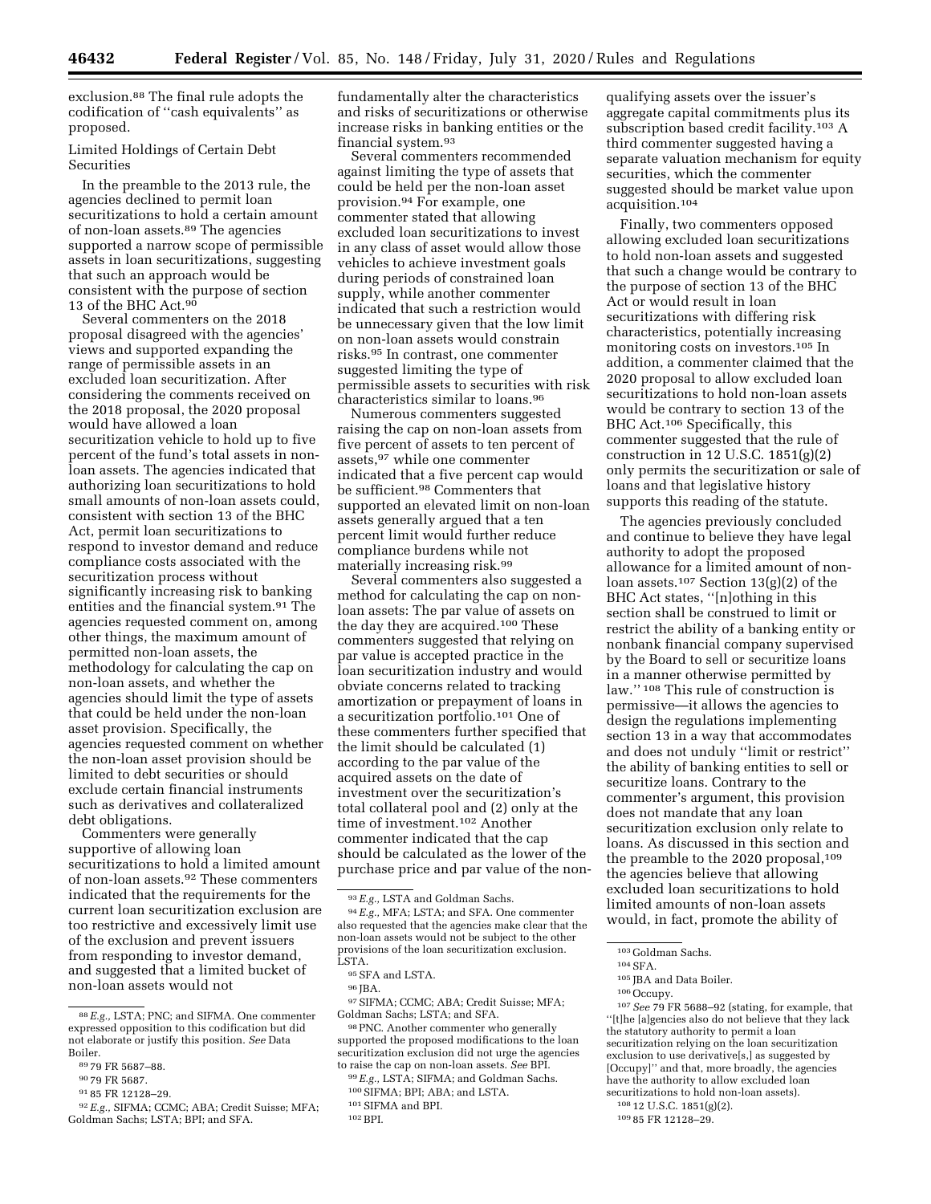exclusion.[88] The final rule adopts the codification of ''cash equivalents'' as proposed.

Limited Holdings of Certain Debt Securities

In the preamble to the 2013 rule, the agencies declined to permit loan securitizations to hold a certain amount of non-loan assets.[89] The agencies supported a narrow scope of permissible assets in loan securitizations, suggesting that such an approach would be consistent with the purpose of section 13 of the BHC Act.[90]

Several commenters on the 2018 proposal disagreed with the agencies' views and supported expanding the range of permissible assets in an excluded loan securitization. After considering the comments received on the 2018 proposal, the 2020 proposal would have allowed a loan securitization vehicle to hold up to five percent of the fund's total assets in non-loan assets. The agencies indicated that authorizing loan securitizations to hold small amounts of non-loan assets could, consistent with section 13 of the BHC Act, permit loan securitizations to respond to investor demand and reduce compliance costs associated with the securitization process without significantly increasing risk to banking entities and the financial system.[91] The agencies requested comment on, among other things, the maximum amount of permitted non-loan assets, the methodology for calculating the cap on non-loan assets, and whether the agencies should limit the type of assets that could be held under the non-loan asset provision. Specifically, the agencies requested comment on whether the non-loan asset provision should be limited to debt securities or should exclude certain financial instruments such as derivatives and collateralized debt obligations.

Commenters were generally supportive of allowing loan securitizations to hold a limited amount of non-loan assets.[92] These commenters indicated that the requirements for the current loan securitization exclusion are too restrictive and excessively limit use of the exclusion and prevent issuers from responding to investor demand, and suggested that a limited bucket of non-loan assets would not fundamentally alter the characteristics and risks of securitizations or otherwise increase risks in banking entities or the financial system.[93]

Several commenters recommended against limiting the type of assets that could be held per the non-loan asset provision.[94] For example, one commenter stated that allowing excluded loan securitizations to invest in any class of asset would allow those vehicles to achieve investment goals during periods of constrained loan supply, while another commenter indicated that such a restriction would be unnecessary given that the low limit on non-loan assets would constrain risks.[95] In contrast, one commenter suggested limiting the type of permissible assets to securities with risk characteristics similar to loans.[96]

Numerous commenters suggested raising the cap on non-loan assets from five percent of assets to ten percent of assets,[97] while one commenter indicated that a five percent cap would be sufficient.[98] Commenters that supported an elevated limit on non-loan assets generally argued that a ten percent limit would further reduce compliance burdens while not materially increasing risk.[99]

Several commenters also suggested a method for calculating the cap on non-loan assets: The par value of assets on the day they are acquired.[100] These commenters suggested that relying on par value is accepted practice in the loan securitization industry and would obviate concerns related to tracking amortization or prepayment of loans in a securitization portfolio.[101] One of these commenters further specified that the limit should be calculated (1) according to the par value of the acquired assets on the date of investment over the securitization's total collateral pool and (2) only at the time of investment.[102] Another commenter indicated that the cap should be calculated as the lower of the purchase price and par value of the non-qualifying assets over the issuer's aggregate capital commitments plus its subscription based credit facility.[103] A third commenter suggested having a separate valuation mechanism for equity securities, which the commenter suggested should be market value upon acquisition.[104]

Finally, two commenters opposed allowing excluded loan securitizations to hold non-loan assets and suggested that such a change would be contrary to the purpose of section 13 of the BHC Act or would result in loan securitizations with differing risk characteristics, potentially increasing monitoring costs on investors.[105] In addition, a commenter claimed that the 2020 proposal to allow excluded loan securitizations to hold non-loan assets would be contrary to section 13 of the BHC Act.[106] Specifically, this commenter suggested that the rule of construction in 12 U.S.C. 1851(g)(2) only permits the securitization or sale of loans and that legislative history supports this reading of the statute.

The agencies previously concluded and continue to believe they have legal authority to adopt the proposed allowance for a limited amount of non-loan assets.[107] Section 13(g)(2) of the BHC Act states, ''[n]othing in this section shall be construed to limit or restrict the ability of a banking entity or nonbank financial company supervised by the Board to sell or securitize loans in a manner otherwise permitted by law.'' [108] This rule of construction is permissive—it allows the agencies to design the regulations implementing section 13 in a way that accommodates and does not unduly ''limit or restrict'' the ability of banking entities to sell or securitize loans. Contrary to the commenter's argument, this provision does not mandate that any loan securitization exclusion only relate to loans. As discussed in this section and the preamble to the 2020 proposal,[109] the agencies believe that allowing excluded loan securitizations to hold limited amounts of non-loan assets would, in fact, promote the ability of

---

[88] *E.g.,* LSTA; PNC; and SIFMA. One commenter expressed opposition to this codification but did not elaborate or justify this position. *See* Data Boiler.

[89] 79 FR 5687–88.

[90] 79 FR 5687.

[91] 85 FR 12128–29.

[92] *E.g.,* SIFMA; CCMC; ABA; Credit Suisse; MFA; Goldman Sachs; LSTA; BPI; and SFA.

[93] *E.g.,* LSTA and Goldman Sachs.

[94] *E.g.,* MFA; LSTA; and SFA. One commenter also requested that the agencies make clear that the non-loan assets would not be subject to the other provisions of the loan securitization exclusion. LSTA.

[95] SFA and LSTA.

[96] JBA.

[97] SIFMA; CCMC; ABA; Credit Suisse; MFA; Goldman Sachs; LSTA; and SFA.

[98] PNC. Another commenter who generally supported the proposed modifications to the loan securitization exclusion did not urge the agencies to raise the cap on non-loan assets. *See* BPI.

[99] *E.g.,* LSTA; SIFMA; and Goldman Sachs.

[100] SIFMA; BPI; ABA; and LSTA.

[101] SIFMA and BPI.

[102] BPI.

[103] Goldman Sachs.

[104] SFA.

[105] JBA and Data Boiler.

[106] Occupy.

[107] *See* 79 FR 5688–92 (stating, for example, that ''[t]he [a]gencies also do not believe that they lack the statutory authority to permit a loan securitization relying on the loan securitization exclusion to use derivative[s,] as suggested by [Occupy]'' and that, more broadly, the agencies have the authority to allow excluded loan securitizations to hold non-loan assets).

[108] 12 U.S.C. 1851(g)(2).

[109] 85 FR 12128–29.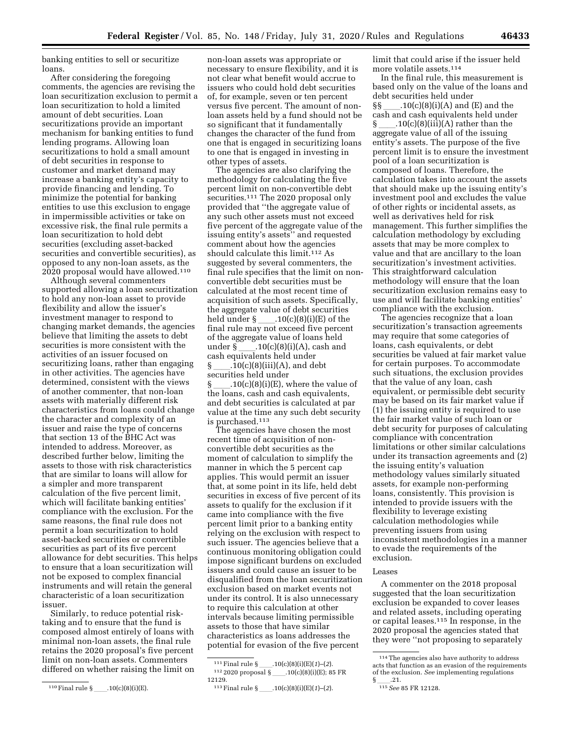banking entities to sell or securitize loans.

After considering the foregoing comments, the agencies are revising the loan securitization exclusion to permit a loan securitization to hold a limited amount of debt securities. Loan securitizations provide an important mechanism for banking entities to fund lending programs. Allowing loan securitizations to hold a small amount of debt securities in response to customer and market demand may increase a banking entity's capacity to provide financing and lending. To minimize the potential for banking entities to use this exclusion to engage in impermissible activities or take on excessive risk, the final rule permits a loan securitization to hold debt securities (excluding asset-backed securities and convertible securities), as opposed to any non-loan assets, as the 2020 proposal would have allowed.[110]

Although several commenters supported allowing a loan securitization to hold any non-loan asset to provide flexibility and allow the issuer's investment manager to respond to changing market demands, the agencies believe that limiting the assets to debt securities is more consistent with the activities of an issuer focused on securitizing loans, rather than engaging in other activities. The agencies have determined, consistent with the views of another commenter, that non-loan assets with materially different risk characteristics from loans could change the character and complexity of an issuer and raise the type of concerns that section 13 of the BHC Act was intended to address. Moreover, as described further below, limiting the assets to those with risk characteristics that are similar to loans will allow for a simpler and more transparent calculation of the five percent limit, which will facilitate banking entities' compliance with the exclusion. For the same reasons, the final rule does not permit a loan securitization to hold asset-backed securities or convertible securities as part of its five percent allowance for debt securities. This helps to ensure that a loan securitization will not be exposed to complex financial instruments and will retain the general characteristic of a loan securitization issuer.

Similarly, to reduce potential risk-taking and to ensure that the fund is composed almost entirely of loans with minimal non-loan assets, the final rule retains the 2020 proposal's five percent limit on non-loan assets. Commenters differed on whether raising the limit on non-loan assets was appropriate or necessary to ensure flexibility, and it is not clear what benefit would accrue to issuers who could hold debt securities of, for example, seven or ten percent versus five percent. The amount of non-loan assets held by a fund should not be so significant that it fundamentally changes the character of the fund from one that is engaged in securitizing loans to one that is engaged in investing in other types of assets.

The agencies are also clarifying the methodology for calculating the five percent limit on non-convertible debt securities.[111] The 2020 proposal only provided that "the aggregate value of any such other assets must not exceed five percent of the aggregate value of the issuing entity's assets" and requested comment about how the agencies should calculate this limit.[112] As suggested by several commenters, the final rule specifies that the limit on non-convertible debt securities must be calculated at the most recent time of acquisition of such assets. Specifically, the aggregate value of debt securities held under § ____.10(c)(8)(i)(E) of the final rule may not exceed five percent of the aggregate value of loans held under § ____.10(c)(8)(i)(A), cash and cash equivalents held under § ____.10(c)(8)(iii)(A), and debt securities held under § ____.10(c)(8)(i)(E), where the value of the loans, cash and cash equivalents, and debt securities is calculated at par value at the time any such debt security is purchased.[113]

The agencies have chosen the most recent time of acquisition of non-convertible debt securities as the moment of calculation to simplify the manner in which the 5 percent cap applies. This would permit an issuer that, at some point in its life, held debt securities in excess of five percent of its assets to qualify for the exclusion if it came into compliance with the five percent limit prior to a banking entity relying on the exclusion with respect to such issuer. The agencies believe that a continuous monitoring obligation could impose significant burdens on excluded issuers and could cause an issuer to be disqualified from the loan securitization exclusion based on market events not under its control. It is also unnecessary to require this calculation at other intervals because limiting permissible assets to those that have similar characteristics as loans addresses the potential for evasion of the five percent limit that could arise if the issuer held more volatile assets.[114]

In the final rule, this measurement is based only on the value of the loans and debt securities held under §§ ____.10(c)(8)(i)(A) and (E) and the cash and cash equivalents held under § ____.10(c)(8)(iii)(A) rather than the aggregate value of all of the issuing entity's assets. The purpose of the five percent limit is to ensure the investment pool of a loan securitization is composed of loans. Therefore, the calculation takes into account the assets that should make up the issuing entity's investment pool and excludes the value of other rights or incidental assets, as well as derivatives held for risk management. This further simplifies the calculation methodology by excluding assets that may be more complex to value and that are ancillary to the loan securitization's investment activities. This straightforward calculation methodology will ensure that the loan securitization exclusion remains easy to use and will facilitate banking entities' compliance with the exclusion.

The agencies recognize that a loan securitization's transaction agreements may require that some categories of loans, cash equivalents, or debt securities be valued at fair market value for certain purposes. To accommodate such situations, the exclusion provides that the value of any loan, cash equivalent, or permissible debt security may be based on its fair market value if (1) the issuing entity is required to use the fair market value of such loan or debt security for purposes of calculating compliance with concentration limitations or other similar calculations under its transaction agreements and (2) the issuing entity's valuation methodology values similarly situated assets, for example non-performing loans, consistently. This provision is intended to provide issuers with the flexibility to leverage existing calculation methodologies while preventing issuers from using inconsistent methodologies in a manner to evade the requirements of the exclusion.

Leases

A commenter on the 2018 proposal suggested that the loan securitization exclusion be expanded to cover leases and related assets, including operating or capital leases.[115] In response, in the 2020 proposal the agencies stated that they were "not proposing to separately

---

[110] Final rule § ____.10(c)(8)(i)(E).

[111] Final rule § ____.10(c)(8)(i)(E)(*1*)–(*2*).

[112] 2020 proposal § ____.10(c)(8)(i)(E); 85 FR 12129.

[113] Final rule § ____.10(c)(8)(i)(E)(*1*)–(*2*).

[114] The agencies also have authority to address acts that function as an evasion of the requirements of the exclusion. *See* implementing regulations § ____.21.

[115] *See* 85 FR 12128.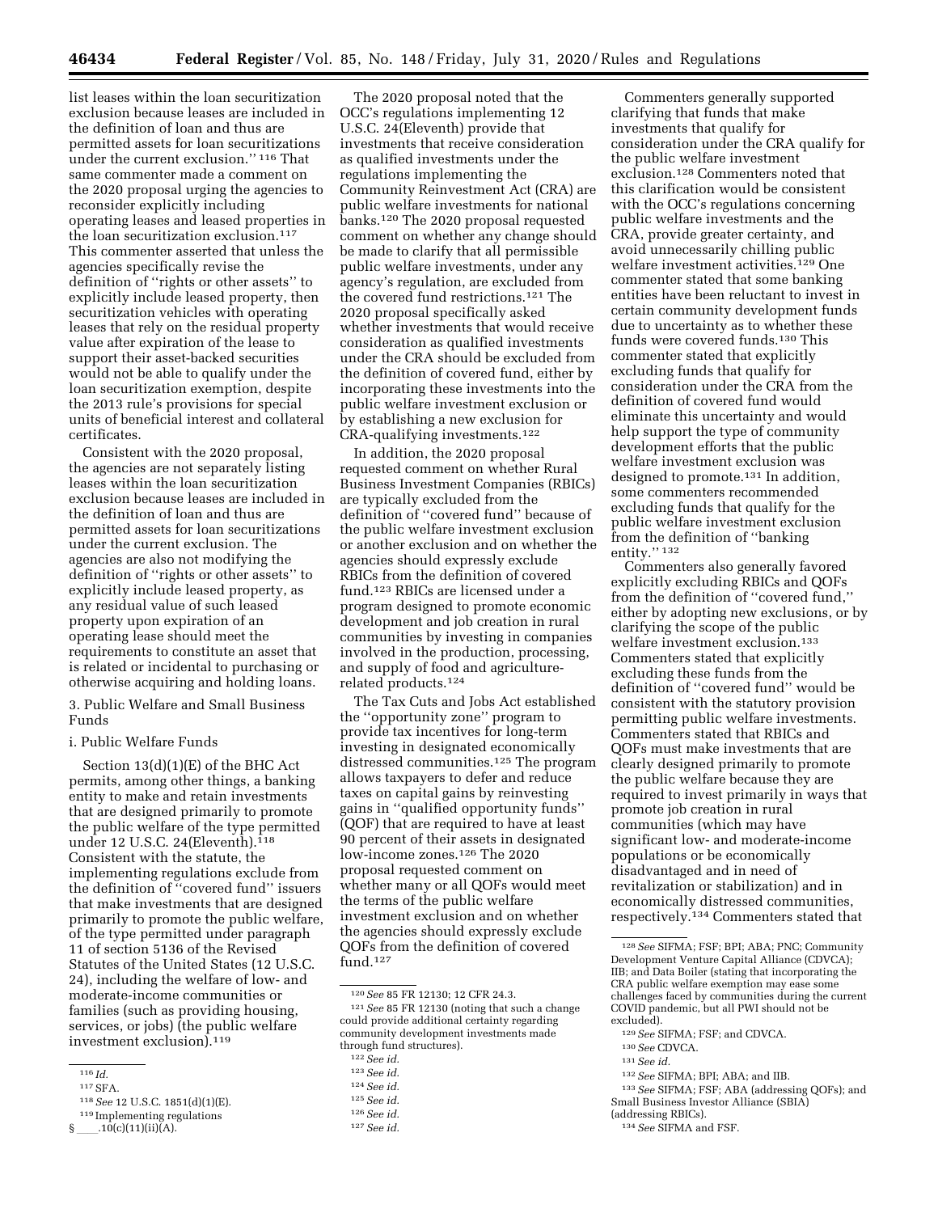list leases within the loan securitization exclusion because leases are included in the definition of loan and thus are permitted assets for loan securitizations under the current exclusion.''[116] That same commenter made a comment on the 2020 proposal urging the agencies to reconsider explicitly including operating leases and leased properties in the loan securitization exclusion.[117] This commenter asserted that unless the agencies specifically revise the definition of ''rights or other assets'' to explicitly include leased property, then securitization vehicles with operating leases that rely on the residual property value after expiration of the lease to support their asset-backed securities would not be able to qualify under the loan securitization exemption, despite the 2013 rule's provisions for special units of beneficial interest and collateral certificates.

Consistent with the 2020 proposal, the agencies are not separately listing leases within the loan securitization exclusion because leases are included in the definition of loan and thus are permitted assets for loan securitizations under the current exclusion. The agencies are also not modifying the definition of ''rights or other assets'' to explicitly include leased property, as any residual value of such leased property upon expiration of an operating lease should meet the requirements to constitute an asset that is related or incidental to purchasing or otherwise acquiring and holding loans.

3. Public Welfare and Small Business Funds

i. Public Welfare Funds

Section 13(d)(1)(E) of the BHC Act permits, among other things, a banking entity to make and retain investments that are designed primarily to promote the public welfare of the type permitted under 12 U.S.C. 24(Eleventh).[118] Consistent with the statute, the implementing regulations exclude from the definition of ''covered fund'' issuers that make investments that are designed primarily to promote the public welfare, of the type permitted under paragraph 11 of section 5136 of the Revised Statutes of the United States (12 U.S.C. 24), including the welfare of low- and moderate-income communities or families (such as providing housing, services, or jobs) (the public welfare investment exclusion).[119]

The 2020 proposal noted that the OCC's regulations implementing 12 U.S.C. 24(Eleventh) provide that investments that receive consideration as qualified investments under the regulations implementing the Community Reinvestment Act (CRA) are public welfare investments for national banks.[120] The 2020 proposal requested comment on whether any change should be made to clarify that all permissible public welfare investments, under any agency's regulation, are excluded from the covered fund restrictions.[121] The 2020 proposal specifically asked whether investments that would receive consideration as qualified investments under the CRA should be excluded from the definition of covered fund, either by incorporating these investments into the public welfare investment exclusion or by establishing a new exclusion for CRA-qualifying investments.[122]

In addition, the 2020 proposal requested comment on whether Rural Business Investment Companies (RBICs) are typically excluded from the definition of ''covered fund'' because of the public welfare investment exclusion or another exclusion and on whether the agencies should expressly exclude RBICs from the definition of covered fund.[123] RBICs are licensed under a program designed to promote economic development and job creation in rural communities by investing in companies involved in the production, processing, and supply of food and agriculture-related products.[124]

The Tax Cuts and Jobs Act established the ''opportunity zone'' program to provide tax incentives for long-term investing in designated economically distressed communities.[125] The program allows taxpayers to defer and reduce taxes on capital gains by reinvesting gains in ''qualified opportunity funds'' (QOF) that are required to have at least 90 percent of their assets in designated low-income zones.[126] The 2020 proposal requested comment on whether many or all QOFs would meet the terms of the public welfare investment exclusion and on whether the agencies should expressly exclude QOFs from the definition of covered fund.[127]

Commenters generally supported clarifying that funds that make investments that qualify for consideration under the CRA qualify for the public welfare investment exclusion.[128] Commenters noted that this clarification would be consistent with the OCC's regulations concerning public welfare investments and the CRA, provide greater certainty, and avoid unnecessarily chilling public welfare investment activities.[129] One commenter stated that some banking entities have been reluctant to invest in certain community development funds due to uncertainty as to whether these funds were covered funds.[130] This commenter stated that explicitly excluding funds that qualify for consideration under the CRA from the definition of covered fund would eliminate this uncertainty and would help support the type of community development efforts that the public welfare investment exclusion was designed to promote.[131] In addition, some commenters recommended excluding funds that qualify for the public welfare investment exclusion from the definition of ''banking entity.''[132]

Commenters also generally favored explicitly excluding RBICs and QOFs from the definition of ''covered fund,'' either by adopting new exclusions, or by clarifying the scope of the public welfare investment exclusion.[133] Commenters stated that explicitly excluding these funds from the definition of ''covered fund'' would be consistent with the statutory provision permitting public welfare investments. Commenters stated that RBICs and QOFs must make investments that are clearly designed primarily to promote the public welfare because they are required to invest primarily in ways that promote job creation in rural communities (which may have significant low- and moderate-income populations or be economically disadvantaged and in need of revitalization or stabilization) and in economically distressed communities, respectively.[134] Commenters stated that

[116] *Id.*

[117] SFA.

[118] *See* 12 U.S.C. 1851(d)(1)(E).

[119] Implementing regulations § ___.10(c)(11)(ii)(A).

[120] *See* 85 FR 12130; 12 CFR 24.3.

[121] *See* 85 FR 12130 (noting that such a change could provide additional certainty regarding community development investments made through fund structures).

[122] *See id.*

[123] *See id.*

[124] *See id.*

[125] *See id.*

[126] *See id.*

[127] *See id.*

[128] *See* SIFMA; FSF; BPI; ABA; PNC; Community Development Venture Capital Alliance (CDVCA); IIB; and Data Boiler (stating that incorporating the CRA public welfare exemption may ease some challenges faced by communities during the current COVID pandemic, but all PWI should not be excluded).

[129] *See* SIFMA; FSF; and CDVCA.

[130] *See* CDVCA.

[131] *See id.*

[132] *See* SIFMA; BPI; ABA; and IIB.

[133] *See* SIFMA; FSF; ABA (addressing QOFs); and Small Business Investor Alliance (SBIA) (addressing RBICs).

[134] *See* SIFMA and FSF.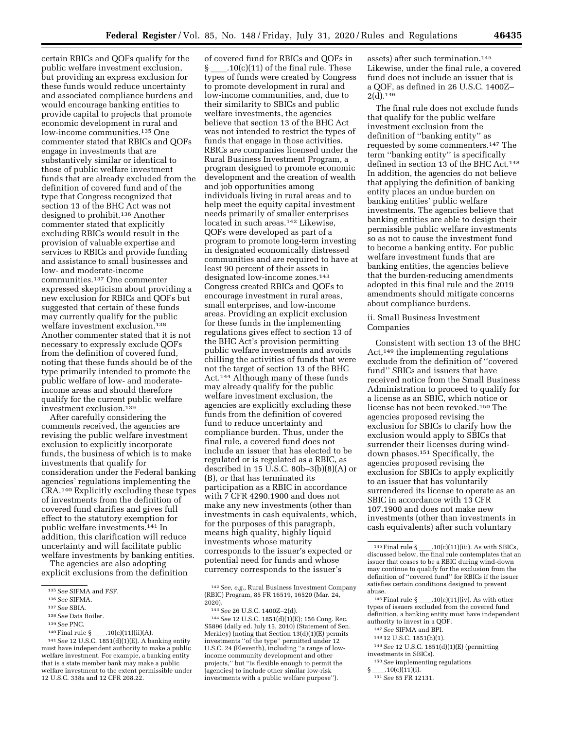certain RBICs and QOFs qualify for the public welfare investment exclusion, but providing an express exclusion for these funds would reduce uncertainty and associated compliance burdens and would encourage banking entities to provide capital to projects that promote economic development in rural and low-income communities.[135] One commenter stated that RBICs and QOFs engage in investments that are substantively similar or identical to those of public welfare investment funds that are already excluded from the definition of covered fund and of the type that Congress recognized that section 13 of the BHC Act was not designed to prohibit.[136] Another commenter stated that explicitly excluding RBICs would result in the provision of valuable expertise and services to RBICs and provide funding and assistance to small businesses and low- and moderate-income communities.[137] One commenter expressed skepticism about providing a new exclusion for RBICs and QOFs but suggested that certain of these funds may currently qualify for the public welfare investment exclusion.[138] Another commenter stated that it is not necessary to expressly exclude QOFs from the definition of covered fund, noting that these funds should be of the type primarily intended to promote the public welfare of low- and moderate-income areas and should therefore qualify for the current public welfare investment exclusion.[139]

After carefully considering the comments received, the agencies are revising the public welfare investment exclusion to explicitly incorporate funds, the business of which is to make investments that qualify for consideration under the Federal banking agencies' regulations implementing the CRA.[140] Explicitly excluding these types of investments from the definition of covered fund clarifies and gives full effect to the statutory exemption for public welfare investments.[141] In addition, this clarification will reduce uncertainty and will facilitate public welfare investments by banking entities.

The agencies are also adopting explicit exclusions from the definition of covered fund for RBICs and QOFs in § ___.10(c)(11) of the final rule. These types of funds were created by Congress to promote development in rural and low-income communities, and, due to their similarity to SBICs and public welfare investments, the agencies believe that section 13 of the BHC Act was not intended to restrict the types of funds that engage in those activities. RBICs are companies licensed under the Rural Business Investment Program, a program designed to promote economic development and the creation of wealth and job opportunities among individuals living in rural areas and to help meet the equity capital investment needs primarily of smaller enterprises located in such areas.[142] Likewise, QOFs were developed as part of a program to promote long-term investing in designated economically distressed communities and are required to have at least 90 percent of their assets in designated low-income zones.[143] Congress created RBICs and QOFs to encourage investment in rural areas, small enterprises, and low-income areas. Providing an explicit exclusion for these funds in the implementing regulations gives effect to section 13 of the BHC Act's provision permitting public welfare investments and avoids chilling the activities of funds that were not the target of section 13 of the BHC Act.[144] Although many of these funds may already qualify for the public welfare investment exclusion, the agencies are explicitly excluding these funds from the definition of covered fund to reduce uncertainty and compliance burden. Thus, under the final rule, a covered fund does not include an issuer that has elected to be regulated or is regulated as a RBIC, as described in 15 U.S.C. 80b–3(b)(8)(A) or (B), or that has terminated its participation as a RBIC in accordance with 7 CFR 4290.1900 and does not make any new investments (other than investments in cash equivalents, which, for the purposes of this paragraph, means high quality, highly liquid investments whose maturity corresponds to the issuer's expected or potential need for funds and whose currency corresponds to the issuer's assets) after such termination.[145] Likewise, under the final rule, a covered fund does not include an issuer that is a QOF, as defined in 26 U.S.C. 1400Z–2(d).[146]

The final rule does not exclude funds that qualify for the public welfare investment exclusion from the definition of "banking entity" as requested by some commenters.[147] The term "banking entity" is specifically defined in section 13 of the BHC Act.[148] In addition, the agencies do not believe that applying the definition of banking entity places an undue burden on banking entities' public welfare investments. The agencies believe that banking entities are able to design their permissible public welfare investments so as not to cause the investment fund to become a banking entity. For public welfare investment funds that are banking entities, the agencies believe that the burden-reducing amendments adopted in this final rule and the 2019 amendments should mitigate concerns about compliance burdens.

### ii. Small Business Investment Companies

Consistent with section 13 of the BHC Act,[149] the implementing regulations exclude from the definition of "covered fund" SBICs and issuers that have received notice from the Small Business Administration to proceed to qualify for a license as an SBIC, which notice or license has not been revoked.[150] The agencies proposed revising the exclusion for SBICs to clarify how the exclusion would apply to SBICs that surrender their licenses during wind-down phases.[151] Specifically, the agencies proposed revising the exclusion for SBICs to apply explicitly to an issuer that has voluntarily surrendered its license to operate as an SBIC in accordance with 13 CFR 107.1900 and does not make new investments (other than investments in cash equivalents) after such voluntary

---

[135] *See* SIFMA and FSF.

[136] *See* SIFMA.

[137] *See* SBIA.

[138] *See* Data Boiler.

[139] *See* PNC.

[140] Final rule § ___.10(c)(11)(ii)(A).

[141] *See* 12 U.S.C. 1851(d)(1)(E). A banking entity must have independent authority to make a public welfare investment. For example, a banking entity that is a state member bank may make a public welfare investment to the extent permissible under 12 U.S.C. 338a and 12 CFR 208.22.

[142] *See, e.g.,* Rural Business Investment Company (RBIC) Program, 85 FR 16519, 16520 (Mar. 24, 2020).

[143] *See* 26 U.S.C. 1400Z–2(d).

[144] *See* 12 U.S.C. 1851(d)(1)(E); 156 Cong. Rec. S5896 (daily ed. July 15, 2010) (Statement of Sen. Merkley) (noting that Section 13(d)(1)(E) permits investments "of the type" permitted under 12 U.S.C. 24 (Eleventh), including "a range of low-income community development and other projects," but "is flexible enough to permit the [agencies] to include other similar low-risk investments with a public welfare purpose").

[145] Final rule § ___.10(c)(11)(iii). As with SBICs, discussed below, the final rule contemplates that an issuer that ceases to be a RBIC during wind-down may continue to qualify for the exclusion from the definition of "covered fund" for RBICs if the issuer satisfies certain conditions designed to prevent abuse.

[146] Final rule § ___.10(c)(11)(iv). As with other types of issuers excluded from the covered fund definition, a banking entity must have independent authority to invest in a QOF.

[147] *See* SIFMA and BPI.

[148] 12 U.S.C. 1851(h)(1).

[149] *See* 12 U.S.C. 1851(d)(1)(E) (permitting investments in SBICs).

[150] *See* implementing regulations § ___.10(c)(11)(i).

[151] *See* 85 FR 12131.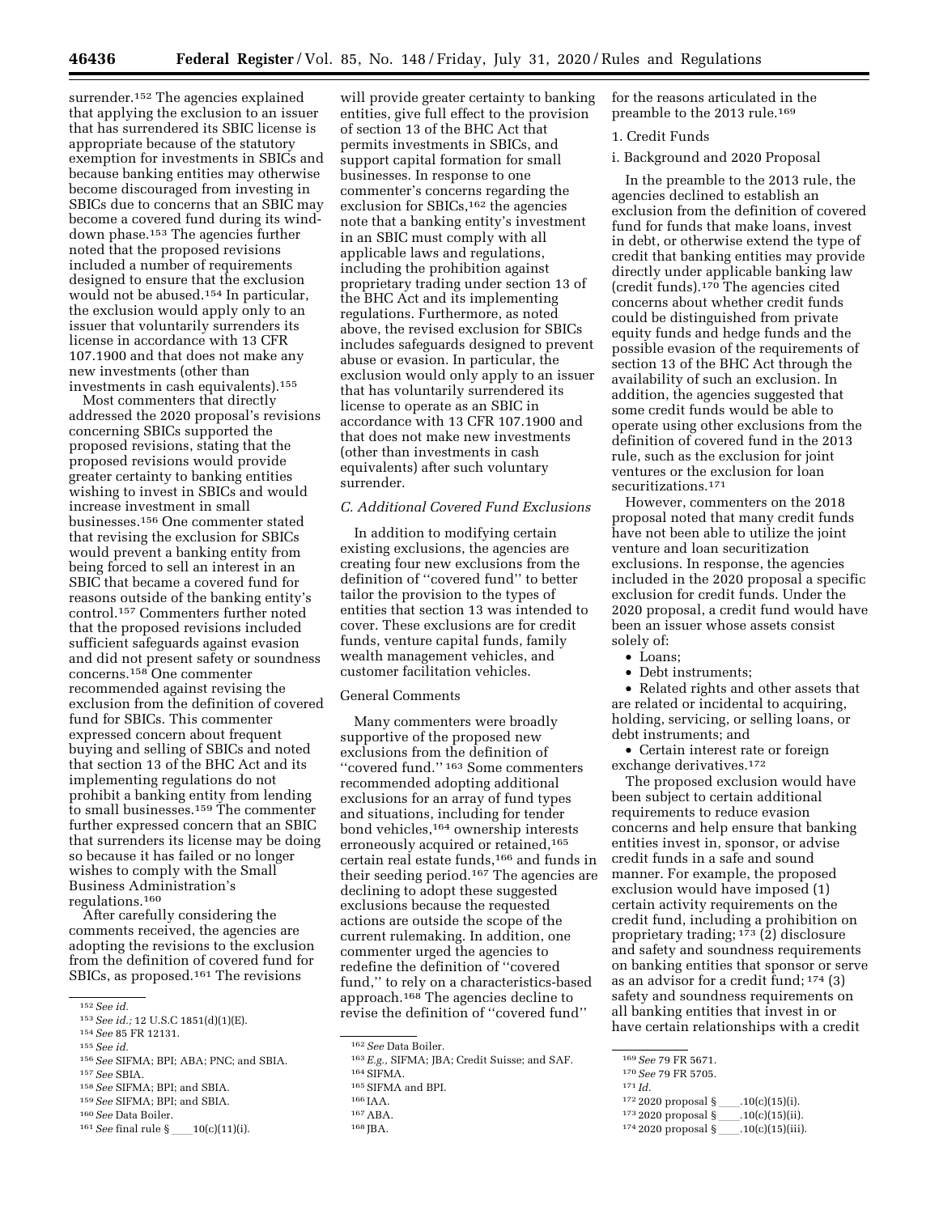surrender.[152] The agencies explained that applying the exclusion to an issuer that has surrendered its SBIC license is appropriate because of the statutory exemption for investments in SBICs and because banking entities may otherwise become discouraged from investing in SBICs due to concerns that an SBIC may become a covered fund during its wind-down phase.[153] The agencies further noted that the proposed revisions included a number of requirements designed to ensure that the exclusion would not be abused.[154] In particular, the exclusion would apply only to an issuer that voluntarily surrenders its license in accordance with 13 CFR 107.1900 and that does not make any new investments (other than investments in cash equivalents).[155]

Most commenters that directly addressed the 2020 proposal's revisions concerning SBICs supported the proposed revisions, stating that the proposed revisions would provide greater certainty to banking entities wishing to invest in SBICs and would increase investment in small businesses.[156] One commenter stated that revising the exclusion for SBICs would prevent a banking entity from being forced to sell an interest in an SBIC that became a covered fund for reasons outside of the banking entity's control.[157] Commenters further noted that the proposed revisions included sufficient safeguards against evasion and did not present safety or soundness concerns.[158] One commenter recommended against revising the exclusion from the definition of covered fund for SBICs. This commenter expressed concern about frequent buying and selling of SBICs and noted that section 13 of the BHC Act and its implementing regulations do not prohibit a banking entity from lending to small businesses.[159] The commenter further expressed concern that an SBIC that surrenders its license may be doing so because it has failed or no longer wishes to comply with the Small Business Administration's regulations.[160]

After carefully considering the comments received, the agencies are adopting the revisions to the exclusion from the definition of covered fund for SBICs, as proposed.[161] The revisions will provide greater certainty to banking entities, give full effect to the provision of section 13 of the BHC Act that permits investments in SBICs, and support capital formation for small businesses. In response to one commenter's concerns regarding the exclusion for SBICs,[162] the agencies note that a banking entity's investment in an SBIC must comply with all applicable laws and regulations, including the prohibition against proprietary trading under section 13 of the BHC Act and its implementing regulations. Furthermore, as noted above, the revised exclusion for SBICs includes safeguards designed to prevent abuse or evasion. In particular, the exclusion would only apply to an issuer that has voluntarily surrendered its license to operate as an SBIC in accordance with 13 CFR 107.1900 and that does not make new investments (other than investments in cash equivalents) after such voluntary surrender.

### *C. Additional Covered Fund Exclusions*

In addition to modifying certain existing exclusions, the agencies are creating four new exclusions from the definition of "covered fund" to better tailor the provision to the types of entities that section 13 was intended to cover. These exclusions are for credit funds, venture capital funds, family wealth management vehicles, and customer facilitation vehicles.

#### General Comments

Many commenters were broadly supportive of the proposed new exclusions from the definition of "covered fund." [163] Some commenters recommended adopting additional exclusions for an array of fund types and situations, including for tender bond vehicles,[164] ownership interests erroneously acquired or retained,[165] certain real estate funds,[166] and funds in their seeding period.[167] The agencies are declining to adopt these suggested exclusions because the requested actions are outside the scope of the current rulemaking. In addition, one commenter urged the agencies to redefine the definition of "covered fund," to rely on a characteristics-based approach.[168] The agencies decline to revise the definition of "covered fund" for the reasons articulated in the preamble to the 2013 rule.[169]

#### 1. Credit Funds

#### i. Background and 2020 Proposal

In the preamble to the 2013 rule, the agencies declined to establish an exclusion from the definition of covered fund for funds that make loans, invest in debt, or otherwise extend the type of credit that banking entities may provide directly under applicable banking law (credit funds).[170] The agencies cited concerns about whether credit funds could be distinguished from private equity funds and hedge funds and the possible evasion of the requirements of section 13 of the BHC Act through the availability of such an exclusion. In addition, the agencies suggested that some credit funds would be able to operate using other exclusions from the definition of covered fund in the 2013 rule, such as the exclusion for joint ventures or the exclusion for loan securitizations.[171]

However, commenters on the 2018 proposal noted that many credit funds have not been able to utilize the joint venture and loan securitization exclusions. In response, the agencies included in the 2020 proposal a specific exclusion for credit funds. Under the 2020 proposal, a credit fund would have been an issuer whose assets consist solely of:

- Loans;
- Debt instruments;
- Related rights and other assets that are related or incidental to acquiring, holding, servicing, or selling loans, or debt instruments; and
- Certain interest rate or foreign exchange derivatives.[172]

The proposed exclusion would have been subject to certain additional requirements to reduce evasion concerns and help ensure that banking entities invest in, sponsor, or advise credit funds in a safe and sound manner. For example, the proposed exclusion would have imposed (1) certain activity requirements on the credit fund, including a prohibition on proprietary trading;[173] (2) disclosure and safety and soundness requirements on banking entities that sponsor or serve as an advisor for a credit fund;[174] (3) safety and soundness requirements on all banking entities that invest in or have certain relationships with a credit

---

[152] *See id.*

[153] *See id.;* 12 U.S.C 1851(d)(1)(E).

[154] *See* 85 FR 12131.

[155] *See id.*

[156] *See* SIFMA; BPI; ABA; PNC; and SBIA.

[157] *See* SBIA.

[158] *See* SIFMA; BPI; and SBIA.

[159] *See* SIFMA; BPI; and SBIA.

[160] *See* Data Boiler.

[161] *See* final rule § ____10(c)(11)(i).

[162] *See* Data Boiler.

[163] *E.g.,* SIFMA; JBA; Credit Suisse; and SAF.

[164] SIFMA.

[165] SIFMA and BPI.

[166] IAA.

[167] ABA.

[168] JBA.

[169] *See* 79 FR 5671.

[170] *See* 79 FR 5705.

[171] *Id.*

[172] 2020 proposal § ____.10(c)(15)(i).

[173] 2020 proposal § ____.10(c)(15)(ii).

[174] 2020 proposal § ____.10(c)(15)(iii).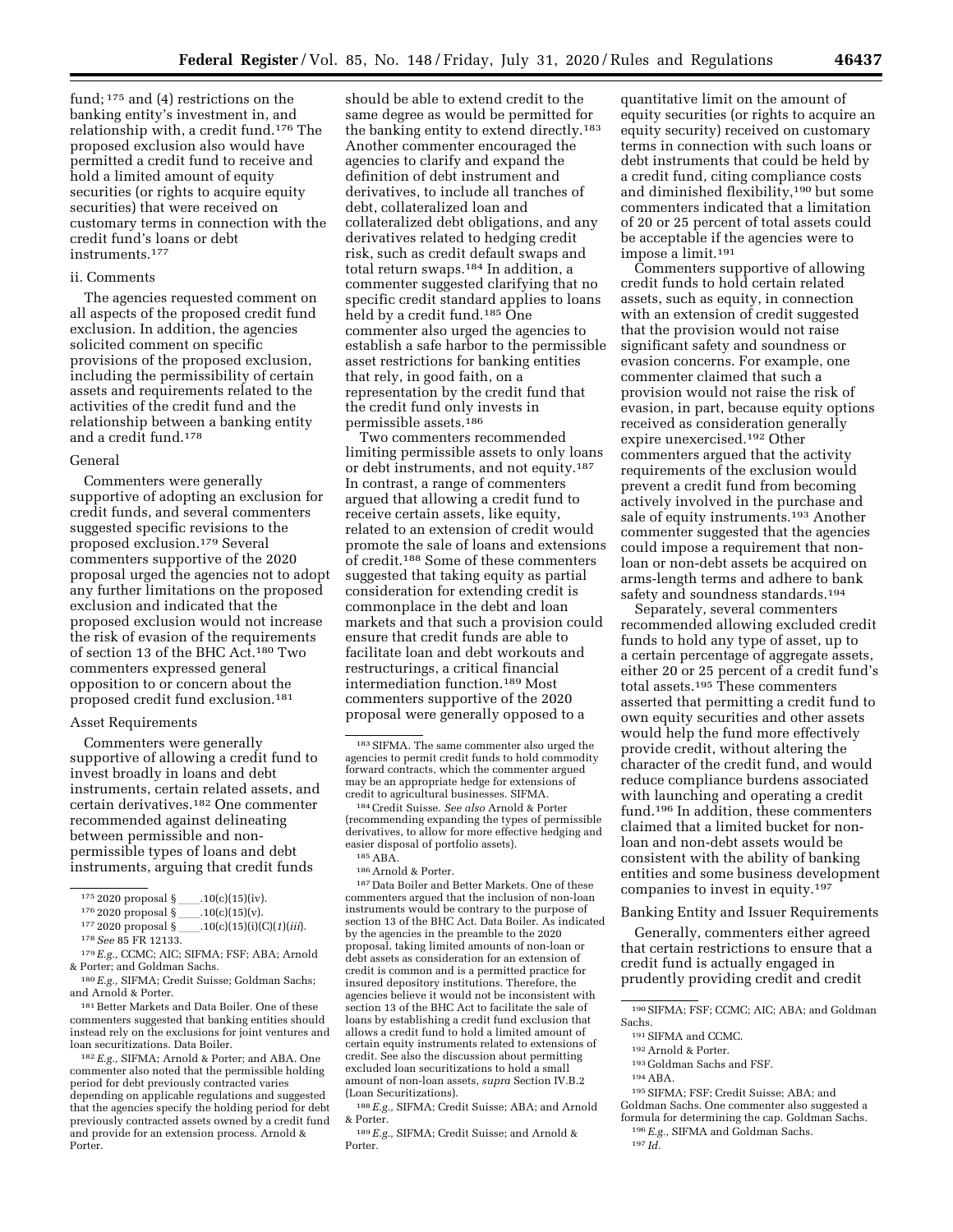fund; [175] and (4) restrictions on the banking entity's investment in, and relationship with, a credit fund.[176] The proposed exclusion also would have permitted a credit fund to receive and hold a limited amount of equity securities (or rights to acquire equity securities) that were received on customary terms in connection with the credit fund's loans or debt instruments.[177]

### ii. Comments

The agencies requested comment on all aspects of the proposed credit fund exclusion. In addition, the agencies solicited comment on specific provisions of the proposed exclusion, including the permissibility of certain assets and requirements related to the activities of the credit fund and the relationship between a banking entity and a credit fund.[178]

#### General

Commenters were generally supportive of adopting an exclusion for credit funds, and several commenters suggested specific revisions to the proposed exclusion.[179] Several commenters supportive of the 2020 proposal urged the agencies not to adopt any further limitations on the proposed exclusion and indicated that the proposed exclusion would not increase the risk of evasion of the requirements of section 13 of the BHC Act.[180] Two commenters expressed general opposition to or concern about the proposed credit fund exclusion.[181]

#### Asset Requirements

Commenters were generally supportive of allowing a credit fund to invest broadly in loans and debt instruments, certain related assets, and certain derivatives.[182] One commenter recommended against delineating between permissible and non-permissible types of loans and debt instruments, arguing that credit funds should be able to extend credit to the same degree as would be permitted for the banking entity to extend directly.[183] Another commenter encouraged the agencies to clarify and expand the definition of debt instrument and derivatives, to include all tranches of debt, collateralized loan and collateralized debt obligations, and any derivatives related to hedging credit risk, such as credit default swaps and total return swaps.[184] In addition, a commenter suggested clarifying that no specific credit standard applies to loans held by a credit fund.[185] One commenter also urged the agencies to establish a safe harbor to the permissible asset restrictions for banking entities that rely, in good faith, on a representation by the credit fund that the credit fund only invests in permissible assets.[186]

Two commenters recommended limiting permissible assets to only loans or debt instruments, and not equity.[187] In contrast, a range of commenters argued that allowing a credit fund to receive certain assets, like equity, related to an extension of credit would promote the sale of loans and extensions of credit.[188] Some of these commenters suggested that taking equity as partial consideration for extending credit is commonplace in the debt and loan markets and that such a provision could ensure that credit funds are able to facilitate loan and debt workouts and restructurings, a critical financial intermediation function.[189] Most commenters supportive of the 2020 proposal were generally opposed to a quantitative limit on the amount of equity securities (or rights to acquire an equity security) received on customary terms in connection with such loans or debt instruments that could be held by a credit fund, citing compliance costs and diminished flexibility,[190] but some commenters indicated that a limitation of 20 or 25 percent of total assets could be acceptable if the agencies were to impose a limit.[191]

Commenters supportive of allowing credit funds to hold certain related assets, such as equity, in connection with an extension of credit suggested that the provision would not raise significant safety and soundness or evasion concerns. For example, one commenter claimed that such a provision would not raise the risk of evasion, in part, because equity options received as consideration generally expire unexercised.[192] Other commenters argued that the activity requirements of the exclusion would prevent a credit fund from becoming actively involved in the purchase and sale of equity instruments.[193] Another commenter suggested that the agencies could impose a requirement that non-loan or non-debt assets be acquired on arms-length terms and adhere to bank safety and soundness standards.[194]

Separately, several commenters recommended allowing excluded credit funds to hold any type of asset, up to a certain percentage of aggregate assets, either 20 or 25 percent of a credit fund's total assets.[195] These commenters asserted that permitting a credit fund to own equity securities and other assets would help the fund more effectively provide credit, without altering the character of the credit fund, and would reduce compliance burdens associated with launching and operating a credit fund.[196] In addition, these commenters claimed that a limited bucket for non-loan and non-debt assets would be consistent with the ability of banking entities and some business development companies to invest in equity.[197]

#### Banking Entity and Issuer Requirements

Generally, commenters either agreed that certain restrictions to ensure that a credit fund is actually engaged in prudently providing credit and credit

---

[175] 2020 proposal § ___.10(c)(15)(iv).

[176] 2020 proposal § ___.10(c)(15)(v).

[177] 2020 proposal § ___.10(c)(15)(i)(C)(*1*)(*iii*).

[178] *See* 85 FR 12133.

[179] *E.g.,* CCMC; AIC; SIFMA; FSF; ABA; Arnold & Porter; and Goldman Sachs.

[180] *E.g.,* SIFMA; Credit Suisse; Goldman Sachs; and Arnold & Porter.

[181] Better Markets and Data Boiler. One of these commenters suggested that banking entities should instead rely on the exclusions for joint ventures and loan securitizations. Data Boiler.

[182] *E.g.,* SIFMA; Arnold & Porter; and ABA. One commenter also noted that the permissible holding period for debt previously contracted varies depending on applicable regulations and suggested that the agencies specify the holding period for debt previously contracted assets owned by a credit fund and provide for an extension process. Arnold & Porter.

[183] SIFMA. The same commenter also urged the agencies to permit credit funds to hold commodity forward contracts, which the commenter argued may be an appropriate hedge for extensions of credit to agricultural businesses. SIFMA.

[184] Credit Suisse. *See also* Arnold & Porter (recommending expanding the types of permissible derivatives, to allow for more effective hedging and easier disposal of portfolio assets).

[185] ABA.

[186] Arnold & Porter.

[187] Data Boiler and Better Markets. One of these commenters argued that the inclusion of non-loan instruments would be contrary to the purpose of section 13 of the BHC Act. Data Boiler. As indicated by the agencies in the preamble to the 2020 proposal, taking limited amounts of non-loan or debt assets as consideration for an extension of credit is common and is a permitted practice for insured depository institutions. Therefore, the agencies believe it would not be inconsistent with section 13 of the BHC Act to facilitate the sale of loans by establishing a credit fund exclusion that allows a credit fund to hold a limited amount of certain equity instruments related to extensions of credit. See also the discussion about permitting excluded loan securitizations to hold a small amount of non-loan assets, *supra* Section IV.B.2 (Loan Securitizations).

[188] *E.g.,* SIFMA; Credit Suisse; ABA; and Arnold & Porter.

[189] *E.g.,* SIFMA; Credit Suisse; and Arnold & Porter.

[190] SIFMA; FSF; CCMC; AIC; ABA; and Goldman Sachs.

[191] SIFMA and CCMC.

[192] Arnold & Porter.

[193] Goldman Sachs and FSF.

[194] ABA.

[195] SIFMA; FSF; Credit Suisse; ABA; and Goldman Sachs. One commenter also suggested a formula for determining the cap. Goldman Sachs.

[196] *E.g.,* SIFMA and Goldman Sachs.

[197] *Id.*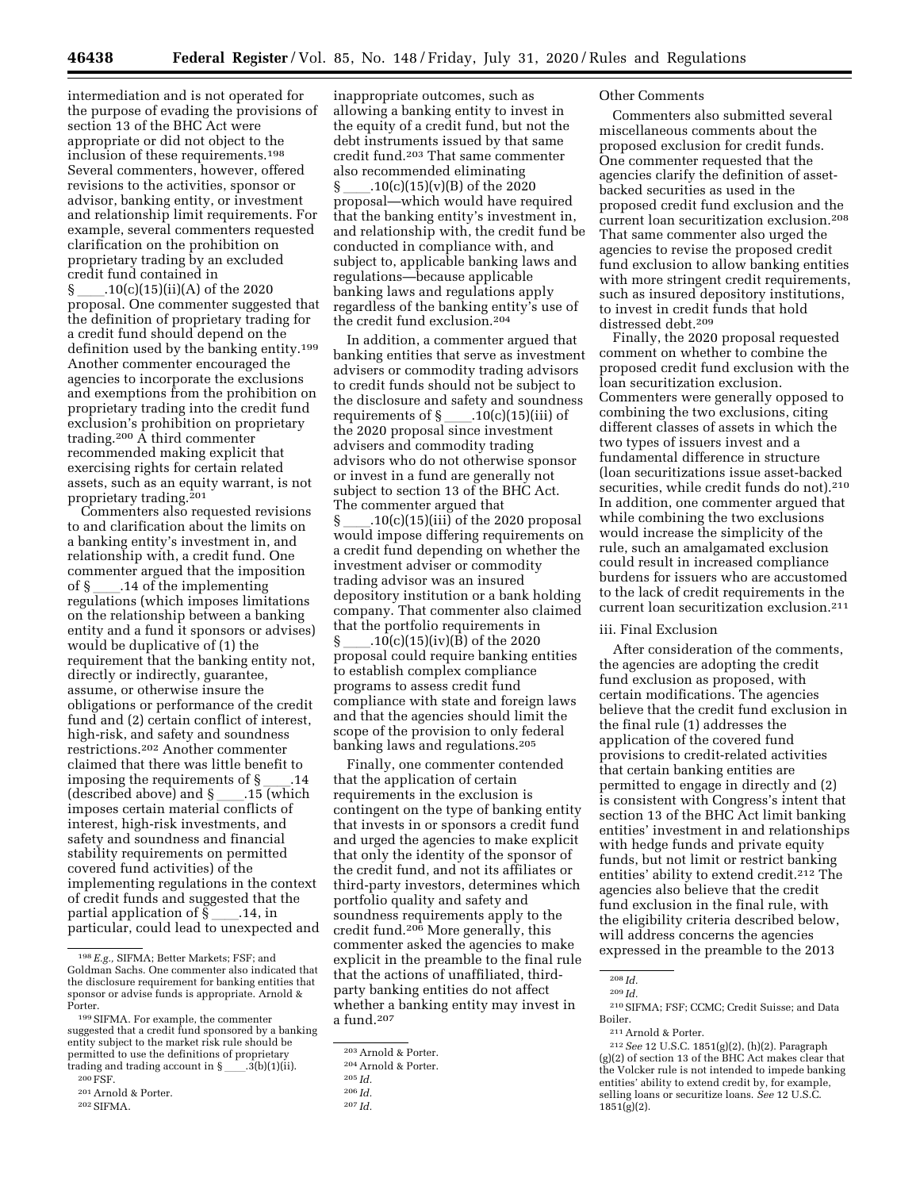intermediation and is not operated for the purpose of evading the provisions of section 13 of the BHC Act were appropriate or did not object to the inclusion of these requirements.[198] Several commenters, however, offered revisions to the activities, sponsor or advisor, banking entity, or investment and relationship limit requirements. For example, several commenters requested clarification on the prohibition on proprietary trading by an excluded credit fund contained in § ____.10(c)(15)(ii)(A) of the 2020 proposal. One commenter suggested that the definition of proprietary trading for a credit fund should depend on the definition used by the banking entity.[199] Another commenter encouraged the agencies to incorporate the exclusions and exemptions from the prohibition on proprietary trading into the credit fund exclusion's prohibition on proprietary trading.[200] A third commenter recommended making explicit that exercising rights for certain related assets, such as an equity warrant, is not proprietary trading.[201]

Commenters also requested revisions to and clarification about the limits on a banking entity's investment in, and relationship with, a credit fund. One commenter argued that the imposition of § ____.14 of the implementing regulations (which imposes limitations on the relationship between a banking entity and a fund it sponsors or advises) would be duplicative of (1) the requirement that the banking entity not, directly or indirectly, guarantee, assume, or otherwise insure the obligations or performance of the credit fund and (2) certain conflict of interest, high-risk, and safety and soundness restrictions.[202] Another commenter claimed that there was little benefit to imposing the requirements of § ____.14 (described above) and § ____.15 (which imposes certain material conflicts of interest, high-risk investments, and safety and soundness and financial stability requirements on permitted covered fund activities) of the implementing regulations in the context of credit funds and suggested that the partial application of § ____.14, in particular, could lead to unexpected and inappropriate outcomes, such as allowing a banking entity to invest in the equity of a credit fund, but not the debt instruments issued by that same credit fund.[203] That same commenter also recommended eliminating § ____.10(c)(15)(v)(B) of the 2020 proposal—which would have required that the banking entity's investment in, and relationship with, the credit fund be conducted in compliance with, and subject to, applicable banking laws and regulations—because applicable banking laws and regulations apply regardless of the banking entity's use of the credit fund exclusion.[204]

In addition, a commenter argued that banking entities that serve as investment advisers or commodity trading advisors to credit funds should not be subject to the disclosure and safety and soundness requirements of § ____.10(c)(15)(iii) of the 2020 proposal since investment advisers and commodity trading advisors who do not otherwise sponsor or invest in a fund are generally not subject to section 13 of the BHC Act. The commenter argued that § ____.10(c)(15)(iii) of the 2020 proposal would impose differing requirements on a credit fund depending on whether the investment adviser or commodity trading advisor was an insured depository institution or a bank holding company. That commenter also claimed that the portfolio requirements in § ____.10(c)(15)(iv)(B) of the 2020 proposal could require banking entities to establish complex compliance programs to assess credit fund compliance with state and foreign laws and that the agencies should limit the scope of the provision to only federal banking laws and regulations.[205]

Finally, one commenter contended that the application of certain requirements in the exclusion is contingent on the type of banking entity that invests in or sponsors a credit fund and urged the agencies to make explicit that only the identity of the sponsor of the credit fund, and not its affiliates or third-party investors, determines which portfolio quality and safety and soundness requirements apply to the credit fund.[206] More generally, this commenter asked the agencies to make explicit in the preamble to the final rule that the actions of unaffiliated, third-party banking entities do not affect whether a banking entity may invest in a fund.[207]

Other Comments

Commenters also submitted several miscellaneous comments about the proposed exclusion for credit funds. One commenter requested that the agencies clarify the definition of asset-backed securities as used in the proposed credit fund exclusion and the current loan securitization exclusion.[208] That same commenter also urged the agencies to revise the proposed credit fund exclusion to allow banking entities with more stringent credit requirements, such as insured depository institutions, to invest in credit funds that hold distressed debt.[209]

Finally, the 2020 proposal requested comment on whether to combine the proposed credit fund exclusion with the loan securitization exclusion. Commenters were generally opposed to combining the two exclusions, citing different classes of assets in which the two types of issuers invest and a fundamental difference in structure (loan securitizations issue asset-backed securities, while credit funds do not).[210] In addition, one commenter argued that while combining the two exclusions would increase the simplicity of the rule, such an amalgamated exclusion could result in increased compliance burdens for issuers who are accustomed to the lack of credit requirements in the current loan securitization exclusion.[211]

iii. Final Exclusion

After consideration of the comments, the agencies are adopting the credit fund exclusion as proposed, with certain modifications. The agencies believe that the credit fund exclusion in the final rule (1) addresses the application of the covered fund provisions to credit-related activities that certain banking entities are permitted to engage in directly and (2) is consistent with Congress's intent that section 13 of the BHC Act limit banking entities' investment in and relationships with hedge funds and private equity funds, but not limit or restrict banking entities' ability to extend credit.[212] The agencies also believe that the credit fund exclusion in the final rule, with the eligibility criteria described below, will address concerns the agencies expressed in the preamble to the 2013

---

[198] *E.g.,* SIFMA; Better Markets; FSF; and Goldman Sachs. One commenter also indicated that the disclosure requirement for banking entities that sponsor or advise funds is appropriate. Arnold & Porter.

[199] SIFMA. For example, the commenter suggested that a credit fund sponsored by a banking entity subject to the market risk rule should be permitted to use the definitions of proprietary trading and trading account in § ____.3(b)(1)(ii).

[200] FSF.

[201] Arnold & Porter.

[202] SIFMA.

[203] Arnold & Porter.

[204] Arnold & Porter.

[205] *Id.*

[206] *Id.*

[207] *Id.*

[208] *Id.*

[209] *Id.*

[210] SIFMA; FSF; CCMC; Credit Suisse; and Data Boiler.

[211] Arnold & Porter.

[212] *See* 12 U.S.C. 1851(g)(2), (h)(2). Paragraph (g)(2) of section 13 of the BHC Act makes clear that the Volcker rule is not intended to impede banking entities' ability to extend credit by, for example, selling loans or securitize loans. *See* 12 U.S.C. 1851(g)(2).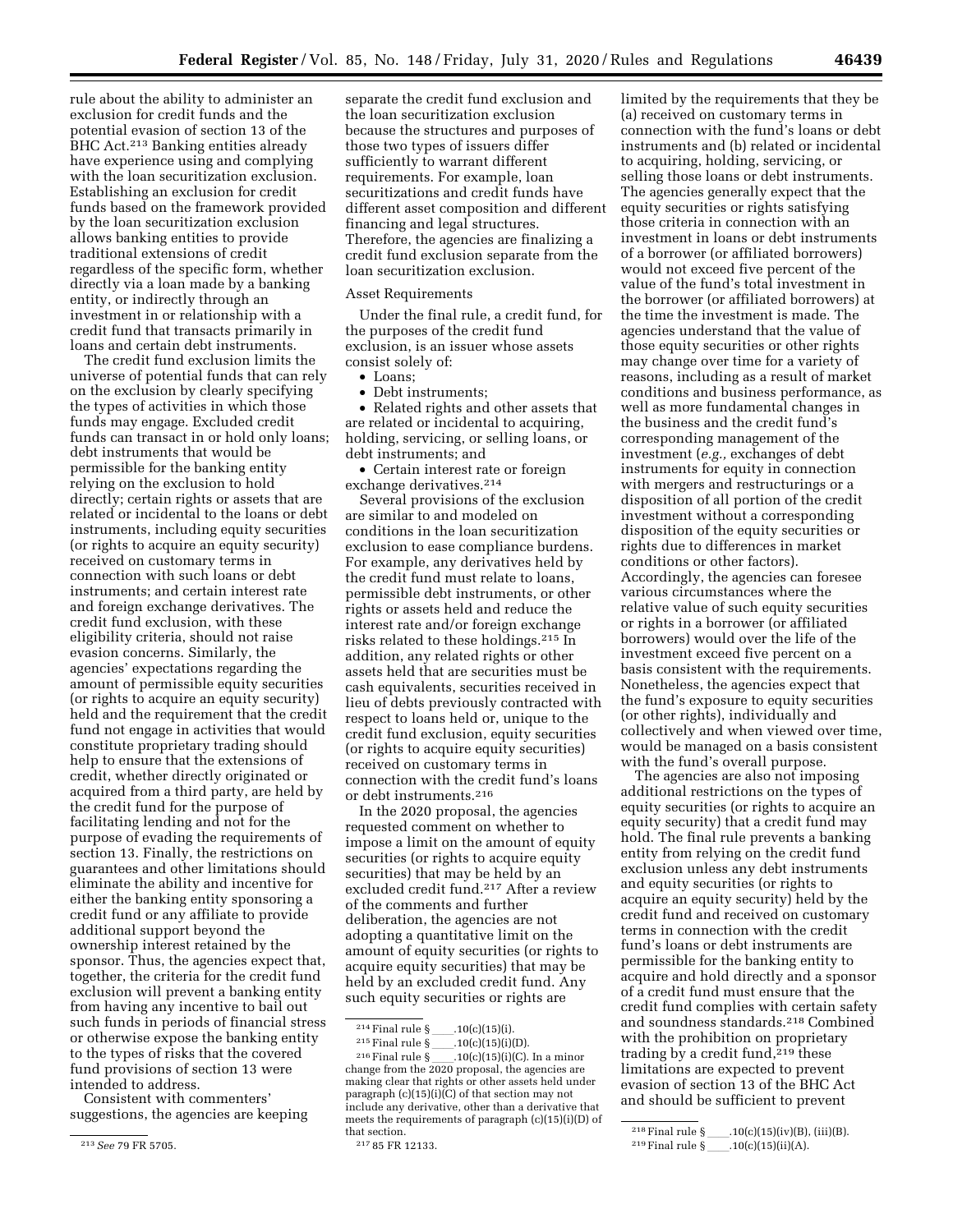rule about the ability to administer an exclusion for credit funds and the potential evasion of section 13 of the BHC Act.[213] Banking entities already have experience using and complying with the loan securitization exclusion. Establishing an exclusion for credit funds based on the framework provided by the loan securitization exclusion allows banking entities to provide traditional extensions of credit regardless of the specific form, whether directly via a loan made by a banking entity, or indirectly through an investment in or relationship with a credit fund that transacts primarily in loans and certain debt instruments.

The credit fund exclusion limits the universe of potential funds that can rely on the exclusion by clearly specifying the types of activities in which those funds may engage. Excluded credit funds can transact in or hold only loans; debt instruments that would be permissible for the banking entity relying on the exclusion to hold directly; certain rights or assets that are related or incidental to the loans or debt instruments, including equity securities (or rights to acquire an equity security) received on customary terms in connection with such loans or debt instruments; and certain interest rate and foreign exchange derivatives. The credit fund exclusion, with these eligibility criteria, should not raise evasion concerns. Similarly, the agencies' expectations regarding the amount of permissible equity securities (or rights to acquire an equity security) held and the requirement that the credit fund not engage in activities that would constitute proprietary trading should help to ensure that the extensions of credit, whether directly originated or acquired from a third party, are held by the credit fund for the purpose of facilitating lending and not for the purpose of evading the requirements of section 13. Finally, the restrictions on guarantees and other limitations should eliminate the ability and incentive for either the banking entity sponsoring a credit fund or any affiliate to provide additional support beyond the ownership interest retained by the sponsor. Thus, the agencies expect that, together, the criteria for the credit fund exclusion will prevent a banking entity from having any incentive to bail out such funds in periods of financial stress or otherwise expose the banking entity to the types of risks that the covered fund provisions of section 13 were intended to address.

Consistent with commenters' suggestions, the agencies are keeping separate the credit fund exclusion and the loan securitization exclusion because the structures and purposes of those two types of issuers differ sufficiently to warrant different requirements. For example, loan securitizations and credit funds have different asset composition and different financing and legal structures. Therefore, the agencies are finalizing a credit fund exclusion separate from the loan securitization exclusion.

Asset Requirements

Under the final rule, a credit fund, for the purposes of the credit fund exclusion, is an issuer whose assets consist solely of:

- Loans;
- Debt instruments;
- Related rights and other assets that are related or incidental to acquiring, holding, servicing, or selling loans, or debt instruments; and
- Certain interest rate or foreign exchange derivatives.[214]

Several provisions of the exclusion are similar to and modeled on conditions in the loan securitization exclusion to ease compliance burdens. For example, any derivatives held by the credit fund must relate to loans, permissible debt instruments, or other rights or assets held and reduce the interest rate and/or foreign exchange risks related to these holdings.[215] In addition, any related rights or other assets held that are securities must be cash equivalents, securities received in lieu of debts previously contracted with respect to loans held or, unique to the credit fund exclusion, equity securities (or rights to acquire equity securities) received on customary terms in connection with the credit fund's loans or debt instruments.[216]

In the 2020 proposal, the agencies requested comment on whether to impose a limit on the amount of equity securities (or rights to acquire equity securities) that may be held by an excluded credit fund.[217] After a review of the comments and further deliberation, the agencies are not adopting a quantitative limit on the amount of equity securities (or rights to acquire equity securities) that may be held by an excluded credit fund. Any such equity securities or rights are limited by the requirements that they be (a) received on customary terms in connection with the fund's loans or debt instruments and (b) related or incidental to acquiring, holding, servicing, or selling those loans or debt instruments. The agencies generally expect that the equity securities or rights satisfying those criteria in connection with an investment in loans or debt instruments of a borrower (or affiliated borrowers) would not exceed five percent of the value of the fund's total investment in the borrower (or affiliated borrowers) at the time the investment is made. The agencies understand that the value of those equity securities or other rights may change over time for a variety of reasons, including as a result of market conditions and business performance, as well as more fundamental changes in the business and the credit fund's corresponding management of the investment (*e.g.,* exchanges of debt instruments for equity in connection with mergers and restructurings or a disposition of all portion of the credit investment without a corresponding disposition of the equity securities or rights due to differences in market conditions or other factors). Accordingly, the agencies can foresee various circumstances where the relative value of such equity securities or rights in a borrower (or affiliated borrowers) would over the life of the investment exceed five percent on a basis consistent with the requirements. Nonetheless, the agencies expect that the fund's exposure to equity securities (or other rights), individually and collectively and when viewed over time, would be managed on a basis consistent with the fund's overall purpose.

The agencies are also not imposing additional restrictions on the types of equity securities (or rights to acquire an equity security) that a credit fund may hold. The final rule prevents a banking entity from relying on the credit fund exclusion unless any debt instruments and equity securities (or rights to acquire an equity security) held by the credit fund and received on customary terms in connection with the credit fund's loans or debt instruments are permissible for the banking entity to acquire and hold directly and a sponsor of a credit fund must ensure that the credit fund complies with certain safety and soundness standards.[218] Combined with the prohibition on proprietary trading by a credit fund,[219] these limitations are expected to prevent evasion of section 13 of the BHC Act and should be sufficient to prevent

---

[213] *See* 79 FR 5705.

[214] Final rule § ___.10(c)(15)(i).

[215] Final rule § ___.10(c)(15)(i)(D).

[216] Final rule § ___.10(c)(15)(i)(C). In a minor change from the 2020 proposal, the agencies are making clear that rights or other assets held under paragraph (c)(15)(i)(C) of that section may not include any derivative, other than a derivative that meets the requirements of paragraph (c)(15)(i)(D) of that section.

[217] 85 FR 12133.

[218] Final rule § ___.10(c)(15)(iv)(B), (iii)(B).

[219] Final rule § ___.10(c)(15)(ii)(A).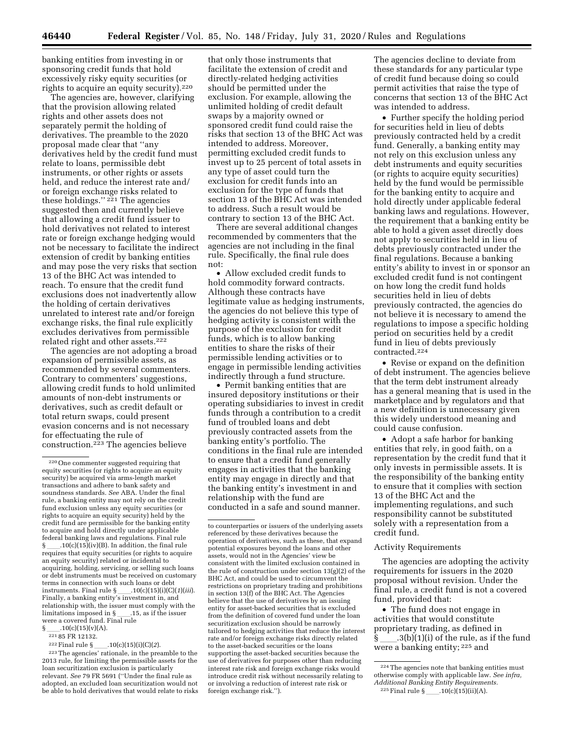banking entities from investing in or sponsoring credit funds that hold excessively risky equity securities (or rights to acquire an equity security).[220]

The agencies are, however, clarifying that the provision allowing related rights and other assets does not separately permit the holding of derivatives. The preamble to the 2020 proposal made clear that ''any derivatives held by the credit fund must relate to loans, permissible debt instruments, or other rights or assets held, and reduce the interest rate and/or foreign exchange risks related to these holdings.'' [221] The agencies suggested then and currently believe that allowing a credit fund issuer to hold derivatives not related to interest rate or foreign exchange hedging would not be necessary to facilitate the indirect extension of credit by banking entities and may pose the very risks that section 13 of the BHC Act was intended to reach. To ensure that the credit fund exclusions does not inadvertently allow the holding of certain derivatives unrelated to interest rate and/or foreign exchange risks, the final rule explicitly excludes derivatives from permissible related right and other assets.[222]

The agencies are not adopting a broad expansion of permissible assets, as recommended by several commenters. Contrary to commenters' suggestions, allowing credit funds to hold unlimited amounts of non-debt instruments or derivatives, such as credit default or total return swaps, could present evasion concerns and is not necessary for effectuating the rule of construction.[223] The agencies believe that only those instruments that facilitate the extension of credit and directly-related hedging activities should be permitted under the exclusion. For example, allowing the unlimited holding of credit default swaps by a majority owned or sponsored credit fund could raise the risks that section 13 of the BHC Act was intended to address. Moreover, permitting excluded credit funds to invest up to 25 percent of total assets in any type of asset could turn the exclusion for credit funds into an exclusion for the type of funds that section 13 of the BHC Act was intended to address. Such a result would be contrary to section 13 of the BHC Act.

There are several additional changes recommended by commenters that the agencies are not including in the final rule. Specifically, the final rule does not:

- Allow excluded credit funds to hold commodity forward contracts. Although these contracts have legitimate value as hedging instruments, the agencies do not believe this type of hedging activity is consistent with the purpose of the exclusion for credit funds, which is to allow banking entities to share the risks of their permissible lending activities or to engage in permissible lending activities indirectly through a fund structure.
- Permit banking entities that are insured depository institutions or their operating subsidiaries to invest in credit funds through a contribution to a credit fund of troubled loans and debt previously contracted assets from the banking entity's portfolio. The conditions in the final rule are intended to ensure that a credit fund generally engages in activities that the banking entity may engage in directly and that the banking entity's investment in and relationship with the fund are conducted in a safe and sound manner. The agencies decline to deviate from these standards for any particular type of credit fund because doing so could permit activities that raise the type of concerns that section 13 of the BHC Act was intended to address.
- Further specify the holding period for securities held in lieu of debts previously contracted held by a credit fund. Generally, a banking entity may not rely on this exclusion unless any debt instruments and equity securities (or rights to acquire equity securities) held by the fund would be permissible for the banking entity to acquire and hold directly under applicable federal banking laws and regulations. However, the requirement that a banking entity be able to hold a given asset directly does not apply to securities held in lieu of debts previously contracted under the final regulations. Because a banking entity's ability to invest in or sponsor an excluded credit fund is not contingent on how long the credit fund holds securities held in lieu of debts previously contracted, the agencies do not believe it is necessary to amend the regulations to impose a specific holding period on securities held by a credit fund in lieu of debts previously contracted.[224]
- Revise or expand on the definition of debt instrument. The agencies believe that the term debt instrument already has a general meaning that is used in the marketplace and by regulators and that a new definition is unnecessary given this widely understood meaning and could cause confusion.
- Adopt a safe harbor for banking entities that rely, in good faith, on a representation by the credit fund that it only invests in permissible assets. It is the responsibility of the banking entity to ensure that it complies with section 13 of the BHC Act and the implementing regulations, and such responsibility cannot be substituted solely with a representation from a credit fund.

Activity Requirements

The agencies are adopting the activity requirements for issuers in the 2020 proposal without revision. Under the final rule, a credit fund is not a covered fund, provided that:

- The fund does not engage in activities that would constitute proprietary trading, as defined in § ____.3(b)(1)(i) of the rule, as if the fund were a banking entity; [225] and

---

[220] One commenter suggested requiring that equity securities (or rights to acquire an equity security) be acquired via arms-length market transactions and adhere to bank safety and soundness standards. *See* ABA. Under the final rule, a banking entity may not rely on the credit fund exclusion unless any equity securities (or rights to acquire an equity security) held by the credit fund are permissible for the banking entity to acquire and hold directly under applicable federal banking laws and regulations. Final rule § ____.10(c)(15)(iv)(B). In addition, the final rule requires that equity securities (or rights to acquire an equity security) related or incidental to acquiring, holding, servicing, or selling such loans or debt instruments must be received on customary terms in connection with such loans or debt instruments. Final rule § ____.10(c)(15)(i)(C)(*1*)(*iii*). Finally, a banking entity's investment in, and relationship with, the issuer must comply with the limitations imposed in § ____.15, as if the issuer were a covered fund. Final rule § ____.10(c)(15)(v)(A).

[221] 85 FR 12132.

[222] Final rule § ____.10(c)(15)(i)(C)(*2*).

[223] The agencies' rationale, in the preamble to the 2013 rule, for limiting the permissible assets for the loan securitization exclusion is particularly relevant. *See* 79 FR 5691 (''Under the final rule as adopted, an excluded loan securitization would not be able to hold derivatives that would relate to risks to counterparties or issuers of the underlying assets referenced by these derivatives because the operation of derivatives, such as these, that expand potential exposures beyond the loans and other assets, would not in the Agencies' view be consistent with the limited exclusion contained in the rule of construction under section 13(g)(2) of the BHC Act, and could be used to circumvent the restrictions on proprietary trading and prohibitions in section 13(f) of the BHC Act. The Agencies believe that the use of derivatives by an issuing entity for asset-backed securities that is excluded from the definition of covered fund under the loan securitization exclusion should be narrowly tailored to hedging activities that reduce the interest rate and/or foreign exchange risks directly related to the asset-backed securities or the loans supporting the asset-backed securities because the use of derivatives for purposes other than reducing interest rate risk and foreign exchange risks would introduce credit risk without necessarily relating to or involving a reduction of interest rate risk or foreign exchange risk.'').

[224] The agencies note that banking entities must otherwise comply with applicable law. *See infra, Additional Banking Entity Requirements.*

[225] Final rule § ____.10(c)(15)(ii)(A).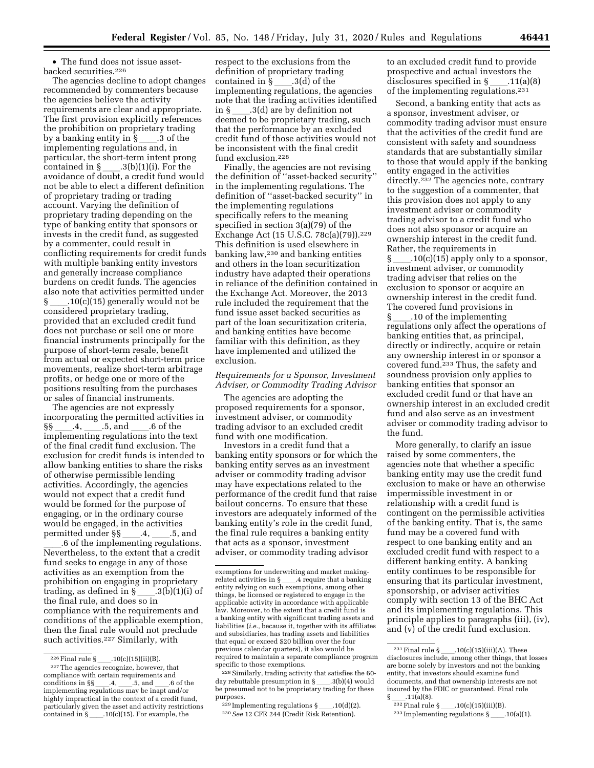- The fund does not issue asset-backed securities.[226]

The agencies decline to adopt changes recommended by commenters because the agencies believe the activity requirements are clear and appropriate. The first provision explicitly references the prohibition on proprietary trading by a banking entity in § ____.3 of the implementing regulations and, in particular, the short-term intent prong contained in § ____.3(b)(1)(i). For the avoidance of doubt, a credit fund would not be able to elect a different definition of proprietary trading or trading account. Varying the definition of proprietary trading depending on the type of banking entity that sponsors or invests in the credit fund, as suggested by a commenter, could result in conflicting requirements for credit funds with multiple banking entity investors and generally increase compliance burdens on credit funds. The agencies also note that activities permitted under § ____.10(c)(15) generally would not be considered proprietary trading, provided that an excluded credit fund does not purchase or sell one or more financial instruments principally for the purpose of short-term resale, benefit from actual or expected short-term price movements, realize short-term arbitrage profits, or hedge one or more of the positions resulting from the purchases or sales of financial instruments.

The agencies are not expressly incorporating the permitted activities in §§ ____.4, ____.5, and ____.6 of the implementing regulations into the text of the final credit fund exclusion. The exclusion for credit funds is intended to allow banking entities to share the risks of otherwise permissible lending activities. Accordingly, the agencies would not expect that a credit fund would be formed for the purpose of engaging, or in the ordinary course would be engaged, in the activities permitted under §§ ____.4, ____.5, and ____.6 of the implementing regulations. Nevertheless, to the extent that a credit fund seeks to engage in any of those activities as an exemption from the prohibition on engaging in proprietary trading, as defined in § ____.3(b)(1)(i) of the final rule, and does so in compliance with the requirements and conditions of the applicable exemption, then the final rule would not preclude such activities.[227] Similarly, with respect to the exclusions from the definition of proprietary trading contained in § ____.3(d) of the implementing regulations, the agencies note that the trading activities identified in § ____.3(d) are by definition not deemed to be proprietary trading, such that the performance by an excluded credit fund of those activities would not be inconsistent with the final credit fund exclusion.[228]

Finally, the agencies are not revising the definition of ''asset-backed security'' in the implementing regulations. The definition of ''asset-backed security'' in the implementing regulations specifically refers to the meaning specified in section 3(a)(79) of the Exchange Act (15 U.S.C. 78c(a)(79)).[229] This definition is used elsewhere in banking law,[230] and banking entities and others in the loan securitization industry have adapted their operations in reliance of the definition contained in the Exchange Act. Moreover, the 2013 rule included the requirement that the fund issue asset backed securities as part of the loan securitization criteria, and banking entities have become familiar with this definition, as they have implemented and utilized the exclusion.

*Requirements for a Sponsor, Investment Adviser, or Commodity Trading Advisor*

The agencies are adopting the proposed requirements for a sponsor, investment adviser, or commodity trading advisor to an excluded credit fund with one modification.

Investors in a credit fund that a banking entity sponsors or for which the banking entity serves as an investment adviser or commodity trading advisor may have expectations related to the performance of the credit fund that raise bailout concerns. To ensure that these investors are adequately informed of the banking entity's role in the credit fund, the final rule requires a banking entity that acts as a sponsor, investment adviser, or commodity trading advisor to an excluded credit fund to provide prospective and actual investors the disclosures specified in § ____.11(a)(8) of the implementing regulations.[231]

Second, a banking entity that acts as a sponsor, investment adviser, or commodity trading advisor must ensure that the activities of the credit fund are consistent with safety and soundness standards that are substantially similar to those that would apply if the banking entity engaged in the activities directly.[232] The agencies note, contrary to the suggestion of a commenter, that this provision does not apply to any investment adviser or commodity trading advisor to a credit fund who does not also sponsor or acquire an ownership interest in the credit fund. Rather, the requirements in § ____.10(c)(15) apply only to a sponsor, investment adviser, or commodity trading adviser that relies on the exclusion to sponsor or acquire an ownership interest in the credit fund. The covered fund provisions in § ____.10 of the implementing regulations only affect the operations of banking entities that, as principal, directly or indirectly, acquire or retain any ownership interest in or sponsor a covered fund.[233] Thus, the safety and soundness provision only applies to banking entities that sponsor an excluded credit fund or that have an ownership interest in an excluded credit fund and also serve as an investment adviser or commodity trading advisor to the fund.

More generally, to clarify an issue raised by some commenters, the agencies note that whether a specific banking entity may use the credit fund exclusion to make or have an otherwise impermissible investment in or relationship with a credit fund is contingent on the permissible activities of the banking entity. That is, the same fund may be a covered fund with respect to one banking entity and an excluded credit fund with respect to a different banking entity. A banking entity continues to be responsible for ensuring that its particular investment, sponsorship, or adviser activities comply with section 13 of the BHC Act and its implementing regulations. This principle applies to paragraphs (iii), (iv), and (v) of the credit fund exclusion.

---

[226] Final rule § ____.10(c)(15)(ii)(B).

[227] The agencies recognize, however, that compliance with certain requirements and conditions in §§ ____.4, ____.5, and ____.6 of the implementing regulations may be inapt and/or highly impractical in the context of a credit fund, particularly given the asset and activity restrictions contained in § ____.10(c)(15). For example, the exemptions for underwriting and market making-related activities in § ____.4 require that a banking entity relying on such exemptions, among other things, be licensed or registered to engage in the applicable activity in accordance with applicable law. Moreover, to the extent that a credit fund is a banking entity with significant trading assets and liabilities (*i.e.,* because it, together with its affiliates and subsidiaries, has trading assets and liabilities that equal or exceed $20 billion over the four previous calendar quarters), it also would be required to maintain a separate compliance program specific to those exemptions.

[228] Similarly, trading activity that satisfies the 60-day rebuttable presumption in § ____.3(b)(4) would be presumed not to be proprietary trading for these purposes.

[229] Implementing regulations § ____.10(d)(2).

[230] *See* 12 CFR 244 (Credit Risk Retention).

[231] Final rule § ____.10(c)(15)(iii)(A). These disclosures include, among other things, that losses are borne solely by investors and not the banking entity, that investors should examine fund documents, and that ownership interests are not insured by the FDIC or guaranteed. Final rule § ____.11(a)(8).

[232] Final rule § ____.10(c)(15)(iii)(B).

[233] Implementing regulations § ____.10(a)(1).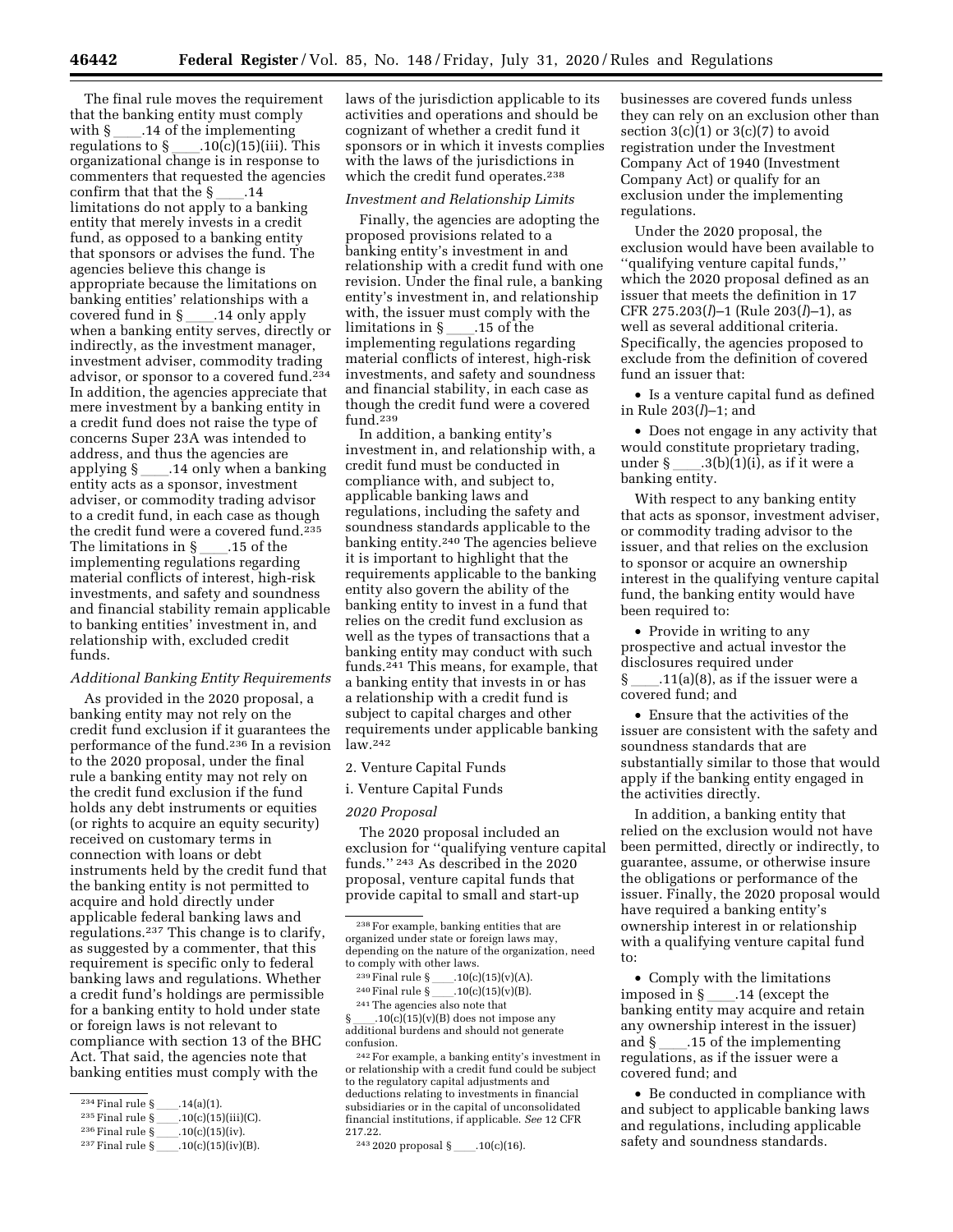The final rule moves the requirement that the banking entity must comply with § ____.14 of the implementing regulations to § ____.10(c)(15)(iii). This organizational change is in response to commenters that requested the agencies confirm that that the § ____.14 limitations do not apply to a banking entity that merely invests in a credit fund, as opposed to a banking entity that sponsors or advises the fund. The agencies believe this change is appropriate because the limitations on banking entities' relationships with a covered fund in § ____.14 only apply when a banking entity serves, directly or indirectly, as the investment manager, investment adviser, commodity trading advisor, or sponsor to a covered fund.[234] In addition, the agencies appreciate that mere investment by a banking entity in a credit fund does not raise the type of concerns Super 23A was intended to address, and thus the agencies are applying § ____.14 only when a banking entity acts as a sponsor, investment adviser, or commodity trading advisor to a credit fund, in each case as though the credit fund were a covered fund.[235] The limitations in § ____.15 of the implementing regulations regarding material conflicts of interest, high-risk investments, and safety and soundness and financial stability remain applicable to banking entities' investment in, and relationship with, excluded credit funds.

*Additional Banking Entity Requirements*

As provided in the 2020 proposal, a banking entity may not rely on the credit fund exclusion if it guarantees the performance of the fund.[236] In a revision to the 2020 proposal, under the final rule a banking entity may not rely on the credit fund exclusion if the fund holds any debt instruments or equities (or rights to acquire an equity security) received on customary terms in connection with loans or debt instruments held by the credit fund that the banking entity is not permitted to acquire and hold directly under applicable federal banking laws and regulations.[237] This change is to clarify, as suggested by a commenter, that this requirement is specific only to federal banking laws and regulations. Whether a credit fund's holdings are permissible for a banking entity to hold under state or foreign laws is not relevant to compliance with section 13 of the BHC Act. That said, the agencies note that banking entities must comply with the laws of the jurisdiction applicable to its activities and operations and should be cognizant of whether a credit fund it sponsors or in which it invests complies with the laws of the jurisdictions in which the credit fund operates.[238]

*Investment and Relationship Limits*

Finally, the agencies are adopting the proposed provisions related to a banking entity's investment in and relationship with a credit fund with one revision. Under the final rule, a banking entity's investment in, and relationship with, the issuer must comply with the limitations in § ____.15 of the implementing regulations regarding material conflicts of interest, high-risk investments, and safety and soundness and financial stability, in each case as though the credit fund were a covered fund.[239]

In addition, a banking entity's investment in, and relationship with, a credit fund must be conducted in compliance with, and subject to, applicable banking laws and regulations, including the safety and soundness standards applicable to the banking entity.[240] The agencies believe it is important to highlight that the requirements applicable to the banking entity also govern the ability of the banking entity to invest in a fund that relies on the credit fund exclusion as well as the types of transactions that a banking entity may conduct with such funds.[241] This means, for example, that a banking entity that invests in or has a relationship with a credit fund is subject to capital charges and other requirements under applicable banking law.[242]

2. Venture Capital Funds

i. Venture Capital Funds

*2020 Proposal*

The 2020 proposal included an exclusion for "qualifying venture capital funds." [243] As described in the 2020 proposal, venture capital funds that provide capital to small and start-up businesses are covered funds unless they can rely on an exclusion other than section 3(c)(1) or 3(c)(7) to avoid registration under the Investment Company Act of 1940 (Investment Company Act) or qualify for an exclusion under the implementing regulations.

Under the 2020 proposal, the exclusion would have been available to "qualifying venture capital funds," which the 2020 proposal defined as an issuer that meets the definition in 17 CFR 275.203(*l*)–1 (Rule 203(*l*)–1), as well as several additional criteria. Specifically, the agencies proposed to exclude from the definition of covered fund an issuer that:

- Is a venture capital fund as defined in Rule 203(*l*)–1; and
- Does not engage in any activity that would constitute proprietary trading, under § ____.3(b)(1)(i), as if it were a banking entity.

With respect to any banking entity that acts as sponsor, investment adviser, or commodity trading advisor to the issuer, and that relies on the exclusion to sponsor or acquire an ownership interest in the qualifying venture capital fund, the banking entity would have been required to:

- Provide in writing to any prospective and actual investor the disclosures required under § ____.11(a)(8), as if the issuer were a covered fund; and
- Ensure that the activities of the issuer are consistent with the safety and soundness standards that are substantially similar to those that would apply if the banking entity engaged in the activities directly.

In addition, a banking entity that relied on the exclusion would not have been permitted, directly or indirectly, to guarantee, assume, or otherwise insure the obligations or performance of the issuer. Finally, the 2020 proposal would have required a banking entity's ownership interest in or relationship with a qualifying venture capital fund to:

- Comply with the limitations imposed in § ____.14 (except the banking entity may acquire and retain any ownership interest in the issuer) and § ____.15 of the implementing regulations, as if the issuer were a covered fund; and
- Be conducted in compliance with and subject to applicable banking laws and regulations, including applicable safety and soundness standards.

---

[234] Final rule § ____.14(a)(1).

[235] Final rule § ____.10(c)(15)(iii)(C).

[236] Final rule § ____.10(c)(15)(iv).

[237] Final rule § ____.10(c)(15)(iv)(B).

[238] For example, banking entities that are organized under state or foreign laws may, depending on the nature of the organization, need to comply with other laws.

[239] Final rule § ____.10(c)(15)(v)(A).

[240] Final rule § ____.10(c)(15)(v)(B).

[241] The agencies also note that § ____.10(c)(15)(v)(B) does not impose any additional burdens and should not generate confusion.

[242] For example, a banking entity's investment in or relationship with a credit fund could be subject to the regulatory capital adjustments and deductions relating to investments in financial subsidiaries or in the capital of unconsolidated financial institutions, if applicable. *See* 12 CFR 217.22.

[243] 2020 proposal § ____.10(c)(16).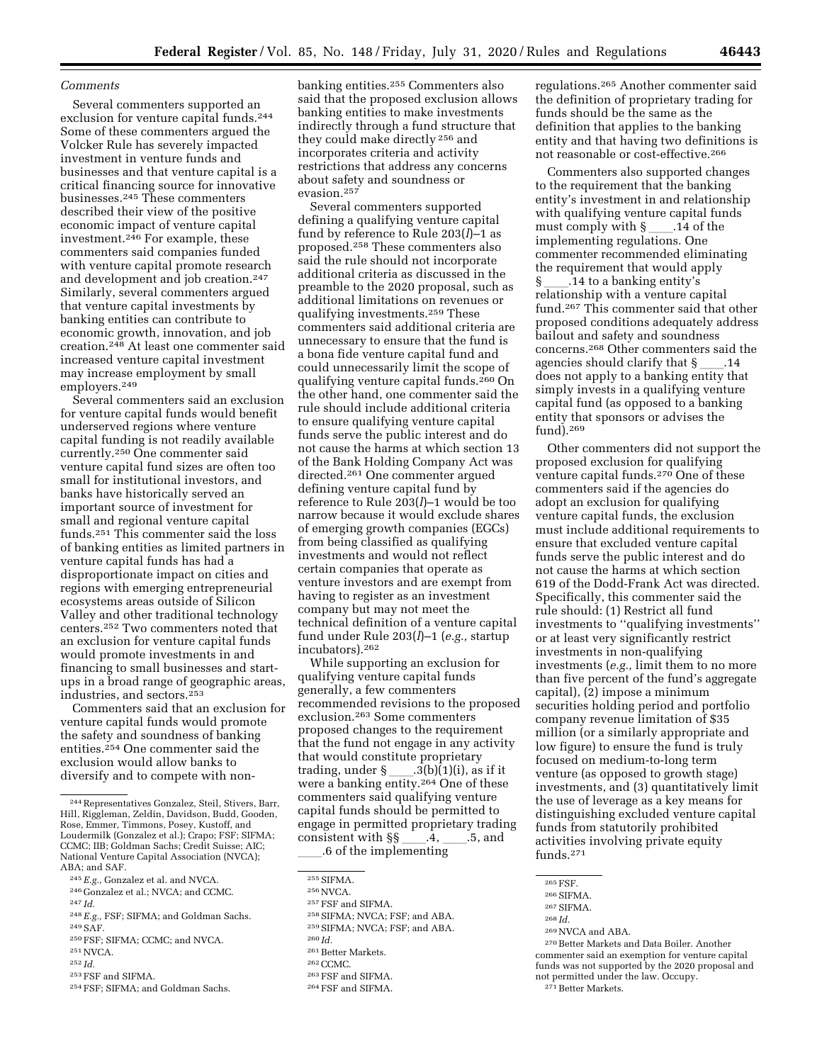*Comments*

Several commenters supported an exclusion for venture capital funds.[244] Some of these commenters argued the Volcker Rule has severely impacted investment in venture funds and businesses and that venture capital is a critical financing source for innovative businesses.[245] These commenters described their view of the positive economic impact of venture capital investment.[246] For example, these commenters said companies funded with venture capital promote research and development and job creation.[247] Similarly, several commenters argued that venture capital investments by banking entities can contribute to economic growth, innovation, and job creation.[248] At least one commenter said increased venture capital investment may increase employment by small employers.[249]

Several commenters said an exclusion for venture capital funds would benefit underserved regions where venture capital funding is not readily available currently.[250] One commenter said venture capital fund sizes are often too small for institutional investors, and banks have historically served an important source of investment for small and regional venture capital funds.[251] This commenter said the loss of banking entities as limited partners in venture capital funds has had a disproportionate impact on cities and regions with emerging entrepreneurial ecosystems areas outside of Silicon Valley and other traditional technology centers.[252] Two commenters noted that an exclusion for venture capital funds would promote investments in and financing to small businesses and start-ups in a broad range of geographic areas, industries, and sectors.[253]

Commenters said that an exclusion for venture capital funds would promote the safety and soundness of banking entities.[254] One commenter said the exclusion would allow banks to diversify and to compete with non-banking entities.[255] Commenters also said that the proposed exclusion allows banking entities to make investments indirectly through a fund structure that they could make directly [256] and incorporates criteria and activity restrictions that address any concerns about safety and soundness or evasion.[257]

Several commenters supported defining a qualifying venture capital fund by reference to Rule 203(*l*)–1 as proposed.[258] These commenters also said the rule should not incorporate additional criteria as discussed in the preamble to the 2020 proposal, such as additional limitations on revenues or qualifying investments.[259] These commenters said additional criteria are unnecessary to ensure that the fund is a bona fide venture capital fund and could unnecessarily limit the scope of qualifying venture capital funds.[260] On the other hand, one commenter said the rule should include additional criteria to ensure qualifying venture capital funds serve the public interest and do not cause the harms at which section 13 of the Bank Holding Company Act was directed.[261] One commenter argued defining venture capital fund by reference to Rule 203(*l*)–1 would be too narrow because it would exclude shares of emerging growth companies (EGCs) from being classified as qualifying investments and would not reflect certain companies that operate as venture investors and are exempt from having to register as an investment company but may not meet the technical definition of a venture capital fund under Rule 203(*l*)–1 (*e.g.,* startup incubators).[262]

While supporting an exclusion for qualifying venture capital funds generally, a few commenters recommended revisions to the proposed exclusion.[263] Some commenters proposed changes to the requirement that the fund not engage in any activity that would constitute proprietary trading, under § ___.3(b)(1)(i), as if it were a banking entity.[264] One of these commenters said qualifying venture capital funds should be permitted to engage in permitted proprietary trading consistent with §§ ___.4, ___.5, and ___.6 of the implementing regulations.[265] Another commenter said the definition of proprietary trading for funds should be the same as the definition that applies to the banking entity and that having two definitions is not reasonable or cost-effective.[266]

Commenters also supported changes to the requirement that the banking entity's investment in and relationship with qualifying venture capital funds must comply with § ___.14 of the implementing regulations. One commenter recommended eliminating the requirement that would apply § ___.14 to a banking entity's relationship with a venture capital fund.[267] This commenter said that other proposed conditions adequately address bailout and safety and soundness concerns.[268] Other commenters said the agencies should clarify that § ___.14 does not apply to a banking entity that simply invests in a qualifying venture capital fund (as opposed to a banking entity that sponsors or advises the fund).[269]

Other commenters did not support the proposed exclusion for qualifying venture capital funds.[270] One of these commenters said if the agencies do adopt an exclusion for qualifying venture capital funds, the exclusion must include additional requirements to ensure that excluded venture capital funds serve the public interest and do not cause the harms at which section 619 of the Dodd-Frank Act was directed. Specifically, this commenter said the rule should: (1) Restrict all fund investments to ''qualifying investments'' or at least very significantly restrict investments in non-qualifying investments (*e.g.,* limit them to no more than five percent of the fund's aggregate capital), (2) impose a minimum securities holding period and portfolio company revenue limitation of $35 million (or a similarly appropriate and low figure) to ensure the fund is truly focused on medium-to-long term venture (as opposed to growth stage) investments, and (3) quantitatively limit the use of leverage as a key means for distinguishing excluded venture capital funds from statutorily prohibited activities involving private equity funds.[271]

---

[244] Representatives Gonzalez, Steil, Stivers, Barr, Hill, Riggleman, Zeldin, Davidson, Budd, Gooden, Rose, Emmer, Timmons, Posey, Kustoff, and Loudermilk (Gonzalez et al.); Crapo; FSF; SIFMA; CCMC; IIB; Goldman Sachs; Credit Suisse; AIC; National Venture Capital Association (NVCA); ABA; and SAF.

[245] *E.g.,* Gonzalez et al. and NVCA.

[246] Gonzalez et al.; NVCA; and CCMC.

[247] *Id.*

[248] *E.g.,* FSF; SIFMA; and Goldman Sachs.

[249] SAF.

[250] FSF; SIFMA; CCMC; and NVCA.

[251] NVCA.

[252] *Id.*

[253] FSF and SIFMA.

[254] FSF; SIFMA; and Goldman Sachs.

[255] SIFMA.

[256] NVCA.

[257] FSF and SIFMA.

[258] SIFMA; NVCA; FSF; and ABA.

[259] SIFMA; NVCA; FSF; and ABA.

[260] *Id.*

[261] Better Markets.

[262] CCMC.

[263] FSF and SIFMA.

[264] FSF and SIFMA.

[265] FSF.

[266] SIFMA.

[267] SIFMA.

[268] *Id.*

[269] NVCA and ABA.

[270] Better Markets and Data Boiler. Another commenter said an exemption for venture capital funds was not supported by the 2020 proposal and not permitted under the law. Occupy.

[271] Better Markets.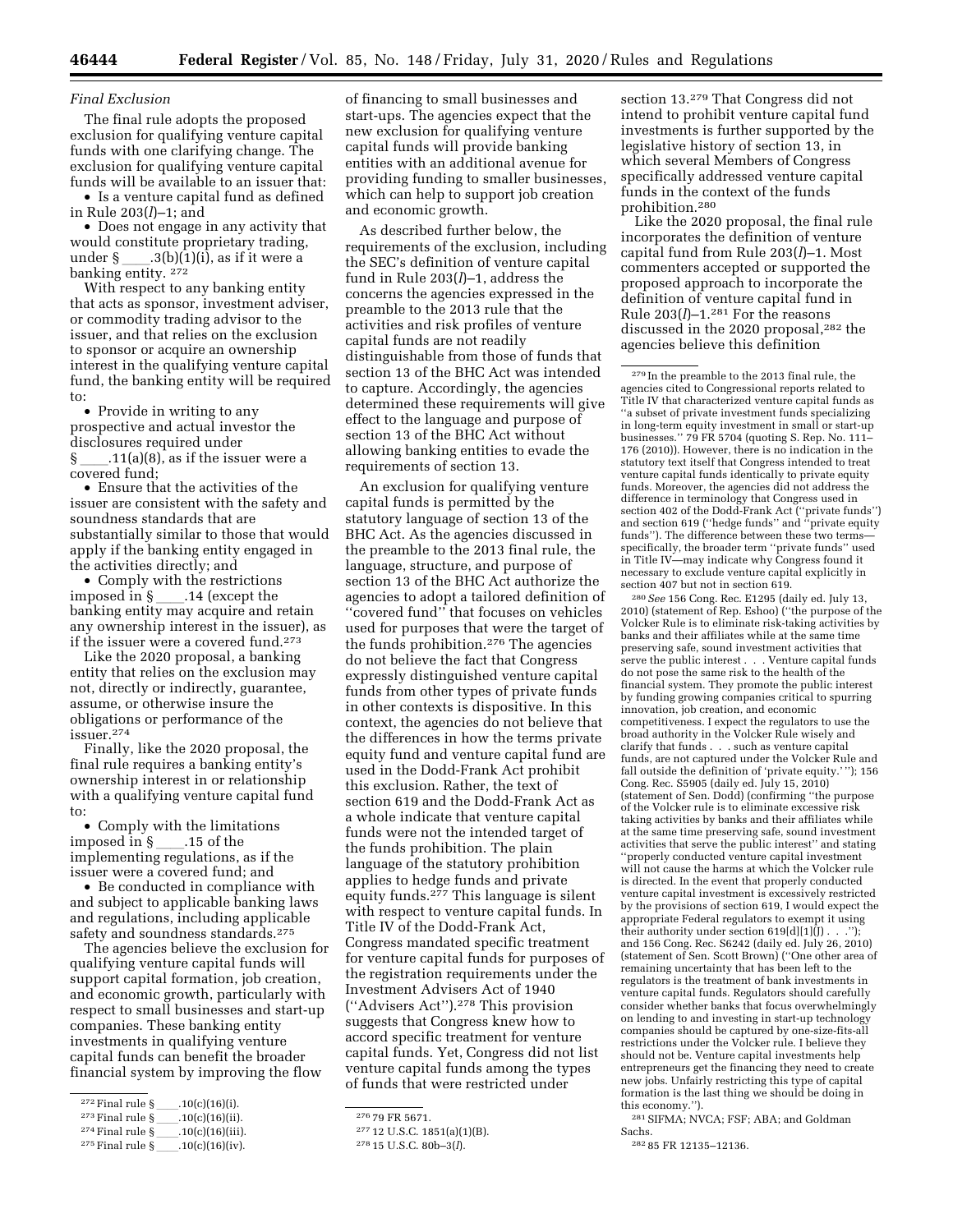*Final Exclusion*

The final rule adopts the proposed exclusion for qualifying venture capital funds with one clarifying change. The exclusion for qualifying venture capital funds will be available to an issuer that:

- Is a venture capital fund as defined in Rule 203(*l*)–1; and
- Does not engage in any activity that would constitute proprietary trading, under § ____.3(b)(1)(i), as if it were a banking entity.[272]

With respect to any banking entity that acts as sponsor, investment adviser, or commodity trading advisor to the issuer, and that relies on the exclusion to sponsor or acquire an ownership interest in the qualifying venture capital fund, the banking entity will be required to:

- Provide in writing to any prospective and actual investor the disclosures required under § ____.11(a)(8), as if the issuer were a covered fund;
- Ensure that the activities of the issuer are consistent with the safety and soundness standards that are substantially similar to those that would apply if the banking entity engaged in the activities directly; and
- Comply with the restrictions imposed in § ____.14 (except the banking entity may acquire and retain any ownership interest in the issuer), as if the issuer were a covered fund.[273]

Like the 2020 proposal, a banking entity that relies on the exclusion may not, directly or indirectly, guarantee, assume, or otherwise insure the obligations or performance of the issuer.[274]

Finally, like the 2020 proposal, the final rule requires a banking entity's ownership interest in or relationship with a qualifying venture capital fund to:

- Comply with the limitations imposed in § ____.15 of the implementing regulations, as if the issuer were a covered fund; and
- Be conducted in compliance with and subject to applicable banking laws and regulations, including applicable safety and soundness standards.[275]

The agencies believe the exclusion for qualifying venture capital funds will support capital formation, job creation, and economic growth, particularly with respect to small businesses and start-up companies. These banking entity investments in qualifying venture capital funds can benefit the broader financial system by improving the flow of financing to small businesses and start-ups. The agencies expect that the new exclusion for qualifying venture capital funds will provide banking entities with an additional avenue for providing funding to smaller businesses, which can help to support job creation and economic growth.

As described further below, the requirements of the exclusion, including the SEC's definition of venture capital fund in Rule 203(*l*)–1, address the concerns the agencies expressed in the preamble to the 2013 rule that the activities and risk profiles of venture capital funds are not readily distinguishable from those of funds that section 13 of the BHC Act was intended to capture. Accordingly, the agencies determined these requirements will give effect to the language and purpose of section 13 of the BHC Act without allowing banking entities to evade the requirements of section 13.

An exclusion for qualifying venture capital funds is permitted by the statutory language of section 13 of the BHC Act. As the agencies discussed in the preamble to the 2013 final rule, the language, structure, and purpose of section 13 of the BHC Act authorize the agencies to adopt a tailored definition of "covered fund" that focuses on vehicles used for purposes that were the target of the funds prohibition.[276] The agencies do not believe the fact that Congress expressly distinguished venture capital funds from other types of private funds in other contexts is dispositive. In this context, the agencies do not believe that the differences in how the terms private equity fund and venture capital fund are used in the Dodd-Frank Act prohibit this exclusion. Rather, the text of section 619 and the Dodd-Frank Act as a whole indicate that venture capital funds were not the intended target of the funds prohibition. The plain language of the statutory prohibition applies to hedge funds and private equity funds.[277] This language is silent with respect to venture capital funds. In Title IV of the Dodd-Frank Act, Congress mandated specific treatment for venture capital funds for purposes of the registration requirements under the Investment Advisers Act of 1940 ("Advisers Act").[278] This provision suggests that Congress knew how to accord specific treatment for venture capital funds. Yet, Congress did not list venture capital funds among the types of funds that were restricted under section 13.[279] That Congress did not intend to prohibit venture capital fund investments is further supported by the legislative history of section 13, in which several Members of Congress specifically addressed venture capital funds in the context of the funds prohibition.[280]

Like the 2020 proposal, the final rule incorporates the definition of venture capital fund from Rule 203(*l*)–1. Most commenters accepted or supported the proposed approach to incorporate the definition of venture capital fund in Rule 203(*l*)–1.[281] For the reasons discussed in the 2020 proposal,[282] the agencies believe this definition

---

[272] Final rule § ____.10(c)(16)(i).

[273] Final rule § ____.10(c)(16)(ii).

[274] Final rule § ____.10(c)(16)(iii).

[275] Final rule § ____.10(c)(16)(iv).

[276] 79 FR 5671.

[277] 12 U.S.C. 1851(a)(1)(B).

[278] 15 U.S.C. 80b–3(*l*).

[279] In the preamble to the 2013 final rule, the agencies cited to Congressional reports related to Title IV that characterized venture capital funds as "a subset of private investment funds specializing in long-term equity investment in small or start-up businesses." 79 FR 5704 (quoting S. Rep. No. 111–176 (2010)). However, there is no indication in the statutory text itself that Congress intended to treat venture capital funds identically to private equity funds. Moreover, the agencies did not address the difference in terminology that Congress used in section 402 of the Dodd-Frank Act ("private funds") and section 619 ("hedge funds" and "private equity funds"). The difference between these two terms—specifically, the broader term "private funds" used in Title IV—may indicate why Congress found it necessary to exclude venture capital explicitly in section 407 but not in section 619.

[280] *See* 156 Cong. Rec. E1295 (daily ed. July 13, 2010) (statement of Rep. Eshoo) ("the purpose of the Volcker Rule is to eliminate risk-taking activities by banks and their affiliates while at the same time preserving safe, sound investment activities that serve the public interest . . . Venture capital funds do not pose the same risk to the health of the financial system. They promote the public interest by funding growing companies critical to spurring innovation, job creation, and economic competitiveness. I expect the regulators to use the broad authority in the Volcker Rule wisely and clarify that funds . . . such as venture capital funds, are not captured under the Volcker Rule and fall outside the definition of 'private equity.' "); 156 Cong. Rec. S5905 (daily ed. July 15, 2010) (statement of Sen. Dodd) (confirming "the purpose of the Volcker rule is to eliminate excessive risk taking activities by banks and their affiliates while at the same time preserving safe, sound investment activities that serve the public interest" and stating "properly conducted venture capital investment will not cause the harms at which the Volcker rule is directed. In the event that properly conducted venture capital investment is excessively restricted by the provisions of section 619, I would expect the appropriate Federal regulators to exempt it using their authority under section 619[d][1](J) . . ."); and 156 Cong. Rec. S6242 (daily ed. July 26, 2010) (statement of Sen. Scott Brown) ("One other area of remaining uncertainty that has been left to the regulators is the treatment of bank investments in venture capital funds. Regulators should carefully consider whether banks that focus overwhelmingly on lending to and investing in start-up technology companies should be captured by one-size-fits-all restrictions under the Volcker rule. I believe they should not be. Venture capital investments help entrepreneurs get the financing they need to create new jobs. Unfairly restricting this type of capital formation is the last thing we should be doing in this economy.").

[281] SIFMA; NVCA; FSF; ABA; and Goldman Sachs.

[282] 85 FR 12135–12136.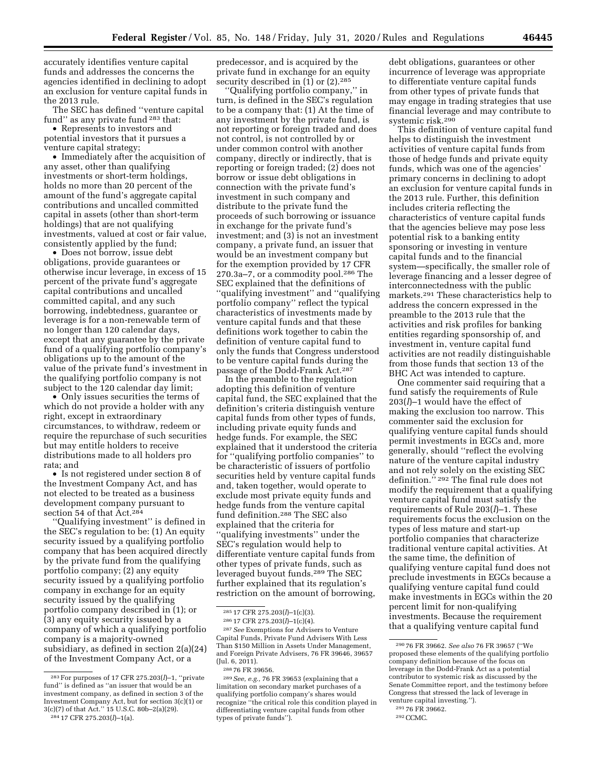accurately identifies venture capital funds and addresses the concerns the agencies identified in declining to adopt an exclusion for venture capital funds in the 2013 rule.

The SEC has defined ''venture capital fund'' as any private fund [283] that:

- Represents to investors and potential investors that it pursues a venture capital strategy;
- Immediately after the acquisition of any asset, other than qualifying investments or short-term holdings, holds no more than 20 percent of the amount of the fund's aggregate capital contributions and uncalled committed capital in assets (other than short-term holdings) that are not qualifying investments, valued at cost or fair value, consistently applied by the fund;
- Does not borrow, issue debt obligations, provide guarantees or otherwise incur leverage, in excess of 15 percent of the private fund's aggregate capital contributions and uncalled committed capital, and any such borrowing, indebtedness, guarantee or leverage is for a non-renewable term of no longer than 120 calendar days, except that any guarantee by the private fund of a qualifying portfolio company's obligations up to the amount of the value of the private fund's investment in the qualifying portfolio company is not subject to the 120 calendar day limit;
- Only issues securities the terms of which do not provide a holder with any right, except in extraordinary circumstances, to withdraw, redeem or require the repurchase of such securities but may entitle holders to receive distributions made to all holders pro rata; and
- Is not registered under section 8 of the Investment Company Act, and has not elected to be treated as a business development company pursuant to section 54 of that Act.[284]

''Qualifying investment'' is defined in the SEC's regulation to be: (1) An equity security issued by a qualifying portfolio company that has been acquired directly by the private fund from the qualifying portfolio company; (2) any equity security issued by a qualifying portfolio company in exchange for an equity security issued by the qualifying portfolio company described in (1); or (3) any equity security issued by a company of which a qualifying portfolio company is a majority-owned subsidiary, as defined in section 2(a)(24) of the Investment Company Act, or a predecessor, and is acquired by the private fund in exchange for an equity security described in (1) or (2).[285]

''Qualifying portfolio company,'' in turn, is defined in the SEC's regulation to be a company that: (1) At the time of any investment by the private fund, is not reporting or foreign traded and does not control, is not controlled by or under common control with another company, directly or indirectly, that is reporting or foreign traded; (2) does not borrow or issue debt obligations in connection with the private fund's investment in such company and distribute to the private fund the proceeds of such borrowing or issuance in exchange for the private fund's investment; and (3) is not an investment company, a private fund, an issuer that would be an investment company but for the exemption provided by 17 CFR 270.3a–7, or a commodity pool.[286] The SEC explained that the definitions of ''qualifying investment'' and ''qualifying portfolio company'' reflect the typical characteristics of investments made by venture capital funds and that these definitions work together to cabin the definition of venture capital fund to only the funds that Congress understood to be venture capital funds during the passage of the Dodd-Frank Act.[287]

In the preamble to the regulation adopting this definition of venture capital fund, the SEC explained that the definition's criteria distinguish venture capital funds from other types of funds, including private equity funds and hedge funds. For example, the SEC explained that it understood the criteria for ''qualifying portfolio companies'' to be characteristic of issuers of portfolio securities held by venture capital funds and, taken together, would operate to exclude most private equity funds and hedge funds from the venture capital fund definition.[288] The SEC also explained that the criteria for ''qualifying investments'' under the SEC's regulation would help to differentiate venture capital funds from other types of private funds, such as leveraged buyout funds.[289] The SEC further explained that its regulation's restriction on the amount of borrowing, debt obligations, guarantees or other incurrence of leverage was appropriate to differentiate venture capital funds from other types of private funds that may engage in trading strategies that use financial leverage and may contribute to systemic risk.[290]

This definition of venture capital fund helps to distinguish the investment activities of venture capital funds from those of hedge funds and private equity funds, which was one of the agencies' primary concerns in declining to adopt an exclusion for venture capital funds in the 2013 rule. Further, this definition includes criteria reflecting the characteristics of venture capital funds that the agencies believe may pose less potential risk to a banking entity sponsoring or investing in venture capital funds and to the financial system—specifically, the smaller role of leverage financing and a lesser degree of interconnectedness with the public markets.[291] These characteristics help to address the concern expressed in the preamble to the 2013 rule that the activities and risk profiles for banking entities regarding sponsorship of, and investment in, venture capital fund activities are not readily distinguishable from those funds that section 13 of the BHC Act was intended to capture.

One commenter said requiring that a fund satisfy the requirements of Rule 203(*l*)–1 would have the effect of making the exclusion too narrow. This commenter said the exclusion for qualifying venture capital funds should permit investments in EGCs and, more generally, should ''reflect the evolving nature of the venture capital industry and not rely solely on the existing SEC definition.'' [292] The final rule does not modify the requirement that a qualifying venture capital fund must satisfy the requirements of Rule 203(*l*)–1. These requirements focus the exclusion on the types of less mature and start-up portfolio companies that characterize traditional venture capital activities. At the same time, the definition of qualifying venture capital fund does not preclude investments in EGCs because a qualifying venture capital fund could make investments in EGCs within the 20 percent limit for non-qualifying investments. Because the requirement that a qualifying venture capital fund

---

[283] For purposes of 17 CFR 275.203(*l*)–1, ''private fund'' is defined as ''an issuer that would be an investment company, as defined in section 3 of the Investment Company Act, but for section 3(c)(1) or 3(c)(7) of that Act.'' 15 U.S.C. 80b–2(a)(29).

[284] 17 CFR 275.203(*l*)–1(a).

[285] 17 CFR 275.203(*l*)–1(c)(3).

[286] 17 CFR 275.203(*l*)–1(c)(4).

[287] *See* Exemptions for Advisers to Venture Capital Funds, Private Fund Advisers With Less Than $150 Million in Assets Under Management, and Foreign Private Advisers, 76 FR 39646, 39657 (Jul. 6, 2011).

[288] 76 FR 39656.

[289] *See, e.g.,* 76 FR 39653 (explaining that a limitation on secondary market purchases of a qualifying portfolio company's shares would recognize ''the critical role this condition played in differentiating venture capital funds from other types of private funds'').

[290] 76 FR 39662. *See also* 76 FR 39657 (''We proposed these elements of the qualifying portfolio company definition because of the focus on leverage in the Dodd-Frank Act as a potential contributor to systemic risk as discussed by the Senate Committee report, and the testimony before Congress that stressed the lack of leverage in venture capital investing.'').

[291] 76 FR 39662.

[292] CCMC.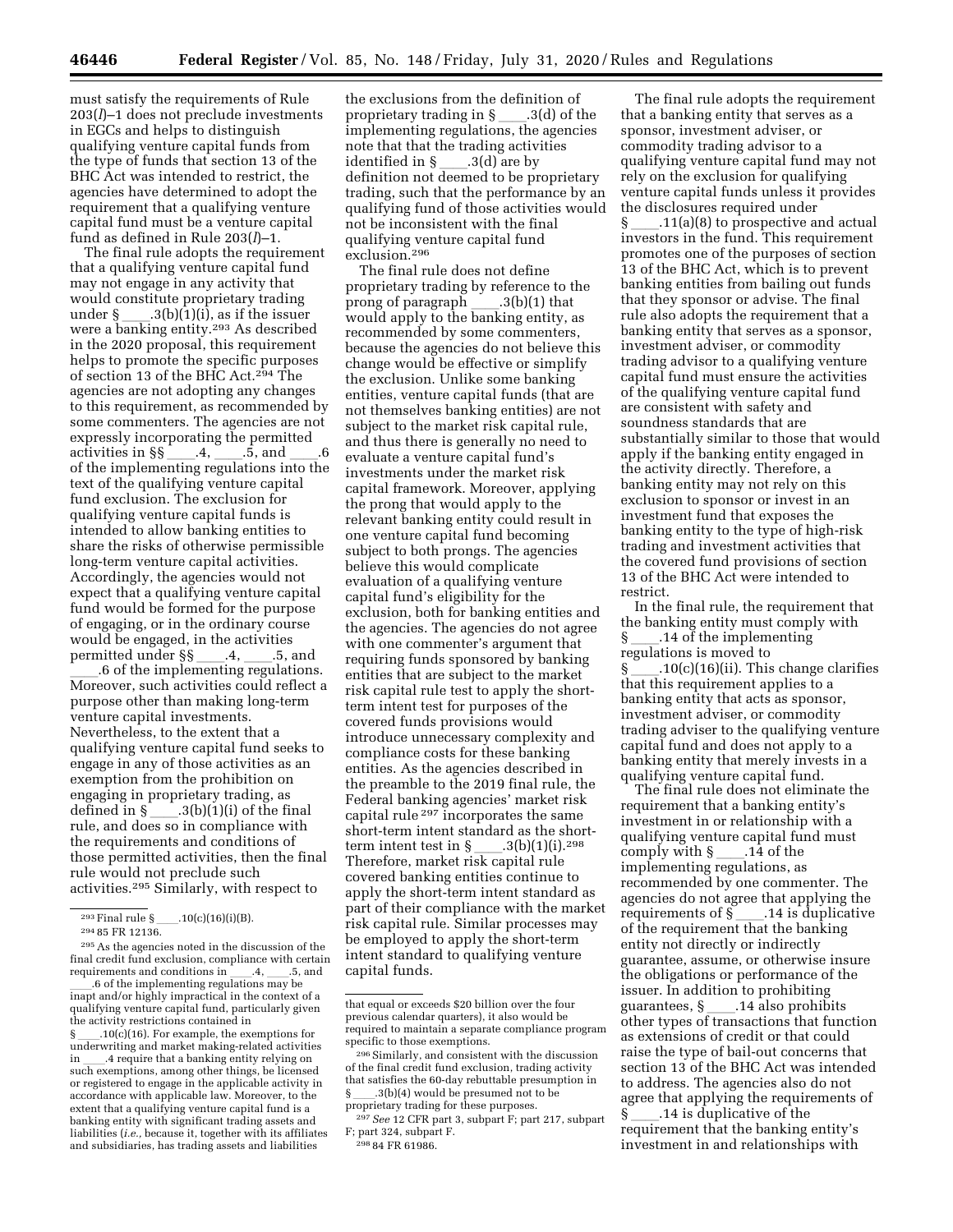must satisfy the requirements of Rule 203(*l*)–1 does not preclude investments in EGCs and helps to distinguish qualifying venture capital funds from the type of funds that section 13 of the BHC Act was intended to restrict, the agencies have determined to adopt the requirement that a qualifying venture capital fund must be a venture capital fund as defined in Rule 203(*l*)–1.

The final rule adopts the requirement that a qualifying venture capital fund may not engage in any activity that would constitute proprietary trading under § ___.3(b)(1)(i), as if the issuer were a banking entity.[293] As described in the 2020 proposal, this requirement helps to promote the specific purposes of section 13 of the BHC Act.[294] The agencies are not adopting any changes to this requirement, as recommended by some commenters. The agencies are not expressly incorporating the permitted activities in §§ ___.4, ___.5, and ___.6 of the implementing regulations into the text of the qualifying venture capital fund exclusion. The exclusion for qualifying venture capital funds is intended to allow banking entities to share the risks of otherwise permissible long-term venture capital activities. Accordingly, the agencies would not expect that a qualifying venture capital fund would be formed for the purpose of engaging, or in the ordinary course would be engaged, in the activities permitted under §§ ___.4, ___.5, and ___.6 of the implementing regulations. Moreover, such activities could reflect a purpose other than making long-term venture capital investments. Nevertheless, to the extent that a qualifying venture capital fund seeks to engage in any of those activities as an exemption from the prohibition on engaging in proprietary trading, as defined in § ___.3(b)(1)(i) of the final rule, and does so in compliance with the requirements and conditions of those permitted activities, then the final rule would not preclude such activities.[295] Similarly, with respect to the exclusions from the definition of proprietary trading in § ___.3(d) of the implementing regulations, the agencies note that that the trading activities identified in § ___.3(d) are by definition not deemed to be proprietary trading, such that the performance by an qualifying fund of those activities would not be inconsistent with the final qualifying venture capital fund exclusion.[296]

The final rule does not define proprietary trading by reference to the prong of paragraph ___.3(b)(1) that would apply to the banking entity, as recommended by some commenters, because the agencies do not believe this change would be effective or simplify the exclusion. Unlike some banking entities, venture capital funds (that are not themselves banking entities) are not subject to the market risk capital rule, and thus there is generally no need to evaluate a venture capital fund's investments under the market risk capital framework. Moreover, applying the prong that would apply to the relevant banking entity could result in one venture capital fund becoming subject to both prongs. The agencies believe this would complicate evaluation of a qualifying venture capital fund's eligibility for the exclusion, both for banking entities and the agencies. The agencies do not agree with one commenter's argument that requiring funds sponsored by banking entities that are subject to the market risk capital rule test to apply the short-term intent test for purposes of the covered funds provisions would introduce unnecessary complexity and compliance costs for these banking entities. As the agencies described in the preamble to the 2019 final rule, the Federal banking agencies' market risk capital rule[297] incorporates the same short-term intent standard as the short-term intent test in § ___.3(b)(1)(i).[298] Therefore, market risk capital rule covered banking entities continue to apply the short-term intent standard as part of their compliance with the market risk capital rule. Similar processes may be employed to apply the short-term intent standard to qualifying venture capital funds.

The final rule adopts the requirement that a banking entity that serves as a sponsor, investment adviser, or commodity trading advisor to a qualifying venture capital fund may not rely on the exclusion for qualifying venture capital funds unless it provides the disclosures required under § ___.11(a)(8) to prospective and actual investors in the fund. This requirement promotes one of the purposes of section 13 of the BHC Act, which is to prevent banking entities from bailing out funds that they sponsor or advise. The final rule also adopts the requirement that a banking entity that serves as a sponsor, investment adviser, or commodity trading advisor to a qualifying venture capital fund must ensure the activities of the qualifying venture capital fund are consistent with safety and soundness standards that are substantially similar to those that would apply if the banking entity engaged in the activity directly. Therefore, a banking entity may not rely on this exclusion to sponsor or invest in an investment fund that exposes the banking entity to the type of high-risk trading and investment activities that the covered fund provisions of section 13 of the BHC Act were intended to restrict.

In the final rule, the requirement that the banking entity must comply with § ___.14 of the implementing regulations is moved to § ___.10(c)(16)(ii). This change clarifies that this requirement applies to a banking entity that acts as sponsor, investment adviser, or commodity trading adviser to the qualifying venture capital fund and does not apply to a banking entity that merely invests in a qualifying venture capital fund.

The final rule does not eliminate the requirement that a banking entity's investment in or relationship with a qualifying venture capital fund must comply with § ___.14 of the implementing regulations, as recommended by one commenter. The agencies do not agree that applying the requirements of § ___.14 is duplicative of the requirement that the banking entity not directly or indirectly guarantee, assume, or otherwise insure the obligations or performance of the issuer. In addition to prohibiting guarantees, § ___.14 also prohibits other types of transactions that function as extensions of credit or that could raise the type of bail-out concerns that section 13 of the BHC Act was intended to address. The agencies also do not agree that applying the requirements of § ___.14 is duplicative of the requirement that the banking entity's investment in and relationships with

---

[293] Final rule § ___.10(c)(16)(i)(B).

[294] 85 FR 12136.

[295] As the agencies noted in the discussion of the final credit fund exclusion, compliance with certain requirements and conditions in ___.4, ___.5, and ___.6 of the implementing regulations may be inapt and/or highly impractical in the context of a qualifying venture capital fund, particularly given the activity restrictions contained in § ___.10(c)(16). For example, the exemptions for underwriting and market making-related activities in ___.4 require that a banking entity relying on such exemptions, among other things, be licensed or registered to engage in the applicable activity in accordance with applicable law. Moreover, to the extent that a qualifying venture capital fund is a banking entity with significant trading assets and liabilities (*i.e.,* because it, together with its affiliates and subsidiaries, has trading assets and liabilities that equal or exceeds $20 billion over the four previous calendar quarters), it also would be required to maintain a separate compliance program specific to those exemptions.

[296] Similarly, and consistent with the discussion of the final credit fund exclusion, trading activity that satisfies the 60-day rebuttable presumption in § ___.3(b)(4) would be presumed not to be proprietary trading for these purposes.

[297] *See* 12 CFR part 3, subpart F; part 217, subpart F; part 324, subpart F.

[298] 84 FR 61986.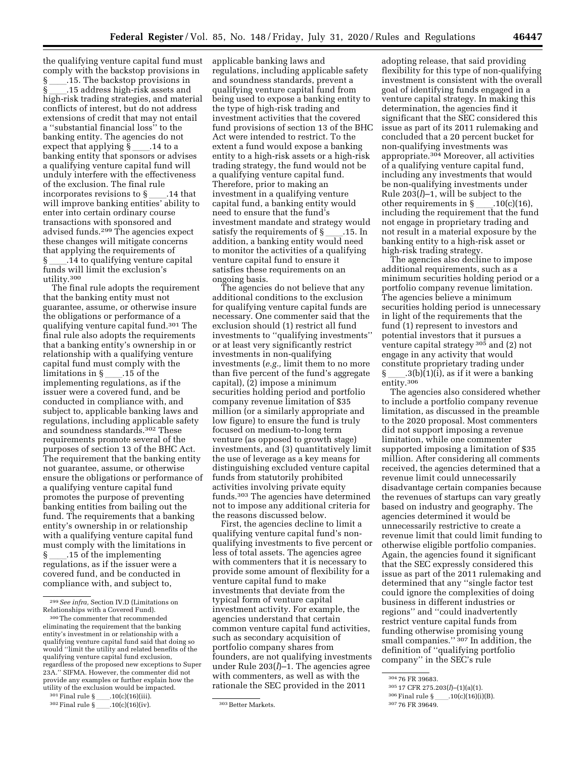the qualifying venture capital fund must comply with the backstop provisions in § ____.15. The backstop provisions in § ____.15 address high-risk assets and high-risk trading strategies, and material conflicts of interest, but do not address extensions of credit that may not entail a ''substantial financial loss'' to the banking entity. The agencies do not expect that applying § ____.14 to a banking entity that sponsors or advises a qualifying venture capital fund will unduly interfere with the effectiveness of the exclusion. The final rule incorporates revisions to § ____.14 that will improve banking entities' ability to enter into certain ordinary course transactions with sponsored and advised funds.[299] The agencies expect these changes will mitigate concerns that applying the requirements of § ____.14 to qualifying venture capital funds will limit the exclusion's utility.[300]

The final rule adopts the requirement that the banking entity must not guarantee, assume, or otherwise insure the obligations or performance of a qualifying venture capital fund.[301] The final rule also adopts the requirements that a banking entity's ownership in or relationship with a qualifying venture capital fund must comply with the limitations in § ____.15 of the implementing regulations, as if the issuer were a covered fund, and be conducted in compliance with, and subject to, applicable banking laws and regulations, including applicable safety and soundness standards.[302] These requirements promote several of the purposes of section 13 of the BHC Act. The requirement that the banking entity not guarantee, assume, or otherwise ensure the obligations or performance of a qualifying venture capital fund promotes the purpose of preventing banking entities from bailing out the fund. The requirements that a banking entity's ownership in or relationship with a qualifying venture capital fund must comply with the limitations in § ____.15 of the implementing regulations, as if the issuer were a covered fund, and be conducted in compliance with, and subject to, applicable banking laws and regulations, including applicable safety and soundness standards, prevent a qualifying venture capital fund from being used to expose a banking entity to the type of high-risk trading and investment activities that the covered fund provisions of section 13 of the BHC Act were intended to restrict. To the extent a fund would expose a banking entity to a high-risk assets or a high-risk trading strategy, the fund would not be a qualifying venture capital fund. Therefore, prior to making an investment in a qualifying venture capital fund, a banking entity would need to ensure that the fund's investment mandate and strategy would satisfy the requirements of § ____.15. In addition, a banking entity would need to monitor the activities of a qualifying venture capital fund to ensure it satisfies these requirements on an ongoing basis.

The agencies do not believe that any additional conditions to the exclusion for qualifying venture capital funds are necessary. One commenter said that the exclusion should (1) restrict all fund investments to ''qualifying investments'' or at least very significantly restrict investments in non-qualifying investments (*e.g.,* limit them to no more than five percent of the fund's aggregate capital), (2) impose a minimum securities holding period and portfolio company revenue limitation of $35 million (or a similarly appropriate and low figure) to ensure the fund is truly focused on medium-to-long term venture (as opposed to growth stage) investments, and (3) quantitatively limit the use of leverage as a key means for distinguishing excluded venture capital funds from statutorily prohibited activities involving private equity funds.[303] The agencies have determined not to impose any additional criteria for the reasons discussed below.

First, the agencies decline to limit a qualifying venture capital fund's non-qualifying investments to five percent or less of total assets. The agencies agree with commenters that it is necessary to provide some amount of flexibility for a venture capital fund to make investments that deviate from the typical form of venture capital investment activity. For example, the agencies understand that certain common venture capital fund activities, such as secondary acquisition of portfolio company shares from founders, are not qualifying investments under Rule 203(*l*)–1. The agencies agree with commenters, as well as with the rationale the SEC provided in the 2011 adopting release, that said providing flexibility for this type of non-qualifying investment is consistent with the overall goal of identifying funds engaged in a venture capital strategy. In making this determination, the agencies find it significant that the SEC considered this issue as part of its 2011 rulemaking and concluded that a 20 percent bucket for non-qualifying investments was appropriate.[304] Moreover, all activities of a qualifying venture capital fund, including any investments that would be non-qualifying investments under Rule 203(*l*)–1, will be subject to the other requirements in § ____.10(c)(16), including the requirement that the fund not engage in proprietary trading and not result in a material exposure by the banking entity to a high-risk asset or high-risk trading strategy.

The agencies also decline to impose additional requirements, such as a minimum securities holding period or a portfolio company revenue limitation. The agencies believe a minimum securities holding period is unnecessary in light of the requirements that the fund (1) represent to investors and potential investors that it pursues a venture capital strategy[305] and (2) not engage in any activity that would constitute proprietary trading under § ____.3(b)(1)(i), as if it were a banking entity.[306]

The agencies also considered whether to include a portfolio company revenue limitation, as discussed in the preamble to the 2020 proposal. Most commenters did not support imposing a revenue limitation, while one commenter supported imposing a limitation of $35 million. After considering all comments received, the agencies determined that a revenue limit could unnecessarily disadvantage certain companies because the revenues of startups can vary greatly based on industry and geography. The agencies determined it would be unnecessarily restrictive to create a revenue limit that could limit funding to otherwise eligible portfolio companies. Again, the agencies found it significant that the SEC expressly considered this issue as part of the 2011 rulemaking and determined that any ''single factor test could ignore the complexities of doing business in different industries or regions'' and ''could inadvertently restrict venture capital funds from funding otherwise promising young small companies.''[307] In addition, the definition of ''qualifying portfolio company'' in the SEC's rule

---

[299] *See infra,* Section IV.D (Limitations on Relationships with a Covered Fund).

[300] The commenter that recommended eliminating the requirement that the banking entity's investment in or relationship with a qualifying venture capital fund said that doing so would ''limit the utility and related benefits of the qualifying venture capital fund exclusion, regardless of the proposed new exceptions to Super 23A.'' SIFMA. However, the commenter did not provide any examples or further explain how the utility of the exclusion would be impacted.

[301] Final rule § ____.10(c)(16)(iii).

[302] Final rule § ____.10(c)(16)(iv).

[303] Better Markets.

[304] 76 FR 39683.

[305] 17 CFR 275.203(*l*)–(1)(a)(1).

[306] Final rule § ____.10(c)(16)(i)(B).

[307] 76 FR 39649.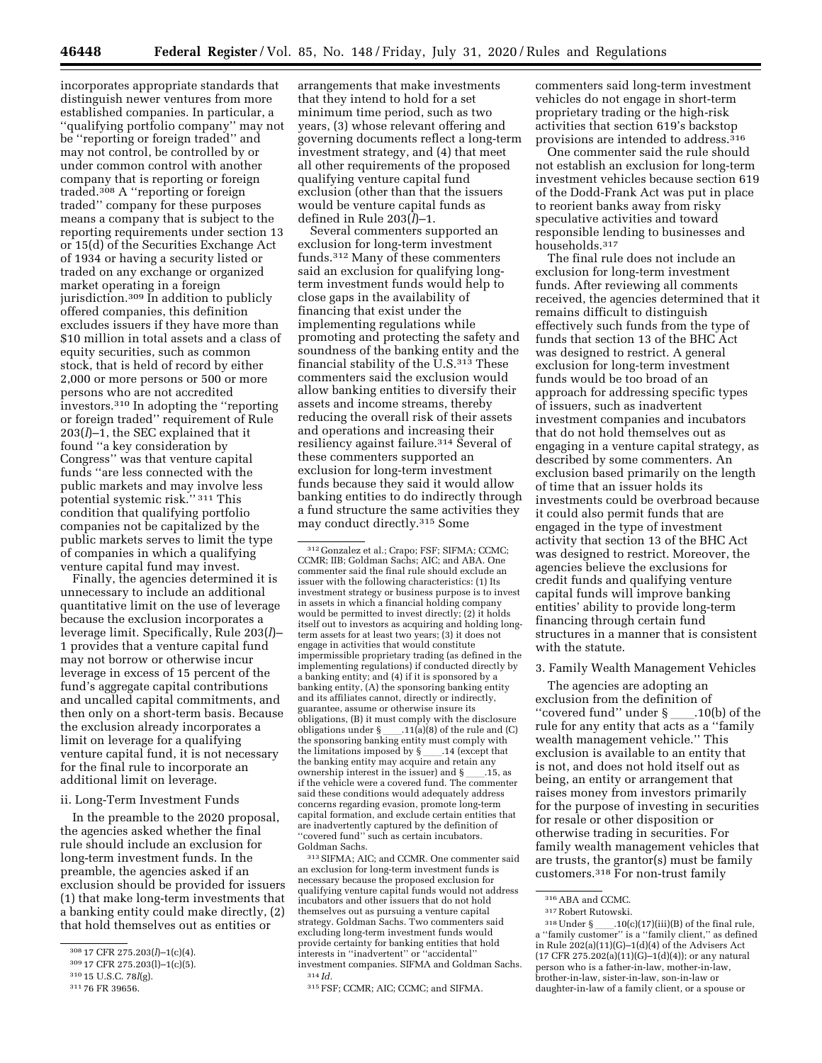incorporates appropriate standards that distinguish newer ventures from more established companies. In particular, a "qualifying portfolio company" may not be "reporting or foreign traded" and may not control, be controlled by or under common control with another company that is reporting or foreign traded.[308] A "reporting or foreign traded" company for these purposes means a company that is subject to the reporting requirements under section 13 or 15(d) of the Securities Exchange Act of 1934 or having a security listed or traded on any exchange or organized market operating in a foreign jurisdiction.[309] In addition to publicly offered companies, this definition excludes issuers if they have more than $10 million in total assets and a class of equity securities, such as common stock, that is held of record by either 2,000 or more persons or 500 or more persons who are not accredited investors.[310] In adopting the "reporting or foreign traded" requirement of Rule 203(*l*)–1, the SEC explained that it found "a key consideration by Congress" was that venture capital funds "are less connected with the public markets and may involve less potential systemic risk." [311] This condition that qualifying portfolio companies not be capitalized by the public markets serves to limit the type of companies in which a qualifying venture capital fund may invest.

Finally, the agencies determined it is unnecessary to include an additional quantitative limit on the use of leverage because the exclusion incorporates a leverage limit. Specifically, Rule 203(*l*)–1 provides that a venture capital fund may not borrow or otherwise incur leverage in excess of 15 percent of the fund's aggregate capital contributions and uncalled capital commitments, and then only on a short-term basis. Because the exclusion already incorporates a limit on leverage for a qualifying venture capital fund, it is not necessary for the final rule to incorporate an additional limit on leverage.

ii. Long-Term Investment Funds

In the preamble to the 2020 proposal, the agencies asked whether the final rule should include an exclusion for long-term investment funds. In the preamble, the agencies asked if an exclusion should be provided for issuers (1) that make long-term investments that a banking entity could make directly, (2) that hold themselves out as entities or arrangements that make investments that they intend to hold for a set minimum time period, such as two years, (3) whose relevant offering and governing documents reflect a long-term investment strategy, and (4) that meet all other requirements of the proposed qualifying venture capital fund exclusion (other than that the issuers would be venture capital funds as defined in Rule 203(*l*)–1.

Several commenters supported an exclusion for long-term investment funds.[312] Many of these commenters said an exclusion for qualifying long-term investment funds would help to close gaps in the availability of financing that exist under the implementing regulations while promoting and protecting the safety and soundness of the banking entity and the financial stability of the U.S.[313] These commenters said the exclusion would allow banking entities to diversify their assets and income streams, thereby reducing the overall risk of their assets and operations and increasing their resiliency against failure.[314] Several of these commenters supported an exclusion for long-term investment funds because they said it would allow banking entities to do indirectly through a fund structure the same activities they may conduct directly.[315] Some commenters said long-term investment vehicles do not engage in short-term proprietary trading or the high-risk activities that section 619's backstop provisions are intended to address.[316]

One commenter said the rule should not establish an exclusion for long-term investment vehicles because section 619 of the Dodd-Frank Act was put in place to reorient banks away from risky speculative activities and toward responsible lending to businesses and households.[317]

The final rule does not include an exclusion for long-term investment funds. After reviewing all comments received, the agencies determined that it remains difficult to distinguish effectively such funds from the type of funds that section 13 of the BHC Act was designed to restrict. A general exclusion for long-term investment funds would be too broad of an approach for addressing specific types of issuers, such as inadvertent investment companies and incubators that do not hold themselves out as engaging in a venture capital strategy, as described by some commenters. An exclusion based primarily on the length of time that an issuer holds its investments could be overbroad because it could also permit funds that are engaged in the type of investment activity that section 13 of the BHC Act was designed to restrict. Moreover, the agencies believe the exclusions for credit funds and qualifying venture capital funds will improve banking entities' ability to provide long-term financing through certain fund structures in a manner that is consistent with the statute.

3. Family Wealth Management Vehicles

The agencies are adopting an exclusion from the definition of "covered fund" under § ___.10(b) of the rule for any entity that acts as a "family wealth management vehicle." This exclusion is available to an entity that is not, and does not hold itself out as being, an entity or arrangement that raises money from investors primarily for the purpose of investing in securities for resale or other disposition or otherwise trading in securities. For family wealth management vehicles that are trusts, the grantor(s) must be family customers.[318] For non-trust family

---

[308] 17 CFR 275.203(*l*)–1(c)(4).

[309] 17 CFR 275.203(*l*)–1(c)(5).

[310] 15 U.S.C. 78*l*(g).

[311] 76 FR 39656.

[312] Gonzalez et al.; Crapo; FSF; SIFMA; CCMC; CCMR; IIB; Goldman Sachs; AIC; and ABA. One commenter said the final rule should exclude an issuer with the following characteristics: (1) Its investment strategy or business purpose is to invest in assets in which a financial holding company would be permitted to invest directly; (2) it holds itself out to investors as acquiring and holding long-term assets for at least two years; (3) it does not engage in activities that would constitute impermissible proprietary trading (as defined in the implementing regulations) if conducted directly by a banking entity; and (4) if it is sponsored by a banking entity, (A) the sponsoring banking entity and its affiliates cannot, directly or indirectly, guarantee, assume or otherwise insure its obligations, (B) it must comply with the disclosure obligations under § ___.11(a)(8) of the rule and (C) the sponsoring banking entity must comply with the limitations imposed by § ___.14 (except that the banking entity may acquire and retain any ownership interest in the issuer) and § ___.15, as if the vehicle were a covered fund. The commenter said these conditions would adequately address concerns regarding evasion, promote long-term capital formation, and exclude certain entities that are inadvertently captured by the definition of "covered fund" such as certain incubators. Goldman Sachs.

[313] SIFMA; AIC; and CCMR. One commenter said an exclusion for long-term investment funds is necessary because the proposed exclusion for qualifying venture capital funds would not address incubators and other issuers that do not hold themselves out as pursuing a venture capital strategy. Goldman Sachs. Two commenters said excluding long-term investment funds would provide certainty for banking entities that hold interests in "inadvertent" or "accidental" investment companies. SIFMA and Goldman Sachs.

[314] *Id.*

[315] FSF; CCMR; AIC; CCMC; and SIFMA.

[316] ABA and CCMC.

[317] Robert Rutowski.

[318] Under § ___.10(c)(17)(iii)(B) of the final rule, a "family customer" is a "family client," as defined in Rule 202(a)(11)(G)–1(d)(4) of the Advisers Act (17 CFR 275.202(a)(11)(G)–1(d)(4)); or any natural person who is a father-in-law, mother-in-law, brother-in-law, sister-in-law, son-in-law or daughter-in-law of a family client, or a spouse or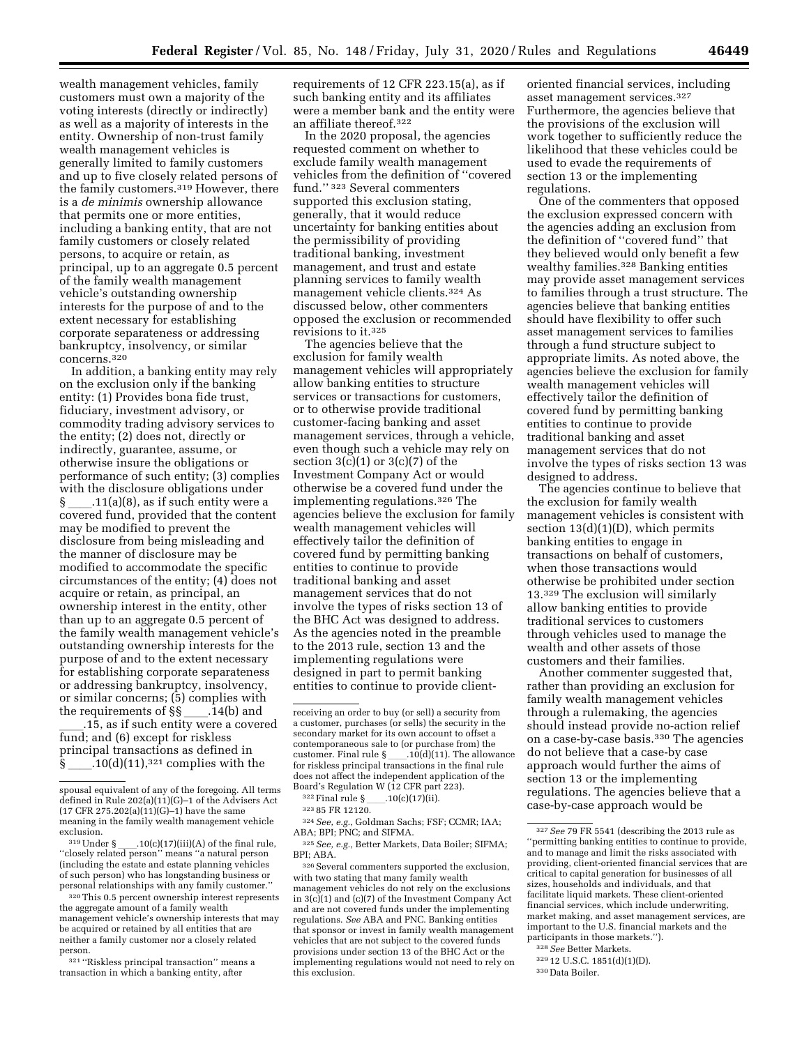wealth management vehicles, family customers must own a majority of the voting interests (directly or indirectly) as well as a majority of interests in the entity. Ownership of non-trust family wealth management vehicles is generally limited to family customers and up to five closely related persons of the family customers.[319] However, there is a *de minimis* ownership allowance that permits one or more entities, including a banking entity, that are not family customers or closely related persons, to acquire or retain, as principal, up to an aggregate 0.5 percent of the family wealth management vehicle's outstanding ownership interests for the purpose of and to the extent necessary for establishing corporate separateness or addressing bankruptcy, insolvency, or similar concerns.[320]

In addition, a banking entity may rely on the exclusion only if the banking entity: (1) Provides bona fide trust, fiduciary, investment advisory, or commodity trading advisory services to the entity; (2) does not, directly or indirectly, guarantee, assume, or otherwise insure the obligations or performance of such entity; (3) complies with the disclosure obligations under § ___.11(a)(8), as if such entity were a covered fund, provided that the content may be modified to prevent the disclosure from being misleading and the manner of disclosure may be modified to accommodate the specific circumstances of the entity; (4) does not acquire or retain, as principal, an ownership interest in the entity, other than up to an aggregate 0.5 percent of the family wealth management vehicle's outstanding ownership interests for the purpose of and to the extent necessary for establishing corporate separateness or addressing bankruptcy, insolvency, or similar concerns; (5) complies with the requirements of §§ ___.14(b) and ___.15, as if such entity were a covered fund; and (6) except for riskless principal transactions as defined in § ___.10(d)(11),[321] complies with the requirements of 12 CFR 223.15(a), as if such banking entity and its affiliates were a member bank and the entity were an affiliate thereof.[322]

In the 2020 proposal, the agencies requested comment on whether to exclude family wealth management vehicles from the definition of "covered fund." [323] Several commenters supported this exclusion stating, generally, that it would reduce uncertainty for banking entities about the permissibility of providing traditional banking, investment management, and trust and estate planning services to family wealth management vehicle clients.[324] As discussed below, other commenters opposed the exclusion or recommended revisions to it.[325]

The agencies believe that the exclusion for family wealth management vehicles will appropriately allow banking entities to structure services or transactions for customers, or to otherwise provide traditional customer-facing banking and asset management services, through a vehicle, even though such a vehicle may rely on section 3(c)(1) or 3(c)(7) of the Investment Company Act or would otherwise be a covered fund under the implementing regulations.[326] The agencies believe the exclusion for family wealth management vehicles will effectively tailor the definition of covered fund by permitting banking entities to continue to provide traditional banking and asset management services that do not involve the types of risks section 13 of the BHC Act was designed to address. As the agencies noted in the preamble to the 2013 rule, section 13 and the implementing regulations were designed in part to permit banking entities to continue to provide client-oriented financial services, including asset management services.[327] Furthermore, the agencies believe that the provisions of the exclusion will work together to sufficiently reduce the likelihood that these vehicles could be used to evade the requirements of section 13 or the implementing regulations.

One of the commenters that opposed the exclusion expressed concern with the agencies adding an exclusion from the definition of "covered fund" that they believed would only benefit a few wealthy families.[328] Banking entities may provide asset management services to families through a trust structure. The agencies believe that banking entities should have flexibility to offer such asset management services to families through a fund structure subject to appropriate limits. As noted above, the agencies believe the exclusion for family wealth management vehicles will effectively tailor the definition of covered fund by permitting banking entities to continue to provide traditional banking and asset management services that do not involve the types of risks section 13 was designed to address.

The agencies continue to believe that the exclusion for family wealth management vehicles is consistent with section 13(d)(1)(D), which permits banking entities to engage in transactions on behalf of customers, when those transactions would otherwise be prohibited under section 13.[329] The exclusion will similarly allow banking entities to provide traditional services to customers through vehicles used to manage the wealth and other assets of those customers and their families.

Another commenter suggested that, rather than providing an exclusion for family wealth management vehicles through a rulemaking, the agencies should instead provide no-action relief on a case-by-case basis.[330] The agencies do not believe that a case-by case approach would further the aims of section 13 or the implementing regulations. The agencies believe that a case-by-case approach would be

---

spousal equivalent of any of the foregoing. All terms defined in Rule 202(a)(11)(G)–1 of the Advisers Act (17 CFR 275.202(a)(11)(G)–1) have the same meaning in the family wealth management vehicle exclusion.

[319] Under § ___.10(c)(17)(iii)(A) of the final rule, "closely related person" means "a natural person (including the estate and estate planning vehicles of such person) who has longstanding business or personal relationships with any family customer."

[320] This 0.5 percent ownership interest represents the aggregate amount of a family wealth management vehicle's ownership interests that may be acquired or retained by all entities that are neither a family customer nor a closely related person.

[321] "Riskless principal transaction" means a transaction in which a banking entity, after receiving an order to buy (or sell) a security from a customer, purchases (or sells) the security in the secondary market for its own account to offset a contemporaneous sale to (or purchase from) the customer. Final rule § ___.10(d)(11). The allowance for riskless principal transactions in the final rule does not affect the independent application of the Board's Regulation W (12 CFR part 223).

[322] Final rule § ___.10(c)(17)(ii).

[323] 85 FR 12120.

[324] *See, e.g.,* Goldman Sachs; FSF; CCMR; IAA; ABA; BPI; PNC; and SIFMA.

[325] *See, e.g.,* Better Markets, Data Boiler; SIFMA; BPI; ABA.

[326] Several commenters supported the exclusion, with two stating that many family wealth management vehicles do not rely on the exclusions in 3(c)(1) and (c)(7) of the Investment Company Act and are not covered funds under the implementing regulations. *See* ABA and PNC. Banking entities that sponsor or invest in family wealth management vehicles that are not subject to the covered funds provisions under section 13 of the BHC Act or the implementing regulations would not need to rely on this exclusion.

[327] *See* 79 FR 5541 (describing the 2013 rule as "permitting banking entities to continue to provide, and to manage and limit the risks associated with providing, client-oriented financial services that are critical to capital generation for businesses of all sizes, households and individuals, and that facilitate liquid markets. These client-oriented financial services, which include underwriting, market making, and asset management services, are important to the U.S. financial markets and the participants in those markets.").

[328] *See* Better Markets.

[329] 12 U.S.C. 1851(d)(1)(D).

[330] Data Boiler.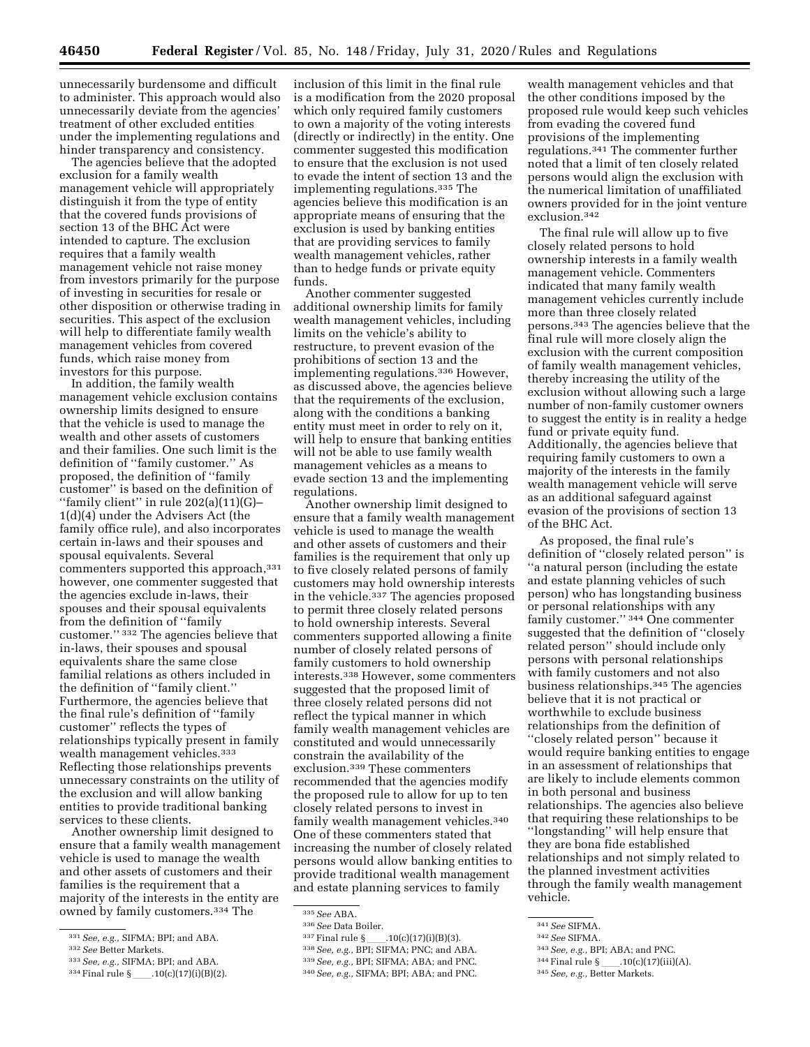unnecessarily burdensome and difficult to administer. This approach would also unnecessarily deviate from the agencies' treatment of other excluded entities under the implementing regulations and hinder transparency and consistency.

The agencies believe that the adopted exclusion for a family wealth management vehicle will appropriately distinguish it from the type of entity that the covered funds provisions of section 13 of the BHC Act were intended to capture. The exclusion requires that a family wealth management vehicle not raise money from investors primarily for the purpose of investing in securities for resale or other disposition or otherwise trading in securities. This aspect of the exclusion will help to differentiate family wealth management vehicles from covered funds, which raise money from investors for this purpose.

In addition, the family wealth management vehicle exclusion contains ownership limits designed to ensure that the vehicle is used to manage the wealth and other assets of customers and their families. One such limit is the definition of ''family customer.'' As proposed, the definition of ''family customer'' is based on the definition of ''family client'' in rule 202(a)(11)(G)–1(d)(4) under the Advisers Act (the family office rule), and also incorporates certain in-laws and their spouses and spousal equivalents. Several commenters supported this approach,[331] however, one commenter suggested that the agencies exclude in-laws, their spouses and their spousal equivalents from the definition of ''family customer.'' [332] The agencies believe that in-laws, their spouses and spousal equivalents share the same close familial relations as others included in the definition of ''family client.'' Furthermore, the agencies believe that the final rule's definition of ''family customer'' reflects the types of relationships typically present in family wealth management vehicles.[333] Reflecting those relationships prevents unnecessary constraints on the utility of the exclusion and will allow banking entities to provide traditional banking services to these clients.

Another ownership limit designed to ensure that a family wealth management vehicle is used to manage the wealth and other assets of customers and their families is the requirement that a majority of the interests in the entity are owned by family customers.[334] The inclusion of this limit in the final rule is a modification from the 2020 proposal which only required family customers to own a majority of the voting interests (directly or indirectly) in the entity. One commenter suggested this modification to ensure that the exclusion is not used to evade the intent of section 13 and the implementing regulations.[335] The agencies believe this modification is an appropriate means of ensuring that the exclusion is used by banking entities that are providing services to family wealth management vehicles, rather than to hedge funds or private equity funds.

Another commenter suggested additional ownership limits for family wealth management vehicles, including limits on the vehicle's ability to restructure, to prevent evasion of the prohibitions of section 13 and the implementing regulations.[336] However, as discussed above, the agencies believe that the requirements of the exclusion, along with the conditions a banking entity must meet in order to rely on it, will help to ensure that banking entities will not be able to use family wealth management vehicles as a means to evade section 13 and the implementing regulations.

Another ownership limit designed to ensure that a family wealth management vehicle is used to manage the wealth and other assets of customers and their families is the requirement that only up to five closely related persons of family customers may hold ownership interests in the vehicle.[337] The agencies proposed to permit three closely related persons to hold ownership interests. Several commenters supported allowing a finite number of closely related persons of family customers to hold ownership interests.[338] However, some commenters suggested that the proposed limit of three closely related persons did not reflect the typical manner in which family wealth management vehicles are constituted and would unnecessarily constrain the availability of the exclusion.[339] These commenters recommended that the agencies modify the proposed rule to allow for up to ten closely related persons to invest in family wealth management vehicles.[340] One of these commenters stated that increasing the number of closely related persons would allow banking entities to provide traditional wealth management and estate planning services to family wealth management vehicles and that the other conditions imposed by the proposed rule would keep such vehicles from evading the covered fund provisions of the implementing regulations.[341] The commenter further noted that a limit of ten closely related persons would align the exclusion with the numerical limitation of unaffiliated owners provided for in the joint venture exclusion.[342]

The final rule will allow up to five closely related persons to hold ownership interests in a family wealth management vehicle. Commenters indicated that many family wealth management vehicles currently include more than three closely related persons.[343] The agencies believe that the final rule will more closely align the exclusion with the current composition of family wealth management vehicles, thereby increasing the utility of the exclusion without allowing such a large number of non-family customer owners to suggest the entity is in reality a hedge fund or private equity fund. Additionally, the agencies believe that requiring family customers to own a majority of the interests in the family wealth management vehicle will serve as an additional safeguard against evasion of the provisions of section 13 of the BHC Act.

As proposed, the final rule's definition of ''closely related person'' is ''a natural person (including the estate and estate planning vehicles of such person) who has longstanding business or personal relationships with any family customer.'' [344] One commenter suggested that the definition of ''closely related person'' should include only persons with personal relationships with family customers and not also business relationships.[345] The agencies believe that it is not practical or worthwhile to exclude business relationships from the definition of ''closely related person'' because it would require banking entities to engage in an assessment of relationships that are likely to include elements common in both personal and business relationships. The agencies also believe that requiring these relationships to be ''longstanding'' will help ensure that they are bona fide established relationships and not simply related to the planned investment activities through the family wealth management vehicle.

---

[331] *See, e.g.,* SIFMA; BPI; and ABA.

[332] *See* Better Markets.

[333] *See, e.g.,* SIFMA; BPI; and ABA.

[334] Final rule § ____.10(c)(17)(i)(B)(2).

[335] *See* ABA.

[336] *See* Data Boiler.

[337] Final rule § ____.10(c)(17)(i)(B)(3).

[338] *See, e.g.,* BPI; SIFMA; PNC; and ABA.

[339] *See, e.g.,* BPI; SIFMA; ABA; and PNC.

[340] *See, e.g.,* SIFMA; BPI; ABA; and PNC.

[341] *See* SIFMA.

[342] *See* SIFMA.

[343] *See, e.g.,* BPI; ABA; and PNC.

[344] Final rule § ____.10(c)(17)(iii)(A).

[345] *See, e.g.,* Better Markets.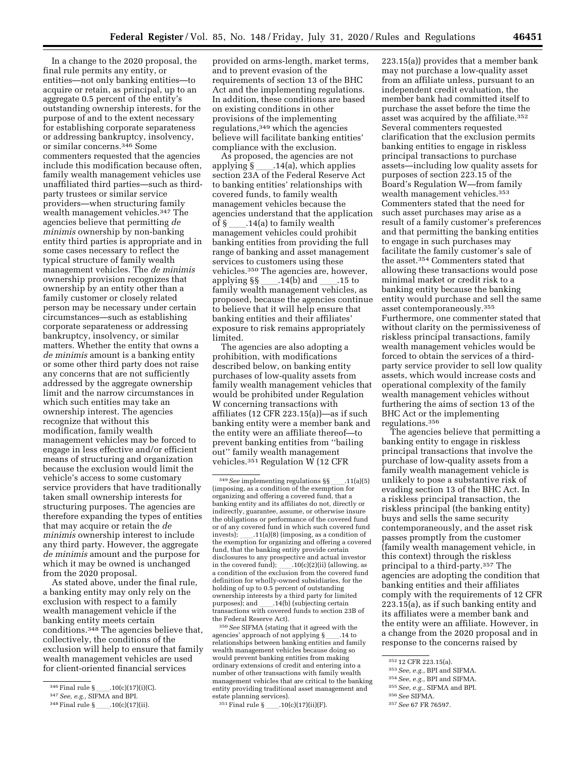In a change to the 2020 proposal, the final rule permits any entity, or entities—not only banking entities—to acquire or retain, as principal, up to an aggregate 0.5 percent of the entity's outstanding ownership interests, for the purpose of and to the extent necessary for establishing corporate separateness or addressing bankruptcy, insolvency, or similar concerns.[346] Some commenters requested that the agencies include this modification because often, family wealth management vehicles use unaffiliated third parties—such as third-party trustees or similar service providers—when structuring family wealth management vehicles.[347] The agencies believe that permitting *de minimis* ownership by non-banking entity third parties is appropriate and in some cases necessary to reflect the typical structure of family wealth management vehicles. The *de minimis* ownership provision recognizes that ownership by an entity other than a family customer or closely related person may be necessary under certain circumstances—such as establishing corporate separateness or addressing bankruptcy, insolvency, or similar matters. Whether the entity that owns a *de minimis* amount is a banking entity or some other third party does not raise any concerns that are not sufficiently addressed by the aggregate ownership limit and the narrow circumstances in which such entities may take an ownership interest. The agencies recognize that without this modification, family wealth management vehicles may be forced to engage in less effective and/or efficient means of structuring and organization because the exclusion would limit the vehicle's access to some customary service providers that have traditionally taken small ownership interests for structuring purposes. The agencies are therefore expanding the types of entities that may acquire or retain the *de minimis* ownership interest to include any third party. However, the aggregate *de minimis* amount and the purpose for which it may be owned is unchanged from the 2020 proposal.

As stated above, under the final rule, a banking entity may only rely on the exclusion with respect to a family wealth management vehicle if the banking entity meets certain conditions.[348] The agencies believe that, collectively, the conditions of the exclusion will help to ensure that family wealth management vehicles are used for client-oriented financial services provided on arms-length, market terms, and to prevent evasion of the requirements of section 13 of the BHC Act and the implementing regulations. In addition, these conditions are based on existing conditions in other provisions of the implementing regulations,[349] which the agencies believe will facilitate banking entities' compliance with the exclusion.

As proposed, the agencies are not applying § ____.14(a), which applies section 23A of the Federal Reserve Act to banking entities' relationships with covered funds, to family wealth management vehicles because the agencies understand that the application of § ____.14(a) to family wealth management vehicles could prohibit banking entities from providing the full range of banking and asset management services to customers using these vehicles.[350] The agencies are, however, applying §§ ____.14(b) and ____.15 to family wealth management vehicles, as proposed, because the agencies continue to believe that it will help ensure that banking entities and their affiliates' exposure to risk remains appropriately limited.

The agencies are also adopting a prohibition, with modifications described below, on banking entity purchases of low-quality assets from family wealth management vehicles that would be prohibited under Regulation W concerning transactions with affiliates (12 CFR 223.15(a))—as if such banking entity were a member bank and the entity were an affiliate thereof—to prevent banking entities from ''bailing out'' family wealth management vehicles.[351] Regulation W (12 CFR 223.15(a)) provides that a member bank may not purchase a low-quality asset from an affiliate unless, pursuant to an independent credit evaluation, the member bank had committed itself to purchase the asset before the time the asset was acquired by the affiliate.[352] Several commenters requested clarification that the exclusion permits banking entities to engage in riskless principal transactions to purchase assets—including low quality assets for purposes of section 223.15 of the Board's Regulation W—from family wealth management vehicles.[353] Commenters stated that the need for such asset purchases may arise as a result of a family customer's preferences and that permitting the banking entities to engage in such purchases may facilitate the family customer's sale of the asset.[354] Commenters stated that allowing these transactions would pose minimal market or credit risk to a banking entity because the banking entity would purchase and sell the same asset contemporaneously.[355] Furthermore, one commenter stated that without clarity on the permissiveness of riskless principal transactions, family wealth management vehicles would be forced to obtain the services of a third-party service provider to sell low quality assets, which would increase costs and operational complexity of the family wealth management vehicles without furthering the aims of section 13 of the BHC Act or the implementing regulations.[356]

The agencies believe that permitting a banking entity to engage in riskless principal transactions that involve the purchase of low-quality assets from a family wealth management vehicle is unlikely to pose a substantive risk of evading section 13 of the BHC Act. In a riskless principal transaction, the riskless principal (the banking entity) buys and sells the same security contemporaneously, and the asset risk passes promptly from the customer (family wealth management vehicle, in this context) through the riskless principal to a third-party.[357] The agencies are adopting the condition that banking entities and their affiliates comply with the requirements of 12 CFR 223.15(a), as if such banking entity and its affiliates were a member bank and the entity were an affiliate. However, in a change from the 2020 proposal and in response to the concerns raised by

[346] Final rule § ____.10(c)(17)(i)(C).

[347] *See, e.g.,* SIFMA and BPI.

[348] Final rule § ____.10(c)(17)(ii).

[349] *See* implementing regulations §§ ____.11(a)(5) (imposing, as a condition of the exemption for organizing and offering a covered fund, that a banking entity and its affiliates do not, directly or indirectly, guarantee, assume, or otherwise insure the obligations or performance of the covered fund or of any covered fund in which such covered fund invests); ____.11(a)(8) (imposing, as a condition of the exemption for organizing and offering a covered fund, that the banking entity provide certain disclosures to any prospective and actual investor in the covered fund); ____.10(c)(2)(ii) (allowing, as a condition of the exclusion from the covered fund definition for wholly-owned subsidiaries, for the holding of up to 0.5 percent of outstanding ownership interests by a third party for limited purposes); and ____.14(b) (subjecting certain transactions with covered funds to section 23B of the Federal Reserve Act).

[350] *See* SIFMA (stating that it agreed with the agencies' approach of not applying § ____.14 to relationships between banking entities and family wealth management vehicles because doing so would prevent banking entities from making ordinary extensions of credit and entering into a number of other transactions with family wealth management vehicles that are critical to the banking entity providing traditional asset management and estate planning services).

[351] Final rule § ____.10(c)(17)(ii)(F).

[352] 12 CFR 223.15(a).

[353] *See, e.g.,* BPI and SIFMA.

[354] *See, e.g.,* BPI and SIFMA.

[355] *See, e.g.,* SIFMA and BPI.

[356] *See* SIFMA.

[357] *See* 67 FR 76597.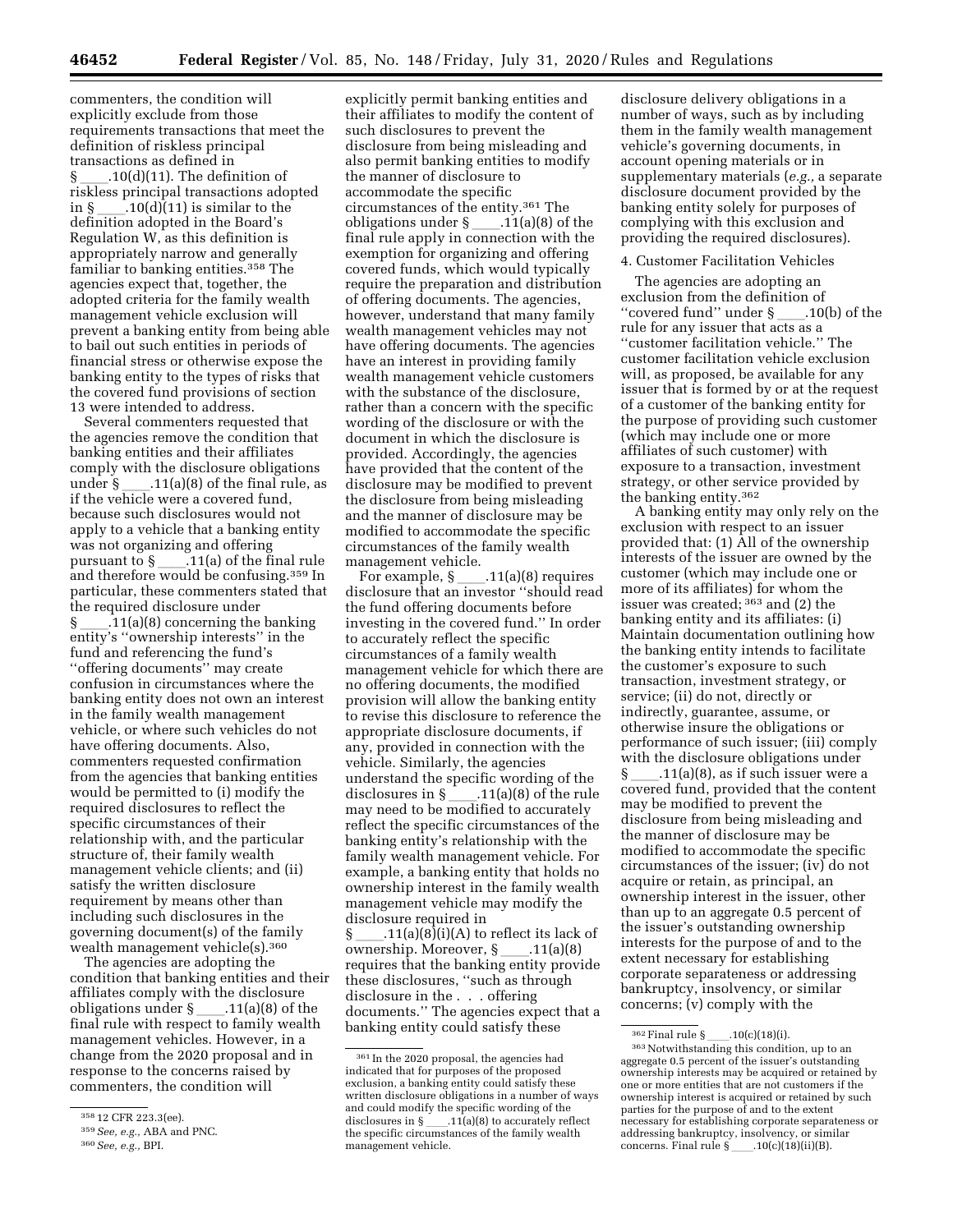commenters, the condition will explicitly exclude from those requirements transactions that meet the definition of riskless principal transactions as defined in § ____.10(d)(11). The definition of riskless principal transactions adopted in § ____.10(d)(11) is similar to the definition adopted in the Board's Regulation W, as this definition is appropriately narrow and generally familiar to banking entities.[358] The agencies expect that, together, the adopted criteria for the family wealth management vehicle exclusion will prevent a banking entity from being able to bail out such entities in periods of financial stress or otherwise expose the banking entity to the types of risks that the covered fund provisions of section 13 were intended to address.

Several commenters requested that the agencies remove the condition that banking entities and their affiliates comply with the disclosure obligations under § ____.11(a)(8) of the final rule, as if the vehicle were a covered fund, because such disclosures would not apply to a vehicle that a banking entity was not organizing and offering pursuant to § ____.11(a) of the final rule and therefore would be confusing.[359] In particular, these commenters stated that the required disclosure under § ____.11(a)(8) concerning the banking entity's "ownership interests" in the fund and referencing the fund's "offering documents" may create confusion in circumstances where the banking entity does not own an interest in the family wealth management vehicle, or where such vehicles do not have offering documents. Also, commenters requested confirmation from the agencies that banking entities would be permitted to (i) modify the required disclosures to reflect the specific circumstances of their relationship with, and the particular structure of, their family wealth management vehicle clients; and (ii) satisfy the written disclosure requirement by means other than including such disclosures in the governing document(s) of the family wealth management vehicle(s).[360]

The agencies are adopting the condition that banking entities and their affiliates comply with the disclosure obligations under § ____.11(a)(8) of the final rule with respect to family wealth management vehicles. However, in a change from the 2020 proposal and in response to the concerns raised by commenters, the condition will explicitly permit banking entities and their affiliates to modify the content of such disclosures to prevent the disclosure from being misleading and also permit banking entities to modify the manner of disclosure to accommodate the specific circumstances of the entity.[361] The obligations under § ____.11(a)(8) of the final rule apply in connection with the exemption for organizing and offering covered funds, which would typically require the preparation and distribution of offering documents. The agencies, however, understand that many family wealth management vehicles may not have offering documents. The agencies have an interest in providing family wealth management vehicle customers with the substance of the disclosure, rather than a concern with the specific wording of the disclosure or with the document in which the disclosure is provided. Accordingly, the agencies have provided that the content of the disclosure may be modified to prevent the disclosure from being misleading and the manner of disclosure may be modified to accommodate the specific circumstances of the family wealth management vehicle.

For example, § ____.11(a)(8) requires disclosure that an investor "should read the fund offering documents before investing in the covered fund." In order to accurately reflect the specific circumstances of a family wealth management vehicle for which there are no offering documents, the modified provision will allow the banking entity to revise this disclosure to reference the appropriate disclosure documents, if any, provided in connection with the vehicle. Similarly, the agencies understand the specific wording of the disclosures in § ____.11(a)(8) of the rule may need to be modified to accurately reflect the specific circumstances of the banking entity's relationship with the family wealth management vehicle. For example, a banking entity that holds no ownership interest in the family wealth management vehicle may modify the disclosure required in § ____.11(a)(8)(i)(A) to reflect its lack of ownership. Moreover, § ____.11(a)(8) requires that the banking entity provide these disclosures, "such as through disclosure in the . . . offering documents." The agencies expect that a banking entity could satisfy these disclosure delivery obligations in a number of ways, such as by including them in the family wealth management vehicle's governing documents, in account opening materials or in supplementary materials (*e.g.,* a separate disclosure document provided by the banking entity solely for purposes of complying with this exclusion and providing the required disclosures).

4. Customer Facilitation Vehicles

The agencies are adopting an exclusion from the definition of "covered fund" under § ____.10(b) of the rule for any issuer that acts as a "customer facilitation vehicle." The customer facilitation vehicle exclusion will, as proposed, be available for any issuer that is formed by or at the request of a customer of the banking entity for the purpose of providing such customer (which may include one or more affiliates of such customer) with exposure to a transaction, investment strategy, or other service provided by the banking entity.[362]

A banking entity may only rely on the exclusion with respect to an issuer provided that: (1) All of the ownership interests of the issuer are owned by the customer (which may include one or more of its affiliates) for whom the issuer was created; [363] and (2) the banking entity and its affiliates: (i) Maintain documentation outlining how the banking entity intends to facilitate the customer's exposure to such transaction, investment strategy, or service; (ii) do not, directly or indirectly, guarantee, assume, or otherwise insure the obligations or performance of such issuer; (iii) comply with the disclosure obligations under § ____.11(a)(8), as if such issuer were a covered fund, provided that the content may be modified to prevent the disclosure from being misleading and the manner of disclosure may be modified to accommodate the specific circumstances of the issuer; (iv) do not acquire or retain, as principal, an ownership interest in the issuer, other than up to an aggregate 0.5 percent of the issuer's outstanding ownership interests for the purpose of and to the extent necessary for establishing corporate separateness or addressing bankruptcy, insolvency, or similar concerns; (v) comply with the

---

[358] 12 CFR 223.3(ee).

[359] *See, e.g.,* ABA and PNC.

[360] *See, e.g.,* BPI.

[361] In the 2020 proposal, the agencies had indicated that for purposes of the proposed exclusion, a banking entity could satisfy these written disclosure obligations in a number of ways and could modify the specific wording of the disclosures in § ____.11(a)(8) to accurately reflect the specific circumstances of the family wealth management vehicle.

[362] Final rule § ____.10(c)(18)(i).

[363] Notwithstanding this condition, up to an aggregate 0.5 percent of the issuer's outstanding ownership interests may be acquired or retained by one or more entities that are not customers if the ownership interest is acquired or retained by such parties for the purpose of and to the extent necessary for establishing corporate separateness or addressing bankruptcy, insolvency, or similar concerns. Final rule § ____.10(c)(18)(ii)(B).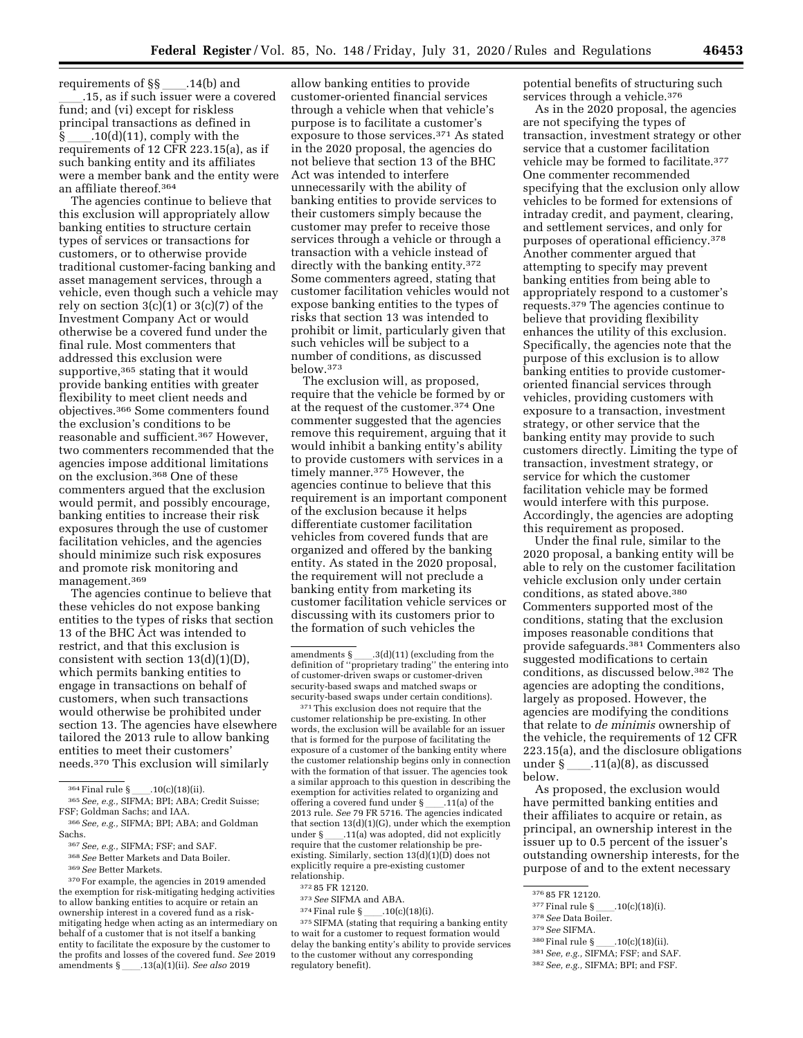requirements of §§ ____.14(b) and ____.15, as if such issuer were a covered fund; and (vi) except for riskless principal transactions as defined in § ____.10(d)(11), comply with the requirements of 12 CFR 223.15(a), as if such banking entity and its affiliates were a member bank and the entity were an affiliate thereof.[364]

The agencies continue to believe that this exclusion will appropriately allow banking entities to structure certain types of services or transactions for customers, or to otherwise provide traditional customer-facing banking and asset management services, through a vehicle, even though such a vehicle may rely on section 3(c)(1) or 3(c)(7) of the Investment Company Act or would otherwise be a covered fund under the final rule. Most commenters that addressed this exclusion were supportive,[365] stating that it would provide banking entities with greater flexibility to meet client needs and objectives.[366] Some commenters found the exclusion's conditions to be reasonable and sufficient.[367] However, two commenters recommended that the agencies impose additional limitations on the exclusion.[368] One of these commenters argued that the exclusion would permit, and possibly encourage, banking entities to increase their risk exposures through the use of customer facilitation vehicles, and the agencies should minimize such risk exposures and promote risk monitoring and management.[369]

The agencies continue to believe that these vehicles do not expose banking entities to the types of risks that section 13 of the BHC Act was intended to restrict, and that this exclusion is consistent with section 13(d)(1)(D), which permits banking entities to engage in transactions on behalf of customers, when such transactions would otherwise be prohibited under section 13. The agencies have elsewhere tailored the 2013 rule to allow banking entities to meet their customers' needs.[370] This exclusion will similarly allow banking entities to provide customer-oriented financial services through a vehicle when that vehicle's purpose is to facilitate a customer's exposure to those services.[371] As stated in the 2020 proposal, the agencies do not believe that section 13 of the BHC Act was intended to interfere unnecessarily with the ability of banking entities to provide services to their customers simply because the customer may prefer to receive those services through a vehicle or through a transaction with a vehicle instead of directly with the banking entity.[372] Some commenters agreed, stating that customer facilitation vehicles would not expose banking entities to the types of risks that section 13 was intended to prohibit or limit, particularly given that such vehicles will be subject to a number of conditions, as discussed below.[373]

The exclusion will, as proposed, require that the vehicle be formed by or at the request of the customer.[374] One commenter suggested that the agencies remove this requirement, arguing that it would inhibit a banking entity's ability to provide customers with services in a timely manner.[375] However, the agencies continue to believe that this requirement is an important component of the exclusion because it helps differentiate customer facilitation vehicles from covered funds that are organized and offered by the banking entity. As stated in the 2020 proposal, the requirement will not preclude a banking entity from marketing its customer facilitation vehicle services or discussing with its customers prior to the formation of such vehicles the potential benefits of structuring such services through a vehicle.[376]

As in the 2020 proposal, the agencies are not specifying the types of transaction, investment strategy or other service that a customer facilitation vehicle may be formed to facilitate.[377] One commenter recommended specifying that the exclusion only allow vehicles to be formed for extensions of intraday credit, and payment, clearing, and settlement services, and only for purposes of operational efficiency.[378] Another commenter argued that attempting to specify may prevent banking entities from being able to appropriately respond to a customer's requests.[379] The agencies continue to believe that providing flexibility enhances the utility of this exclusion. Specifically, the agencies note that the purpose of this exclusion is to allow banking entities to provide customer-oriented financial services through vehicles, providing customers with exposure to a transaction, investment strategy, or other service that the banking entity may provide to such customers directly. Limiting the type of transaction, investment strategy, or service for which the customer facilitation vehicle may be formed would interfere with this purpose. Accordingly, the agencies are adopting this requirement as proposed.

Under the final rule, similar to the 2020 proposal, a banking entity will be able to rely on the customer facilitation vehicle exclusion only under certain conditions, as stated above.[380] Commenters supported most of the conditions, stating that the exclusion imposes reasonable conditions that provide safeguards.[381] Commenters also suggested modifications to certain conditions, as discussed below.[382] The agencies are adopting the conditions, largely as proposed. However, the agencies are modifying the conditions that relate to *de minimis* ownership of the vehicle, the requirements of 12 CFR 223.15(a), and the disclosure obligations under § ____.11(a)(8), as discussed below.

As proposed, the exclusion would have permitted banking entities and their affiliates to acquire or retain, as principal, an ownership interest in the issuer up to 0.5 percent of the issuer's outstanding ownership interests, for the purpose of and to the extent necessary

---

[364] Final rule § ____.10(c)(18)(ii).

[365] *See, e.g.,* SIFMA; BPI; ABA; Credit Suisse; FSF; Goldman Sachs; and IAA.

[366] *See, e.g.,* SIFMA; BPI; ABA; and Goldman Sachs.

[367] *See, e.g.,* SIFMA; FSF; and SAF.

[368] *See* Better Markets and Data Boiler.

[369] *See* Better Markets.

[370] For example, the agencies in 2019 amended the exemption for risk-mitigating hedging activities to allow banking entities to acquire or retain an ownership interest in a covered fund as a risk-mitigating hedge when acting as an intermediary on behalf of a customer that is not itself a banking entity to facilitate the exposure by the customer to the profits and losses of the covered fund. *See* 2019 amendments § ____.13(a)(1)(ii). *See also* 2019 amendments § ____.3(d)(11) (excluding from the definition of "proprietary trading" the entering into of customer-driven swaps or customer-driven security-based swaps and matched swaps or security-based swaps under certain conditions).

[371] This exclusion does not require that the customer relationship be pre-existing. In other words, the exclusion will be available for an issuer that is formed for the purpose of facilitating the exposure of a customer of the banking entity where the customer relationship begins only in connection with the formation of that issuer. The agencies took a similar approach to this question in describing the exemption for activities related to organizing and offering a covered fund under § ____.11(a) of the 2013 rule. *See* 79 FR 5716. The agencies indicated that section 13(d)(1)(G), under which the exemption under § ____.11(a) was adopted, did not explicitly require that the customer relationship be pre-existing. Similarly, section 13(d)(1)(D) does not explicitly require a pre-existing customer relationship.

[372] 85 FR 12120.

[373] *See* SIFMA and ABA.

[374] Final rule § ____.10(c)(18)(i).

[375] SIFMA (stating that requiring a banking entity to wait for a customer to request formation would delay the banking entity's ability to provide services to the customer without any corresponding regulatory benefit).

[376] 85 FR 12120.

[377] Final rule § ____.10(c)(18)(i).

[378] *See* Data Boiler.

[379] *See* SIFMA.

[380] Final rule § ____.10(c)(18)(ii).

[381] *See, e.g.,* SIFMA; FSF; and SAF.

[382] *See, e.g.,* SIFMA; BPI; and FSF.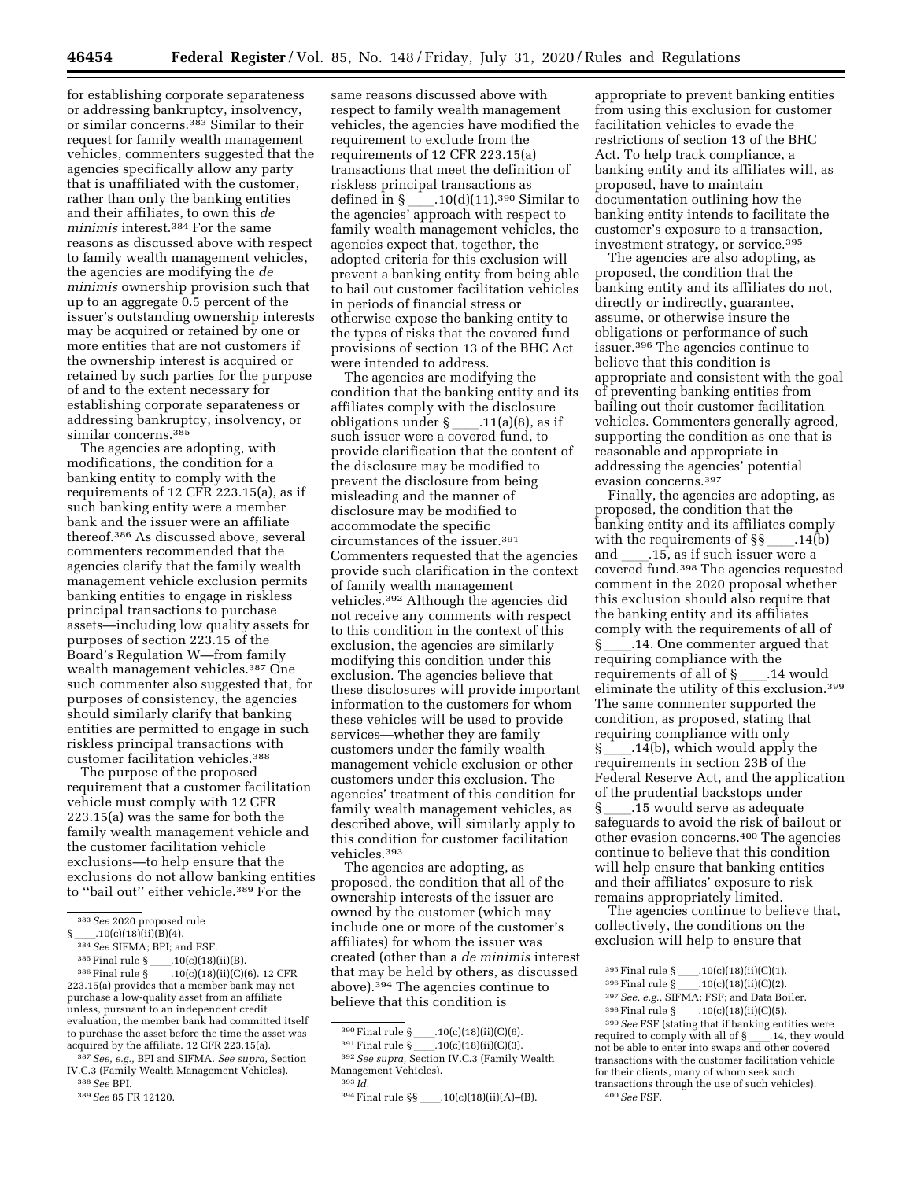for establishing corporate separateness or addressing bankruptcy, insolvency, or similar concerns.[383] Similar to their request for family wealth management vehicles, commenters suggested that the agencies specifically allow any party that is unaffiliated with the customer, rather than only the banking entities and their affiliates, to own this *de minimis* interest.[384] For the same reasons as discussed above with respect to family wealth management vehicles, the agencies are modifying the *de minimis* ownership provision such that up to an aggregate 0.5 percent of the issuer's outstanding ownership interests may be acquired or retained by one or more entities that are not customers if the ownership interest is acquired or retained by such parties for the purpose of and to the extent necessary for establishing corporate separateness or addressing bankruptcy, insolvency, or similar concerns.[385]

The agencies are adopting, with modifications, the condition for a banking entity to comply with the requirements of 12 CFR 223.15(a), as if such banking entity were a member bank and the issuer were an affiliate thereof.[386] As discussed above, several commenters recommended that the agencies clarify that the family wealth management vehicle exclusion permits banking entities to engage in riskless principal transactions to purchase assets—including low quality assets for purposes of section 223.15 of the Board's Regulation W—from family wealth management vehicles.[387] One such commenter also suggested that, for purposes of consistency, the agencies should similarly clarify that banking entities are permitted to engage in such riskless principal transactions with customer facilitation vehicles.[388]

The purpose of the proposed requirement that a customer facilitation vehicle must comply with 12 CFR 223.15(a) was the same for both the family wealth management vehicle and the customer facilitation vehicle exclusions—to help ensure that the exclusions do not allow banking entities to ''bail out'' either vehicle.[389] For the same reasons discussed above with respect to family wealth management vehicles, the agencies have modified the requirement to exclude from the requirements of 12 CFR 223.15(a) transactions that meet the definition of riskless principal transactions as defined in § ____.10(d)(11).[390] Similar to the agencies' approach with respect to family wealth management vehicles, the agencies expect that, together, the adopted criteria for this exclusion will prevent a banking entity from being able to bail out customer facilitation vehicles in periods of financial stress or otherwise expose the banking entity to the types of risks that the covered fund provisions of section 13 of the BHC Act were intended to address.

The agencies are modifying the condition that the banking entity and its affiliates comply with the disclosure obligations under § ____.11(a)(8), as if such issuer were a covered fund, to provide clarification that the content of the disclosure may be modified to prevent the disclosure from being misleading and the manner of disclosure may be modified to accommodate the specific circumstances of the issuer.[391] Commenters requested that the agencies provide such clarification in the context of family wealth management vehicles.[392] Although the agencies did not receive any comments with respect to this condition in the context of this exclusion, the agencies are similarly modifying this condition under this exclusion. The agencies believe that these disclosures will provide important information to the customers for whom these vehicles will be used to provide services—whether they are family customers under the family wealth management vehicle exclusion or other customers under this exclusion. The agencies' treatment of this condition for family wealth management vehicles, as described above, will similarly apply to this condition for customer facilitation vehicles.[393]

The agencies are adopting, as proposed, the condition that all of the ownership interests of the issuer are owned by the customer (which may include one or more of the customer's affiliates) for whom the issuer was created (other than a *de minimis* interest that may be held by others, as discussed above).[394] The agencies continue to believe that this condition is appropriate to prevent banking entities from using this exclusion for customer facilitation vehicles to evade the restrictions of section 13 of the BHC Act. To help track compliance, a banking entity and its affiliates will, as proposed, have to maintain documentation outlining how the banking entity intends to facilitate the customer's exposure to a transaction, investment strategy, or service.[395]

The agencies are also adopting, as proposed, the condition that the banking entity and its affiliates do not, directly or indirectly, guarantee, assume, or otherwise insure the obligations or performance of such issuer.[396] The agencies continue to believe that this condition is appropriate and consistent with the goal of preventing banking entities from bailing out their customer facilitation vehicles. Commenters generally agreed, supporting the condition as one that is reasonable and appropriate in addressing the agencies' potential evasion concerns.[397]

Finally, the agencies are adopting, as proposed, the condition that the banking entity and its affiliates comply with the requirements of §§ ____.14(b) and ____.15, as if such issuer were a covered fund.[398] The agencies requested comment in the 2020 proposal whether this exclusion should also require that the banking entity and its affiliates comply with the requirements of all of § ____.14. One commenter argued that requiring compliance with the requirements of all of § ____.14 would eliminate the utility of this exclusion.[399] The same commenter supported the condition, as proposed, stating that requiring compliance with only § ____.14(b), which would apply the requirements in section 23B of the Federal Reserve Act, and the application of the prudential backstops under § ____.15 would serve as adequate safeguards to avoid the risk of bailout or other evasion concerns.[400] The agencies continue to believe that this condition will help ensure that banking entities and their affiliates' exposure to risk remains appropriately limited.

The agencies continue to believe that, collectively, the conditions on the exclusion will help to ensure that

---

[383] *See* 2020 proposed rule § ____.10(c)(18)(ii)(B)(4).

[384] *See* SIFMA; BPI; and FSF.

[385] Final rule § ____.10(c)(18)(ii)(B).

[386] Final rule § ____.10(c)(18)(ii)(C)(6). 12 CFR 223.15(a) provides that a member bank may not purchase a low-quality asset from an affiliate unless, pursuant to an independent credit evaluation, the member bank had committed itself to purchase the asset before the time the asset was acquired by the affiliate. 12 CFR 223.15(a).

[387] *See, e.g.,* BPI and SIFMA. *See supra,* Section IV.C.3 (Family Wealth Management Vehicles).

[388] *See* BPI.

[389] *See* 85 FR 12120.

[390] Final rule § ____.10(c)(18)(ii)(C)(6).

[391] Final rule § ____.10(c)(18)(ii)(C)(3).

[392] *See supra,* Section IV.C.3 (Family Wealth Management Vehicles).

[393] *Id.*

[394] Final rule §§ ____.10(c)(18)(ii)(A)–(B).

[395] Final rule § ____.10(c)(18)(ii)(C)(1).

[396] Final rule § ____.10(c)(18)(ii)(C)(2).

[397] *See, e.g.,* SIFMA; FSF; and Data Boiler.

[398] Final rule § ____.10(c)(18)(ii)(C)(5).

[399] *See* FSF (stating that if banking entities were required to comply with all of § ____.14, they would not be able to enter into swaps and other covered transactions with the customer facilitation vehicle for their clients, many of whom seek such transactions through the use of such vehicles).

[400] *See* FSF.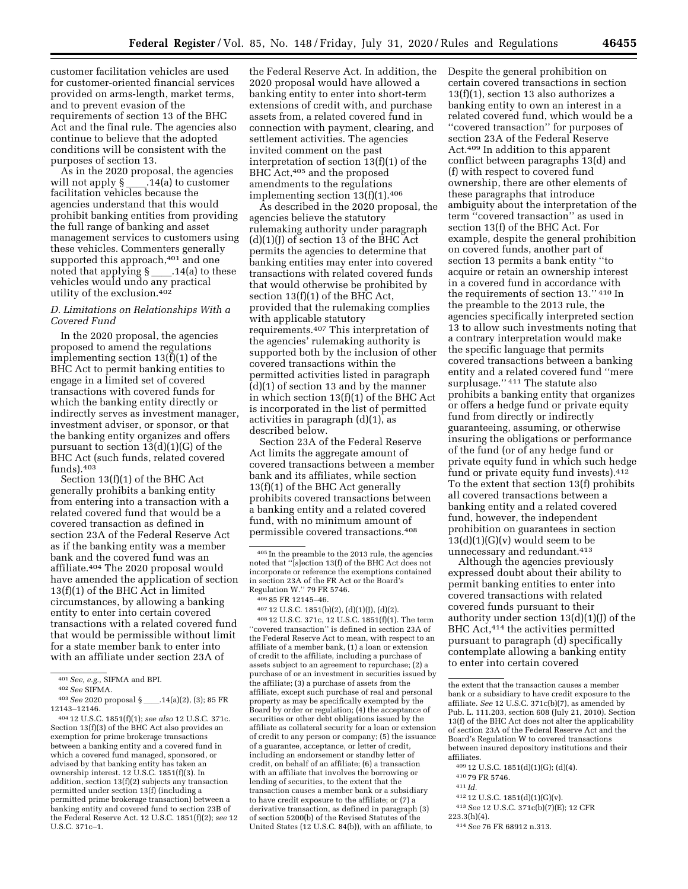customer facilitation vehicles are used for customer-oriented financial services provided on arms-length, market terms, and to prevent evasion of the requirements of section 13 of the BHC Act and the final rule. The agencies also continue to believe that the adopted conditions will be consistent with the purposes of section 13.

As in the 2020 proposal, the agencies will not apply § ___.14(a) to customer facilitation vehicles because the agencies understand that this would prohibit banking entities from providing the full range of banking and asset management services to customers using these vehicles. Commenters generally supported this approach,[401] and one noted that applying § ___.14(a) to these vehicles would undo any practical utility of the exclusion.[402]

### D. Limitations on Relationships With a Covered Fund

In the 2020 proposal, the agencies proposed to amend the regulations implementing section 13(f)(1) of the BHC Act to permit banking entities to engage in a limited set of covered transactions with covered funds for which the banking entity directly or indirectly serves as investment manager, investment adviser, or sponsor, or that the banking entity organizes and offers pursuant to section 13(d)(1)(G) of the BHC Act (such funds, related covered funds).[403]

Section 13(f)(1) of the BHC Act generally prohibits a banking entity from entering into a transaction with a related covered fund that would be a covered transaction as defined in section 23A of the Federal Reserve Act as if the banking entity was a member bank and the covered fund was an affiliate.[404] The 2020 proposal would have amended the application of section 13(f)(1) of the BHC Act in limited circumstances, by allowing a banking entity to enter into certain covered transactions with a related covered fund that would be permissible without limit for a state member bank to enter into with an affiliate under section 23A of the Federal Reserve Act. In addition, the 2020 proposal would have allowed a banking entity to enter into short-term extensions of credit with, and purchase assets from, a related covered fund in connection with payment, clearing, and settlement activities. The agencies invited comment on the past interpretation of section 13(f)(1) of the BHC Act,[405] and the proposed amendments to the regulations implementing section 13(f)(1).[406]

As described in the 2020 proposal, the agencies believe the statutory rulemaking authority under paragraph (d)(1)(J) of section 13 of the BHC Act permits the agencies to determine that banking entities may enter into covered transactions with related covered funds that would otherwise be prohibited by section 13(f)(1) of the BHC Act, provided that the rulemaking complies with applicable statutory requirements.[407] This interpretation of the agencies' rulemaking authority is supported both by the inclusion of other covered transactions within the permitted activities listed in paragraph (d)(1) of section 13 and by the manner in which section 13(f)(1) of the BHC Act is incorporated in the list of permitted activities in paragraph (d)(1), as described below.

Section 23A of the Federal Reserve Act limits the aggregate amount of covered transactions between a member bank and its affiliates, while section 13(f)(1) of the BHC Act generally prohibits covered transactions between a banking entity and a related covered fund, with no minimum amount of permissible covered transactions.[408] Despite the general prohibition on certain covered transactions in section 13(f)(1), section 13 also authorizes a banking entity to own an interest in a related covered fund, which would be a "covered transaction" for purposes of section 23A of the Federal Reserve Act.[409] In addition to this apparent conflict between paragraphs 13(d) and (f) with respect to covered fund ownership, there are other elements of these paragraphs that introduce ambiguity about the interpretation of the term "covered transaction" as used in section 13(f) of the BHC Act. For example, despite the general prohibition on covered funds, another part of section 13 permits a bank entity "to acquire or retain an ownership interest in a covered fund in accordance with the requirements of section 13." [410] In the preamble to the 2013 rule, the agencies specifically interpreted section 13 to allow such investments noting that a contrary interpretation would make the specific language that permits covered transactions between a banking entity and a related covered fund "mere surplusage." [411] The statute also prohibits a banking entity that organizes or offers a hedge fund or private equity fund from directly or indirectly guaranteeing, assuming, or otherwise insuring the obligations or performance of the fund (or of any hedge fund or private equity fund in which such hedge fund or private equity fund invests).[412] To the extent that section 13(f) prohibits all covered transactions between a banking entity and a related covered fund, however, the independent prohibition on guarantees in section 13(d)(1)(G)(v) would seem to be unnecessary and redundant.[413]

Although the agencies previously expressed doubt about their ability to permit banking entities to enter into covered transactions with related covered funds pursuant to their authority under section 13(d)(1)(J) of the BHC Act,[414] the activities permitted pursuant to paragraph (d) specifically contemplate allowing a banking entity to enter into certain covered

---

[401] *See, e.g.,* SIFMA and BPI.

[402] *See* SIFMA.

[403] *See* 2020 proposal § ___.14(a)(2), (3); 85 FR 12143–12146.

[404] 12 U.S.C. 1851(f)(1); *see also* 12 U.S.C. 371c. Section 13(f)(3) of the BHC Act also provides an exemption for prime brokerage transactions between a banking entity and a covered fund in which a covered fund managed, sponsored, or advised by that banking entity has taken an ownership interest. 12 U.S.C. 1851(f)(3). In addition, section 13(f)(2) subjects any transaction permitted under section 13(f) (including a permitted prime brokerage transaction) between a banking entity and covered fund to section 23B of the Federal Reserve Act. 12 U.S.C. 1851(f)(2); *see* 12 U.S.C. 371c–1.

[405] In the preamble to the 2013 rule, the agencies noted that "[s]ection 13(f) of the BHC Act does not incorporate or reference the exemptions contained in section 23A of the FR Act or the Board's Regulation W." 79 FR 5746.

[406] 85 FR 12145–46.

[407] 12 U.S.C. 1851(b)(2), (d)(1)(J), (d)(2).

[408] 12 U.S.C. 371c, 12 U.S.C. 1851(f)(1). The term "covered transaction" is defined in section 23A of the Federal Reserve Act to mean, with respect to an affiliate of a member bank, (1) a loan or extension of credit to the affiliate, including a purchase of assets subject to an agreement to repurchase; (2) a purchase of or an investment in securities issued by the affiliate; (3) a purchase of assets from the affiliate, except such purchase of real and personal property as may be specifically exempted by the Board by order or regulation; (4) the acceptance of securities or other debt obligations issued by the affiliate as collateral security for a loan or extension of credit to any person or company; (5) the issuance of a guarantee, acceptance, or letter of credit, including an endorsement or standby letter of credit, on behalf of an affiliate; (6) a transaction with an affiliate that involves the borrowing or lending of securities, to the extent that the transaction causes a member bank or a subsidiary to have credit exposure to the affiliate; or (7) a derivative transaction, as defined in paragraph (3) of section 5200(b) of the Revised Statutes of the United States (12 U.S.C. 84(b)), with an affiliate, to the extent that the transaction causes a member bank or a subsidiary to have credit exposure to the affiliate. *See* 12 U.S.C. 371c(b)(7), as amended by Pub. L. 111.203, section 608 (July 21, 2010). Section 13(f) of the BHC Act does not alter the applicability of section 23A of the Federal Reserve Act and the Board's Regulation W to covered transactions between insured depository institutions and their affiliates.

[409] 12 U.S.C. 1851(d)(1)(G); (d)(4).

[410] 79 FR 5746.

[411] *Id.*

[412] 12 U.S.C. 1851(d)(1)(G)(v).

[413] *See* 12 U.S.C. 371c(b)(7)(E); 12 CFR 223.3(h)(4).

[414] *See* 76 FR 68912 n.313.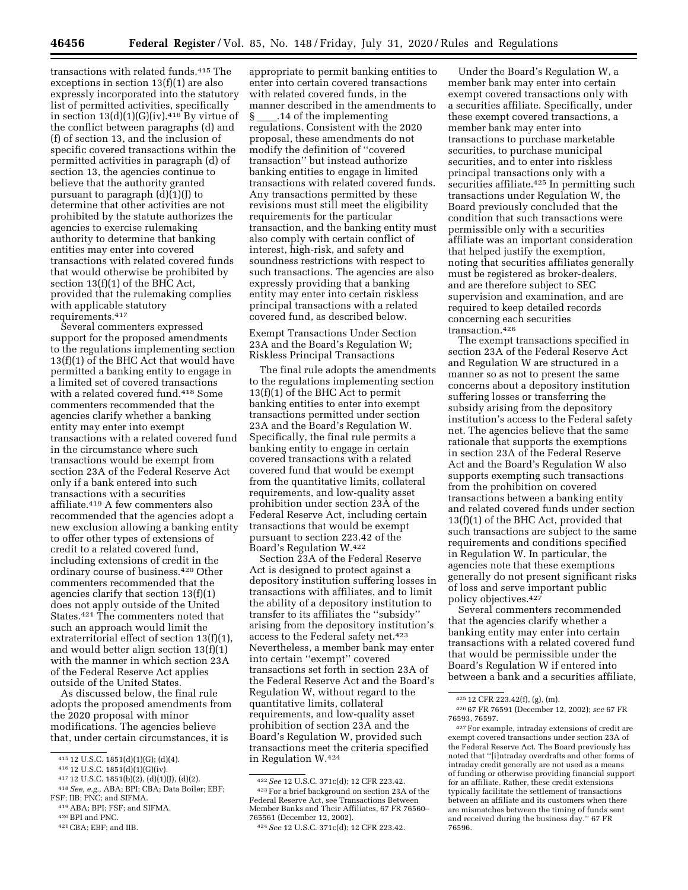transactions with related funds.[415] The exceptions in section 13(f)(1) are also expressly incorporated into the statutory list of permitted activities, specifically in section 13(d)(1)(G)(iv).[416] By virtue of the conflict between paragraphs (d) and (f) of section 13, and the inclusion of specific covered transactions within the permitted activities in paragraph (d) of section 13, the agencies continue to believe that the authority granted pursuant to paragraph (d)(1)(J) to determine that other activities are not prohibited by the statute authorizes the agencies to exercise rulemaking authority to determine that banking entities may enter into covered transactions with related covered funds that would otherwise be prohibited by section 13(f)(1) of the BHC Act, provided that the rulemaking complies with applicable statutory requirements.[417]

Several commenters expressed support for the proposed amendments to the regulations implementing section 13(f)(1) of the BHC Act that would have permitted a banking entity to engage in a limited set of covered transactions with a related covered fund.[418] Some commenters recommended that the agencies clarify whether a banking entity may enter into exempt transactions with a related covered fund in the circumstance where such transactions would be exempt from section 23A of the Federal Reserve Act only if a bank entered into such transactions with a securities affiliate.[419] A few commenters also recommended that the agencies adopt a new exclusion allowing a banking entity to offer other types of extensions of credit to a related covered fund, including extensions of credit in the ordinary course of business.[420] Other commenters recommended that the agencies clarify that section 13(f)(1) does not apply outside of the United States.[421] The commenters noted that such an approach would limit the extraterritorial effect of section 13(f)(1), and would better align section 13(f)(1) with the manner in which section 23A of the Federal Reserve Act applies outside of the United States.

As discussed below, the final rule adopts the proposed amendments from the 2020 proposal with minor modifications. The agencies believe that, under certain circumstances, it is appropriate to permit banking entities to enter into certain covered transactions with related covered funds, in the manner described in the amendments to § ____.14 of the implementing regulations. Consistent with the 2020 proposal, these amendments do not modify the definition of "covered transaction" but instead authorize banking entities to engage in limited transactions with related covered funds. Any transactions permitted by these revisions must still meet the eligibility requirements for the particular transaction, and the banking entity must also comply with certain conflict of interest, high-risk, and safety and soundness restrictions with respect to such transactions. The agencies are also expressly providing that a banking entity may enter into certain riskless principal transactions with a related covered fund, as described below.

Exempt Transactions Under Section 23A and the Board's Regulation W; Riskless Principal Transactions

The final rule adopts the amendments to the regulations implementing section 13(f)(1) of the BHC Act to permit banking entities to enter into exempt transactions permitted under section 23A and the Board's Regulation W. Specifically, the final rule permits a banking entity to engage in certain covered transactions with a related covered fund that would be exempt from the quantitative limits, collateral requirements, and low-quality asset prohibition under section 23A of the Federal Reserve Act, including certain transactions that would be exempt pursuant to section 223.42 of the Board's Regulation W.[422]

Section 23A of the Federal Reserve Act is designed to protect against a depository institution suffering losses in transactions with affiliates, and to limit the ability of a depository institution to transfer to its affiliates the "subsidy" arising from the depository institution's access to the Federal safety net.[423] Nevertheless, a member bank may enter into certain "exempt" covered transactions set forth in section 23A of the Federal Reserve Act and the Board's Regulation W, without regard to the quantitative limits, collateral requirements, and low-quality asset prohibition of section 23A and the Board's Regulation W, provided such transactions meet the criteria specified in Regulation W.[424]

Under the Board's Regulation W, a member bank may enter into certain exempt covered transactions only with a securities affiliate. Specifically, under these exempt covered transactions, a member bank may enter into transactions to purchase marketable securities, to purchase municipal securities, and to enter into riskless principal transactions only with a securities affiliate.[425] In permitting such transactions under Regulation W, the Board previously concluded that the condition that such transactions were permissible only with a securities affiliate was an important consideration that helped justify the exemption, noting that securities affiliates generally must be registered as broker-dealers, and are therefore subject to SEC supervision and examination, and are required to keep detailed records concerning each securities transaction.[426]

The exempt transactions specified in section 23A of the Federal Reserve Act and Regulation W are structured in a manner so as not to present the same concerns about a depository institution suffering losses or transferring the subsidy arising from the depository institution's access to the Federal safety net. The agencies believe that the same rationale that supports the exemptions in section 23A of the Federal Reserve Act and the Board's Regulation W also supports exempting such transactions from the prohibition on covered transactions between a banking entity and related covered funds under section 13(f)(1) of the BHC Act, provided that such transactions are subject to the same requirements and conditions specified in Regulation W. In particular, the agencies note that these exemptions generally do not present significant risks of loss and serve important public policy objectives.[427]

Several commenters recommended that the agencies clarify whether a banking entity may enter into certain transactions with a related covered fund that would be permissible under the Board's Regulation W if entered into between a bank and a securities affiliate,

---

[415] 12 U.S.C. 1851(d)(1)(G); (d)(4).

[416] 12 U.S.C. 1851(d)(1)(G)(iv).

[417] 12 U.S.C. 1851(b)(2), (d)(1)(J), (d)(2).

[418] *See, e.g.,* ABA; BPI; CBA; Data Boiler; EBF; FSF; IIB; PNC; and SIFMA.

[419] ABA; BPI; FSF; and SIFMA.

[420] BPI and PNC.

[421] CBA; EBF; and IIB.

[422] *See* 12 U.S.C. 371c(d); 12 CFR 223.42.

[423] For a brief background on section 23A of the Federal Reserve Act, see Transactions Between Member Banks and Their Affiliates, 67 FR 76560–765561 (December 12, 2002).

[424] *See* 12 U.S.C. 371c(d); 12 CFR 223.42.

[425] 12 CFR 223.42(f), (g), (m).

[426] 67 FR 76591 (December 12, 2002); *see* 67 FR 76593, 76597.

[427] For example, intraday extensions of credit are exempt covered transactions under section 23A of the Federal Reserve Act. The Board previously has noted that "[i]ntraday overdrafts and other forms of intraday credit generally are not used as a means of funding or otherwise providing financial support for an affiliate. Rather, these credit extensions typically facilitate the settlement of transactions between an affiliate and its customers when there are mismatches between the timing of funds sent and received during the business day." 67 FR 76596.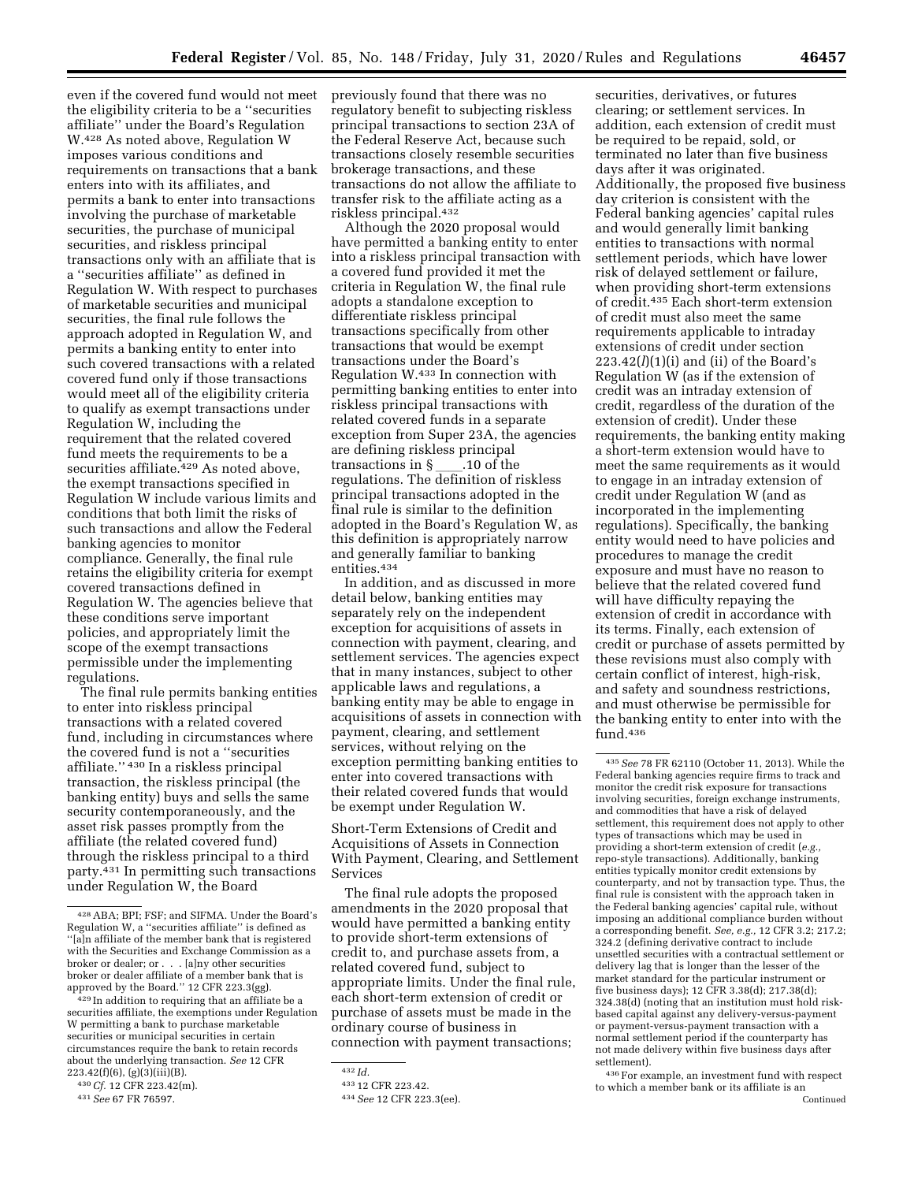even if the covered fund would not meet the eligibility criteria to be a ''securities affiliate'' under the Board's Regulation W.[428] As noted above, Regulation W imposes various conditions and requirements on transactions that a bank enters into with its affiliates, and permits a bank to enter into transactions involving the purchase of marketable securities, the purchase of municipal securities, and riskless principal transactions only with an affiliate that is a ''securities affiliate'' as defined in Regulation W. With respect to purchases of marketable securities and municipal securities, the final rule follows the approach adopted in Regulation W, and permits a banking entity to enter into such covered transactions with a related covered fund only if those transactions would meet all of the eligibility criteria to qualify as exempt transactions under Regulation W, including the requirement that the related covered fund meets the requirements to be a securities affiliate.[429] As noted above, the exempt transactions specified in Regulation W include various limits and conditions that both limit the risks of such transactions and allow the Federal banking agencies to monitor compliance. Generally, the final rule retains the eligibility criteria for exempt covered transactions defined in Regulation W. The agencies believe that these conditions serve important policies, and appropriately limit the scope of the exempt transactions permissible under the implementing regulations.

The final rule permits banking entities to enter into riskless principal transactions with a related covered fund, including in circumstances where the covered fund is not a ''securities affiliate.'' [430] In a riskless principal transaction, the riskless principal (the banking entity) buys and sells the same security contemporaneously, and the asset risk passes promptly from the affiliate (the related covered fund) through the riskless principal to a third party.[431] In permitting such transactions under Regulation W, the Board previously found that there was no regulatory benefit to subjecting riskless principal transactions to section 23A of the Federal Reserve Act, because such transactions closely resemble securities brokerage transactions, and these transactions do not allow the affiliate to transfer risk to the affiliate acting as a riskless principal.[432]

Although the 2020 proposal would have permitted a banking entity to enter into a riskless principal transaction with a covered fund provided it met the criteria in Regulation W, the final rule adopts a standalone exception to differentiate riskless principal transactions specifically from other transactions that would be exempt transactions under the Board's Regulation W.[433] In connection with permitting banking entities to enter into riskless principal transactions with related covered funds in a separate exception from Super 23A, the agencies are defining riskless principal transactions in § ___.10 of the regulations. The definition of riskless principal transactions adopted in the final rule is similar to the definition adopted in the Board's Regulation W, as this definition is appropriately narrow and generally familiar to banking entities.[434]

In addition, and as discussed in more detail below, banking entities may separately rely on the independent exception for acquisitions of assets in connection with payment, clearing, and settlement services. The agencies expect that in many instances, subject to other applicable laws and regulations, a banking entity may be able to engage in acquisitions of assets in connection with payment, clearing, and settlement services, without relying on the exception permitting banking entities to enter into covered transactions with their related covered funds that would be exempt under Regulation W.

Short-Term Extensions of Credit and Acquisitions of Assets in Connection With Payment, Clearing, and Settlement Services

The final rule adopts the proposed amendments in the 2020 proposal that would have permitted a banking entity to provide short-term extensions of credit to, and purchase assets from, a related covered fund, subject to appropriate limits. Under the final rule, each short-term extension of credit or purchase of assets must be made in the ordinary course of business in connection with payment transactions; securities, derivatives, or futures clearing; or settlement services. In addition, each extension of credit must be required to be repaid, sold, or terminated no later than five business days after it was originated. Additionally, the proposed five business day criterion is consistent with the Federal banking agencies' capital rules and would generally limit banking entities to transactions with normal settlement periods, which have lower risk of delayed settlement or failure, when providing short-term extensions of credit.[435] Each short-term extension of credit must also meet the same requirements applicable to intraday extensions of credit under section 223.42(*l*)(1)(i) and (ii) of the Board's Regulation W (as if the extension of credit was an intraday extension of credit, regardless of the duration of the extension of credit). Under these requirements, the banking entity making a short-term extension would have to meet the same requirements as it would to engage in an intraday extension of credit under Regulation W (and as incorporated in the implementing regulations). Specifically, the banking entity would need to have policies and procedures to manage the credit exposure and must have no reason to believe that the related covered fund will have difficulty repaying the extension of credit in accordance with its terms. Finally, each extension of credit or purchase of assets permitted by these revisions must also comply with certain conflict of interest, high-risk, and safety and soundness restrictions, and must otherwise be permissible for the banking entity to enter into with the fund.[436]

---

[428] ABA; BPI; FSF; and SIFMA. Under the Board's Regulation W, a ''securities affiliate'' is defined as ''[a]n affiliate of the member bank that is registered with the Securities and Exchange Commission as a broker or dealer; or . . . [a]ny other securities broker or dealer affiliate of a member bank that is approved by the Board.'' 12 CFR 223.3(gg).

[429] In addition to requiring that an affiliate be a securities affiliate, the exemptions under Regulation W permitting a bank to purchase marketable securities or municipal securities in certain circumstances require the bank to retain records about the underlying transaction. *See* 12 CFR 223.42(f)(6), (g)(3)(iii)(B).

[430] *Cf.* 12 CFR 223.42(m).

[431] *See* 67 FR 76597.

[432] *Id.*

[433] 12 CFR 223.42.

[434] *See* 12 CFR 223.3(ee).

[435] *See* 78 FR 62110 (October 11, 2013). While the Federal banking agencies require firms to track and monitor the credit risk exposure for transactions involving securities, foreign exchange instruments, and commodities that have a risk of delayed settlement, this requirement does not apply to other types of transactions which may be used in providing a short-term extension of credit (*e.g.,* repo-style transactions). Additionally, banking entities typically monitor credit extensions by counterparty, and not by transaction type. Thus, the final rule is consistent with the approach taken in the Federal banking agencies' capital rule, without imposing an additional compliance burden without a corresponding benefit. *See, e.g.,* 12 CFR 3.2; 217.2; 324.2 (defining derivative contract to include unsettled securities with a contractual settlement or delivery lag that is longer than the lesser of the market standard for the particular instrument or five business days); 12 CFR 3.38(d); 217.38(d); 324.38(d) (noting that an institution must hold risk-based capital against any delivery-versus-payment or payment-versus-payment transaction with a normal settlement period if the counterparty has not made delivery within five business days after settlement).

[436] For example, an investment fund with respect to which a member bank or its affiliate is an

Continued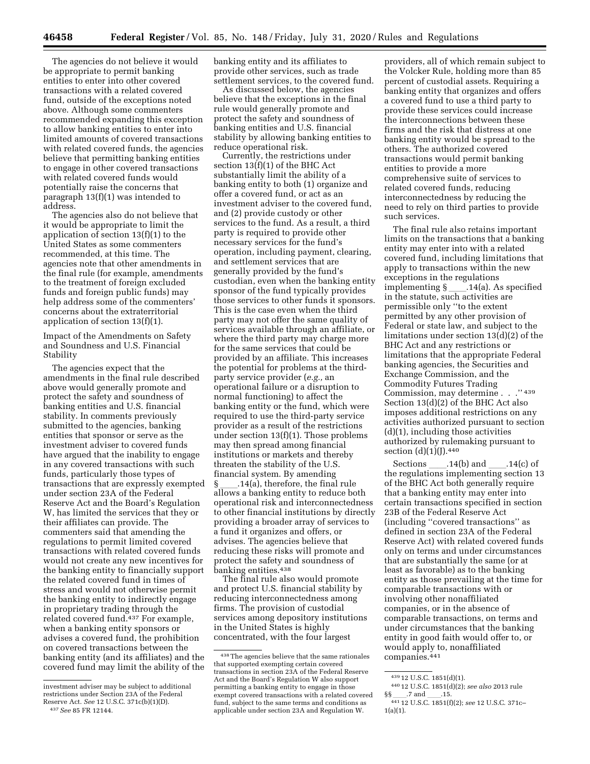investment adviser may be subject to additional restrictions under Section 23A of the Federal Reserve Act. *See* 12 U.S.C. 371c(b)(1)(D).

The agencies do not believe it would be appropriate to permit banking entities to enter into other covered transactions with a related covered fund, outside of the exceptions noted above. Although some commenters recommended expanding this exception to allow banking entities to enter into limited amounts of covered transactions with related covered funds, the agencies believe that permitting banking entities to engage in other covered transactions with related covered funds would potentially raise the concerns that paragraph 13(f)(1) was intended to address.

The agencies also do not believe that it would be appropriate to limit the application of section 13(f)(1) to the United States as some commenters recommended, at this time. The agencies note that other amendments in the final rule (for example, amendments to the treatment of foreign excluded funds and foreign public funds) may help address some of the commenters' concerns about the extraterritorial application of section 13(f)(1).

Impact of the Amendments on Safety and Soundness and U.S. Financial Stability

The agencies expect that the amendments in the final rule described above would generally promote and protect the safety and soundness of banking entities and U.S. financial stability. In comments previously submitted to the agencies, banking entities that sponsor or serve as the investment adviser to covered funds have argued that the inability to engage in any covered transactions with such funds, particularly those types of transactions that are expressly exempted under section 23A of the Federal Reserve Act and the Board's Regulation W, has limited the services that they or their affiliates can provide. The commenters said that amending the regulations to permit limited covered transactions with related covered funds would not create any new incentives for the banking entity to financially support the related covered fund in times of stress and would not otherwise permit the banking entity to indirectly engage in proprietary trading through the related covered fund.[437] For example, when a banking entity sponsors or advises a covered fund, the prohibition on covered transactions between the banking entity (and its affiliates) and the covered fund may limit the ability of the banking entity and its affiliates to provide other services, such as trade settlement services, to the covered fund.

As discussed below, the agencies believe that the exceptions in the final rule would generally promote and protect the safety and soundness of banking entities and U.S. financial stability by allowing banking entities to reduce operational risk.

Currently, the restrictions under section 13(f)(1) of the BHC Act substantially limit the ability of a banking entity to both (1) organize and offer a covered fund, or act as an investment adviser to the covered fund, and (2) provide custody or other services to the fund. As a result, a third party is required to provide other necessary services for the fund's operation, including payment, clearing, and settlement services that are generally provided by the fund's custodian, even when the banking entity sponsor of the fund typically provides those services to other funds it sponsors. This is the case even when the third party may not offer the same quality of services available through an affiliate, or where the third party may charge more for the same services that could be provided by an affiliate. This increases the potential for problems at the third-party service provider (*e.g.,* an operational failure or a disruption to normal functioning) to affect the banking entity or the fund, which were required to use the third-party service provider as a result of the restrictions under section 13(f)(1). Those problems may then spread among financial institutions or markets and thereby threaten the stability of the U.S. financial system. By amending § \_\_\_\_.14(a), therefore, the final rule allows a banking entity to reduce both operational risk and interconnectedness to other financial institutions by directly providing a broader array of services to a fund it organizes and offers, or advises. The agencies believe that reducing these risks will promote and protect the safety and soundness of banking entities.[438]

The final rule also would promote and protect U.S. financial stability by reducing interconnectedness among firms. The provision of custodial services among depository institutions in the United States is highly concentrated, with the four largest providers, all of which remain subject to the Volcker Rule, holding more than 85 percent of custodial assets. Requiring a banking entity that organizes and offers a covered fund to use a third party to provide these services could increase the interconnections between these firms and the risk that distress at one banking entity would be spread to the others. The authorized covered transactions would permit banking entities to provide a more comprehensive suite of services to related covered funds, reducing interconnectedness by reducing the need to rely on third parties to provide such services.

The final rule also retains important limits on the transactions that a banking entity may enter into with a related covered fund, including limitations that apply to transactions within the new exceptions in the regulations implementing § \_\_\_\_.14(a). As specified in the statute, such activities are permissible only "to the extent permitted by any other provision of Federal or state law, and subject to the limitations under section 13(d)(2) of the BHC Act and any restrictions or limitations that the appropriate Federal banking agencies, the Securities and Exchange Commission, and the Commodity Futures Trading Commission, may determine . . ."[439] Section 13(d)(2) of the BHC Act also imposes additional restrictions on any activities authorized pursuant to section (d)(1), including those activities authorized by rulemaking pursuant to section (d)(1)(J).[440]

Sections \_\_\_\_.14(b) and \_\_\_\_.14(c) of the regulations implementing section 13 of the BHC Act both generally require that a banking entity may enter into certain transactions specified in section 23B of the Federal Reserve Act (including "covered transactions" as defined in section 23A of the Federal Reserve Act) with related covered funds only on terms and under circumstances that are substantially the same (or at least as favorable) as to the banking entity as those prevailing at the time for comparable transactions with or involving other nonaffiliated companies, or in the absence of comparable transactions, on terms and under circumstances that the banking entity in good faith would offer to, or would apply to, nonaffiliated companies.[441]

---

[437] *See* 85 FR 12144.

[438] The agencies believe that the same rationales that supported exempting certain covered transactions in section 23A of the Federal Reserve Act and the Board's Regulation W also support permitting a banking entity to engage in those exempt covered transactions with a related covered fund, subject to the same terms and conditions as applicable under section 23A and Regulation W.

[439] 12 U.S.C. 1851(d)(1).

[440] 12 U.S.C. 1851(d)(2); *see also* 2013 rule §§ \_\_\_\_.7 and \_\_\_\_.15.

[441] 12 U.S.C. 1851(f)(2); *see* 12 U.S.C. 371c–1(a)(1).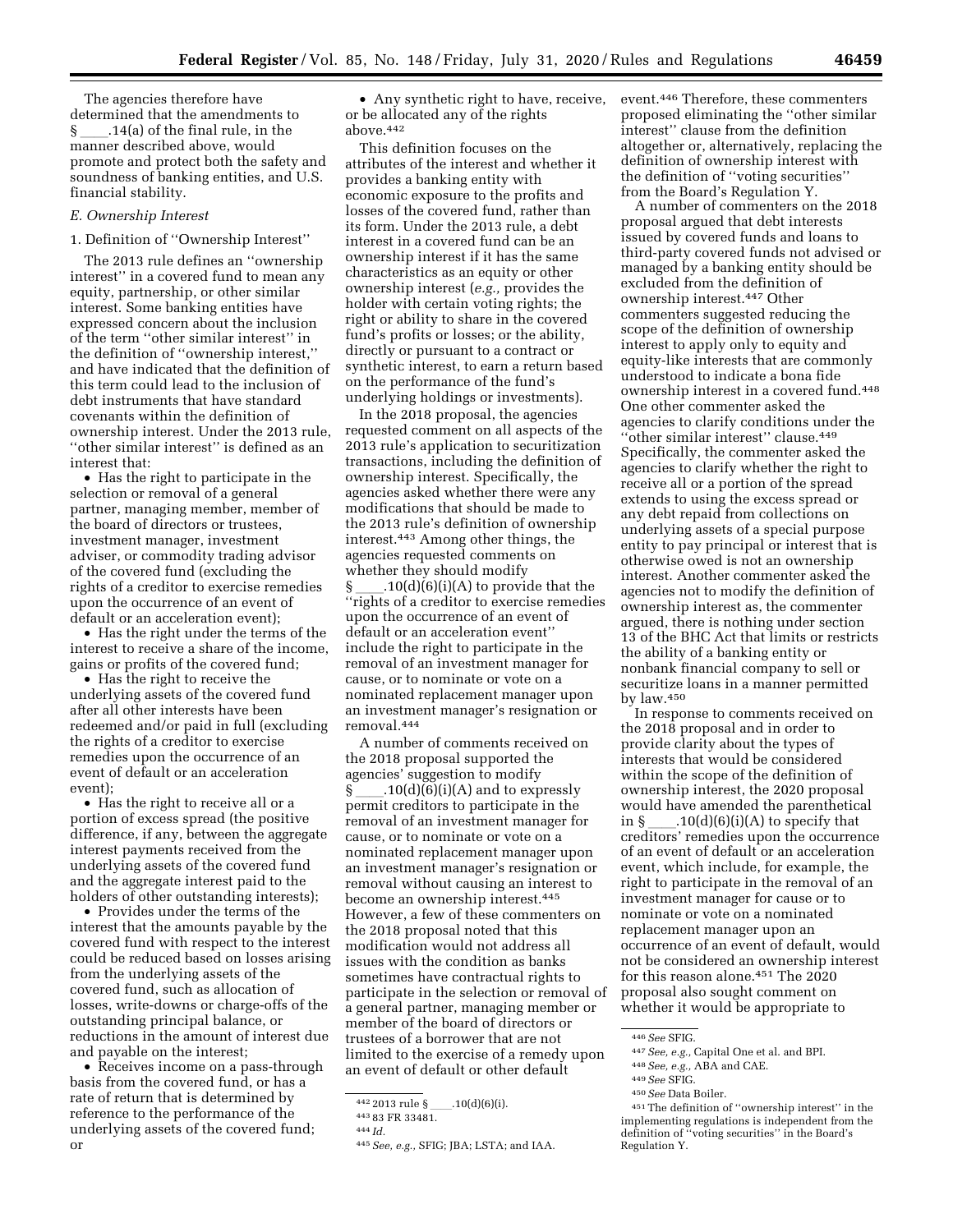The agencies therefore have determined that the amendments to § ____.14(a) of the final rule, in the manner described above, would promote and protect both the safety and soundness of banking entities, and U.S. financial stability.

### E. Ownership Interest

#### 1. Definition of "Ownership Interest"

The 2013 rule defines an "ownership interest" in a covered fund to mean any equity, partnership, or other similar interest. Some banking entities have expressed concern about the inclusion of the term "other similar interest" in the definition of "ownership interest," and have indicated that the definition of this term could lead to the inclusion of debt instruments that have standard covenants within the definition of ownership interest. Under the 2013 rule, "other similar interest" is defined as an interest that:

- Has the right to participate in the selection or removal of a general partner, managing member, member of the board of directors or trustees, investment manager, investment adviser, or commodity trading advisor of the covered fund (excluding the rights of a creditor to exercise remedies upon the occurrence of an event of default or an acceleration event);
- Has the right under the terms of the interest to receive a share of the income, gains or profits of the covered fund;
- Has the right to receive the underlying assets of the covered fund after all other interests have been redeemed and/or paid in full (excluding the rights of a creditor to exercise remedies upon the occurrence of an event of default or an acceleration event);
- Has the right to receive all or a portion of excess spread (the positive difference, if any, between the aggregate interest payments received from the underlying assets of the covered fund and the aggregate interest paid to the holders of other outstanding interests);
- Provides under the terms of the interest that the amounts payable by the covered fund with respect to the interest could be reduced based on losses arising from the underlying assets of the covered fund, such as allocation of losses, write-downs or charge-offs of the outstanding principal balance, or reductions in the amount of interest due and payable on the interest;
- Receives income on a pass-through basis from the covered fund, or has a rate of return that is determined by reference to the performance of the underlying assets of the covered fund; or
- Any synthetic right to have, receive, or be allocated any of the rights above.[442]

This definition focuses on the attributes of the interest and whether it provides a banking entity with economic exposure to the profits and losses of the covered fund, rather than its form. Under the 2013 rule, a debt interest in a covered fund can be an ownership interest if it has the same characteristics as an equity or other ownership interest (*e.g.,* provides the holder with certain voting rights; the right or ability to share in the covered fund's profits or losses; or the ability, directly or pursuant to a contract or synthetic interest, to earn a return based on the performance of the fund's underlying holdings or investments).

In the 2018 proposal, the agencies requested comment on all aspects of the 2013 rule's application to securitization transactions, including the definition of ownership interest. Specifically, the agencies asked whether there were any modifications that should be made to the 2013 rule's definition of ownership interest.[443] Among other things, the agencies requested comments on whether they should modify § ____.10(d)(6)(i)(A) to provide that the "rights of a creditor to exercise remedies upon the occurrence of an event of default or an acceleration event" include the right to participate in the removal of an investment manager for cause, or to nominate or vote on a nominated replacement manager upon an investment manager's resignation or removal.[444]

A number of comments received on the 2018 proposal supported the agencies' suggestion to modify § ____.10(d)(6)(i)(A) and to expressly permit creditors to participate in the removal of an investment manager for cause, or to nominate or vote on a nominated replacement manager upon an investment manager's resignation or removal without causing an interest to become an ownership interest.[445] However, a few of these commenters on the 2018 proposal noted that this modification would not address all issues with the condition as banks sometimes have contractual rights to participate in the selection or removal of a general partner, managing member or member of the board of directors or trustees of a borrower that are not limited to the exercise of a remedy upon an event of default or other default event.[446] Therefore, these commenters proposed eliminating the "other similar interest" clause from the definition altogether or, alternatively, replacing the definition of ownership interest with the definition of "voting securities" from the Board's Regulation Y.

A number of commenters on the 2018 proposal argued that debt interests issued by covered funds and loans to third-party covered funds not advised or managed by a banking entity should be excluded from the definition of ownership interest.[447] Other commenters suggested reducing the scope of the definition of ownership interest to apply only to equity and equity-like interests that are commonly understood to indicate a bona fide ownership interest in a covered fund.[448] One other commenter asked the agencies to clarify conditions under the "other similar interest" clause.[449] Specifically, the commenter asked the agencies to clarify whether the right to receive all or a portion of the spread extends to using the excess spread or any debt repaid from collections on underlying assets of a special purpose entity to pay principal or interest that is otherwise owed is not an ownership interest. Another commenter asked the agencies not to modify the definition of ownership interest as, the commenter argued, there is nothing under section 13 of the BHC Act that limits or restricts the ability of a banking entity or nonbank financial company to sell or securitize loans in a manner permitted by law.[450]

In response to comments received on the 2018 proposal and in order to provide clarity about the types of interests that would be considered within the scope of the definition of ownership interest, the 2020 proposal would have amended the parenthetical in § ____.10(d)(6)(i)(A) to specify that creditors' remedies upon the occurrence of an event of default or an acceleration event, which include, for example, the right to participate in the removal of an investment manager for cause or to nominate or vote on a nominated replacement manager upon an occurrence of an event of default, would not be considered an ownership interest for this reason alone.[451] The 2020 proposal also sought comment on whether it would be appropriate to

---

[442] 2013 rule § ____.10(d)(6)(i).

[443] 83 FR 33481.

[444] *Id.*

[445] *See, e.g.,* SFIG; JBA; LSTA; and IAA.

[446] *See* SFIG.

[447] *See, e.g.,* Capital One et al. and BPI.

[448] *See, e.g.,* ABA and CAE.

[449] *See* SFIG.

[450] *See* Data Boiler.

[451] The definition of "ownership interest" in the implementing regulations is independent from the definition of "voting securities" in the Board's Regulation Y.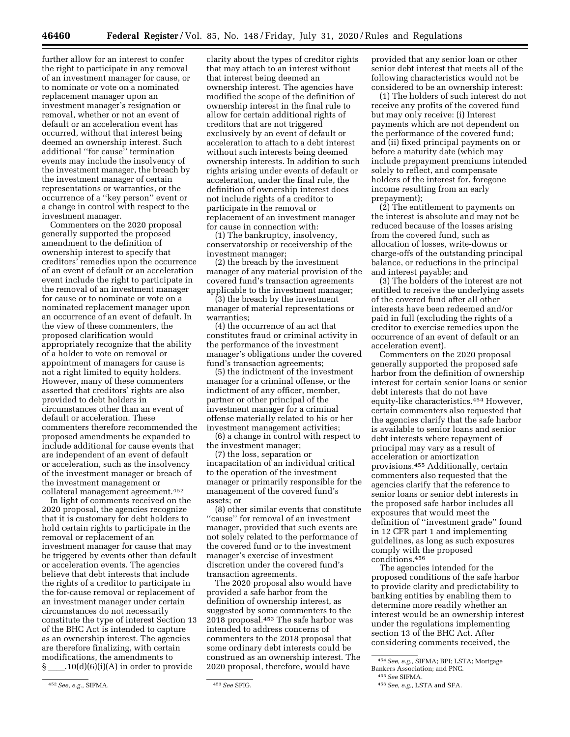further allow for an interest to confer the right to participate in any removal of an investment manager for cause, or to nominate or vote on a nominated replacement manager upon an investment manager's resignation or removal, whether or not an event of default or an acceleration event has occurred, without that interest being deemed an ownership interest. Such additional "for cause" termination events may include the insolvency of the investment manager, the breach by the investment manager of certain representations or warranties, or the occurrence of a "key person" event or a change in control with respect to the investment manager.

Commenters on the 2020 proposal generally supported the proposed amendment to the definition of ownership interest to specify that creditors' remedies upon the occurrence of an event of default or an acceleration event include the right to participate in the removal of an investment manager for cause or to nominate or vote on a nominated replacement manager upon an occurrence of an event of default. In the view of these commenters, the proposed clarification would appropriately recognize that the ability of a holder to vote on removal or appointment of managers for cause is not a right limited to equity holders. However, many of these commenters asserted that creditors' rights are also provided to debt holders in circumstances other than an event of default or acceleration. These commenters therefore recommended the proposed amendments be expanded to include additional for cause events that are independent of an event of default or acceleration, such as the insolvency of the investment manager or breach of the investment management or collateral management agreement.[452]

In light of comments received on the 2020 proposal, the agencies recognize that it is customary for debt holders to hold certain rights to participate in the removal or replacement of an investment manager for cause that may be triggered by events other than default or acceleration events. The agencies believe that debt interests that include the rights of a creditor to participate in the for-cause removal or replacement of an investment manager under certain circumstances do not necessarily constitute the type of interest Section 13 of the BHC Act is intended to capture as an ownership interest. The agencies are therefore finalizing, with certain modifications, the amendments to § ____.10(d)(6)(i)(A) in order to provide clarity about the types of creditor rights that may attach to an interest without that interest being deemed an ownership interest. The agencies have modified the scope of the definition of ownership interest in the final rule to allow for certain additional rights of creditors that are not triggered exclusively by an event of default or acceleration to attach to a debt interest without such interests being deemed ownership interests. In addition to such rights arising under events of default or acceleration, under the final rule, the definition of ownership interest does not include rights of a creditor to participate in the removal or replacement of an investment manager for cause in connection with:

(1) The bankruptcy, insolvency, conservatorship or receivership of the investment manager;

(2) the breach by the investment manager of any material provision of the covered fund's transaction agreements applicable to the investment manager;

(3) the breach by the investment manager of material representations or warranties;

(4) the occurrence of an act that constitutes fraud or criminal activity in the performance of the investment manager's obligations under the covered fund's transaction agreements;

(5) the indictment of the investment manager for a criminal offense, or the indictment of any officer, member, partner or other principal of the investment manager for a criminal offense materially related to his or her investment management activities;

(6) a change in control with respect to the investment manager;

(7) the loss, separation or incapacitation of an individual critical to the operation of the investment manager or primarily responsible for the management of the covered fund's assets; or

(8) other similar events that constitute "cause" for removal of an investment manager, provided that such events are not solely related to the performance of the covered fund or to the investment manager's exercise of investment discretion under the covered fund's transaction agreements.

The 2020 proposal also would have provided a safe harbor from the definition of ownership interest, as suggested by some commenters to the 2018 proposal.[453] The safe harbor was intended to address concerns of commenters to the 2018 proposal that some ordinary debt interests could be construed as an ownership interest. The 2020 proposal, therefore, would have provided that any senior loan or other senior debt interest that meets all of the following characteristics would not be considered to be an ownership interest:

(1) The holders of such interest do not receive any profits of the covered fund but may only receive: (i) Interest payments which are not dependent on the performance of the covered fund; and (ii) fixed principal payments on or before a maturity date (which may include prepayment premiums intended solely to reflect, and compensate holders of the interest for, foregone income resulting from an early prepayment);

(2) The entitlement to payments on the interest is absolute and may not be reduced because of the losses arising from the covered fund, such as allocation of losses, write-downs or charge-offs of the outstanding principal balance, or reductions in the principal and interest payable; and

(3) The holders of the interest are not entitled to receive the underlying assets of the covered fund after all other interests have been redeemed and/or paid in full (excluding the rights of a creditor to exercise remedies upon the occurrence of an event of default or an acceleration event).

Commenters on the 2020 proposal generally supported the proposed safe harbor from the definition of ownership interest for certain senior loans or senior debt interests that do not have equity-like characteristics.[454] However, certain commenters also requested that the agencies clarify that the safe harbor is available to senior loans and senior debt interests where repayment of principal may vary as a result of acceleration or amortization provisions.[455] Additionally, certain commenters also requested that the agencies clarify that the reference to senior loans or senior debt interests in the proposed safe harbor includes all exposures that would meet the definition of "investment grade" found in 12 CFR part 1 and implementing guidelines, as long as such exposures comply with the proposed conditions.[456]

The agencies intended for the proposed conditions of the safe harbor to provide clarity and predictability to banking entities by enabling them to determine more readily whether an interest would be an ownership interest under the regulations implementing section 13 of the BHC Act. After considering comments received, the

---

[452] *See, e.g.,* SIFMA.

[453] *See* SFIG.

[454] *See, e.g.,* SIFMA; BPI; LSTA; Mortgage Bankers Association; and PNC.

[455] *See* SIFMA.

[456] *See, e.g.,* LSTA and SFA.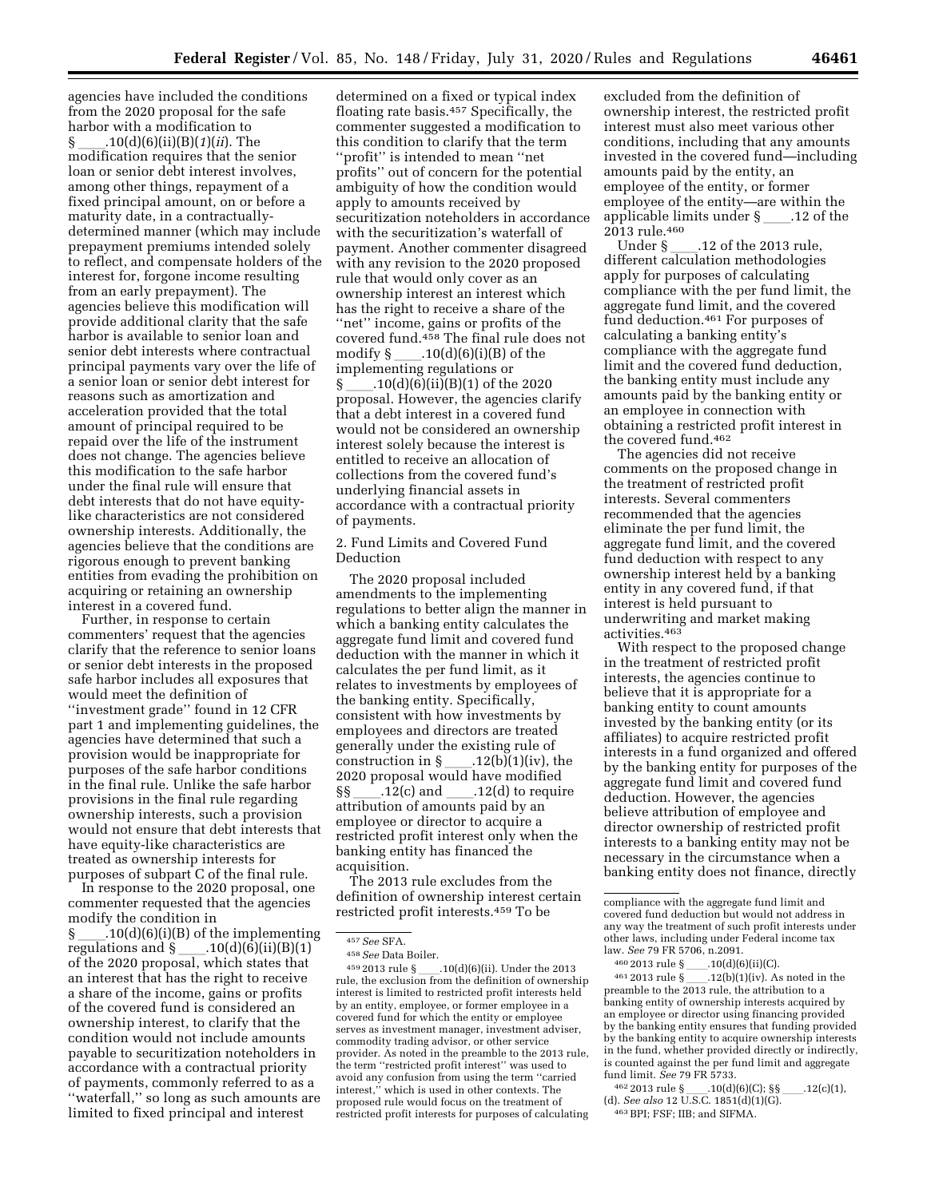agencies have included the conditions from the 2020 proposal for the safe harbor with a modification to § ____.10(d)(6)(ii)(B)(*1*)(*ii*). The modification requires that the senior loan or senior debt interest involves, among other things, repayment of a fixed principal amount, on or before a maturity date, in a contractually-determined manner (which may include prepayment premiums intended solely to reflect, and compensate holders of the interest for, forgone income resulting from an early prepayment). The agencies believe this modification will provide additional clarity that the safe harbor is available to senior loan and senior debt interests where contractual principal payments vary over the life of a senior loan or senior debt interest for reasons such as amortization and acceleration provided that the total amount of principal required to be repaid over the life of the instrument does not change. The agencies believe this modification to the safe harbor under the final rule will ensure that debt interests that do not have equity-like characteristics are not considered ownership interests. Additionally, the agencies believe that the conditions are rigorous enough to prevent banking entities from evading the prohibition on acquiring or retaining an ownership interest in a covered fund.

Further, in response to certain commenters' request that the agencies clarify that the reference to senior loans or senior debt interests in the proposed safe harbor includes all exposures that would meet the definition of ''investment grade'' found in 12 CFR part 1 and implementing guidelines, the agencies have determined that such a provision would be inappropriate for purposes of the safe harbor conditions in the final rule. Unlike the safe harbor provisions in the final rule regarding ownership interests, such a provision would not ensure that debt interests that have equity-like characteristics are treated as ownership interests for purposes of subpart C of the final rule.

In response to the 2020 proposal, one commenter requested that the agencies modify the condition in § ____.10(d)(6)(i)(B) of the implementing regulations and § ____.10(d)(6)(ii)(B)(1) of the 2020 proposal, which states that an interest that has the right to receive a share of the income, gains or profits of the covered fund is considered an ownership interest, to clarify that the condition would not include amounts payable to securitization noteholders in accordance with a contractual priority of payments, commonly referred to as a ''waterfall,'' so long as such amounts are limited to fixed principal and interest determined on a fixed or typical index floating rate basis.[457] Specifically, the commenter suggested a modification to this condition to clarify that the term ''profit'' is intended to mean ''net profits'' out of concern for the potential ambiguity of how the condition would apply to amounts received by securitization noteholders in accordance with the securitization's waterfall of payment. Another commenter disagreed with any revision to the 2020 proposed rule that would only cover as an ownership interest an interest which has the right to receive a share of the ''net'' income, gains or profits of the covered fund.[458] The final rule does not modify § ____.10(d)(6)(i)(B) of the implementing regulations or § ____.10(d)(6)(ii)(B)(1) of the 2020 proposal. However, the agencies clarify that a debt interest in a covered fund would not be considered an ownership interest solely because the interest is entitled to receive an allocation of collections from the covered fund's underlying financial assets in accordance with a contractual priority of payments.

## 2. Fund Limits and Covered Fund Deduction

The 2020 proposal included amendments to the implementing regulations to better align the manner in which a banking entity calculates the aggregate fund limit and covered fund deduction with the manner in which it calculates the per fund limit, as it relates to investments by employees of the banking entity. Specifically, consistent with how investments by employees and directors are treated generally under the existing rule of construction in § ____.12(b)(1)(iv), the 2020 proposal would have modified §§ ____.12(c) and ____.12(d) to require attribution of amounts paid by an employee or director to acquire a restricted profit interest only when the banking entity has financed the acquisition.

The 2013 rule excludes from the definition of ownership interest certain restricted profit interests.[459] To be excluded from the definition of ownership interest, the restricted profit interest must also meet various other conditions, including that any amounts invested in the covered fund—including amounts paid by the entity, an employee of the entity, or former employee of the entity—are within the applicable limits under § ____.12 of the 2013 rule.[460]

Under § ____.12 of the 2013 rule, different calculation methodologies apply for purposes of calculating compliance with the per fund limit, the aggregate fund limit, and the covered fund deduction.[461] For purposes of calculating a banking entity's compliance with the aggregate fund limit and the covered fund deduction, the banking entity must include any amounts paid by the banking entity or an employee in connection with obtaining a restricted profit interest in the covered fund.[462]

The agencies did not receive comments on the proposed change in the treatment of restricted profit interests. Several commenters recommended that the agencies eliminate the per fund limit, the aggregate fund limit, and the covered fund deduction with respect to any ownership interest held by a banking entity in any covered fund, if that interest is held pursuant to underwriting and market making activities.[463]

With respect to the proposed change in the treatment of restricted profit interests, the agencies continue to believe that it is appropriate for a banking entity to count amounts invested by the banking entity (or its affiliates) to acquire restricted profit interests in a fund organized and offered by the banking entity for purposes of the aggregate fund limit and covered fund deduction. However, the agencies believe attribution of employee and director ownership of restricted profit interests to a banking entity may not be necessary in the circumstance when a banking entity does not finance, directly

---

[457] *See* SFA.

[458] *See* Data Boiler.

[459] 2013 rule § ____.10(d)(6)(ii). Under the 2013 rule, the exclusion from the definition of ownership interest is limited to restricted profit interests held by an entity, employee, or former employee in a covered fund for which the entity or employee serves as investment manager, investment adviser, commodity trading advisor, or other service provider. As noted in the preamble to the 2013 rule, the term ''restricted profit interest'' was used to avoid any confusion from using the term ''carried interest,'' which is used in other contexts. The proposed rule would focus on the treatment of restricted profit interests for purposes of calculating compliance with the aggregate fund limit and covered fund deduction but would not address in any way the treatment of such profit interests under other laws, including under Federal income tax law. *See* 79 FR 5706, n.2091.

[460] 2013 rule § ____.10(d)(6)(ii)(C).

[461] 2013 rule § ____.12(b)(1)(iv). As noted in the preamble to the 2013 rule, the attribution to a banking entity of ownership interests acquired by an employee or director using financing provided by the banking entity ensures that funding provided by the banking entity to acquire ownership interests in the fund, whether provided directly or indirectly, is counted against the per fund limit and aggregate fund limit. *See* 79 FR 5733.

[462] 2013 rule § ____.10(d)(6)(C); §§ ____.12(c)(1), (d). *See also* 12 U.S.C. 1851(d)(1)(G).

[463] BPI; FSF; IIB; and SIFMA.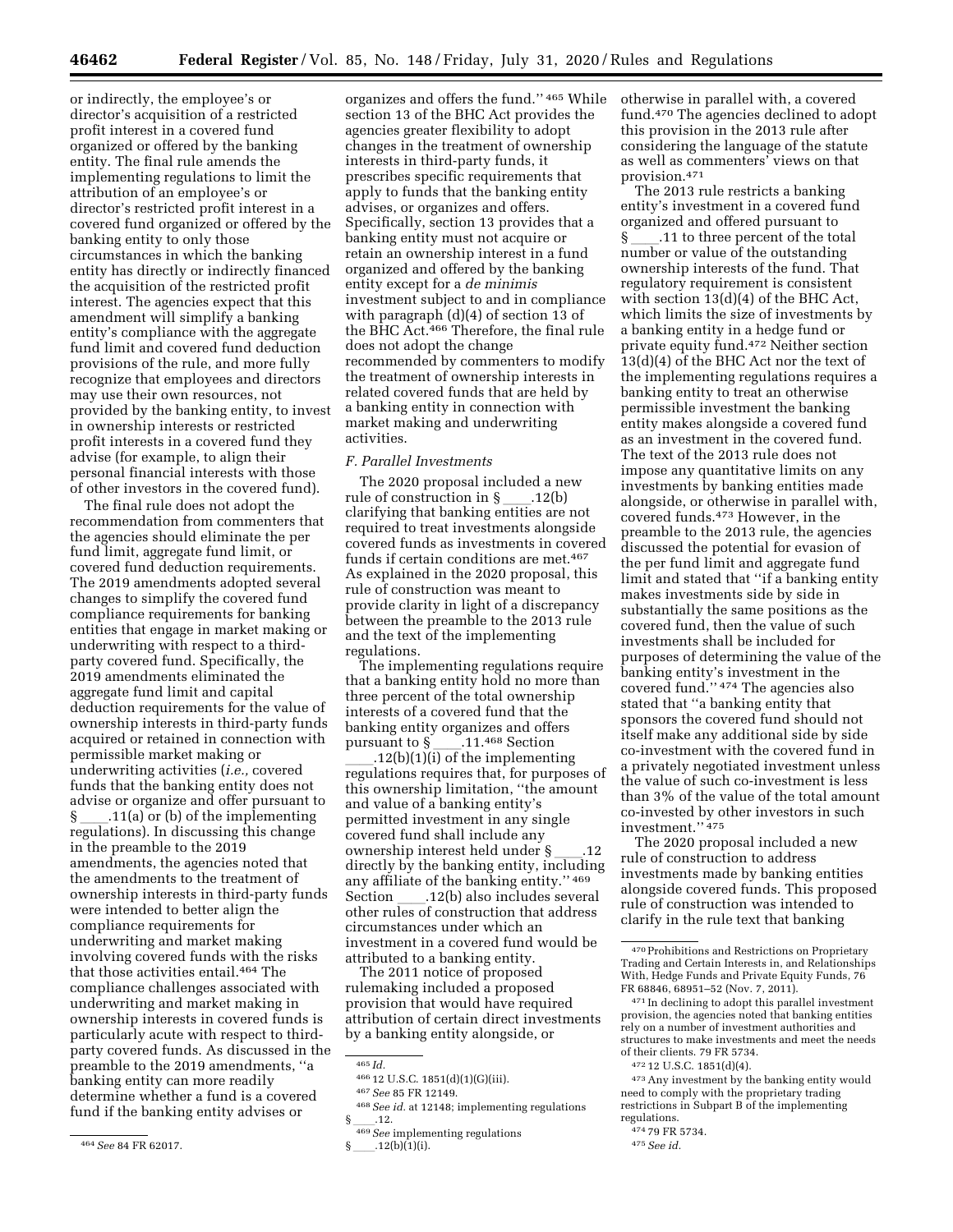or indirectly, the employee's or director's acquisition of a restricted profit interest in a covered fund organized or offered by the banking entity. The final rule amends the implementing regulations to limit the attribution of an employee's or director's restricted profit interest in a covered fund organized or offered by the banking entity to only those circumstances in which the banking entity has directly or indirectly financed the acquisition of the restricted profit interest. The agencies expect that this amendment will simplify a banking entity's compliance with the aggregate fund limit and covered fund deduction provisions of the rule, and more fully recognize that employees and directors may use their own resources, not provided by the banking entity, to invest in ownership interests or restricted profit interests in a covered fund they advise (for example, to align their personal financial interests with those of other investors in the covered fund).

The final rule does not adopt the recommendation from commenters that the agencies should eliminate the per fund limit, aggregate fund limit, or covered fund deduction requirements. The 2019 amendments adopted several changes to simplify the covered fund compliance requirements for banking entities that engage in market making or underwriting with respect to a third-party covered fund. Specifically, the 2019 amendments eliminated the aggregate fund limit and capital deduction requirements for the value of ownership interests in third-party funds acquired or retained in connection with permissible market making or underwriting activities (*i.e.,* covered funds that the banking entity does not advise or organize and offer pursuant to § ____.11(a) or (b) of the implementing regulations). In discussing this change in the preamble to the 2019 amendments, the agencies noted that the amendments to the treatment of ownership interests in third-party funds were intended to better align the compliance requirements for underwriting and market making involving covered funds with the risks that those activities entail.[464] The compliance challenges associated with underwriting and market making in ownership interests in covered funds is particularly acute with respect to third-party covered funds. As discussed in the preamble to the 2019 amendments, "a banking entity can more readily determine whether a fund is a covered fund if the banking entity advises or organizes and offers the fund."[465] While section 13 of the BHC Act provides the agencies greater flexibility to adopt changes in the treatment of ownership interests in third-party funds, it prescribes specific requirements that apply to funds that the banking entity advises, or organizes and offers. Specifically, section 13 provides that a banking entity must not acquire or retain an ownership interest in a fund organized and offered by the banking entity except for a *de minimis* investment subject to and in compliance with paragraph (d)(4) of section 13 of the BHC Act.[466] Therefore, the final rule does not adopt the change recommended by commenters to modify the treatment of ownership interests in related covered funds that are held by a banking entity in connection with market making and underwriting activities.

### *F. Parallel Investments*

The 2020 proposal included a new rule of construction in § ____.12(b) clarifying that banking entities are not required to treat investments alongside covered funds as investments in covered funds if certain conditions are met.[467] As explained in the 2020 proposal, this rule of construction was meant to provide clarity in light of a discrepancy between the preamble to the 2013 rule and the text of the implementing regulations.

The implementing regulations require that a banking entity hold no more than three percent of the total ownership interests of a covered fund that the banking entity organizes and offers pursuant to § ____.11.[468] Section ____.12(b)(1)(i) of the implementing regulations requires that, for purposes of this ownership limitation, "the amount and value of a banking entity's permitted investment in any single covered fund shall include any ownership interest held under § ____.12 directly by the banking entity, including any affiliate of the banking entity."[469] Section ____.12(b) also includes several other rules of construction that address circumstances under which an investment in a covered fund would be attributed to a banking entity.

The 2011 notice of proposed rulemaking included a proposed provision that would have required attribution of certain direct investments by a banking entity alongside, or otherwise in parallel with, a covered fund.[470] The agencies declined to adopt this provision in the 2013 rule after considering the language of the statute as well as commenters' views on that provision.[471]

The 2013 rule restricts a banking entity's investment in a covered fund organized and offered pursuant to § ____.11 to three percent of the total number or value of the outstanding ownership interests of the fund. That regulatory requirement is consistent with section 13(d)(4) of the BHC Act, which limits the size of investments by a banking entity in a hedge fund or private equity fund.[472] Neither section 13(d)(4) of the BHC Act nor the text of the implementing regulations requires a banking entity to treat an otherwise permissible investment the banking entity makes alongside a covered fund as an investment in the covered fund. The text of the 2013 rule does not impose any quantitative limits on any investments by banking entities made alongside, or otherwise in parallel with, covered funds.[473] However, in the preamble to the 2013 rule, the agencies discussed the potential for evasion of the per fund limit and aggregate fund limit and stated that "if a banking entity makes investments side by side in substantially the same positions as the covered fund, then the value of such investments shall be included for purposes of determining the value of the banking entity's investment in the covered fund."[474] The agencies also stated that "a banking entity that sponsors the covered fund should not itself make any additional side by side co-investment with the covered fund in a privately negotiated investment unless the value of such co-investment is less than 3% of the value of the total amount co-invested by other investors in such investment."[475]

The 2020 proposal included a new rule of construction to address investments made by banking entities alongside covered funds. This proposed rule of construction was intended to clarify in the rule text that banking

---

[464] *See* 84 FR 62017.

[465] *Id.*

[466] 12 U.S.C. 1851(d)(1)(G)(iii).

[467] *See* 85 FR 12149.

[468] *See id.* at 12148; implementing regulations § ____.12.

[469] *See* implementing regulations § ____.12(b)(1)(i).

[470] Prohibitions and Restrictions on Proprietary Trading and Certain Interests in, and Relationships With, Hedge Funds and Private Equity Funds, 76 FR 68846, 68951–52 (Nov. 7, 2011).

[471] In declining to adopt this parallel investment provision, the agencies noted that banking entities rely on a number of investment authorities and structures to make investments and meet the needs of their clients. 79 FR 5734.

[472] 12 U.S.C. 1851(d)(4).

[473] Any investment by the banking entity would need to comply with the proprietary trading restrictions in Subpart B of the implementing regulations.

[474] 79 FR 5734.

[475] *See id.*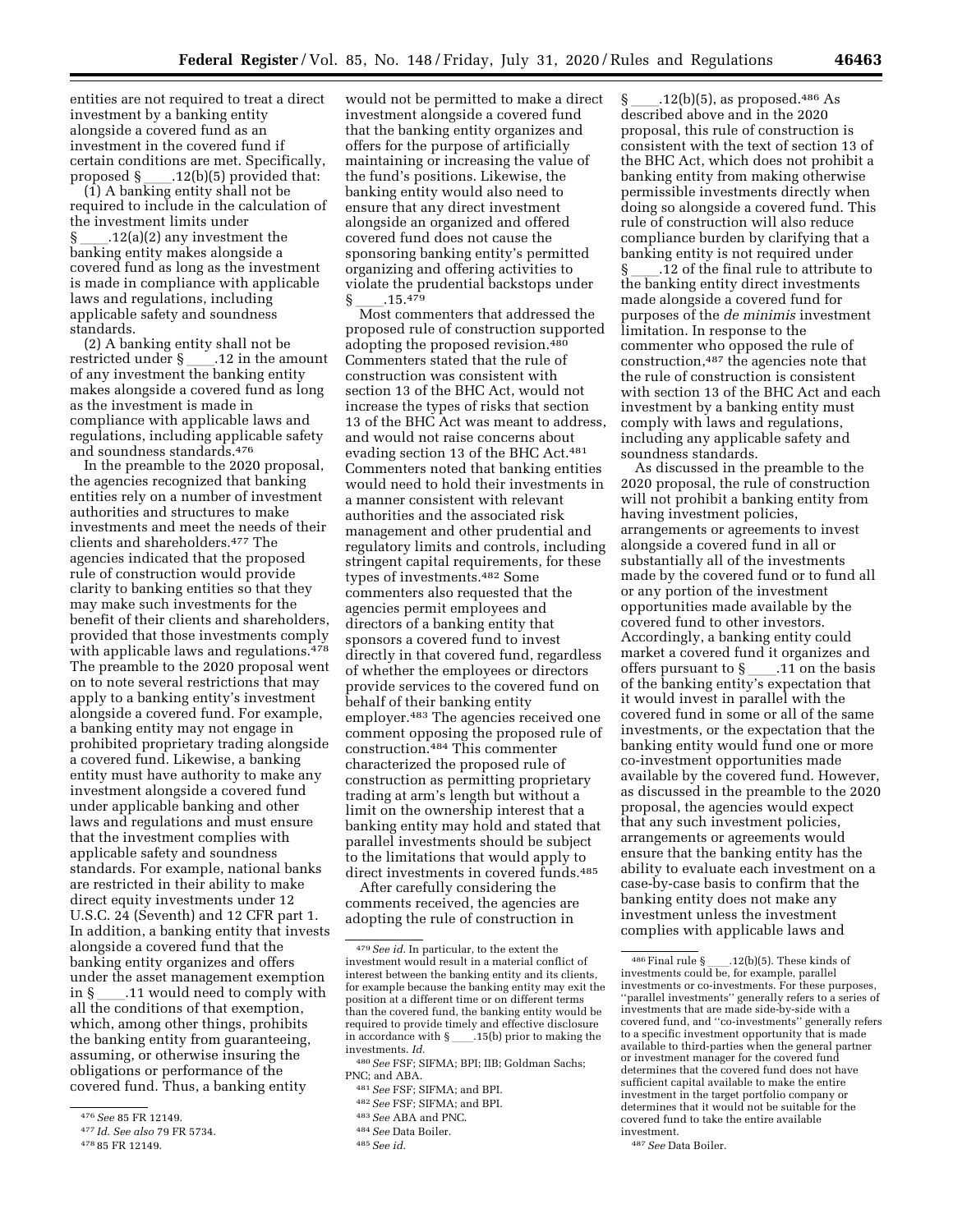entities are not required to treat a direct investment by a banking entity alongside a covered fund as an investment in the covered fund if certain conditions are met. Specifically, proposed § ____.12(b)(5) provided that:

(1) A banking entity shall not be required to include in the calculation of the investment limits under § ____.12(a)(2) any investment the banking entity makes alongside a covered fund as long as the investment is made in compliance with applicable laws and regulations, including applicable safety and soundness standards.

(2) A banking entity shall not be restricted under § ____.12 in the amount of any investment the banking entity makes alongside a covered fund as long as the investment is made in compliance with applicable laws and regulations, including applicable safety and soundness standards.[476]

In the preamble to the 2020 proposal, the agencies recognized that banking entities rely on a number of investment authorities and structures to make investments and meet the needs of their clients and shareholders.[477] The agencies indicated that the proposed rule of construction would provide clarity to banking entities so that they may make such investments for the benefit of their clients and shareholders, provided that those investments comply with applicable laws and regulations.[478] The preamble to the 2020 proposal went on to note several restrictions that may apply to a banking entity's investment alongside a covered fund. For example, a banking entity may not engage in prohibited proprietary trading alongside a covered fund. Likewise, a banking entity must have authority to make any investment alongside a covered fund under applicable banking and other laws and regulations and must ensure that the investment complies with applicable safety and soundness standards. For example, national banks are restricted in their ability to make direct equity investments under 12 U.S.C. 24 (Seventh) and 12 CFR part 1. In addition, a banking entity that invests alongside a covered fund that the banking entity organizes and offers under the asset management exemption in § ____.11 would need to comply with all the conditions of that exemption, which, among other things, prohibits the banking entity from guaranteeing, assuming, or otherwise insuring the obligations or performance of the covered fund. Thus, a banking entity would not be permitted to make a direct investment alongside a covered fund that the banking entity organizes and offers for the purpose of artificially maintaining or increasing the value of the fund's positions. Likewise, the banking entity would also need to ensure that any direct investment alongside an organized and offered covered fund does not cause the sponsoring banking entity's permitted organizing and offering activities to violate the prudential backstops under § ____.15.[479]

Most commenters that addressed the proposed rule of construction supported adopting the proposed revision.[480] Commenters stated that the rule of construction was consistent with section 13 of the BHC Act, would not increase the types of risks that section 13 of the BHC Act was meant to address, and would not raise concerns about evading section 13 of the BHC Act.[481] Commenters noted that banking entities would need to hold their investments in a manner consistent with relevant authorities and the associated risk management and other prudential and regulatory limits and controls, including stringent capital requirements, for these types of investments.[482] Some commenters also requested that the agencies permit employees and directors of a banking entity that sponsors a covered fund to invest directly in that covered fund, regardless of whether the employees or directors provide services to the covered fund on behalf of their banking entity employer.[483] The agencies received one comment opposing the proposed rule of construction.[484] This commenter characterized the proposed rule of construction as permitting proprietary trading at arm's length but without a limit on the ownership interest that a banking entity may hold and stated that parallel investments should be subject to the limitations that would apply to direct investments in covered funds.[485]

After carefully considering the comments received, the agencies are adopting the rule of construction in § ____.12(b)(5), as proposed.[486] As described above and in the 2020 proposal, this rule of construction is consistent with the text of section 13 of the BHC Act, which does not prohibit a banking entity from making otherwise permissible investments directly when doing so alongside a covered fund. This rule of construction will also reduce compliance burden by clarifying that a banking entity is not required under § ____.12 of the final rule to attribute to the banking entity direct investments made alongside a covered fund for purposes of the *de minimis* investment limitation. In response to the commenter who opposed the rule of construction,[487] the agencies note that the rule of construction is consistent with section 13 of the BHC Act and each investment by a banking entity must comply with laws and regulations, including any applicable safety and soundness standards.

As discussed in the preamble to the 2020 proposal, the rule of construction will not prohibit a banking entity from having investment policies, arrangements or agreements to invest alongside a covered fund in all or substantially all of the investments made by the covered fund or to fund all or any portion of the investment opportunities made available by the covered fund to other investors. Accordingly, a banking entity could market a covered fund it organizes and offers pursuant to § ____.11 on the basis of the banking entity's expectation that it would invest in parallel with the covered fund in some or all of the same investments, or the expectation that the banking entity would fund one or more co-investment opportunities made available by the covered fund. However, as discussed in the preamble to the 2020 proposal, the agencies would expect that any such investment policies, arrangements or agreements would ensure that the banking entity has the ability to evaluate each investment on a case-by-case basis to confirm that the banking entity does not make any investment unless the investment complies with applicable laws and

---

[476] *See* 85 FR 12149.

[477] *Id. See also* 79 FR 5734.

[478] 85 FR 12149.

[479] *See id.* In particular, to the extent the investment would result in a material conflict of interest between the banking entity and its clients, for example because the banking entity may exit the position at a different time or on different terms than the covered fund, the banking entity would be required to provide timely and effective disclosure in accordance with § ____.15(b) prior to making the investments. *Id.*

[480] *See* FSF; SIFMA; BPI; IIB; Goldman Sachs; PNC; and ABA.

[481] *See* FSF; SIFMA; and BPI.

[482] *See* FSF; SIFMA; and BPI.

[483] *See* ABA and PNC.

[484] *See* Data Boiler.

[485] *See id.*

[486] Final rule § ____.12(b)(5). These kinds of investments could be, for example, parallel investments or co-investments. For these purposes, "parallel investments" generally refers to a series of investments that are made side-by-side with a covered fund, and "co-investments" generally refers to a specific investment opportunity that is made available to third-parties when the general partner or investment manager for the covered fund determines that the covered fund does not have sufficient capital available to make the entire investment in the target portfolio company or determines that it would not be suitable for the covered fund to take the entire available investment.

[487] *See* Data Boiler.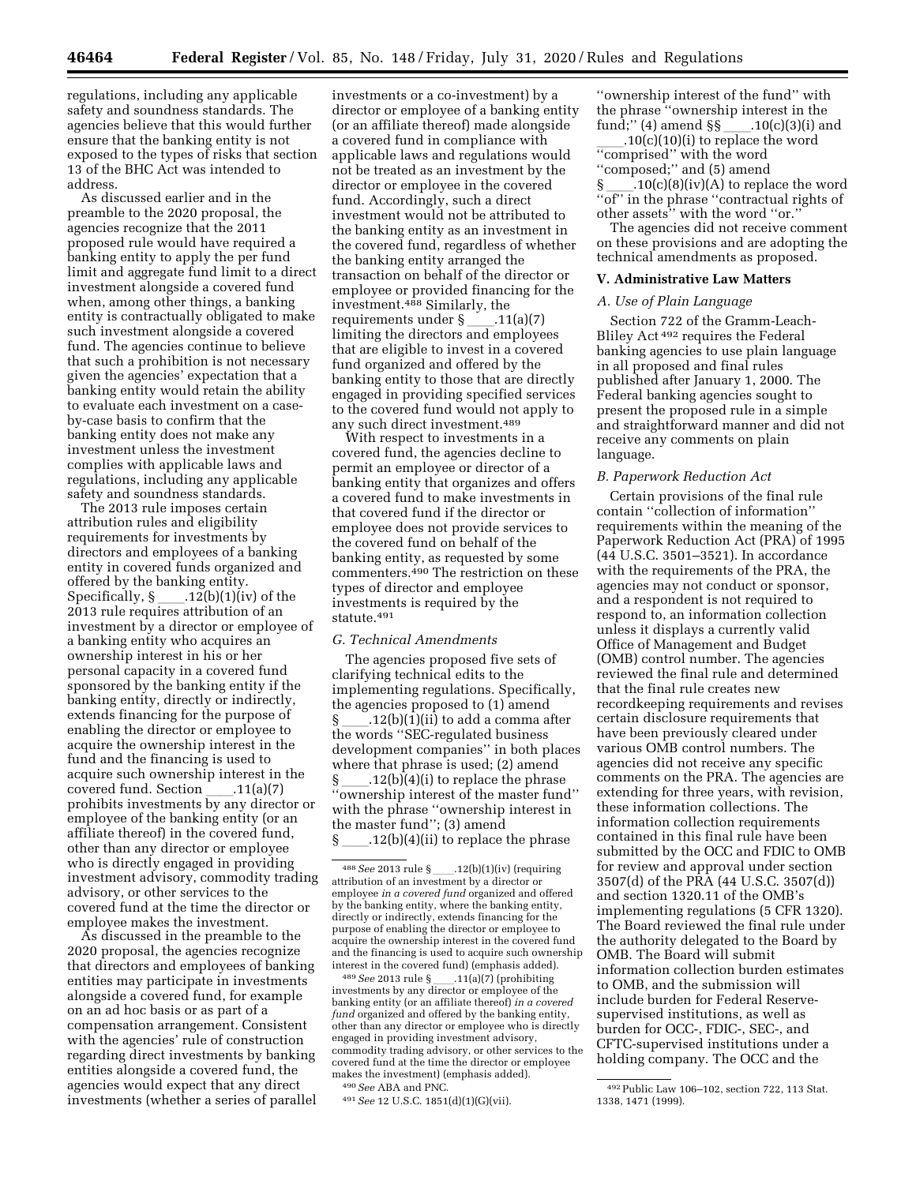regulations, including any applicable safety and soundness standards. The agencies believe that this would further ensure that the banking entity is not exposed to the types of risks that section 13 of the BHC Act was intended to address.

As discussed earlier and in the preamble to the 2020 proposal, the agencies recognize that the 2011 proposed rule would have required a banking entity to apply the per fund limit and aggregate fund limit to a direct investment alongside a covered fund when, among other things, a banking entity is contractually obligated to make such investment alongside a covered fund. The agencies continue to believe that such a prohibition is not necessary given the agencies' expectation that a banking entity would retain the ability to evaluate each investment on a case-by-case basis to confirm that the banking entity does not make any investment unless the investment complies with applicable laws and regulations, including any applicable safety and soundness standards.

The 2013 rule imposes certain attribution rules and eligibility requirements for investments by directors and employees of a banking entity in covered funds organized and offered by the banking entity. Specifically, § ____.12(b)(1)(iv) of the 2013 rule requires attribution of an investment by a director or employee of a banking entity who acquires an ownership interest in his or her personal capacity in a covered fund sponsored by the banking entity if the banking entity, directly or indirectly, extends financing for the purpose of enabling the director or employee to acquire the ownership interest in the fund and the financing is used to acquire such ownership interest in the covered fund. Section ____.11(a)(7) prohibits investments by any director or employee of the banking entity (or an affiliate thereof) in the covered fund, other than any director or employee who is directly engaged in providing investment advisory, commodity trading advisory, or other services to the covered fund at the time the director or employee makes the investment.

As discussed in the preamble to the 2020 proposal, the agencies recognize that directors and employees of banking entities may participate in investments alongside a covered fund, for example on an ad hoc basis or as part of a compensation arrangement. Consistent with the agencies' rule of construction regarding direct investments by banking entities alongside a covered fund, the agencies would expect that any direct investments (whether a series of parallel investments or a co-investment) by a director or employee of a banking entity (or an affiliate thereof) made alongside a covered fund in compliance with applicable laws and regulations would not be treated as an investment by the director or employee in the covered fund. Accordingly, such a direct investment would not be attributed to the banking entity as an investment in the covered fund, regardless of whether the banking entity arranged the transaction on behalf of the director or employee or provided financing for the investment.[488] Similarly, the requirements under § ____.11(a)(7) limiting the directors and employees that are eligible to invest in a covered fund organized and offered by the banking entity to those that are directly engaged in providing specified services to the covered fund would not apply to any such direct investment.[489]

With respect to investments in a covered fund, the agencies decline to permit an employee or director of a banking entity that organizes and offers a covered fund to make investments in that covered fund if the director or employee does not provide services to the covered fund on behalf of the banking entity, as requested by some commenters.[490] The restriction on these types of director and employee investments is required by the statute.[491]

### G. Technical Amendments

The agencies proposed five sets of clarifying technical edits to the implementing regulations. Specifically, the agencies proposed to (1) amend § ____.12(b)(1)(ii) to add a comma after the words "SEC-regulated business development companies" in both places where that phrase is used; (2) amend § ____.12(b)(4)(i) to replace the phrase "ownership interest of the master fund" with the phrase "ownership interest in the master fund"; (3) amend § ____.12(b)(4)(ii) to replace the phrase "ownership interest of the fund" with the phrase "ownership interest in the fund;" (4) amend §§ ____.10(c)(3)(i) and ____.10(c)(10)(i) to replace the word "comprised" with the word "composed;" and (5) amend § ____.10(c)(8)(iv)(A) to replace the word "of" in the phrase "contractual rights of other assets" with the word "or."

The agencies did not receive comment on these provisions and are adopting the technical amendments as proposed.

## V. Administrative Law Matters

### A. Use of Plain Language

Section 722 of the Gramm-Leach-Bliley Act[492] requires the Federal banking agencies to use plain language in all proposed and final rules published after January 1, 2000. The Federal banking agencies sought to present the proposed rule in a simple and straightforward manner and did not receive any comments on plain language.

### B. Paperwork Reduction Act

Certain provisions of the final rule contain "collection of information" requirements within the meaning of the Paperwork Reduction Act (PRA) of 1995 (44 U.S.C. 3501–3521). In accordance with the requirements of the PRA, the agencies may not conduct or sponsor, and a respondent is not required to respond to, an information collection unless it displays a currently valid Office of Management and Budget (OMB) control number. The agencies reviewed the final rule and determined that the final rule creates new recordkeeping requirements and revises certain disclosure requirements that have been previously cleared under various OMB control numbers. The agencies did not receive any specific comments on the PRA. The agencies are extending for three years, with revision, these information collections. The information collection requirements contained in this final rule have been submitted by the OCC and FDIC to OMB for review and approval under section 3507(d) of the PRA (44 U.S.C. 3507(d)) and section 1320.11 of the OMB's implementing regulations (5 CFR 1320). The Board reviewed the final rule under the authority delegated to the Board by OMB. The Board will submit information collection burden estimates to OMB, and the submission will include burden for Federal Reserve-supervised institutions, as well as burden for OCC-, FDIC-, SEC-, and CFTC-supervised institutions under a holding company. The OCC and the

---

[488] *See* 2013 rule § ____.12(b)(1)(iv) (requiring attribution of an investment by a director or employee *in a covered fund* organized and offered by the banking entity, where the banking entity, directly or indirectly, extends financing for the purpose of enabling the director or employee to acquire the ownership interest in the covered fund and the financing is used to acquire such ownership interest in the covered fund) (emphasis added).

[489] *See* 2013 rule § ____.11(a)(7) (prohibiting investments by any director or employee of the banking entity (or an affiliate thereof) *in a covered fund* organized and offered by the banking entity, other than any director or employee who is directly engaged in providing investment advisory, commodity trading advisory, or other services to the covered fund at the time the director or employee makes the investment) (emphasis added).

[490] *See* ABA and PNC.

[491] *See* 12 U.S.C. 1851(d)(1)(G)(vii).

[492] Public Law 106–102, section 722, 113 Stat. 1338, 1471 (1999).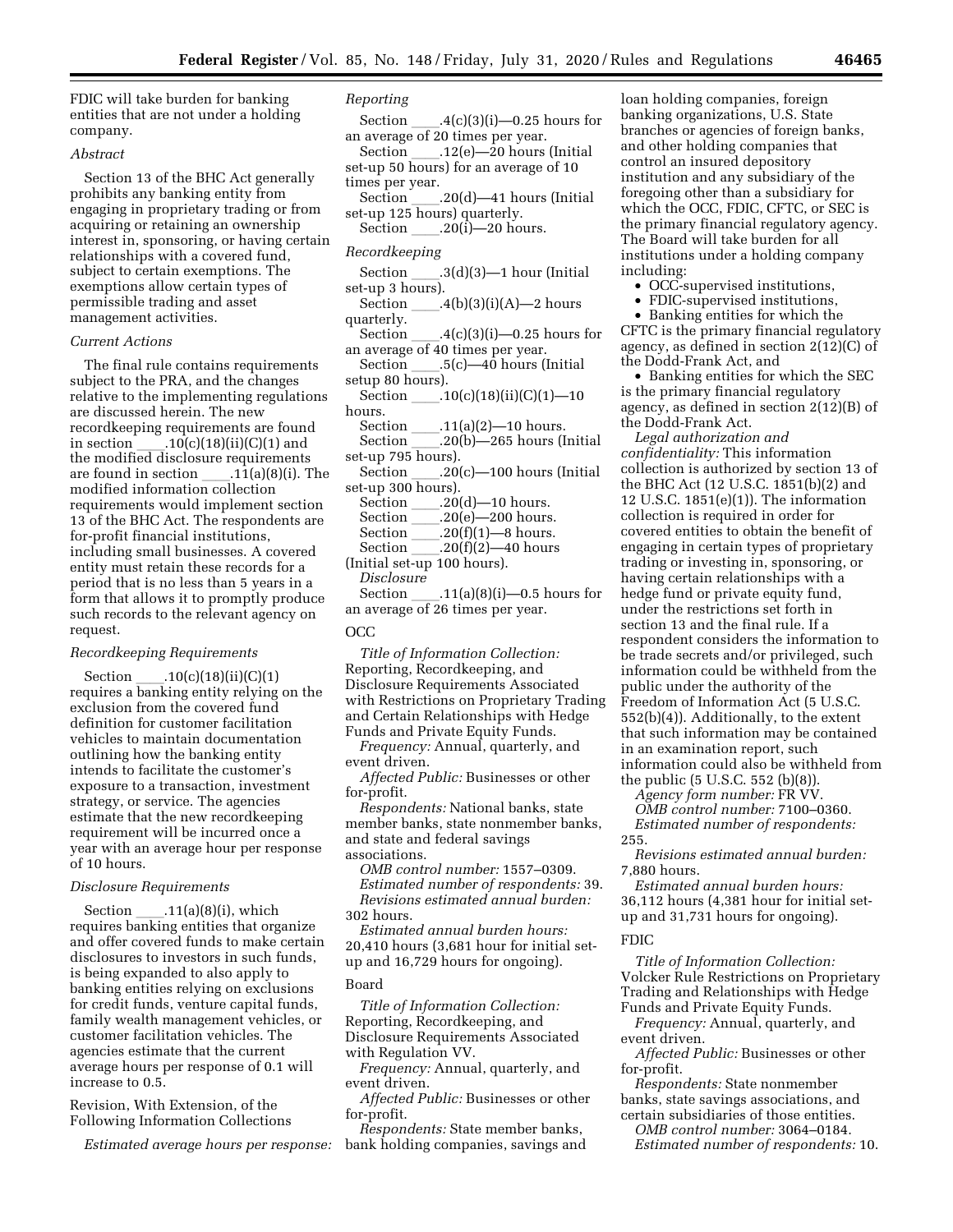FDIC will take burden for banking entities that are not under a holding company.

*Abstract*

Section 13 of the BHC Act generally prohibits any banking entity from engaging in proprietary trading or from acquiring or retaining an ownership interest in, sponsoring, or having certain relationships with a covered fund, subject to certain exemptions. The exemptions allow certain types of permissible trading and asset management activities.

*Current Actions*

The final rule contains requirements subject to the PRA, and the changes relative to the implementing regulations are discussed herein. The new recordkeeping requirements are found in section ____.10(c)(18)(ii)(C)(1) and the modified disclosure requirements are found in section ____.11(a)(8)(i). The modified information collection requirements would implement section 13 of the BHC Act. The respondents are for-profit financial institutions, including small businesses. A covered entity must retain these records for a period that is no less than 5 years in a form that allows it to promptly produce such records to the relevant agency on request.

*Recordkeeping Requirements*

Section ____.10(c)(18)(ii)(C)(1) requires a banking entity relying on the exclusion from the covered fund definition for customer facilitation vehicles to maintain documentation outlining how the banking entity intends to facilitate the customer's exposure to a transaction, investment strategy, or service. The agencies estimate that the new recordkeeping requirement will be incurred once a year with an average hour per response of 10 hours.

*Disclosure Requirements*

Section ____.11(a)(8)(i), which requires banking entities that organize and offer covered funds to make certain disclosures to investors in such funds, is being expanded to also apply to banking entities relying on exclusions for credit funds, venture capital funds, family wealth management vehicles, or customer facilitation vehicles. The agencies estimate that the current average hours per response of 0.1 will increase to 0.5.

Revision, With Extension, of the Following Information Collections

*Estimated average hours per response:*

*Reporting*

Section ____.4(c)(3)(i)—0.25 hours for an average of 20 times per year.
Section ____.12(e)—20 hours (Initial set-up 50 hours) for an average of 10 times per year.
Section ____.20(d)—41 hours (Initial set-up 125 hours) quarterly.
Section ____.20(i)—20 hours.

*Recordkeeping*

Section ____.3(d)(3)—1 hour (Initial set-up 3 hours).
Section ____.4(b)(3)(i)(A)—2 hours quarterly.
Section ____.4(c)(3)(i)—0.25 hours for an average of 40 times per year.
Section ____.5(c)—40 hours (Initial setup 80 hours).
Section ____.10(c)(18)(ii)(C)(1)—10 hours.
Section ____.11(a)(2)—10 hours.
Section ____.20(b)—265 hours (Initial set-up 795 hours).
Section ____.20(c)—100 hours (Initial set-up 300 hours).
Section ____.20(d)—10 hours.
Section ____.20(e)—200 hours.
Section ____.20(f)(1)—8 hours.
Section ____.20(f)(2)—40 hours (Initial set-up 100 hours).

*Disclosure*

Section ____.11(a)(8)(i)—0.5 hours for an average of 26 times per year.

OCC

*Title of Information Collection:* Reporting, Recordkeeping, and Disclosure Requirements Associated with Restrictions on Proprietary Trading and Certain Relationships with Hedge Funds and Private Equity Funds.

*Frequency:* Annual, quarterly, and event driven.

*Affected Public:* Businesses or other for-profit.

*Respondents:* National banks, state member banks, state nonmember banks, and state and federal savings associations.

*OMB control number:* 1557–0309.

*Estimated number of respondents:* 39.

*Revisions estimated annual burden:* 302 hours.

*Estimated annual burden hours:* 20,410 hours (3,681 hour for initial set-up and 16,729 hours for ongoing).

Board

*Title of Information Collection:* Reporting, Recordkeeping, and Disclosure Requirements Associated with Regulation VV.

*Frequency:* Annual, quarterly, and event driven.

*Affected Public:* Businesses or other for-profit.

*Respondents:* State member banks, bank holding companies, savings and loan holding companies, foreign banking organizations, U.S. State branches or agencies of foreign banks, and other holding companies that control an insured depository institution and any subsidiary of the foregoing other than a subsidiary for which the OCC, FDIC, CFTC, or SEC is the primary financial regulatory agency. The Board will take burden for all institutions under a holding company including:

- OCC-supervised institutions,
- FDIC-supervised institutions,
- Banking entities for which the CFTC is the primary financial regulatory agency, as defined in section 2(12)(C) of the Dodd-Frank Act, and
- Banking entities for which the SEC is the primary financial regulatory agency, as defined in section 2(12)(B) of the Dodd-Frank Act.

*Legal authorization and confidentiality:* This information collection is authorized by section 13 of the BHC Act (12 U.S.C. 1851(b)(2) and 12 U.S.C. 1851(e)(1)). The information collection is required in order for covered entities to obtain the benefit of engaging in certain types of proprietary trading or investing in, sponsoring, or having certain relationships with a hedge fund or private equity fund, under the restrictions set forth in section 13 and the final rule. If a respondent considers the information to be trade secrets and/or privileged, such information could be withheld from the public under the authority of the Freedom of Information Act (5 U.S.C. 552(b)(4)). Additionally, to the extent that such information may be contained in an examination report, such information could also be withheld from the public (5 U.S.C. 552 (b)(8)).

*Agency form number:* FR VV.

*OMB control number:* 7100–0360.

*Estimated number of respondents:* 255.

*Revisions estimated annual burden:* 7,880 hours.

*Estimated annual burden hours:* 36,112 hours (4,381 hour for initial set-up and 31,731 hours for ongoing).

FDIC

*Title of Information Collection:* Volcker Rule Restrictions on Proprietary Trading and Relationships with Hedge Funds and Private Equity Funds.

*Frequency:* Annual, quarterly, and event driven.

*Affected Public:* Businesses or other for-profit.

*Respondents:* State nonmember banks, state savings associations, and certain subsidiaries of those entities.

*OMB control number:* 3064–0184.

*Estimated number of respondents:* 10.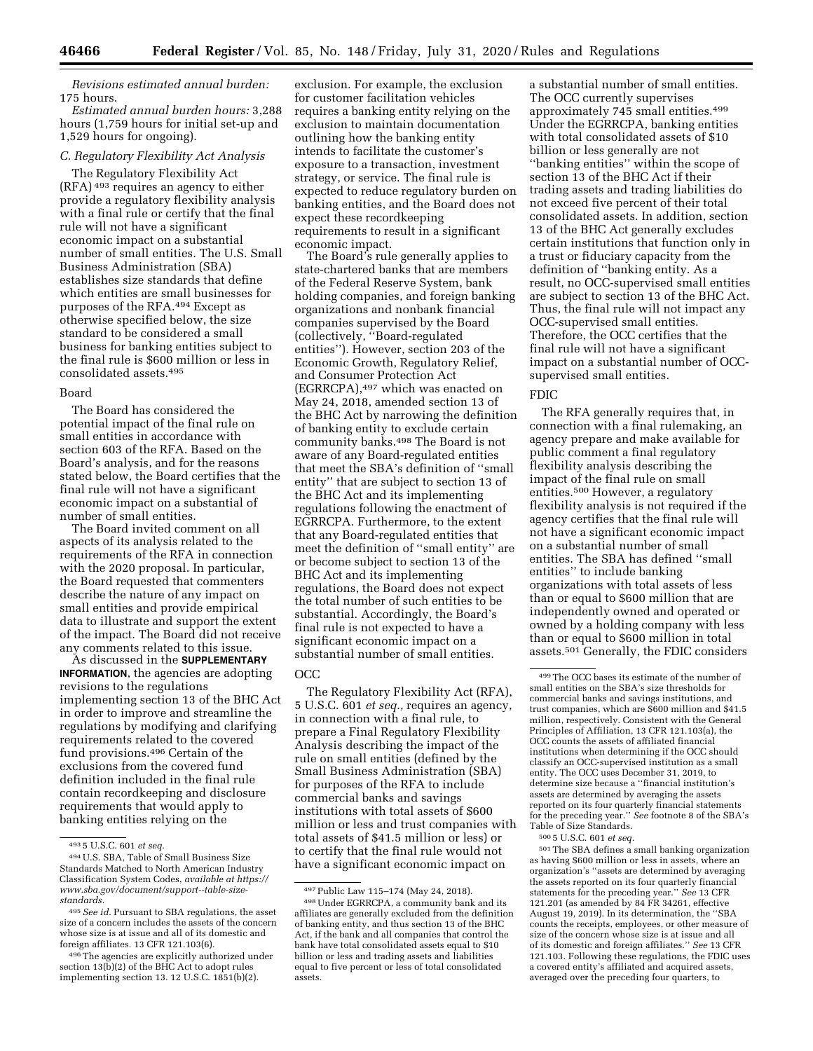*Revisions estimated annual burden:* 175 hours.

*Estimated annual burden hours:* 3,288 hours (1,759 hours for initial set-up and 1,529 hours for ongoing).

### *C. Regulatory Flexibility Act Analysis*

The Regulatory Flexibility Act (RFA) [493] requires an agency to either provide a regulatory flexibility analysis with a final rule or certify that the final rule will not have a significant economic impact on a substantial number of small entities. The U.S. Small Business Administration (SBA) establishes size standards that define which entities are small businesses for purposes of the RFA.[494] Except as otherwise specified below, the size standard to be considered a small business for banking entities subject to the final rule is $600 million or less in consolidated assets.[495]

#### Board

The Board has considered the potential impact of the final rule on small entities in accordance with section 603 of the RFA. Based on the Board's analysis, and for the reasons stated below, the Board certifies that the final rule will not have a significant economic impact on a substantial of number of small entities.

The Board invited comment on all aspects of its analysis related to the requirements of the RFA in connection with the 2020 proposal. In particular, the Board requested that commenters describe the nature of any impact on small entities and provide empirical data to illustrate and support the extent of the impact. The Board did not receive any comments related to this issue.

As discussed in the **SUPPLEMENTARY INFORMATION**, the agencies are adopting revisions to the regulations implementing section 13 of the BHC Act in order to improve and streamline the regulations by modifying and clarifying requirements related to the covered fund provisions.[496] Certain of the exclusions from the covered fund definition included in the final rule contain recordkeeping and disclosure requirements that would apply to banking entities relying on the exclusion. For example, the exclusion for customer facilitation vehicles requires a banking entity relying on the exclusion to maintain documentation outlining how the banking entity intends to facilitate the customer's exposure to a transaction, investment strategy, or service. The final rule is expected to reduce regulatory burden on banking entities, and the Board does not expect these recordkeeping requirements to result in a significant economic impact.

The Board's rule generally applies to state-chartered banks that are members of the Federal Reserve System, bank holding companies, and foreign banking organizations and nonbank financial companies supervised by the Board (collectively, "Board-regulated entities"). However, section 203 of the Economic Growth, Regulatory Relief, and Consumer Protection Act (EGRRCPA),[497] which was enacted on May 24, 2018, amended section 13 of the BHC Act by narrowing the definition of banking entity to exclude certain community banks.[498] The Board is not aware of any Board-regulated entities that meet the SBA's definition of "small entity" that are subject to section 13 of the BHC Act and its implementing regulations following the enactment of EGRRCPA. Furthermore, to the extent that any Board-regulated entities that meet the definition of "small entity" are or become subject to section 13 of the BHC Act and its implementing regulations, the Board does not expect the total number of such entities to be substantial. Accordingly, the Board's final rule is not expected to have a significant economic impact on a substantial number of small entities.

#### OCC

The Regulatory Flexibility Act (RFA), 5 U.S.C. 601 *et seq.,* requires an agency, in connection with a final rule, to prepare a Final Regulatory Flexibility Analysis describing the impact of the rule on small entities (defined by the Small Business Administration (SBA) for purposes of the RFA to include commercial banks and savings institutions with total assets of $600 million or less and trust companies with total assets of $41.5 million or less) or to certify that the final rule would not have a significant economic impact on a substantial number of small entities. The OCC currently supervises approximately 745 small entities.[499] Under the EGRRCPA, banking entities with total consolidated assets of $10 billion or less generally are not "banking entities" within the scope of section 13 of the BHC Act if their trading assets and trading liabilities do not exceed five percent of their total consolidated assets. In addition, section 13 of the BHC Act generally excludes certain institutions that function only in a trust or fiduciary capacity from the definition of "banking entity. As a result, no OCC-supervised small entities are subject to section 13 of the BHC Act. Thus, the final rule will not impact any OCC-supervised small entities. Therefore, the OCC certifies that the final rule will not have a significant impact on a substantial number of OCC-supervised small entities.

#### FDIC

The RFA generally requires that, in connection with a final rulemaking, an agency prepare and make available for public comment a final regulatory flexibility analysis describing the impact of the final rule on small entities.[500] However, a regulatory flexibility analysis is not required if the agency certifies that the final rule will not have a significant economic impact on a substantial number of small entities. The SBA has defined "small entities" to include banking organizations with total assets of less than or equal to $600 million that are independently owned and operated or owned by a holding company with less than or equal to $600 million in total assets.[501] Generally, the FDIC considers

---

[493] 5 U.S.C. 601 *et seq.*

[494] U.S. SBA, Table of Small Business Size Standards Matched to North American Industry Classification System Codes, *available at https://www.sba.gov/document/support--table-size-standards.*

[495] *See id.* Pursuant to SBA regulations, the asset size of a concern includes the assets of the concern whose size is at issue and all of its domestic and foreign affiliates. 13 CFR 121.103(6).

[496] The agencies are explicitly authorized under section 13(b)(2) of the BHC Act to adopt rules implementing section 13. 12 U.S.C. 1851(b)(2).

[497] Public Law 115–174 (May 24, 2018).

[498] Under EGRRCPA, a community bank and its affiliates are generally excluded from the definition of banking entity, and thus section 13 of the BHC Act, if the bank and all companies that control the bank have total consolidated assets equal to $10 billion or less and trading assets and liabilities equal to five percent or less of total consolidated assets.

[499] The OCC bases its estimate of the number of small entities on the SBA's size thresholds for commercial banks and savings institutions, and trust companies, which are $600 million and $41.5 million, respectively. Consistent with the General Principles of Affiliation, 13 CFR 121.103(a), the OCC counts the assets of affiliated financial institutions when determining if the OCC should classify an OCC-supervised institution as a small entity. The OCC uses December 31, 2019, to determine size because a "financial institution's assets are determined by averaging the assets reported on its four quarterly financial statements for the preceding year." *See* footnote 8 of the SBA's Table of Size Standards.

[500] 5 U.S.C. 601 *et seq.*

[501] The SBA defines a small banking organization as having $600 million or less in assets, where an organization's "assets are determined by averaging the assets reported on its four quarterly financial statements for the preceding year." *See* 13 CFR 121.201 (as amended by 84 FR 34261, effective August 19, 2019). In its determination, the "SBA counts the receipts, employees, or other measure of size of the concern whose size is at issue and all of its domestic and foreign affiliates." *See* 13 CFR 121.103. Following these regulations, the FDIC uses a covered entity's affiliated and acquired assets, averaged over the preceding four quarters, to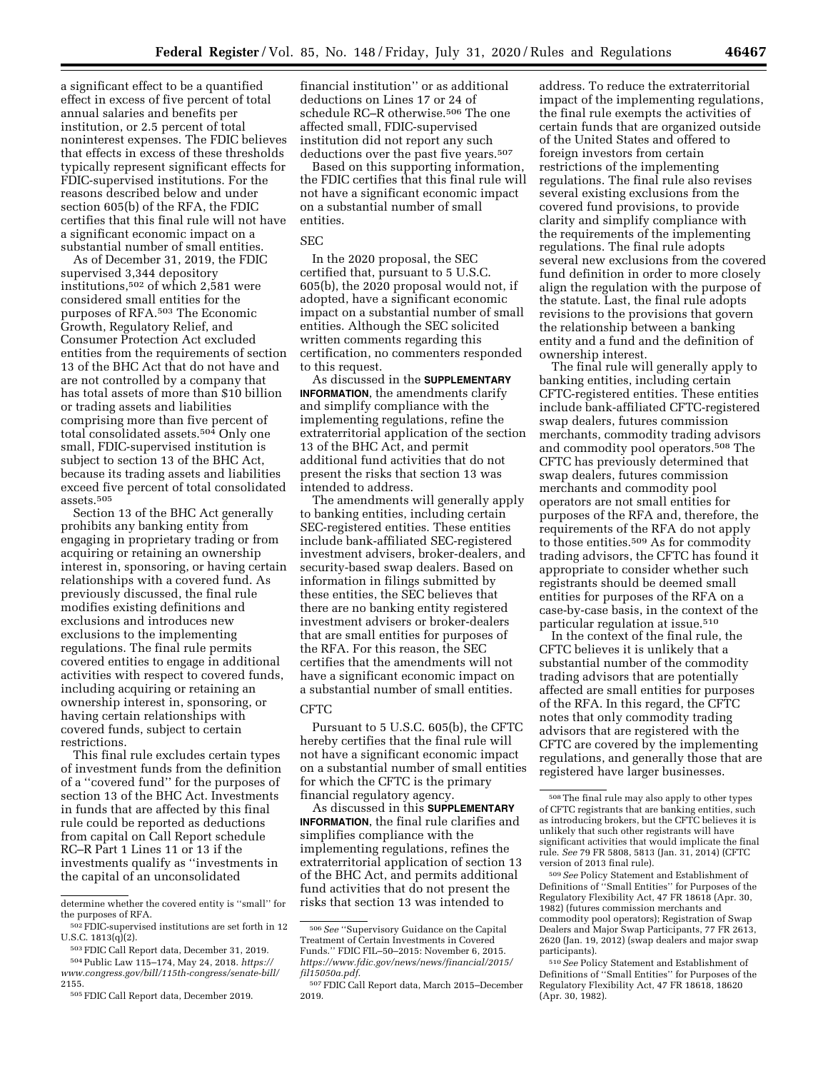a significant effect to be a quantified effect in excess of five percent of total annual salaries and benefits per institution, or 2.5 percent of total noninterest expenses. The FDIC believes that effects in excess of these thresholds typically represent significant effects for FDIC-supervised institutions. For the reasons described below and under section 605(b) of the RFA, the FDIC certifies that this final rule will not have a significant economic impact on a substantial number of small entities.

As of December 31, 2019, the FDIC supervised 3,344 depository institutions,[502] of which 2,581 were considered small entities for the purposes of RFA.[503] The Economic Growth, Regulatory Relief, and Consumer Protection Act excluded entities from the requirements of section 13 of the BHC Act that do not have and are not controlled by a company that has total assets of more than $10 billion or trading assets and liabilities comprising more than five percent of total consolidated assets.[504] Only one small, FDIC-supervised institution is subject to section 13 of the BHC Act, because its trading assets and liabilities exceed five percent of total consolidated assets.[505]

Section 13 of the BHC Act generally prohibits any banking entity from engaging in proprietary trading or from acquiring or retaining an ownership interest in, sponsoring, or having certain relationships with a covered fund. As previously discussed, the final rule modifies existing definitions and exclusions and introduces new exclusions to the implementing regulations. The final rule permits covered entities to engage in additional activities with respect to covered funds, including acquiring or retaining an ownership interest in, sponsoring, or having certain relationships with covered funds, subject to certain restrictions.

This final rule excludes certain types of investment funds from the definition of a "covered fund" for the purposes of section 13 of the BHC Act. Investments in funds that are affected by this final rule could be reported as deductions from capital on Call Report schedule RC–R Part 1 Lines 11 or 13 if the investments qualify as "investments in the capital of an unconsolidated financial institution" or as additional deductions on Lines 17 or 24 of schedule RC–R otherwise.[506] The one affected small, FDIC-supervised institution did not report any such deductions over the past five years.[507]

Based on this supporting information, the FDIC certifies that this final rule will not have a significant economic impact on a substantial number of small entities.

SEC

In the 2020 proposal, the SEC certified that, pursuant to 5 U.S.C. 605(b), the 2020 proposal would not, if adopted, have a significant economic impact on a substantial number of small entities. Although the SEC solicited written comments regarding this certification, no commenters responded to this request.

As discussed in the **SUPPLEMENTARY INFORMATION**, the amendments clarify and simplify compliance with the implementing regulations, refine the extraterritorial application of the section 13 of the BHC Act, and permit additional fund activities that do not present the risks that section 13 was intended to address.

The amendments will generally apply to banking entities, including certain SEC-registered entities. These entities include bank-affiliated SEC-registered investment advisers, broker-dealers, and security-based swap dealers. Based on information in filings submitted by these entities, the SEC believes that there are no banking entity registered investment advisers or broker-dealers that are small entities for purposes of the RFA. For this reason, the SEC certifies that the amendments will not have a significant economic impact on a substantial number of small entities.

CFTC

Pursuant to 5 U.S.C. 605(b), the CFTC hereby certifies that the final rule will not have a significant economic impact on a substantial number of small entities for which the CFTC is the primary financial regulatory agency.

As discussed in this **SUPPLEMENTARY INFORMATION**, the final rule clarifies and simplifies compliance with the implementing regulations, refines the extraterritorial application of section 13 of the BHC Act, and permits additional fund activities that do not present the risks that section 13 was intended to address. To reduce the extraterritorial impact of the implementing regulations, the final rule exempts the activities of certain funds that are organized outside of the United States and offered to foreign investors from certain restrictions of the implementing regulations. The final rule also revises several existing exclusions from the covered fund provisions, to provide clarity and simplify compliance with the requirements of the implementing regulations. The final rule adopts several new exclusions from the covered fund definition in order to more closely align the regulation with the purpose of the statute. Last, the final rule adopts revisions to the provisions that govern the relationship between a banking entity and a fund and the definition of ownership interest.

The final rule will generally apply to banking entities, including certain CFTC-registered entities. These entities include bank-affiliated CFTC-registered swap dealers, futures commission merchants, commodity trading advisors and commodity pool operators.[508] The CFTC has previously determined that swap dealers, futures commission merchants and commodity pool operators are not small entities for purposes of the RFA and, therefore, the requirements of the RFA do not apply to those entities.[509] As for commodity trading advisors, the CFTC has found it appropriate to consider whether such registrants should be deemed small entities for purposes of the RFA on a case-by-case basis, in the context of the particular regulation at issue.[510]

In the context of the final rule, the CFTC believes it is unlikely that a substantial number of the commodity trading advisors that are potentially affected are small entities for purposes of the RFA. In this regard, the CFTC notes that only commodity trading advisors that are registered with the CFTC are covered by the implementing regulations, and generally those that are registered have larger businesses.

---

determine whether the covered entity is "small" for the purposes of RFA.

[502] FDIC-supervised institutions are set forth in 12 U.S.C. 1813(q)(2).

[503] FDIC Call Report data, December 31, 2019.

[504] Public Law 115–174, May 24, 2018. *https://www.congress.gov/bill/115th-congress/senate-bill/2155.*

[505] FDIC Call Report data, December 2019.

[506] *See* "Supervisory Guidance on the Capital Treatment of Certain Investments in Covered Funds." FDIC FIL–50–2015: November 6, 2015. *https://www.fdic.gov/news/news/financial/2015/fil15050a.pdf.*

[507] FDIC Call Report data, March 2015–December 2019.

[508] The final rule may also apply to other types of CFTC registrants that are banking entities, such as introducing brokers, but the CFTC believes it is unlikely that such other registrants will have significant activities that would implicate the final rule. *See* 79 FR 5808, 5813 (Jan. 31, 2014) (CFTC version of 2013 final rule).

[509] *See* Policy Statement and Establishment of Definitions of "Small Entities" for Purposes of the Regulatory Flexibility Act, 47 FR 18618 (Apr. 30, 1982) (futures commission merchants and commodity pool operators); Registration of Swap Dealers and Major Swap Participants, 77 FR 2613, 2620 (Jan. 19, 2012) (swap dealers and major swap participants).

[510] *See* Policy Statement and Establishment of Definitions of "Small Entities" for Purposes of the Regulatory Flexibility Act, 47 FR 18618, 18620 (Apr. 30, 1982).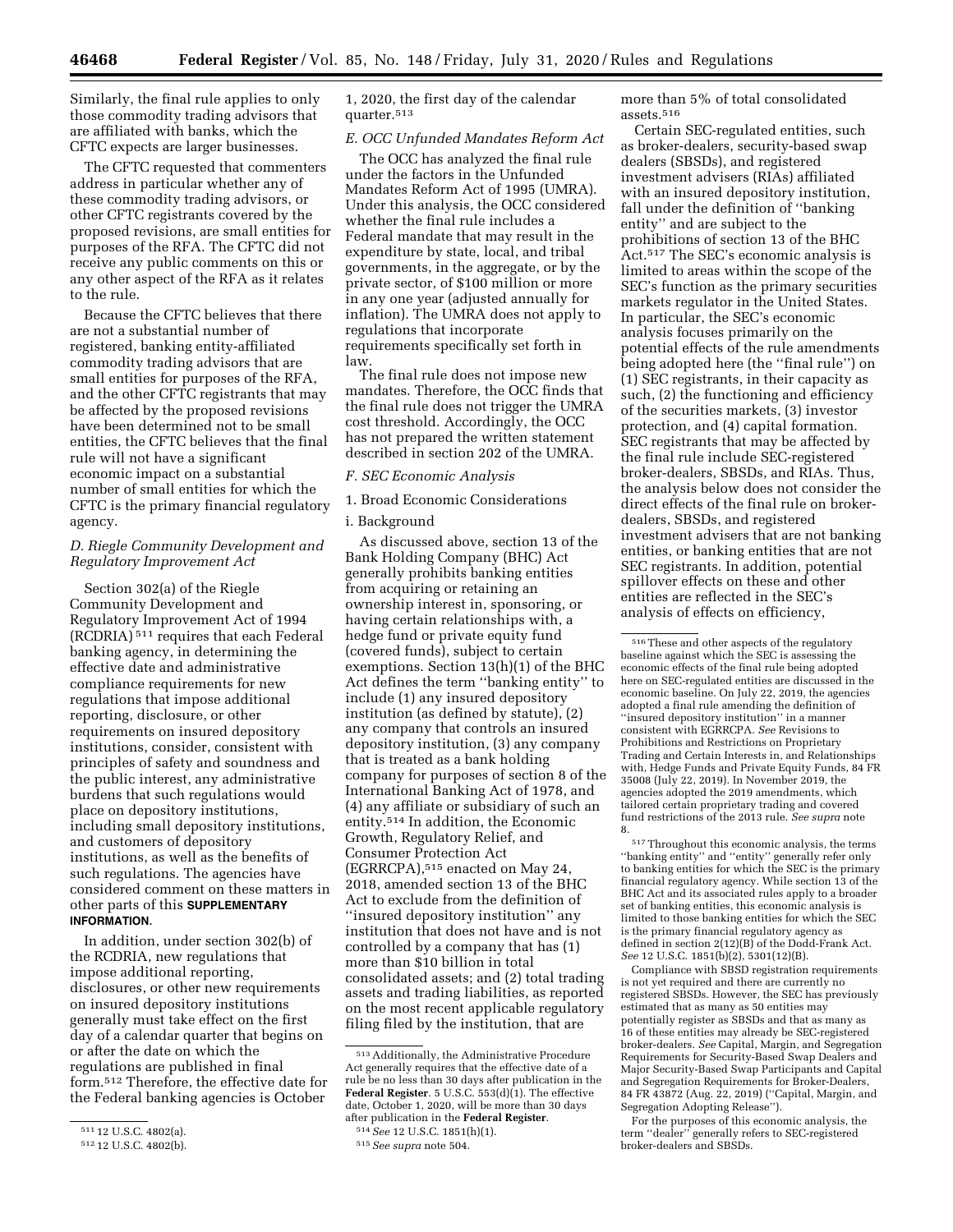Similarly, the final rule applies to only those commodity trading advisors that are affiliated with banks, which the CFTC expects are larger businesses.

The CFTC requested that commenters address in particular whether any of these commodity trading advisors, or other CFTC registrants covered by the proposed revisions, are small entities for purposes of the RFA. The CFTC did not receive any public comments on this or any other aspect of the RFA as it relates to the rule.

Because the CFTC believes that there are not a substantial number of registered, banking entity-affiliated commodity trading advisors that are small entities for purposes of the RFA, and the other CFTC registrants that may be affected by the proposed revisions have been determined not to be small entities, the CFTC believes that the final rule will not have a significant economic impact on a substantial number of small entities for which the CFTC is the primary financial regulatory agency.

### D. Riegle Community Development and Regulatory Improvement Act

Section 302(a) of the Riegle Community Development and Regulatory Improvement Act of 1994 (RCDRIA) [511] requires that each Federal banking agency, in determining the effective date and administrative compliance requirements for new regulations that impose additional reporting, disclosure, or other requirements on insured depository institutions, consider, consistent with principles of safety and soundness and the public interest, any administrative burdens that such regulations would place on depository institutions, including small depository institutions, and customers of depository institutions, as well as the benefits of such regulations. The agencies have considered comment on these matters in other parts of this **SUPPLEMENTARY INFORMATION**.

In addition, under section 302(b) of the RCDRIA, new regulations that impose additional reporting, disclosures, or other new requirements on insured depository institutions generally must take effect on the first day of a calendar quarter that begins on or after the date on which the regulations are published in final form.[512] Therefore, the effective date for the Federal banking agencies is October 1, 2020, the first day of the calendar quarter.[513]

### E. OCC Unfunded Mandates Reform Act

The OCC has analyzed the final rule under the factors in the Unfunded Mandates Reform Act of 1995 (UMRA). Under this analysis, the OCC considered whether the final rule includes a Federal mandate that may result in the expenditure by state, local, and tribal governments, in the aggregate, or by the private sector, of $100 million or more in any one year (adjusted annually for inflation). The UMRA does not apply to regulations that incorporate requirements specifically set forth in law.

The final rule does not impose new mandates. Therefore, the OCC finds that the final rule does not trigger the UMRA cost threshold. Accordingly, the OCC has not prepared the written statement described in section 202 of the UMRA.

### F. SEC Economic Analysis

#### 1. Broad Economic Considerations

##### i. Background

As discussed above, section 13 of the Bank Holding Company (BHC) Act generally prohibits banking entities from acquiring or retaining an ownership interest in, sponsoring, or having certain relationships with, a hedge fund or private equity fund (covered funds), subject to certain exemptions. Section 13(h)(1) of the BHC Act defines the term ''banking entity'' to include (1) any insured depository institution (as defined by statute), (2) any company that controls an insured depository institution, (3) any company that is treated as a bank holding company for purposes of section 8 of the International Banking Act of 1978, and (4) any affiliate or subsidiary of such an entity.[514] In addition, the Economic Growth, Regulatory Relief, and Consumer Protection Act (EGRRCPA),[515] enacted on May 24, 2018, amended section 13 of the BHC Act to exclude from the definition of ''insured depository institution'' any institution that does not have and is not controlled by a company that has (1) more than $10 billion in total consolidated assets; and (2) total trading assets and trading liabilities, as reported on the most recent applicable regulatory filing filed by the institution, that are more than 5% of total consolidated assets.[516]

Certain SEC-regulated entities, such as broker-dealers, security-based swap dealers (SBSDs), and registered investment advisers (RIAs) affiliated with an insured depository institution, fall under the definition of ''banking entity'' and are subject to the prohibitions of section 13 of the BHC Act.[517] The SEC's economic analysis is limited to areas within the scope of the SEC's function as the primary securities markets regulator in the United States. In particular, the SEC's economic analysis focuses primarily on the potential effects of the rule amendments being adopted here (the ''final rule'') on (1) SEC registrants, in their capacity as such, (2) the functioning and efficiency of the securities markets, (3) investor protection, and (4) capital formation. SEC registrants that may be affected by the final rule include SEC-registered broker-dealers, SBSDs, and RIAs. Thus, the analysis below does not consider the direct effects of the final rule on broker-dealers, SBSDs, and registered investment advisers that are not banking entities, or banking entities that are not SEC registrants. In addition, potential spillover effects on these and other entities are reflected in the SEC's analysis of effects on efficiency,

---

[511] 12 U.S.C. 4802(a).

[512] 12 U.S.C. 4802(b).

[513] Additionally, the Administrative Procedure Act generally requires that the effective date of a rule be no less than 30 days after publication in the **Federal Register**. 5 U.S.C. 553(d)(1). The effective date, October 1, 2020, will be more than 30 days after publication in the **Federal Register**.

[514] *See* 12 U.S.C. 1851(h)(1).

[515] *See supra* note 504.

[516] These and other aspects of the regulatory baseline against which the SEC is assessing the economic effects of the final rule being adopted here on SEC-regulated entities are discussed in the economic baseline. On July 22, 2019, the agencies adopted a final rule amending the definition of ''insured depository institution'' in a manner consistent with EGRRCPA. *See* Revisions to Prohibitions and Restrictions on Proprietary Trading and Certain Interests in, and Relationships with, Hedge Funds and Private Equity Funds, 84 FR 35008 (July 22, 2019). In November 2019, the agencies adopted the 2019 amendments, which tailored certain proprietary trading and covered fund restrictions of the 2013 rule. *See supra* note 8.

[517] Throughout this economic analysis, the terms ''banking entity'' and ''entity'' generally refer only to banking entities for which the SEC is the primary financial regulatory agency. While section 13 of the BHC Act and its associated rules apply to a broader set of banking entities, this economic analysis is limited to those banking entities for which the SEC is the primary financial regulatory agency as defined in section 2(12)(B) of the Dodd-Frank Act. *See* 12 U.S.C. 1851(b)(2), 5301(12)(B).

Compliance with SBSD registration requirements is not yet required and there are currently no registered SBSDs. However, the SEC has previously estimated that as many as 50 entities may potentially register as SBSDs and that as many as 16 of these entities may already be SEC-registered broker-dealers. *See* Capital, Margin, and Segregation Requirements for Security-Based Swap Dealers and Major Security-Based Swap Participants and Capital and Segregation Requirements for Broker-Dealers, 84 FR 43872 (Aug. 22, 2019) (''Capital, Margin, and Segregation Adopting Release'').

For the purposes of this economic analysis, the term ''dealer'' generally refers to SEC-registered broker-dealers and SBSDs.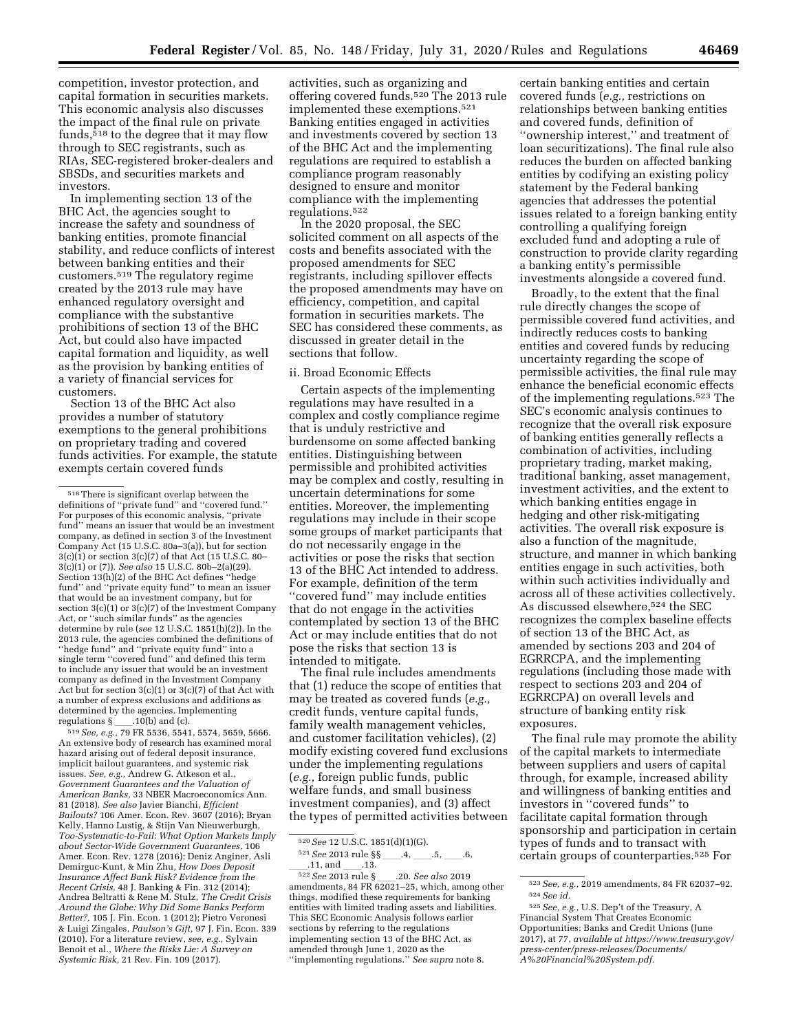competition, investor protection, and capital formation in securities markets. This economic analysis also discusses the impact of the final rule on private funds,[518] to the degree that it may flow through to SEC registrants, such as RIAs, SEC-registered broker-dealers and SBSDs, and securities markets and investors.

In implementing section 13 of the BHC Act, the agencies sought to increase the safety and soundness of banking entities, promote financial stability, and reduce conflicts of interest between banking entities and their customers.[519] The regulatory regime created by the 2013 rule may have enhanced regulatory oversight and compliance with the substantive prohibitions of section 13 of the BHC Act, but could also have impacted capital formation and liquidity, as well as the provision by banking entities of a variety of financial services for customers.

Section 13 of the BHC Act also provides a number of statutory exemptions to the general prohibitions on proprietary trading and covered funds activities. For example, the statute exempts certain covered funds activities, such as organizing and offering covered funds.[520] The 2013 rule implemented these exemptions.[521] Banking entities engaged in activities and investments covered by section 13 of the BHC Act and the implementing regulations are required to establish a compliance program reasonably designed to ensure and monitor compliance with the implementing regulations.[522]

In the 2020 proposal, the SEC solicited comment on all aspects of the costs and benefits associated with the proposed amendments for SEC registrants, including spillover effects the proposed amendments may have on efficiency, competition, and capital formation in securities markets. The SEC has considered these comments, as discussed in greater detail in the sections that follow.

ii. Broad Economic Effects

Certain aspects of the implementing regulations may have resulted in a complex and costly compliance regime that is unduly restrictive and burdensome on some affected banking entities. Distinguishing between permissible and prohibited activities may be complex and costly, resulting in uncertain determinations for some entities. Moreover, the implementing regulations may include in their scope some groups of market participants that do not necessarily engage in the activities or pose the risks that section 13 of the BHC Act intended to address. For example, definition of the term ''covered fund'' may include entities that do not engage in the activities contemplated by section 13 of the BHC Act or may include entities that do not pose the risks that section 13 is intended to mitigate.

The final rule includes amendments that (1) reduce the scope of entities that may be treated as covered funds (*e.g.,* credit funds, venture capital funds, family wealth management vehicles, and customer facilitation vehicles), (2) modify existing covered fund exclusions under the implementing regulations (*e.g.,* foreign public funds, public welfare funds, and small business investment companies), and (3) affect the types of permitted activities between certain banking entities and certain covered funds (*e.g.,* restrictions on relationships between banking entities and covered funds, definition of ''ownership interest,'' and treatment of loan securitizations). The final rule also reduces the burden on affected banking entities by codifying an existing policy statement by the Federal banking agencies that addresses the potential issues related to a foreign banking entity controlling a qualifying foreign excluded fund and adopting a rule of construction to provide clarity regarding a banking entity's permissible investments alongside a covered fund.

Broadly, to the extent that the final rule directly changes the scope of permissible covered fund activities, and indirectly reduces costs to banking entities and covered funds by reducing uncertainty regarding the scope of permissible activities, the final rule may enhance the beneficial economic effects of the implementing regulations.[523] The SEC's economic analysis continues to recognize that the overall risk exposure of banking entities generally reflects a combination of activities, including proprietary trading, market making, traditional banking, asset management, investment activities, and the extent to which banking entities engage in hedging and other risk-mitigating activities. The overall risk exposure is also a function of the magnitude, structure, and manner in which banking entities engage in such activities, both within such activities individually and across all of these activities collectively. As discussed elsewhere,[524] the SEC recognizes the complex baseline effects of section 13 of the BHC Act, as amended by sections 203 and 204 of EGRRCPA, and the implementing regulations (including those made with respect to sections 203 and 204 of EGRRCPA) on overall levels and structure of banking entity risk exposures.

The final rule may promote the ability of the capital markets to intermediate between suppliers and users of capital through, for example, increased ability and willingness of banking entities and investors in ''covered funds'' to facilitate capital formation through sponsorship and participation in certain types of funds and to transact with certain groups of counterparties.[525] For

---

[518] There is significant overlap between the definitions of ''private fund'' and ''covered fund.'' For purposes of this economic analysis, ''private fund'' means an issuer that would be an investment company, as defined in section 3 of the Investment Company Act (15 U.S.C. 80a–3(a)), but for section 3(c)(1) or section 3(c)(7) of that Act (15 U.S.C. 80–3(c)(1) or (7)). *See also* 15 U.S.C. 80b–2(a)(29). Section 13(h)(2) of the BHC Act defines ''hedge fund'' and ''private equity fund'' to mean an issuer that would be an investment company, but for section 3(c)(1) or 3(c)(7) of the Investment Company Act, or ''such similar funds'' as the agencies determine by rule (*see* 12 U.S.C. 1851(h)(2)). In the 2013 rule, the agencies combined the definitions of ''hedge fund'' and ''private equity fund'' into a single term ''covered fund'' and defined this term to include any issuer that would be an investment company as defined in the Investment Company Act but for section 3(c)(1) or 3(c)(7) of that Act with a number of express exclusions and additions as determined by the agencies. Implementing regulations § ___.10(b) and (c).

[519] *See, e.g.,* 79 FR 5536, 5541, 5574, 5659, 5666. An extensive body of research has examined moral hazard arising out of federal deposit insurance, implicit bailout guarantees, and systemic risk issues. *See, e.g.,* Andrew G. Atkeson et al., *Government Guarantees and the Valuation of American Banks,* 33 NBER Macroeconomics Ann. 81 (2018). *See also* Javier Bianchi, *Efficient Bailouts?* 106 Amer. Econ. Rev. 3607 (2016); Bryan Kelly, Hanno Lustig, & Stijn Van Nieuwerburgh, *Too-Systematic-to-Fail: What Option Markets Imply about Sector-Wide Government Guarantees,* 106 Amer. Econ. Rev. 1278 (2016); Deniz Anginer, Asli Demirguc-Kunt, & Min Zhu, *How Does Deposit Insurance Affect Bank Risk? Evidence from the Recent Crisis,* 48 J. Banking & Fin. 312 (2014); Andrea Beltratti & Rene M. Stulz, *The Credit Crisis Around the Globe: Why Did Some Banks Perform Better?,* 105 J. Fin. Econ. 1 (2012); Pietro Veronesi & Luigi Zingales, *Paulson's Gift,* 97 J. Fin. Econ. 339 (2010). For a literature review, *see, e.g.,* Sylvain Benoit et al., *Where the Risks Lie: A Survey on Systemic Risk,* 21 Rev. Fin. 109 (2017).

[520] *See* 12 U.S.C. 1851(d)(1)(G).

[521] *See* 2013 rule §§ ___.4, ___.5, ___.6, ___.11, and ___.13.

[522] *See* 2013 rule § ___.20. *See also* 2019 amendments, 84 FR 62021–25, which, among other things, modified these requirements for banking entities with limited trading assets and liabilities. This SEC Economic Analysis follows earlier sections by referring to the regulations implementing section 13 of the BHC Act, as amended through June 1, 2020 as the ''implementing regulations.'' *See supra* note 8.

[523] *See, e.g.,* 2019 amendments, 84 FR 62037–92.

[524] *See id.*

[525] *See, e.g.,* U.S. Dep't of the Treasury, A Financial System That Creates Economic Opportunities: Banks and Credit Unions (June 2017), at 77, *available at https://www.treasury.gov/press-center/press-releases/Documents/A%20Financial%20System.pdf.*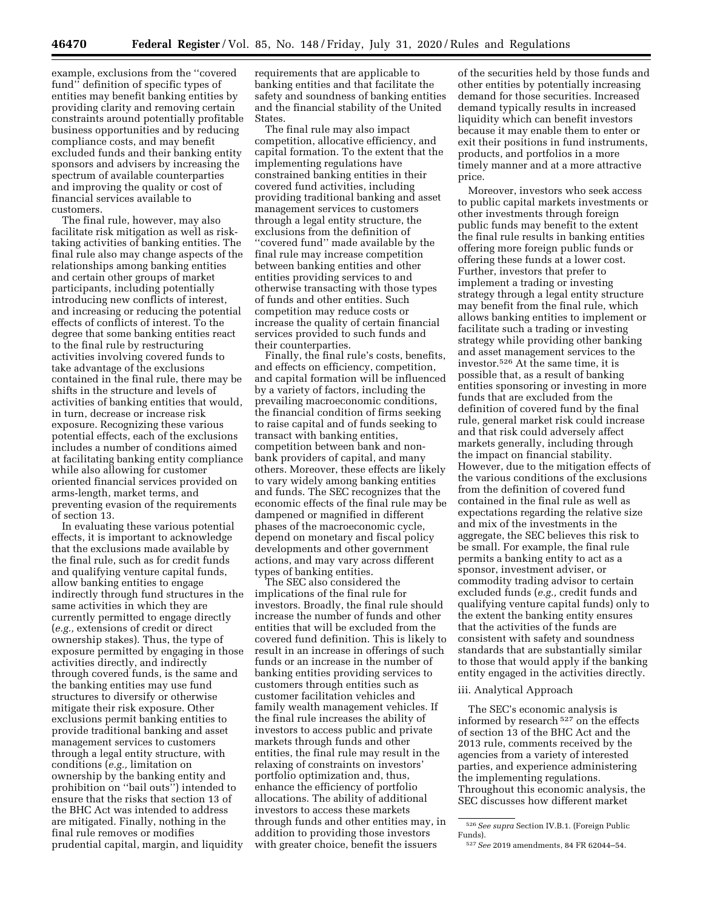example, exclusions from the "covered fund" definition of specific types of entities may benefit banking entities by providing clarity and removing certain constraints around potentially profitable business opportunities and by reducing compliance costs, and may benefit excluded funds and their banking entity sponsors and advisers by increasing the spectrum of available counterparties and improving the quality or cost of financial services available to customers.

The final rule, however, may also facilitate risk mitigation as well as risk-taking activities of banking entities. The final rule also may change aspects of the relationships among banking entities and certain other groups of market participants, including potentially introducing new conflicts of interest, and increasing or reducing the potential effects of conflicts of interest. To the degree that some banking entities react to the final rule by restructuring activities involving covered funds to take advantage of the exclusions contained in the final rule, there may be shifts in the structure and levels of activities of banking entities that would, in turn, decrease or increase risk exposure. Recognizing these various potential effects, each of the exclusions includes a number of conditions aimed at facilitating banking entity compliance while also allowing for customer oriented financial services provided on arms-length, market terms, and preventing evasion of the requirements of section 13.

In evaluating these various potential effects, it is important to acknowledge that the exclusions made available by the final rule, such as for credit funds and qualifying venture capital funds, allow banking entities to engage indirectly through fund structures in the same activities in which they are currently permitted to engage directly (*e.g.,* extensions of credit or direct ownership stakes). Thus, the type of exposure permitted by engaging in those activities directly, and indirectly through covered funds, is the same and the banking entities may use fund structures to diversify or otherwise mitigate their risk exposure. Other exclusions permit banking entities to provide traditional banking and asset management services to customers through a legal entity structure, with conditions (*e.g.,* limitation on ownership by the banking entity and prohibition on "bail outs") intended to ensure that the risks that section 13 of the BHC Act was intended to address are mitigated. Finally, nothing in the final rule removes or modifies prudential capital, margin, and liquidity requirements that are applicable to banking entities and that facilitate the safety and soundness of banking entities and the financial stability of the United States.

The final rule may also impact competition, allocative efficiency, and capital formation. To the extent that the implementing regulations have constrained banking entities in their covered fund activities, including providing traditional banking and asset management services to customers through a legal entity structure, the exclusions from the definition of "covered fund" made available by the final rule may increase competition between banking entities and other entities providing services to and otherwise transacting with those types of funds and other entities. Such competition may reduce costs or increase the quality of certain financial services provided to such funds and their counterparties.

Finally, the final rule's costs, benefits, and effects on efficiency, competition, and capital formation will be influenced by a variety of factors, including the prevailing macroeconomic conditions, the financial condition of firms seeking to raise capital and of funds seeking to transact with banking entities, competition between bank and non-bank providers of capital, and many others. Moreover, these effects are likely to vary widely among banking entities and funds. The SEC recognizes that the economic effects of the final rule may be dampened or magnified in different phases of the macroeconomic cycle, depend on monetary and fiscal policy developments and other government actions, and may vary across different types of banking entities.

The SEC also considered the implications of the final rule for investors. Broadly, the final rule should increase the number of funds and other entities that will be excluded from the covered fund definition. This is likely to result in an increase in offerings of such funds or an increase in the number of banking entities providing services to customers through entities such as customer facilitation vehicles and family wealth management vehicles. If the final rule increases the ability of investors to access public and private markets through funds and other entities, the final rule may result in the relaxing of constraints on investors' portfolio optimization and, thus, enhance the efficiency of portfolio allocations. The ability of additional investors to access these markets through funds and other entities may, in addition to providing those investors with greater choice, benefit the issuers of the securities held by those funds and other entities by potentially increasing demand for those securities. Increased demand typically results in increased liquidity which can benefit investors because it may enable them to enter or exit their positions in fund instruments, products, and portfolios in a more timely manner and at a more attractive price.

Moreover, investors who seek access to public capital markets investments or other investments through foreign public funds may benefit to the extent the final rule results in banking entities offering more foreign public funds or offering these funds at a lower cost. Further, investors that prefer to implement a trading or investing strategy through a legal entity structure may benefit from the final rule, which allows banking entities to implement or facilitate such a trading or investing strategy while providing other banking and asset management services to the investor.[526] At the same time, it is possible that, as a result of banking entities sponsoring or investing in more funds that are excluded from the definition of covered fund by the final rule, general market risk could increase and that risk could adversely affect markets generally, including through the impact on financial stability. However, due to the mitigation effects of the various conditions of the exclusions from the definition of covered fund contained in the final rule as well as expectations regarding the relative size and mix of the investments in the aggregate, the SEC believes this risk to be small. For example, the final rule permits a banking entity to act as a sponsor, investment adviser, or commodity trading advisor to certain excluded funds (*e.g.,* credit funds and qualifying venture capital funds) only to the extent the banking entity ensures that the activities of the funds are consistent with safety and soundness standards that are substantially similar to those that would apply if the banking entity engaged in the activities directly.

iii. Analytical Approach

The SEC's economic analysis is informed by research[527] on the effects of section 13 of the BHC Act and the 2013 rule, comments received by the agencies from a variety of interested parties, and experience administering the implementing regulations. Throughout this economic analysis, the SEC discusses how different market

[526] *See supra* Section IV.B.1. (Foreign Public Funds).

[527] *See* 2019 amendments, 84 FR 62044–54.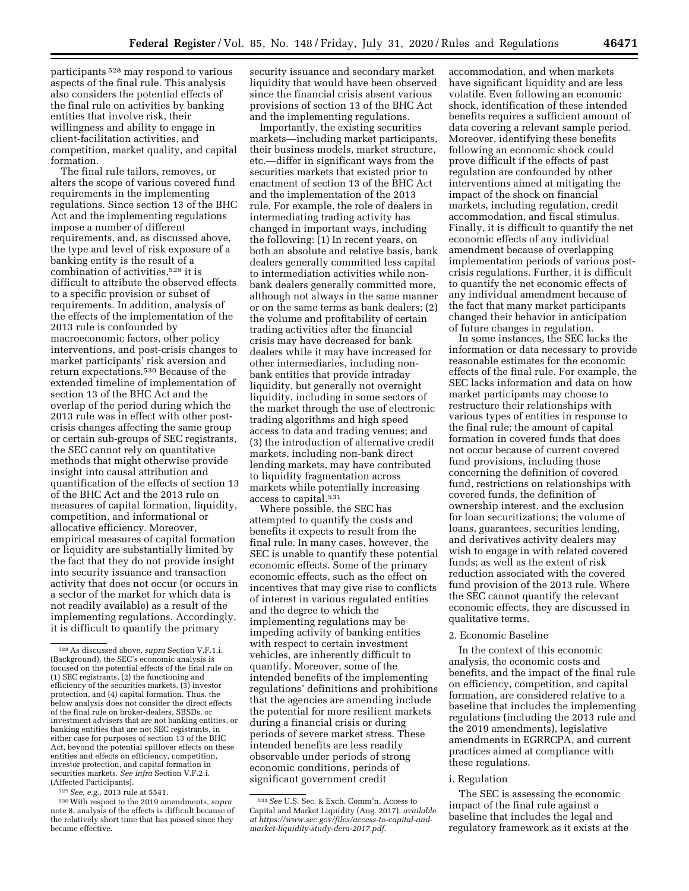participants [528] may respond to various aspects of the final rule. This analysis also considers the potential effects of the final rule on activities by banking entities that involve risk, their willingness and ability to engage in client-facilitation activities, and competition, market quality, and capital formation.

The final rule tailors, removes, or alters the scope of various covered fund requirements in the implementing regulations. Since section 13 of the BHC Act and the implementing regulations impose a number of different requirements, and, as discussed above, the type and level of risk exposure of a banking entity is the result of a combination of activities,[529] it is difficult to attribute the observed effects to a specific provision or subset of requirements. In addition, analysis of the effects of the implementation of the 2013 rule is confounded by macroeconomic factors, other policy interventions, and post-crisis changes to market participants' risk aversion and return expectations.[530] Because of the extended timeline of implementation of section 13 of the BHC Act and the overlap of the period during which the 2013 rule was in effect with other post-crisis changes affecting the same group or certain sub-groups of SEC registrants, the SEC cannot rely on quantitative methods that might otherwise provide insight into causal attribution and quantification of the effects of section 13 of the BHC Act and the 2013 rule on measures of capital formation, liquidity, competition, and informational or allocative efficiency. Moreover, empirical measures of capital formation or liquidity are substantially limited by the fact that they do not provide insight into security issuance and transaction activity that does not occur (or occurs in a sector of the market for which data is not readily available) as a result of the implementing regulations. Accordingly, it is difficult to quantify the primary security issuance and secondary market liquidity that would have been observed since the financial crisis absent various provisions of section 13 of the BHC Act and the implementing regulations.

Importantly, the existing securities markets—including market participants, their business models, market structure, etc.—differ in significant ways from the securities markets that existed prior to enactment of section 13 of the BHC Act and the implementation of the 2013 rule. For example, the role of dealers in intermediating trading activity has changed in important ways, including the following: (1) In recent years, on both an absolute and relative basis, bank dealers generally committed less capital to intermediation activities while non-bank dealers generally committed more, although not always in the same manner or on the same terms as bank dealers; (2) the volume and profitability of certain trading activities after the financial crisis may have decreased for bank dealers while it may have increased for other intermediaries, including non-bank entities that provide intraday liquidity, but generally not overnight liquidity, including in some sectors of the market through the use of electronic trading algorithms and high speed access to data and trading venues; and (3) the introduction of alternative credit markets, including non-bank direct lending markets, may have contributed to liquidity fragmentation across markets while potentially increasing access to capital.[531]

Where possible, the SEC has attempted to quantify the costs and benefits it expects to result from the final rule. In many cases, however, the SEC is unable to quantify these potential economic effects. Some of the primary economic effects, such as the effect on incentives that may give rise to conflicts of interest in various regulated entities and the degree to which the implementing regulations may be impeding activity of banking entities with respect to certain investment vehicles, are inherently difficult to quantify. Moreover, some of the intended benefits of the implementing regulations' definitions and prohibitions that the agencies are amending include the potential for more resilient markets during a financial crisis or during periods of severe market stress. These intended benefits are less readily observable under periods of strong economic conditions, periods of significant government credit accommodation, and when markets have significant liquidity and are less volatile. Even following an economic shock, identification of these intended benefits requires a sufficient amount of data covering a relevant sample period. Moreover, identifying these benefits following an economic shock could prove difficult if the effects of past regulation are confounded by other interventions aimed at mitigating the impact of the shock on financial markets, including regulation, credit accommodation, and fiscal stimulus. Finally, it is difficult to quantify the net economic effects of any individual amendment because of overlapping implementation periods of various post-crisis regulations. Further, it is difficult to quantify the net economic effects of any individual amendment because of the fact that many market participants changed their behavior in anticipation of future changes in regulation.

In some instances, the SEC lacks the information or data necessary to provide reasonable estimates for the economic effects of the final rule. For example, the SEC lacks information and data on how market participants may choose to restructure their relationships with various types of entities in response to the final rule; the amount of capital formation in covered funds that does not occur because of current covered fund provisions, including those concerning the definition of covered fund, restrictions on relationships with covered funds, the definition of ownership interest, and the exclusion for loan securitizations; the volume of loans, guarantees, securities lending, and derivatives activity dealers may wish to engage in with related covered funds; as well as the extent of risk reduction associated with the covered fund provision of the 2013 rule. Where the SEC cannot quantify the relevant economic effects, they are discussed in qualitative terms.

2. Economic Baseline

In the context of this economic analysis, the economic costs and benefits, and the impact of the final rule on efficiency, competition, and capital formation, are considered relative to a baseline that includes the implementing regulations (including the 2013 rule and the 2019 amendments), legislative amendments in EGRRCPA, and current practices aimed at compliance with these regulations.

i. Regulation

The SEC is assessing the economic impact of the final rule against a baseline that includes the legal and regulatory framework as it exists at the

---

[528] As discussed above, *supra* Section V.F.1.i. (Background), the SEC's economic analysis is focused on the potential effects of the final rule on (1) SEC registrants, (2) the functioning and efficiency of the securities markets, (3) investor protection, and (4) capital formation. Thus, the below analysis does not consider the direct effects of the final rule on broker-dealers, SBSDs, or investment advisers that are not banking entities, or banking entities that are not SEC registrants, in either case for purposes of section 13 of the BHC Act, beyond the potential spillover effects on these entities and effects on efficiency, competition, investor protection, and capital formation in securities markets. *See infra* Section V.F.2.i. (Affected Participants).

[529] *See, e.g.,* 2013 rule at 5541.

[530] With respect to the 2019 amendments, *supra* note 8, analysis of the effects is difficult because of the relatively short time that has passed since they became effective.

[531] *See* U.S. Sec. & Exch. Comm'n, Access to Capital and Market Liquidity (Aug. 2017), *available at https://www.sec.gov/files/access-to-capital-and-market-liquidity-study-dera-2017.pdf.*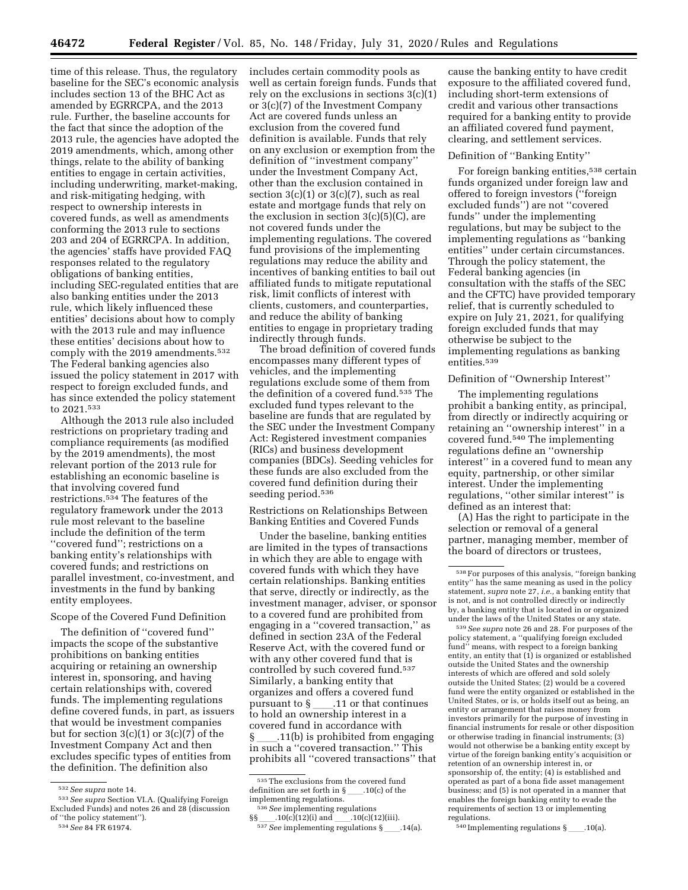time of this release. Thus, the regulatory baseline for the SEC's economic analysis includes section 13 of the BHC Act as amended by EGRRCPA, and the 2013 rule. Further, the baseline accounts for the fact that since the adoption of the 2013 rule, the agencies have adopted the 2019 amendments, which, among other things, relate to the ability of banking entities to engage in certain activities, including underwriting, market-making, and risk-mitigating hedging, with respect to ownership interests in covered funds, as well as amendments conforming the 2013 rule to sections 203 and 204 of EGRRCPA. In addition, the agencies' staffs have provided FAQ responses related to the regulatory obligations of banking entities, including SEC-regulated entities that are also banking entities under the 2013 rule, which likely influenced these entities' decisions about how to comply with the 2013 rule and may influence these entities' decisions about how to comply with the 2019 amendments.[532] The Federal banking agencies also issued the policy statement in 2017 with respect to foreign excluded funds, and has since extended the policy statement to 2021.[533]

Although the 2013 rule also included restrictions on proprietary trading and compliance requirements (as modified by the 2019 amendments), the most relevant portion of the 2013 rule for establishing an economic baseline is that involving covered fund restrictions.[534] The features of the regulatory framework under the 2013 rule most relevant to the baseline include the definition of the term ''covered fund''; restrictions on a banking entity's relationships with covered funds; and restrictions on parallel investment, co-investment, and investments in the fund by banking entity employees.

Scope of the Covered Fund Definition

The definition of ''covered fund'' impacts the scope of the substantive prohibitions on banking entities acquiring or retaining an ownership interest in, sponsoring, and having certain relationships with, covered funds. The implementing regulations define covered funds, in part, as issuers that would be investment companies but for section 3(c)(1) or 3(c)(7) of the Investment Company Act and then excludes specific types of entities from the definition. The definition also includes certain commodity pools as well as certain foreign funds. Funds that rely on the exclusions in sections 3(c)(1) or 3(c)(7) of the Investment Company Act are covered funds unless an exclusion from the covered fund definition is available. Funds that rely on any exclusion or exemption from the definition of ''investment company'' under the Investment Company Act, other than the exclusion contained in section 3(c)(1) or 3(c)(7), such as real estate and mortgage funds that rely on the exclusion in section 3(c)(5)(C), are not covered funds under the implementing regulations. The covered fund provisions of the implementing regulations may reduce the ability and incentives of banking entities to bail out affiliated funds to mitigate reputational risk, limit conflicts of interest with clients, customers, and counterparties, and reduce the ability of banking entities to engage in proprietary trading indirectly through funds.

The broad definition of covered funds encompasses many different types of vehicles, and the implementing regulations exclude some of them from the definition of a covered fund.[535] The excluded fund types relevant to the baseline are funds that are regulated by the SEC under the Investment Company Act: Registered investment companies (RICs) and business development companies (BDCs). Seeding vehicles for these funds are also excluded from the covered fund definition during their seeding period.[536]

Restrictions on Relationships Between Banking Entities and Covered Funds

Under the baseline, banking entities are limited in the types of transactions in which they are able to engage with covered funds with which they have certain relationships. Banking entities that serve, directly or indirectly, as the investment manager, adviser, or sponsor to a covered fund are prohibited from engaging in a ''covered transaction,'' as defined in section 23A of the Federal Reserve Act, with the covered fund or with any other covered fund that is controlled by such covered fund.[537] Similarly, a banking entity that organizes and offers a covered fund pursuant to § ____.11 or that continues to hold an ownership interest in a covered fund in accordance with § ____.11(b) is prohibited from engaging in such a ''covered transaction.'' This prohibits all ''covered transactions'' that cause the banking entity to have credit exposure to the affiliated covered fund, including short-term extensions of credit and various other transactions required for a banking entity to provide an affiliated covered fund payment, clearing, and settlement services.

Definition of ''Banking Entity''

For foreign banking entities,[538] certain funds organized under foreign law and offered to foreign investors (''foreign excluded funds'') are not ''covered funds'' under the implementing regulations, but may be subject to the implementing regulations as ''banking entities'' under certain circumstances. Through the policy statement, the Federal banking agencies (in consultation with the staffs of the SEC and the CFTC) have provided temporary relief, that is currently scheduled to expire on July 21, 2021, for qualifying foreign excluded funds that may otherwise be subject to the implementing regulations as banking entities.[539]

Definition of ''Ownership Interest''

The implementing regulations prohibit a banking entity, as principal, from directly or indirectly acquiring or retaining an ''ownership interest'' in a covered fund.[540] The implementing regulations define an ''ownership interest'' in a covered fund to mean any equity, partnership, or other similar interest. Under the implementing regulations, ''other similar interest'' is defined as an interest that:

(A) Has the right to participate in the selection or removal of a general partner, managing member, member of the board of directors or trustees,

---

[532] *See supra* note 14.

[533] *See supra* Section VI.A. (Qualifying Foreign Excluded Funds) and notes 26 and 28 (discussion of ''the policy statement'').

[534] *See* 84 FR 61974.

[535] The exclusions from the covered fund definition are set forth in § ____.10(c) of the implementing regulations.

[536] *See* implementing regulations §§ ____.10(c)(12)(i) and ____.10(c)(12)(iii).

[537] *See* implementing regulations § ____.14(a).

[538] For purposes of this analysis, ''foreign banking entity'' has the same meaning as used in the policy statement, *supra* note 27, *i.e.,* a banking entity that is not, and is not controlled directly or indirectly by, a banking entity that is located in or organized under the laws of the United States or any state.

[539] *See supra* note 26 and 28. For purposes of the policy statement, a ''qualifying foreign excluded fund'' means, with respect to a foreign banking entity, an entity that (1) is organized or established outside the United States and the ownership interests of which are offered and sold solely outside the United States; (2) would be a covered fund were the entity organized or established in the United States, or is, or holds itself out as being, an entity or arrangement that raises money from investors primarily for the purpose of investing in financial instruments for resale or other disposition or otherwise trading in financial instruments; (3) would not otherwise be a banking entity except by virtue of the foreign banking entity's acquisition or retention of an ownership interest in, or sponsorship of, the entity; (4) is established and operated as part of a bona fide asset management business; and (5) is not operated in a manner that enables the foreign banking entity to evade the requirements of section 13 or implementing regulations.

[540] Implementing regulations § ____.10(a).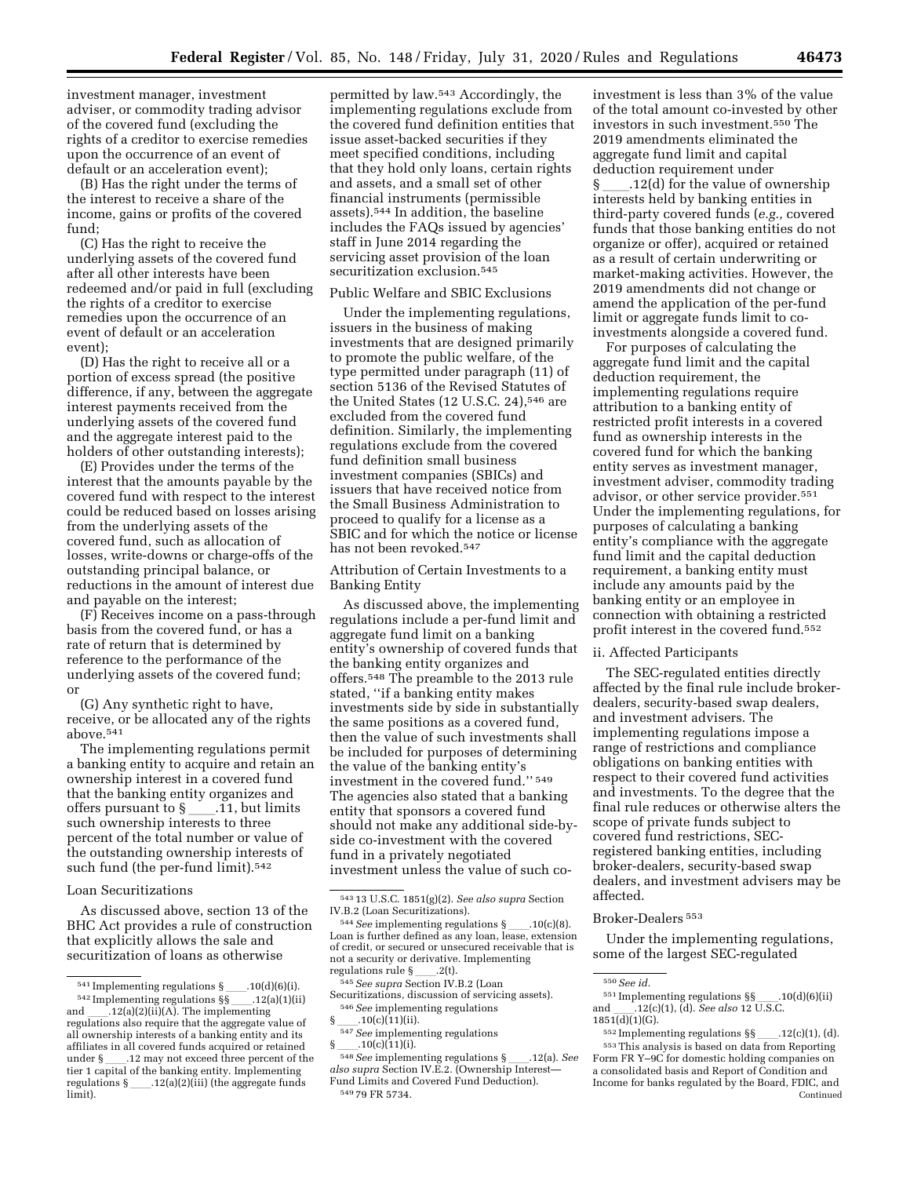investment manager, investment adviser, or commodity trading advisor of the covered fund (excluding the rights of a creditor to exercise remedies upon the occurrence of an event of default or an acceleration event);

(B) Has the right under the terms of the interest to receive a share of the income, gains or profits of the covered fund;

(C) Has the right to receive the underlying assets of the covered fund after all other interests have been redeemed and/or paid in full (excluding the rights of a creditor to exercise remedies upon the occurrence of an event of default or an acceleration event);

(D) Has the right to receive all or a portion of excess spread (the positive difference, if any, between the aggregate interest payments received from the underlying assets of the covered fund and the aggregate interest paid to the holders of other outstanding interests);

(E) Provides under the terms of the interest that the amounts payable by the covered fund with respect to the interest could be reduced based on losses arising from the underlying assets of the covered fund, such as allocation of losses, write-downs or charge-offs of the outstanding principal balance, or reductions in the amount of interest due and payable on the interest;

(F) Receives income on a pass-through basis from the covered fund, or has a rate of return that is determined by reference to the performance of the underlying assets of the covered fund; or

(G) Any synthetic right to have, receive, or be allocated any of the rights above.[541]

The implementing regulations permit a banking entity to acquire and retain an ownership interest in a covered fund that the banking entity organizes and offers pursuant to § ____.11, but limits such ownership interests to three percent of the total number or value of the outstanding ownership interests of such fund (the per-fund limit).[542]

Loan Securitizations

As discussed above, section 13 of the BHC Act provides a rule of construction that explicitly allows the sale and securitization of loans as otherwise permitted by law.[543] Accordingly, the implementing regulations exclude from the covered fund definition entities that issue asset-backed securities if they meet specified conditions, including that they hold only loans, certain rights and assets, and a small set of other financial instruments (permissible assets).[544] In addition, the baseline includes the FAQs issued by agencies' staff in June 2014 regarding the servicing asset provision of the loan securitization exclusion.[545]

Public Welfare and SBIC Exclusions

Under the implementing regulations, issuers in the business of making investments that are designed primarily to promote the public welfare, of the type permitted under paragraph (11) of section 5136 of the Revised Statutes of the United States (12 U.S.C. 24),[546] are excluded from the covered fund definition. Similarly, the implementing regulations exclude from the covered fund definition small business investment companies (SBICs) and issuers that have received notice from the Small Business Administration to proceed to qualify for a license as a SBIC and for which the notice or license has not been revoked.[547]

Attribution of Certain Investments to a Banking Entity

As discussed above, the implementing regulations include a per-fund limit and aggregate fund limit on a banking entity's ownership of covered funds that the banking entity organizes and offers.[548] The preamble to the 2013 rule stated, "if a banking entity makes investments side by side in substantially the same positions as a covered fund, then the value of such investments shall be included for purposes of determining the value of the banking entity's investment in the covered fund." [549] The agencies also stated that a banking entity that sponsors a covered fund should not make any additional side-by-side co-investment with the covered fund in a privately negotiated investment unless the value of such co-investment is less than 3% of the value of the total amount co-invested by other investors in such investment.[550] The 2019 amendments eliminated the aggregate fund limit and capital deduction requirement under § ____.12(d) for the value of ownership interests held by banking entities in third-party covered funds (*e.g.,* covered funds that those banking entities do not organize or offer), acquired or retained as a result of certain underwriting or market-making activities. However, the 2019 amendments did not change or amend the application of the per-fund limit or aggregate funds limit to co-investments alongside a covered fund.

For purposes of calculating the aggregate fund limit and the capital deduction requirement, the implementing regulations require attribution to a banking entity of restricted profit interests in a covered fund as ownership interests in the covered fund for which the banking entity serves as investment manager, investment adviser, commodity trading advisor, or other service provider.[551] Under the implementing regulations, for purposes of calculating a banking entity's compliance with the aggregate fund limit and the capital deduction requirement, a banking entity must include any amounts paid by the banking entity or an employee in connection with obtaining a restricted profit interest in the covered fund.[552]

ii. Affected Participants

The SEC-regulated entities directly affected by the final rule include broker-dealers, security-based swap dealers, and investment advisers. The implementing regulations impose a range of restrictions and compliance obligations on banking entities with respect to their covered fund activities and investments. To the degree that the final rule reduces or otherwise alters the scope of private funds subject to covered fund restrictions, SEC-registered banking entities, including broker-dealers, security-based swap dealers, and investment advisers may be affected.

Broker-Dealers [553]

Under the implementing regulations, some of the largest SEC-regulated

---

[541] Implementing regulations § ____.10(d)(6)(i).

[542] Implementing regulations §§ ____.12(a)(1)(ii) and ____.12(a)(2)(ii)(A). The implementing regulations also require that the aggregate value of all ownership interests of a banking entity and its affiliates in all covered funds acquired or retained under § ____.12 may not exceed three percent of the tier 1 capital of the banking entity. Implementing regulations § ____.12(a)(2)(iii) (the aggregate funds limit).

[543] 13 U.S.C. 1851(g)(2). *See also supra* Section IV.B.2 (Loan Securitizations).

[544] *See* implementing regulations § ____.10(c)(8). Loan is further defined as any loan, lease, extension of credit, or secured or unsecured receivable that is not a security or derivative. Implementing regulations rule § ____.2(t).

[545] *See supra* Section IV.B.2 (Loan Securitizations, discussion of servicing assets).

[546] *See* implementing regulations § ____.10(c)(11)(ii).

[547] *See* implementing regulations § ____.10(c)(11)(i).

[548] *See* implementing regulations § ____.12(a). *See also supra* Section IV.E.2. (Ownership Interest—Fund Limits and Covered Fund Deduction).

[549] 79 FR 5734.

[550] *See id.*

[551] Implementing regulations §§ ____.10(d)(6)(ii) and ____.12(c)(1), (d). *See also* 12 U.S.C. 1851(d)(1)(G).

[552] Implementing regulations §§ ____.12(c)(1), (d).

[553] This analysis is based on data from Reporting Form FR Y–9C for domestic holding companies on a consolidated basis and Report of Condition and Income for banks regulated by the Board, FDIC, and Continued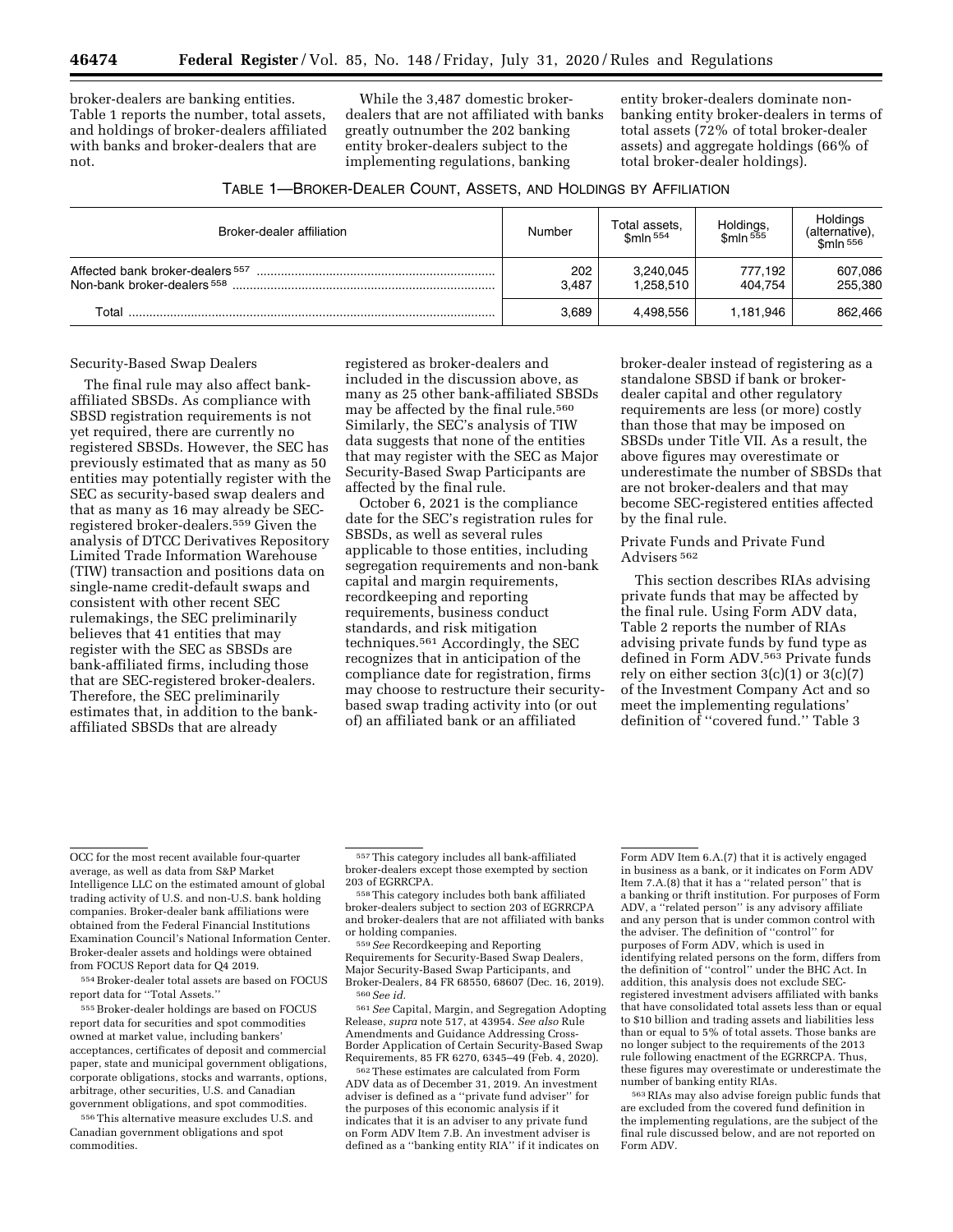broker-dealers are banking entities. Table 1 reports the number, total assets, and holdings of broker-dealers affiliated with banks and broker-dealers that are not.

While the 3,487 domestic broker-dealers that are not affiliated with banks greatly outnumber the 202 banking entity broker-dealers subject to the implementing regulations, banking entity broker-dealers dominate non-banking entity broker-dealers in terms of total assets (72% of total broker-dealer assets) and aggregate holdings (66% of total broker-dealer holdings).

TABLE 1—BROKER-DEALER COUNT, ASSETS, AND HOLDINGS BY AFFILIATION

| Broker-dealer affiliation | Number | Total assets, $mln [554] | Holdings, $mln [555] | Holdings (alternative), $mln [556] |
|---|---|---|---|---|
| Affected bank broker-dealers [557] | 202 | 3,240,045 | 777,192 | 607,086 |
| Non-bank broker-dealers [558] | 3,487 | 1,258,510 | 404,754 | 255,380 |
| Total | 3,689 | 4,498,556 | 1,181,946 | 862,466 |

Security-Based Swap Dealers

The final rule may also affect bank-affiliated SBSDs. As compliance with SBSD registration requirements is not yet required, there are currently no registered SBSDs. However, the SEC has previously estimated that as many as 50 entities may potentially register with the SEC as security-based swap dealers and that as many as 16 may already be SEC-registered broker-dealers.[559] Given the analysis of DTCC Derivatives Repository Limited Trade Information Warehouse (TIW) transaction and positions data on single-name credit-default swaps and consistent with other recent SEC rulemakings, the SEC preliminarily believes that 41 entities that may register with the SEC as SBSDs are bank-affiliated firms, including those that are SEC-registered broker-dealers. Therefore, the SEC preliminarily estimates that, in addition to the bank-affiliated SBSDs that are already registered as broker-dealers and included in the discussion above, as many as 25 other bank-affiliated SBSDs may be affected by the final rule.[560] Similarly, the SEC's analysis of TIW data suggests that none of the entities that may register with the SEC as Major Security-Based Swap Participants are affected by the final rule.

October 6, 2021 is the compliance date for the SEC's registration rules for SBSDs, as well as several rules applicable to those entities, including segregation requirements and non-bank capital and margin requirements, recordkeeping and reporting requirements, business conduct standards, and risk mitigation techniques.[561] Accordingly, the SEC recognizes that in anticipation of the compliance date for registration, firms may choose to restructure their security-based swap trading activity into (or out of) an affiliated bank or an affiliated broker-dealer instead of registering as a standalone SBSD if bank or broker-dealer capital and other regulatory requirements are less (or more) costly than those that may be imposed on SBSDs under Title VII. As a result, the above figures may overestimate or underestimate the number of SBSDs that are not broker-dealers and that may become SEC-registered entities affected by the final rule.

Private Funds and Private Fund Advisers [562]

This section describes RIAs advising private funds that may be affected by the final rule. Using Form ADV data, Table 2 reports the number of RIAs advising private funds by fund type as defined in Form ADV.[563] Private funds rely on either section 3(c)(1) or 3(c)(7) of the Investment Company Act and so meet the implementing regulations' definition of "covered fund." Table 3

---

OCC for the most recent available four-quarter average, as well as data from S&P Market Intelligence LLC on the estimated amount of global trading activity of U.S. and non-U.S. bank holding companies. Broker-dealer bank affiliations were obtained from the Federal Financial Institutions Examination Council's National Information Center. Broker-dealer assets and holdings were obtained from FOCUS Report data for Q4 2019.

[554] Broker-dealer total assets are based on FOCUS report data for "Total Assets."

[555] Broker-dealer holdings are based on FOCUS report data for securities and spot commodities owned at market value, including bankers' acceptances, certificates of deposit and commercial paper, state and municipal government obligations, corporate obligations, stocks and warrants, options, arbitrage, other securities, U.S. and Canadian government obligations, and spot commodities.

[556] This alternative measure excludes U.S. and Canadian government obligations and spot commodities.

[557] This category includes all bank-affiliated broker-dealers except those exempted by section 203 of EGRRCPA.

[558] This category includes both bank affiliated broker-dealers subject to section 203 of EGRRCPA and broker-dealers that are not affiliated with banks or holding companies.

[559] *See* Recordkeeping and Reporting Requirements for Security-Based Swap Dealers, Major Security-Based Swap Participants, and Broker-Dealers, 84 FR 68550, 68607 (Dec. 16, 2019).

[560] *See id.*

[561] *See* Capital, Margin, and Segregation Adopting Release, *supra* note 517, at 43954. *See also* Rule Amendments and Guidance Addressing Cross-Border Application of Certain Security-Based Swap Requirements, 85 FR 6270, 6345–49 (Feb. 4, 2020).

[562] These estimates are calculated from Form ADV data as of December 31, 2019. An investment adviser is defined as a "private fund adviser" for the purposes of this economic analysis if it indicates that it is an adviser to any private fund on Form ADV Item 7.B. An investment adviser is defined as a "banking entity RIA" if it indicates on Form ADV Item 6.A.(7) that it is actively engaged in business as a bank, or it indicates on Form ADV Item 7.A.(8) that it has a "related person" that is a banking or thrift institution. For purposes of Form ADV, a "related person" is any advisory affiliate and any person that is under common control with the adviser. The definition of "control" for purposes of Form ADV, which is used in identifying related persons on the form, differs from the definition of "control" under the BHC Act. In addition, this analysis does not exclude SEC-registered investment advisers affiliated with banks that have consolidated total assets less than or equal to $10 billion and trading assets and liabilities less than or equal to 5% of total assets. Those banks are no longer subject to the requirements of the 2013 rule following enactment of the EGRRCPA. Thus, these figures may overestimate or underestimate the number of banking entity RIAs.

[563] RIAs may also advise foreign public funds that are excluded from the covered fund definition in the implementing regulations, are the subject of the final rule discussed below, and are not reported on Form ADV.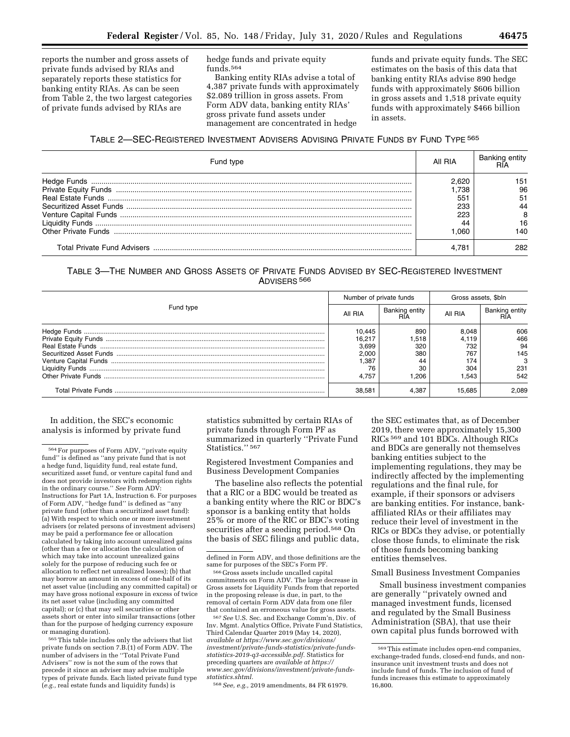reports the number and gross assets of private funds advised by RIAs and separately reports these statistics for banking entity RIAs. As can be seen from Table 2, the two largest categories of private funds advised by RIAs are hedge funds and private equity funds.[564]

Banking entity RIAs advise a total of 4,387 private funds with approximately $2.089 trillion in gross assets. From Form ADV data, banking entity RIAs' gross private fund assets under management are concentrated in hedge funds and private equity funds. The SEC estimates on the basis of this data that banking entity RIAs advise 890 hedge funds with approximately $606 billion in gross assets and 1,518 private equity funds with approximately $466 billion in assets.

TABLE 2—SEC-REGISTERED INVESTMENT ADVISERS ADVISING PRIVATE FUNDS BY FUND TYPE [565]

| Fund type | All RIA | Banking entity RIA |
|---|---|---|
| Hedge Funds | 2,620 | 151 |
| Private Equity Funds | 1,738 | 96 |
| Real Estate Funds | 551 | 51 |
| Securitized Asset Funds | 233 | 44 |
| Venture Capital Funds | 223 | 8 |
| Liquidity Funds | 44 | 16 |
| Other Private Funds | 1,060 | 140 |
| Total Private Fund Advisers | 4,781 | 282 |

TABLE 3—THE NUMBER AND GROSS ASSETS OF PRIVATE FUNDS ADVISED BY SEC-REGISTERED INVESTMENT ADVISERS [566]

| Fund type | Number of private funds | | Gross assets, $bln | |
|---|---|---|---|---|
| | All RIA | Banking entity RIA | All RIA | Banking entity RIA |
| Hedge Funds | 10,445 | 890 | 8,048 | 606 |
| Private Equity Funds | 16,217 | 1,518 | 4,119 | 466 |
| Real Estate Funds | 3,699 | 320 | 732 | 94 |
| Securitized Asset Funds | 2,000 | 380 | 767 | 145 |
| Venture Capital Funds | 1,387 | 44 | 174 | 3 |
| Liquidity Funds | 76 | 30 | 304 | 231 |
| Other Private Funds | 4,757 | 1,206 | 1,543 | 542 |
| Total Private Funds | 38,581 | 4,387 | 15,685 | 2,089 |

In addition, the SEC's economic analysis is informed by private fund statistics submitted by certain RIAs of private funds through Form PF as summarized in quarterly "Private Fund Statistics." [567]

Registered Investment Companies and Business Development Companies

The baseline also reflects the potential that a RIC or a BDC would be treated as a banking entity where the RIC or BDC's sponsor is a banking entity that holds 25% or more of the RIC or BDC's voting securities after a seeding period.[568] On the basis of SEC filings and public data, the SEC estimates that, as of December 2019, there were approximately 15,300 RICs [569] and 101 BDCs. Although RICs and BDCs are generally not themselves banking entities subject to the implementing regulations, they may be indirectly affected by the implementing regulations and the final rule, for example, if their sponsors or advisers are banking entities. For instance, bank-affiliated RIAs or their affiliates may reduce their level of investment in the RICs or BDCs they advise, or potentially close those funds, to eliminate the risk of those funds becoming banking entities themselves.

Small Business Investment Companies

Small business investment companies are generally "privately owned and managed investment funds, licensed and regulated by the Small Business Administration (SBA), that use their own capital plus funds borrowed with

---

[564] For purposes of Form ADV, "private equity fund" is defined as "any private fund that is not a hedge fund, liquidity fund, real estate fund, securitized asset fund, or venture capital fund and does not provide investors with redemption rights in the ordinary course." *See* Form ADV: Instructions for Part 1A, Instruction 6. For purposes of Form ADV, "hedge fund" is defined as "any private fund (other than a securitized asset fund): (a) With respect to which one or more investment advisers (or related persons of investment advisers) may be paid a performance fee or allocation calculated by taking into account unrealized gains (other than a fee or allocation the calculation of which may take into account unrealized gains solely for the purpose of reducing such fee or allocation to reflect net unrealized losses); (b) that may borrow an amount in excess of one-half of its net asset value (including any committed capital) or may have gross notional exposure in excess of twice its net asset value (including any committed capital); or (c) that may sell securities or other assets short or enter into similar transactions (other than for the purpose of hedging currency exposure or managing duration).

[565] This table includes only the advisers that list private funds on section 7.B.(1) of Form ADV. The number of advisers in the "Total Private Fund Advisers" row is not the sum of the rows that precede it since an adviser may advise multiple types of private funds. Each listed private fund type (*e.g.*, real estate funds and liquidity funds) is defined in Form ADV, and those definitions are the same for purposes of the SEC's Form PF.

[566] Gross assets include uncalled capital commitments on Form ADV. The large decrease in Gross assets for Liquidity Funds from that reported in the proposing release is due, in part, to the removal of certain Form ADV data from one filer that contained an erroneous value for gross assets.

[567] *See* U.S. Sec. and Exchange Comm'n, Div. of Inv. Mgmt. Analytics Office, Private Fund Statistics, Third Calendar Quarter 2019 (May 14, 2020), *available at https://www.sec.gov/divisions/investment/private-funds-statistics/private-funds-statistics-2019-q3-accessible.pdf*. Statistics for preceding quarters are *available at https://www.sec.gov/divisions/investment/private-funds-statistics.shtml*.

[568] *See, e.g.,* 2019 amendments, 84 FR 61979.

[569] This estimate includes open-end companies, exchange-traded funds, closed-end funds, and non-insurance unit investment trusts and does not include fund of funds. The inclusion of fund of funds increases this estimate to approximately 16,800.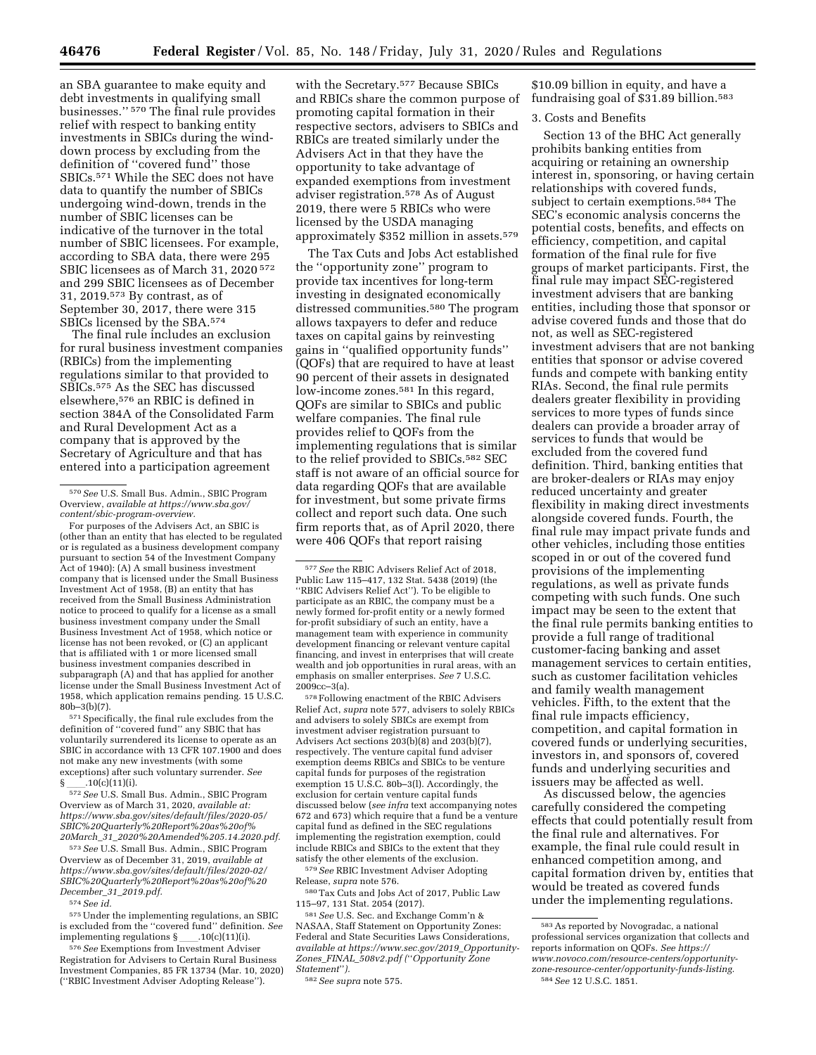an SBA guarantee to make equity and debt investments in qualifying small businesses.'' [570] The final rule provides relief with respect to banking entity investments in SBICs during the wind-down process by excluding from the definition of ''covered fund'' those SBICs.[571] While the SEC does not have data to quantify the number of SBICs undergoing wind-down, trends in the number of SBIC licenses can be indicative of the turnover in the total number of SBIC licensees. For example, according to SBA data, there were 295 SBIC licensees as of March 31, 2020 [572] and 299 SBIC licensees as of December 31, 2019.[573] By contrast, as of September 30, 2017, there were 315 SBICs licensed by the SBA.[574]

The final rule includes an exclusion for rural business investment companies (RBICs) from the implementing regulations similar to that provided to SBICs.[575] As the SEC has discussed elsewhere,[576] an RBIC is defined in section 384A of the Consolidated Farm and Rural Development Act as a company that is approved by the Secretary of Agriculture and that has entered into a participation agreement with the Secretary.[577] Because SBICs and RBICs share the common purpose of promoting capital formation in their respective sectors, advisers to SBICs and RBICs are treated similarly under the Advisers Act in that they have the opportunity to take advantage of expanded exemptions from investment adviser registration.[578] As of August 2019, there were 5 RBICs who were licensed by the USDA managing approximately $352 million in assets.[579]

The Tax Cuts and Jobs Act established the ''opportunity zone'' program to provide tax incentives for long-term investing in designated economically distressed communities.[580] The program allows taxpayers to defer and reduce taxes on capital gains by reinvesting gains in ''qualified opportunity funds'' (QOFs) that are required to have at least 90 percent of their assets in designated low-income zones.[581] In this regard, QOFs are similar to SBICs and public welfare companies. The final rule provides relief to QOFs from the implementing regulations that is similar to the relief provided to SBICs.[582] SEC staff is not aware of an official source for data regarding QOFs that are available for investment, but some private firms collect and report such data. One such firm reports that, as of April 2020, there were 406 QOFs that report raising $10.09 billion in equity, and have a fundraising goal of $31.89 billion.[583]

3. Costs and Benefits

Section 13 of the BHC Act generally prohibits banking entities from acquiring or retaining an ownership interest in, sponsoring, or having certain relationships with covered funds, subject to certain exemptions.[584] The SEC's economic analysis concerns the potential costs, benefits, and effects on efficiency, competition, and capital formation of the final rule for five groups of market participants. First, the final rule may impact SEC-registered investment advisers that are banking entities, including those that sponsor or advise covered funds and those that do not, as well as SEC-registered investment advisers that are not banking entities that sponsor or advise covered funds and compete with banking entity RIAs. Second, the final rule permits dealers greater flexibility in providing services to more types of funds since dealers can provide a broader array of services to funds that would be excluded from the covered fund definition. Third, banking entities that are broker-dealers or RIAs may enjoy reduced uncertainty and greater flexibility in making direct investments alongside covered funds. Fourth, the final rule may impact private funds and other vehicles, including those entities scoped in or out of the covered fund provisions of the implementing regulations, as well as private funds competing with such funds. One such impact may be seen to the extent that the final rule permits banking entities to provide a full range of traditional customer-facing banking and asset management services to certain entities, such as customer facilitation vehicles and family wealth management vehicles. Fifth, to the extent that the final rule impacts efficiency, competition, and capital formation in covered funds or underlying securities, investors in, and sponsors of, covered funds and underlying securities and issuers may be affected as well.

As discussed below, the agencies carefully considered the competing effects that could potentially result from the final rule and alternatives. For example, the final rule could result in enhanced competition among, and capital formation driven by, entities that would be treated as covered funds under the implementing regulations.

---

[570] *See* U.S. Small Bus. Admin., SBIC Program Overview, *available at https://www.sba.gov/content/sbic-program-overview.*

For purposes of the Advisers Act, an SBIC is (other than an entity that has elected to be regulated or is regulated as a business development company pursuant to section 54 of the Investment Company Act of 1940): (A) A small business investment company that is licensed under the Small Business Investment Act of 1958, (B) an entity that has received from the Small Business Administration notice to proceed to qualify for a license as a small business investment company under the Small Business Investment Act of 1958, which notice or license has not been revoked, or (C) an applicant that is affiliated with 1 or more licensed small business investment companies described in subparagraph (A) and that has applied for another license under the Small Business Investment Act of 1958, which application remains pending. 15 U.S.C. 80b–3(b)(7).

[571] Specifically, the final rule excludes from the definition of ''covered fund'' any SBIC that has voluntarily surrendered its license to operate as an SBIC in accordance with 13 CFR 107.1900 and does not make any new investments (with some exceptions) after such voluntary surrender. *See* § ___.10(c)(11)(i).

[572] *See* U.S. Small Bus. Admin., SBIC Program Overview as of March 31, 2020, *available at: https://www.sba.gov/sites/default/files/2020-05/SBIC%20Quarterly%20Report%20as%20of%20March_31_2020%20Amended%205.14.2020.pdf.*

[573] *See* U.S. Small Bus. Admin., SBIC Program Overview as of December 31, 2019, *available at https://www.sba.gov/sites/default/files/2020-02/SBIC%20Quarterly%20Report%20as%20of%20December_31_2019.pdf.*

[574] *See id.*

[575] Under the implementing regulations, an SBIC is excluded from the ''covered fund'' definition. *See* implementing regulations § ___.10(c)(11)(i).

[576] *See* Exemptions from Investment Adviser Registration for Advisers to Certain Rural Business Investment Companies, 85 FR 13734 (Mar. 10, 2020) (''RBIC Investment Adviser Adopting Release'').

[577] *See* the RBIC Advisers Relief Act of 2018, Public Law 115–417, 132 Stat. 5438 (2019) (the ''RBIC Advisers Relief Act''). To be eligible to participate as an RBIC, the company must be a newly formed for-profit entity or a newly formed for-profit subsidiary of such an entity, have a management team with experience in community development financing or relevant venture capital financing, and invest in enterprises that will create wealth and job opportunities in rural areas, with an emphasis on smaller enterprises. *See* 7 U.S.C. 2009cc–3(a).

[578] Following enactment of the RBIC Advisers Relief Act, *supra* note 577, advisers to solely RBICs and advisers to solely SBICs are exempt from investment adviser registration pursuant to Advisers Act sections 203(b)(8) and 203(b)(7), respectively. The venture capital fund adviser exemption deems RBICs and SBICs to be venture capital funds for purposes of the registration exemption 15 U.S.C. 80b–3(l). Accordingly, the exclusion for certain venture capital funds discussed below (*see infra* text accompanying notes 672 and 673) which require that a fund be a venture capital fund as defined in the SEC regulations implementing the registration exemption, could include RBICs and SBICs to the extent that they satisfy the other elements of the exclusion.

[579] *See* RBIC Investment Adviser Adopting Release, *supra* note 576.

[580] Tax Cuts and Jobs Act of 2017, Public Law 115–97, 131 Stat. 2054 (2017).

[581] *See* U.S. Sec. and Exchange Comm'n & NASAA, Staff Statement on Opportunity Zones: Federal and State Securities Laws Considerations, *available at https://www.sec.gov/2019_Opportunity-Zones_FINAL_508v2.pdf (''Opportunity Zone Statement'').*

[582] *See supra* note 575.

[583] As reported by Novogradac, a national professional services organization that collects and reports information on QOFs. *See https://www.novoco.com/resource-centers/opportunity-zone-resource-center/opportunity-funds-listing.*

[584] *See* 12 U.S.C. 1851.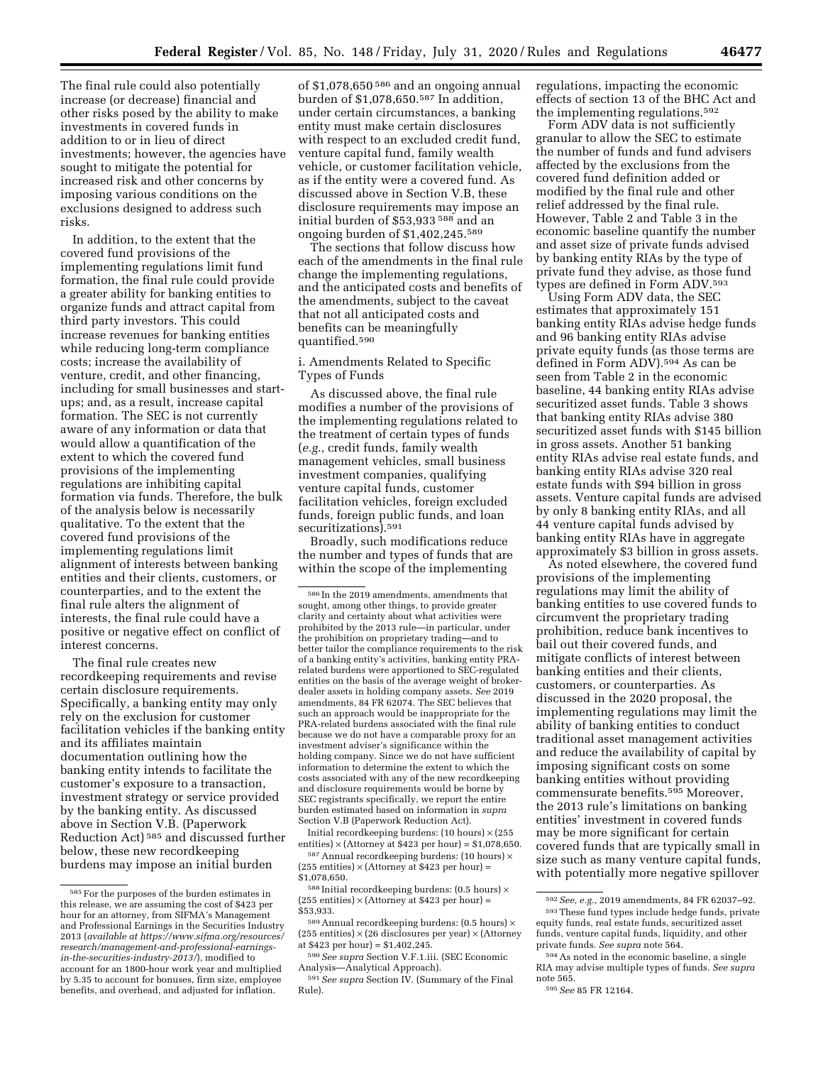The final rule could also potentially increase (or decrease) financial and other risks posed by the ability to make investments in covered funds in addition to or in lieu of direct investments; however, the agencies have sought to mitigate the potential for increased risk and other concerns by imposing various conditions on the exclusions designed to address such risks.

In addition, to the extent that the covered fund provisions of the implementing regulations limit fund formation, the final rule could provide a greater ability for banking entities to organize funds and attract capital from third party investors. This could increase revenues for banking entities while reducing long-term compliance costs; increase the availability of venture, credit, and other financing, including for small businesses and start-ups; and, as a result, increase capital formation. The SEC is not currently aware of any information or data that would allow a quantification of the extent to which the covered fund provisions of the implementing regulations are inhibiting capital formation via funds. Therefore, the bulk of the analysis below is necessarily qualitative. To the extent that the covered fund provisions of the implementing regulations limit alignment of interests between banking entities and their clients, customers, or counterparties, and to the extent the final rule alters the alignment of interests, the final rule could have a positive or negative effect on conflict of interest concerns.

The final rule creates new recordkeeping requirements and revise certain disclosure requirements. Specifically, a banking entity may only rely on the exclusion for customer facilitation vehicles if the banking entity and its affiliates maintain documentation outlining how the banking entity intends to facilitate the customer's exposure to a transaction, investment strategy or service provided by the banking entity. As discussed above in Section V.B. (Paperwork Reduction Act) [585] and discussed further below, these new recordkeeping burdens may impose an initial burden of $1,078,650 [586] and an ongoing annual burden of $1,078,650.[587] In addition, under certain circumstances, a banking entity must make certain disclosures with respect to an excluded credit fund, venture capital fund, family wealth vehicle, or customer facilitation vehicle, as if the entity were a covered fund. As discussed above in Section V.B, these disclosure requirements may impose an initial burden of $53,933 [588] and an ongoing burden of $1,402,245.[589]

The sections that follow discuss how each of the amendments in the final rule change the implementing regulations, and the anticipated costs and benefits of the amendments, subject to the caveat that not all anticipated costs and benefits can be meaningfully quantified.[590]

i. Amendments Related to Specific Types of Funds

As discussed above, the final rule modifies a number of the provisions of the implementing regulations related to the treatment of certain types of funds (*e.g.,* credit funds, family wealth management vehicles, small business investment companies, qualifying venture capital funds, customer facilitation vehicles, foreign excluded funds, foreign public funds, and loan securitizations).[591]

Broadly, such modifications reduce the number and types of funds that are within the scope of the implementing regulations, impacting the economic effects of section 13 of the BHC Act and the implementing regulations.[592]

Form ADV data is not sufficiently granular to allow the SEC to estimate the number of funds and fund advisers affected by the exclusions from the covered fund definition added or modified by the final rule and other relief addressed by the final rule. However, Table 2 and Table 3 in the economic baseline quantify the number and asset size of private funds advised by banking entity RIAs by the type of private fund they advise, as those fund types are defined in Form ADV.[593]

Using Form ADV data, the SEC estimates that approximately 151 banking entity RIAs advise hedge funds and 96 banking entity RIAs advise private equity funds (as those terms are defined in Form ADV).[594] As can be seen from Table 2 in the economic baseline, 44 banking entity RIAs advise securitized asset funds. Table 3 shows that banking entity RIAs advise 380 securitized asset funds with $145 billion in gross assets. Another 51 banking entity RIAs advise real estate funds, and banking entity RIAs advise 320 real estate funds with $94 billion in gross assets. Venture capital funds are advised by only 8 banking entity RIAs, and all 44 venture capital funds advised by banking entity RIAs have in aggregate approximately $3 billion in gross assets.

As noted elsewhere, the covered fund provisions of the implementing regulations may limit the ability of banking entities to use covered funds to circumvent the proprietary trading prohibition, reduce bank incentives to bail out their covered funds, and mitigate conflicts of interest between banking entities and their clients, customers, or counterparties. As discussed in the 2020 proposal, the implementing regulations may limit the ability of banking entities to conduct traditional asset management activities and reduce the availability of capital by imposing significant costs on some banking entities without providing commensurate benefits.[595] Moreover, the 2013 rule's limitations on banking entities' investment in covered funds may be more significant for certain covered funds that are typically small in size such as many venture capital funds, with potentially more negative spillover

---

[585] For the purposes of the burden estimates in this release, we are assuming the cost of $423 per hour for an attorney, from SIFMA's Management and Professional Earnings in the Securities Industry 2013 (*available at https://www.sifma.org/resources/research/management-and-professional-earnings-in-the-securities-industry-2013/*), modified to account for an 1800-hour work year and multiplied by 5.35 to account for bonuses, firm size, employee benefits, and overhead, and adjusted for inflation.

[586] In the 2019 amendments, amendments that sought, among other things, to provide greater clarity and certainty about what activities were prohibited by the 2013 rule—in particular, under the prohibition on proprietary trading—and to better tailor the compliance requirements to the risk of a banking entity's activities, banking entity PRA-related burdens were apportioned to SEC-regulated entities on the basis of the average weight of broker-dealer assets in holding company assets. *See* 2019 amendments, 84 FR 62074. The SEC believes that such an approach would be inappropriate for the PRA-related burdens associated with the final rule because we do not have a comparable proxy for an investment adviser's significance within the holding company. Since we do not have sufficient information to determine the extent to which the costs associated with any of the new recordkeeping and disclosure requirements would be borne by SEC registrants specifically, we report the entire burden estimated based on information in *supra* Section V.B (Paperwork Reduction Act).

Initial recordkeeping burdens: (10 hours) × (255 entities) × (Attorney at $423 per hour) = $1,078,650.

[587] Annual recordkeeping burdens: (10 hours) × (255 entities) × (Attorney at $423 per hour) = $1,078,650.

[588] Initial recordkeeping burdens: (0.5 hours) × (255 entities) × (Attorney at $423 per hour) = $53,933.

[589] Annual recordkeeping burdens: (0.5 hours) × (255 entities) × (26 disclosures per year) × (Attorney at $423 per hour) = $1,402,245.

[590] *See supra* Section V.F.1.iii. (SEC Economic Analysis—Analytical Approach).

[591] *See supra* Section IV. (Summary of the Final Rule).

[592] *See, e.g.,* 2019 amendments, 84 FR 62037–92.

[593] These fund types include hedge funds, private equity funds, real estate funds, securitized asset funds, venture capital funds, liquidity, and other private funds. *See supra* note 564.

[594] As noted in the economic baseline, a single RIA may advise multiple types of funds. *See supra* note 565.

[595] *See* 85 FR 12164.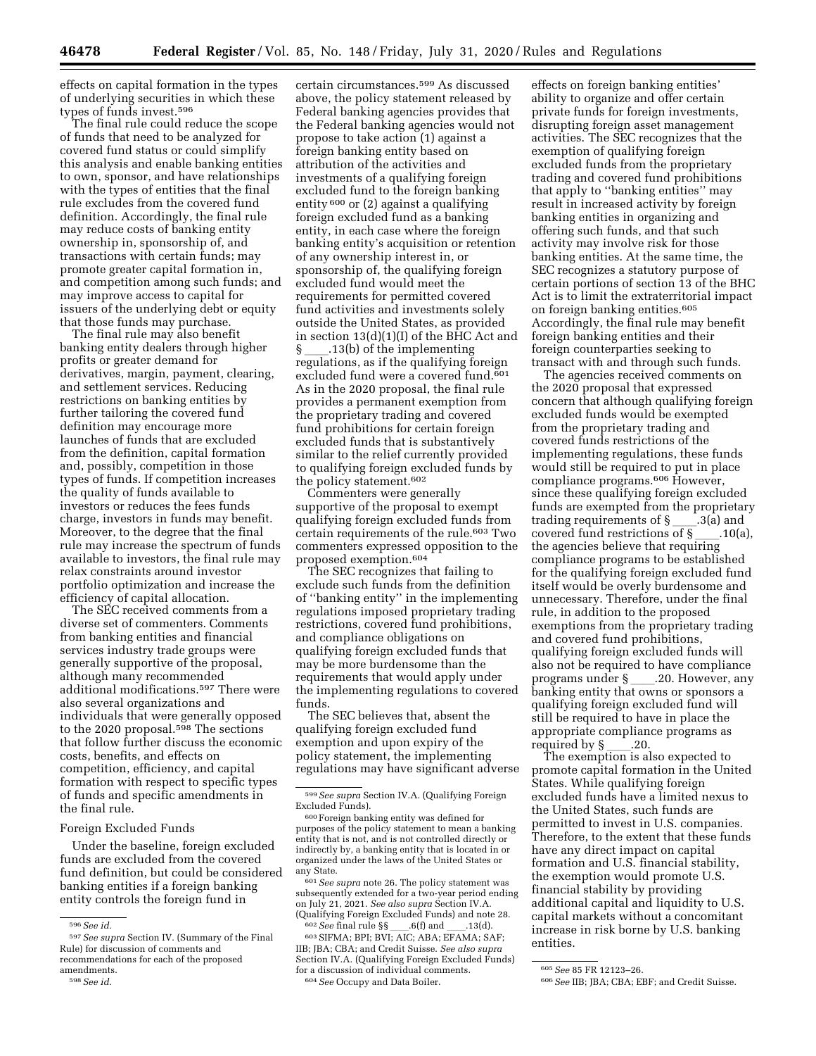effects on capital formation in the types of underlying securities in which these types of funds invest.[596]

The final rule could reduce the scope of funds that need to be analyzed for covered fund status or could simplify this analysis and enable banking entities to own, sponsor, and have relationships with the types of entities that the final rule excludes from the covered fund definition. Accordingly, the final rule may reduce costs of banking entity ownership in, sponsorship of, and transactions with certain funds; may promote greater capital formation in, and competition among such funds; and may improve access to capital for issuers of the underlying debt or equity that those funds may purchase.

The final rule may also benefit banking entity dealers through higher profits or greater demand for derivatives, margin, payment, clearing, and settlement services. Reducing restrictions on banking entities by further tailoring the covered fund definition may encourage more launches of funds that are excluded from the definition, capital formation and, possibly, competition in those types of funds. If competition increases the quality of funds available to investors or reduces the fees funds charge, investors in funds may benefit. Moreover, to the degree that the final rule may increase the spectrum of funds available to investors, the final rule may relax constraints around investor portfolio optimization and increase the efficiency of capital allocation.

The SEC received comments from a diverse set of commenters. Comments from banking entities and financial services industry trade groups were generally supportive of the proposal, although many recommended additional modifications.[597] There were also several organizations and individuals that were generally opposed to the 2020 proposal.[598] The sections that follow further discuss the economic costs, benefits, and effects on competition, efficiency, and capital formation with respect to specific types of funds and specific amendments in the final rule.

Foreign Excluded Funds

Under the baseline, foreign excluded funds are excluded from the covered fund definition, but could be considered banking entities if a foreign banking entity controls the foreign fund in certain circumstances.[599] As discussed above, the policy statement released by Federal banking agencies provides that the Federal banking agencies would not propose to take action (1) against a foreign banking entity based on attribution of the activities and investments of a qualifying foreign excluded fund to the foreign banking entity[600] or (2) against a qualifying foreign excluded fund as a banking entity, in each case where the foreign banking entity's acquisition or retention of any ownership interest in, or sponsorship of, the qualifying foreign excluded fund would meet the requirements for permitted covered fund activities and investments solely outside the United States, as provided in section 13(d)(1)(I) of the BHC Act and § ___.13(b) of the implementing regulations, as if the qualifying foreign excluded fund were a covered fund.[601] As in the 2020 proposal, the final rule provides a permanent exemption from the proprietary trading and covered fund prohibitions for certain foreign excluded funds that is substantively similar to the relief currently provided to qualifying foreign excluded funds by the policy statement.[602]

Commenters were generally supportive of the proposal to exempt qualifying foreign excluded funds from certain requirements of the rule.[603] Two commenters expressed opposition to the proposed exemption.[604]

The SEC recognizes that failing to exclude such funds from the definition of ''banking entity'' in the implementing regulations imposed proprietary trading restrictions, covered fund prohibitions, and compliance obligations on qualifying foreign excluded funds that may be more burdensome than the requirements that would apply under the implementing regulations to covered funds.

The SEC believes that, absent the qualifying foreign excluded fund exemption and upon expiry of the policy statement, the implementing regulations may have significant adverse effects on foreign banking entities' ability to organize and offer certain private funds for foreign investments, disrupting foreign asset management activities. The SEC recognizes that the exemption of qualifying foreign excluded funds from the proprietary trading and covered fund prohibitions that apply to ''banking entities'' may result in increased activity by foreign banking entities in organizing and offering such funds, and that such activity may involve risk for those banking entities. At the same time, the SEC recognizes a statutory purpose of certain portions of section 13 of the BHC Act is to limit the extraterritorial impact on foreign banking entities.[605] Accordingly, the final rule may benefit foreign banking entities and their foreign counterparties seeking to transact with and through such funds.

The agencies received comments on the 2020 proposal that expressed concern that although qualifying foreign excluded funds would be exempted from the proprietary trading and covered funds restrictions of the implementing regulations, these funds would still be required to put in place compliance programs.[606] However, since these qualifying foreign excluded funds are exempted from the proprietary trading requirements of § ___.3(a) and covered fund restrictions of § ___.10(a), the agencies believe that requiring compliance programs to be established for the qualifying foreign excluded fund itself would be overly burdensome and unnecessary. Therefore, under the final rule, in addition to the proposed exemptions from the proprietary trading and covered fund prohibitions, qualifying foreign excluded funds will also not be required to have compliance programs under § ___.20. However, any banking entity that owns or sponsors a qualifying foreign excluded fund will still be required to have in place the appropriate compliance programs as required by § ___.20.

The exemption is also expected to promote capital formation in the United States. While qualifying foreign excluded funds have a limited nexus to the United States, such funds are permitted to invest in U.S. companies. Therefore, to the extent that these funds have any direct impact on capital formation and U.S. financial stability, the exemption would promote U.S. financial stability by providing additional capital and liquidity to U.S. capital markets without a concomitant increase in risk borne by U.S. banking entities.

---

[596] *See id.*

[597] *See supra* Section IV. (Summary of the Final Rule) for discussion of comments and recommendations for each of the proposed amendments.

[598] *See id.*

[599] *See supra* Section IV.A. (Qualifying Foreign Excluded Funds).

[600] Foreign banking entity was defined for purposes of the policy statement to mean a banking entity that is not, and is not controlled directly or indirectly by, a banking entity that is located in or organized under the laws of the United States or any State.

[601] *See supra* note 26. The policy statement was subsequently extended for a two-year period ending on July 21, 2021. *See also supra* Section IV.A. (Qualifying Foreign Excluded Funds) and note 28.

[602] *See* final rule §§ ___.6(f) and ___.13(d).

[603] SIFMA; BPI; BVI; AIC; ABA; EFAMA; SAF; IIB; JBA; CBA; and Credit Suisse. *See also supra* Section IV.A. (Qualifying Foreign Excluded Funds) for a discussion of individual comments.

[604] *See* Occupy and Data Boiler.

[605] *See* 85 FR 12123–26.

[606] *See* IIB; JBA; CBA; EBF; and Credit Suisse.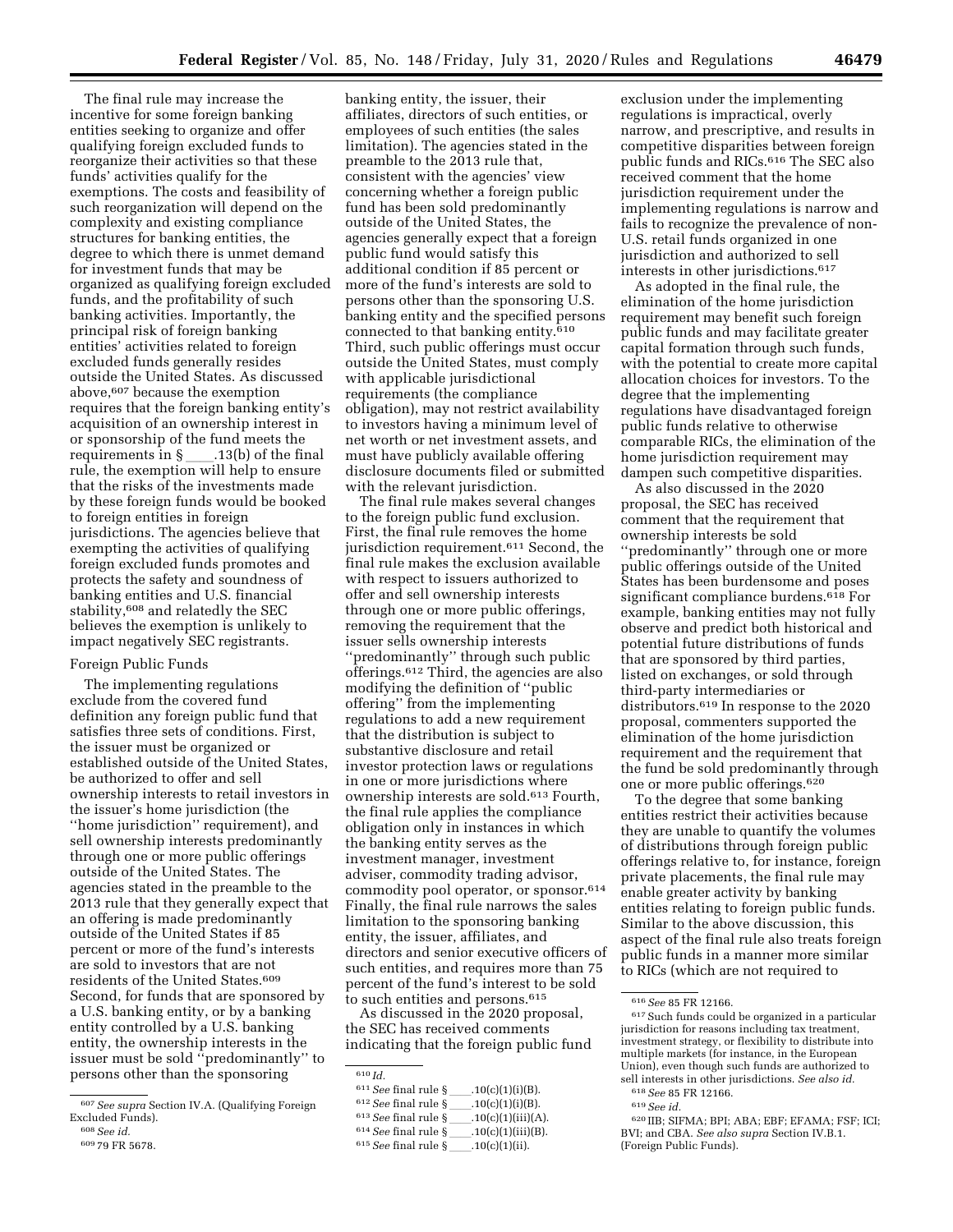The final rule may increase the incentive for some foreign banking entities seeking to organize and offer qualifying foreign excluded funds to reorganize their activities so that these funds' activities qualify for the exemptions. The costs and feasibility of such reorganization will depend on the complexity and existing compliance structures for banking entities, the degree to which there is unmet demand for investment funds that may be organized as qualifying foreign excluded funds, and the profitability of such banking activities. Importantly, the principal risk of foreign banking entities' activities related to foreign excluded funds generally resides outside the United States. As discussed above,[607] because the exemption requires that the foreign banking entity's acquisition of an ownership interest in or sponsorship of the fund meets the requirements in § ____.13(b) of the final rule, the exemption will help to ensure that the risks of the investments made by these foreign funds would be booked to foreign entities in foreign jurisdictions. The agencies believe that exempting the activities of qualifying foreign excluded funds promotes and protects the safety and soundness of banking entities and U.S. financial stability,[608] and relatedly the SEC believes the exemption is unlikely to impact negatively SEC registrants.

Foreign Public Funds

The implementing regulations exclude from the covered fund definition any foreign public fund that satisfies three sets of conditions. First, the issuer must be organized or established outside of the United States, be authorized to offer and sell ownership interests to retail investors in the issuer's home jurisdiction (the ''home jurisdiction'' requirement), and sell ownership interests predominantly through one or more public offerings outside of the United States. The agencies stated in the preamble to the 2013 rule that they generally expect that an offering is made predominantly outside of the United States if 85 percent or more of the fund's interests are sold to investors that are not residents of the United States.[609] Second, for funds that are sponsored by a U.S. banking entity, or by a banking entity controlled by a U.S. banking entity, the ownership interests in the issuer must be sold ''predominantly'' to persons other than the sponsoring banking entity, the issuer, their affiliates, directors of such entities, or employees of such entities (the sales limitation). The agencies stated in the preamble to the 2013 rule that, consistent with the agencies' view concerning whether a foreign public fund has been sold predominantly outside of the United States, the agencies generally expect that a foreign public fund would satisfy this additional condition if 85 percent or more of the fund's interests are sold to persons other than the sponsoring U.S. banking entity and the specified persons connected to that banking entity.[610] Third, such public offerings must occur outside the United States, must comply with applicable jurisdictional requirements (the compliance obligation), may not restrict availability to investors having a minimum level of net worth or net investment assets, and must have publicly available offering disclosure documents filed or submitted with the relevant jurisdiction.

The final rule makes several changes to the foreign public fund exclusion. First, the final rule removes the home jurisdiction requirement.[611] Second, the final rule makes the exclusion available with respect to issuers authorized to offer and sell ownership interests through one or more public offerings, removing the requirement that the issuer sells ownership interests ''predominantly'' through such public offerings.[612] Third, the agencies are also modifying the definition of ''public offering'' from the implementing regulations to add a new requirement that the distribution is subject to substantive disclosure and retail investor protection laws or regulations in one or more jurisdictions where ownership interests are sold.[613] Fourth, the final rule applies the compliance obligation only in instances in which the banking entity serves as the investment manager, investment adviser, commodity trading advisor, commodity pool operator, or sponsor.[614] Finally, the final rule narrows the sales limitation to the sponsoring banking entity, the issuer, affiliates, and directors and senior executive officers of such entities, and requires more than 75 percent of the fund's interest to be sold to such entities and persons.[615]

As discussed in the 2020 proposal, the SEC has received comments indicating that the foreign public fund exclusion under the implementing regulations is impractical, overly narrow, and prescriptive, and results in competitive disparities between foreign public funds and RICs.[616] The SEC also received comment that the home jurisdiction requirement under the implementing regulations is narrow and fails to recognize the prevalence of non-U.S. retail funds organized in one jurisdiction and authorized to sell interests in other jurisdictions.[617]

As adopted in the final rule, the elimination of the home jurisdiction requirement may benefit such foreign public funds and may facilitate greater capital formation through such funds, with the potential to create more capital allocation choices for investors. To the degree that the implementing regulations have disadvantaged foreign public funds relative to otherwise comparable RICs, the elimination of the home jurisdiction requirement may dampen such competitive disparities.

As also discussed in the 2020 proposal, the SEC has received comment that the requirement that ownership interests be sold ''predominantly'' through one or more public offerings outside of the United States has been burdensome and poses significant compliance burdens.[618] For example, banking entities may not fully observe and predict both historical and potential future distributions of funds that are sponsored by third parties, listed on exchanges, or sold through third-party intermediaries or distributors.[619] In response to the 2020 proposal, commenters supported the elimination of the home jurisdiction requirement and the requirement that the fund be sold predominantly through one or more public offerings.[620]

To the degree that some banking entities restrict their activities because they are unable to quantify the volumes of distributions through foreign public offerings relative to, for instance, foreign private placements, the final rule may enable greater activity by banking entities relating to foreign public funds. Similar to the above discussion, this aspect of the final rule also treats foreign public funds in a manner more similar to RICs (which are not required to

---

[607] *See supra* Section IV.A. (Qualifying Foreign Excluded Funds).

[608] *See id.*

[609] 79 FR 5678.

[610] *Id.*

[611] *See* final rule § ____.10(c)(1)(i)(B).

[612] *See* final rule § ____.10(c)(1)(i)(B).

[613] *See* final rule § ____.10(c)(1)(iii)(A).

[614] *See* final rule § ____.10(c)(1)(iii)(B).

[615] *See* final rule § ____.10(c)(1)(ii).

[616] *See* 85 FR 12166.

[617] Such funds could be organized in a particular jurisdiction for reasons including tax treatment, investment strategy, or flexibility to distribute into multiple markets (for instance, in the European Union), even though such funds are authorized to sell interests in other jurisdictions. *See also id.*

[618] *See* 85 FR 12166.

[619] *See id.*

[620] IIB; SIFMA; BPI; ABA; EBF; EFAMA; FSF; ICI; BVI; and CBA. *See also supra* Section IV.B.1. (Foreign Public Funds).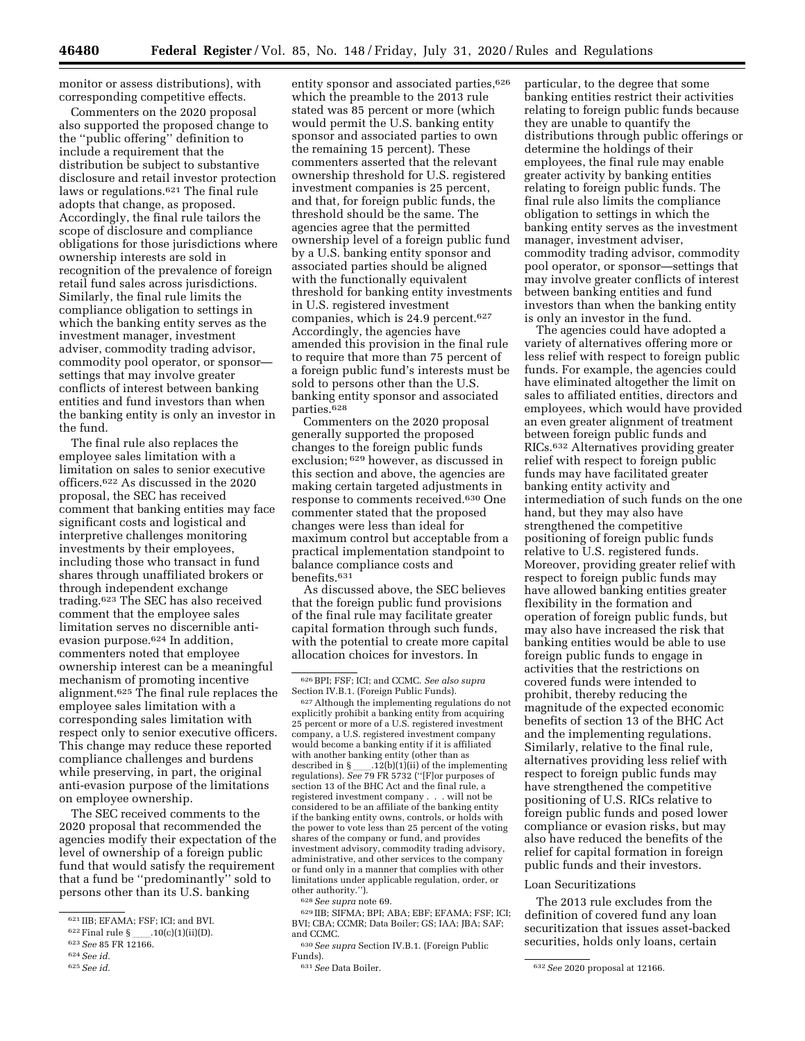monitor or assess distributions), with corresponding competitive effects.

Commenters on the 2020 proposal also supported the proposed change to the ''public offering'' definition to include a requirement that the distribution be subject to substantive disclosure and retail investor protection laws or regulations.[621] The final rule adopts that change, as proposed. Accordingly, the final rule tailors the scope of disclosure and compliance obligations for those jurisdictions where ownership interests are sold in recognition of the prevalence of foreign retail fund sales across jurisdictions. Similarly, the final rule limits the compliance obligation to settings in which the banking entity serves as the investment manager, investment adviser, commodity trading advisor, commodity pool operator, or sponsor—settings that may involve greater conflicts of interest between banking entities and fund investors than when the banking entity is only an investor in the fund.

The final rule also replaces the employee sales limitation with a limitation on sales to senior executive officers.[622] As discussed in the 2020 proposal, the SEC has received comment that banking entities may face significant costs and logistical and interpretive challenges monitoring investments by their employees, including those who transact in fund shares through unaffiliated brokers or through independent exchange trading.[623] The SEC has also received comment that the employee sales limitation serves no discernible anti-evasion purpose.[624] In addition, commenters noted that employee ownership interest can be a meaningful mechanism of promoting incentive alignment.[625] The final rule replaces the employee sales limitation with a corresponding sales limitation with respect only to senior executive officers. This change may reduce these reported compliance challenges and burdens while preserving, in part, the original anti-evasion purpose of the limitations on employee ownership.

The SEC received comments to the 2020 proposal that recommended the agencies modify their expectation of the level of ownership of a foreign public fund that would satisfy the requirement that a fund be ''predominantly'' sold to persons other than its U.S. banking entity sponsor and associated parties,[626] which the preamble to the 2013 rule stated was 85 percent or more (which would permit the U.S. banking entity sponsor and associated parties to own the remaining 15 percent). These commenters asserted that the relevant ownership threshold for U.S. registered investment companies is 25 percent, and that, for foreign public funds, the threshold should be the same. The agencies agree that the permitted ownership level of a foreign public fund by a U.S. banking entity sponsor and associated parties should be aligned with the functionally equivalent threshold for banking entity investments in U.S. registered investment companies, which is 24.9 percent.[627] Accordingly, the agencies have amended this provision in the final rule to require that more than 75 percent of a foreign public fund's interests must be sold to persons other than the U.S. banking entity sponsor and associated parties.[628]

Commenters on the 2020 proposal generally supported the proposed changes to the foreign public funds exclusion;[629] however, as discussed in this section and above, the agencies are making certain targeted adjustments in response to comments received.[630] One commenter stated that the proposed changes were less than ideal for maximum control but acceptable from a practical implementation standpoint to balance compliance costs and benefits.[631]

As discussed above, the SEC believes that the foreign public fund provisions of the final rule may facilitate greater capital formation through such funds, with the potential to create more capital allocation choices for investors. In particular, to the degree that some banking entities restrict their activities relating to foreign public funds because they are unable to quantify the distributions through public offerings or determine the holdings of their employees, the final rule may enable greater activity by banking entities relating to foreign public funds. The final rule also limits the compliance obligation to settings in which the banking entity serves as the investment manager, investment adviser, commodity trading advisor, commodity pool operator, or sponsor—settings that may involve greater conflicts of interest between banking entities and fund investors than when the banking entity is only an investor in the fund.

The agencies could have adopted a variety of alternatives offering more or less relief with respect to foreign public funds. For example, the agencies could have eliminated altogether the limit on sales to affiliated entities, directors and employees, which would have provided an even greater alignment of treatment between foreign public funds and RICs.[632] Alternatives providing greater relief with respect to foreign public funds may have facilitated greater banking entity activity and intermediation of such funds on the one hand, but they may also have strengthened the competitive positioning of foreign public funds relative to U.S. registered funds. Moreover, providing greater relief with respect to foreign public funds may have allowed banking entities greater flexibility in the formation and operation of foreign public funds, but may also have increased the risk that banking entities would be able to use foreign public funds to engage in activities that the restrictions on covered funds were intended to prohibit, thereby reducing the magnitude of the expected economic benefits of section 13 of the BHC Act and the implementing regulations. Similarly, relative to the final rule, alternatives providing less relief with respect to foreign public funds may have strengthened the competitive positioning of U.S. RICs relative to foreign public funds and posed lower compliance or evasion risks, but may also have reduced the benefits of the relief for capital formation in foreign public funds and their investors.

Loan Securitizations

The 2013 rule excludes from the definition of covered fund any loan securitization that issues asset-backed securities, holds only loans, certain

---

[621] IIB; EFAMA; FSF; ICI; and BVI.

[622] Final rule § ____.10(c)(1)(ii)(D).

[623] *See* 85 FR 12166.

[624] *See id.*

[625] *See id.*

[626] BPI; FSF; ICI; and CCMC. *See also supra* Section IV.B.1. (Foreign Public Funds).

[627] Although the implementing regulations do not explicitly prohibit a banking entity from acquiring 25 percent or more of a U.S. registered investment company, a U.S. registered investment company would become a banking entity if it is affiliated with another banking entity (other than as described in § ____.12(b)(1)(ii) of the implementing regulations). *See* 79 FR 5732 (''[F]or purposes of section 13 of the BHC Act and the final rule, a registered investment company . . . will not be considered to be an affiliate of the banking entity if the banking entity owns, controls, or holds with the power to vote less than 25 percent of the voting shares of the company or fund, and provides investment advisory, commodity trading advisory, administrative, and other services to the company or fund only in a manner that complies with other limitations under applicable regulation, order, or other authority.'').

[628] *See supra* note 69.

[629] IIB; SIFMA; BPI; ABA; EBF; EFAMA; FSF; ICI; BVI; CBA; CCMR; Data Boiler; GS; IAA; JBA; SAF; and CCMC.

[630] *See supra* Section IV.B.1. (Foreign Public Funds).

[631] *See* Data Boiler.

[632] *See* 2020 proposal at 12166.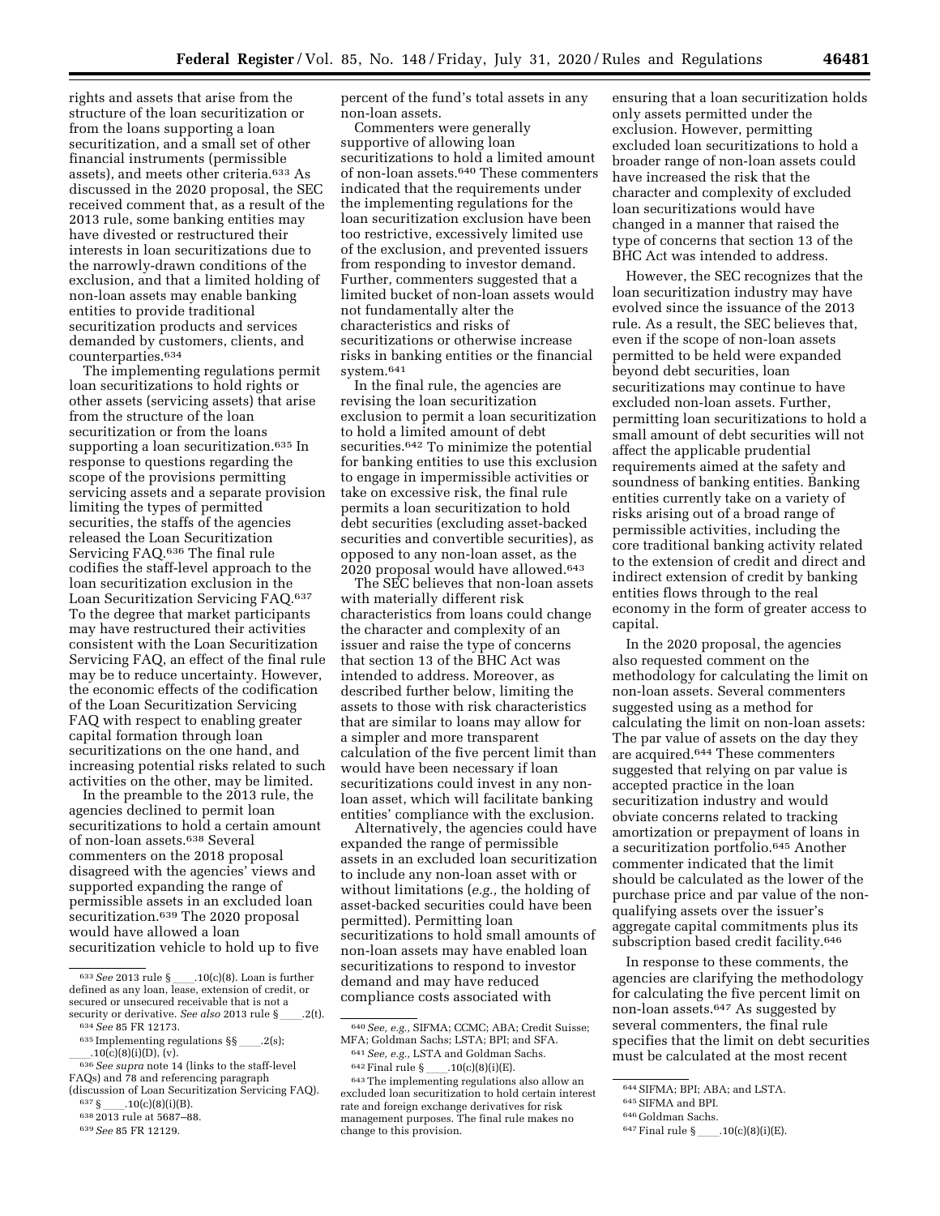rights and assets that arise from the structure of the loan securitization or from the loans supporting a loan securitization, and a small set of other financial instruments (permissible assets), and meets other criteria.[633] As discussed in the 2020 proposal, the SEC received comment that, as a result of the 2013 rule, some banking entities may have divested or restructured their interests in loan securitizations due to the narrowly-drawn conditions of the exclusion, and that a limited holding of non-loan assets may enable banking entities to provide traditional securitization products and services demanded by customers, clients, and counterparties.[634]

The implementing regulations permit loan securitizations to hold rights or other assets (servicing assets) that arise from the structure of the loan securitization or from the loans supporting a loan securitization.[635] In response to questions regarding the scope of the provisions permitting servicing assets and a separate provision limiting the types of permitted securities, the staffs of the agencies released the Loan Securitization Servicing FAQ.[636] The final rule codifies the staff-level approach to the loan securitization exclusion in the Loan Securitization Servicing FAQ.[637] To the degree that market participants may have restructured their activities consistent with the Loan Securitization Servicing FAQ, an effect of the final rule may be to reduce uncertainty. However, the economic effects of the codification of the Loan Securitization Servicing FAQ with respect to enabling greater capital formation through loan securitizations on the one hand, and increasing potential risks related to such activities on the other, may be limited.

In the preamble to the 2013 rule, the agencies declined to permit loan securitizations to hold a certain amount of non-loan assets.[638] Several commenters on the 2018 proposal disagreed with the agencies' views and supported expanding the range of permissible assets in an excluded loan securitization.[639] The 2020 proposal would have allowed a loan securitization vehicle to hold up to five percent of the fund's total assets in any non-loan assets.

Commenters were generally supportive of allowing loan securitizations to hold a limited amount of non-loan assets.[640] These commenters indicated that the requirements under the implementing regulations for the loan securitization exclusion have been too restrictive, excessively limited use of the exclusion, and prevented issuers from responding to investor demand. Further, commenters suggested that a limited bucket of non-loan assets would not fundamentally alter the characteristics and risks of securitizations or otherwise increase risks in banking entities or the financial system.[641]

In the final rule, the agencies are revising the loan securitization exclusion to permit a loan securitization to hold a limited amount of debt securities.[642] To minimize the potential for banking entities to use this exclusion to engage in impermissible activities or take on excessive risk, the final rule permits a loan securitization to hold debt securities (excluding asset-backed securities and convertible securities), as opposed to any non-loan asset, as the 2020 proposal would have allowed.[643]

The SEC believes that non-loan assets with materially different risk characteristics from loans could change the character and complexity of an issuer and raise the type of concerns that section 13 of the BHC Act was intended to address. Moreover, as described further below, limiting the assets to those with risk characteristics that are similar to loans may allow for a simpler and more transparent calculation of the five percent limit than would have been necessary if loan securitizations could invest in any non-loan asset, which will facilitate banking entities' compliance with the exclusion.

Alternatively, the agencies could have expanded the range of permissible assets in an excluded loan securitization to include any non-loan asset with or without limitations (*e.g.,* the holding of asset-backed securities could have been permitted). Permitting loan securitizations to hold small amounts of non-loan assets may have enabled loan securitizations to respond to investor demand and may have reduced compliance costs associated with ensuring that a loan securitization holds only assets permitted under the exclusion. However, permitting excluded loan securitizations to hold a broader range of non-loan assets could have increased the risk that the character and complexity of excluded loan securitizations would have changed in a manner that raised the type of concerns that section 13 of the BHC Act was intended to address.

However, the SEC recognizes that the loan securitization industry may have evolved since the issuance of the 2013 rule. As a result, the SEC believes that, even if the scope of non-loan assets permitted to be held were expanded beyond debt securities, loan securitizations may continue to have excluded non-loan assets. Further, permitting loan securitizations to hold a small amount of debt securities will not affect the applicable prudential requirements aimed at the safety and soundness of banking entities. Banking entities currently take on a variety of risks arising out of a broad range of permissible activities, including the core traditional banking activity related to the extension of credit and direct and indirect extension of credit by banking entities flows through to the real economy in the form of greater access to capital.

In the 2020 proposal, the agencies also requested comment on the methodology for calculating the limit on non-loan assets. Several commenters suggested using as a method for calculating the limit on non-loan assets: The par value of assets on the day they are acquired.[644] These commenters suggested that relying on par value is accepted practice in the loan securitization industry and would obviate concerns related to tracking amortization or prepayment of loans in a securitization portfolio.[645] Another commenter indicated that the limit should be calculated as the lower of the purchase price and par value of the non-qualifying assets over the issuer's aggregate capital commitments plus its subscription based credit facility.[646]

In response to these comments, the agencies are clarifying the methodology for calculating the five percent limit on non-loan assets.[647] As suggested by several commenters, the final rule specifies that the limit on debt securities must be calculated at the most recent

---

[633] *See* 2013 rule § ___.10(c)(8). Loan is further defined as any loan, lease, extension of credit, or secured or unsecured receivable that is not a security or derivative. *See also* 2013 rule § ___.2(t).

[634] *See* 85 FR 12173.

[635] Implementing regulations §§ ___.2(s); ___.10(c)(8)(i)(D), (v).

[636] *See supra* note 14 (links to the staff-level FAQs) and 78 and referencing paragraph (discussion of Loan Securitization Servicing FAQ).

[637] § ___.10(c)(8)(i)(B).

[638] 2013 rule at 5687–88.

[639] *See* 85 FR 12129.

[640] *See, e.g.,* SIFMA; CCMC; ABA; Credit Suisse; MFA; Goldman Sachs; LSTA; BPI; and SFA.

[641] *See, e.g.,* LSTA and Goldman Sachs.

[642] Final rule § ___.10(c)(8)(i)(E).

[643] The implementing regulations also allow an excluded loan securitization to hold certain interest rate and foreign exchange derivatives for risk management purposes. The final rule makes no change to this provision.

[644] SIFMA; BPI; ABA; and LSTA.

[645] SIFMA and BPI.

[646] Goldman Sachs.

[647] Final rule § ___.10(c)(8)(i)(E).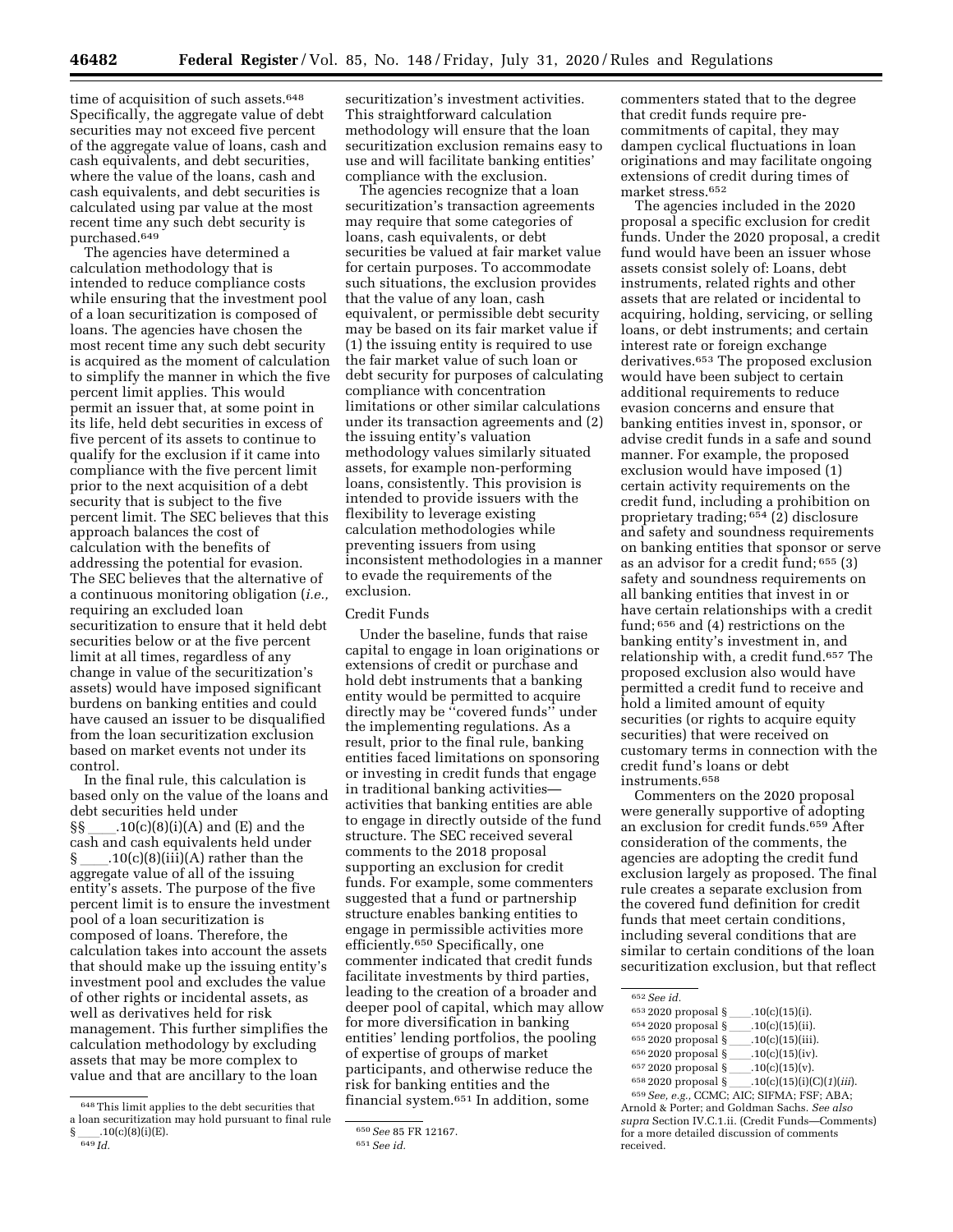time of acquisition of such assets.[648] Specifically, the aggregate value of debt securities may not exceed five percent of the aggregate value of loans, cash and cash equivalents, and debt securities, where the value of the loans, cash and cash equivalents, and debt securities is calculated using par value at the most recent time any such debt security is purchased.[649]

The agencies have determined a calculation methodology that is intended to reduce compliance costs while ensuring that the investment pool of a loan securitization is composed of loans. The agencies have chosen the most recent time any such debt security is acquired as the moment of calculation to simplify the manner in which the five percent limit applies. This would permit an issuer that, at some point in its life, held debt securities in excess of five percent of its assets to continue to qualify for the exclusion if it came into compliance with the five percent limit prior to the next acquisition of a debt security that is subject to the five percent limit. The SEC believes that this approach balances the cost of calculation with the benefits of addressing the potential for evasion. The SEC believes that the alternative of a continuous monitoring obligation (*i.e.,* requiring an excluded loan securitization to ensure that it held debt securities below or at the five percent limit at all times, regardless of any change in value of the securitization's assets) would have imposed significant burdens on banking entities and could have caused an issuer to be disqualified from the loan securitization exclusion based on market events not under its control.

In the final rule, this calculation is based only on the value of the loans and debt securities held under §§ ____.10(c)(8)(i)(A) and (E) and the cash and cash equivalents held under § ____.10(c)(8)(iii)(A) rather than the aggregate value of all of the issuing entity's assets. The purpose of the five percent limit is to ensure the investment pool of a loan securitization is composed of loans. Therefore, the calculation takes into account the assets that should make up the issuing entity's investment pool and excludes the value of other rights or incidental assets, as well as derivatives held for risk management. This further simplifies the calculation methodology by excluding assets that may be more complex to value and that are ancillary to the loan securitization's investment activities. This straightforward calculation methodology will ensure that the loan securitization exclusion remains easy to use and will facilitate banking entities' compliance with the exclusion.

The agencies recognize that a loan securitization's transaction agreements may require that some categories of loans, cash equivalents, or debt securities be valued at fair market value for certain purposes. To accommodate such situations, the exclusion provides that the value of any loan, cash equivalent, or permissible debt security may be based on its fair market value if (1) the issuing entity is required to use the fair market value of such loan or debt security for purposes of calculating compliance with concentration limitations or other similar calculations under its transaction agreements and (2) the issuing entity's valuation methodology values similarly situated assets, for example non-performing loans, consistently. This provision is intended to provide issuers with the flexibility to leverage existing calculation methodologies while preventing issuers from using inconsistent methodologies in a manner to evade the requirements of the exclusion.

### Credit Funds

Under the baseline, funds that raise capital to engage in loan originations or extensions of credit or purchase and hold debt instruments that a banking entity would be permitted to acquire directly may be "covered funds" under the implementing regulations. As a result, prior to the final rule, banking entities faced limitations on sponsoring or investing in credit funds that engage in traditional banking activities—activities that banking entities are able to engage in directly outside of the fund structure. The SEC received several comments to the 2018 proposal supporting an exclusion for credit funds. For example, some commenters suggested that a fund or partnership structure enables banking entities to engage in permissible activities more efficiently.[650] Specifically, one commenter indicated that credit funds facilitate investments by third parties, leading to the creation of a broader and deeper pool of capital, which may allow for more diversification in banking entities' lending portfolios, the pooling of expertise of groups of market participants, and otherwise reduce the risk for banking entities and the financial system.[651] In addition, some commenters stated that to the degree that credit funds require pre-commitments of capital, they may dampen cyclical fluctuations in loan originations and may facilitate ongoing extensions of credit during times of market stress.[652]

The agencies included in the 2020 proposal a specific exclusion for credit funds. Under the 2020 proposal, a credit fund would have been an issuer whose assets consist solely of: Loans, debt instruments, related rights and other assets that are related or incidental to acquiring, holding, servicing, or selling loans, or debt instruments; and certain interest rate or foreign exchange derivatives.[653] The proposed exclusion would have been subject to certain additional requirements to reduce evasion concerns and ensure that banking entities invest in, sponsor, or advise credit funds in a safe and sound manner. For example, the proposed exclusion would have imposed (1) certain activity requirements on the credit fund, including a prohibition on proprietary trading;[654] (2) disclosure and safety and soundness requirements on banking entities that sponsor or serve as an advisor for a credit fund;[655] (3) safety and soundness requirements on all banking entities that invest in or have certain relationships with a credit fund;[656] and (4) restrictions on the banking entity's investment in, and relationship with, a credit fund.[657] The proposed exclusion also would have permitted a credit fund to receive and hold a limited amount of equity securities (or rights to acquire equity securities) that were received on customary terms in connection with the credit fund's loans or debt instruments.[658]

Commenters on the 2020 proposal were generally supportive of adopting an exclusion for credit funds.[659] After consideration of the comments, the agencies are adopting the credit fund exclusion largely as proposed. The final rule creates a separate exclusion from the covered fund definition for credit funds that meet certain conditions, including several conditions that are similar to certain conditions of the loan securitization exclusion, but that reflect

---

[648] This limit applies to the debt securities that a loan securitization may hold pursuant to final rule § ____.10(c)(8)(i)(E).

[649] *Id.*

[650] *See* 85 FR 12167.

[651] *See id.*

[652] *See id.*

[653] 2020 proposal § ____.10(c)(15)(i).

[654] 2020 proposal § ____.10(c)(15)(ii).

[655] 2020 proposal § ____.10(c)(15)(iii).

[656] 2020 proposal § ____.10(c)(15)(iv).

[657] 2020 proposal § ____.10(c)(15)(v).

[658] 2020 proposal § ____.10(c)(15)(i)(C)(*1*)(*iii*).

[659] *See, e.g.,* CCMC; AIC; SIFMA; FSF; ABA; Arnold & Porter; and Goldman Sachs. *See also supra* Section IV.C.1.ii. (Credit Funds—Comments) for a more detailed discussion of comments received.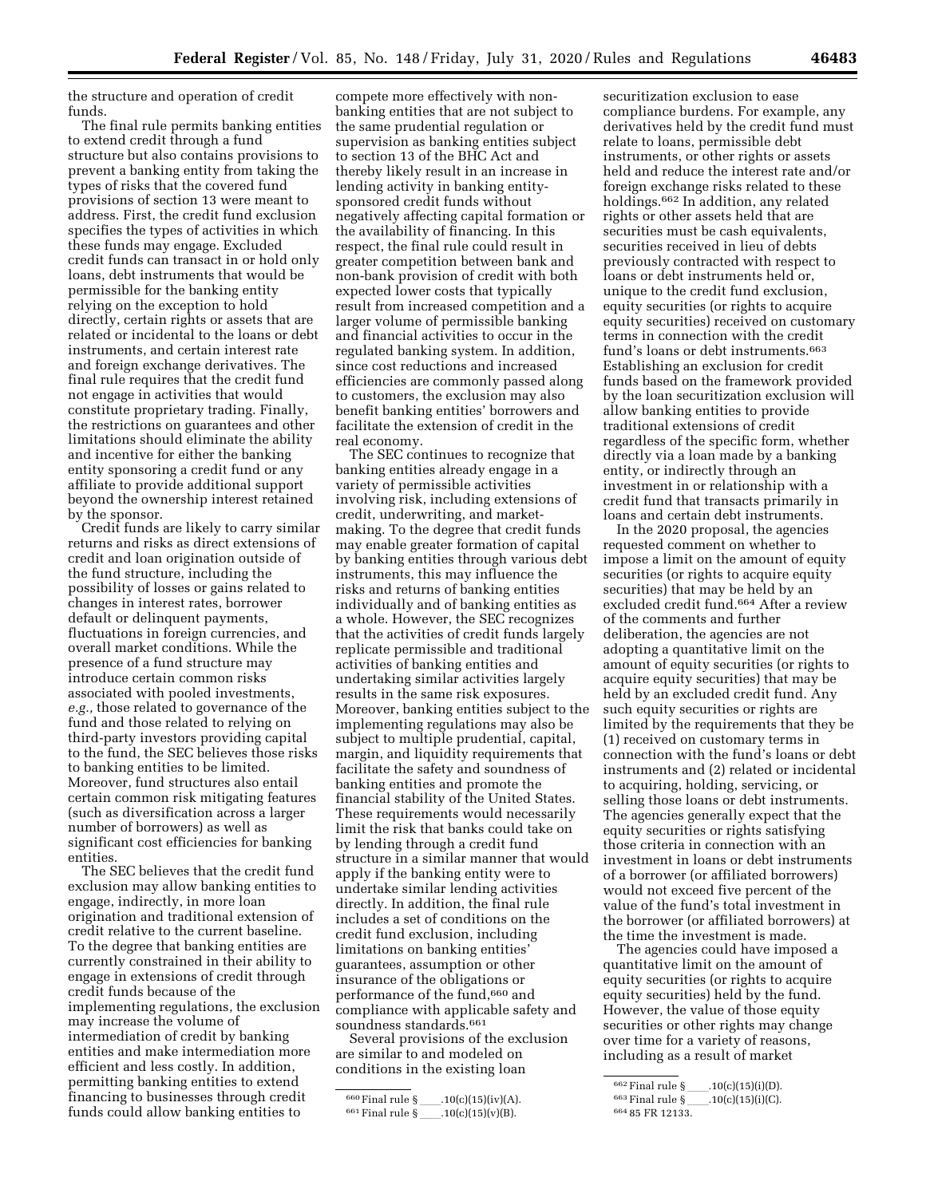the structure and operation of credit funds.

The final rule permits banking entities to extend credit through a fund structure but also contains provisions to prevent a banking entity from taking the types of risks that the covered fund provisions of section 13 were meant to address. First, the credit fund exclusion specifies the types of activities in which these funds may engage. Excluded credit funds can transact in or hold only loans, debt instruments that would be permissible for the banking entity relying on the exception to hold directly, certain rights or assets that are related or incidental to the loans or debt instruments, and certain interest rate and foreign exchange derivatives. The final rule requires that the credit fund not engage in activities that would constitute proprietary trading. Finally, the restrictions on guarantees and other limitations should eliminate the ability and incentive for either the banking entity sponsoring a credit fund or any affiliate to provide additional support beyond the ownership interest retained by the sponsor.

Credit funds are likely to carry similar returns and risks as direct extensions of credit and loan origination outside of the fund structure, including the possibility of losses or gains related to changes in interest rates, borrower default or delinquent payments, fluctuations in foreign currencies, and overall market conditions. While the presence of a fund structure may introduce certain common risks associated with pooled investments, *e.g.,* those related to governance of the fund and those related to relying on third-party investors providing capital to the fund, the SEC believes those risks to banking entities to be limited. Moreover, fund structures also entail certain common risk mitigating features (such as diversification across a larger number of borrowers) as well as significant cost efficiencies for banking entities.

The SEC believes that the credit fund exclusion may allow banking entities to engage, indirectly, in more loan origination and traditional extension of credit relative to the current baseline. To the degree that banking entities are currently constrained in their ability to engage in extensions of credit through credit funds because of the implementing regulations, the exclusion may increase the volume of intermediation of credit by banking entities and make intermediation more efficient and less costly. In addition, permitting banking entities to extend financing to businesses through credit funds could allow banking entities to compete more effectively with non-banking entities that are not subject to the same prudential regulation or supervision as banking entities subject to section 13 of the BHC Act and thereby likely result in an increase in lending activity in banking entity-sponsored credit funds without negatively affecting capital formation or the availability of financing. In this respect, the final rule could result in greater competition between bank and non-bank provision of credit with both expected lower costs that typically result from increased competition and a larger volume of permissible banking and financial activities to occur in the regulated banking system. In addition, since cost reductions and increased efficiencies are commonly passed along to customers, the exclusion may also benefit banking entities' borrowers and facilitate the extension of credit in the real economy.

The SEC continues to recognize that banking entities already engage in a variety of permissible activities involving risk, including extensions of credit, underwriting, and market-making. To the degree that credit funds may enable greater formation of capital by banking entities through various debt instruments, this may influence the risks and returns of banking entities individually and of banking entities as a whole. However, the SEC recognizes that the activities of credit funds largely replicate permissible and traditional activities of banking entities and undertaking similar activities largely results in the same risk exposures. Moreover, banking entities subject to the implementing regulations may also be subject to multiple prudential, capital, margin, and liquidity requirements that facilitate the safety and soundness of banking entities and promote the financial stability of the United States. These requirements would necessarily limit the risk that banks could take on by lending through a credit fund structure in a similar manner that would apply if the banking entity were to undertake similar lending activities directly. In addition, the final rule includes a set of conditions on the credit fund exclusion, including limitations on banking entities' guarantees, assumption or other insurance of the obligations or performance of the fund,[660] and compliance with applicable safety and soundness standards.[661]

Several provisions of the exclusion are similar to and modeled on conditions in the existing loan securitization exclusion to ease compliance burdens. For example, any derivatives held by the credit fund must relate to loans, permissible debt instruments, or other rights or assets held and reduce the interest rate and/or foreign exchange risks related to these holdings.[662] In addition, any related rights or other assets held that are securities must be cash equivalents, securities received in lieu of debts previously contracted with respect to loans or debt instruments held or, unique to the credit fund exclusion, equity securities (or rights to acquire equity securities) received on customary terms in connection with the credit fund's loans or debt instruments.[663] Establishing an exclusion for credit funds based on the framework provided by the loan securitization exclusion will allow banking entities to provide traditional extensions of credit regardless of the specific form, whether directly via a loan made by a banking entity, or indirectly through an investment in or relationship with a credit fund that transacts primarily in loans and certain debt instruments.

In the 2020 proposal, the agencies requested comment on whether to impose a limit on the amount of equity securities (or rights to acquire equity securities) that may be held by an excluded credit fund.[664] After a review of the comments and further deliberation, the agencies are not adopting a quantitative limit on the amount of equity securities (or rights to acquire equity securities) that may be held by an excluded credit fund. Any such equity securities or rights are limited by the requirements that they be (1) received on customary terms in connection with the fund's loans or debt instruments and (2) related or incidental to acquiring, holding, servicing, or selling those loans or debt instruments. The agencies generally expect that the equity securities or rights satisfying those criteria in connection with an investment in loans or debt instruments of a borrower (or affiliated borrowers) would not exceed five percent of the value of the fund's total investment in the borrower (or affiliated borrowers) at the time the investment is made.

The agencies could have imposed a quantitative limit on the amount of equity securities (or rights to acquire equity securities) held by the fund. However, the value of those equity securities or other rights may change over time for a variety of reasons, including as a result of market

[660] Final rule § ___.10(c)(15)(iv)(A).

[661] Final rule § ___.10(c)(15)(v)(B).

[662] Final rule § ___.10(c)(15)(i)(D).

[663] Final rule § ___.10(c)(15)(i)(C).

[664] 85 FR 12133.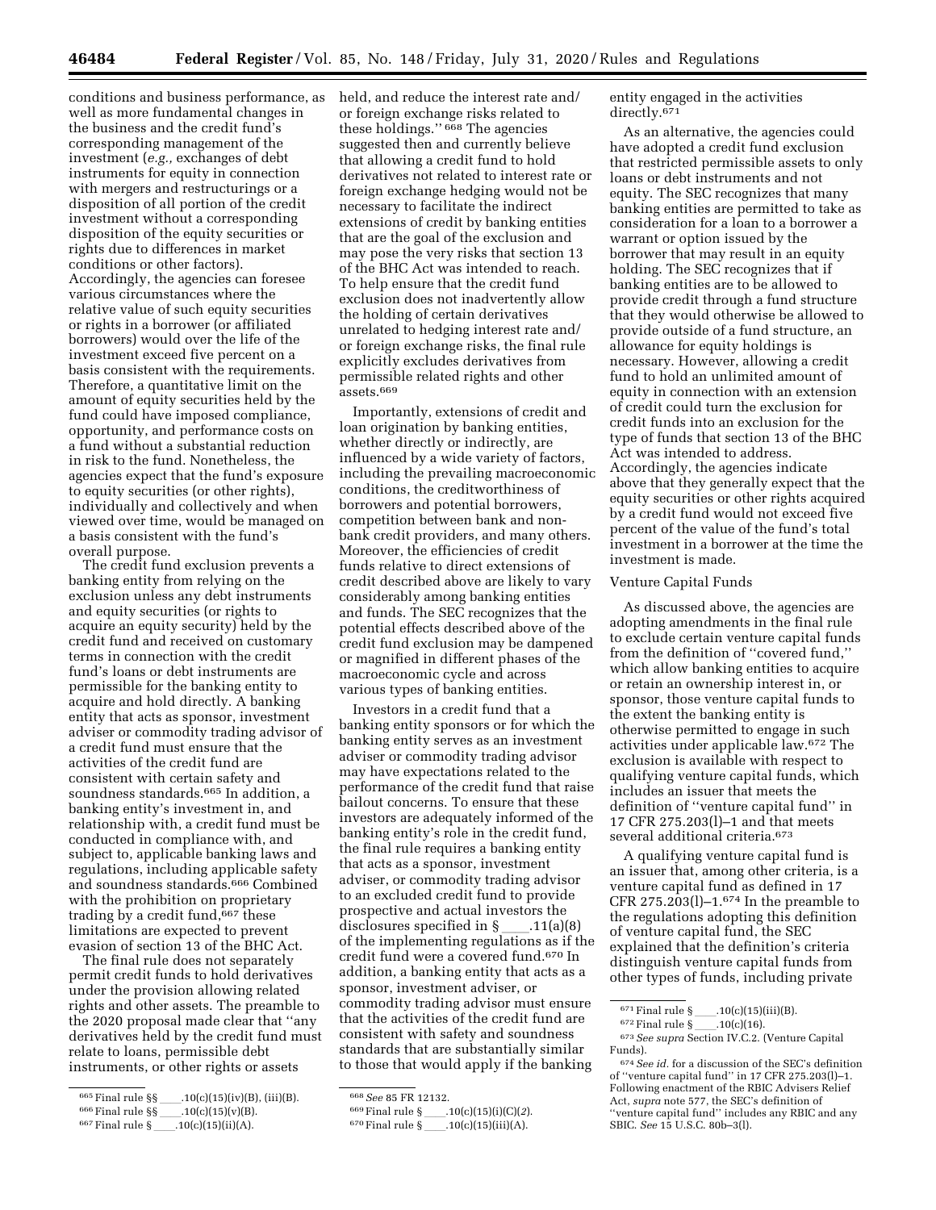conditions and business performance, as well as more fundamental changes in the business and the credit fund's corresponding management of the investment (*e.g.,* exchanges of debt instruments for equity in connection with mergers and restructurings or a disposition of all portion of the credit investment without a corresponding disposition of the equity securities or rights due to differences in market conditions or other factors). Accordingly, the agencies can foresee various circumstances where the relative value of such equity securities or rights in a borrower (or affiliated borrowers) would over the life of the investment exceed five percent on a basis consistent with the requirements. Therefore, a quantitative limit on the amount of equity securities held by the fund could have imposed compliance, opportunity, and performance costs on a fund without a substantial reduction in risk to the fund. Nonetheless, the agencies expect that the fund's exposure to equity securities (or other rights), individually and collectively and when viewed over time, would be managed on a basis consistent with the fund's overall purpose.

The credit fund exclusion prevents a banking entity from relying on the exclusion unless any debt instruments and equity securities (or rights to acquire an equity security) held by the credit fund and received on customary terms in connection with the credit fund's loans or debt instruments are permissible for the banking entity to acquire and hold directly. A banking entity that acts as sponsor, investment adviser or commodity trading advisor of a credit fund must ensure that the activities of the credit fund are consistent with certain safety and soundness standards.[665] In addition, a banking entity's investment in, and relationship with, a credit fund must be conducted in compliance with, and subject to, applicable banking laws and regulations, including applicable safety and soundness standards.[666] Combined with the prohibition on proprietary trading by a credit fund,[667] these limitations are expected to prevent evasion of section 13 of the BHC Act.

The final rule does not separately permit credit funds to hold derivatives under the provision allowing related rights and other assets. The preamble to the 2020 proposal made clear that "any derivatives held by the credit fund must relate to loans, permissible debt instruments, or other rights or assets held, and reduce the interest rate and/or foreign exchange risks related to these holdings." [668] The agencies suggested then and currently believe that allowing a credit fund to hold derivatives not related to interest rate or foreign exchange hedging would not be necessary to facilitate the indirect extensions of credit by banking entities that are the goal of the exclusion and may pose the very risks that section 13 of the BHC Act was intended to reach. To help ensure that the credit fund exclusion does not inadvertently allow the holding of certain derivatives unrelated to hedging interest rate and/or foreign exchange risks, the final rule explicitly excludes derivatives from permissible related rights and other assets.[669]

Importantly, extensions of credit and loan origination by banking entities, whether directly or indirectly, are influenced by a wide variety of factors, including the prevailing macroeconomic conditions, the creditworthiness of borrowers and potential borrowers, competition between bank and non-bank credit providers, and many others. Moreover, the efficiencies of credit funds relative to direct extensions of credit described above are likely to vary considerably among banking entities and funds. The SEC recognizes that the potential effects described above of the credit fund exclusion may be dampened or magnified in different phases of the macroeconomic cycle and across various types of banking entities.

Investors in a credit fund that a banking entity sponsors or for which the banking entity serves as an investment adviser or commodity trading advisor may have expectations related to the performance of the credit fund that raise bailout concerns. To ensure that these investors are adequately informed of the banking entity's role in the credit fund, the final rule requires a banking entity that acts as a sponsor, investment adviser, or commodity trading advisor to an excluded credit fund to provide prospective and actual investors the disclosures specified in § ____.11(a)(8) of the implementing regulations as if the credit fund were a covered fund.[670] In addition, a banking entity that acts as a sponsor, investment adviser, or commodity trading advisor must ensure that the activities of the credit fund are consistent with safety and soundness standards that are substantially similar to those that would apply if the banking entity engaged in the activities directly.[671]

As an alternative, the agencies could have adopted a credit fund exclusion that restricted permissible assets to only loans or debt instruments and not equity. The SEC recognizes that many banking entities are permitted to take as consideration for a loan to a borrower a warrant or option issued by the borrower that may result in an equity holding. The SEC recognizes that if banking entities are to be allowed to provide credit through a fund structure that they would otherwise be allowed to provide outside of a fund structure, an allowance for equity holdings is necessary. However, allowing a credit fund to hold an unlimited amount of equity in connection with an extension of credit could turn the exclusion for credit funds into an exclusion for the type of funds that section 13 of the BHC Act was intended to address. Accordingly, the agencies indicate above that they generally expect that the equity securities or other rights acquired by a credit fund would not exceed five percent of the value of the fund's total investment in a borrower at the time the investment is made.

Venture Capital Funds

As discussed above, the agencies are adopting amendments in the final rule to exclude certain venture capital funds from the definition of "covered fund," which allow banking entities to acquire or retain an ownership interest in, or sponsor, those venture capital funds to the extent the banking entity is otherwise permitted to engage in such activities under applicable law.[672] The exclusion is available with respect to qualifying venture capital funds, which includes an issuer that meets the definition of "venture capital fund" in 17 CFR 275.203(l)–1 and that meets several additional criteria.[673]

A qualifying venture capital fund is an issuer that, among other criteria, is a venture capital fund as defined in 17 CFR 275.203(l)–1.[674] In the preamble to the regulations adopting this definition of venture capital fund, the SEC explained that the definition's criteria distinguish venture capital funds from other types of funds, including private

---

[665] Final rule §§ ____.10(c)(15)(iv)(B), (iii)(B).

[666] Final rule §§ ____.10(c)(15)(v)(B).

[667] Final rule § ____.10(c)(15)(ii)(A).

[668] *See* 85 FR 12132.

[669] Final rule § ____.10(c)(15)(i)(C)(*2*).

[670] Final rule § ____.10(c)(15)(iii)(A).

[671] Final rule § ____.10(c)(15)(iii)(B).

[672] Final rule § ____.10(c)(16).

[673] *See supra* Section IV.C.2. (Venture Capital Funds).

[674] *See id.* for a discussion of the SEC's definition of "venture capital fund" in 17 CFR 275.203(l)–1. Following enactment of the RBIC Advisers Relief Act, *supra* note 577, the SEC's definition of "venture capital fund" includes any RBIC and any SBIC. *See* 15 U.S.C. 80b–3(l).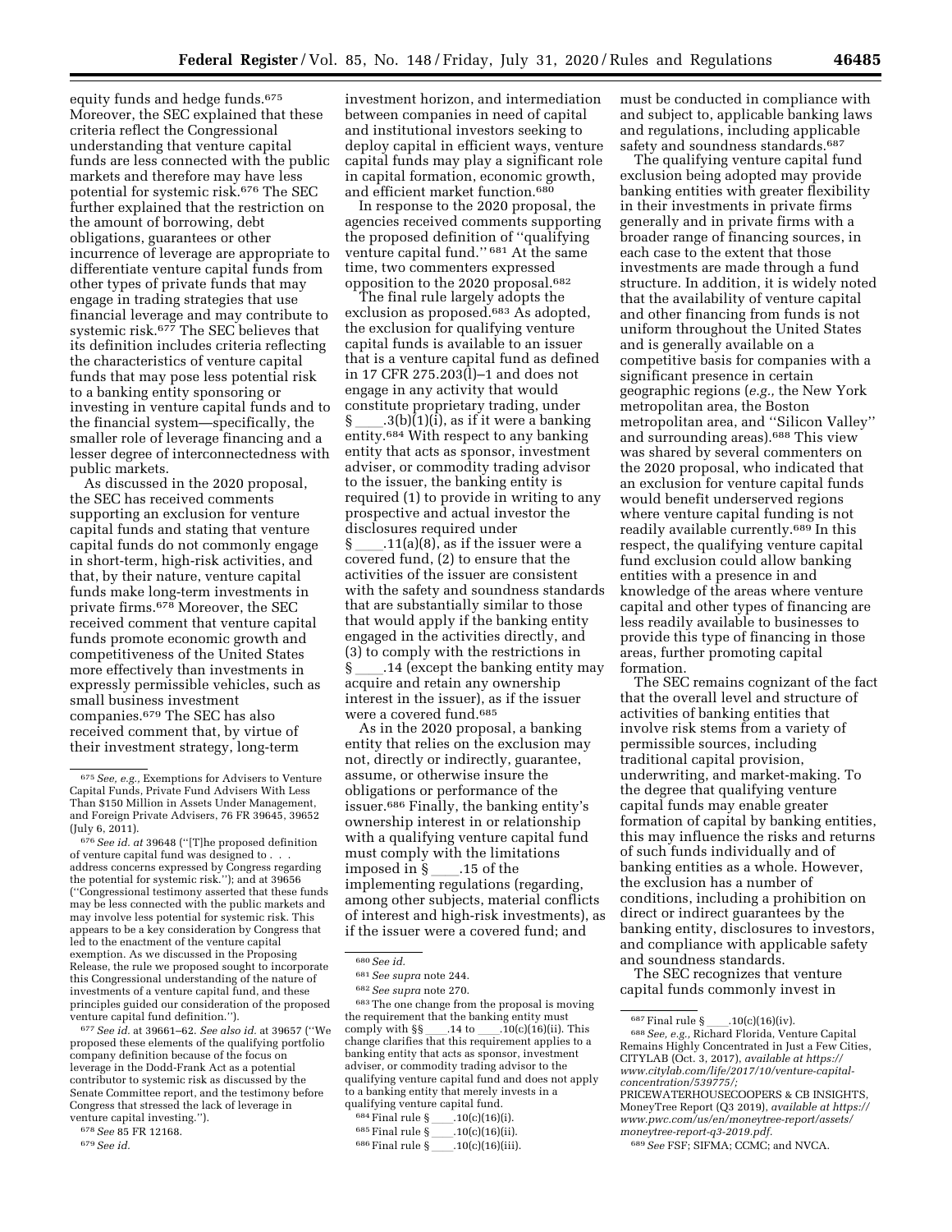equity funds and hedge funds.[675] Moreover, the SEC explained that these criteria reflect the Congressional understanding that venture capital funds are less connected with the public markets and therefore may have less potential for systemic risk.[676] The SEC further explained that the restriction on the amount of borrowing, debt obligations, guarantees or other incurrence of leverage are appropriate to differentiate venture capital funds from other types of private funds that may engage in trading strategies that use financial leverage and may contribute to systemic risk.[677] The SEC believes that its definition includes criteria reflecting the characteristics of venture capital funds that may pose less potential risk to a banking entity sponsoring or investing in venture capital funds and to the financial system—specifically, the smaller role of leverage financing and a lesser degree of interconnectedness with public markets.

As discussed in the 2020 proposal, the SEC has received comments supporting an exclusion for venture capital funds and stating that venture capital funds do not commonly engage in short-term, high-risk activities, and that, by their nature, venture capital funds make long-term investments in private firms.[678] Moreover, the SEC received comment that venture capital funds promote economic growth and competitiveness of the United States more effectively than investments in expressly permissible vehicles, such as small business investment companies.[679] The SEC has also received comment that, by virtue of their investment strategy, long-term investment horizon, and intermediation between companies in need of capital and institutional investors seeking to deploy capital in efficient ways, venture capital funds may play a significant role in capital formation, economic growth, and efficient market function.[680]

In response to the 2020 proposal, the agencies received comments supporting the proposed definition of ''qualifying venture capital fund.'' [681] At the same time, two commenters expressed opposition to the 2020 proposal.[682]

The final rule largely adopts the exclusion as proposed.[683] As adopted, the exclusion for qualifying venture capital funds is available to an issuer that is a venture capital fund as defined in 17 CFR 275.203(l)–1 and does not engage in any activity that would constitute proprietary trading, under § ___.3(b)(1)(i), as if it were a banking entity.[684] With respect to any banking entity that acts as sponsor, investment adviser, or commodity trading advisor to the issuer, the banking entity is required (1) to provide in writing to any prospective and actual investor the disclosures required under § ___.11(a)(8), as if the issuer were a covered fund, (2) to ensure that the activities of the issuer are consistent with the safety and soundness standards that are substantially similar to those that would apply if the banking entity engaged in the activities directly, and (3) to comply with the restrictions in § ___.14 (except the banking entity may acquire and retain any ownership interest in the issuer), as if the issuer were a covered fund.[685]

As in the 2020 proposal, a banking entity that relies on the exclusion may not, directly or indirectly, guarantee, assume, or otherwise insure the obligations or performance of the issuer.[686] Finally, the banking entity's ownership interest in or relationship with a qualifying venture capital fund must comply with the limitations imposed in § ___.15 of the implementing regulations (regarding, among other subjects, material conflicts of interest and high-risk investments), as if the issuer were a covered fund; and must be conducted in compliance with and subject to, applicable banking laws and regulations, including applicable safety and soundness standards.[687]

The qualifying venture capital fund exclusion being adopted may provide banking entities with greater flexibility in their investments in private firms generally and in private firms with a broader range of financing sources, in each case to the extent that those investments are made through a fund structure. In addition, it is widely noted that the availability of venture capital and other financing from funds is not uniform throughout the United States and is generally available on a competitive basis for companies with a significant presence in certain geographic regions (*e.g.,* the New York metropolitan area, the Boston metropolitan area, and ''Silicon Valley'' and surrounding areas).[688] This view was shared by several commenters on the 2020 proposal, who indicated that an exclusion for venture capital funds would benefit underserved regions where venture capital funding is not readily available currently.[689] In this respect, the qualifying venture capital fund exclusion could allow banking entities with a presence in and knowledge of the areas where venture capital and other types of financing are less readily available to businesses to provide this type of financing in those areas, further promoting capital formation.

The SEC remains cognizant of the fact that the overall level and structure of activities of banking entities that involve risk stems from a variety of permissible sources, including traditional capital provision, underwriting, and market-making. To the degree that qualifying venture capital funds may enable greater formation of capital by banking entities, this may influence the risks and returns of such funds individually and of banking entities as a whole. However, the exclusion has a number of conditions, including a prohibition on direct or indirect guarantees by the banking entity, disclosures to investors, and compliance with applicable safety and soundness standards.

The SEC recognizes that venture capital funds commonly invest in

---

[675] *See, e.g.,* Exemptions for Advisers to Venture Capital Funds, Private Fund Advisers With Less Than $150 Million in Assets Under Management, and Foreign Private Advisers, 76 FR 39645, 39652 (July 6, 2011).

[676] *See id. at* 39648 (''[T]he proposed definition of venture capital fund was designed to . . . address concerns expressed by Congress regarding the potential for systemic risk.''); and at 39656 (''Congressional testimony asserted that these funds may be less connected with the public markets and may involve less potential for systemic risk. This appears to be a key consideration by Congress that led to the enactment of the venture capital exemption. As we discussed in the Proposing Release, the rule we proposed sought to incorporate this Congressional understanding of the nature of investments of a venture capital fund, and these principles guided our consideration of the proposed venture capital fund definition.'').

[677] *See id.* at 39661–62. *See also id.* at 39657 (''We proposed these elements of the qualifying portfolio company definition because of the focus on leverage in the Dodd-Frank Act as a potential contributor to systemic risk as discussed by the Senate Committee report, and the testimony before Congress that stressed the lack of leverage in venture capital investing.'').

[678] *See* 85 FR 12168.

[679] *See id.*

[680] *See id.*

[681] *See supra* note 244.

[682] *See supra* note 270.

[683] The one change from the proposal is moving the requirement that the banking entity must comply with §§ ___.14 to ___.10(c)(16)(ii). This change clarifies that this requirement applies to a banking entity that acts as sponsor, investment adviser, or commodity trading advisor to the qualifying venture capital fund and does not apply to a banking entity that merely invests in a qualifying venture capital fund.

[684] Final rule § ___.10(c)(16)(i).

[685] Final rule § ___.10(c)(16)(ii).

[686] Final rule § ___.10(c)(16)(iii).

[687] Final rule § ___.10(c)(16)(iv).

[688] *See, e.g.,* Richard Florida, Venture Capital Remains Highly Concentrated in Just a Few Cities, CITYLAB (Oct. 3, 2017), *available at https://www.citylab.com/life/2017/10/venture-capital-concentration/539775/;* PRICEWATERHOUSECOOPERS & CB INSIGHTS, MoneyTree Report (Q3 2019), *available at https://www.pwc.com/us/en/moneytree-report/assets/moneytree-report-q3-2019.pdf.*

[689] *See* FSF; SIFMA; CCMC; and NVCA.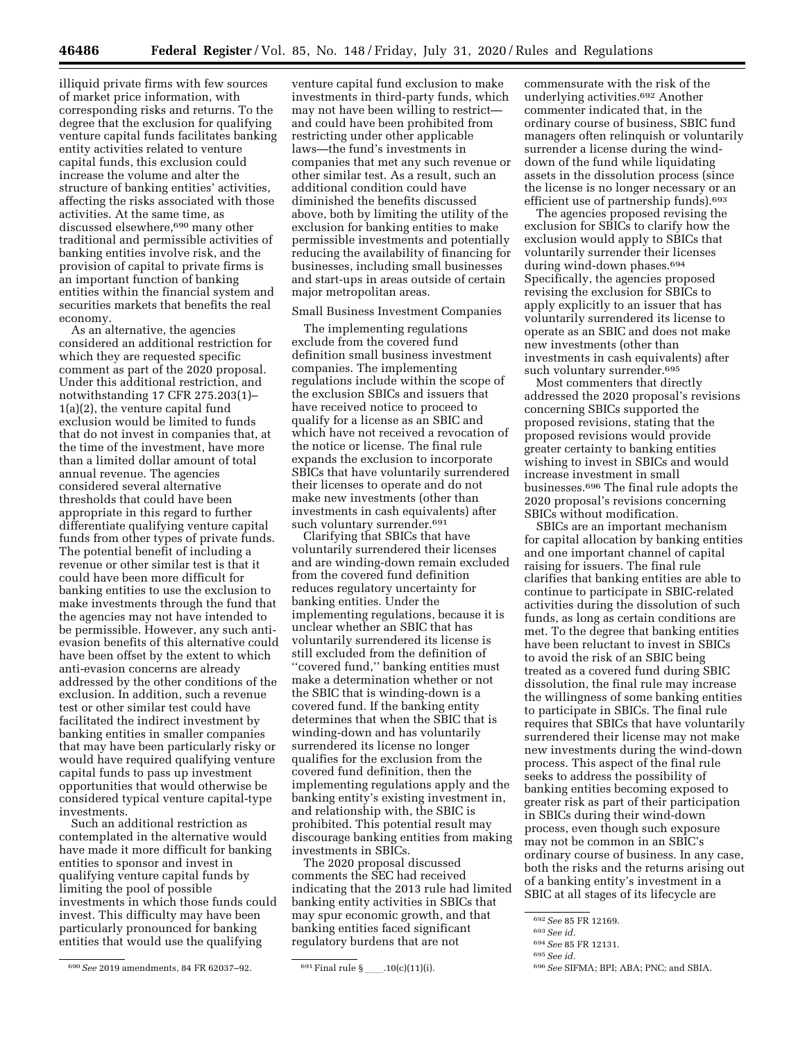illiquid private firms with few sources of market price information, with corresponding risks and returns. To the degree that the exclusion for qualifying venture capital funds facilitates banking entity activities related to venture capital funds, this exclusion could increase the volume and alter the structure of banking entities' activities, affecting the risks associated with those activities. At the same time, as discussed elsewhere,[690] many other traditional and permissible activities of banking entities involve risk, and the provision of capital to private firms is an important function of banking entities within the financial system and securities markets that benefits the real economy.

As an alternative, the agencies considered an additional restriction for which they are requested specific comment as part of the 2020 proposal. Under this additional restriction, and notwithstanding 17 CFR 275.203(1)–1(a)(2), the venture capital fund exclusion would be limited to funds that do not invest in companies that, at the time of the investment, have more than a limited dollar amount of total annual revenue. The agencies considered several alternative thresholds that could have been appropriate in this regard to further differentiate qualifying venture capital funds from other types of private funds. The potential benefit of including a revenue or other similar test is that it could have been more difficult for banking entities to use the exclusion to make investments through the fund that the agencies may not have intended to be permissible. However, any such anti-evasion benefits of this alternative could have been offset by the extent to which anti-evasion concerns are already addressed by the other conditions of the exclusion. In addition, such a revenue test or other similar test could have facilitated the indirect investment by banking entities in smaller companies that may have been particularly risky or would have required qualifying venture capital funds to pass up investment opportunities that would otherwise be considered typical venture capital-type investments.

Such an additional restriction as contemplated in the alternative would have made it more difficult for banking entities to sponsor and invest in qualifying venture capital funds by limiting the pool of possible investments in which those funds could invest. This difficulty may have been particularly pronounced for banking entities that would use the qualifying venture capital fund exclusion to make investments in third-party funds, which may not have been willing to restrict—and could have been prohibited from restricting under other applicable laws—the fund's investments in companies that met any such revenue or other similar test. As a result, such an additional condition could have diminished the benefits discussed above, both by limiting the utility of the exclusion for banking entities to make permissible investments and potentially reducing the availability of financing for businesses, including small businesses and start-ups in areas outside of certain major metropolitan areas.

Small Business Investment Companies

The implementing regulations exclude from the covered fund definition small business investment companies. The implementing regulations include within the scope of the exclusion SBICs and issuers that have received notice to proceed to qualify for a license as an SBIC and which have not received a revocation of the notice or license. The final rule expands the exclusion to incorporate SBICs that have voluntarily surrendered their licenses to operate and do not make new investments (other than investments in cash equivalents) after such voluntary surrender.[691]

Clarifying that SBICs that have voluntarily surrendered their licenses and are winding-down remain excluded from the covered fund definition reduces regulatory uncertainty for banking entities. Under the implementing regulations, because it is unclear whether an SBIC that has voluntarily surrendered its license is still excluded from the definition of "covered fund," banking entities must make a determination whether or not the SBIC that is winding-down is a covered fund. If the banking entity determines that when the SBIC that is winding-down and has voluntarily surrendered its license no longer qualifies for the exclusion from the covered fund definition, then the implementing regulations apply and the banking entity's existing investment in, and relationship with, the SBIC is prohibited. This potential result may discourage banking entities from making investments in SBICs.

The 2020 proposal discussed comments the SEC had received indicating that the 2013 rule had limited banking entity activities in SBICs that may spur economic growth, and that banking entities faced significant regulatory burdens that are not commensurate with the risk of the underlying activities.[692] Another commenter indicated that, in the ordinary course of business, SBIC fund managers often relinquish or voluntarily surrender a license during the wind-down of the fund while liquidating assets in the dissolution process (since the license is no longer necessary or an efficient use of partnership funds).[693]

The agencies proposed revising the exclusion for SBICs to clarify how the exclusion would apply to SBICs that voluntarily surrender their licenses during wind-down phases.[694] Specifically, the agencies proposed revising the exclusion for SBICs to apply explicitly to an issuer that has voluntarily surrendered its license to operate as an SBIC and does not make new investments (other than investments in cash equivalents) after such voluntary surrender.[695]

Most commenters that directly addressed the 2020 proposal's revisions concerning SBICs supported the proposed revisions, stating that the proposed revisions would provide greater certainty to banking entities wishing to invest in SBICs and would increase investment in small businesses.[696] The final rule adopts the 2020 proposal's revisions concerning SBICs without modification.

SBICs are an important mechanism for capital allocation by banking entities and one important channel of capital raising for issuers. The final rule clarifies that banking entities are able to continue to participate in SBIC-related activities during the dissolution of such funds, as long as certain conditions are met. To the degree that banking entities have been reluctant to invest in SBICs to avoid the risk of an SBIC being treated as a covered fund during SBIC dissolution, the final rule may increase the willingness of some banking entities to participate in SBICs. The final rule requires that SBICs that have voluntarily surrendered their license may not make new investments during the wind-down process. This aspect of the final rule seeks to address the possibility of banking entities becoming exposed to greater risk as part of their participation in SBICs during their wind-down process, even though such exposure may not be common in an SBIC's ordinary course of business. In any case, both the risks and the returns arising out of a banking entity's investment in a SBIC at all stages of its lifecycle are

[690] *See* 2019 amendments, 84 FR 62037–92.

[691] Final rule § ___.10(c)(11)(i).

[692] *See* 85 FR 12169.

[693] *See id.*

[694] *See* 85 FR 12131.

[695] *See id.*

[696] *See* SIFMA; BPI; ABA; PNC; and SBIA.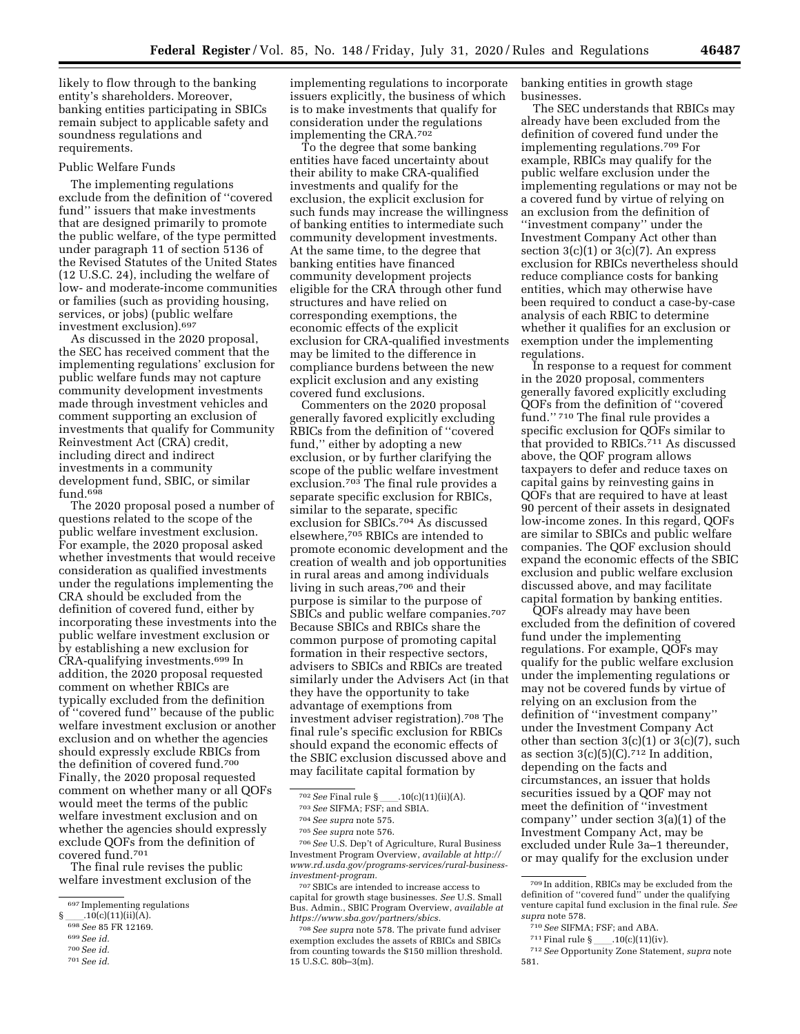likely to flow through to the banking entity's shareholders. Moreover, banking entities participating in SBICs remain subject to applicable safety and soundness regulations and requirements.

Public Welfare Funds

The implementing regulations exclude from the definition of ''covered fund'' issuers that make investments that are designed primarily to promote the public welfare, of the type permitted under paragraph 11 of section 5136 of the Revised Statutes of the United States (12 U.S.C. 24), including the welfare of low- and moderate-income communities or families (such as providing housing, services, or jobs) (public welfare investment exclusion).[697]

As discussed in the 2020 proposal, the SEC has received comment that the implementing regulations' exclusion for public welfare funds may not capture community development investments made through investment vehicles and comment supporting an exclusion of investments that qualify for Community Reinvestment Act (CRA) credit, including direct and indirect investments in a community development fund, SBIC, or similar fund.[698]

The 2020 proposal posed a number of questions related to the scope of the public welfare investment exclusion. For example, the 2020 proposal asked whether investments that would receive consideration as qualified investments under the regulations implementing the CRA should be excluded from the definition of covered fund, either by incorporating these investments into the public welfare investment exclusion or by establishing a new exclusion for CRA-qualifying investments.[699] In addition, the 2020 proposal requested comment on whether RBICs are typically excluded from the definition of ''covered fund'' because of the public welfare investment exclusion or another exclusion and on whether the agencies should expressly exclude RBICs from the definition of covered fund.[700] Finally, the 2020 proposal requested comment on whether many or all QOFs would meet the terms of the public welfare investment exclusion and on whether the agencies should expressly exclude QOFs from the definition of covered fund.[701]

The final rule revises the public welfare investment exclusion of the implementing regulations to incorporate issuers explicitly, the business of which is to make investments that qualify for consideration under the regulations implementing the CRA.[702]

To the degree that some banking entities have faced uncertainty about their ability to make CRA-qualified investments and qualify for the exclusion, the explicit exclusion for such funds may increase the willingness of banking entities to intermediate such community development investments. At the same time, to the degree that banking entities have financed community development projects eligible for the CRA through other fund structures and have relied on corresponding exemptions, the economic effects of the explicit exclusion for CRA-qualified investments may be limited to the difference in compliance burdens between the new explicit exclusion and any existing covered fund exclusions.

Commenters on the 2020 proposal generally favored explicitly excluding RBICs from the definition of ''covered fund,'' either by adopting a new exclusion, or by further clarifying the scope of the public welfare investment exclusion.[703] The final rule provides a separate specific exclusion for RBICs, similar to the separate, specific exclusion for SBICs.[704] As discussed elsewhere,[705] RBICs are intended to promote economic development and the creation of wealth and job opportunities in rural areas and among individuals living in such areas,[706] and their purpose is similar to the purpose of SBICs and public welfare companies.[707] Because SBICs and RBICs share the common purpose of promoting capital formation in their respective sectors, advisers to SBICs and RBICs are treated similarly under the Advisers Act (in that they have the opportunity to take advantage of exemptions from investment adviser registration).[708] The final rule's specific exclusion for RBICs should expand the economic effects of the SBIC exclusion discussed above and may facilitate capital formation by banking entities in growth stage businesses.

The SEC understands that RBICs may already have been excluded from the definition of covered fund under the implementing regulations.[709] For example, RBICs may qualify for the public welfare exclusion under the implementing regulations or may not be a covered fund by virtue of relying on an exclusion from the definition of ''investment company'' under the Investment Company Act other than section 3(c)(1) or 3(c)(7). An express exclusion for RBICs nevertheless should reduce compliance costs for banking entities, which may otherwise have been required to conduct a case-by-case analysis of each RBIC to determine whether it qualifies for an exclusion or exemption under the implementing regulations.

In response to a request for comment in the 2020 proposal, commenters generally favored explicitly excluding QOFs from the definition of ''covered fund.''[710] The final rule provides a specific exclusion for QOFs similar to that provided to RBICs.[711] As discussed above, the QOF program allows taxpayers to defer and reduce taxes on capital gains by reinvesting gains in QOFs that are required to have at least 90 percent of their assets in designated low-income zones. In this regard, QOFs are similar to SBICs and public welfare companies. The QOF exclusion should expand the economic effects of the SBIC exclusion and public welfare exclusion discussed above, and may facilitate capital formation by banking entities.

QOFs already may have been excluded from the definition of covered fund under the implementing regulations. For example, QOFs may qualify for the public welfare exclusion under the implementing regulations or may not be covered funds by virtue of relying on an exclusion from the definition of ''investment company'' under the Investment Company Act other than section 3(c)(1) or 3(c)(7), such as section 3(c)(5)(C).[712] In addition, depending on the facts and circumstances, an issuer that holds securities issued by a QOF may not meet the definition of ''investment company'' under section 3(a)(1) of the Investment Company Act, may be excluded under Rule 3a–1 thereunder, or may qualify for the exclusion under

---

[697] Implementing regulations § ___.10(c)(11)(ii)(A).

[698] *See* 85 FR 12169.

[699] *See id.*

[700] *See id.*

[701] *See id.*

[702] *See* Final rule § ___.10(c)(11)(ii)(A).

[703] *See* SIFMA; FSF; and SBIA.

[704] *See supra* note 575.

[705] *See supra* note 576.

[706] *See* U.S. Dep't of Agriculture, Rural Business Investment Program Overview, *available at http://www.rd.usda.gov/programs-services/rural-business-investment-program.*

[707] SBICs are intended to increase access to capital for growth stage businesses. *See* U.S. Small Bus. Admin., SBIC Program Overview, *available at https://www.sba.gov/partners/sbics.*

[708] *See supra* note 578. The private fund adviser exemption excludes the assets of RBICs and SBICs from counting towards the $150 million threshold. 15 U.S.C. 80b–3(m).

[709] In addition, RBICs may be excluded from the definition of ''covered fund'' under the qualifying venture capital fund exclusion in the final rule. *See supra* note 578.

[710] *See* SIFMA; FSF; and ABA.

[711] Final rule § ___.10(c)(11)(iv).

[712] *See* Opportunity Zone Statement, *supra* note 581.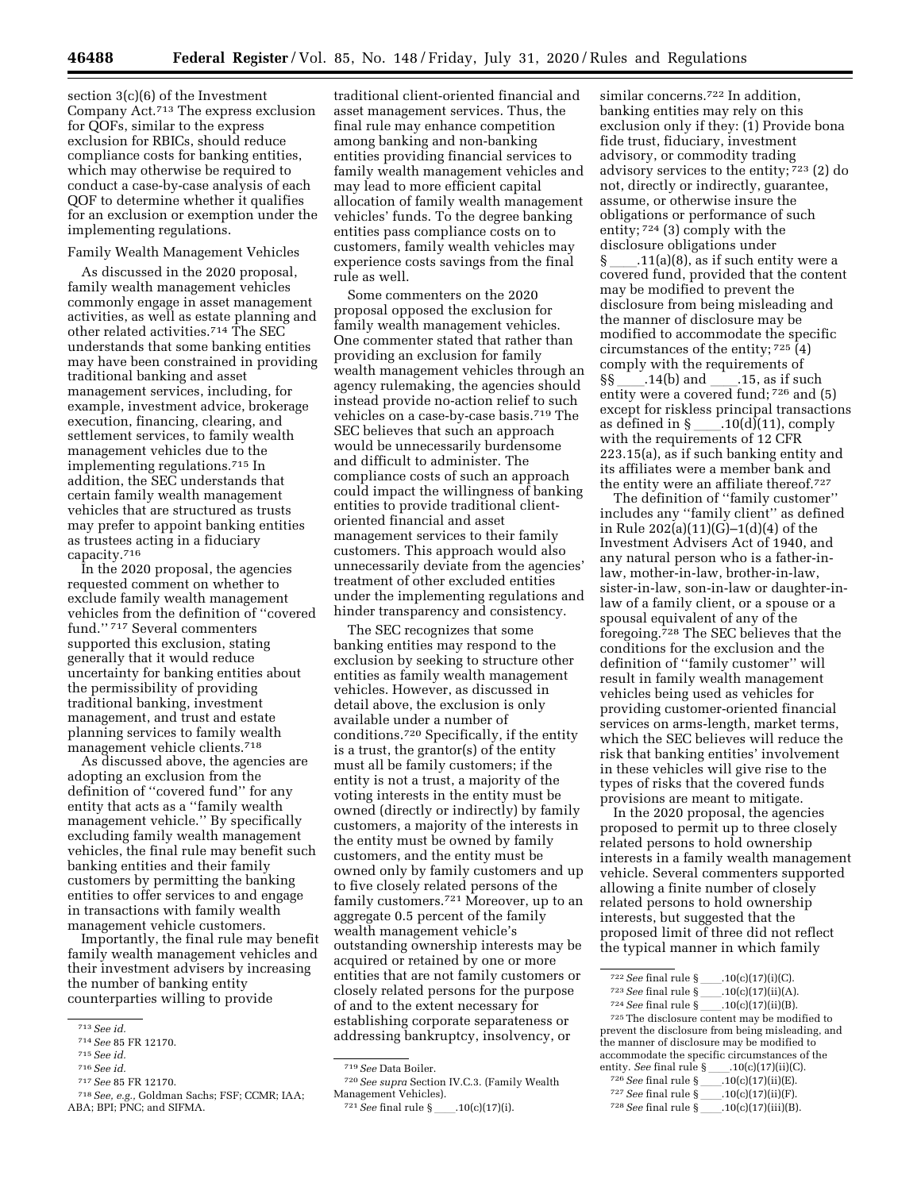section 3(c)(6) of the Investment Company Act.[713] The express exclusion for QOFs, similar to the express exclusion for RBICs, should reduce compliance costs for banking entities, which may otherwise be required to conduct a case-by-case analysis of each QOF to determine whether it qualifies for an exclusion or exemption under the implementing regulations.

Family Wealth Management Vehicles

As discussed in the 2020 proposal, family wealth management vehicles commonly engage in asset management activities, as well as estate planning and other related activities.[714] The SEC understands that some banking entities may have been constrained in providing traditional banking and asset management services, including, for example, investment advice, brokerage execution, financing, clearing, and settlement services, to family wealth management vehicles due to the implementing regulations.[715] In addition, the SEC understands that certain family wealth management vehicles that are structured as trusts may prefer to appoint banking entities as trustees acting in a fiduciary capacity.[716]

In the 2020 proposal, the agencies requested comment on whether to exclude family wealth management vehicles from the definition of "covered fund." [717] Several commenters supported this exclusion, stating generally that it would reduce uncertainty for banking entities about the permissibility of providing traditional banking, investment management, and trust and estate planning services to family wealth management vehicle clients.[718]

As discussed above, the agencies are adopting an exclusion from the definition of "covered fund" for any entity that acts as a "family wealth management vehicle." By specifically excluding family wealth management vehicles, the final rule may benefit such banking entities and their family customers by permitting the banking entities to offer services to and engage in transactions with family wealth management vehicle customers.

Importantly, the final rule may benefit family wealth management vehicles and their investment advisers by increasing the number of banking entity counterparties willing to provide traditional client-oriented financial and asset management services. Thus, the final rule may enhance competition among banking and non-banking entities providing financial services to family wealth management vehicles and may lead to more efficient capital allocation of family wealth management vehicles' funds. To the degree banking entities pass compliance costs on to customers, family wealth vehicles may experience costs savings from the final rule as well.

Some commenters on the 2020 proposal opposed the exclusion for family wealth management vehicles. One commenter stated that rather than providing an exclusion for family wealth management vehicles through an agency rulemaking, the agencies should instead provide no-action relief to such vehicles on a case-by-case basis.[719] The SEC believes that such an approach would be unnecessarily burdensome and difficult to administer. The compliance costs of such an approach could impact the willingness of banking entities to provide traditional client-oriented financial and asset management services to their family customers. This approach would also unnecessarily deviate from the agencies' treatment of other excluded entities under the implementing regulations and hinder transparency and consistency.

The SEC recognizes that some banking entities may respond to the exclusion by seeking to structure other entities as family wealth management vehicles. However, as discussed in detail above, the exclusion is only available under a number of conditions.[720] Specifically, if the entity is a trust, the grantor(s) of the entity must all be family customers; if the entity is not a trust, a majority of the voting interests in the entity must be owned (directly or indirectly) by family customers, a majority of the interests in the entity must be owned by family customers, and the entity must be owned only by family customers and up to five closely related persons of the family customers.[721] Moreover, up to an aggregate 0.5 percent of the family wealth management vehicle's outstanding ownership interests may be acquired or retained by one or more entities that are not family customers or closely related persons for the purpose of and to the extent necessary for establishing corporate separateness or addressing bankruptcy, insolvency, or similar concerns.[722] In addition, banking entities may rely on this exclusion only if they: (1) Provide bona fide trust, fiduciary, investment advisory, or commodity trading advisory services to the entity;[723] (2) do not, directly or indirectly, guarantee, assume, or otherwise insure the obligations or performance of such entity;[724] (3) comply with the disclosure obligations under § \_\_\_\_.11(a)(8), as if such entity were a covered fund, provided that the content may be modified to prevent the disclosure from being misleading and the manner of disclosure may be modified to accommodate the specific circumstances of the entity;[725] (4) comply with the requirements of §§ \_\_\_\_.14(b) and \_\_\_\_.15, as if such entity were a covered fund;[726] and (5) except for riskless principal transactions as defined in § \_\_\_\_.10(d)(11), comply with the requirements of 12 CFR 223.15(a), as if such banking entity and its affiliates were a member bank and the entity were an affiliate thereof.[727]

The definition of "family customer" includes any "family client" as defined in Rule 202(a)(11)(G)–1(d)(4) of the Investment Advisers Act of 1940, and any natural person who is a father-in-law, mother-in-law, brother-in-law, sister-in-law, son-in-law or daughter-in-law of a family client, or a spouse or a spousal equivalent of any of the foregoing.[728] The SEC believes that the conditions for the exclusion and the definition of "family customer" will result in family wealth management vehicles being used as vehicles for providing customer-oriented financial services on arms-length, market terms, which the SEC believes will reduce the risk that banking entities' involvement in these vehicles will give rise to the types of risks that the covered funds provisions are meant to mitigate.

In the 2020 proposal, the agencies proposed to permit up to three closely related persons to hold ownership interests in a family wealth management vehicle. Several commenters supported allowing a finite number of closely related persons to hold ownership interests, but suggested that the proposed limit of three did not reflect the typical manner in which family

[713] *See id.*

[714] *See* 85 FR 12170.

[715] *See id.*

[716] *See id.*

[717] *See* 85 FR 12170.

[718] *See, e.g.,* Goldman Sachs; FSF; CCMR; IAA; ABA; BPI; PNC; and SIFMA.

[719] *See* Data Boiler.

[720] *See supra* Section IV.C.3. (Family Wealth Management Vehicles).

[721] *See* final rule § \_\_\_\_.10(c)(17)(i).

[722] *See* final rule § \_\_\_\_.10(c)(17)(i)(C).

[723] *See* final rule § \_\_\_\_.10(c)(17)(ii)(A).

[724] *See* final rule § \_\_\_\_.10(c)(17)(ii)(B).

[725] The disclosure content may be modified to prevent the disclosure from being misleading, and the manner of disclosure may be modified to accommodate the specific circumstances of the entity. *See* final rule § \_\_\_\_.10(c)(17)(ii)(C).

[726] *See* final rule § \_\_\_\_.10(c)(17)(ii)(E).

[727] *See* final rule § \_\_\_\_.10(c)(17)(ii)(F).

[728] *See* final rule § \_\_\_\_.10(c)(17)(iii)(B).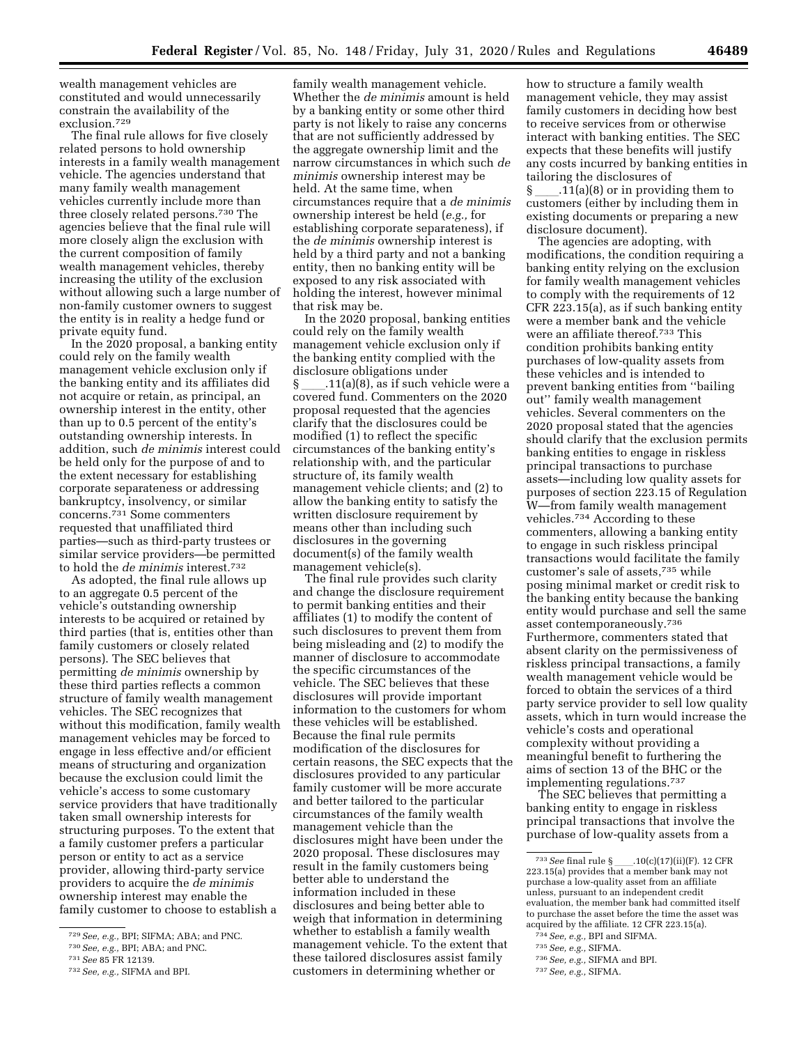wealth management vehicles are constituted and would unnecessarily constrain the availability of the exclusion.[729]

The final rule allows for five closely related persons to hold ownership interests in a family wealth management vehicle. The agencies understand that many family wealth management vehicles currently include more than three closely related persons.[730] The agencies believe that the final rule will more closely align the exclusion with the current composition of family wealth management vehicles, thereby increasing the utility of the exclusion without allowing such a large number of non-family customer owners to suggest the entity is in reality a hedge fund or private equity fund.

In the 2020 proposal, a banking entity could rely on the family wealth management vehicle exclusion only if the banking entity and its affiliates did not acquire or retain, as principal, an ownership interest in the entity, other than up to 0.5 percent of the entity's outstanding ownership interests. In addition, such *de minimis* interest could be held only for the purpose of and to the extent necessary for establishing corporate separateness or addressing bankruptcy, insolvency, or similar concerns.[731] Some commenters requested that unaffiliated third parties—such as third-party trustees or similar service providers—be permitted to hold the *de minimis* interest.[732]

As adopted, the final rule allows up to an aggregate 0.5 percent of the vehicle's outstanding ownership interests to be acquired or retained by third parties (that is, entities other than family customers or closely related persons). The SEC believes that permitting *de minimis* ownership by these third parties reflects a common structure of family wealth management vehicles. The SEC recognizes that without this modification, family wealth management vehicles may be forced to engage in less effective and/or efficient means of structuring and organization because the exclusion could limit the vehicle's access to some customary service providers that have traditionally taken small ownership interests for structuring purposes. To the extent that a family customer prefers a particular person or entity to act as a service provider, allowing third-party service providers to acquire the *de minimis* ownership interest may enable the family customer to choose to establish a family wealth management vehicle. Whether the *de minimis* amount is held by a banking entity or some other third party is not likely to raise any concerns that are not sufficiently addressed by the aggregate ownership limit and the narrow circumstances in which such *de minimis* ownership interest may be held. At the same time, when circumstances require that a *de minimis* ownership interest be held (*e.g.,* for establishing corporate separateness), if the *de minimis* ownership interest is held by a third party and not a banking entity, then no banking entity will be exposed to any risk associated with holding the interest, however minimal that risk may be.

In the 2020 proposal, banking entities could rely on the family wealth management vehicle exclusion only if the banking entity complied with the disclosure obligations under § \_\_\_\_.11(a)(8), as if such vehicle were a covered fund. Commenters on the 2020 proposal requested that the agencies clarify that the disclosures could be modified (1) to reflect the specific circumstances of the banking entity's relationship with, and the particular structure of, its family wealth management vehicle clients; and (2) to allow the banking entity to satisfy the written disclosure requirement by means other than including such disclosures in the governing document(s) of the family wealth management vehicle(s).

The final rule provides such clarity and change the disclosure requirement to permit banking entities and their affiliates (1) to modify the content of such disclosures to prevent them from being misleading and (2) to modify the manner of disclosure to accommodate the specific circumstances of the vehicle. The SEC believes that these disclosures will provide important information to the customers for whom these vehicles will be established. Because the final rule permits modification of the disclosures for certain reasons, the SEC expects that the disclosures provided to any particular family customer will be more accurate and better tailored to the particular circumstances of the family wealth management vehicle than the disclosures might have been under the 2020 proposal. These disclosures may result in the family customers being better able to understand the information included in these disclosures and being better able to weigh that information in determining whether to establish a family wealth management vehicle. To the extent that these tailored disclosures assist family customers in determining whether or how to structure a family wealth management vehicle, they may assist family customers in deciding how best to receive services from or otherwise interact with banking entities. The SEC expects that these benefits will justify any costs incurred by banking entities in tailoring the disclosures of § \_\_\_\_.11(a)(8) or in providing them to customers (either by including them in existing documents or preparing a new disclosure document).

The agencies are adopting, with modifications, the condition requiring a banking entity relying on the exclusion for family wealth management vehicles to comply with the requirements of 12 CFR 223.15(a), as if such banking entity were a member bank and the vehicle were an affiliate thereof.[733] This condition prohibits banking entity purchases of low-quality assets from these vehicles and is intended to prevent banking entities from ''bailing out'' family wealth management vehicles. Several commenters on the 2020 proposal stated that the agencies should clarify that the exclusion permits banking entities to engage in riskless principal transactions to purchase assets—including low quality assets for purposes of section 223.15 of Regulation W—from family wealth management vehicles.[734] According to these commenters, allowing a banking entity to engage in such riskless principal transactions would facilitate the family customer's sale of assets,[735] while posing minimal market or credit risk to the banking entity because the banking entity would purchase and sell the same asset contemporaneously.[736] Furthermore, commenters stated that absent clarity on the permissiveness of riskless principal transactions, a family wealth management vehicle would be forced to obtain the services of a third party service provider to sell low quality assets, which in turn would increase the vehicle's costs and operational complexity without providing a meaningful benefit to furthering the aims of section 13 of the BHC or the implementing regulations.[737]

The SEC believes that permitting a banking entity to engage in riskless principal transactions that involve the purchase of low-quality assets from a

[729] *See, e.g.,* BPI; SIFMA; ABA; and PNC.

[730] *See, e.g.,* BPI; ABA; and PNC.

[731] *See* 85 FR 12139.

[732] *See, e.g.,* SIFMA and BPI.

[733] *See* final rule § \_\_\_\_.10(c)(17)(ii)(F). 12 CFR 223.15(a) provides that a member bank may not purchase a low-quality asset from an affiliate unless, pursuant to an independent credit evaluation, the member bank had committed itself to purchase the asset before the time the asset was acquired by the affiliate. 12 CFR 223.15(a).

[734] *See, e.g.,* BPI and SIFMA.

[735] *See, e.g.,* SIFMA.

[736] *See, e.g.,* SIFMA and BPI.

[737] *See, e.g.,* SIFMA.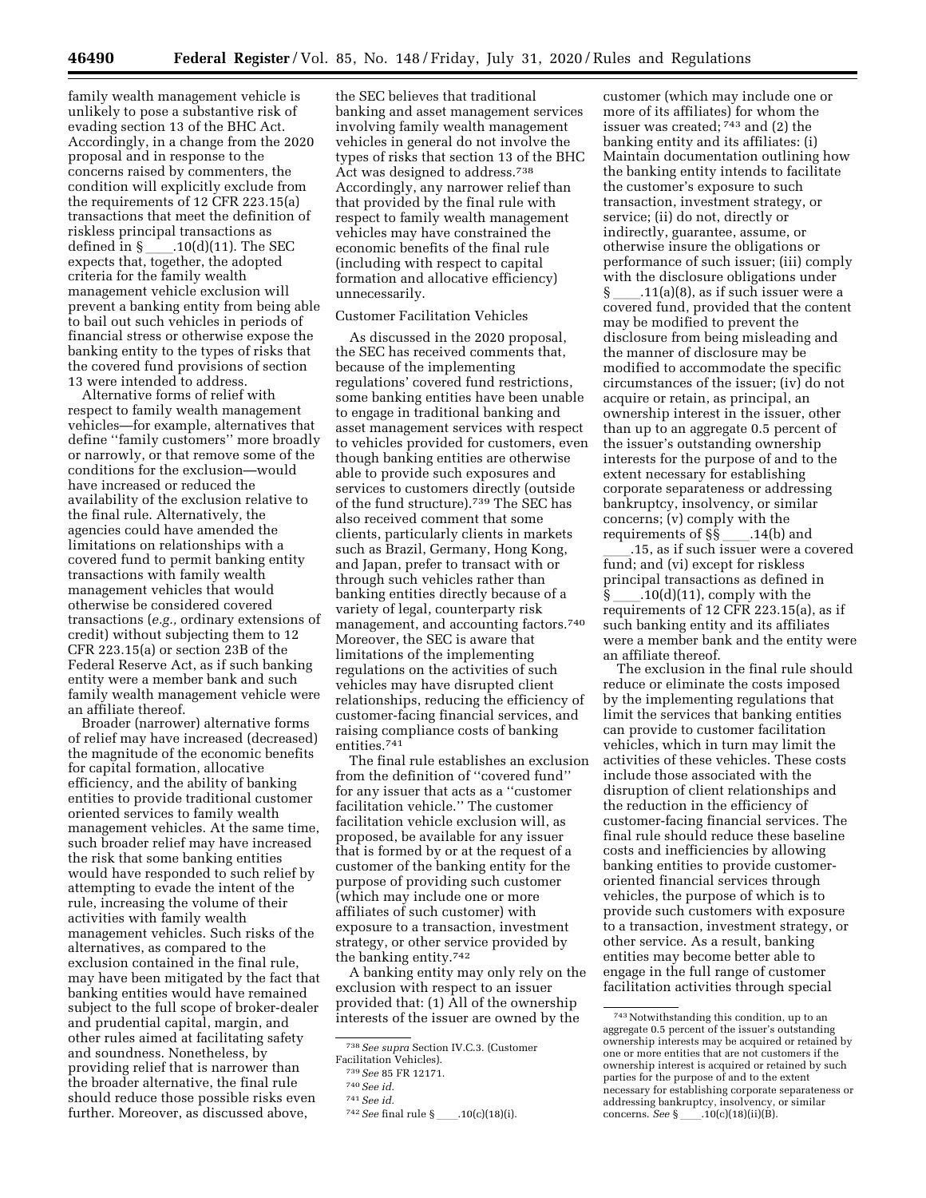family wealth management vehicle is unlikely to pose a substantive risk of evading section 13 of the BHC Act. Accordingly, in a change from the 2020 proposal and in response to the concerns raised by commenters, the condition will explicitly exclude from the requirements of 12 CFR 223.15(a) transactions that meet the definition of riskless principal transactions as defined in § ____.10(d)(11). The SEC expects that, together, the adopted criteria for the family wealth management vehicle exclusion will prevent a banking entity from being able to bail out such vehicles in periods of financial stress or otherwise expose the banking entity to the types of risks that the covered fund provisions of section 13 were intended to address.

Alternative forms of relief with respect to family wealth management vehicles—for example, alternatives that define ''family customers'' more broadly or narrowly, or that remove some of the conditions for the exclusion—would have increased or reduced the availability of the exclusion relative to the final rule. Alternatively, the agencies could have amended the limitations on relationships with a covered fund to permit banking entity transactions with family wealth management vehicles that would otherwise be considered covered transactions (*e.g.,* ordinary extensions of credit) without subjecting them to 12 CFR 223.15(a) or section 23B of the Federal Reserve Act, as if such banking entity were a member bank and such family wealth management vehicle were an affiliate thereof.

Broader (narrower) alternative forms of relief may have increased (decreased) the magnitude of the economic benefits for capital formation, allocative efficiency, and the ability of banking entities to provide traditional customer oriented services to family wealth management vehicles. At the same time, such broader relief may have increased the risk that some banking entities would have responded to such relief by attempting to evade the intent of the rule, increasing the volume of their activities with family wealth management vehicles. Such risks of the alternatives, as compared to the exclusion contained in the final rule, may have been mitigated by the fact that banking entities would have remained subject to the full scope of broker-dealer and prudential capital, margin, and other rules aimed at facilitating safety and soundness. Nonetheless, by providing relief that is narrower than the broader alternative, the final rule should reduce those possible risks even further. Moreover, as discussed above, the SEC believes that traditional banking and asset management services involving family wealth management vehicles in general do not involve the types of risks that section 13 of the BHC Act was designed to address.[738] Accordingly, any narrower relief than that provided by the final rule with respect to family wealth management vehicles may have constrained the economic benefits of the final rule (including with respect to capital formation and allocative efficiency) unnecessarily.

Customer Facilitation Vehicles

As discussed in the 2020 proposal, the SEC has received comments that, because of the implementing regulations' covered fund restrictions, some banking entities have been unable to engage in traditional banking and asset management services with respect to vehicles provided for customers, even though banking entities are otherwise able to provide such exposures and services to customers directly (outside of the fund structure).[739] The SEC has also received comment that some clients, particularly clients in markets such as Brazil, Germany, Hong Kong, and Japan, prefer to transact with or through such vehicles rather than banking entities directly because of a variety of legal, counterparty risk management, and accounting factors.[740] Moreover, the SEC is aware that limitations of the implementing regulations on the activities of such vehicles may have disrupted client relationships, reducing the efficiency of customer-facing financial services, and raising compliance costs of banking entities.[741]

The final rule establishes an exclusion from the definition of ''covered fund'' for any issuer that acts as a ''customer facilitation vehicle.'' The customer facilitation vehicle exclusion will, as proposed, be available for any issuer that is formed by or at the request of a customer of the banking entity for the purpose of providing such customer (which may include one or more affiliates of such customer) with exposure to a transaction, investment strategy, or other service provided by the banking entity.[742]

A banking entity may only rely on the exclusion with respect to an issuer provided that: (1) All of the ownership interests of the issuer are owned by the customer (which may include one or more of its affiliates) for whom the issuer was created; [743] and (2) the banking entity and its affiliates: (i) Maintain documentation outlining how the banking entity intends to facilitate the customer's exposure to such transaction, investment strategy, or service; (ii) do not, directly or indirectly, guarantee, assume, or otherwise insure the obligations or performance of such issuer; (iii) comply with the disclosure obligations under § ____.11(a)(8), as if such issuer were a covered fund, provided that the content may be modified to prevent the disclosure from being misleading and the manner of disclosure may be modified to accommodate the specific circumstances of the issuer; (iv) do not acquire or retain, as principal, an ownership interest in the issuer, other than up to an aggregate 0.5 percent of the issuer's outstanding ownership interests for the purpose of and to the extent necessary for establishing corporate separateness or addressing bankruptcy, insolvency, or similar concerns; (v) comply with the requirements of §§ ____.14(b) and ____.15, as if such issuer were a covered fund; and (vi) except for riskless principal transactions as defined in § ____.10(d)(11), comply with the requirements of 12 CFR 223.15(a), as if such banking entity and its affiliates were a member bank and the entity were an affiliate thereof.

The exclusion in the final rule should reduce or eliminate the costs imposed by the implementing regulations that limit the services that banking entities can provide to customer facilitation vehicles, which in turn may limit the activities of these vehicles. These costs include those associated with the disruption of client relationships and the reduction in the efficiency of customer-facing financial services. The final rule should reduce these baseline costs and inefficiencies by allowing banking entities to provide customer-oriented financial services through vehicles, the purpose of which is to provide such customers with exposure to a transaction, investment strategy, or other service. As a result, banking entities may become better able to engage in the full range of customer facilitation activities through special

[738] *See supra* Section IV.C.3. (Customer Facilitation Vehicles).

[739] *See* 85 FR 12171.

[740] *See id.*

[741] *See id.*

[742] *See* final rule § ____.10(c)(18)(i).

[743] Notwithstanding this condition, up to an aggregate 0.5 percent of the issuer's outstanding ownership interests may be acquired or retained by one or more entities that are not customers if the ownership interest is acquired or retained by such parties for the purpose of and to the extent necessary for establishing corporate separateness or addressing bankruptcy, insolvency, or similar concerns. *See* § ____.10(c)(18)(ii)(B).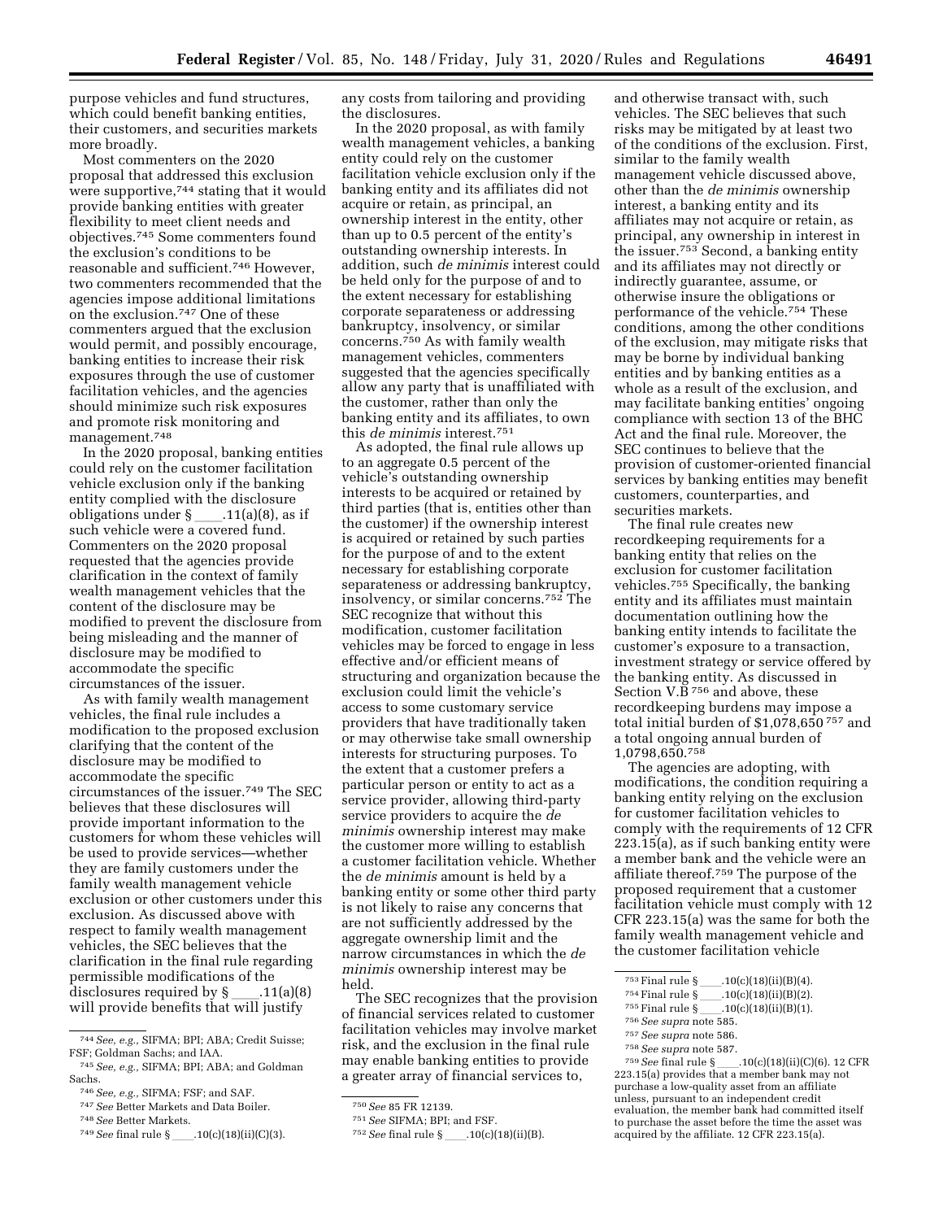purpose vehicles and fund structures, which could benefit banking entities, their customers, and securities markets more broadly.

Most commenters on the 2020 proposal that addressed this exclusion were supportive,[744] stating that it would provide banking entities with greater flexibility to meet client needs and objectives.[745] Some commenters found the exclusion's conditions to be reasonable and sufficient.[746] However, two commenters recommended that the agencies impose additional limitations on the exclusion.[747] One of these commenters argued that the exclusion would permit, and possibly encourage, banking entities to increase their risk exposures through the use of customer facilitation vehicles, and the agencies should minimize such risk exposures and promote risk monitoring and management.[748]

In the 2020 proposal, banking entities could rely on the customer facilitation vehicle exclusion only if the banking entity complied with the disclosure obligations under § ___.11(a)(8), as if such vehicle were a covered fund. Commenters on the 2020 proposal requested that the agencies provide clarification in the context of family wealth management vehicles that the content of the disclosure may be modified to prevent the disclosure from being misleading and the manner of disclosure may be modified to accommodate the specific circumstances of the issuer.

As with family wealth management vehicles, the final rule includes a modification to the proposed exclusion clarifying that the content of the disclosure may be modified to accommodate the specific circumstances of the issuer.[749] The SEC believes that these disclosures will provide important information to the customers for whom these vehicles will be used to provide services—whether they are family customers under the family wealth management vehicle exclusion or other customers under this exclusion. As discussed above with respect to family wealth management vehicles, the SEC believes that the clarification in the final rule regarding permissible modifications of the disclosures required by § ___.11(a)(8) will provide benefits that will justify any costs from tailoring and providing the disclosures.

In the 2020 proposal, as with family wealth management vehicles, a banking entity could rely on the customer facilitation vehicle exclusion only if the banking entity and its affiliates did not acquire or retain, as principal, an ownership interest in the entity, other than up to 0.5 percent of the entity's outstanding ownership interests. In addition, such *de minimis* interest could be held only for the purpose of and to the extent necessary for establishing corporate separateness or addressing bankruptcy, insolvency, or similar concerns.[750] As with family wealth management vehicles, commenters suggested that the agencies specifically allow any party that is unaffiliated with the customer, rather than only the banking entity and its affiliates, to own this *de minimis* interest.[751]

As adopted, the final rule allows up to an aggregate 0.5 percent of the vehicle's outstanding ownership interests to be acquired or retained by third parties (that is, entities other than the customer) if the ownership interest is acquired or retained by such parties for the purpose of and to the extent necessary for establishing corporate separateness or addressing bankruptcy, insolvency, or similar concerns.[752] The SEC recognize that without this modification, customer facilitation vehicles may be forced to engage in less effective and/or efficient means of structuring and organization because the exclusion could limit the vehicle's access to some customary service providers that have traditionally taken or may otherwise take small ownership interests for structuring purposes. To the extent that a customer prefers a particular person or entity to act as a service provider, allowing third-party service providers to acquire the *de minimis* ownership interest may make the customer more willing to establish a customer facilitation vehicle. Whether the *de minimis* amount is held by a banking entity or some other third party is not likely to raise any concerns that are not sufficiently addressed by the aggregate ownership limit and the narrow circumstances in which the *de minimis* ownership interest may be held.

The SEC recognizes that the provision of financial services related to customer facilitation vehicles may involve market risk, and the exclusion in the final rule may enable banking entities to provide a greater array of financial services to, and otherwise transact with, such vehicles. The SEC believes that such risks may be mitigated by at least two of the conditions of the exclusion. First, similar to the family wealth management vehicle discussed above, other than the *de minimis* ownership interest, a banking entity and its affiliates may not acquire or retain, as principal, any ownership in interest in the issuer.[753] Second, a banking entity and its affiliates may not directly or indirectly guarantee, assume, or otherwise insure the obligations or performance of the vehicle.[754] These conditions, among the other conditions of the exclusion, may mitigate risks that may be borne by individual banking entities and by banking entities as a whole as a result of the exclusion, and may facilitate banking entities' ongoing compliance with section 13 of the BHC Act and the final rule. Moreover, the SEC continues to believe that the provision of customer-oriented financial services by banking entities may benefit customers, counterparties, and securities markets.

The final rule creates new recordkeeping requirements for a banking entity that relies on the exclusion for customer facilitation vehicles.[755] Specifically, the banking entity and its affiliates must maintain documentation outlining how the banking entity intends to facilitate the customer's exposure to a transaction, investment strategy or service offered by the banking entity. As discussed in Section V.B[756] and above, these recordkeeping burdens may impose a total initial burden of $1,078,650[757] and a total ongoing annual burden of 1,0798,650.[758]

The agencies are adopting, with modifications, the condition requiring a banking entity relying on the exclusion for customer facilitation vehicles to comply with the requirements of 12 CFR 223.15(a), as if such banking entity were a member bank and the vehicle were an affiliate thereof.[759] The purpose of the proposed requirement that a customer facilitation vehicle must comply with 12 CFR 223.15(a) was the same for both the family wealth management vehicle and the customer facilitation vehicle

---

[744] *See, e.g.,* SIFMA; BPI; ABA; Credit Suisse; FSF; Goldman Sachs; and IAA.

[745] *See, e.g.,* SIFMA; BPI; ABA; and Goldman Sachs.

[746] *See, e.g.,* SIFMA; FSF; and SAF.

[747] *See* Better Markets and Data Boiler.

[748] *See* Better Markets.

[749] *See* final rule § ___.10(c)(18)(ii)(C)(3).

[750] *See* 85 FR 12139.

[751] *See* SIFMA; BPI; and FSF.

[752] *See* final rule § ___.10(c)(18)(ii)(B).

[753] Final rule § ___.10(c)(18)(ii)(B)(4).

[754] Final rule § ___.10(c)(18)(ii)(B)(2).

[755] Final rule § ___.10(c)(18)(ii)(B)(1).

[756] *See supra* note 585.

[757] *See supra* note 586.

[758] *See supra* note 587.

[759] *See* final rule § ___.10(c)(18)(ii)(C)(6). 12 CFR 223.15(a) provides that a member bank may not purchase a low-quality asset from an affiliate unless, pursuant to an independent credit evaluation, the member bank had committed itself to purchase the asset before the time the asset was acquired by the affiliate. 12 CFR 223.15(a).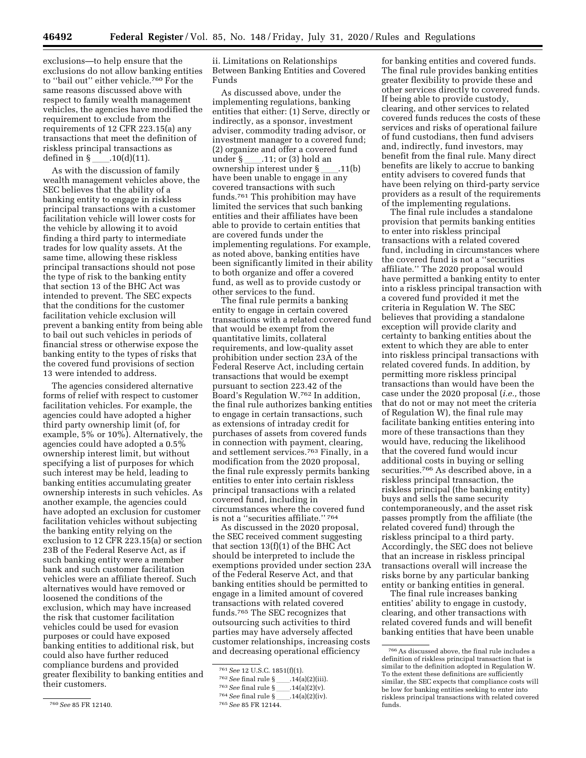exclusions—to help ensure that the exclusions do not allow banking entities to ''bail out'' either vehicle.[760] For the same reasons discussed above with respect to family wealth management vehicles, the agencies have modified the requirement to exclude from the requirements of 12 CFR 223.15(a) any transactions that meet the definition of riskless principal transactions as defined in § ____.10(d)(11).

As with the discussion of family wealth management vehicles above, the SEC believes that the ability of a banking entity to engage in riskless principal transactions with a customer facilitation vehicle will lower costs for the vehicle by allowing it to avoid finding a third party to intermediate trades for low quality assets. At the same time, allowing these riskless principal transactions should not pose the type of risk to the banking entity that section 13 of the BHC Act was intended to prevent. The SEC expects that the conditions for the customer facilitation vehicle exclusion will prevent a banking entity from being able to bail out such vehicles in periods of financial stress or otherwise expose the banking entity to the types of risks that the covered fund provisions of section 13 were intended to address.

The agencies considered alternative forms of relief with respect to customer facilitation vehicles. For example, the agencies could have adopted a higher third party ownership limit (of, for example, 5% or 10%). Alternatively, the agencies could have adopted a 0.5% ownership interest limit, but without specifying a list of purposes for which such interest may be held, leading to banking entities accumulating greater ownership interests in such vehicles. As another example, the agencies could have adopted an exclusion for customer facilitation vehicles without subjecting the banking entity relying on the exclusion to 12 CFR 223.15(a) or section 23B of the Federal Reserve Act, as if such banking entity were a member bank and such customer facilitation vehicles were an affiliate thereof. Such alternatives would have removed or loosened the conditions of the exclusion, which may have increased the risk that customer facilitation vehicles could be used for evasion purposes or could have exposed banking entities to additional risk, but could also have further reduced compliance burdens and provided greater flexibility to banking entities and their customers.

ii. Limitations on Relationships Between Banking Entities and Covered Funds

As discussed above, under the implementing regulations, banking entities that either: (1) Serve, directly or indirectly, as a sponsor, investment adviser, commodity trading advisor, or investment manager to a covered fund; (2) organize and offer a covered fund under § ____.11; or (3) hold an ownership interest under § ____.11(b) have been unable to engage in any covered transactions with such funds.[761] This prohibition may have limited the services that such banking entities and their affiliates have been able to provide to certain entities that are covered funds under the implementing regulations. For example, as noted above, banking entities have been significantly limited in their ability to both organize and offer a covered fund, as well as to provide custody or other services to the fund.

The final rule permits a banking entity to engage in certain covered transactions with a related covered fund that would be exempt from the quantitative limits, collateral requirements, and low-quality asset prohibition under section 23A of the Federal Reserve Act, including certain transactions that would be exempt pursuant to section 223.42 of the Board's Regulation W.[762] In addition, the final rule authorizes banking entities to engage in certain transactions, such as extensions of intraday credit for purchases of assets from covered funds in connection with payment, clearing, and settlement services.[763] Finally, in a modification from the 2020 proposal, the final rule expressly permits banking entities to enter into certain riskless principal transactions with a related covered fund, including in circumstances where the covered fund is not a ''securities affiliate.''[764]

As discussed in the 2020 proposal, the SEC received comment suggesting that section 13(f)(1) of the BHC Act should be interpreted to include the exemptions provided under section 23A of the Federal Reserve Act, and that banking entities should be permitted to engage in a limited amount of covered transactions with related covered funds.[765] The SEC recognizes that outsourcing such activities to third parties may have adversely affected customer relationships, increasing costs and decreasing operational efficiency for banking entities and covered funds. The final rule provides banking entities greater flexibility to provide these and other services directly to covered funds. If being able to provide custody, clearing, and other services to related covered funds reduces the costs of these services and risks of operational failure of fund custodians, then fund advisers and, indirectly, fund investors, may benefit from the final rule. Many direct benefits are likely to accrue to banking entity advisers to covered funds that have been relying on third-party service providers as a result of the requirements of the implementing regulations.

The final rule includes a standalone provision that permits banking entities to enter into riskless principal transactions with a related covered fund, including in circumstances where the covered fund is not a ''securities affiliate.'' The 2020 proposal would have permitted a banking entity to enter into a riskless principal transaction with a covered fund provided it met the criteria in Regulation W. The SEC believes that providing a standalone exception will provide clarity and certainty to banking entities about the extent to which they are able to enter into riskless principal transactions with related covered funds. In addition, by permitting more riskless principal transactions than would have been the case under the 2020 proposal (*i.e.,* those that do not or may not meet the criteria of Regulation W), the final rule may facilitate banking entities entering into more of these transactions than they would have, reducing the likelihood that the covered fund would incur additional costs in buying or selling securities.[766] As described above, in a riskless principal transaction, the riskless principal (the banking entity) buys and sells the same security contemporaneously, and the asset risk passes promptly from the affiliate (the related covered fund) through the riskless principal to a third party. Accordingly, the SEC does not believe that an increase in riskless principal transactions overall will increase the risks borne by any particular banking entity or banking entities in general.

The final rule increases banking entities' ability to engage in custody, clearing, and other transactions with related covered funds and will benefit banking entities that have been unable

---

[760] *See* 85 FR 12140.

[761] *See* 12 U.S.C. 1851(f)(1).

[762] *See* final rule § ____.14(a)(2)(iii).

[763] *See* final rule § ____.14(a)(2)(v).

[764] *See* final rule § ____.14(a)(2)(iv).

[765] *See* 85 FR 12144.

[766] As discussed above, the final rule includes a definition of riskless principal transaction that is similar to the definition adopted in Regulation W. To the extent these definitions are sufficiently similar, the SEC expects that compliance costs will be low for banking entities seeking to enter into riskless principal transactions with related covered funds.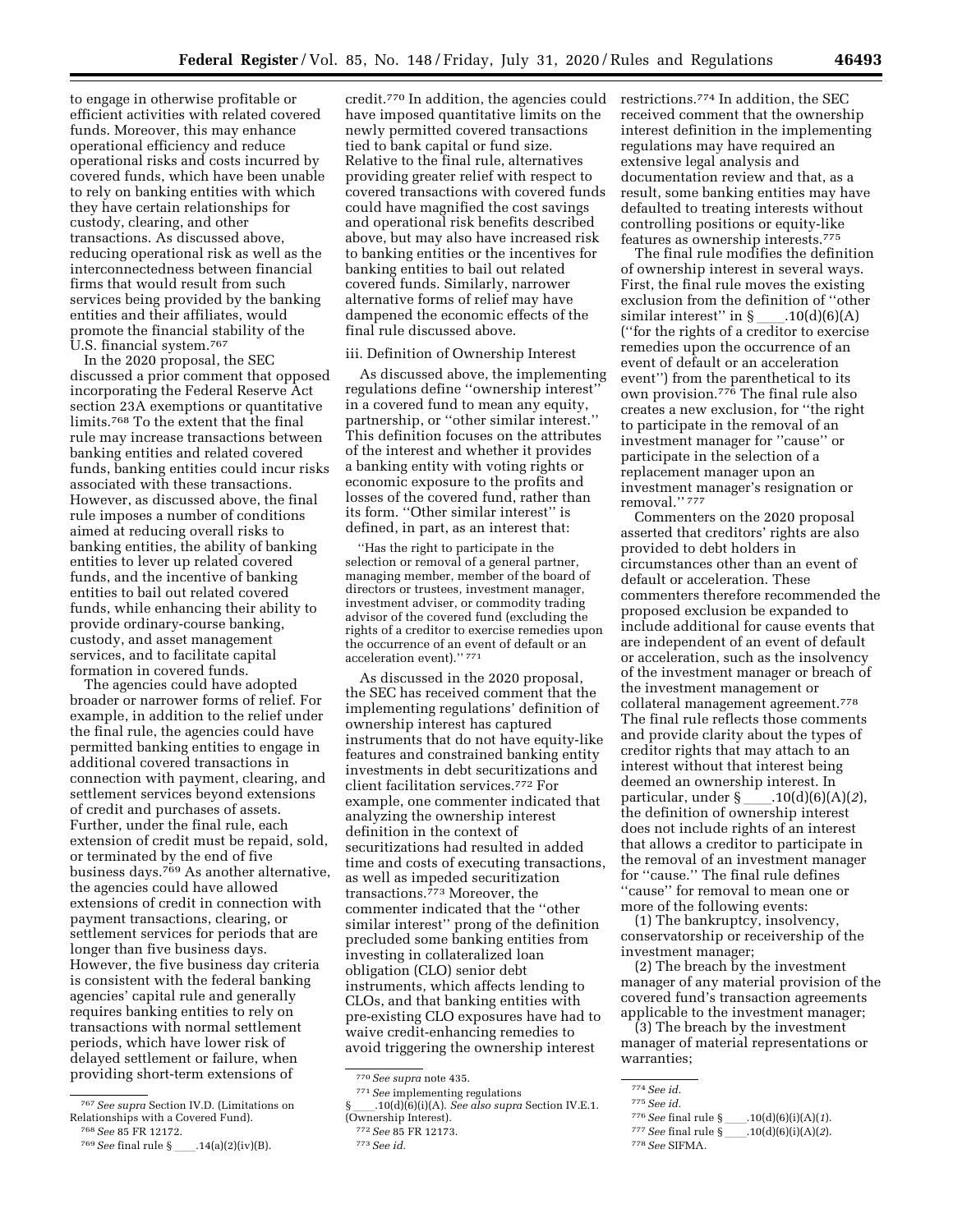to engage in otherwise profitable or efficient activities with related covered funds. Moreover, this may enhance operational efficiency and reduce operational risks and costs incurred by covered funds, which have been unable to rely on banking entities with which they have certain relationships for custody, clearing, and other transactions. As discussed above, reducing operational risk as well as the interconnectedness between financial firms that would result from such services being provided by the banking entities and their affiliates, would promote the financial stability of the U.S. financial system.[767]

In the 2020 proposal, the SEC discussed a prior comment that opposed incorporating the Federal Reserve Act section 23A exemptions or quantitative limits.[768] To the extent that the final rule may increase transactions between banking entities and related covered funds, banking entities could incur risks associated with these transactions. However, as discussed above, the final rule imposes a number of conditions aimed at reducing overall risks to banking entities, the ability of banking entities to lever up related covered funds, and the incentive of banking entities to bail out related covered funds, while enhancing their ability to provide ordinary-course banking, custody, and asset management services, and to facilitate capital formation in covered funds.

The agencies could have adopted broader or narrower forms of relief. For example, in addition to the relief under the final rule, the agencies could have permitted banking entities to engage in additional covered transactions in connection with payment, clearing, and settlement services beyond extensions of credit and purchases of assets. Further, under the final rule, each extension of credit must be repaid, sold, or terminated by the end of five business days.[769] As another alternative, the agencies could have allowed extensions of credit in connection with payment transactions, clearing, or settlement services for periods that are longer than five business days. However, the five business day criteria is consistent with the federal banking agencies' capital rule and generally requires banking entities to rely on transactions with normal settlement periods, which have lower risk of delayed settlement or failure, when providing short-term extensions of credit.[770] In addition, the agencies could have imposed quantitative limits on the newly permitted covered transactions tied to bank capital or fund size. Relative to the final rule, alternatives providing greater relief with respect to covered transactions with covered funds could have magnified the cost savings and operational risk benefits described above, but may also have increased risk to banking entities or the incentives for banking entities to bail out related covered funds. Similarly, narrower alternative forms of relief may have dampened the economic effects of the final rule discussed above.

iii. Definition of Ownership Interest

As discussed above, the implementing regulations define ''ownership interest'' in a covered fund to mean any equity, partnership, or ''other similar interest.'' This definition focuses on the attributes of the interest and whether it provides a banking entity with voting rights or economic exposure to the profits and losses of the covered fund, rather than its form. ''Other similar interest'' is defined, in part, as an interest that:

> ''Has the right to participate in the selection or removal of a general partner, managing member, member of the board of directors or trustees, investment manager, investment adviser, or commodity trading advisor of the covered fund (excluding the rights of a creditor to exercise remedies upon the occurrence of an event of default or an acceleration event).'' [771]

As discussed in the 2020 proposal, the SEC has received comment that the implementing regulations' definition of ownership interest has captured instruments that do not have equity-like features and constrained banking entity investments in debt securitizations and client facilitation services.[772] For example, one commenter indicated that analyzing the ownership interest definition in the context of securitizations had resulted in added time and costs of executing transactions, as well as impeded securitization transactions.[773] Moreover, the commenter indicated that the ''other similar interest'' prong of the definition precluded some banking entities from investing in collateralized loan obligation (CLO) senior debt instruments, which affects lending to CLOs, and that banking entities with pre-existing CLO exposures have had to waive credit-enhancing remedies to avoid triggering the ownership interest restrictions.[774] In addition, the SEC received comment that the ownership interest definition in the implementing regulations may have required an extensive legal analysis and documentation review and that, as a result, some banking entities may have defaulted to treating interests without controlling positions or equity-like features as ownership interests.[775]

The final rule modifies the definition of ownership interest in several ways. First, the final rule moves the existing exclusion from the definition of ''other similar interest'' in § ____.10(d)(6)(A) (''for the rights of a creditor to exercise remedies upon the occurrence of an event of default or an acceleration event'') from the parenthetical to its own provision.[776] The final rule also creates a new exclusion, for ''the right to participate in the removal of an investment manager for ''cause'' or participate in the selection of a replacement manager upon an investment manager's resignation or removal.'' [777]

Commenters on the 2020 proposal asserted that creditors' rights are also provided to debt holders in circumstances other than an event of default or acceleration. These commenters therefore recommended the proposed exclusion be expanded to include additional for cause events that are independent of an event of default or acceleration, such as the insolvency of the investment manager or breach of the investment management or collateral management agreement.[778] The final rule reflects those comments and provide clarity about the types of creditor rights that may attach to an interest without that interest being deemed an ownership interest. In particular, under § ____.10(d)(6)(A)(*2*), the definition of ownership interest does not include rights of an interest that allows a creditor to participate in the removal of an investment manager for ''cause.'' The final rule defines ''cause'' for removal to mean one or more of the following events:

(1) The bankruptcy, insolvency, conservatorship or receivership of the investment manager;

(2) The breach by the investment manager of any material provision of the covered fund's transaction agreements applicable to the investment manager;

(3) The breach by the investment manager of material representations or warranties;

---

[767] *See supra* Section IV.D. (Limitations on Relationships with a Covered Fund).

[768] *See* 85 FR 12172.

[769] *See* final rule § ____.14(a)(2)(iv)(B).

[770] *See supra* note 435.

[771] *See* implementing regulations § ____.10(d)(6)(i)(A). *See also supra* Section IV.E.1. (Ownership Interest).

[772] *See* 85 FR 12173.

[773] *See id.*

[774] *See id.*

[775] *See id.*

[776] *See* final rule § ____.10(d)(6)(i)(A)(*1*).

[777] *See* final rule § ____.10(d)(6)(i)(A)(*2*).

[778] *See* SIFMA.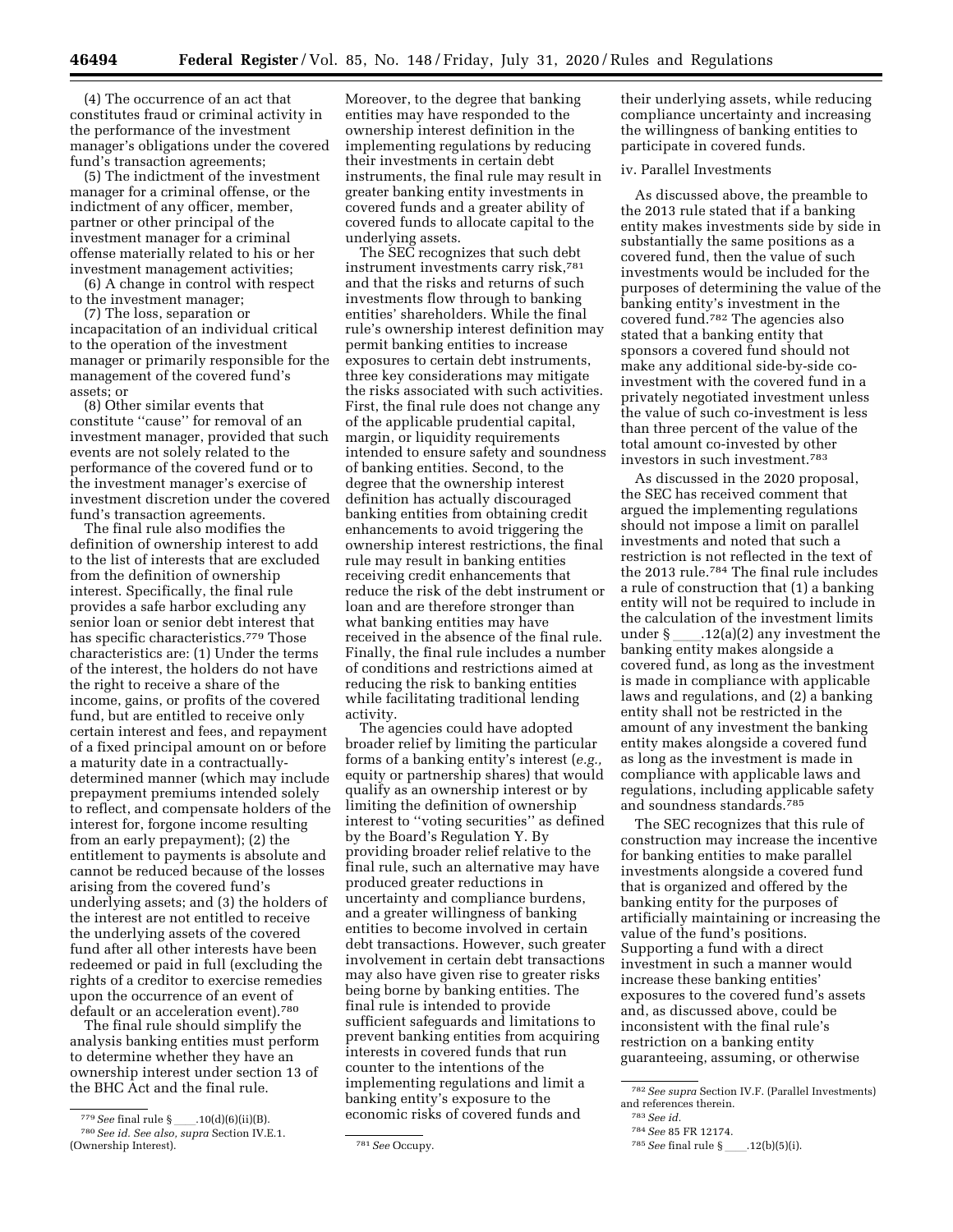(4) The occurrence of an act that constitutes fraud or criminal activity in the performance of the investment manager's obligations under the covered fund's transaction agreements;

(5) The indictment of the investment manager for a criminal offense, or the indictment of any officer, member, partner or other principal of the investment manager for a criminal offense materially related to his or her investment management activities;

(6) A change in control with respect to the investment manager;

(7) The loss, separation or incapacitation of an individual critical to the operation of the investment manager or primarily responsible for the management of the covered fund's assets; or

(8) Other similar events that constitute ''cause'' for removal of an investment manager, provided that such events are not solely related to the performance of the covered fund or to the investment manager's exercise of investment discretion under the covered fund's transaction agreements.

The final rule also modifies the definition of ownership interest to add to the list of interests that are excluded from the definition of ownership interest. Specifically, the final rule provides a safe harbor excluding any senior loan or senior debt interest that has specific characteristics.[779] Those characteristics are: (1) Under the terms of the interest, the holders do not have the right to receive a share of the income, gains, or profits of the covered fund, but are entitled to receive only certain interest and fees, and repayment of a fixed principal amount on or before a maturity date in a contractually-determined manner (which may include prepayment premiums intended solely to reflect, and compensate holders of the interest for, forgone income resulting from an early prepayment); (2) the entitlement to payments is absolute and cannot be reduced because of the losses arising from the covered fund's underlying assets; and (3) the holders of the interest are not entitled to receive the underlying assets of the covered fund after all other interests have been redeemed or paid in full (excluding the rights of a creditor to exercise remedies upon the occurrence of an event of default or an acceleration event).[780]

The final rule should simplify the analysis banking entities must perform to determine whether they have an ownership interest under section 13 of the BHC Act and the final rule. Moreover, to the degree that banking entities may have responded to the ownership interest definition in the implementing regulations by reducing their investments in certain debt instruments, the final rule may result in greater banking entity investments in covered funds and a greater ability of covered funds to allocate capital to the underlying assets.

The SEC recognizes that such debt instrument investments carry risk,[781] and that the risks and returns of such investments flow through to banking entities' shareholders. While the final rule's ownership interest definition may permit banking entities to increase exposures to certain debt instruments, three key considerations may mitigate the risks associated with such activities. First, the final rule does not change any of the applicable prudential capital, margin, or liquidity requirements intended to ensure safety and soundness of banking entities. Second, to the degree that the ownership interest definition has actually discouraged banking entities from obtaining credit enhancements to avoid triggering the ownership interest restrictions, the final rule may result in banking entities receiving credit enhancements that reduce the risk of the debt instrument or loan and are therefore stronger than what banking entities may have received in the absence of the final rule. Finally, the final rule includes a number of conditions and restrictions aimed at reducing the risk to banking entities while facilitating traditional lending activity.

The agencies could have adopted broader relief by limiting the particular forms of a banking entity's interest (*e.g.,* equity or partnership shares) that would qualify as an ownership interest or by limiting the definition of ownership interest to ''voting securities'' as defined by the Board's Regulation Y. By providing broader relief relative to the final rule, such an alternative may have produced greater reductions in uncertainty and compliance burdens, and a greater willingness of banking entities to become involved in certain debt transactions. However, such greater involvement in certain debt transactions may also have given rise to greater risks being borne by banking entities. The final rule is intended to provide sufficient safeguards and limitations to prevent banking entities from acquiring interests in covered funds that run counter to the intentions of the implementing regulations and limit a banking entity's exposure to the economic risks of covered funds and their underlying assets, while reducing compliance uncertainty and increasing the willingness of banking entities to participate in covered funds.

iv. Parallel Investments

As discussed above, the preamble to the 2013 rule stated that if a banking entity makes investments side by side in substantially the same positions as a covered fund, then the value of such investments would be included for the purposes of determining the value of the banking entity's investment in the covered fund.[782] The agencies also stated that a banking entity that sponsors a covered fund should not make any additional side-by-side co-investment with the covered fund in a privately negotiated investment unless the value of such co-investment is less than three percent of the value of the total amount co-invested by other investors in such investment.[783]

As discussed in the 2020 proposal, the SEC has received comment that argued the implementing regulations should not impose a limit on parallel investments and noted that such a restriction is not reflected in the text of the 2013 rule.[784] The final rule includes a rule of construction that (1) a banking entity will not be required to include in the calculation of the investment limits under § ___.12(a)(2) any investment the banking entity makes alongside a covered fund, as long as the investment is made in compliance with applicable laws and regulations, and (2) a banking entity shall not be restricted in the amount of any investment the banking entity makes alongside a covered fund as long as the investment is made in compliance with applicable laws and regulations, including applicable safety and soundness standards.[785]

The SEC recognizes that this rule of construction may increase the incentive for banking entities to make parallel investments alongside a covered fund that is organized and offered by the banking entity for the purposes of artificially maintaining or increasing the value of the fund's positions. Supporting a fund with a direct investment in such a manner would increase these banking entities' exposures to the covered fund's assets and, as discussed above, could be inconsistent with the final rule's restriction on a banking entity guaranteeing, assuming, or otherwise

---

[779] *See* final rule § ___.10(d)(6)(ii)(B).

[780] *See id. See also, supra* Section IV.E.1. (Ownership Interest).

[781] *See* Occupy.

[782] *See supra* Section IV.F. (Parallel Investments) and references therein.

[783] *See id.*

[784] *See* 85 FR 12174.

[785] *See* final rule § ___.12(b)(5)(i).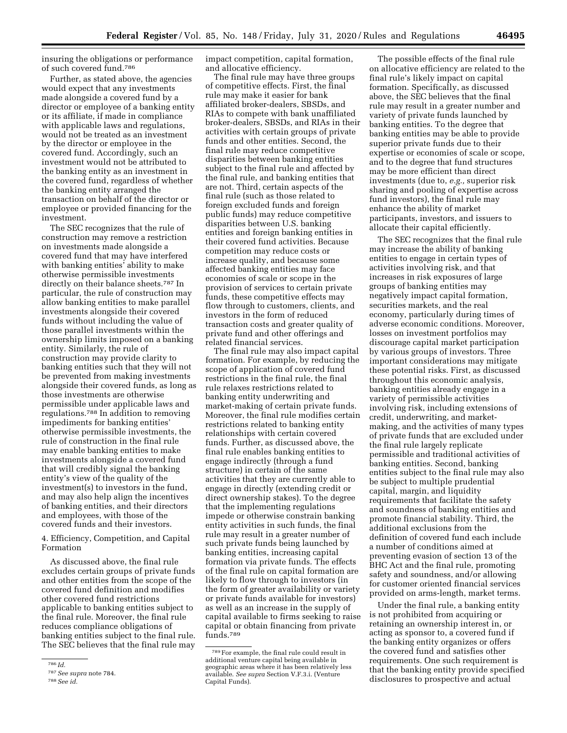insuring the obligations or performance of such covered fund.[786]

Further, as stated above, the agencies would expect that any investments made alongside a covered fund by a director or employee of a banking entity or its affiliate, if made in compliance with applicable laws and regulations, would not be treated as an investment by the director or employee in the covered fund. Accordingly, such an investment would not be attributed to the banking entity as an investment in the covered fund, regardless of whether the banking entity arranged the transaction on behalf of the director or employee or provided financing for the investment.

The SEC recognizes that the rule of construction may remove a restriction on investments made alongside a covered fund that may have interfered with banking entities' ability to make otherwise permissible investments directly on their balance sheets.[787] In particular, the rule of construction may allow banking entities to make parallel investments alongside their covered funds without including the value of those parallel investments within the ownership limits imposed on a banking entity. Similarly, the rule of construction may provide clarity to banking entities such that they will not be prevented from making investments alongside their covered funds, as long as those investments are otherwise permissible under applicable laws and regulations.[788] In addition to removing impediments for banking entities' otherwise permissible investments, the rule of construction in the final rule may enable banking entities to make investments alongside a covered fund that will credibly signal the banking entity's view of the quality of the investment(s) to investors in the fund, and may also help align the incentives of banking entities, and their directors and employees, with those of the covered funds and their investors.

4. Efficiency, Competition, and Capital Formation

As discussed above, the final rule excludes certain groups of private funds and other entities from the scope of the covered fund definition and modifies other covered fund restrictions applicable to banking entities subject to the final rule. Moreover, the final rule reduces compliance obligations of banking entities subject to the final rule. The SEC believes that the final rule may impact competition, capital formation, and allocative efficiency.

The final rule may have three groups of competitive effects. First, the final rule may make it easier for bank affiliated broker-dealers, SBSDs, and RIAs to compete with bank unaffiliated broker-dealers, SBSDs, and RIAs in their activities with certain groups of private funds and other entities. Second, the final rule may reduce competitive disparities between banking entities subject to the final rule and affected by the final rule, and banking entities that are not. Third, certain aspects of the final rule (such as those related to foreign excluded funds and foreign public funds) may reduce competitive disparities between U.S. banking entities and foreign banking entities in their covered fund activities. Because competition may reduce costs or increase quality, and because some affected banking entities may face economies of scale or scope in the provision of services to certain private funds, these competitive effects may flow through to customers, clients, and investors in the form of reduced transaction costs and greater quality of private fund and other offerings and related financial services.

The final rule may also impact capital formation. For example, by reducing the scope of application of covered fund restrictions in the final rule, the final rule relaxes restrictions related to banking entity underwriting and market-making of certain private funds. Moreover, the final rule modifies certain restrictions related to banking entity relationships with certain covered funds. Further, as discussed above, the final rule enables banking entities to engage indirectly (through a fund structure) in certain of the same activities that they are currently able to engage in directly (extending credit or direct ownership stakes). To the degree that the implementing regulations impede or otherwise constrain banking entity activities in such funds, the final rule may result in a greater number of such private funds being launched by banking entities, increasing capital formation via private funds. The effects of the final rule on capital formation are likely to flow through to investors (in the form of greater availability or variety or private funds available for investors) as well as an increase in the supply of capital available to firms seeking to raise capital or obtain financing from private funds.[789]

The possible effects of the final rule on allocative efficiency are related to the final rule's likely impact on capital formation. Specifically, as discussed above, the SEC believes that the final rule may result in a greater number and variety of private funds launched by banking entities. To the degree that banking entities may be able to provide superior private funds due to their expertise or economies of scale or scope, and to the degree that fund structures may be more efficient than direct investments (due to, *e.g.,* superior risk sharing and pooling of expertise across fund investors), the final rule may enhance the ability of market participants, investors, and issuers to allocate their capital efficiently.

The SEC recognizes that the final rule may increase the ability of banking entities to engage in certain types of activities involving risk, and that increases in risk exposures of large groups of banking entities may negatively impact capital formation, securities markets, and the real economy, particularly during times of adverse economic conditions. Moreover, losses on investment portfolios may discourage capital market participation by various groups of investors. Three important considerations may mitigate these potential risks. First, as discussed throughout this economic analysis, banking entities already engage in a variety of permissible activities involving risk, including extensions of credit, underwriting, and market-making, and the activities of many types of private funds that are excluded under the final rule largely replicate permissible and traditional activities of banking entities. Second, banking entities subject to the final rule may also be subject to multiple prudential capital, margin, and liquidity requirements that facilitate the safety and soundness of banking entities and promote financial stability. Third, the additional exclusions from the definition of covered fund each include a number of conditions aimed at preventing evasion of section 13 of the BHC Act and the final rule, promoting safety and soundness, and/or allowing for customer oriented financial services provided on arms-length, market terms.

Under the final rule, a banking entity is not prohibited from acquiring or retaining an ownership interest in, or acting as sponsor to, a covered fund if the banking entity organizes or offers the covered fund and satisfies other requirements. One such requirement is that the banking entity provide specified disclosures to prospective and actual

[786] *Id.*

[787] *See supra* note 784.

[788] *See id.*

[789] For example, the final rule could result in additional venture capital being available in geographic areas where it has been relatively less available. *See supra* Section V.F.3.i. (Venture Capital Funds).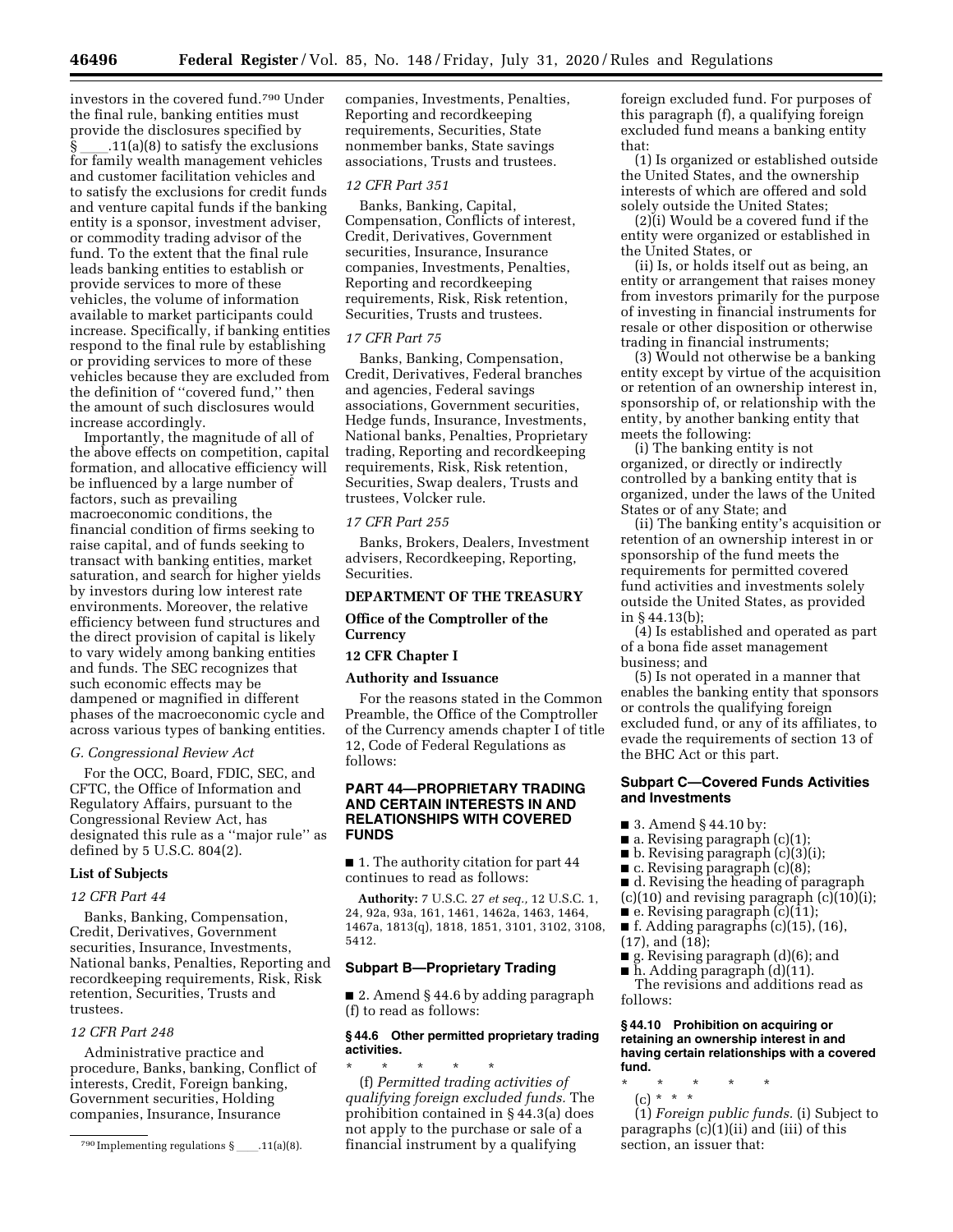investors in the covered fund.[790] Under the final rule, banking entities must provide the disclosures specified by § ____.11(a)(8) to satisfy the exclusions for family wealth management vehicles and customer facilitation vehicles and to satisfy the exclusions for credit funds and venture capital funds if the banking entity is a sponsor, investment adviser, or commodity trading advisor of the fund. To the extent that the final rule leads banking entities to establish or provide services to more of these vehicles, the volume of information available to market participants could increase. Specifically, if banking entities respond to the final rule by establishing or providing services to more of these vehicles because they are excluded from the definition of ''covered fund,'' then the amount of such disclosures would increase accordingly.

Importantly, the magnitude of all of the above effects on competition, capital formation, and allocative efficiency will be influenced by a large number of factors, such as prevailing macroeconomic conditions, the financial condition of firms seeking to raise capital, and of funds seeking to transact with banking entities, market saturation, and search for higher yields by investors during low interest rate environments. Moreover, the relative efficiency between fund structures and the direct provision of capital is likely to vary widely among banking entities and funds. The SEC recognizes that such economic effects may be dampened or magnified in different phases of the macroeconomic cycle and across various types of banking entities.

### G. Congressional Review Act

For the OCC, Board, FDIC, SEC, and CFTC, the Office of Information and Regulatory Affairs, pursuant to the Congressional Review Act, has designated this rule as a ''major rule'' as defined by 5 U.S.C. 804(2).

## List of Subjects

### 12 CFR Part 44

Banks, Banking, Compensation, Credit, Derivatives, Government securities, Insurance, Investments, National banks, Penalties, Reporting and recordkeeping requirements, Risk, Risk retention, Securities, Trusts and trustees.

### 12 CFR Part 248

Administrative practice and procedure, Banks, banking, Conflict of interests, Credit, Foreign banking, Government securities, Holding companies, Insurance, Insurance companies, Investments, Penalties, Reporting and recordkeeping requirements, Securities, State nonmember banks, State savings associations, Trusts and trustees.

### 12 CFR Part 351

Banks, Banking, Capital, Compensation, Conflicts of interest, Credit, Derivatives, Government securities, Insurance, Insurance companies, Investments, Penalties, Reporting and recordkeeping requirements, Risk, Risk retention, Securities, Trusts and trustees.

### 17 CFR Part 75

Banks, Banking, Compensation, Credit, Derivatives, Federal branches and agencies, Federal savings associations, Government securities, Hedge funds, Insurance, Investments, National banks, Penalties, Proprietary trading, Reporting and recordkeeping requirements, Risk, Risk retention, Securities, Swap dealers, Trusts and trustees, Volcker rule.

### 17 CFR Part 255

Banks, Brokers, Dealers, Investment advisers, Recordkeeping, Reporting, Securities.

## DEPARTMENT OF THE TREASURY

## Office of the Comptroller of the Currency

## 12 CFR Chapter I

## Authority and Issuance

For the reasons stated in the Common Preamble, the Office of the Comptroller of the Currency amends chapter I of title 12, Code of Federal Regulations as follows:

## PART 44—PROPRIETARY TRADING AND CERTAIN INTERESTS IN AND RELATIONSHIPS WITH COVERED FUNDS

■ 1. The authority citation for part 44 continues to read as follows:

**Authority:** 7 U.S.C. 27 *et seq.,* 12 U.S.C. 1, 24, 92a, 93a, 161, 1461, 1462a, 1463, 1464, 1467a, 1813(q), 1818, 1851, 3101, 3102, 3108, 5412.

## Subpart B—Proprietary Trading

■ 2. Amend § 44.6 by adding paragraph (f) to read as follows:

### § 44.6 Other permitted proprietary trading activities.

\* \* \* \* \*

(f) *Permitted trading activities of qualifying foreign excluded funds.* The prohibition contained in § 44.3(a) does not apply to the purchase or sale of a financial instrument by a qualifying foreign excluded fund. For purposes of this paragraph (f), a qualifying foreign excluded fund means a banking entity that:

(1) Is organized or established outside the United States, and the ownership interests of which are offered and sold solely outside the United States;

(2)(i) Would be a covered fund if the entity were organized or established in the United States, or

(ii) Is, or holds itself out as being, an entity or arrangement that raises money from investors primarily for the purpose of investing in financial instruments for resale or other disposition or otherwise trading in financial instruments;

(3) Would not otherwise be a banking entity except by virtue of the acquisition or retention of an ownership interest in, sponsorship of, or relationship with the entity, by another banking entity that meets the following:

(i) The banking entity is not organized, or directly or indirectly controlled by a banking entity that is organized, under the laws of the United States or of any State; and

(ii) The banking entity's acquisition or retention of an ownership interest in or sponsorship of the fund meets the requirements for permitted covered fund activities and investments solely outside the United States, as provided in § 44.13(b);

(4) Is established and operated as part of a bona fide asset management business; and

(5) Is not operated in a manner that enables the banking entity that sponsors or controls the qualifying foreign excluded fund, or any of its affiliates, to evade the requirements of section 13 of the BHC Act or this part.

## Subpart C—Covered Funds Activities and Investments

■ 3. Amend § 44.10 by:

■ a. Revising paragraph (c)(1);

■ b. Revising paragraph (c)(3)(i);

■ c. Revising paragraph (c)(8);

■ d. Revising the heading of paragraph (c)(10) and revising paragraph (c)(10)(i);

■ e. Revising paragraph (c)(11);

■ f. Adding paragraphs (c)(15), (16), (17), and (18);

■ g. Revising paragraph (d)(6); and

■ h. Adding paragraph (d)(11).

The revisions and additions read as follows:

### § 44.10 Prohibition on acquiring or retaining an ownership interest in and having certain relationships with a covered fund.

\* \* \* \* \*

(c) \* \* \*

(1) *Foreign public funds.* (i) Subject to paragraphs (c)(1)(ii) and (iii) of this section, an issuer that:

[790] Implementing regulations § ____.11(a)(8).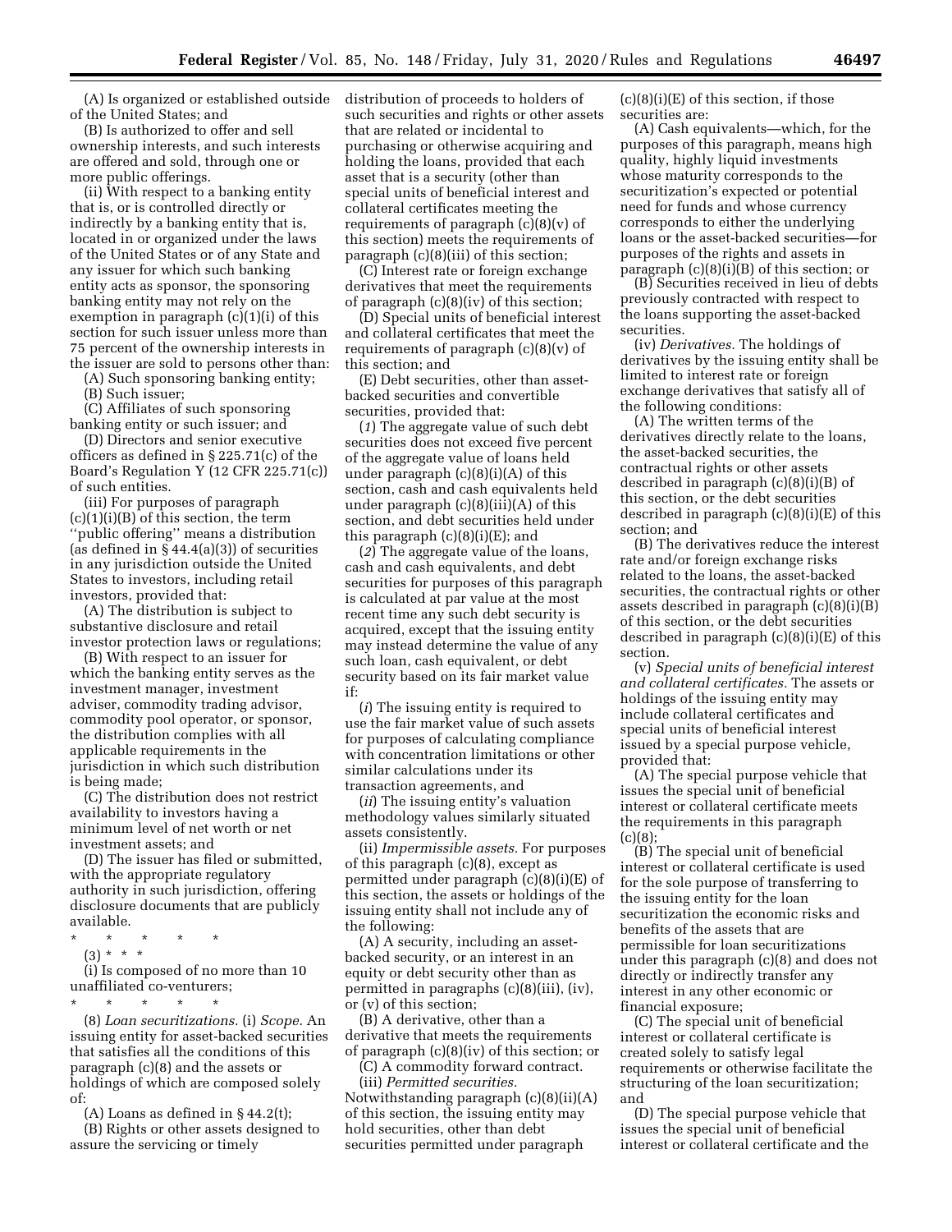(A) Is organized or established outside of the United States; and

(B) Is authorized to offer and sell ownership interests, and such interests are offered and sold, through one or more public offerings.

(ii) With respect to a banking entity that is, or is controlled directly or indirectly by a banking entity that is, located in or organized under the laws of the United States or of any State and any issuer for which such banking entity acts as sponsor, the sponsoring banking entity may not rely on the exemption in paragraph (c)(1)(i) of this section for such issuer unless more than 75 percent of the ownership interests in the issuer are sold to persons other than:

(A) Such sponsoring banking entity;

(B) Such issuer;

(C) Affiliates of such sponsoring banking entity or such issuer; and

(D) Directors and senior executive officers as defined in § 225.71(c) of the Board's Regulation Y (12 CFR 225.71(c)) of such entities.

(iii) For purposes of paragraph (c)(1)(i)(B) of this section, the term ''public offering'' means a distribution (as defined in § 44.4(a)(3)) of securities in any jurisdiction outside the United States to investors, including retail investors, provided that:

(A) The distribution is subject to substantive disclosure and retail investor protection laws or regulations;

(B) With respect to an issuer for which the banking entity serves as the investment manager, investment adviser, commodity trading advisor, commodity pool operator, or sponsor, the distribution complies with all applicable requirements in the jurisdiction in which such distribution is being made;

(C) The distribution does not restrict availability to investors having a minimum level of net worth or net investment assets; and

(D) The issuer has filed or submitted, with the appropriate regulatory authority in such jurisdiction, offering disclosure documents that are publicly available.

\* \* \* \* \*

(3) \* \* \*

(i) Is composed of no more than 10 unaffiliated co-venturers;

\* \* \* \* \*

(8) *Loan securitizations.* (i) *Scope.* An issuing entity for asset-backed securities that satisfies all the conditions of this paragraph (c)(8) and the assets or holdings of which are composed solely of:

(A) Loans as defined in § 44.2(t);

(B) Rights or other assets designed to assure the servicing or timely distribution of proceeds to holders of such securities and rights or other assets that are related or incidental to purchasing or otherwise acquiring and holding the loans, provided that each asset that is a security (other than special units of beneficial interest and collateral certificates meeting the requirements of paragraph (c)(8)(v) of this section) meets the requirements of paragraph (c)(8)(iii) of this section;

(C) Interest rate or foreign exchange derivatives that meet the requirements of paragraph (c)(8)(iv) of this section;

(D) Special units of beneficial interest and collateral certificates that meet the requirements of paragraph (c)(8)(v) of this section; and

(E) Debt securities, other than asset-backed securities and convertible securities, provided that:

(*1*) The aggregate value of such debt securities does not exceed five percent of the aggregate value of loans held under paragraph (c)(8)(i)(A) of this section, cash and cash equivalents held under paragraph (c)(8)(iii)(A) of this section, and debt securities held under this paragraph (c)(8)(i)(E); and

(*2*) The aggregate value of the loans, cash and cash equivalents, and debt securities for purposes of this paragraph is calculated at par value at the most recent time any such debt security is acquired, except that the issuing entity may instead determine the value of any such loan, cash equivalent, or debt security based on its fair market value if:

(*i*) The issuing entity is required to use the fair market value of such assets for purposes of calculating compliance with concentration limitations or other similar calculations under its transaction agreements, and

(*ii*) The issuing entity's valuation methodology values similarly situated assets consistently.

(ii) *Impermissible assets.* For purposes of this paragraph (c)(8), except as permitted under paragraph (c)(8)(i)(E) of this section, the assets or holdings of the issuing entity shall not include any of the following:

(A) A security, including an asset-backed security, or an interest in an equity or debt security other than as permitted in paragraphs (c)(8)(iii), (iv), or (v) of this section;

(B) A derivative, other than a derivative that meets the requirements of paragraph (c)(8)(iv) of this section; or

(C) A commodity forward contract.

(iii) *Permitted securities.* Notwithstanding paragraph (c)(8)(ii)(A) of this section, the issuing entity may hold securities, other than debt securities permitted under paragraph (c)(8)(i)(E) of this section, if those securities are:

(A) Cash equivalents—which, for the purposes of this paragraph, means high quality, highly liquid investments whose maturity corresponds to the securitization's expected or potential need for funds and whose currency corresponds to either the underlying loans or the asset-backed securities—for purposes of the rights and assets in paragraph (c)(8)(i)(B) of this section; or

(B) Securities received in lieu of debts previously contracted with respect to the loans supporting the asset-backed securities.

(iv) *Derivatives.* The holdings of derivatives by the issuing entity shall be limited to interest rate or foreign exchange derivatives that satisfy all of the following conditions:

(A) The written terms of the derivatives directly relate to the loans, the asset-backed securities, the contractual rights or other assets described in paragraph (c)(8)(i)(B) of this section, or the debt securities described in paragraph (c)(8)(i)(E) of this section; and

(B) The derivatives reduce the interest rate and/or foreign exchange risks related to the loans, the asset-backed securities, the contractual rights or other assets described in paragraph (c)(8)(i)(B) of this section, or the debt securities described in paragraph (c)(8)(i)(E) of this section.

(v) *Special units of beneficial interest and collateral certificates.* The assets or holdings of the issuing entity may include collateral certificates and special units of beneficial interest issued by a special purpose vehicle, provided that:

(A) The special purpose vehicle that issues the special unit of beneficial interest or collateral certificate meets the requirements in this paragraph (c)(8);

(B) The special unit of beneficial interest or collateral certificate is used for the sole purpose of transferring to the issuing entity for the loan securitization the economic risks and benefits of the assets that are permissible for loan securitizations under this paragraph (c)(8) and does not directly or indirectly transfer any interest in any other economic or financial exposure;

(C) The special unit of beneficial interest or collateral certificate is created solely to satisfy legal requirements or otherwise facilitate the structuring of the loan securitization; and

(D) The special purpose vehicle that issues the special unit of beneficial interest or collateral certificate and the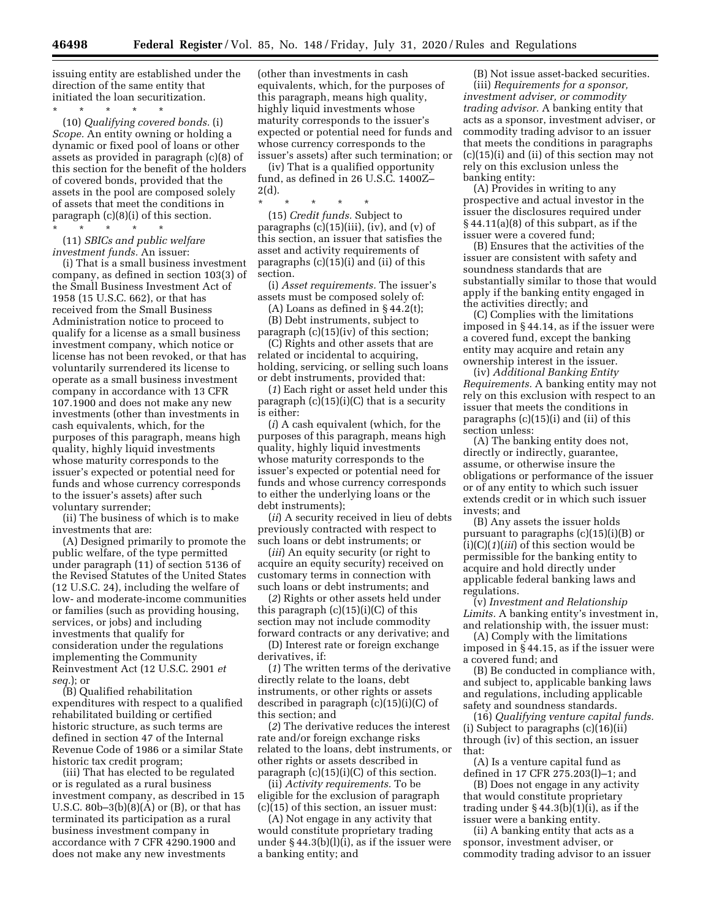issuing entity are established under the direction of the same entity that initiated the loan securitization.

\* \* \* \* \*

(10) *Qualifying covered bonds.* (i) *Scope.* An entity owning or holding a dynamic or fixed pool of loans or other assets as provided in paragraph (c)(8) of this section for the benefit of the holders of covered bonds, provided that the assets in the pool are composed solely of assets that meet the conditions in paragraph (c)(8)(i) of this section.

\* \* \* \* \*

(11) *SBICs and public welfare investment funds.* An issuer:

(i) That is a small business investment company, as defined in section 103(3) of the Small Business Investment Act of 1958 (15 U.S.C. 662), or that has received from the Small Business Administration notice to proceed to qualify for a license as a small business investment company, which notice or license has not been revoked, or that has voluntarily surrendered its license to operate as a small business investment company in accordance with 13 CFR 107.1900 and does not make any new investments (other than investments in cash equivalents, which, for the purposes of this paragraph, means high quality, highly liquid investments whose maturity corresponds to the issuer's expected or potential need for funds and whose currency corresponds to the issuer's assets) after such voluntary surrender;

(ii) The business of which is to make investments that are:

(A) Designed primarily to promote the public welfare, of the type permitted under paragraph (11) of section 5136 of the Revised Statutes of the United States (12 U.S.C. 24), including the welfare of low- and moderate-income communities or families (such as providing housing, services, or jobs) and including investments that qualify for consideration under the regulations implementing the Community Reinvestment Act (12 U.S.C. 2901 *et seq.*); or

(B) Qualified rehabilitation expenditures with respect to a qualified rehabilitated building or certified historic structure, as such terms are defined in section 47 of the Internal Revenue Code of 1986 or a similar State historic tax credit program;

(iii) That has elected to be regulated or is regulated as a rural business investment company, as described in 15 U.S.C. 80b–3(b)(8)(A) or (B), or that has terminated its participation as a rural business investment company in accordance with 7 CFR 4290.1900 and does not make any new investments (other than investments in cash equivalents, which, for the purposes of this paragraph, means high quality, highly liquid investments whose maturity corresponds to the issuer's expected or potential need for funds and whose currency corresponds to the issuer's assets) after such termination; or

(iv) That is a qualified opportunity fund, as defined in 26 U.S.C. 1400Z–2(d).

\* \* \* \* \*

(15) *Credit funds.* Subject to paragraphs (c)(15)(iii), (iv), and (v) of this section, an issuer that satisfies the asset and activity requirements of paragraphs (c)(15)(i) and (ii) of this section.

(i) *Asset requirements.* The issuer's assets must be composed solely of:

(A) Loans as defined in § 44.2(t);

(B) Debt instruments, subject to paragraph (c)(15)(iv) of this section;

(C) Rights and other assets that are related or incidental to acquiring, holding, servicing, or selling such loans or debt instruments, provided that:

(*1*) Each right or asset held under this paragraph (c)(15)(i)(C) that is a security is either:

(*i*) A cash equivalent (which, for the purposes of this paragraph, means high quality, highly liquid investments whose maturity corresponds to the issuer's expected or potential need for funds and whose currency corresponds to either the underlying loans or the debt instruments);

(*ii*) A security received in lieu of debts previously contracted with respect to such loans or debt instruments; or

(*iii*) An equity security (or right to acquire an equity security) received on customary terms in connection with such loans or debt instruments; and

(*2*) Rights or other assets held under this paragraph (c)(15)(i)(C) of this section may not include commodity forward contracts or any derivative; and

(D) Interest rate or foreign exchange derivatives, if:

(*1*) The written terms of the derivative directly relate to the loans, debt instruments, or other rights or assets described in paragraph (c)(15)(i)(C) of this section; and

(*2*) The derivative reduces the interest rate and/or foreign exchange risks related to the loans, debt instruments, or other rights or assets described in paragraph (c)(15)(i)(C) of this section.

(ii) *Activity requirements.* To be eligible for the exclusion of paragraph (c)(15) of this section, an issuer must:

(A) Not engage in any activity that would constitute proprietary trading under § 44.3(b)(l)(i), as if the issuer were a banking entity; and

(B) Not issue asset-backed securities.

(iii) *Requirements for a sponsor, investment adviser, or commodity trading advisor.* A banking entity that acts as a sponsor, investment adviser, or commodity trading advisor to an issuer that meets the conditions in paragraphs (c)(15)(i) and (ii) of this section may not rely on this exclusion unless the banking entity:

(A) Provides in writing to any prospective and actual investor in the issuer the disclosures required under § 44.11(a)(8) of this subpart, as if the issuer were a covered fund;

(B) Ensures that the activities of the issuer are consistent with safety and soundness standards that are substantially similar to those that would apply if the banking entity engaged in the activities directly; and

(C) Complies with the limitations imposed in § 44.14, as if the issuer were a covered fund, except the banking entity may acquire and retain any ownership interest in the issuer.

(iv) *Additional Banking Entity Requirements.* A banking entity may not rely on this exclusion with respect to an issuer that meets the conditions in paragraphs (c)(15)(i) and (ii) of this section unless:

(A) The banking entity does not, directly or indirectly, guarantee, assume, or otherwise insure the obligations or performance of the issuer or of any entity to which such issuer extends credit or in which such issuer invests; and

(B) Any assets the issuer holds pursuant to paragraphs (c)(15)(i)(B) or (i)(C)(*1*)(*iii*) of this section would be permissible for the banking entity to acquire and hold directly under applicable federal banking laws and regulations.

(v) *Investment and Relationship Limits.* A banking entity's investment in, and relationship with, the issuer must:

(A) Comply with the limitations imposed in § 44.15, as if the issuer were a covered fund; and

(B) Be conducted in compliance with, and subject to, applicable banking laws and regulations, including applicable safety and soundness standards.

(16) *Qualifying venture capital funds.* (i) Subject to paragraphs (c)(16)(ii) through (iv) of this section, an issuer that:

(A) Is a venture capital fund as defined in 17 CFR 275.203(l)–1; and

(B) Does not engage in any activity that would constitute proprietary trading under § 44.3(b)(1)(i), as if the issuer were a banking entity.

(ii) A banking entity that acts as a sponsor, investment adviser, or commodity trading advisor to an issuer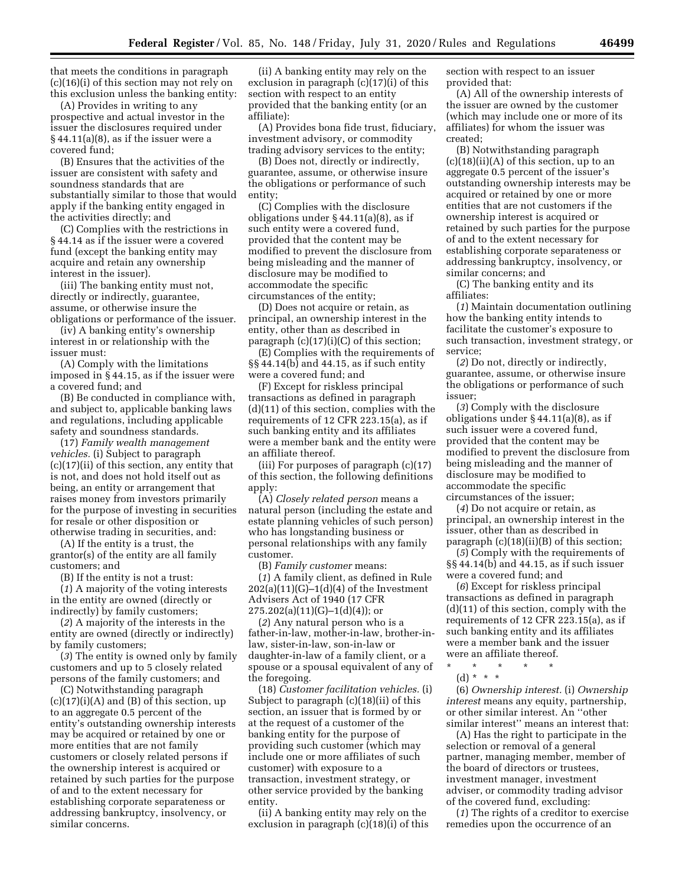that meets the conditions in paragraph (c)(16)(i) of this section may not rely on this exclusion unless the banking entity:

(A) Provides in writing to any prospective and actual investor in the issuer the disclosures required under § 44.11(a)(8), as if the issuer were a covered fund;

(B) Ensures that the activities of the issuer are consistent with safety and soundness standards that are substantially similar to those that would apply if the banking entity engaged in the activities directly; and

(C) Complies with the restrictions in § 44.14 as if the issuer were a covered fund (except the banking entity may acquire and retain any ownership interest in the issuer).

(iii) The banking entity must not, directly or indirectly, guarantee, assume, or otherwise insure the obligations or performance of the issuer.

(iv) A banking entity's ownership interest in or relationship with the issuer must:

(A) Comply with the limitations imposed in § 44.15, as if the issuer were a covered fund; and

(B) Be conducted in compliance with, and subject to, applicable banking laws and regulations, including applicable safety and soundness standards.

(17) *Family wealth management vehicles.* (i) Subject to paragraph (c)(17)(ii) of this section, any entity that is not, and does not hold itself out as being, an entity or arrangement that raises money from investors primarily for the purpose of investing in securities for resale or other disposition or otherwise trading in securities, and:

(A) If the entity is a trust, the grantor(s) of the entity are all family customers; and

(B) If the entity is not a trust:

(*1*) A majority of the voting interests in the entity are owned (directly or indirectly) by family customers;

(*2*) A majority of the interests in the entity are owned (directly or indirectly) by family customers;

(*3*) The entity is owned only by family customers and up to 5 closely related persons of the family customers; and

(C) Notwithstanding paragraph (c)(17)(i)(A) and (B) of this section, up to an aggregate 0.5 percent of the entity's outstanding ownership interests may be acquired or retained by one or more entities that are not family customers or closely related persons if the ownership interest is acquired or retained by such parties for the purpose of and to the extent necessary for establishing corporate separateness or addressing bankruptcy, insolvency, or similar concerns.

(ii) A banking entity may rely on the exclusion in paragraph (c)(17)(i) of this section with respect to an entity provided that the banking entity (or an affiliate):

(A) Provides bona fide trust, fiduciary, investment advisory, or commodity trading advisory services to the entity;

(B) Does not, directly or indirectly, guarantee, assume, or otherwise insure the obligations or performance of such entity;

(C) Complies with the disclosure obligations under § 44.11(a)(8), as if such entity were a covered fund, provided that the content may be modified to prevent the disclosure from being misleading and the manner of disclosure may be modified to accommodate the specific circumstances of the entity;

(D) Does not acquire or retain, as principal, an ownership interest in the entity, other than as described in paragraph (c)(17)(i)(C) of this section;

(E) Complies with the requirements of §§ 44.14(b) and 44.15, as if such entity were a covered fund; and

(F) Except for riskless principal transactions as defined in paragraph (d)(11) of this section, complies with the requirements of 12 CFR 223.15(a), as if such banking entity and its affiliates were a member bank and the entity were an affiliate thereof.

(iii) For purposes of paragraph (c)(17) of this section, the following definitions apply:

(A) *Closely related person* means a natural person (including the estate and estate planning vehicles of such person) who has longstanding business or personal relationships with any family customer.

(B) *Family customer* means:

(*1*) A family client, as defined in Rule 202(a)(11)(G)–1(d)(4) of the Investment Advisers Act of 1940 (17 CFR 275.202(a)(11)(G)–1(d)(4)); or

(*2*) Any natural person who is a father-in-law, mother-in-law, brother-in-law, sister-in-law, son-in-law or daughter-in-law of a family client, or a spouse or a spousal equivalent of any of the foregoing.

(18) *Customer facilitation vehicles.* (i) Subject to paragraph (c)(18)(ii) of this section, an issuer that is formed by or at the request of a customer of the banking entity for the purpose of providing such customer (which may include one or more affiliates of such customer) with exposure to a transaction, investment strategy, or other service provided by the banking entity.

(ii) A banking entity may rely on the exclusion in paragraph (c)(18)(i) of this section with respect to an issuer provided that:

(A) All of the ownership interests of the issuer are owned by the customer (which may include one or more of its affiliates) for whom the issuer was created;

(B) Notwithstanding paragraph (c)(18)(ii)(A) of this section, up to an aggregate 0.5 percent of the issuer's outstanding ownership interests may be acquired or retained by one or more entities that are not customers if the ownership interest is acquired or retained by such parties for the purpose of and to the extent necessary for establishing corporate separateness or addressing bankruptcy, insolvency, or similar concerns; and

(C) The banking entity and its affiliates:

(*1*) Maintain documentation outlining how the banking entity intends to facilitate the customer's exposure to such transaction, investment strategy, or service;

(*2*) Do not, directly or indirectly, guarantee, assume, or otherwise insure the obligations or performance of such issuer;

(*3*) Comply with the disclosure obligations under § 44.11(a)(8), as if such issuer were a covered fund, provided that the content may be modified to prevent the disclosure from being misleading and the manner of disclosure may be modified to accommodate the specific circumstances of the issuer;

(*4*) Do not acquire or retain, as principal, an ownership interest in the issuer, other than as described in paragraph (c)(18)(ii)(B) of this section;

(*5*) Comply with the requirements of §§ 44.14(b) and 44.15, as if such issuer were a covered fund; and

(*6*) Except for riskless principal transactions as defined in paragraph (d)(11) of this section, comply with the requirements of 12 CFR 223.15(a), as if such banking entity and its affiliates were a member bank and the issuer were an affiliate thereof.

\* \* \* \* \*

(d) \* \* \*

(6) *Ownership interest.* (i) *Ownership interest* means any equity, partnership, or other similar interest. An "other similar interest" means an interest that:

(A) Has the right to participate in the selection or removal of a general partner, managing member, member of the board of directors or trustees, investment manager, investment adviser, or commodity trading advisor of the covered fund, excluding:

(*1*) The rights of a creditor to exercise remedies upon the occurrence of an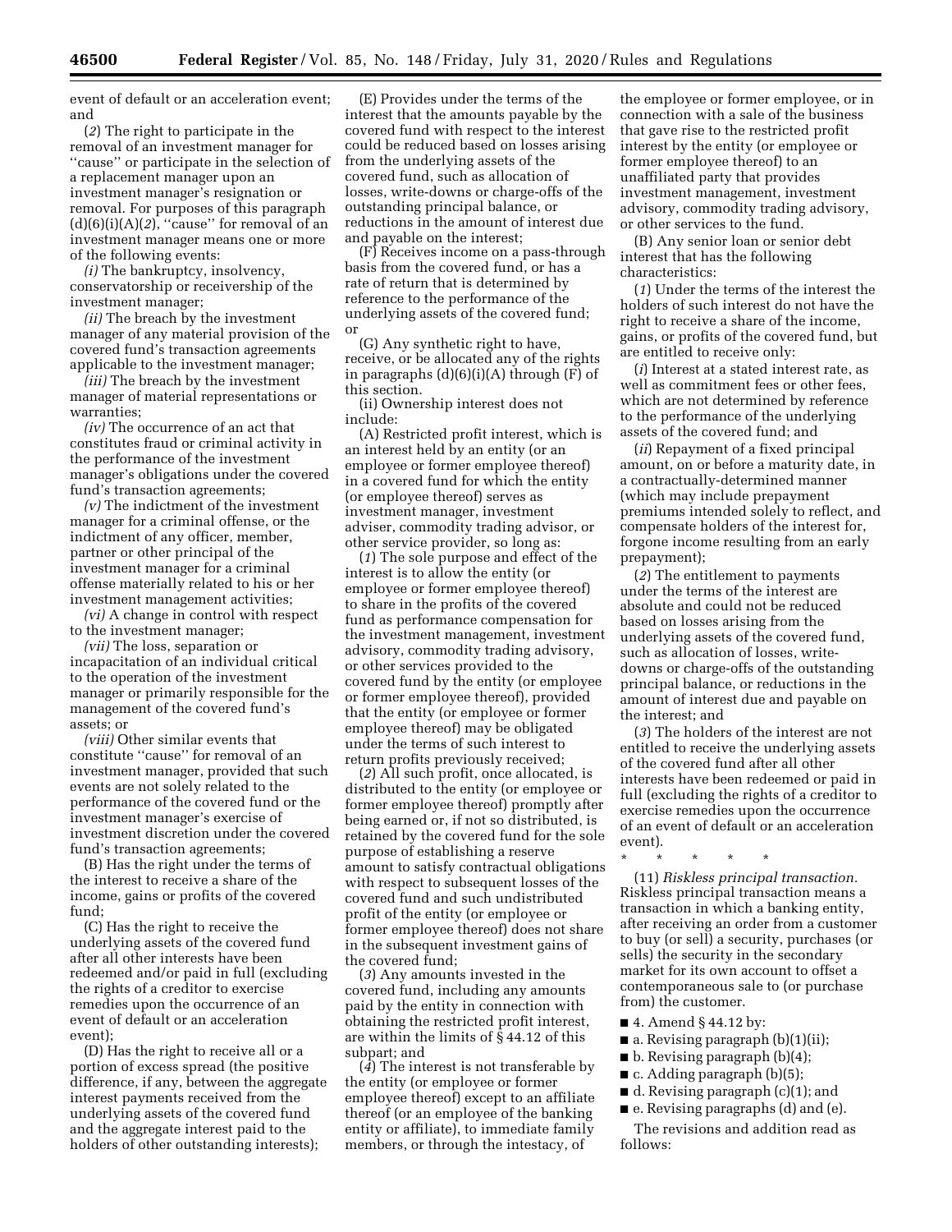event of default or an acceleration event; and

(*2*) The right to participate in the removal of an investment manager for ''cause'' or participate in the selection of a replacement manager upon an investment manager's resignation or removal. For purposes of this paragraph (d)(6)(i)(A)(*2*), ''cause'' for removal of an investment manager means one or more of the following events:

*(i)* The bankruptcy, insolvency, conservatorship or receivership of the investment manager;

*(ii)* The breach by the investment manager of any material provision of the covered fund's transaction agreements applicable to the investment manager;

*(iii)* The breach by the investment manager of material representations or warranties;

*(iv)* The occurrence of an act that constitutes fraud or criminal activity in the performance of the investment manager's obligations under the covered fund's transaction agreements;

*(v)* The indictment of the investment manager for a criminal offense, or the indictment of any officer, member, partner or other principal of the investment manager for a criminal offense materially related to his or her investment management activities;

*(vi)* A change in control with respect to the investment manager;

*(vii)* The loss, separation or incapacitation of an individual critical to the operation of the investment manager or primarily responsible for the management of the covered fund's assets; or

*(viii)* Other similar events that constitute ''cause'' for removal of an investment manager, provided that such events are not solely related to the performance of the covered fund or the investment manager's exercise of investment discretion under the covered fund's transaction agreements;

(B) Has the right under the terms of the interest to receive a share of the income, gains or profits of the covered fund;

(C) Has the right to receive the underlying assets of the covered fund after all other interests have been redeemed and/or paid in full (excluding the rights of a creditor to exercise remedies upon the occurrence of an event of default or an acceleration event);

(D) Has the right to receive all or a portion of excess spread (the positive difference, if any, between the aggregate interest payments received from the underlying assets of the covered fund and the aggregate interest paid to the holders of other outstanding interests);

(E) Provides under the terms of the interest that the amounts payable by the covered fund with respect to the interest could be reduced based on losses arising from the underlying assets of the covered fund, such as allocation of losses, write-downs or charge-offs of the outstanding principal balance, or reductions in the amount of interest due and payable on the interest;

(F) Receives income on a pass-through basis from the covered fund, or has a rate of return that is determined by reference to the performance of the underlying assets of the covered fund; or

(G) Any synthetic right to have, receive, or be allocated any of the rights in paragraphs (d)(6)(i)(A) through (F) of this section.

(ii) Ownership interest does not include:

(A) Restricted profit interest, which is an interest held by an entity (or an employee or former employee thereof) in a covered fund for which the entity (or employee thereof) serves as investment manager, investment adviser, commodity trading advisor, or other service provider, so long as:

(*1*) The sole purpose and effect of the interest is to allow the entity (or employee or former employee thereof) to share in the profits of the covered fund as performance compensation for the investment management, investment advisory, commodity trading advisory, or other services provided to the covered fund by the entity (or employee or former employee thereof), provided that the entity (or employee or former employee thereof) may be obligated under the terms of such interest to return profits previously received;

(*2*) All such profit, once allocated, is distributed to the entity (or employee or former employee thereof) promptly after being earned or, if not so distributed, is retained by the covered fund for the sole purpose of establishing a reserve amount to satisfy contractual obligations with respect to subsequent losses of the covered fund and such undistributed profit of the entity (or employee or former employee thereof) does not share in the subsequent investment gains of the covered fund;

(*3*) Any amounts invested in the covered fund, including any amounts paid by the entity in connection with obtaining the restricted profit interest, are within the limits of § 44.12 of this subpart; and

(*4*) The interest is not transferable by the entity (or employee or former employee thereof) except to an affiliate thereof (or an employee of the banking entity or affiliate), to immediate family members, or through the intestacy, of the employee or former employee, or in connection with a sale of the business that gave rise to the restricted profit interest by the entity (or employee or former employee thereof) to an unaffiliated party that provides investment management, investment advisory, commodity trading advisory, or other services to the fund.

(B) Any senior loan or senior debt interest that has the following characteristics:

(*1*) Under the terms of the interest the holders of such interest do not have the right to receive a share of the income, gains, or profits of the covered fund, but are entitled to receive only:

(*i*) Interest at a stated interest rate, as well as commitment fees or other fees, which are not determined by reference to the performance of the underlying assets of the covered fund; and

(*ii*) Repayment of a fixed principal amount, on or before a maturity date, in a contractually-determined manner (which may include prepayment premiums intended solely to reflect, and compensate holders of the interest for, forgone income resulting from an early prepayment);

(*2*) The entitlement to payments under the terms of the interest are absolute and could not be reduced based on losses arising from the underlying assets of the covered fund, such as allocation of losses, write-downs or charge-offs of the outstanding principal balance, or reductions in the amount of interest due and payable on the interest; and

(*3*) The holders of the interest are not entitled to receive the underlying assets of the covered fund after all other interests have been redeemed or paid in full (excluding the rights of a creditor to exercise remedies upon the occurrence of an event of default or an acceleration event).

\* \* \* \* \*

(11) *Riskless principal transaction.* Riskless principal transaction means a transaction in which a banking entity, after receiving an order from a customer to buy (or sell) a security, purchases (or sells) the security in the secondary market for its own account to offset a contemporaneous sale to (or purchase from) the customer.

■ 4. Amend § 44.12 by:

■ a. Revising paragraph (b)(1)(ii);

■ b. Revising paragraph (b)(4);

■ c. Adding paragraph (b)(5);

■ d. Revising paragraph (c)(1); and

■ e. Revising paragraphs (d) and (e).

The revisions and addition read as follows: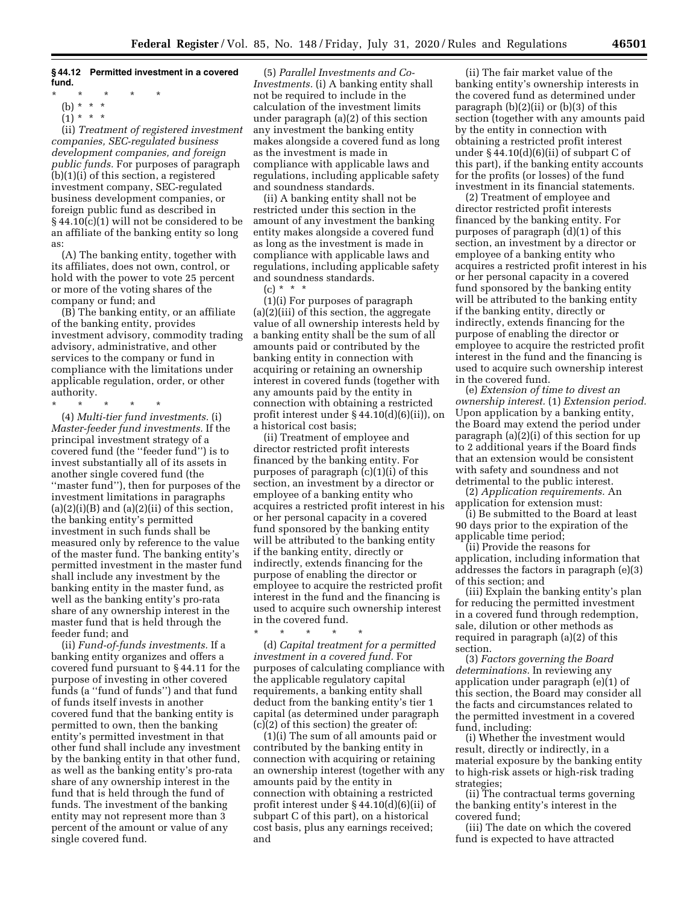**§ 44.12 Permitted investment in a covered fund.**

\* \* \* \* \*

(b) \* \* \*

(1) \* \* \*

(ii) *Treatment of registered investment companies, SEC-regulated business development companies, and foreign public funds.* For purposes of paragraph (b)(1)(i) of this section, a registered investment company, SEC-regulated business development companies, or foreign public fund as described in § 44.10(c)(1) will not be considered to be an affiliate of the banking entity so long as:

(A) The banking entity, together with its affiliates, does not own, control, or hold with the power to vote 25 percent or more of the voting shares of the company or fund; and

(B) The banking entity, or an affiliate of the banking entity, provides investment advisory, commodity trading advisory, administrative, and other services to the company or fund in compliance with the limitations under applicable regulation, order, or other authority.

\* \* \* \* \*

(4) *Multi-tier fund investments.* (i) *Master-feeder fund investments.* If the principal investment strategy of a covered fund (the ''feeder fund'') is to invest substantially all of its assets in another single covered fund (the ''master fund''), then for purposes of the investment limitations in paragraphs (a)(2)(i)(B) and (a)(2)(ii) of this section, the banking entity's permitted investment in such funds shall be measured only by reference to the value of the master fund. The banking entity's permitted investment in the master fund shall include any investment by the banking entity in the master fund, as well as the banking entity's pro-rata share of any ownership interest in the master fund that is held through the feeder fund; and

(ii) *Fund-of-funds investments.* If a banking entity organizes and offers a covered fund pursuant to § 44.11 for the purpose of investing in other covered funds (a ''fund of funds'') and that fund of funds itself invests in another covered fund that the banking entity is permitted to own, then the banking entity's permitted investment in that other fund shall include any investment by the banking entity in that other fund, as well as the banking entity's pro-rata share of any ownership interest in the fund that is held through the fund of funds. The investment of the banking entity may not represent more than 3 percent of the amount or value of any single covered fund.

(5) *Parallel Investments and Co-Investments.* (i) A banking entity shall not be required to include in the calculation of the investment limits under paragraph (a)(2) of this section any investment the banking entity makes alongside a covered fund as long as the investment is made in compliance with applicable laws and regulations, including applicable safety and soundness standards.

(ii) A banking entity shall not be restricted under this section in the amount of any investment the banking entity makes alongside a covered fund as long as the investment is made in compliance with applicable laws and regulations, including applicable safety and soundness standards.

(c) \* \* \*

(1)(i) For purposes of paragraph (a)(2)(iii) of this section, the aggregate value of all ownership interests held by a banking entity shall be the sum of all amounts paid or contributed by the banking entity in connection with acquiring or retaining an ownership interest in covered funds (together with any amounts paid by the entity in connection with obtaining a restricted profit interest under § 44.10(d)(6)(ii)), on a historical cost basis;

(ii) Treatment of employee and director restricted profit interests financed by the banking entity. For purposes of paragraph (c)(1)(i) of this section, an investment by a director or employee of a banking entity who acquires a restricted profit interest in his or her personal capacity in a covered fund sponsored by the banking entity will be attributed to the banking entity if the banking entity, directly or indirectly, extends financing for the purpose of enabling the director or employee to acquire the restricted profit interest in the fund and the financing is used to acquire such ownership interest in the covered fund.

\* \* \* \* \*

(d) *Capital treatment for a permitted investment in a covered fund.* For purposes of calculating compliance with the applicable regulatory capital requirements, a banking entity shall deduct from the banking entity's tier 1 capital (as determined under paragraph (c)(2) of this section) the greater of:

(1)(i) The sum of all amounts paid or contributed by the banking entity in connection with acquiring or retaining an ownership interest (together with any amounts paid by the entity in connection with obtaining a restricted profit interest under § 44.10(d)(6)(ii) of subpart C of this part), on a historical cost basis, plus any earnings received; and

(ii) The fair market value of the banking entity's ownership interests in the covered fund as determined under paragraph (b)(2)(ii) or (b)(3) of this section (together with any amounts paid by the entity in connection with obtaining a restricted profit interest under § 44.10(d)(6)(ii) of subpart C of this part), if the banking entity accounts for the profits (or losses) of the fund investment in its financial statements.

(2) Treatment of employee and director restricted profit interests financed by the banking entity. For purposes of paragraph (d)(1) of this section, an investment by a director or employee of a banking entity who acquires a restricted profit interest in his or her personal capacity in a covered fund sponsored by the banking entity will be attributed to the banking entity if the banking entity, directly or indirectly, extends financing for the purpose of enabling the director or employee to acquire the restricted profit interest in the fund and the financing is used to acquire such ownership interest in the covered fund.

(e) *Extension of time to divest an ownership interest.* (1) *Extension period.* Upon application by a banking entity, the Board may extend the period under paragraph (a)(2)(i) of this section for up to 2 additional years if the Board finds that an extension would be consistent with safety and soundness and not detrimental to the public interest.

(2) *Application requirements.* An application for extension must:

(i) Be submitted to the Board at least 90 days prior to the expiration of the applicable time period;

(ii) Provide the reasons for application, including information that addresses the factors in paragraph (e)(3) of this section; and

(iii) Explain the banking entity's plan for reducing the permitted investment in a covered fund through redemption, sale, dilution or other methods as required in paragraph (a)(2) of this section.

(3) *Factors governing the Board determinations.* In reviewing any application under paragraph (e)(1) of this section, the Board may consider all the facts and circumstances related to the permitted investment in a covered fund, including:

(i) Whether the investment would result, directly or indirectly, in a material exposure by the banking entity to high-risk assets or high-risk trading strategies;

(ii) The contractual terms governing the banking entity's interest in the covered fund;

(iii) The date on which the covered fund is expected to have attracted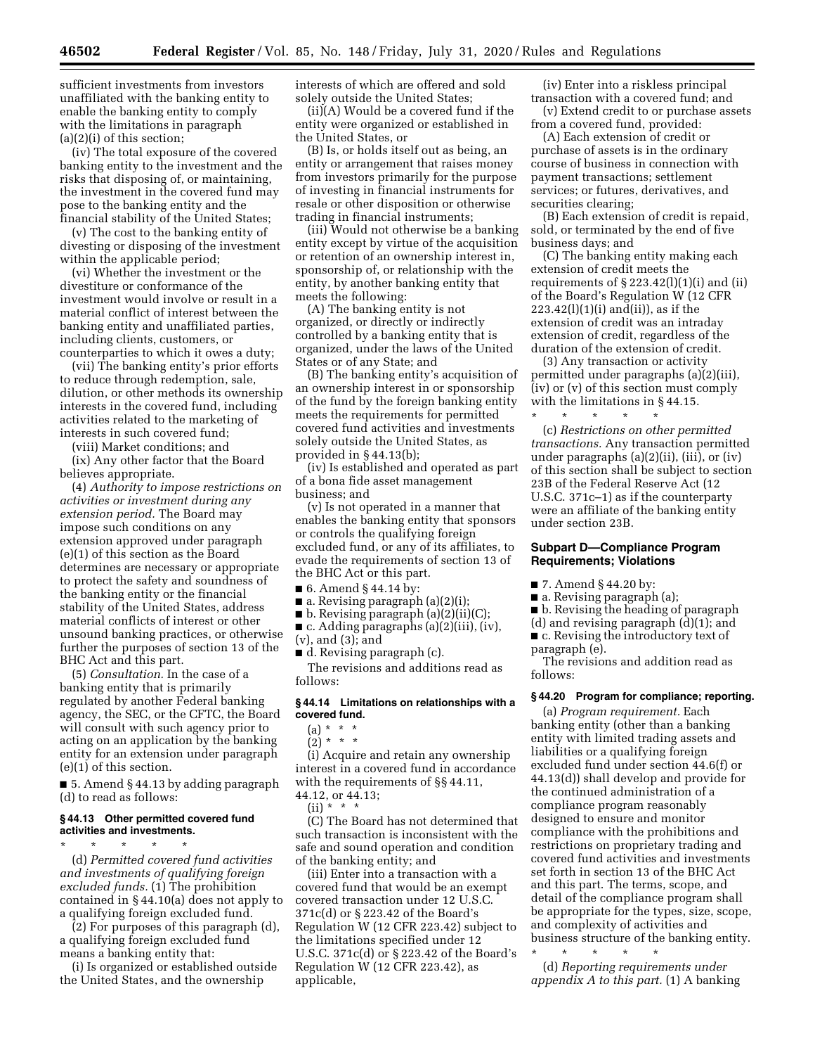sufficient investments from investors unaffiliated with the banking entity to enable the banking entity to comply with the limitations in paragraph (a)(2)(i) of this section;

(iv) The total exposure of the covered banking entity to the investment and the risks that disposing of, or maintaining, the investment in the covered fund may pose to the banking entity and the financial stability of the United States;

(v) The cost to the banking entity of divesting or disposing of the investment within the applicable period;

(vi) Whether the investment or the divestiture or conformance of the investment would involve or result in a material conflict of interest between the banking entity and unaffiliated parties, including clients, customers, or counterparties to which it owes a duty;

(vii) The banking entity's prior efforts to reduce through redemption, sale, dilution, or other methods its ownership interests in the covered fund, including activities related to the marketing of interests in such covered fund;

(viii) Market conditions; and

(ix) Any other factor that the Board believes appropriate.

(4) *Authority to impose restrictions on activities or investment during any extension period.* The Board may impose such conditions on any extension approved under paragraph (e)(1) of this section as the Board determines are necessary or appropriate to protect the safety and soundness of the banking entity or the financial stability of the United States, address material conflicts of interest or other unsound banking practices, or otherwise further the purposes of section 13 of the BHC Act and this part.

(5) *Consultation.* In the case of a banking entity that is primarily regulated by another Federal banking agency, the SEC, or the CFTC, the Board will consult with such agency prior to acting on an application by the banking entity for an extension under paragraph (e)(1) of this section.

■ 5. Amend § 44.13 by adding paragraph (d) to read as follows:

**§ 44.13 Other permitted covered fund activities and investments.**

\* \* \* \* \*

(d) *Permitted covered fund activities and investments of qualifying foreign excluded funds.* (1) The prohibition contained in § 44.10(a) does not apply to a qualifying foreign excluded fund.

(2) For purposes of this paragraph (d), a qualifying foreign excluded fund means a banking entity that:

(i) Is organized or established outside the United States, and the ownership interests of which are offered and sold solely outside the United States;

(ii)(A) Would be a covered fund if the entity were organized or established in the United States, or

(B) Is, or holds itself out as being, an entity or arrangement that raises money from investors primarily for the purpose of investing in financial instruments for resale or other disposition or otherwise trading in financial instruments;

(iii) Would not otherwise be a banking entity except by virtue of the acquisition or retention of an ownership interest in, sponsorship of, or relationship with the entity, by another banking entity that meets the following:

(A) The banking entity is not organized, or directly or indirectly controlled by a banking entity that is organized, under the laws of the United States or of any State; and

(B) The banking entity's acquisition of an ownership interest in or sponsorship of the fund by the foreign banking entity meets the requirements for permitted covered fund activities and investments solely outside the United States, as provided in § 44.13(b);

(iv) Is established and operated as part of a bona fide asset management business; and

(v) Is not operated in a manner that enables the banking entity that sponsors or controls the qualifying foreign excluded fund, or any of its affiliates, to evade the requirements of section 13 of the BHC Act or this part.

■ 6. Amend § 44.14 by:

■ a. Revising paragraph (a)(2)(i);

■ b. Revising paragraph (a)(2)(ii)(C);

■ c. Adding paragraphs (a)(2)(iii), (iv), (v), and (3); and

■ d. Revising paragraph (c).

The revisions and additions read as follows:

**§ 44.14 Limitations on relationships with a covered fund.**

(a) \* \* \*

(2) \* \* \*

(i) Acquire and retain any ownership interest in a covered fund in accordance with the requirements of §§ 44.11, 44.12, or 44.13;

(ii) \* \* \*

(C) The Board has not determined that such transaction is inconsistent with the safe and sound operation and condition of the banking entity; and

(iii) Enter into a transaction with a covered fund that would be an exempt covered transaction under 12 U.S.C. 371c(d) or § 223.42 of the Board's Regulation W (12 CFR 223.42) subject to the limitations specified under 12 U.S.C. 371c(d) or § 223.42 of the Board's Regulation W (12 CFR 223.42), as applicable,

(iv) Enter into a riskless principal transaction with a covered fund; and

(v) Extend credit to or purchase assets from a covered fund, provided:

(A) Each extension of credit or purchase of assets is in the ordinary course of business in connection with payment transactions; settlement services; or futures, derivatives, and securities clearing;

(B) Each extension of credit is repaid, sold, or terminated by the end of five business days; and

(C) The banking entity making each extension of credit meets the requirements of § 223.42(l)(1)(i) and (ii) of the Board's Regulation W (12 CFR 223.42(l)(1)(i) and(ii)), as if the extension of credit was an intraday extension of credit, regardless of the duration of the extension of credit.

(3) Any transaction or activity permitted under paragraphs (a)(2)(iii), (iv) or (v) of this section must comply with the limitations in § 44.15.

\* \* \* \* \*

(c) *Restrictions on other permitted transactions.* Any transaction permitted under paragraphs (a)(2)(ii), (iii), or (iv) of this section shall be subject to section 23B of the Federal Reserve Act (12 U.S.C. 371c–1) as if the counterparty were an affiliate of the banking entity under section 23B.

## Subpart D—Compliance Program Requirements; Violations

■ 7. Amend § 44.20 by:

■ a. Revising paragraph (a);

■ b. Revising the heading of paragraph (d) and revising paragraph (d)(1); and

■ c. Revising the introductory text of paragraph (e).

The revisions and addition read as follows:

**§ 44.20 Program for compliance; reporting.**

(a) *Program requirement.* Each banking entity (other than a banking entity with limited trading assets and liabilities or a qualifying foreign excluded fund under section 44.6(f) or 44.13(d)) shall develop and provide for the continued administration of a compliance program reasonably designed to ensure and monitor compliance with the prohibitions and restrictions on proprietary trading and covered fund activities and investments set forth in section 13 of the BHC Act and this part. The terms, scope, and detail of the compliance program shall be appropriate for the types, size, scope, and complexity of activities and business structure of the banking entity.

\* \* \* \* \*

(d) *Reporting requirements under appendix A to this part.* (1) A banking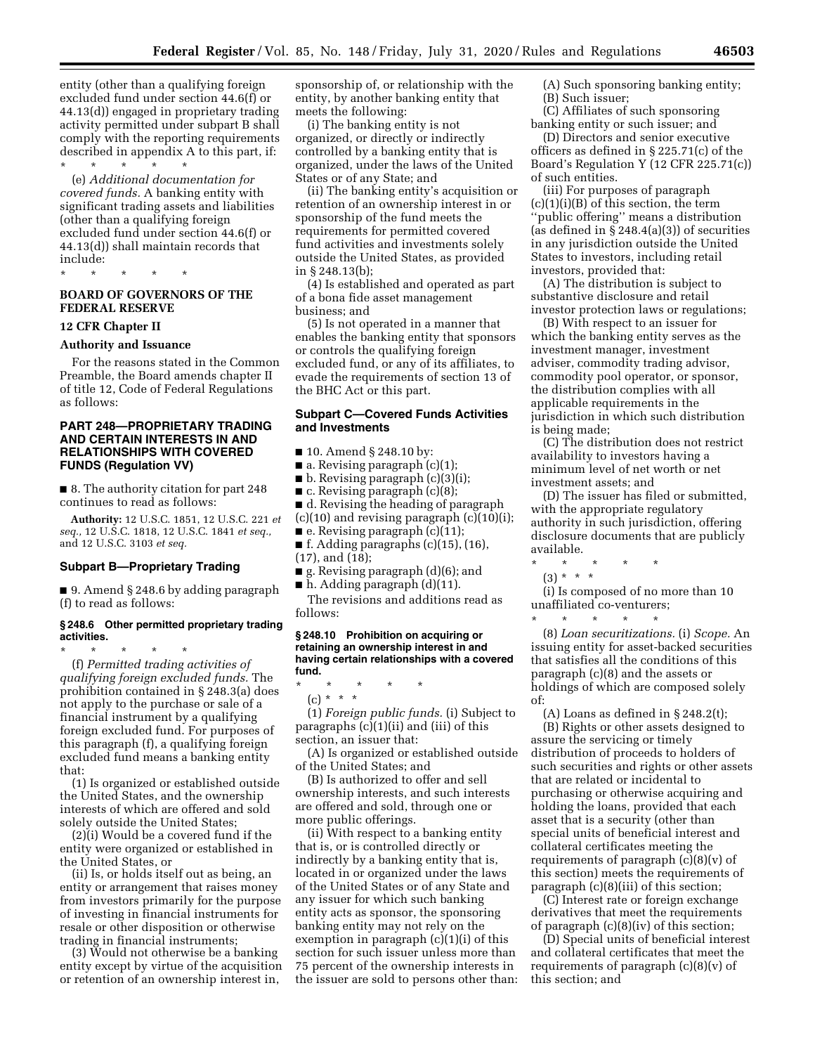entity (other than a qualifying foreign excluded fund under section 44.6(f) or 44.13(d)) engaged in proprietary trading activity permitted under subpart B shall comply with the reporting requirements described in appendix A to this part, if:

\* \* \* \* \*

(e) *Additional documentation for covered funds.* A banking entity with significant trading assets and liabilities (other than a qualifying foreign excluded fund under section 44.6(f) or 44.13(d)) shall maintain records that include:

\* \* \* \* \*

## BOARD OF GOVERNORS OF THE FEDERAL RESERVE

### 12 CFR Chapter II

### Authority and Issuance

For the reasons stated in the Common Preamble, the Board amends chapter II of title 12, Code of Federal Regulations as follows:

## PART 248—PROPRIETARY TRADING AND CERTAIN INTERESTS IN AND RELATIONSHIPS WITH COVERED FUNDS (Regulation VV)

■ 8. The authority citation for part 248 continues to read as follows:

**Authority:** 12 U.S.C. 1851, 12 U.S.C. 221 *et seq.,* 12 U.S.C. 1818, 12 U.S.C. 1841 *et seq.,* and 12 U.S.C. 3103 *et seq.*

### Subpart B—Proprietary Trading

■ 9. Amend § 248.6 by adding paragraph (f) to read as follows:

#### § 248.6 Other permitted proprietary trading activities.

\* \* \* \* \*

(f) *Permitted trading activities of qualifying foreign excluded funds.* The prohibition contained in § 248.3(a) does not apply to the purchase or sale of a financial instrument by a qualifying foreign excluded fund. For purposes of this paragraph (f), a qualifying foreign excluded fund means a banking entity that:

(1) Is organized or established outside the United States, and the ownership interests of which are offered and sold solely outside the United States;

(2)(i) Would be a covered fund if the entity were organized or established in the United States, or

(ii) Is, or holds itself out as being, an entity or arrangement that raises money from investors primarily for the purpose of investing in financial instruments for resale or other disposition or otherwise trading in financial instruments;

(3) Would not otherwise be a banking entity except by virtue of the acquisition or retention of an ownership interest in, sponsorship of, or relationship with the entity, by another banking entity that meets the following:

(i) The banking entity is not organized, or directly or indirectly controlled by a banking entity that is organized, under the laws of the United States or of any State; and

(ii) The banking entity's acquisition or retention of an ownership interest in or sponsorship of the fund meets the requirements for permitted covered fund activities and investments solely outside the United States, as provided in § 248.13(b);

(4) Is established and operated as part of a bona fide asset management business; and

(5) Is not operated in a manner that enables the banking entity that sponsors or controls the qualifying foreign excluded fund, or any of its affiliates, to evade the requirements of section 13 of the BHC Act or this part.

### Subpart C—Covered Funds Activities and Investments

■ 10. Amend § 248.10 by:

■ a. Revising paragraph (c)(1);

■ b. Revising paragraph (c)(3)(i);

■ c. Revising paragraph (c)(8);

■ d. Revising the heading of paragraph (c)(10) and revising paragraph (c)(10)(i);

■ e. Revising paragraph (c)(11);

■ f. Adding paragraphs (c)(15), (16), (17), and (18);

■ g. Revising paragraph (d)(6); and

■ h. Adding paragraph (d)(11).

The revisions and additions read as follows:

#### § 248.10 Prohibition on acquiring or retaining an ownership interest in and having certain relationships with a covered fund.

\* \* \* \* \*

(c) \* \* \*

(1) *Foreign public funds.* (i) Subject to paragraphs (c)(1)(ii) and (iii) of this section, an issuer that:

(A) Is organized or established outside of the United States; and

(B) Is authorized to offer and sell ownership interests, and such interests are offered and sold, through one or more public offerings.

(ii) With respect to a banking entity that is, or is controlled directly or indirectly by a banking entity that is, located in or organized under the laws of the United States or of any State and any issuer for which such banking entity acts as sponsor, the sponsoring banking entity may not rely on the exemption in paragraph (c)(1)(i) of this section for such issuer unless more than 75 percent of the ownership interests in the issuer are sold to persons other than:

(A) Such sponsoring banking entity;

(B) Such issuer;

(C) Affiliates of such sponsoring banking entity or such issuer; and

(D) Directors and senior executive officers as defined in § 225.71(c) of the Board's Regulation Y (12 CFR 225.71(c)) of such entities.

(iii) For purposes of paragraph (c)(1)(i)(B) of this section, the term ''public offering'' means a distribution (as defined in § 248.4(a)(3)) of securities in any jurisdiction outside the United States to investors, including retail investors, provided that:

(A) The distribution is subject to substantive disclosure and retail investor protection laws or regulations;

(B) With respect to an issuer for which the banking entity serves as the investment manager, investment adviser, commodity trading advisor, commodity pool operator, or sponsor, the distribution complies with all applicable requirements in the jurisdiction in which such distribution is being made;

(C) The distribution does not restrict availability to investors having a minimum level of net worth or net investment assets; and

(D) The issuer has filed or submitted, with the appropriate regulatory authority in such jurisdiction, offering disclosure documents that are publicly available.

\* \* \* \* \*

(3) \* \* \*

(i) Is composed of no more than 10 unaffiliated co-venturers;

\* \* \* \* \*

(8) *Loan securitizations.* (i) *Scope.* An issuing entity for asset-backed securities that satisfies all the conditions of this paragraph (c)(8) and the assets or holdings of which are composed solely of:

(A) Loans as defined in § 248.2(t);

(B) Rights or other assets designed to assure the servicing or timely distribution of proceeds to holders of such securities and rights or other assets that are related or incidental to purchasing or otherwise acquiring and holding the loans, provided that each asset that is a security (other than special units of beneficial interest and collateral certificates meeting the requirements of paragraph (c)(8)(v) of this section) meets the requirements of paragraph (c)(8)(iii) of this section;

(C) Interest rate or foreign exchange derivatives that meet the requirements of paragraph (c)(8)(iv) of this section;

(D) Special units of beneficial interest and collateral certificates that meet the requirements of paragraph (c)(8)(v) of this section; and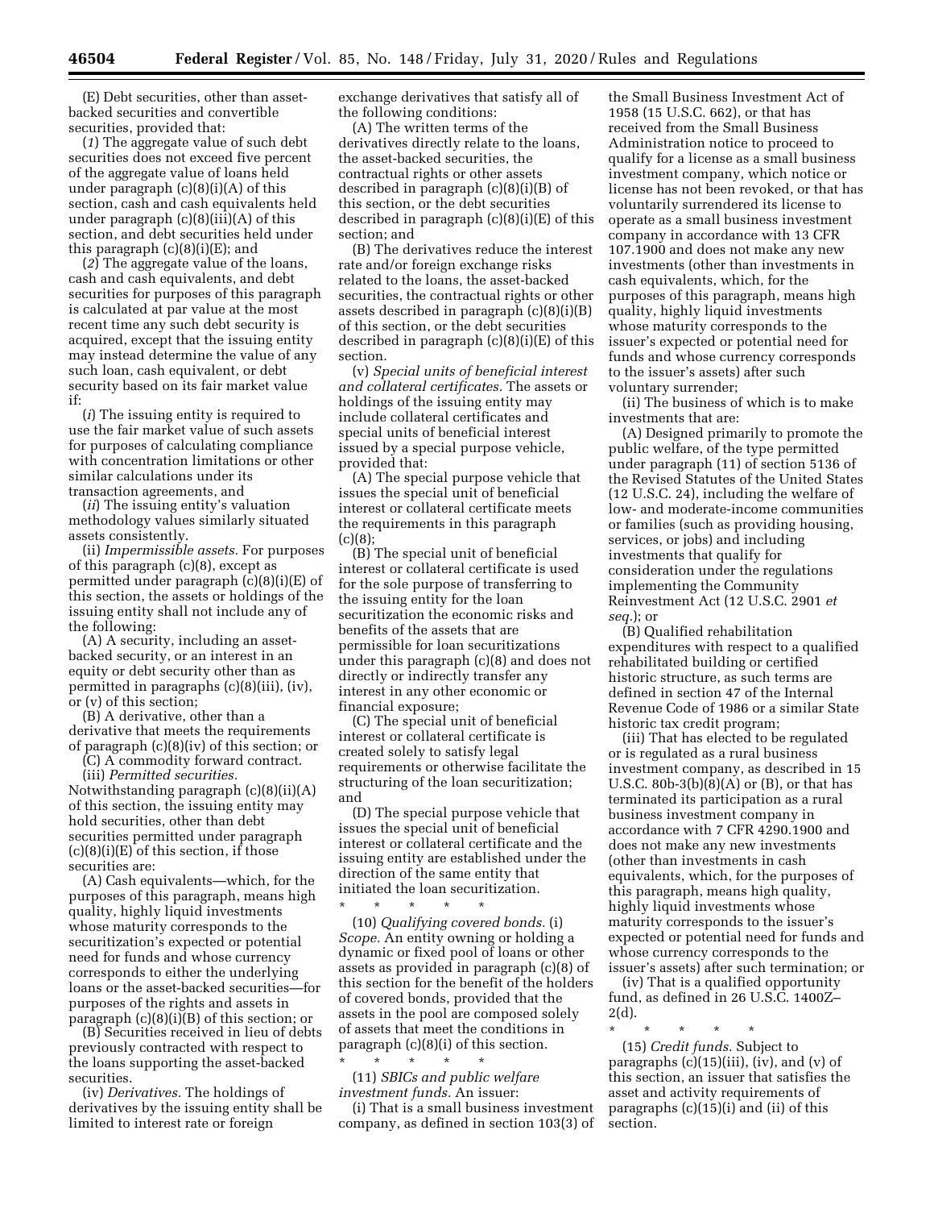(E) Debt securities, other than asset-backed securities and convertible securities, provided that:

(*1*) The aggregate value of such debt securities does not exceed five percent of the aggregate value of loans held under paragraph (c)(8)(i)(A) of this section, cash and cash equivalents held under paragraph (c)(8)(iii)(A) of this section, and debt securities held under this paragraph (c)(8)(i)(E); and

(*2*) The aggregate value of the loans, cash and cash equivalents, and debt securities for purposes of this paragraph is calculated at par value at the most recent time any such debt security is acquired, except that the issuing entity may instead determine the value of any such loan, cash equivalent, or debt security based on its fair market value if:

(*i*) The issuing entity is required to use the fair market value of such assets for purposes of calculating compliance with concentration limitations or other similar calculations under its transaction agreements, and

(*ii*) The issuing entity's valuation methodology values similarly situated assets consistently.

(ii) *Impermissible assets.* For purposes of this paragraph (c)(8), except as permitted under paragraph (c)(8)(i)(E) of this section, the assets or holdings of the issuing entity shall not include any of the following:

(A) A security, including an asset-backed security, or an interest in an equity or debt security other than as permitted in paragraphs (c)(8)(iii), (iv), or (v) of this section;

(B) A derivative, other than a derivative that meets the requirements of paragraph (c)(8)(iv) of this section; or

(C) A commodity forward contract.

(iii) *Permitted securities.* Notwithstanding paragraph (c)(8)(ii)(A) of this section, the issuing entity may hold securities, other than debt securities permitted under paragraph (c)(8)(i)(E) of this section, if those securities are:

(A) Cash equivalents—which, for the purposes of this paragraph, means high quality, highly liquid investments whose maturity corresponds to the securitization's expected or potential need for funds and whose currency corresponds to either the underlying loans or the asset-backed securities—for purposes of the rights and assets in paragraph (c)(8)(i)(B) of this section; or

(B) Securities received in lieu of debts previously contracted with respect to the loans supporting the asset-backed securities.

(iv) *Derivatives.* The holdings of derivatives by the issuing entity shall be limited to interest rate or foreign exchange derivatives that satisfy all of the following conditions:

(A) The written terms of the derivatives directly relate to the loans, the asset-backed securities, the contractual rights or other assets described in paragraph (c)(8)(i)(B) of this section, or the debt securities described in paragraph (c)(8)(i)(E) of this section; and

(B) The derivatives reduce the interest rate and/or foreign exchange risks related to the loans, the asset-backed securities, the contractual rights or other assets described in paragraph (c)(8)(i)(B) of this section, or the debt securities described in paragraph (c)(8)(i)(E) of this section.

(v) *Special units of beneficial interest and collateral certificates.* The assets or holdings of the issuing entity may include collateral certificates and special units of beneficial interest issued by a special purpose vehicle, provided that:

(A) The special purpose vehicle that issues the special unit of beneficial interest or collateral certificate meets the requirements in this paragraph (c)(8);

(B) The special unit of beneficial interest or collateral certificate is used for the sole purpose of transferring to the issuing entity for the loan securitization the economic risks and benefits of the assets that are permissible for loan securitizations under this paragraph (c)(8) and does not directly or indirectly transfer any interest in any other economic or financial exposure;

(C) The special unit of beneficial interest or collateral certificate is created solely to satisfy legal requirements or otherwise facilitate the structuring of the loan securitization; and

(D) The special purpose vehicle that issues the special unit of beneficial interest or collateral certificate and the issuing entity are established under the direction of the same entity that initiated the loan securitization.

\* \* \* \* \*

(10) *Qualifying covered bonds.* (i) *Scope.* An entity owning or holding a dynamic or fixed pool of loans or other assets as provided in paragraph (c)(8) of this section for the benefit of the holders of covered bonds, provided that the assets in the pool are composed solely of assets that meet the conditions in paragraph (c)(8)(i) of this section.

\* \* \* \* \*

(11) *SBICs and public welfare investment funds.* An issuer:

(i) That is a small business investment company, as defined in section 103(3) of the Small Business Investment Act of 1958 (15 U.S.C. 662), or that has received from the Small Business Administration notice to proceed to qualify for a license as a small business investment company, which notice or license has not been revoked, or that has voluntarily surrendered its license to operate as a small business investment company in accordance with 13 CFR 107.1900 and does not make any new investments (other than investments in cash equivalents, which, for the purposes of this paragraph, means high quality, highly liquid investments whose maturity corresponds to the issuer's expected or potential need for funds and whose currency corresponds to the issuer's assets) after such voluntary surrender;

(ii) The business of which is to make investments that are:

(A) Designed primarily to promote the public welfare, of the type permitted under paragraph (11) of section 5136 of the Revised Statutes of the United States (12 U.S.C. 24), including the welfare of low- and moderate-income communities or families (such as providing housing, services, or jobs) and including investments that qualify for consideration under the regulations implementing the Community Reinvestment Act (12 U.S.C. 2901 *et seq.*); or

(B) Qualified rehabilitation expenditures with respect to a qualified rehabilitated building or certified historic structure, as such terms are defined in section 47 of the Internal Revenue Code of 1986 or a similar State historic tax credit program;

(iii) That has elected to be regulated or is regulated as a rural business investment company, as described in 15 U.S.C. 80b-3(b)(8)(A) or (B), or that has terminated its participation as a rural business investment company in accordance with 7 CFR 4290.1900 and does not make any new investments (other than investments in cash equivalents, which, for the purposes of this paragraph, means high quality, highly liquid investments whose maturity corresponds to the issuer's expected or potential need for funds and whose currency corresponds to the issuer's assets) after such termination; or

(iv) That is a qualified opportunity fund, as defined in 26 U.S.C. 1400Z–2(d).

\* \* \* \* \*

(15) *Credit funds.* Subject to paragraphs (c)(15)(iii), (iv), and (v) of this section, an issuer that satisfies the asset and activity requirements of paragraphs (c)(15)(i) and (ii) of this section.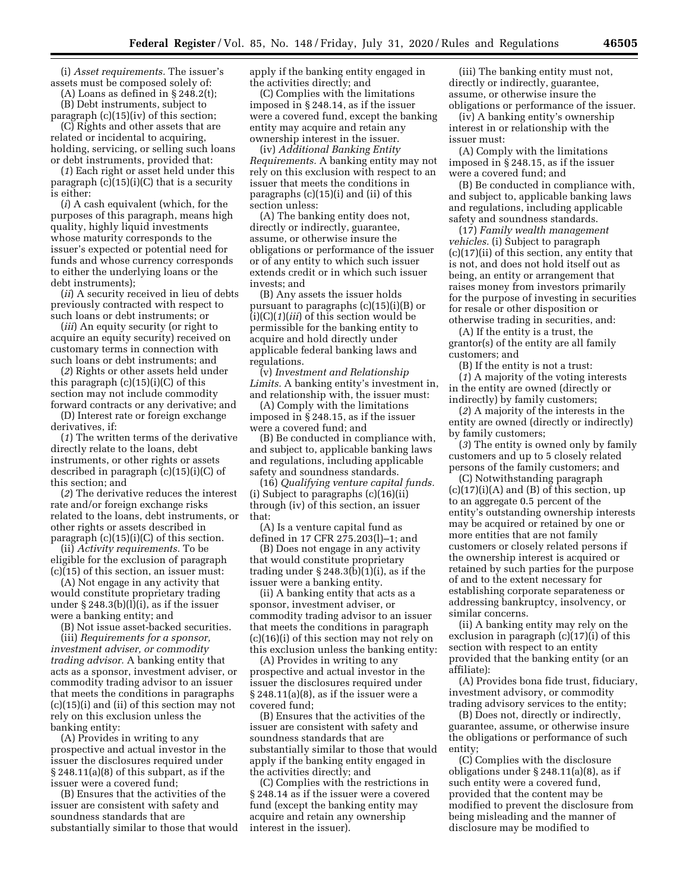(i) *Asset requirements.* The issuer's assets must be composed solely of:

(A) Loans as defined in § 248.2(t);

(B) Debt instruments, subject to paragraph (c)(15)(iv) of this section;

(C) Rights and other assets that are related or incidental to acquiring, holding, servicing, or selling such loans or debt instruments, provided that:

(*1*) Each right or asset held under this paragraph (c)(15)(i)(C) that is a security is either:

(*i*) A cash equivalent (which, for the purposes of this paragraph, means high quality, highly liquid investments whose maturity corresponds to the issuer's expected or potential need for funds and whose currency corresponds to either the underlying loans or the debt instruments);

(*ii*) A security received in lieu of debts previously contracted with respect to such loans or debt instruments; or

(*iii*) An equity security (or right to acquire an equity security) received on customary terms in connection with such loans or debt instruments; and

(*2*) Rights or other assets held under this paragraph (c)(15)(i)(C) of this section may not include commodity forward contracts or any derivative; and

(D) Interest rate or foreign exchange derivatives, if:

(*1*) The written terms of the derivative directly relate to the loans, debt instruments, or other rights or assets described in paragraph (c)(15)(i)(C) of this section; and

(*2*) The derivative reduces the interest rate and/or foreign exchange risks related to the loans, debt instruments, or other rights or assets described in paragraph (c)(15)(i)(C) of this section.

(ii) *Activity requirements.* To be eligible for the exclusion of paragraph (c)(15) of this section, an issuer must:

(A) Not engage in any activity that would constitute proprietary trading under § 248.3(b)(l)(i), as if the issuer were a banking entity; and

(B) Not issue asset-backed securities.

(iii) *Requirements for a sponsor, investment adviser, or commodity trading advisor.* A banking entity that acts as a sponsor, investment adviser, or commodity trading advisor to an issuer that meets the conditions in paragraphs (c)(15)(i) and (ii) of this section may not rely on this exclusion unless the banking entity:

(A) Provides in writing to any prospective and actual investor in the issuer the disclosures required under § 248.11(a)(8) of this subpart, as if the issuer were a covered fund;

(B) Ensures that the activities of the issuer are consistent with safety and soundness standards that are substantially similar to those that would apply if the banking entity engaged in the activities directly; and

(C) Complies with the limitations imposed in § 248.14, as if the issuer were a covered fund, except the banking entity may acquire and retain any ownership interest in the issuer.

(iv) *Additional Banking Entity Requirements.* A banking entity may not rely on this exclusion with respect to an issuer that meets the conditions in paragraphs (c)(15)(i) and (ii) of this section unless:

(A) The banking entity does not, directly or indirectly, guarantee, assume, or otherwise insure the obligations or performance of the issuer or of any entity to which such issuer extends credit or in which such issuer invests; and

(B) Any assets the issuer holds pursuant to paragraphs (c)(15)(i)(B) or (i)(C)(*1*)(*iii*) of this section would be permissible for the banking entity to acquire and hold directly under applicable federal banking laws and regulations.

(v) *Investment and Relationship Limits.* A banking entity's investment in, and relationship with, the issuer must:

(A) Comply with the limitations imposed in § 248.15, as if the issuer were a covered fund; and

(B) Be conducted in compliance with, and subject to, applicable banking laws and regulations, including applicable safety and soundness standards.

(16) *Qualifying venture capital funds.* (i) Subject to paragraphs (c)(16)(ii) through (iv) of this section, an issuer that:

(A) Is a venture capital fund as defined in 17 CFR 275.203(l)–1; and

(B) Does not engage in any activity that would constitute proprietary trading under § 248.3(b)(1)(i), as if the issuer were a banking entity.

(ii) A banking entity that acts as a sponsor, investment adviser, or commodity trading advisor to an issuer that meets the conditions in paragraph (c)(16)(i) of this section may not rely on this exclusion unless the banking entity:

(A) Provides in writing to any prospective and actual investor in the issuer the disclosures required under § 248.11(a)(8), as if the issuer were a covered fund;

(B) Ensures that the activities of the issuer are consistent with safety and soundness standards that are substantially similar to those that would apply if the banking entity engaged in the activities directly; and

(C) Complies with the restrictions in § 248.14 as if the issuer were a covered fund (except the banking entity may acquire and retain any ownership interest in the issuer).

(iii) The banking entity must not, directly or indirectly, guarantee, assume, or otherwise insure the obligations or performance of the issuer.

(iv) A banking entity's ownership interest in or relationship with the issuer must:

(A) Comply with the limitations imposed in § 248.15, as if the issuer were a covered fund; and

(B) Be conducted in compliance with, and subject to, applicable banking laws and regulations, including applicable safety and soundness standards.

(17) *Family wealth management vehicles.* (i) Subject to paragraph (c)(17)(ii) of this section, any entity that is not, and does not hold itself out as being, an entity or arrangement that raises money from investors primarily for the purpose of investing in securities for resale or other disposition or otherwise trading in securities, and:

(A) If the entity is a trust, the grantor(s) of the entity are all family customers; and

(B) If the entity is not a trust:

(*1*) A majority of the voting interests in the entity are owned (directly or indirectly) by family customers;

(*2*) A majority of the interests in the entity are owned (directly or indirectly) by family customers;

(*3*) The entity is owned only by family customers and up to 5 closely related persons of the family customers; and

(C) Notwithstanding paragraph (c)(17)(i)(A) and (B) of this section, up to an aggregate 0.5 percent of the entity's outstanding ownership interests may be acquired or retained by one or more entities that are not family customers or closely related persons if the ownership interest is acquired or retained by such parties for the purpose of and to the extent necessary for establishing corporate separateness or addressing bankruptcy, insolvency, or similar concerns.

(ii) A banking entity may rely on the exclusion in paragraph (c)(17)(i) of this section with respect to an entity provided that the banking entity (or an affiliate):

(A) Provides bona fide trust, fiduciary, investment advisory, or commodity trading advisory services to the entity;

(B) Does not, directly or indirectly, guarantee, assume, or otherwise insure the obligations or performance of such entity;

(C) Complies with the disclosure obligations under § 248.11(a)(8), as if such entity were a covered fund, provided that the content may be modified to prevent the disclosure from being misleading and the manner of disclosure may be modified to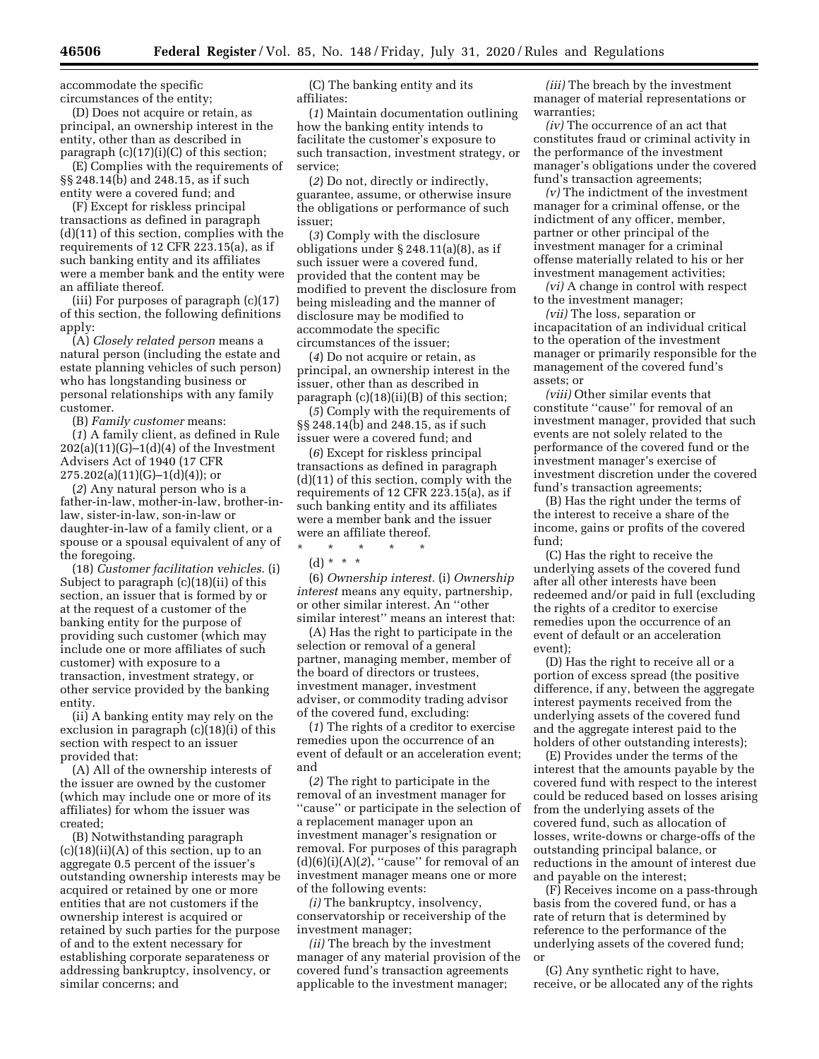accommodate the specific circumstances of the entity;

(D) Does not acquire or retain, as principal, an ownership interest in the entity, other than as described in paragraph (c)(17)(i)(C) of this section;

(E) Complies with the requirements of §§ 248.14(b) and 248.15, as if such entity were a covered fund; and

(F) Except for riskless principal transactions as defined in paragraph (d)(11) of this section, complies with the requirements of 12 CFR 223.15(a), as if such banking entity and its affiliates were a member bank and the entity were an affiliate thereof.

(iii) For purposes of paragraph (c)(17) of this section, the following definitions apply:

(A) *Closely related person* means a natural person (including the estate and estate planning vehicles of such person) who has longstanding business or personal relationships with any family customer.

(B) *Family customer* means:

(*1*) A family client, as defined in Rule 202(a)(11)(G)–1(d)(4) of the Investment Advisers Act of 1940 (17 CFR 275.202(a)(11)(G)–1(d)(4)); or

(*2*) Any natural person who is a father-in-law, mother-in-law, brother-in-law, sister-in-law, son-in-law or daughter-in-law of a family client, or a spouse or a spousal equivalent of any of the foregoing.

(18) *Customer facilitation vehicles.* (i) Subject to paragraph (c)(18)(ii) of this section, an issuer that is formed by or at the request of a customer of the banking entity for the purpose of providing such customer (which may include one or more affiliates of such customer) with exposure to a transaction, investment strategy, or other service provided by the banking entity.

(ii) A banking entity may rely on the exclusion in paragraph (c)(18)(i) of this section with respect to an issuer provided that:

(A) All of the ownership interests of the issuer are owned by the customer (which may include one or more of its affiliates) for whom the issuer was created;

(B) Notwithstanding paragraph (c)(18)(ii)(A) of this section, up to an aggregate 0.5 percent of the issuer's outstanding ownership interests may be acquired or retained by one or more entities that are not customers if the ownership interest is acquired or retained by such parties for the purpose of and to the extent necessary for establishing corporate separateness or addressing bankruptcy, insolvency, or similar concerns; and

(C) The banking entity and its affiliates:

(*1*) Maintain documentation outlining how the banking entity intends to facilitate the customer's exposure to such transaction, investment strategy, or service;

(*2*) Do not, directly or indirectly, guarantee, assume, or otherwise insure the obligations or performance of such issuer;

(*3*) Comply with the disclosure obligations under § 248.11(a)(8), as if such issuer were a covered fund, provided that the content may be modified to prevent the disclosure from being misleading and the manner of disclosure may be modified to accommodate the specific circumstances of the issuer;

(*4*) Do not acquire or retain, as principal, an ownership interest in the issuer, other than as described in paragraph (c)(18)(ii)(B) of this section;

(*5*) Comply with the requirements of §§ 248.14(b) and 248.15, as if such issuer were a covered fund; and

(*6*) Except for riskless principal transactions as defined in paragraph (d)(11) of this section, comply with the requirements of 12 CFR 223.15(a), as if such banking entity and its affiliates were a member bank and the issuer were an affiliate thereof.

\* \* \* \* \*

(d) \* \* \*

(6) *Ownership interest.* (i) *Ownership interest* means any equity, partnership, or other similar interest. An ''other similar interest'' means an interest that:

(A) Has the right to participate in the selection or removal of a general partner, managing member, member of the board of directors or trustees, investment manager, investment adviser, or commodity trading advisor of the covered fund, excluding:

(*1*) The rights of a creditor to exercise remedies upon the occurrence of an event of default or an acceleration event; and

(*2*) The right to participate in the removal of an investment manager for ''cause'' or participate in the selection of a replacement manager upon an investment manager's resignation or removal. For purposes of this paragraph (d)(6)(i)(A)(*2*), ''cause'' for removal of an investment manager means one or more of the following events:

*(i)* The bankruptcy, insolvency, conservatorship or receivership of the investment manager;

*(ii)* The breach by the investment manager of any material provision of the covered fund's transaction agreements applicable to the investment manager;

*(iii)* The breach by the investment manager of material representations or warranties;

*(iv)* The occurrence of an act that constitutes fraud or criminal activity in the performance of the investment manager's obligations under the covered fund's transaction agreements;

*(v)* The indictment of the investment manager for a criminal offense, or the indictment of any officer, member, partner or other principal of the investment manager for a criminal offense materially related to his or her investment management activities;

*(vi)* A change in control with respect to the investment manager;

*(vii)* The loss, separation or incapacitation of an individual critical to the operation of the investment manager or primarily responsible for the management of the covered fund's assets; or

*(viii)* Other similar events that constitute ''cause'' for removal of an investment manager, provided that such events are not solely related to the performance of the covered fund or the investment manager's exercise of investment discretion under the covered fund's transaction agreements;

(B) Has the right under the terms of the interest to receive a share of the income, gains or profits of the covered fund;

(C) Has the right to receive the underlying assets of the covered fund after all other interests have been redeemed and/or paid in full (excluding the rights of a creditor to exercise remedies upon the occurrence of an event of default or an acceleration event);

(D) Has the right to receive all or a portion of excess spread (the positive difference, if any, between the aggregate interest payments received from the underlying assets of the covered fund and the aggregate interest paid to the holders of other outstanding interests);

(E) Provides under the terms of the interest that the amounts payable by the covered fund with respect to the interest could be reduced based on losses arising from the underlying assets of the covered fund, such as allocation of losses, write-downs or charge-offs of the outstanding principal balance, or reductions in the amount of interest due and payable on the interest;

(F) Receives income on a pass-through basis from the covered fund, or has a rate of return that is determined by reference to the performance of the underlying assets of the covered fund; or

(G) Any synthetic right to have, receive, or be allocated any of the rights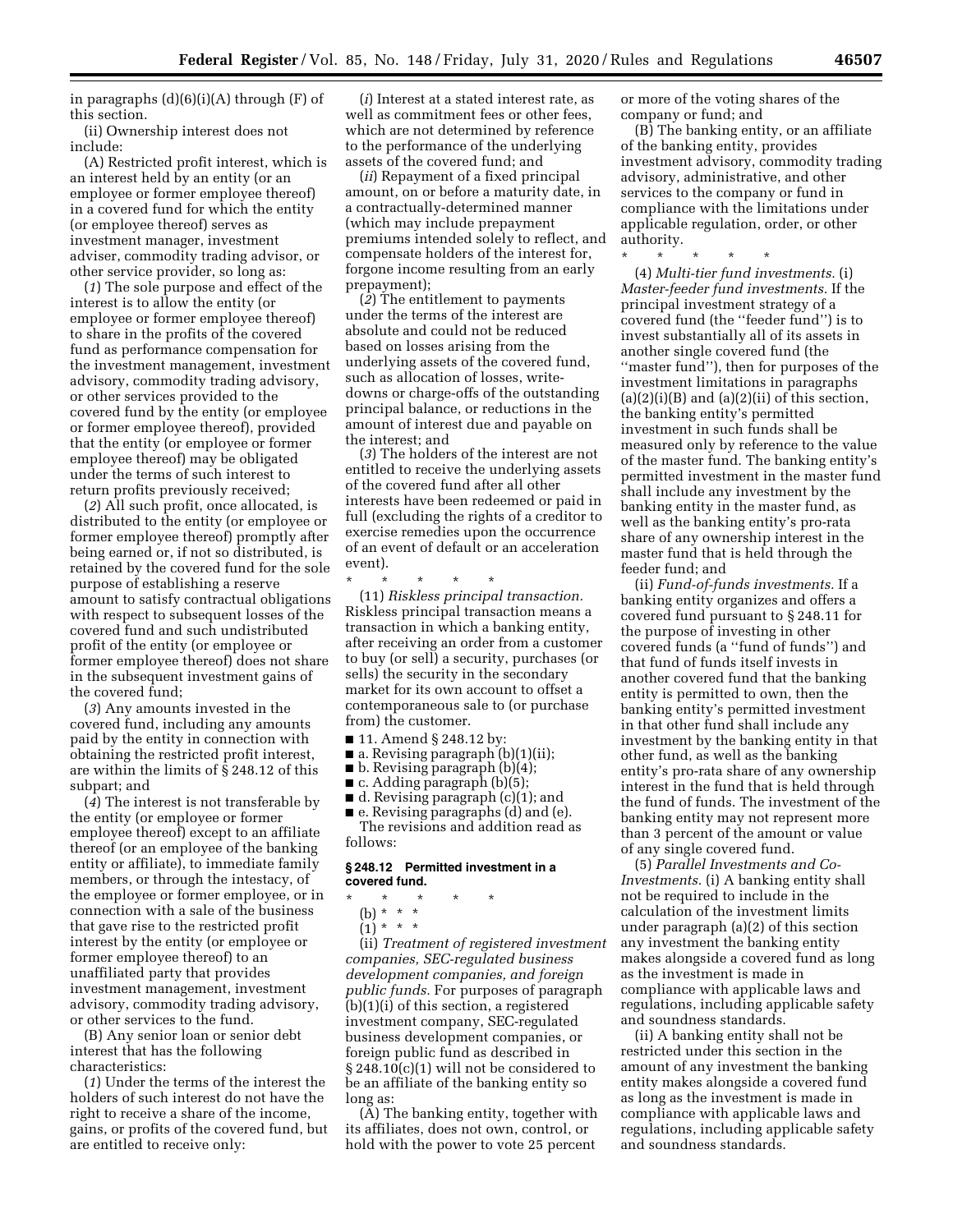in paragraphs (d)(6)(i)(A) through (F) of this section.

(ii) Ownership interest does not include:

(A) Restricted profit interest, which is an interest held by an entity (or an employee or former employee thereof) in a covered fund for which the entity (or employee thereof) serves as investment manager, investment adviser, commodity trading advisor, or other service provider, so long as:

(*1*) The sole purpose and effect of the interest is to allow the entity (or employee or former employee thereof) to share in the profits of the covered fund as performance compensation for the investment management, investment advisory, commodity trading advisory, or other services provided to the covered fund by the entity (or employee or former employee thereof), provided that the entity (or employee or former employee thereof) may be obligated under the terms of such interest to return profits previously received;

(*2*) All such profit, once allocated, is distributed to the entity (or employee or former employee thereof) promptly after being earned or, if not so distributed, is retained by the covered fund for the sole purpose of establishing a reserve amount to satisfy contractual obligations with respect to subsequent losses of the covered fund and such undistributed profit of the entity (or employee or former employee thereof) does not share in the subsequent investment gains of the covered fund;

(*3*) Any amounts invested in the covered fund, including any amounts paid by the entity in connection with obtaining the restricted profit interest, are within the limits of § 248.12 of this subpart; and

(*4*) The interest is not transferable by the entity (or employee or former employee thereof) except to an affiliate thereof (or an employee of the banking entity or affiliate), to immediate family members, or through the intestacy, of the employee or former employee, or in connection with a sale of the business that gave rise to the restricted profit interest by the entity (or employee or former employee thereof) to an unaffiliated party that provides investment management, investment advisory, commodity trading advisory, or other services to the fund.

(B) Any senior loan or senior debt interest that has the following characteristics:

(*1*) Under the terms of the interest the holders of such interest do not have the right to receive a share of the income, gains, or profits of the covered fund, but are entitled to receive only:

(*i*) Interest at a stated interest rate, as well as commitment fees or other fees, which are not determined by reference to the performance of the underlying assets of the covered fund; and

(*ii*) Repayment of a fixed principal amount, on or before a maturity date, in a contractually-determined manner (which may include prepayment premiums intended solely to reflect, and compensate holders of the interest for, forgone income resulting from an early prepayment);

(*2*) The entitlement to payments under the terms of the interest are absolute and could not be reduced based on losses arising from the underlying assets of the covered fund, such as allocation of losses, write-downs or charge-offs of the outstanding principal balance, or reductions in the amount of interest due and payable on the interest; and

(*3*) The holders of the interest are not entitled to receive the underlying assets of the covered fund after all other interests have been redeemed or paid in full (excluding the rights of a creditor to exercise remedies upon the occurrence of an event of default or an acceleration event).

\* \* \* \* \*

(11) *Riskless principal transaction.* Riskless principal transaction means a transaction in which a banking entity, after receiving an order from a customer to buy (or sell) a security, purchases (or sells) the security in the secondary market for its own account to offset a contemporaneous sale to (or purchase from) the customer.

■ 11. Amend § 248.12 by:

■ a. Revising paragraph (b)(1)(ii);

■ b. Revising paragraph (b)(4);

■ c. Adding paragraph (b)(5);

■ d. Revising paragraph (c)(1); and

■ e. Revising paragraphs (d) and (e).

The revisions and addition read as follows:

**§ 248.12 Permitted investment in a covered fund.**

\* \* \* \* \*

(b) \* \* \*

(1) \* \* \*

(ii) *Treatment of registered investment companies, SEC-regulated business development companies, and foreign public funds.* For purposes of paragraph (b)(1)(i) of this section, a registered investment company, SEC-regulated business development companies, or foreign public fund as described in § 248.10(c)(1) will not be considered to be an affiliate of the banking entity so long as:

(A) The banking entity, together with its affiliates, does not own, control, or hold with the power to vote 25 percent or more of the voting shares of the company or fund; and

(B) The banking entity, or an affiliate of the banking entity, provides investment advisory, commodity trading advisory, administrative, and other services to the company or fund in compliance with the limitations under applicable regulation, order, or other authority.

\* \* \* \* \*

(4) *Multi-tier fund investments.* (i) *Master-feeder fund investments.* If the principal investment strategy of a covered fund (the "feeder fund") is to invest substantially all of its assets in another single covered fund (the "master fund"), then for purposes of the investment limitations in paragraphs (a)(2)(i)(B) and (a)(2)(ii) of this section, the banking entity's permitted investment in such funds shall be measured only by reference to the value of the master fund. The banking entity's permitted investment in the master fund shall include any investment by the banking entity in the master fund, as well as the banking entity's pro-rata share of any ownership interest in the master fund that is held through the feeder fund; and

(ii) *Fund-of-funds investments.* If a banking entity organizes and offers a covered fund pursuant to § 248.11 for the purpose of investing in other covered funds (a "fund of funds") and that fund of funds itself invests in another covered fund that the banking entity is permitted to own, then the banking entity's permitted investment in that other fund shall include any investment by the banking entity in that other fund, as well as the banking entity's pro-rata share of any ownership interest in the fund that is held through the fund of funds. The investment of the banking entity may not represent more than 3 percent of the amount or value of any single covered fund.

(5) *Parallel Investments and Co-Investments.* (i) A banking entity shall not be required to include in the calculation of the investment limits under paragraph (a)(2) of this section any investment the banking entity makes alongside a covered fund as long as the investment is made in compliance with applicable laws and regulations, including applicable safety and soundness standards.

(ii) A banking entity shall not be restricted under this section in the amount of any investment the banking entity makes alongside a covered fund as long as the investment is made in compliance with applicable laws and regulations, including applicable safety and soundness standards.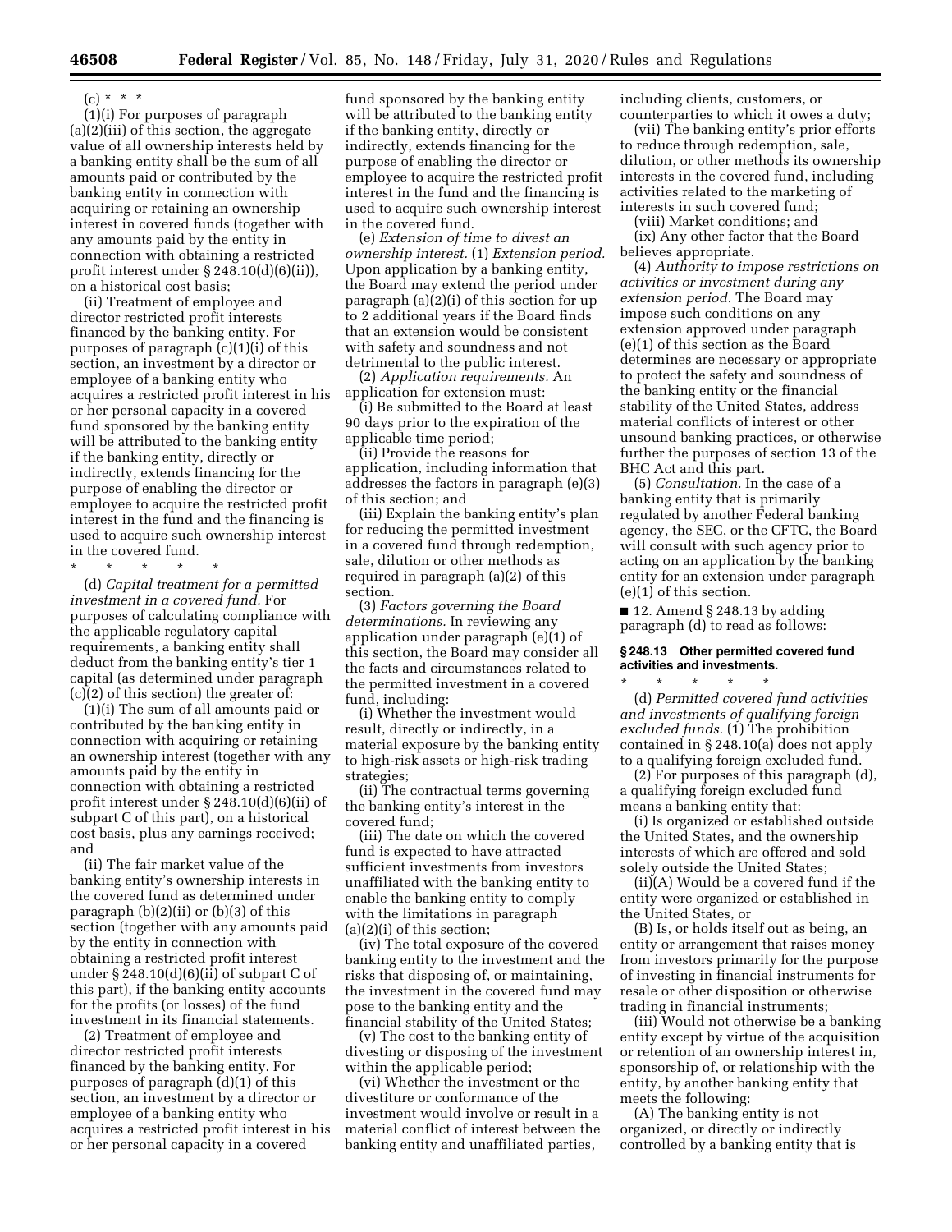(c) * * *

(1)(i) For purposes of paragraph (a)(2)(iii) of this section, the aggregate value of all ownership interests held by a banking entity shall be the sum of all amounts paid or contributed by the banking entity in connection with acquiring or retaining an ownership interest in covered funds (together with any amounts paid by the entity in connection with obtaining a restricted profit interest under § 248.10(d)(6)(ii)), on a historical cost basis;

(ii) Treatment of employee and director restricted profit interests financed by the banking entity. For purposes of paragraph (c)(1)(i) of this section, an investment by a director or employee of a banking entity who acquires a restricted profit interest in his or her personal capacity in a covered fund sponsored by the banking entity will be attributed to the banking entity if the banking entity, directly or indirectly, extends financing for the purpose of enabling the director or employee to acquire the restricted profit interest in the fund and the financing is used to acquire such ownership interest in the covered fund.

\* \* \* \* \*

(d) *Capital treatment for a permitted investment in a covered fund.* For purposes of calculating compliance with the applicable regulatory capital requirements, a banking entity shall deduct from the banking entity's tier 1 capital (as determined under paragraph (c)(2) of this section) the greater of:

(1)(i) The sum of all amounts paid or contributed by the banking entity in connection with acquiring or retaining an ownership interest (together with any amounts paid by the entity in connection with obtaining a restricted profit interest under § 248.10(d)(6)(ii) of subpart C of this part), on a historical cost basis, plus any earnings received; and

(ii) The fair market value of the banking entity's ownership interests in the covered fund as determined under paragraph (b)(2)(ii) or (b)(3) of this section (together with any amounts paid by the entity in connection with obtaining a restricted profit interest under § 248.10(d)(6)(ii) of subpart C of this part), if the banking entity accounts for the profits (or losses) of the fund investment in its financial statements.

(2) Treatment of employee and director restricted profit interests financed by the banking entity. For purposes of paragraph (d)(1) of this section, an investment by a director or employee of a banking entity who acquires a restricted profit interest in his or her personal capacity in a covered fund sponsored by the banking entity will be attributed to the banking entity if the banking entity, directly or indirectly, extends financing for the purpose of enabling the director or employee to acquire the restricted profit interest in the fund and the financing is used to acquire such ownership interest in the covered fund.

(e) *Extension of time to divest an ownership interest.* (1) *Extension period.* Upon application by a banking entity, the Board may extend the period under paragraph (a)(2)(i) of this section for up to 2 additional years if the Board finds that an extension would be consistent with safety and soundness and not detrimental to the public interest.

(2) *Application requirements.* An application for extension must:

(i) Be submitted to the Board at least 90 days prior to the expiration of the applicable time period;

(ii) Provide the reasons for application, including information that addresses the factors in paragraph (e)(3) of this section; and

(iii) Explain the banking entity's plan for reducing the permitted investment in a covered fund through redemption, sale, dilution or other methods as required in paragraph (a)(2) of this section.

(3) *Factors governing the Board determinations.* In reviewing any application under paragraph (e)(1) of this section, the Board may consider all the facts and circumstances related to the permitted investment in a covered fund, including:

(i) Whether the investment would result, directly or indirectly, in a material exposure by the banking entity to high-risk assets or high-risk trading strategies;

(ii) The contractual terms governing the banking entity's interest in the covered fund;

(iii) The date on which the covered fund is expected to have attracted sufficient investments from investors unaffiliated with the banking entity to enable the banking entity to comply with the limitations in paragraph (a)(2)(i) of this section;

(iv) The total exposure of the covered banking entity to the investment and the risks that disposing of, or maintaining, the investment in the covered fund may pose to the banking entity and the financial stability of the United States;

(v) The cost to the banking entity of divesting or disposing of the investment within the applicable period;

(vi) Whether the investment or the divestiture or conformance of the investment would involve or result in a material conflict of interest between the banking entity and unaffiliated parties, including clients, customers, or counterparties to which it owes a duty;

(vii) The banking entity's prior efforts to reduce through redemption, sale, dilution, or other methods its ownership interests in the covered fund, including activities related to the marketing of interests in such covered fund;

(viii) Market conditions; and

(ix) Any other factor that the Board believes appropriate.

(4) *Authority to impose restrictions on activities or investment during any extension period.* The Board may impose such conditions on any extension approved under paragraph (e)(1) of this section as the Board determines are necessary or appropriate to protect the safety and soundness of the banking entity or the financial stability of the United States, address material conflicts of interest or other unsound banking practices, or otherwise further the purposes of section 13 of the BHC Act and this part.

(5) *Consultation.* In the case of a banking entity that is primarily regulated by another Federal banking agency, the SEC, or the CFTC, the Board will consult with such agency prior to acting on an application by the banking entity for an extension under paragraph (e)(1) of this section.

■ 12. Amend § 248.13 by adding paragraph (d) to read as follows:

**§ 248.13 Other permitted covered fund activities and investments.**

\* \* \* \* \*

(d) *Permitted covered fund activities and investments of qualifying foreign excluded funds.* (1) The prohibition contained in § 248.10(a) does not apply to a qualifying foreign excluded fund.

(2) For purposes of this paragraph (d), a qualifying foreign excluded fund means a banking entity that:

(i) Is organized or established outside the United States, and the ownership interests of which are offered and sold solely outside the United States;

(ii)(A) Would be a covered fund if the entity were organized or established in the United States, or

(B) Is, or holds itself out as being, an entity or arrangement that raises money from investors primarily for the purpose of investing in financial instruments for resale or other disposition or otherwise trading in financial instruments;

(iii) Would not otherwise be a banking entity except by virtue of the acquisition or retention of an ownership interest in, sponsorship of, or relationship with the entity, by another banking entity that meets the following:

(A) The banking entity is not organized, or directly or indirectly controlled by a banking entity that is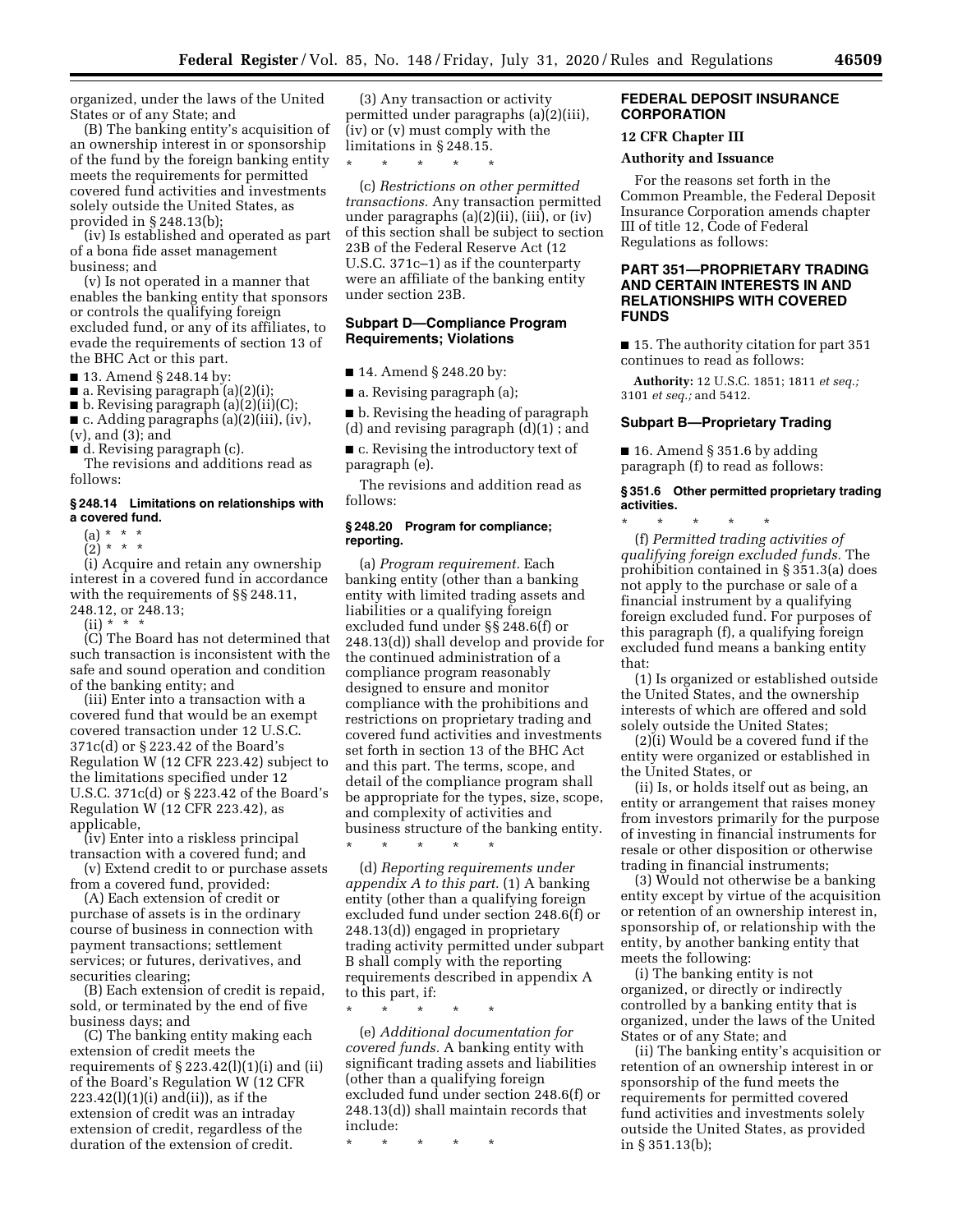organized, under the laws of the United States or of any State; and

(B) The banking entity's acquisition of an ownership interest in or sponsorship of the fund by the foreign banking entity meets the requirements for permitted covered fund activities and investments solely outside the United States, as provided in § 248.13(b);

(iv) Is established and operated as part of a bona fide asset management business; and

(v) Is not operated in a manner that enables the banking entity that sponsors or controls the qualifying foreign excluded fund, or any of its affiliates, to evade the requirements of section 13 of the BHC Act or this part.

■ 13. Amend § 248.14 by:

■ a. Revising paragraph (a)(2)(i);

■ b. Revising paragraph (a)(2)(ii)(C);

■ c. Adding paragraphs (a)(2)(iii), (iv), (v), and (3); and

■ d. Revising paragraph (c).

The revisions and additions read as follows:

#### § 248.14 Limitations on relationships with a covered fund.

(a) * * *

(2) * * *

(i) Acquire and retain any ownership interest in a covered fund in accordance with the requirements of §§ 248.11, 248.12, or 248.13;

(ii) * * *

(C) The Board has not determined that such transaction is inconsistent with the safe and sound operation and condition of the banking entity; and

(iii) Enter into a transaction with a covered fund that would be an exempt covered transaction under 12 U.S.C. 371c(d) or § 223.42 of the Board's Regulation W (12 CFR 223.42) subject to the limitations specified under 12 U.S.C. 371c(d) or § 223.42 of the Board's Regulation W (12 CFR 223.42), as applicable,

(iv) Enter into a riskless principal transaction with a covered fund; and

(v) Extend credit to or purchase assets from a covered fund, provided:

(A) Each extension of credit or purchase of assets is in the ordinary course of business in connection with payment transactions; settlement services; or futures, derivatives, and securities clearing;

(B) Each extension of credit is repaid, sold, or terminated by the end of five business days; and

(C) The banking entity making each extension of credit meets the requirements of § 223.42(l)(1)(i) and (ii) of the Board's Regulation W (12 CFR 223.42(l)(1)(i) and(ii)), as if the extension of credit was an intraday extension of credit, regardless of the duration of the extension of credit.

(3) Any transaction or activity permitted under paragraphs (a)(2)(iii), (iv) or (v) must comply with the limitations in § 248.15.

\* \* \* \* \*

(c) *Restrictions on other permitted transactions.* Any transaction permitted under paragraphs (a)(2)(ii), (iii), or (iv) of this section shall be subject to section 23B of the Federal Reserve Act (12 U.S.C. 371c–1) as if the counterparty were an affiliate of the banking entity under section 23B.

### Subpart D—Compliance Program Requirements; Violations

■ 14. Amend § 248.20 by:

■ a. Revising paragraph (a);

■ b. Revising the heading of paragraph (d) and revising paragraph (d)(1) ; and

■ c. Revising the introductory text of paragraph (e).

The revisions and addition read as follows:

#### § 248.20 Program for compliance; reporting.

(a) *Program requirement.* Each banking entity (other than a banking entity with limited trading assets and liabilities or a qualifying foreign excluded fund under §§ 248.6(f) or 248.13(d)) shall develop and provide for the continued administration of a compliance program reasonably designed to ensure and monitor compliance with the prohibitions and restrictions on proprietary trading and covered fund activities and investments set forth in section 13 of the BHC Act and this part. The terms, scope, and detail of the compliance program shall be appropriate for the types, size, scope, and complexity of activities and business structure of the banking entity.

\* \* \* \* \*

(d) *Reporting requirements under appendix A to this part.* (1) A banking entity (other than a qualifying foreign excluded fund under section 248.6(f) or 248.13(d)) engaged in proprietary trading activity permitted under subpart B shall comply with the reporting requirements described in appendix A to this part, if:

\* \* \* \* \*

(e) *Additional documentation for covered funds.* A banking entity with significant trading assets and liabilities (other than a qualifying foreign excluded fund under section 248.6(f) or 248.13(d)) shall maintain records that include:

\* \* \* \* \*

## FEDERAL DEPOSIT INSURANCE CORPORATION

### 12 CFR Chapter III

### Authority and Issuance

For the reasons set forth in the Common Preamble, the Federal Deposit Insurance Corporation amends chapter III of title 12, Code of Federal Regulations as follows:

## PART 351—PROPRIETARY TRADING AND CERTAIN INTERESTS IN AND RELATIONSHIPS WITH COVERED FUNDS

■ 15. The authority citation for part 351 continues to read as follows:

**Authority:** 12 U.S.C. 1851; 1811 *et seq.;* 3101 *et seq.;* and 5412.

### Subpart B—Proprietary Trading

■ 16. Amend § 351.6 by adding paragraph (f) to read as follows:

#### § 351.6 Other permitted proprietary trading activities.

\* \* \* \* \*

(f) *Permitted trading activities of qualifying foreign excluded funds.* The prohibition contained in § 351.3(a) does not apply to the purchase or sale of a financial instrument by a qualifying foreign excluded fund. For purposes of this paragraph (f), a qualifying foreign excluded fund means a banking entity that:

(1) Is organized or established outside the United States, and the ownership interests of which are offered and sold solely outside the United States;

(2)(i) Would be a covered fund if the entity were organized or established in the United States, or

(ii) Is, or holds itself out as being, an entity or arrangement that raises money from investors primarily for the purpose of investing in financial instruments for resale or other disposition or otherwise trading in financial instruments;

(3) Would not otherwise be a banking entity except by virtue of the acquisition or retention of an ownership interest in, sponsorship of, or relationship with the entity, by another banking entity that meets the following:

(i) The banking entity is not organized, or directly or indirectly controlled by a banking entity that is organized, under the laws of the United States or of any State; and

(ii) The banking entity's acquisition or retention of an ownership interest in or sponsorship of the fund meets the requirements for permitted covered fund activities and investments solely outside the United States, as provided in § 351.13(b);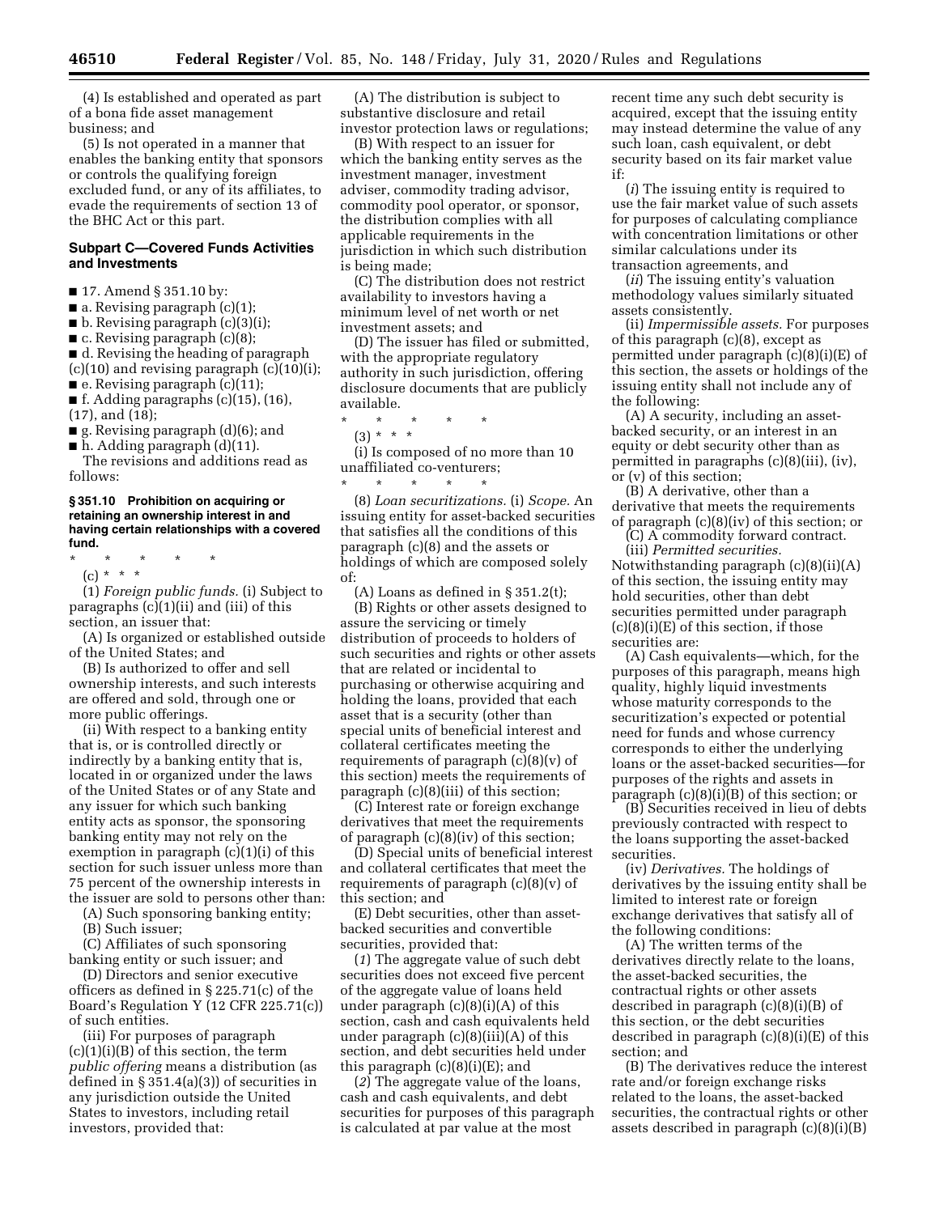(4) Is established and operated as part of a bona fide asset management business; and

(5) Is not operated in a manner that enables the banking entity that sponsors or controls the qualifying foreign excluded fund, or any of its affiliates, to evade the requirements of section 13 of the BHC Act or this part.

## Subpart C—Covered Funds Activities and Investments

■ 17. Amend § 351.10 by:

■ a. Revising paragraph (c)(1);

■ b. Revising paragraph (c)(3)(i);

■ c. Revising paragraph (c)(8);

■ d. Revising the heading of paragraph (c)(10) and revising paragraph (c)(10)(i);

■ e. Revising paragraph (c)(11);

■ f. Adding paragraphs (c)(15), (16), (17), and (18);

■ g. Revising paragraph (d)(6); and

■ h. Adding paragraph (d)(11).

The revisions and additions read as follows:

### § 351.10 Prohibition on acquiring or retaining an ownership interest in and having certain relationships with a covered fund.

\* \* \* \* \*

(c) \* \* \*

(1) *Foreign public funds.* (i) Subject to paragraphs (c)(1)(ii) and (iii) of this section, an issuer that:

(A) Is organized or established outside of the United States; and

(B) Is authorized to offer and sell ownership interests, and such interests are offered and sold, through one or more public offerings.

(ii) With respect to a banking entity that is, or is controlled directly or indirectly by a banking entity that is, located in or organized under the laws of the United States or of any State and any issuer for which such banking entity acts as sponsor, the sponsoring banking entity may not rely on the exemption in paragraph (c)(1)(i) of this section for such issuer unless more than 75 percent of the ownership interests in the issuer are sold to persons other than:

(A) Such sponsoring banking entity;

(B) Such issuer;

(C) Affiliates of such sponsoring banking entity or such issuer; and

(D) Directors and senior executive officers as defined in § 225.71(c) of the Board's Regulation Y (12 CFR 225.71(c)) of such entities.

(iii) For purposes of paragraph (c)(1)(i)(B) of this section, the term *public offering* means a distribution (as defined in § 351.4(a)(3)) of securities in any jurisdiction outside the United States to investors, including retail investors, provided that:

(A) The distribution is subject to substantive disclosure and retail investor protection laws or regulations;

(B) With respect to an issuer for which the banking entity serves as the investment manager, investment adviser, commodity trading advisor, commodity pool operator, or sponsor, the distribution complies with all applicable requirements in the jurisdiction in which such distribution is being made;

(C) The distribution does not restrict availability to investors having a minimum level of net worth or net investment assets; and

(D) The issuer has filed or submitted, with the appropriate regulatory authority in such jurisdiction, offering disclosure documents that are publicly available.

\* \* \* \* \*

(3) \* \* \*

(i) Is composed of no more than 10 unaffiliated co-venturers;

\* \* \* \* \*

(8) *Loan securitizations.* (i) *Scope.* An issuing entity for asset-backed securities that satisfies all the conditions of this paragraph (c)(8) and the assets or holdings of which are composed solely of:

(A) Loans as defined in § 351.2(t);

(B) Rights or other assets designed to assure the servicing or timely distribution of proceeds to holders of such securities and rights or other assets that are related or incidental to purchasing or otherwise acquiring and holding the loans, provided that each asset that is a security (other than special units of beneficial interest and collateral certificates meeting the requirements of paragraph (c)(8)(v) of this section) meets the requirements of paragraph (c)(8)(iii) of this section;

(C) Interest rate or foreign exchange derivatives that meet the requirements of paragraph (c)(8)(iv) of this section;

(D) Special units of beneficial interest and collateral certificates that meet the requirements of paragraph (c)(8)(v) of this section; and

(E) Debt securities, other than asset-backed securities and convertible securities, provided that:

(*1*) The aggregate value of such debt securities does not exceed five percent of the aggregate value of loans held under paragraph (c)(8)(i)(A) of this section, cash and cash equivalents held under paragraph (c)(8)(iii)(A) of this section, and debt securities held under this paragraph (c)(8)(i)(E); and

(*2*) The aggregate value of the loans, cash and cash equivalents, and debt securities for purposes of this paragraph is calculated at par value at the most recent time any such debt security is acquired, except that the issuing entity may instead determine the value of any such loan, cash equivalent, or debt security based on its fair market value if:

(*i*) The issuing entity is required to use the fair market value of such assets for purposes of calculating compliance with concentration limitations or other similar calculations under its transaction agreements, and

(*ii*) The issuing entity's valuation methodology values similarly situated assets consistently.

(ii) *Impermissible assets.* For purposes of this paragraph (c)(8), except as permitted under paragraph (c)(8)(i)(E) of this section, the assets or holdings of the issuing entity shall not include any of the following:

(A) A security, including an asset-backed security, or an interest in an equity or debt security other than as permitted in paragraphs (c)(8)(iii), (iv), or (v) of this section;

(B) A derivative, other than a derivative that meets the requirements of paragraph (c)(8)(iv) of this section; or

(C) A commodity forward contract.

(iii) *Permitted securities.* Notwithstanding paragraph (c)(8)(ii)(A) of this section, the issuing entity may hold securities, other than debt securities permitted under paragraph (c)(8)(i)(E) of this section, if those securities are:

(A) Cash equivalents—which, for the purposes of this paragraph, means high quality, highly liquid investments whose maturity corresponds to the securitization's expected or potential need for funds and whose currency corresponds to either the underlying loans or the asset-backed securities—for purposes of the rights and assets in paragraph (c)(8)(i)(B) of this section; or

(B) Securities received in lieu of debts previously contracted with respect to the loans supporting the asset-backed securities.

(iv) *Derivatives.* The holdings of derivatives by the issuing entity shall be limited to interest rate or foreign exchange derivatives that satisfy all of the following conditions:

(A) The written terms of the derivatives directly relate to the loans, the asset-backed securities, the contractual rights or other assets described in paragraph (c)(8)(i)(B) of this section, or the debt securities described in paragraph (c)(8)(i)(E) of this section; and

(B) The derivatives reduce the interest rate and/or foreign exchange risks related to the loans, the asset-backed securities, the contractual rights or other assets described in paragraph (c)(8)(i)(B)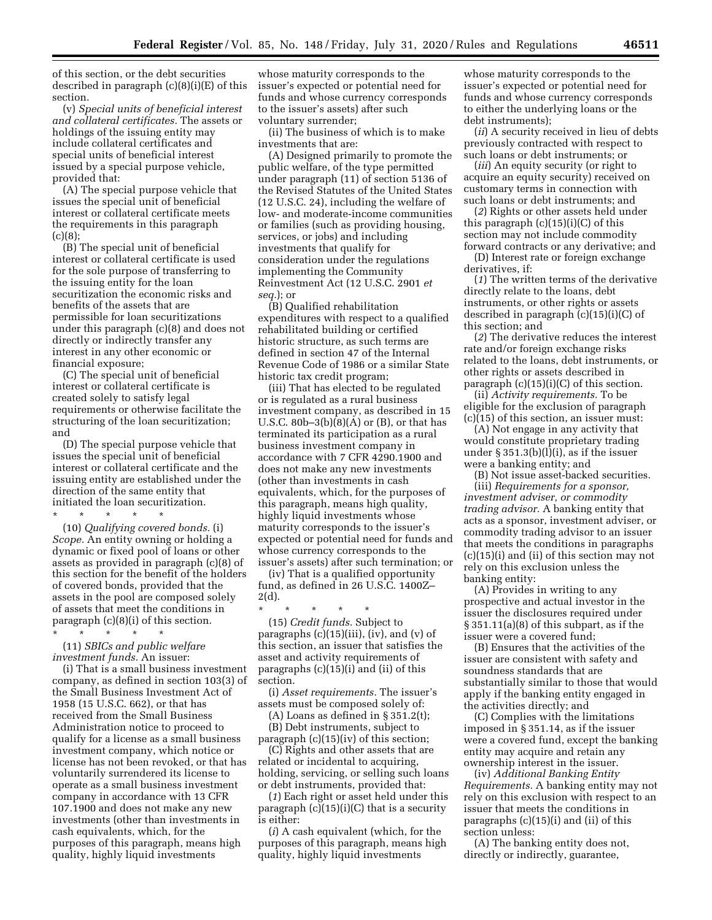of this section, or the debt securities described in paragraph (c)(8)(i)(E) of this section.

(v) *Special units of beneficial interest and collateral certificates.* The assets or holdings of the issuing entity may include collateral certificates and special units of beneficial interest issued by a special purpose vehicle, provided that:

(A) The special purpose vehicle that issues the special unit of beneficial interest or collateral certificate meets the requirements in this paragraph (c)(8);

(B) The special unit of beneficial interest or collateral certificate is used for the sole purpose of transferring to the issuing entity for the loan securitization the economic risks and benefits of the assets that are permissible for loan securitizations under this paragraph (c)(8) and does not directly or indirectly transfer any interest in any other economic or financial exposure;

(C) The special unit of beneficial interest or collateral certificate is created solely to satisfy legal requirements or otherwise facilitate the structuring of the loan securitization; and

(D) The special purpose vehicle that issues the special unit of beneficial interest or collateral certificate and the issuing entity are established under the direction of the same entity that initiated the loan securitization.

\* \* \* \* \*

(10) *Qualifying covered bonds.* (i) *Scope.* An entity owning or holding a dynamic or fixed pool of loans or other assets as provided in paragraph (c)(8) of this section for the benefit of the holders of covered bonds, provided that the assets in the pool are composed solely of assets that meet the conditions in paragraph (c)(8)(i) of this section.

\* \* \* \* \*

(11) *SBICs and public welfare investment funds.* An issuer:

(i) That is a small business investment company, as defined in section 103(3) of the Small Business Investment Act of 1958 (15 U.S.C. 662), or that has received from the Small Business Administration notice to proceed to qualify for a license as a small business investment company, which notice or license has not been revoked, or that has voluntarily surrendered its license to operate as a small business investment company in accordance with 13 CFR 107.1900 and does not make any new investments (other than investments in cash equivalents, which, for the purposes of this paragraph, means high quality, highly liquid investments whose maturity corresponds to the issuer's expected or potential need for funds and whose currency corresponds to the issuer's assets) after such voluntary surrender;

(ii) The business of which is to make investments that are:

(A) Designed primarily to promote the public welfare, of the type permitted under paragraph (11) of section 5136 of the Revised Statutes of the United States (12 U.S.C. 24), including the welfare of low- and moderate-income communities or families (such as providing housing, services, or jobs) and including investments that qualify for consideration under the regulations implementing the Community Reinvestment Act (12 U.S.C. 2901 *et seq.*); or

(B) Qualified rehabilitation expenditures with respect to a qualified rehabilitated building or certified historic structure, as such terms are defined in section 47 of the Internal Revenue Code of 1986 or a similar State historic tax credit program;

(iii) That has elected to be regulated or is regulated as a rural business investment company, as described in 15 U.S.C. 80b–3(b)(8)(A) or (B), or that has terminated its participation as a rural business investment company in accordance with 7 CFR 4290.1900 and does not make any new investments (other than investments in cash equivalents, which, for the purposes of this paragraph, means high quality, highly liquid investments whose maturity corresponds to the issuer's expected or potential need for funds and whose currency corresponds to the issuer's assets) after such termination; or

(iv) That is a qualified opportunity fund, as defined in 26 U.S.C. 1400Z–2(d).

\* \* \* \* \*

(15) *Credit funds.* Subject to paragraphs (c)(15)(iii), (iv), and (v) of this section, an issuer that satisfies the asset and activity requirements of paragraphs (c)(15)(i) and (ii) of this section.

(i) *Asset requirements.* The issuer's assets must be composed solely of:

(A) Loans as defined in § 351.2(t);

(B) Debt instruments, subject to paragraph (c)(15)(iv) of this section;

(C) Rights and other assets that are related or incidental to acquiring, holding, servicing, or selling such loans or debt instruments, provided that:

(*1*) Each right or asset held under this paragraph (c)(15)(i)(C) that is a security is either:

(*i*) A cash equivalent (which, for the purposes of this paragraph, means high quality, highly liquid investments whose maturity corresponds to the issuer's expected or potential need for funds and whose currency corresponds to either the underlying loans or the debt instruments);

(*ii*) A security received in lieu of debts previously contracted with respect to such loans or debt instruments; or

(*iii*) An equity security (or right to acquire an equity security) received on customary terms in connection with such loans or debt instruments; and

(*2*) Rights or other assets held under this paragraph (c)(15)(i)(C) of this section may not include commodity forward contracts or any derivative; and

(D) Interest rate or foreign exchange derivatives, if:

(*1*) The written terms of the derivative directly relate to the loans, debt instruments, or other rights or assets described in paragraph (c)(15)(i)(C) of this section; and

(*2*) The derivative reduces the interest rate and/or foreign exchange risks related to the loans, debt instruments, or other rights or assets described in paragraph (c)(15)(i)(C) of this section.

(ii) *Activity requirements.* To be eligible for the exclusion of paragraph (c)(15) of this section, an issuer must:

(A) Not engage in any activity that would constitute proprietary trading under § 351.3(b)(l)(i), as if the issuer were a banking entity; and

(B) Not issue asset-backed securities.

(iii) *Requirements for a sponsor, investment adviser, or commodity trading advisor.* A banking entity that acts as a sponsor, investment adviser, or commodity trading advisor to an issuer that meets the conditions in paragraphs (c)(15)(i) and (ii) of this section may not rely on this exclusion unless the banking entity:

(A) Provides in writing to any prospective and actual investor in the issuer the disclosures required under § 351.11(a)(8) of this subpart, as if the issuer were a covered fund;

(B) Ensures that the activities of the issuer are consistent with safety and soundness standards that are substantially similar to those that would apply if the banking entity engaged in the activities directly; and

(C) Complies with the limitations imposed in § 351.14, as if the issuer were a covered fund, except the banking entity may acquire and retain any ownership interest in the issuer.

(iv) *Additional Banking Entity Requirements.* A banking entity may not rely on this exclusion with respect to an issuer that meets the conditions in paragraphs (c)(15)(i) and (ii) of this section unless:

(A) The banking entity does not, directly or indirectly, guarantee,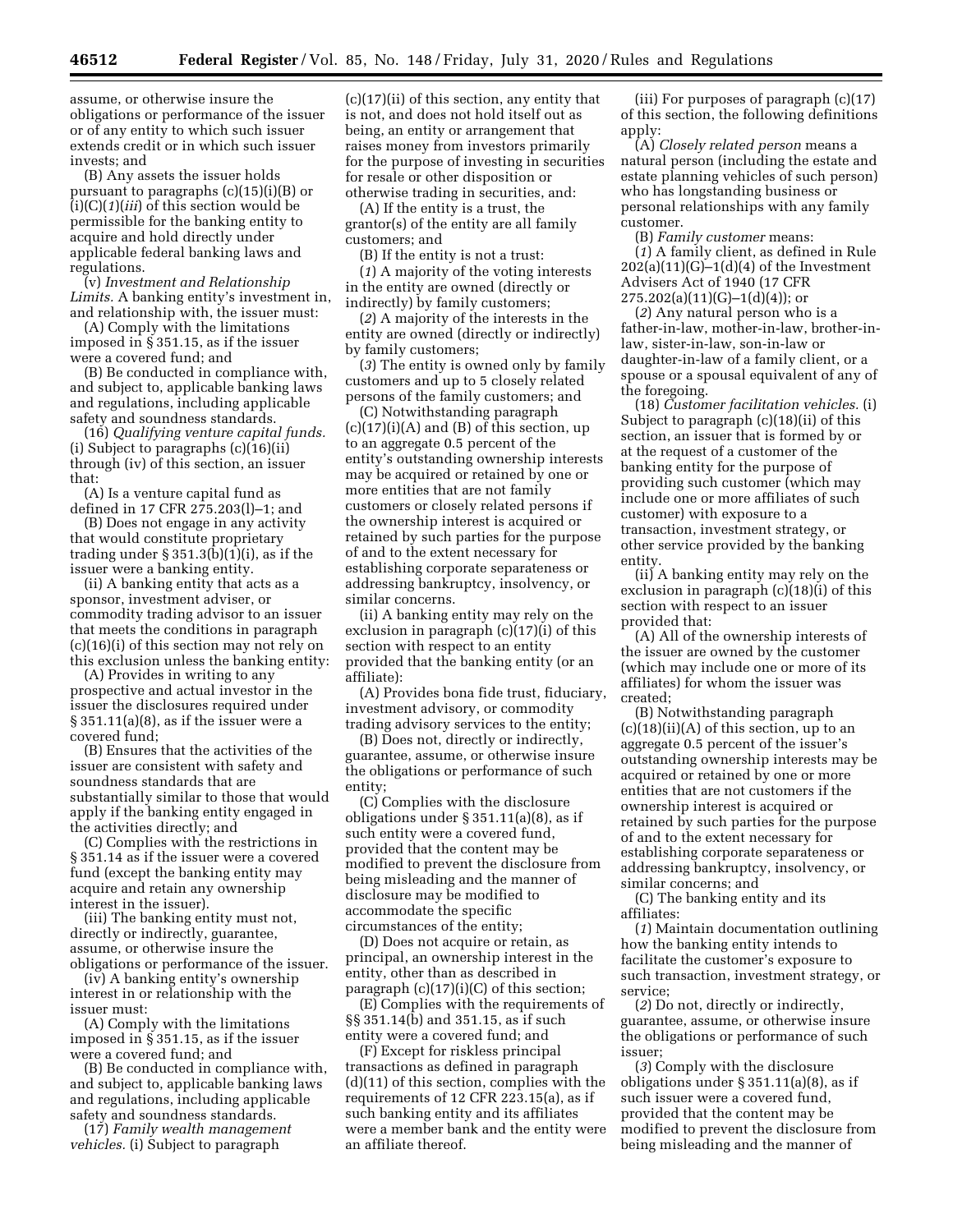assume, or otherwise insure the obligations or performance of the issuer or of any entity to which such issuer extends credit or in which such issuer invests; and

(B) Any assets the issuer holds pursuant to paragraphs (c)(15)(i)(B) or (i)(C)(*1*)(*iii*) of this section would be permissible for the banking entity to acquire and hold directly under applicable federal banking laws and regulations.

(v) *Investment and Relationship Limits.* A banking entity's investment in, and relationship with, the issuer must:

(A) Comply with the limitations imposed in § 351.15, as if the issuer were a covered fund; and

(B) Be conducted in compliance with, and subject to, applicable banking laws and regulations, including applicable safety and soundness standards.

(16) *Qualifying venture capital funds.* (i) Subject to paragraphs (c)(16)(ii) through (iv) of this section, an issuer that:

(A) Is a venture capital fund as defined in 17 CFR 275.203(l)–1; and

(B) Does not engage in any activity that would constitute proprietary trading under § 351.3(b)(1)(i), as if the issuer were a banking entity.

(ii) A banking entity that acts as a sponsor, investment adviser, or commodity trading advisor to an issuer that meets the conditions in paragraph (c)(16)(i) of this section may not rely on this exclusion unless the banking entity:

(A) Provides in writing to any prospective and actual investor in the issuer the disclosures required under § 351.11(a)(8), as if the issuer were a covered fund;

(B) Ensures that the activities of the issuer are consistent with safety and soundness standards that are substantially similar to those that would apply if the banking entity engaged in the activities directly; and

(C) Complies with the restrictions in § 351.14 as if the issuer were a covered fund (except the banking entity may acquire and retain any ownership interest in the issuer).

(iii) The banking entity must not, directly or indirectly, guarantee, assume, or otherwise insure the obligations or performance of the issuer.

(iv) A banking entity's ownership interest in or relationship with the issuer must:

(A) Comply with the limitations imposed in § 351.15, as if the issuer were a covered fund; and

(B) Be conducted in compliance with, and subject to, applicable banking laws and regulations, including applicable safety and soundness standards.

(17) *Family wealth management vehicles.* (i) Subject to paragraph (c)(17)(ii) of this section, any entity that is not, and does not hold itself out as being, an entity or arrangement that raises money from investors primarily for the purpose of investing in securities for resale or other disposition or otherwise trading in securities, and:

(A) If the entity is a trust, the grantor(s) of the entity are all family customers; and

(B) If the entity is not a trust:

(*1*) A majority of the voting interests in the entity are owned (directly or indirectly) by family customers;

(*2*) A majority of the interests in the entity are owned (directly or indirectly) by family customers;

(*3*) The entity is owned only by family customers and up to 5 closely related persons of the family customers; and

(C) Notwithstanding paragraph (c)(17)(i)(A) and (B) of this section, up to an aggregate 0.5 percent of the entity's outstanding ownership interests may be acquired or retained by one or more entities that are not family customers or closely related persons if the ownership interest is acquired or retained by such parties for the purpose of and to the extent necessary for establishing corporate separateness or addressing bankruptcy, insolvency, or similar concerns.

(ii) A banking entity may rely on the exclusion in paragraph (c)(17)(i) of this section with respect to an entity provided that the banking entity (or an affiliate):

(A) Provides bona fide trust, fiduciary, investment advisory, or commodity trading advisory services to the entity;

(B) Does not, directly or indirectly, guarantee, assume, or otherwise insure the obligations or performance of such entity;

(C) Complies with the disclosure obligations under § 351.11(a)(8), as if such entity were a covered fund, provided that the content may be modified to prevent the disclosure from being misleading and the manner of disclosure may be modified to accommodate the specific circumstances of the entity;

(D) Does not acquire or retain, as principal, an ownership interest in the entity, other than as described in paragraph (c)(17)(i)(C) of this section;

(E) Complies with the requirements of §§ 351.14(b) and 351.15, as if such entity were a covered fund; and

(F) Except for riskless principal transactions as defined in paragraph (d)(11) of this section, complies with the requirements of 12 CFR 223.15(a), as if such banking entity and its affiliates were a member bank and the entity were an affiliate thereof.

(iii) For purposes of paragraph (c)(17) of this section, the following definitions apply:

(A) *Closely related person* means a natural person (including the estate and estate planning vehicles of such person) who has longstanding business or personal relationships with any family customer.

(B) *Family customer* means:

(*1*) A family client, as defined in Rule 202(a)(11)(G)–1(d)(4) of the Investment Advisers Act of 1940 (17 CFR 275.202(a)(11)(G)–1(d)(4)); or

(*2*) Any natural person who is a father-in-law, mother-in-law, brother-in-law, sister-in-law, son-in-law or daughter-in-law of a family client, or a spouse or a spousal equivalent of any of the foregoing.

(18) *Customer facilitation vehicles.* (i) Subject to paragraph (c)(18)(ii) of this section, an issuer that is formed by or at the request of a customer of the banking entity for the purpose of providing such customer (which may include one or more affiliates of such customer) with exposure to a transaction, investment strategy, or other service provided by the banking entity.

(ii) A banking entity may rely on the exclusion in paragraph (c)(18)(i) of this section with respect to an issuer provided that:

(A) All of the ownership interests of the issuer are owned by the customer (which may include one or more of its affiliates) for whom the issuer was created;

(B) Notwithstanding paragraph (c)(18)(ii)(A) of this section, up to an aggregate 0.5 percent of the issuer's outstanding ownership interests may be acquired or retained by one or more entities that are not customers if the ownership interest is acquired or retained by such parties for the purpose of and to the extent necessary for establishing corporate separateness or addressing bankruptcy, insolvency, or similar concerns; and

(C) The banking entity and its affiliates:

(*1*) Maintain documentation outlining how the banking entity intends to facilitate the customer's exposure to such transaction, investment strategy, or service;

(*2*) Do not, directly or indirectly, guarantee, assume, or otherwise insure the obligations or performance of such issuer;

(*3*) Comply with the disclosure obligations under § 351.11(a)(8), as if such issuer were a covered fund, provided that the content may be modified to prevent the disclosure from being misleading and the manner of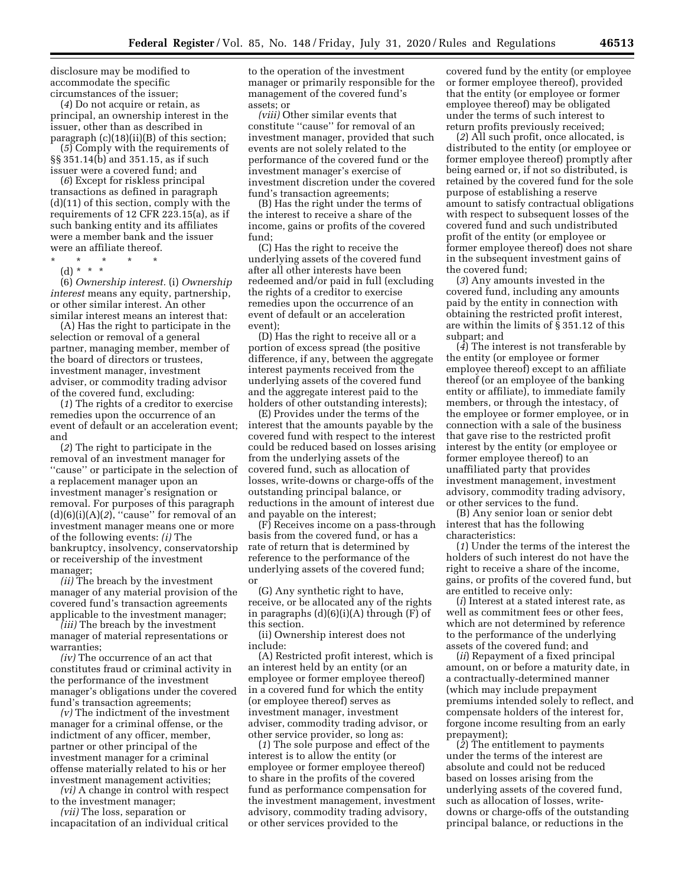disclosure may be modified to accommodate the specific circumstances of the issuer;

(*4*) Do not acquire or retain, as principal, an ownership interest in the issuer, other than as described in paragraph (c)(18)(ii)(B) of this section;

(*5*) Comply with the requirements of §§ 351.14(b) and 351.15, as if such issuer were a covered fund; and

(*6*) Except for riskless principal transactions as defined in paragraph (d)(11) of this section, comply with the requirements of 12 CFR 223.15(a), as if such banking entity and its affiliates were a member bank and the issuer were an affiliate thereof.

\* \* \* \* \*

(d) \* \* \*

(6) *Ownership interest.* (i) *Ownership interest* means any equity, partnership, or other similar interest. An other similar interest means an interest that:

(A) Has the right to participate in the selection or removal of a general partner, managing member, member of the board of directors or trustees, investment manager, investment adviser, or commodity trading advisor of the covered fund, excluding:

(*1*) The rights of a creditor to exercise remedies upon the occurrence of an event of default or an acceleration event; and

(*2*) The right to participate in the removal of an investment manager for "cause" or participate in the selection of a replacement manager upon an investment manager's resignation or removal. For purposes of this paragraph (d)(6)(i)(A)(*2*), "cause" for removal of an investment manager means one or more of the following events: *(i)* The bankruptcy, insolvency, conservatorship or receivership of the investment manager;

*(ii)* The breach by the investment manager of any material provision of the covered fund's transaction agreements applicable to the investment manager;

*(iii)* The breach by the investment manager of material representations or warranties;

*(iv)* The occurrence of an act that constitutes fraud or criminal activity in the performance of the investment manager's obligations under the covered fund's transaction agreements;

*(v)* The indictment of the investment manager for a criminal offense, or the indictment of any officer, member, partner or other principal of the investment manager for a criminal offense materially related to his or her investment management activities;

*(vi)* A change in control with respect to the investment manager;

*(vii)* The loss, separation or incapacitation of an individual critical to the operation of the investment manager or primarily responsible for the management of the covered fund's assets; or

*(viii)* Other similar events that constitute "cause" for removal of an investment manager, provided that such events are not solely related to the performance of the covered fund or the investment manager's exercise of investment discretion under the covered fund's transaction agreements;

(B) Has the right under the terms of the interest to receive a share of the income, gains or profits of the covered fund;

(C) Has the right to receive the underlying assets of the covered fund after all other interests have been redeemed and/or paid in full (excluding the rights of a creditor to exercise remedies upon the occurrence of an event of default or an acceleration event);

(D) Has the right to receive all or a portion of excess spread (the positive difference, if any, between the aggregate interest payments received from the underlying assets of the covered fund and the aggregate interest paid to the holders of other outstanding interests);

(E) Provides under the terms of the interest that the amounts payable by the covered fund with respect to the interest could be reduced based on losses arising from the underlying assets of the covered fund, such as allocation of losses, write-downs or charge-offs of the outstanding principal balance, or reductions in the amount of interest due and payable on the interest;

(F) Receives income on a pass-through basis from the covered fund, or has a rate of return that is determined by reference to the performance of the underlying assets of the covered fund; or

(G) Any synthetic right to have, receive, or be allocated any of the rights in paragraphs (d)(6)(i)(A) through (F) of this section.

(ii) Ownership interest does not include:

(A) Restricted profit interest, which is an interest held by an entity (or an employee or former employee thereof) in a covered fund for which the entity (or employee thereof) serves as investment manager, investment adviser, commodity trading advisor, or other service provider, so long as:

(*1*) The sole purpose and effect of the interest is to allow the entity (or employee or former employee thereof) to share in the profits of the covered fund as performance compensation for the investment management, investment advisory, commodity trading advisory, or other services provided to the covered fund by the entity (or employee or former employee thereof), provided that the entity (or employee or former employee thereof) may be obligated under the terms of such interest to return profits previously received;

(*2*) All such profit, once allocated, is distributed to the entity (or employee or former employee thereof) promptly after being earned or, if not so distributed, is retained by the covered fund for the sole purpose of establishing a reserve amount to satisfy contractual obligations with respect to subsequent losses of the covered fund and such undistributed profit of the entity (or employee or former employee thereof) does not share in the subsequent investment gains of the covered fund;

(*3*) Any amounts invested in the covered fund, including any amounts paid by the entity in connection with obtaining the restricted profit interest, are within the limits of § 351.12 of this subpart; and

(*4*) The interest is not transferable by the entity (or employee or former employee thereof) except to an affiliate thereof (or an employee of the banking entity or affiliate), to immediate family members, or through the intestacy, of the employee or former employee, or in connection with a sale of the business that gave rise to the restricted profit interest by the entity (or employee or former employee thereof) to an unaffiliated party that provides investment management, investment advisory, commodity trading advisory, or other services to the fund.

(B) Any senior loan or senior debt interest that has the following characteristics:

(*1*) Under the terms of the interest the holders of such interest do not have the right to receive a share of the income, gains, or profits of the covered fund, but are entitled to receive only:

(*i*) Interest at a stated interest rate, as well as commitment fees or other fees, which are not determined by reference to the performance of the underlying assets of the covered fund; and

(*ii*) Repayment of a fixed principal amount, on or before a maturity date, in a contractually-determined manner (which may include prepayment premiums intended solely to reflect, and compensate holders of the interest for, forgone income resulting from an early prepayment);

(*2*) The entitlement to payments under the terms of the interest are absolute and could not be reduced based on losses arising from the underlying assets of the covered fund, such as allocation of losses, write-downs or charge-offs of the outstanding principal balance, or reductions in the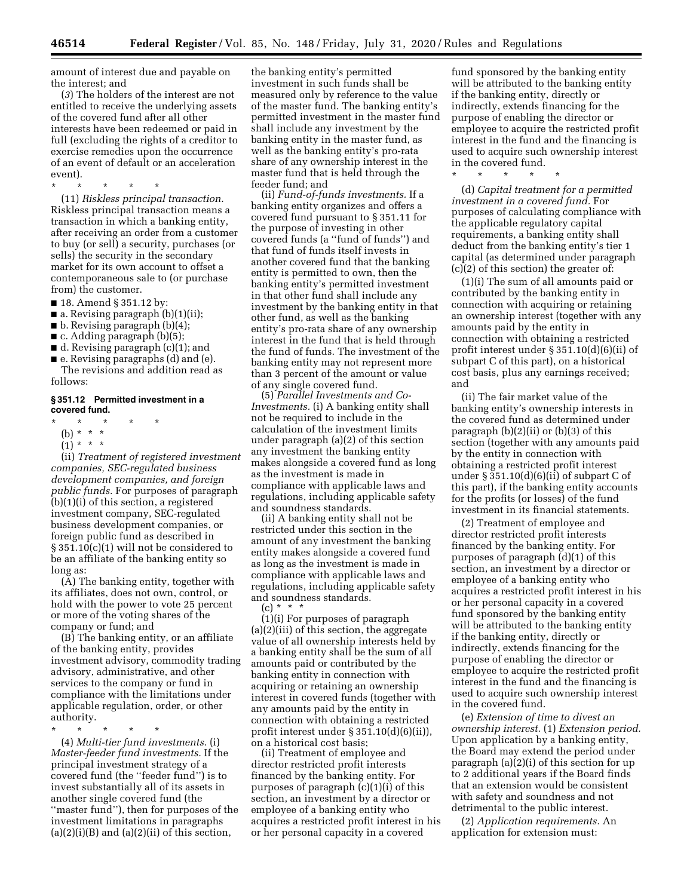amount of interest due and payable on the interest; and

(*3*) The holders of the interest are not entitled to receive the underlying assets of the covered fund after all other interests have been redeemed or paid in full (excluding the rights of a creditor to exercise remedies upon the occurrence of an event of default or an acceleration event).

\* \* \* \* \*

(11) *Riskless principal transaction.* Riskless principal transaction means a transaction in which a banking entity, after receiving an order from a customer to buy (or sell) a security, purchases (or sells) the security in the secondary market for its own account to offset a contemporaneous sale to (or purchase from) the customer.

■ 18. Amend § 351.12 by:

■ a. Revising paragraph (b)(1)(ii);

■ b. Revising paragraph (b)(4);

■ c. Adding paragraph (b)(5);

■ d. Revising paragraph (c)(1); and

■ e. Revising paragraphs (d) and (e).

The revisions and addition read as follows:

**§ 351.12 Permitted investment in a covered fund.**

\* \* \* \* \*

(b) \* \* \*

(1) \* \* \*

(ii) *Treatment of registered investment companies, SEC-regulated business development companies, and foreign public funds.* For purposes of paragraph (b)(1)(i) of this section, a registered investment company, SEC-regulated business development companies, or foreign public fund as described in § 351.10(c)(1) will not be considered to be an affiliate of the banking entity so long as:

(A) The banking entity, together with its affiliates, does not own, control, or hold with the power to vote 25 percent or more of the voting shares of the company or fund; and

(B) The banking entity, or an affiliate of the banking entity, provides investment advisory, commodity trading advisory, administrative, and other services to the company or fund in compliance with the limitations under applicable regulation, order, or other authority.

\* \* \* \* \*

(4) *Multi-tier fund investments.* (i) *Master-feeder fund investments.* If the principal investment strategy of a covered fund (the ''feeder fund'') is to invest substantially all of its assets in another single covered fund (the ''master fund''), then for purposes of the investment limitations in paragraphs (a)(2)(i)(B) and (a)(2)(ii) of this section, the banking entity's permitted investment in such funds shall be measured only by reference to the value of the master fund. The banking entity's permitted investment in the master fund shall include any investment by the banking entity in the master fund, as well as the banking entity's pro-rata share of any ownership interest in the master fund that is held through the feeder fund; and

(ii) *Fund-of-funds investments.* If a banking entity organizes and offers a covered fund pursuant to § 351.11 for the purpose of investing in other covered funds (a ''fund of funds'') and that fund of funds itself invests in another covered fund that the banking entity is permitted to own, then the banking entity's permitted investment in that other fund shall include any investment by the banking entity in that other fund, as well as the banking entity's pro-rata share of any ownership interest in the fund that is held through the fund of funds. The investment of the banking entity may not represent more than 3 percent of the amount or value of any single covered fund.

(5) *Parallel Investments and Co-Investments.* (i) A banking entity shall not be required to include in the calculation of the investment limits under paragraph (a)(2) of this section any investment the banking entity makes alongside a covered fund as long as the investment is made in compliance with applicable laws and regulations, including applicable safety and soundness standards.

(ii) A banking entity shall not be restricted under this section in the amount of any investment the banking entity makes alongside a covered fund as long as the investment is made in compliance with applicable laws and regulations, including applicable safety and soundness standards.

(c) \* \* \*

(1)(i) For purposes of paragraph (a)(2)(iii) of this section, the aggregate value of all ownership interests held by a banking entity shall be the sum of all amounts paid or contributed by the banking entity in connection with acquiring or retaining an ownership interest in covered funds (together with any amounts paid by the entity in connection with obtaining a restricted profit interest under § 351.10(d)(6)(ii)), on a historical cost basis;

(ii) Treatment of employee and director restricted profit interests financed by the banking entity. For purposes of paragraph (c)(1)(i) of this section, an investment by a director or employee of a banking entity who acquires a restricted profit interest in his or her personal capacity in a covered fund sponsored by the banking entity will be attributed to the banking entity if the banking entity, directly or indirectly, extends financing for the purpose of enabling the director or employee to acquire the restricted profit interest in the fund and the financing is used to acquire such ownership interest in the covered fund.

\* \* \* \* \*

(d) *Capital treatment for a permitted investment in a covered fund.* For purposes of calculating compliance with the applicable regulatory capital requirements, a banking entity shall deduct from the banking entity's tier 1 capital (as determined under paragraph (c)(2) of this section) the greater of:

(1)(i) The sum of all amounts paid or contributed by the banking entity in connection with acquiring or retaining an ownership interest (together with any amounts paid by the entity in connection with obtaining a restricted profit interest under § 351.10(d)(6)(ii) of subpart C of this part), on a historical cost basis, plus any earnings received; and

(ii) The fair market value of the banking entity's ownership interests in the covered fund as determined under paragraph (b)(2)(ii) or (b)(3) of this section (together with any amounts paid by the entity in connection with obtaining a restricted profit interest under § 351.10(d)(6)(ii) of subpart C of this part), if the banking entity accounts for the profits (or losses) of the fund investment in its financial statements.

(2) Treatment of employee and director restricted profit interests financed by the banking entity. For purposes of paragraph (d)(1) of this section, an investment by a director or employee of a banking entity who acquires a restricted profit interest in his or her personal capacity in a covered fund sponsored by the banking entity will be attributed to the banking entity if the banking entity, directly or indirectly, extends financing for the purpose of enabling the director or employee to acquire the restricted profit interest in the fund and the financing is used to acquire such ownership interest in the covered fund.

(e) *Extension of time to divest an ownership interest.* (1) *Extension period.* Upon application by a banking entity, the Board may extend the period under paragraph (a)(2)(i) of this section for up to 2 additional years if the Board finds that an extension would be consistent with safety and soundness and not detrimental to the public interest.

(2) *Application requirements.* An application for extension must: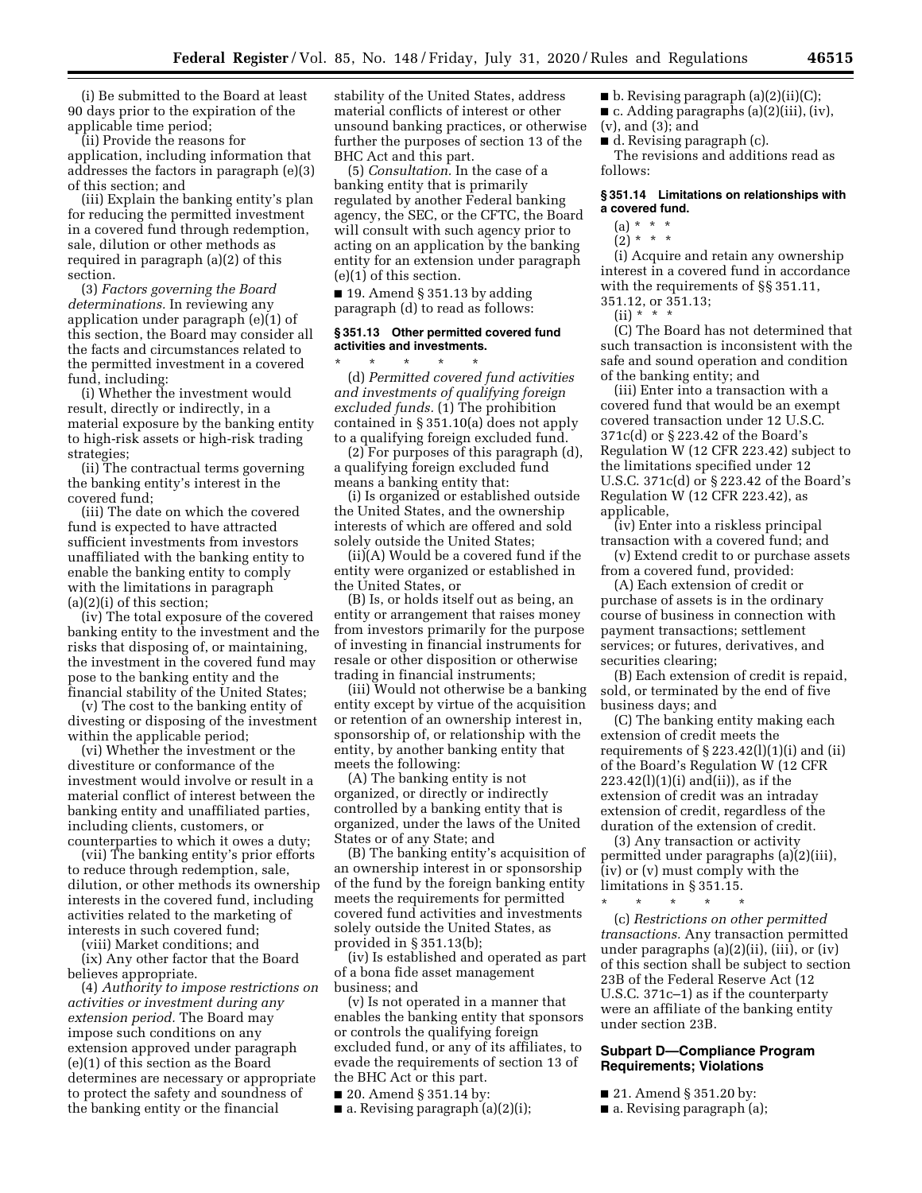(i) Be submitted to the Board at least 90 days prior to the expiration of the applicable time period;

(ii) Provide the reasons for application, including information that addresses the factors in paragraph (e)(3) of this section; and

(iii) Explain the banking entity's plan for reducing the permitted investment in a covered fund through redemption, sale, dilution or other methods as required in paragraph (a)(2) of this section.

(3) *Factors governing the Board determinations.* In reviewing any application under paragraph (e)(1) of this section, the Board may consider all the facts and circumstances related to the permitted investment in a covered fund, including:

(i) Whether the investment would result, directly or indirectly, in a material exposure by the banking entity to high-risk assets or high-risk trading strategies;

(ii) The contractual terms governing the banking entity's interest in the covered fund;

(iii) The date on which the covered fund is expected to have attracted sufficient investments from investors unaffiliated with the banking entity to enable the banking entity to comply with the limitations in paragraph (a)(2)(i) of this section;

(iv) The total exposure of the covered banking entity to the investment and the risks that disposing of, or maintaining, the investment in the covered fund may pose to the banking entity and the financial stability of the United States;

(v) The cost to the banking entity of divesting or disposing of the investment within the applicable period;

(vi) Whether the investment or the divestiture or conformance of the investment would involve or result in a material conflict of interest between the banking entity and unaffiliated parties, including clients, customers, or counterparties to which it owes a duty;

(vii) The banking entity's prior efforts to reduce through redemption, sale, dilution, or other methods its ownership interests in the covered fund, including activities related to the marketing of interests in such covered fund;

(viii) Market conditions; and

(ix) Any other factor that the Board believes appropriate.

(4) *Authority to impose restrictions on activities or investment during any extension period.* The Board may impose such conditions on any extension approved under paragraph (e)(1) of this section as the Board determines are necessary or appropriate to protect the safety and soundness of the banking entity or the financial stability of the United States, address material conflicts of interest or other unsound banking practices, or otherwise further the purposes of section 13 of the BHC Act and this part.

(5) *Consultation.* In the case of a banking entity that is primarily regulated by another Federal banking agency, the SEC, or the CFTC, the Board will consult with such agency prior to acting on an application by the banking entity for an extension under paragraph (e)(1) of this section.

■ 19. Amend § 351.13 by adding paragraph (d) to read as follows:

**§ 351.13 Other permitted covered fund activities and investments.**

\* \* \* \* \*

(d) *Permitted covered fund activities and investments of qualifying foreign excluded funds.* (1) The prohibition contained in § 351.10(a) does not apply to a qualifying foreign excluded fund.

(2) For purposes of this paragraph (d), a qualifying foreign excluded fund means a banking entity that:

(i) Is organized or established outside the United States, and the ownership interests of which are offered and sold solely outside the United States;

(ii)(A) Would be a covered fund if the entity were organized or established in the United States, or

(B) Is, or holds itself out as being, an entity or arrangement that raises money from investors primarily for the purpose of investing in financial instruments for resale or other disposition or otherwise trading in financial instruments;

(iii) Would not otherwise be a banking entity except by virtue of the acquisition or retention of an ownership interest in, sponsorship of, or relationship with the entity, by another banking entity that meets the following:

(A) The banking entity is not organized, or directly or indirectly controlled by a banking entity that is organized, under the laws of the United States or of any State; and

(B) The banking entity's acquisition of an ownership interest in or sponsorship of the fund by the foreign banking entity meets the requirements for permitted covered fund activities and investments solely outside the United States, as provided in § 351.13(b);

(iv) Is established and operated as part of a bona fide asset management business; and

(v) Is not operated in a manner that enables the banking entity that sponsors or controls the qualifying foreign excluded fund, or any of its affiliates, to evade the requirements of section 13 of the BHC Act or this part.

■ 20. Amend § 351.14 by:

■ a. Revising paragraph (a)(2)(i);

■ b. Revising paragraph (a)(2)(ii)(C);

■ c. Adding paragraphs (a)(2)(iii), (iv), (v), and (3); and

■ d. Revising paragraph (c).

The revisions and additions read as follows:

**§ 351.14 Limitations on relationships with a covered fund.**

(a) \* \* \*

(2) \* \* \*

(i) Acquire and retain any ownership interest in a covered fund in accordance with the requirements of §§ 351.11, 351.12, or 351.13;

(ii) \* \* \*

(C) The Board has not determined that such transaction is inconsistent with the safe and sound operation and condition of the banking entity; and

(iii) Enter into a transaction with a covered fund that would be an exempt covered transaction under 12 U.S.C. 371c(d) or § 223.42 of the Board's Regulation W (12 CFR 223.42) subject to the limitations specified under 12 U.S.C. 371c(d) or § 223.42 of the Board's Regulation W (12 CFR 223.42), as applicable,

(iv) Enter into a riskless principal transaction with a covered fund; and

(v) Extend credit to or purchase assets from a covered fund, provided:

(A) Each extension of credit or purchase of assets is in the ordinary course of business in connection with payment transactions; settlement services; or futures, derivatives, and securities clearing;

(B) Each extension of credit is repaid, sold, or terminated by the end of five business days; and

(C) The banking entity making each extension of credit meets the requirements of § 223.42(l)(1)(i) and (ii) of the Board's Regulation W (12 CFR 223.42(l)(1)(i) and(ii)), as if the extension of credit was an intraday extension of credit, regardless of the duration of the extension of credit.

(3) Any transaction or activity permitted under paragraphs (a)(2)(iii), (iv) or (v) must comply with the limitations in § 351.15.

\* \* \* \* \*

(c) *Restrictions on other permitted transactions.* Any transaction permitted under paragraphs (a)(2)(ii), (iii), or (iv) of this section shall be subject to section 23B of the Federal Reserve Act (12 U.S.C. 371c–1) as if the counterparty were an affiliate of the banking entity under section 23B.

## Subpart D—Compliance Program Requirements; Violations

■ 21. Amend § 351.20 by:

■ a. Revising paragraph (a);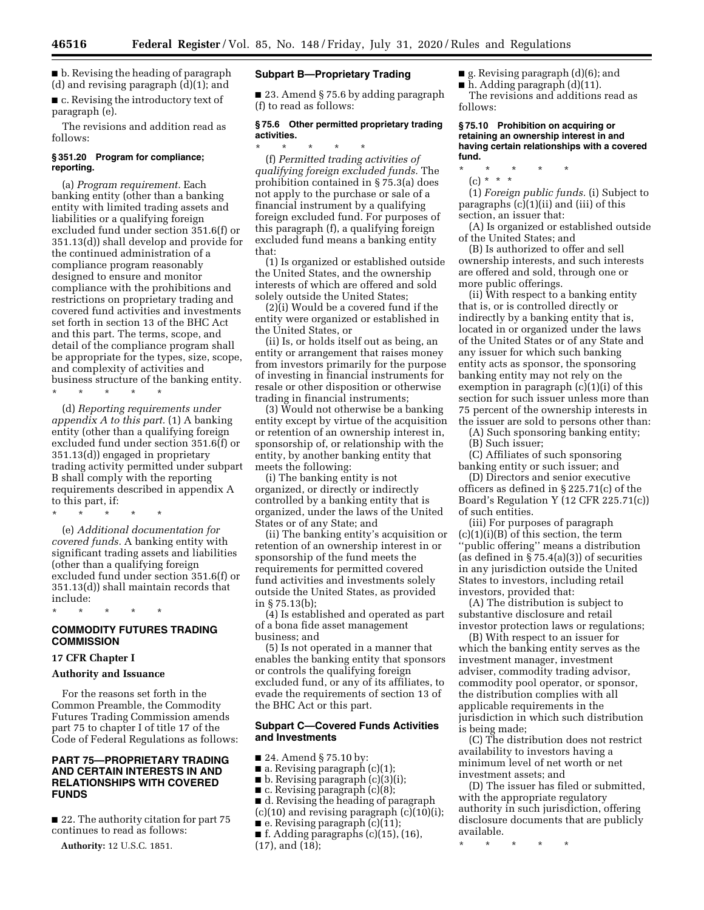■ b. Revising the heading of paragraph (d) and revising paragraph (d)(1); and

■ c. Revising the introductory text of paragraph (e).

The revisions and addition read as follows:

#### § 351.20 Program for compliance; reporting.

(a) *Program requirement.* Each banking entity (other than a banking entity with limited trading assets and liabilities or a qualifying foreign excluded fund under section 351.6(f) or 351.13(d)) shall develop and provide for the continued administration of a compliance program reasonably designed to ensure and monitor compliance with the prohibitions and restrictions on proprietary trading and covered fund activities and investments set forth in section 13 of the BHC Act and this part. The terms, scope, and detail of the compliance program shall be appropriate for the types, size, scope, and complexity of activities and business structure of the banking entity.

\* \* \* \* \*

(d) *Reporting requirements under appendix A to this part.* (1) A banking entity (other than a qualifying foreign excluded fund under section 351.6(f) or 351.13(d)) engaged in proprietary trading activity permitted under subpart B shall comply with the reporting requirements described in appendix A to this part, if:

\* \* \* \* \*

(e) *Additional documentation for covered funds.* A banking entity with significant trading assets and liabilities (other than a qualifying foreign excluded fund under section 351.6(f) or 351.13(d)) shall maintain records that include:

\* \* \* \* \*

## COMMODITY FUTURES TRADING COMMISSION

### 17 CFR Chapter I

### Authority and Issuance

For the reasons set forth in the Common Preamble, the Commodity Futures Trading Commission amends part 75 to chapter I of title 17 of the Code of Federal Regulations as follows:

## PART 75—PROPRIETARY TRADING AND CERTAIN INTERESTS IN AND RELATIONSHIPS WITH COVERED FUNDS

■ 22. The authority citation for part 75 continues to read as follows:

**Authority:** 12 U.S.C. 1851.

### Subpart B—Proprietary Trading

■ 23. Amend § 75.6 by adding paragraph (f) to read as follows:

#### § 75.6 Other permitted proprietary trading activities.

\* \* \* \* \*

(f) *Permitted trading activities of qualifying foreign excluded funds.* The prohibition contained in § 75.3(a) does not apply to the purchase or sale of a financial instrument by a qualifying foreign excluded fund. For purposes of this paragraph (f), a qualifying foreign excluded fund means a banking entity that:

(1) Is organized or established outside the United States, and the ownership interests of which are offered and sold solely outside the United States;

(2)(i) Would be a covered fund if the entity were organized or established in the United States, or

(ii) Is, or holds itself out as being, an entity or arrangement that raises money from investors primarily for the purpose of investing in financial instruments for resale or other disposition or otherwise trading in financial instruments;

(3) Would not otherwise be a banking entity except by virtue of the acquisition or retention of an ownership interest in, sponsorship of, or relationship with the entity, by another banking entity that meets the following:

(i) The banking entity is not organized, or directly or indirectly controlled by a banking entity that is organized, under the laws of the United States or of any State; and

(ii) The banking entity's acquisition or retention of an ownership interest in or sponsorship of the fund meets the requirements for permitted covered fund activities and investments solely outside the United States, as provided in § 75.13(b);

(4) Is established and operated as part of a bona fide asset management business; and

(5) Is not operated in a manner that enables the banking entity that sponsors or controls the qualifying foreign excluded fund, or any of its affiliates, to evade the requirements of section 13 of the BHC Act or this part.

### Subpart C—Covered Funds Activities and Investments

■ 24. Amend § 75.10 by:

■ a. Revising paragraph (c)(1);

■ b. Revising paragraph (c)(3)(i);

■ c. Revising paragraph (c)(8);

■ d. Revising the heading of paragraph (c)(10) and revising paragraph (c)(10)(i);

■ e. Revising paragraph (c)(11);

■ f. Adding paragraphs (c)(15), (16), (17), and (18);

■ g. Revising paragraph (d)(6); and

■ h. Adding paragraph (d)(11).

The revisions and additions read as follows:

#### § 75.10 Prohibition on acquiring or retaining an ownership interest in and having certain relationships with a covered fund.

\* \* \* \* \*

(c) \* \* \*

(1) *Foreign public funds.* (i) Subject to paragraphs (c)(1)(ii) and (iii) of this section, an issuer that:

(A) Is organized or established outside of the United States; and

(B) Is authorized to offer and sell ownership interests, and such interests are offered and sold, through one or more public offerings.

(ii) With respect to a banking entity that is, or is controlled directly or indirectly by a banking entity that is, located in or organized under the laws of the United States or of any State and any issuer for which such banking entity acts as sponsor, the sponsoring banking entity may not rely on the exemption in paragraph (c)(1)(i) of this section for such issuer unless more than 75 percent of the ownership interests in the issuer are sold to persons other than:

(A) Such sponsoring banking entity;

(B) Such issuer;

(C) Affiliates of such sponsoring banking entity or such issuer; and

(D) Directors and senior executive officers as defined in § 225.71(c) of the Board's Regulation Y (12 CFR 225.71(c)) of such entities.

(iii) For purposes of paragraph (c)(1)(i)(B) of this section, the term ''public offering'' means a distribution (as defined in § 75.4(a)(3)) of securities in any jurisdiction outside the United States to investors, including retail investors, provided that:

(A) The distribution is subject to substantive disclosure and retail investor protection laws or regulations;

(B) With respect to an issuer for which the banking entity serves as the investment manager, investment adviser, commodity trading advisor, commodity pool operator, or sponsor, the distribution complies with all applicable requirements in the jurisdiction in which such distribution is being made;

(C) The distribution does not restrict availability to investors having a minimum level of net worth or net investment assets; and

(D) The issuer has filed or submitted, with the appropriate regulatory authority in such jurisdiction, offering disclosure documents that are publicly available.

\* \* \* \* \*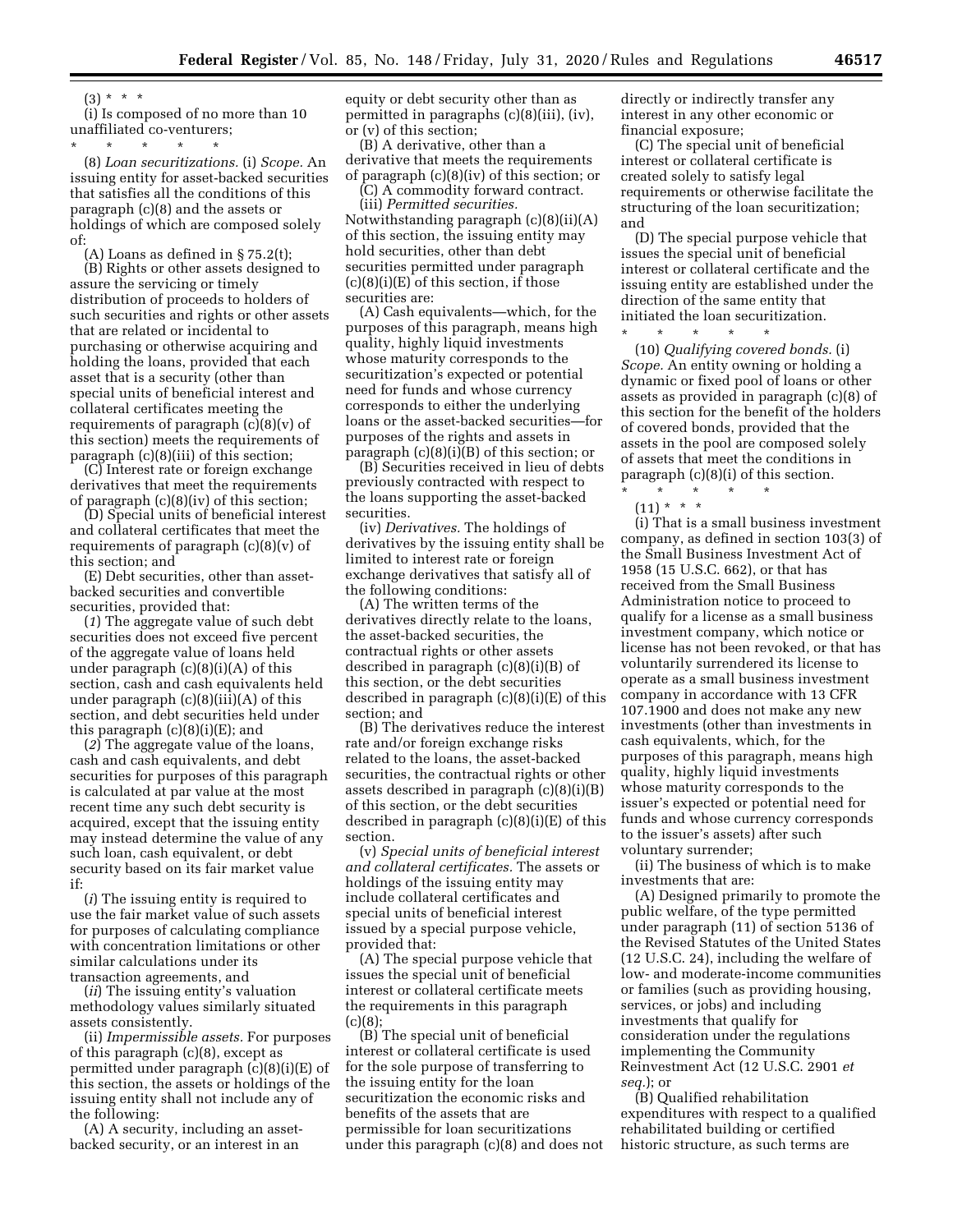(3) * * *

(i) Is composed of no more than 10 unaffiliated co-venturers;

\* \* \* \* \*

(8) *Loan securitizations.* (i) *Scope.* An issuing entity for asset-backed securities that satisfies all the conditions of this paragraph (c)(8) and the assets or holdings of which are composed solely of:

(A) Loans as defined in § 75.2(t);

(B) Rights or other assets designed to assure the servicing or timely distribution of proceeds to holders of such securities and rights or other assets that are related or incidental to purchasing or otherwise acquiring and holding the loans, provided that each asset that is a security (other than special units of beneficial interest and collateral certificates meeting the requirements of paragraph (c)(8)(v) of this section) meets the requirements of paragraph (c)(8)(iii) of this section;

(C) Interest rate or foreign exchange derivatives that meet the requirements of paragraph (c)(8)(iv) of this section;

(D) Special units of beneficial interest and collateral certificates that meet the requirements of paragraph (c)(8)(v) of this section; and

(E) Debt securities, other than asset-backed securities and convertible securities, provided that:

(*1*) The aggregate value of such debt securities does not exceed five percent of the aggregate value of loans held under paragraph (c)(8)(i)(A) of this section, cash and cash equivalents held under paragraph (c)(8)(iii)(A) of this section, and debt securities held under this paragraph (c)(8)(i)(E); and

(*2*) The aggregate value of the loans, cash and cash equivalents, and debt securities for purposes of this paragraph is calculated at par value at the most recent time any such debt security is acquired, except that the issuing entity may instead determine the value of any such loan, cash equivalent, or debt security based on its fair market value if:

(*i*) The issuing entity is required to use the fair market value of such assets for purposes of calculating compliance with concentration limitations or other similar calculations under its transaction agreements, and

(*ii*) The issuing entity's valuation methodology values similarly situated assets consistently.

(ii) *Impermissible assets.* For purposes of this paragraph (c)(8), except as permitted under paragraph (c)(8)(i)(E) of this section, the assets or holdings of the issuing entity shall not include any of the following:

(A) A security, including an asset-backed security, or an interest in an equity or debt security other than as permitted in paragraphs (c)(8)(iii), (iv), or (v) of this section;

(B) A derivative, other than a derivative that meets the requirements of paragraph (c)(8)(iv) of this section; or

(C) A commodity forward contract.

(iii) *Permitted securities.* Notwithstanding paragraph (c)(8)(ii)(A) of this section, the issuing entity may hold securities, other than debt securities permitted under paragraph (c)(8)(i)(E) of this section, if those securities are:

(A) Cash equivalents—which, for the purposes of this paragraph, means high quality, highly liquid investments whose maturity corresponds to the securitization's expected or potential need for funds and whose currency corresponds to either the underlying loans or the asset-backed securities—for purposes of the rights and assets in paragraph (c)(8)(i)(B) of this section; or

(B) Securities received in lieu of debts previously contracted with respect to the loans supporting the asset-backed securities.

(iv) *Derivatives.* The holdings of derivatives by the issuing entity shall be limited to interest rate or foreign exchange derivatives that satisfy all of the following conditions:

(A) The written terms of the derivatives directly relate to the loans, the asset-backed securities, the contractual rights or other assets described in paragraph (c)(8)(i)(B) of this section, or the debt securities described in paragraph (c)(8)(i)(E) of this section; and

(B) The derivatives reduce the interest rate and/or foreign exchange risks related to the loans, the asset-backed securities, the contractual rights or other assets described in paragraph (c)(8)(i)(B) of this section, or the debt securities described in paragraph (c)(8)(i)(E) of this section.

(v) *Special units of beneficial interest and collateral certificates.* The assets or holdings of the issuing entity may include collateral certificates and special units of beneficial interest issued by a special purpose vehicle, provided that:

(A) The special purpose vehicle that issues the special unit of beneficial interest or collateral certificate meets the requirements in this paragraph (c)(8);

(B) The special unit of beneficial interest or collateral certificate is used for the sole purpose of transferring to the issuing entity for the loan securitization the economic risks and benefits of the assets that are permissible for loan securitizations under this paragraph (c)(8) and does not directly or indirectly transfer any interest in any other economic or financial exposure;

(C) The special unit of beneficial interest or collateral certificate is created solely to satisfy legal requirements or otherwise facilitate the structuring of the loan securitization; and

(D) The special purpose vehicle that issues the special unit of beneficial interest or collateral certificate and the issuing entity are established under the direction of the same entity that initiated the loan securitization.

\* \* \* \* \*

(10) *Qualifying covered bonds.* (i) *Scope.* An entity owning or holding a dynamic or fixed pool of loans or other assets as provided in paragraph (c)(8) of this section for the benefit of the holders of covered bonds, provided that the assets in the pool are composed solely of assets that meet the conditions in paragraph (c)(8)(i) of this section.

\* \* \* \* \*

(11) * * *

(i) That is a small business investment company, as defined in section 103(3) of the Small Business Investment Act of 1958 (15 U.S.C. 662), or that has received from the Small Business Administration notice to proceed to qualify for a license as a small business investment company, which notice or license has not been revoked, or that has voluntarily surrendered its license to operate as a small business investment company in accordance with 13 CFR 107.1900 and does not make any new investments (other than investments in cash equivalents, which, for the purposes of this paragraph, means high quality, highly liquid investments whose maturity corresponds to the issuer's expected or potential need for funds and whose currency corresponds to the issuer's assets) after such voluntary surrender;

(ii) The business of which is to make investments that are:

(A) Designed primarily to promote the public welfare, of the type permitted under paragraph (11) of section 5136 of the Revised Statutes of the United States (12 U.S.C. 24), including the welfare of low- and moderate-income communities or families (such as providing housing, services, or jobs) and including investments that qualify for consideration under the regulations implementing the Community Reinvestment Act (12 U.S.C. 2901 *et seq.*); or

(B) Qualified rehabilitation expenditures with respect to a qualified rehabilitated building or certified historic structure, as such terms are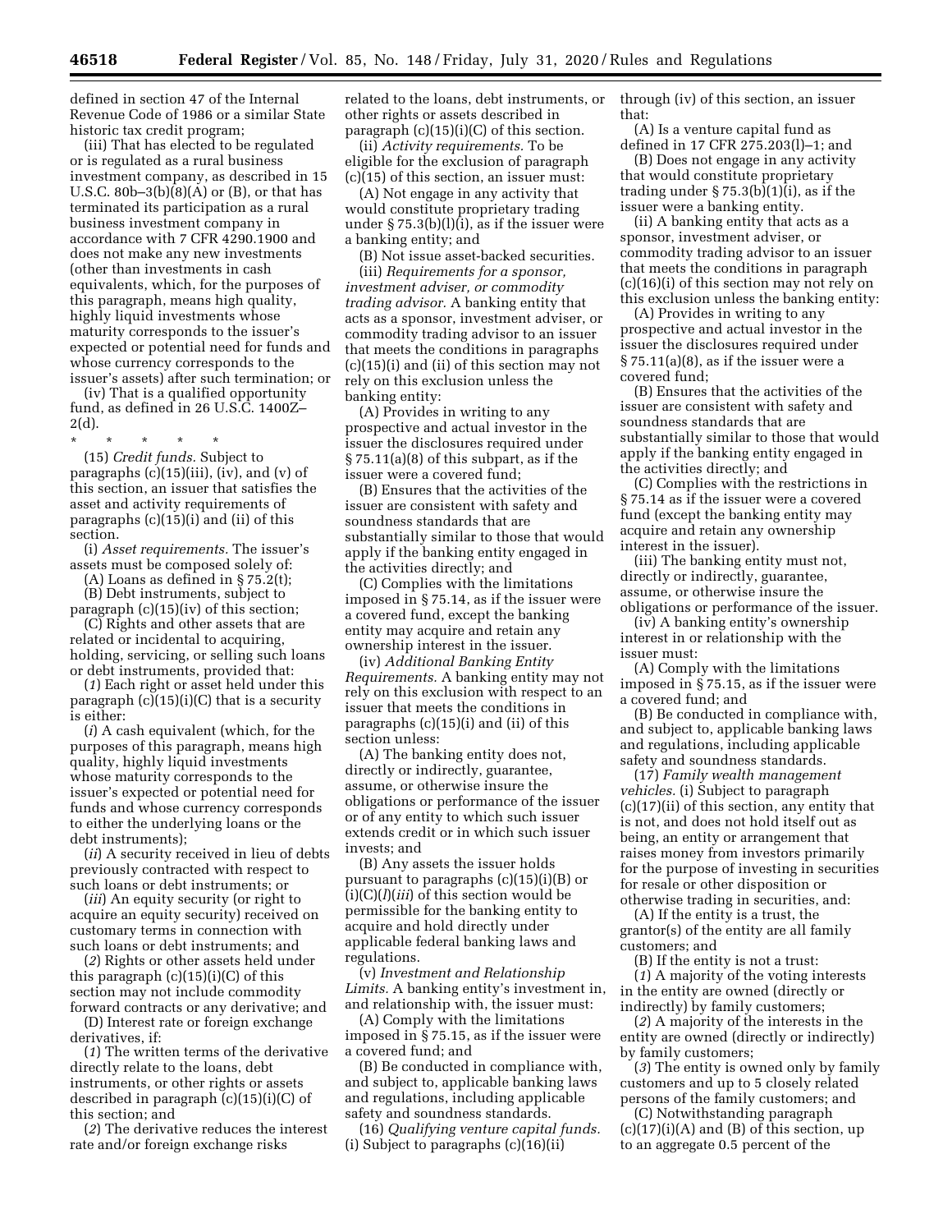defined in section 47 of the Internal Revenue Code of 1986 or a similar State historic tax credit program;

(iii) That has elected to be regulated or is regulated as a rural business investment company, as described in 15 U.S.C. 80b–3(b)(8)(A) or (B), or that has terminated its participation as a rural business investment company in accordance with 7 CFR 4290.1900 and does not make any new investments (other than investments in cash equivalents, which, for the purposes of this paragraph, means high quality, highly liquid investments whose maturity corresponds to the issuer's expected or potential need for funds and whose currency corresponds to the issuer's assets) after such termination; or

(iv) That is a qualified opportunity fund, as defined in 26 U.S.C. 1400Z–2(d).

\* \* \* \* \*

(15) *Credit funds.* Subject to paragraphs (c)(15)(iii), (iv), and (v) of this section, an issuer that satisfies the asset and activity requirements of paragraphs (c)(15)(i) and (ii) of this section.

(i) *Asset requirements.* The issuer's assets must be composed solely of:

(A) Loans as defined in § 75.2(t);

(B) Debt instruments, subject to paragraph (c)(15)(iv) of this section;

(C) Rights and other assets that are related or incidental to acquiring, holding, servicing, or selling such loans or debt instruments, provided that:

(*1*) Each right or asset held under this paragraph (c)(15)(i)(C) that is a security is either:

(*i*) A cash equivalent (which, for the purposes of this paragraph, means high quality, highly liquid investments whose maturity corresponds to the issuer's expected or potential need for funds and whose currency corresponds to either the underlying loans or the debt instruments);

(*ii*) A security received in lieu of debts previously contracted with respect to such loans or debt instruments; or

(*iii*) An equity security (or right to acquire an equity security) received on customary terms in connection with such loans or debt instruments; and

(*2*) Rights or other assets held under this paragraph (c)(15)(i)(C) of this section may not include commodity forward contracts or any derivative; and

(D) Interest rate or foreign exchange derivatives, if:

(*1*) The written terms of the derivative directly relate to the loans, debt instruments, or other rights or assets described in paragraph (c)(15)(i)(C) of this section; and

(*2*) The derivative reduces the interest rate and/or foreign exchange risks related to the loans, debt instruments, or other rights or assets described in paragraph (c)(15)(i)(C) of this section.

(ii) *Activity requirements.* To be eligible for the exclusion of paragraph (c)(15) of this section, an issuer must:

(A) Not engage in any activity that would constitute proprietary trading under § 75.3(b)(l)(i), as if the issuer were a banking entity; and

(B) Not issue asset-backed securities.

(iii) *Requirements for a sponsor, investment adviser, or commodity trading advisor.* A banking entity that acts as a sponsor, investment adviser, or commodity trading advisor to an issuer that meets the conditions in paragraphs (c)(15)(i) and (ii) of this section may not rely on this exclusion unless the banking entity:

(A) Provides in writing to any prospective and actual investor in the issuer the disclosures required under § 75.11(a)(8) of this subpart, as if the issuer were a covered fund;

(B) Ensures that the activities of the issuer are consistent with safety and soundness standards that are substantially similar to those that would apply if the banking entity engaged in the activities directly; and

(C) Complies with the limitations imposed in § 75.14, as if the issuer were a covered fund, except the banking entity may acquire and retain any ownership interest in the issuer.

(iv) *Additional Banking Entity Requirements.* A banking entity may not rely on this exclusion with respect to an issuer that meets the conditions in paragraphs (c)(15)(i) and (ii) of this section unless:

(A) The banking entity does not, directly or indirectly, guarantee, assume, or otherwise insure the obligations or performance of the issuer or of any entity to which such issuer extends credit or in which such issuer invests; and

(B) Any assets the issuer holds pursuant to paragraphs (c)(15)(i)(B) or (i)(C)(*l*)(*iii*) of this section would be permissible for the banking entity to acquire and hold directly under applicable federal banking laws and regulations.

(v) *Investment and Relationship Limits.* A banking entity's investment in, and relationship with, the issuer must:

(A) Comply with the limitations imposed in § 75.15, as if the issuer were a covered fund; and

(B) Be conducted in compliance with, and subject to, applicable banking laws and regulations, including applicable safety and soundness standards.

(16) *Qualifying venture capital funds.* (i) Subject to paragraphs (c)(16)(ii) through (iv) of this section, an issuer that:

(A) Is a venture capital fund as defined in 17 CFR 275.203(l)–1; and

(B) Does not engage in any activity that would constitute proprietary trading under § 75.3(b)(1)(i), as if the issuer were a banking entity.

(ii) A banking entity that acts as a sponsor, investment adviser, or commodity trading advisor to an issuer that meets the conditions in paragraph (c)(16)(i) of this section may not rely on this exclusion unless the banking entity:

(A) Provides in writing to any prospective and actual investor in the issuer the disclosures required under § 75.11(a)(8), as if the issuer were a covered fund;

(B) Ensures that the activities of the issuer are consistent with safety and soundness standards that are substantially similar to those that would apply if the banking entity engaged in the activities directly; and

(C) Complies with the restrictions in § 75.14 as if the issuer were a covered fund (except the banking entity may acquire and retain any ownership interest in the issuer).

(iii) The banking entity must not, directly or indirectly, guarantee, assume, or otherwise insure the obligations or performance of the issuer.

(iv) A banking entity's ownership interest in or relationship with the issuer must:

(A) Comply with the limitations imposed in § 75.15, as if the issuer were a covered fund; and

(B) Be conducted in compliance with, and subject to, applicable banking laws and regulations, including applicable safety and soundness standards.

(17) *Family wealth management vehicles.* (i) Subject to paragraph (c)(17)(ii) of this section, any entity that is not, and does not hold itself out as being, an entity or arrangement that raises money from investors primarily for the purpose of investing in securities for resale or other disposition or otherwise trading in securities, and:

(A) If the entity is a trust, the grantor(s) of the entity are all family customers; and

(B) If the entity is not a trust:

(*1*) A majority of the voting interests in the entity are owned (directly or indirectly) by family customers;

(*2*) A majority of the interests in the entity are owned (directly or indirectly) by family customers;

(*3*) The entity is owned only by family customers and up to 5 closely related persons of the family customers; and

(C) Notwithstanding paragraph (c)(17)(i)(A) and (B) of this section, up to an aggregate 0.5 percent of the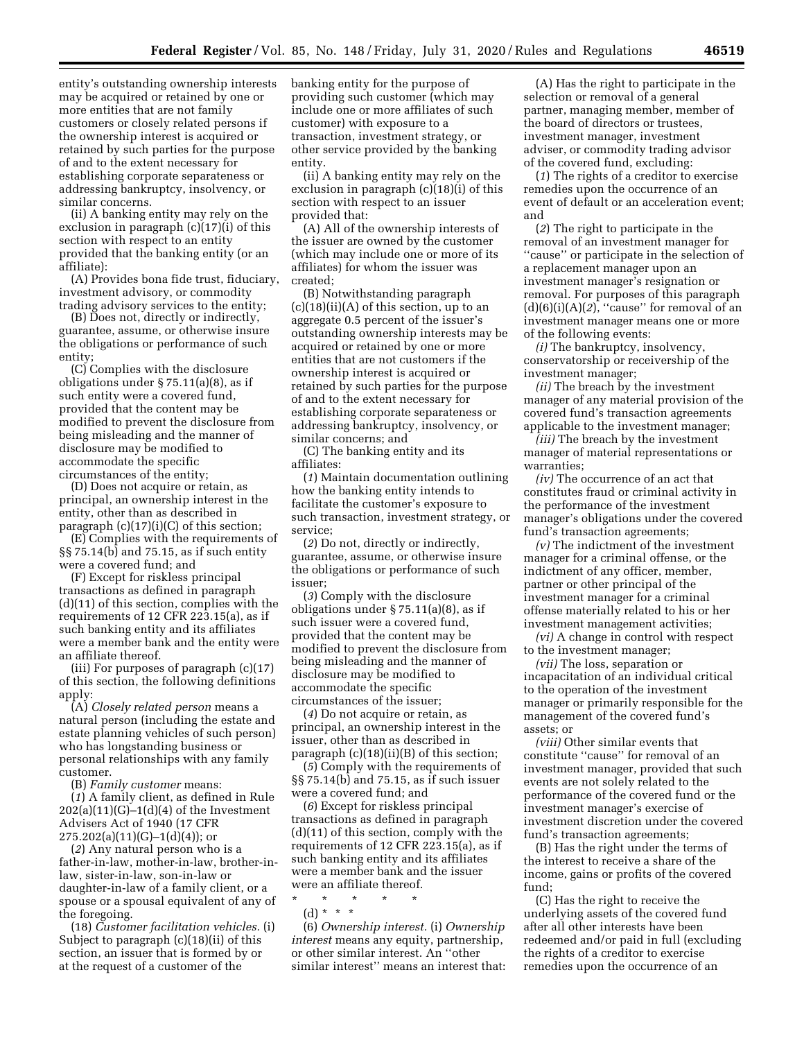entity's outstanding ownership interests may be acquired or retained by one or more entities that are not family customers or closely related persons if the ownership interest is acquired or retained by such parties for the purpose of and to the extent necessary for establishing corporate separateness or addressing bankruptcy, insolvency, or similar concerns.

(ii) A banking entity may rely on the exclusion in paragraph (c)(17)(i) of this section with respect to an entity provided that the banking entity (or an affiliate):

(A) Provides bona fide trust, fiduciary, investment advisory, or commodity trading advisory services to the entity;

(B) Does not, directly or indirectly, guarantee, assume, or otherwise insure the obligations or performance of such entity;

(C) Complies with the disclosure obligations under § 75.11(a)(8), as if such entity were a covered fund, provided that the content may be modified to prevent the disclosure from being misleading and the manner of disclosure may be modified to accommodate the specific circumstances of the entity;

(D) Does not acquire or retain, as principal, an ownership interest in the entity, other than as described in paragraph (c)(17)(i)(C) of this section;

(E) Complies with the requirements of §§ 75.14(b) and 75.15, as if such entity were a covered fund; and

(F) Except for riskless principal transactions as defined in paragraph (d)(11) of this section, complies with the requirements of 12 CFR 223.15(a), as if such banking entity and its affiliates were a member bank and the entity were an affiliate thereof.

(iii) For purposes of paragraph (c)(17) of this section, the following definitions apply:

(A) *Closely related person* means a natural person (including the estate and estate planning vehicles of such person) who has longstanding business or personal relationships with any family customer.

(B) *Family customer* means:

(*1*) A family client, as defined in Rule 202(a)(11)(G)–1(d)(4) of the Investment Advisers Act of 1940 (17 CFR 275.202(a)(11)(G)–1(d)(4)); or

(*2*) Any natural person who is a father-in-law, mother-in-law, brother-in-law, sister-in-law, son-in-law or daughter-in-law of a family client, or a spouse or a spousal equivalent of any of the foregoing.

(18) *Customer facilitation vehicles.* (i) Subject to paragraph (c)(18)(ii) of this section, an issuer that is formed by or at the request of a customer of the banking entity for the purpose of providing such customer (which may include one or more affiliates of such customer) with exposure to a transaction, investment strategy, or other service provided by the banking entity.

(ii) A banking entity may rely on the exclusion in paragraph (c)(18)(i) of this section with respect to an issuer provided that:

(A) All of the ownership interests of the issuer are owned by the customer (which may include one or more of its affiliates) for whom the issuer was created;

(B) Notwithstanding paragraph (c)(18)(ii)(A) of this section, up to an aggregate 0.5 percent of the issuer's outstanding ownership interests may be acquired or retained by one or more entities that are not customers if the ownership interest is acquired or retained by such parties for the purpose of and to the extent necessary for establishing corporate separateness or addressing bankruptcy, insolvency, or similar concerns; and

(C) The banking entity and its affiliates:

(*1*) Maintain documentation outlining how the banking entity intends to facilitate the customer's exposure to such transaction, investment strategy, or service;

(*2*) Do not, directly or indirectly, guarantee, assume, or otherwise insure the obligations or performance of such issuer;

(*3*) Comply with the disclosure obligations under § 75.11(a)(8), as if such issuer were a covered fund, provided that the content may be modified to prevent the disclosure from being misleading and the manner of disclosure may be modified to accommodate the specific circumstances of the issuer;

(*4*) Do not acquire or retain, as principal, an ownership interest in the issuer, other than as described in paragraph (c)(18)(ii)(B) of this section;

(*5*) Comply with the requirements of §§ 75.14(b) and 75.15, as if such issuer were a covered fund; and

(*6*) Except for riskless principal transactions as defined in paragraph (d)(11) of this section, comply with the requirements of 12 CFR 223.15(a), as if such banking entity and its affiliates were a member bank and the issuer were an affiliate thereof.

\* \* \* \* \*

(d) \* \* \*

(6) *Ownership interest.* (i) *Ownership interest* means any equity, partnership, or other similar interest. An ''other similar interest'' means an interest that:

(A) Has the right to participate in the selection or removal of a general partner, managing member, member of the board of directors or trustees, investment manager, investment adviser, or commodity trading advisor of the covered fund, excluding:

(*1*) The rights of a creditor to exercise remedies upon the occurrence of an event of default or an acceleration event; and

(*2*) The right to participate in the removal of an investment manager for ''cause'' or participate in the selection of a replacement manager upon an investment manager's resignation or removal. For purposes of this paragraph (d)(6)(i)(A)(*2*), ''cause'' for removal of an investment manager means one or more of the following events:

*(i)* The bankruptcy, insolvency, conservatorship or receivership of the investment manager;

*(ii)* The breach by the investment manager of any material provision of the covered fund's transaction agreements applicable to the investment manager;

*(iii)* The breach by the investment manager of material representations or warranties;

*(iv)* The occurrence of an act that constitutes fraud or criminal activity in the performance of the investment manager's obligations under the covered fund's transaction agreements;

*(v)* The indictment of the investment manager for a criminal offense, or the indictment of any officer, member, partner or other principal of the investment manager for a criminal offense materially related to his or her investment management activities;

*(vi)* A change in control with respect to the investment manager;

*(vii)* The loss, separation or incapacitation of an individual critical to the operation of the investment manager or primarily responsible for the management of the covered fund's assets; or

*(viii)* Other similar events that constitute ''cause'' for removal of an investment manager, provided that such events are not solely related to the performance of the covered fund or the investment manager's exercise of investment discretion under the covered fund's transaction agreements;

(B) Has the right under the terms of the interest to receive a share of the income, gains or profits of the covered fund;

(C) Has the right to receive the underlying assets of the covered fund after all other interests have been redeemed and/or paid in full (excluding the rights of a creditor to exercise remedies upon the occurrence of an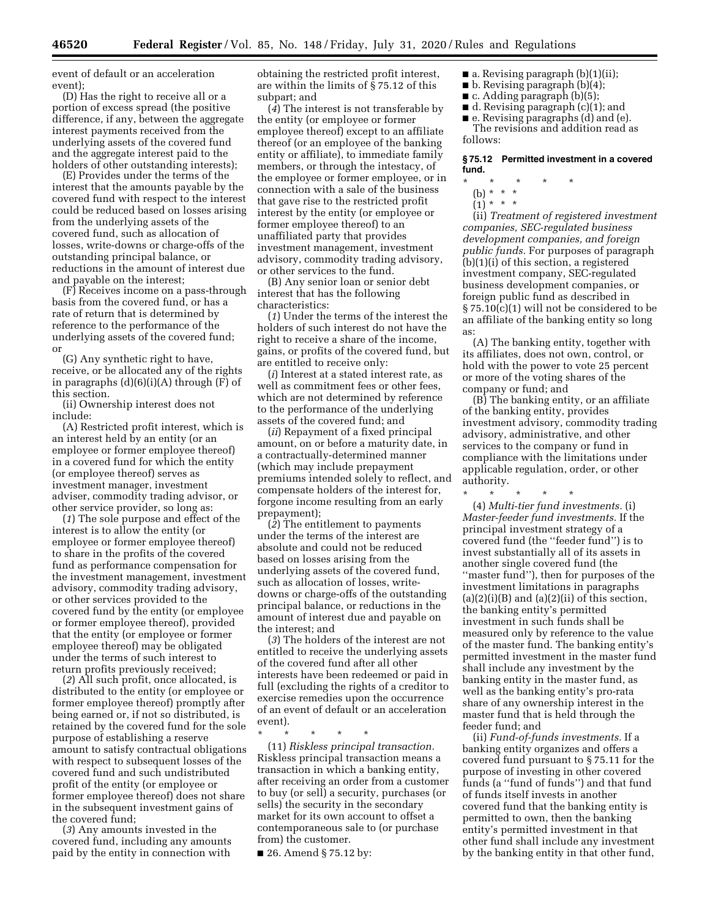event of default or an acceleration event);

(D) Has the right to receive all or a portion of excess spread (the positive difference, if any, between the aggregate interest payments received from the underlying assets of the covered fund and the aggregate interest paid to the holders of other outstanding interests);

(E) Provides under the terms of the interest that the amounts payable by the covered fund with respect to the interest could be reduced based on losses arising from the underlying assets of the covered fund, such as allocation of losses, write-downs or charge-offs of the outstanding principal balance, or reductions in the amount of interest due and payable on the interest;

(F) Receives income on a pass-through basis from the covered fund, or has a rate of return that is determined by reference to the performance of the underlying assets of the covered fund; or

(G) Any synthetic right to have, receive, or be allocated any of the rights in paragraphs (d)(6)(i)(A) through (F) of this section.

(ii) Ownership interest does not include:

(A) Restricted profit interest, which is an interest held by an entity (or an employee or former employee thereof) in a covered fund for which the entity (or employee thereof) serves as investment manager, investment adviser, commodity trading advisor, or other service provider, so long as:

(*1*) The sole purpose and effect of the interest is to allow the entity (or employee or former employee thereof) to share in the profits of the covered fund as performance compensation for the investment management, investment advisory, commodity trading advisory, or other services provided to the covered fund by the entity (or employee or former employee thereof), provided that the entity (or employee or former employee thereof) may be obligated under the terms of such interest to return profits previously received;

(*2*) All such profit, once allocated, is distributed to the entity (or employee or former employee thereof) promptly after being earned or, if not so distributed, is retained by the covered fund for the sole purpose of establishing a reserve amount to satisfy contractual obligations with respect to subsequent losses of the covered fund and such undistributed profit of the entity (or employee or former employee thereof) does not share in the subsequent investment gains of the covered fund;

(*3*) Any amounts invested in the covered fund, including any amounts paid by the entity in connection with obtaining the restricted profit interest, are within the limits of § 75.12 of this subpart; and

(*4*) The interest is not transferable by the entity (or employee or former employee thereof) except to an affiliate thereof (or an employee of the banking entity or affiliate), to immediate family members, or through the intestacy, of the employee or former employee, or in connection with a sale of the business that gave rise to the restricted profit interest by the entity (or employee or former employee thereof) to an unaffiliated party that provides investment management, investment advisory, commodity trading advisory, or other services to the fund.

(B) Any senior loan or senior debt interest that has the following characteristics:

(*1*) Under the terms of the interest the holders of such interest do not have the right to receive a share of the income, gains, or profits of the covered fund, but are entitled to receive only:

(*i*) Interest at a stated interest rate, as well as commitment fees or other fees, which are not determined by reference to the performance of the underlying assets of the covered fund; and

(*ii*) Repayment of a fixed principal amount, on or before a maturity date, in a contractually-determined manner (which may include prepayment premiums intended solely to reflect, and compensate holders of the interest for, forgone income resulting from an early prepayment);

(*2*) The entitlement to payments under the terms of the interest are absolute and could not be reduced based on losses arising from the underlying assets of the covered fund, such as allocation of losses, write-downs or charge-offs of the outstanding principal balance, or reductions in the amount of interest due and payable on the interest; and

(*3*) The holders of the interest are not entitled to receive the underlying assets of the covered fund after all other interests have been redeemed or paid in full (excluding the rights of a creditor to exercise remedies upon the occurrence of an event of default or an acceleration event).

\* \* \* \* \*

(11) *Riskless principal transaction.* Riskless principal transaction means a transaction in which a banking entity, after receiving an order from a customer to buy (or sell) a security, purchases (or sells) the security in the secondary market for its own account to offset a contemporaneous sale to (or purchase from) the customer.

■ 26. Amend § 75.12 by:

■ a. Revising paragraph (b)(1)(ii);

■ b. Revising paragraph (b)(4);

■ c. Adding paragraph (b)(5);

■ d. Revising paragraph (c)(1); and

■ e. Revising paragraphs (d) and (e).

The revisions and addition read as follows:

**§ 75.12 Permitted investment in a covered fund.**

\* \* \* \* \*

(b) \* \* \*

(1) \* \* \*

(ii) *Treatment of registered investment companies, SEC-regulated business development companies, and foreign public funds.* For purposes of paragraph (b)(1)(i) of this section, a registered investment company, SEC-regulated business development companies, or foreign public fund as described in § 75.10(c)(1) will not be considered to be an affiliate of the banking entity so long as:

(A) The banking entity, together with its affiliates, does not own, control, or hold with the power to vote 25 percent or more of the voting shares of the company or fund; and

(B) The banking entity, or an affiliate of the banking entity, provides investment advisory, commodity trading advisory, administrative, and other services to the company or fund in compliance with the limitations under applicable regulation, order, or other authority.

\* \* \* \* \*

(4) *Multi-tier fund investments.* (i) *Master-feeder fund investments.* If the principal investment strategy of a covered fund (the "feeder fund") is to invest substantially all of its assets in another single covered fund (the "master fund"), then for purposes of the investment limitations in paragraphs (a)(2)(i)(B) and (a)(2)(ii) of this section, the banking entity's permitted investment in such funds shall be measured only by reference to the value of the master fund. The banking entity's permitted investment in the master fund shall include any investment by the banking entity in the master fund, as well as the banking entity's pro-rata share of any ownership interest in the master fund that is held through the feeder fund; and

(ii) *Fund-of-funds investments.* If a banking entity organizes and offers a covered fund pursuant to § 75.11 for the purpose of investing in other covered funds (a "fund of funds") and that fund of funds itself invests in another covered fund that the banking entity is permitted to own, then the banking entity's permitted investment in that other fund shall include any investment by the banking entity in that other fund,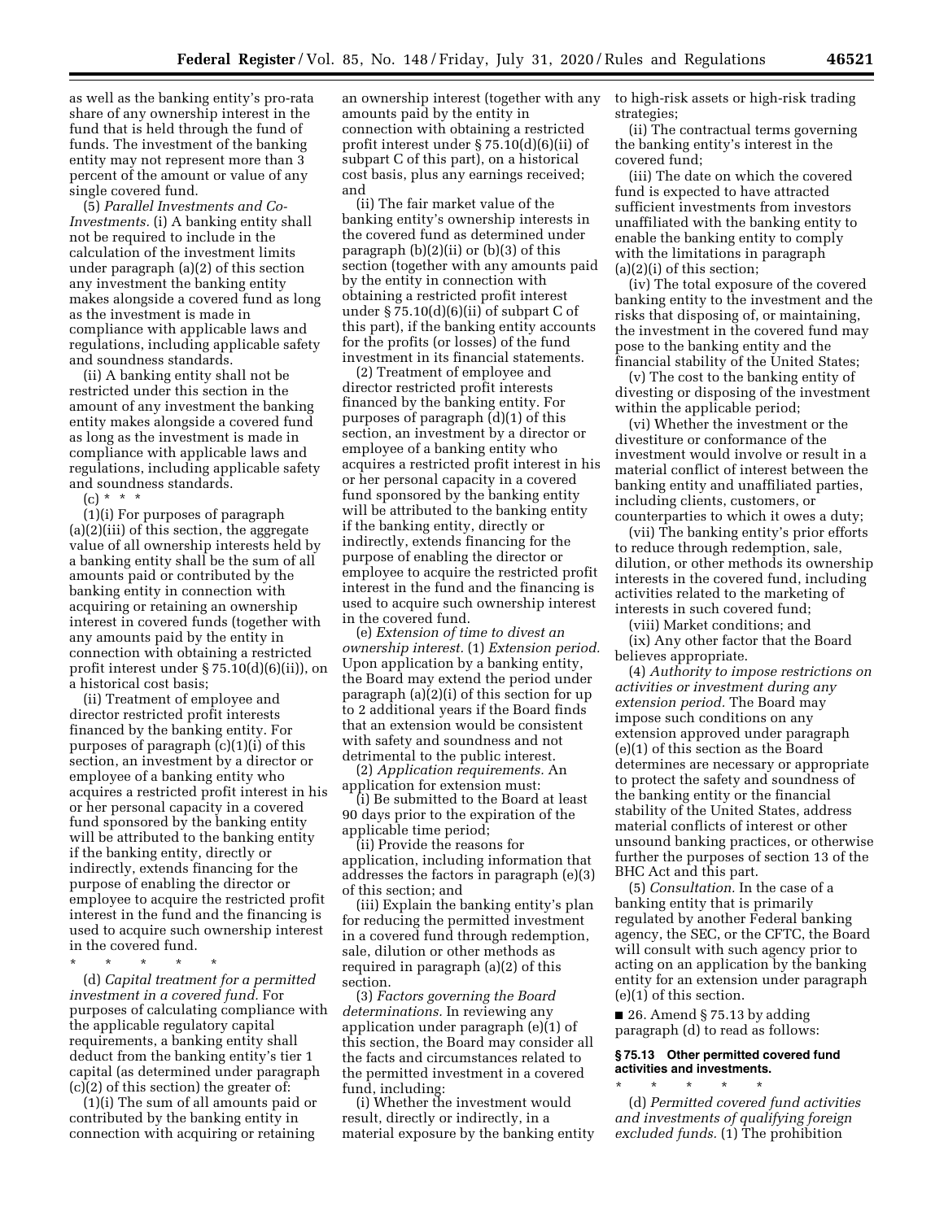as well as the banking entity's pro-rata share of any ownership interest in the fund that is held through the fund of funds. The investment of the banking entity may not represent more than 3 percent of the amount or value of any single covered fund.

(5) *Parallel Investments and Co-Investments.* (i) A banking entity shall not be required to include in the calculation of the investment limits under paragraph (a)(2) of this section any investment the banking entity makes alongside a covered fund as long as the investment is made in compliance with applicable laws and regulations, including applicable safety and soundness standards.

(ii) A banking entity shall not be restricted under this section in the amount of any investment the banking entity makes alongside a covered fund as long as the investment is made in compliance with applicable laws and regulations, including applicable safety and soundness standards.

(c) * * *

(1)(i) For purposes of paragraph (a)(2)(iii) of this section, the aggregate value of all ownership interests held by a banking entity shall be the sum of all amounts paid or contributed by the banking entity in connection with acquiring or retaining an ownership interest in covered funds (together with any amounts paid by the entity in connection with obtaining a restricted profit interest under § 75.10(d)(6)(ii)), on a historical cost basis;

(ii) Treatment of employee and director restricted profit interests financed by the banking entity. For purposes of paragraph (c)(1)(i) of this section, an investment by a director or employee of a banking entity who acquires a restricted profit interest in his or her personal capacity in a covered fund sponsored by the banking entity will be attributed to the banking entity if the banking entity, directly or indirectly, extends financing for the purpose of enabling the director or employee to acquire the restricted profit interest in the fund and the financing is used to acquire such ownership interest in the covered fund.

\* \* \* \* \*

(d) *Capital treatment for a permitted investment in a covered fund.* For purposes of calculating compliance with the applicable regulatory capital requirements, a banking entity shall deduct from the banking entity's tier 1 capital (as determined under paragraph (c)(2) of this section) the greater of:

(1)(i) The sum of all amounts paid or contributed by the banking entity in connection with acquiring or retaining an ownership interest (together with any amounts paid by the entity in connection with obtaining a restricted profit interest under § 75.10(d)(6)(ii) of subpart C of this part), on a historical cost basis, plus any earnings received; and

(ii) The fair market value of the banking entity's ownership interests in the covered fund as determined under paragraph (b)(2)(ii) or (b)(3) of this section (together with any amounts paid by the entity in connection with obtaining a restricted profit interest under § 75.10(d)(6)(ii) of subpart C of this part), if the banking entity accounts for the profits (or losses) of the fund investment in its financial statements.

(2) Treatment of employee and director restricted profit interests financed by the banking entity. For purposes of paragraph (d)(1) of this section, an investment by a director or employee of a banking entity who acquires a restricted profit interest in his or her personal capacity in a covered fund sponsored by the banking entity will be attributed to the banking entity if the banking entity, directly or indirectly, extends financing for the purpose of enabling the director or employee to acquire the restricted profit interest in the fund and the financing is used to acquire such ownership interest in the covered fund.

(e) *Extension of time to divest an ownership interest.* (1) *Extension period.* Upon application by a banking entity, the Board may extend the period under paragraph (a)(2)(i) of this section for up to 2 additional years if the Board finds that an extension would be consistent with safety and soundness and not detrimental to the public interest.

(2) *Application requirements.* An application for extension must:

(i) Be submitted to the Board at least 90 days prior to the expiration of the applicable time period;

(ii) Provide the reasons for application, including information that addresses the factors in paragraph (e)(3) of this section; and

(iii) Explain the banking entity's plan for reducing the permitted investment in a covered fund through redemption, sale, dilution or other methods as required in paragraph (a)(2) of this section.

(3) *Factors governing the Board determinations.* In reviewing any application under paragraph (e)(1) of this section, the Board may consider all the facts and circumstances related to the permitted investment in a covered fund, including:

(i) Whether the investment would result, directly or indirectly, in a material exposure by the banking entity to high-risk assets or high-risk trading strategies;

(ii) The contractual terms governing the banking entity's interest in the covered fund;

(iii) The date on which the covered fund is expected to have attracted sufficient investments from investors unaffiliated with the banking entity to enable the banking entity to comply with the limitations in paragraph (a)(2)(i) of this section;

(iv) The total exposure of the covered banking entity to the investment and the risks that disposing of, or maintaining, the investment in the covered fund may pose to the banking entity and the financial stability of the United States;

(v) The cost to the banking entity of divesting or disposing of the investment within the applicable period;

(vi) Whether the investment or the divestiture or conformance of the investment would involve or result in a material conflict of interest between the banking entity and unaffiliated parties, including clients, customers, or counterparties to which it owes a duty;

(vii) The banking entity's prior efforts to reduce through redemption, sale, dilution, or other methods its ownership interests in the covered fund, including activities related to the marketing of interests in such covered fund;

(viii) Market conditions; and

(ix) Any other factor that the Board believes appropriate.

(4) *Authority to impose restrictions on activities or investment during any extension period.* The Board may impose such conditions on any extension approved under paragraph (e)(1) of this section as the Board determines are necessary or appropriate to protect the safety and soundness of the banking entity or the financial stability of the United States, address material conflicts of interest or other unsound banking practices, or otherwise further the purposes of section 13 of the BHC Act and this part.

(5) *Consultation.* In the case of a banking entity that is primarily regulated by another Federal banking agency, the SEC, or the CFTC, the Board will consult with such agency prior to acting on an application by the banking entity for an extension under paragraph (e)(1) of this section.

■ 26. Amend § 75.13 by adding paragraph (d) to read as follows:

**§ 75.13 Other permitted covered fund activities and investments.**

\* \* \* \* \*

(d) *Permitted covered fund activities and investments of qualifying foreign excluded funds.* (1) The prohibition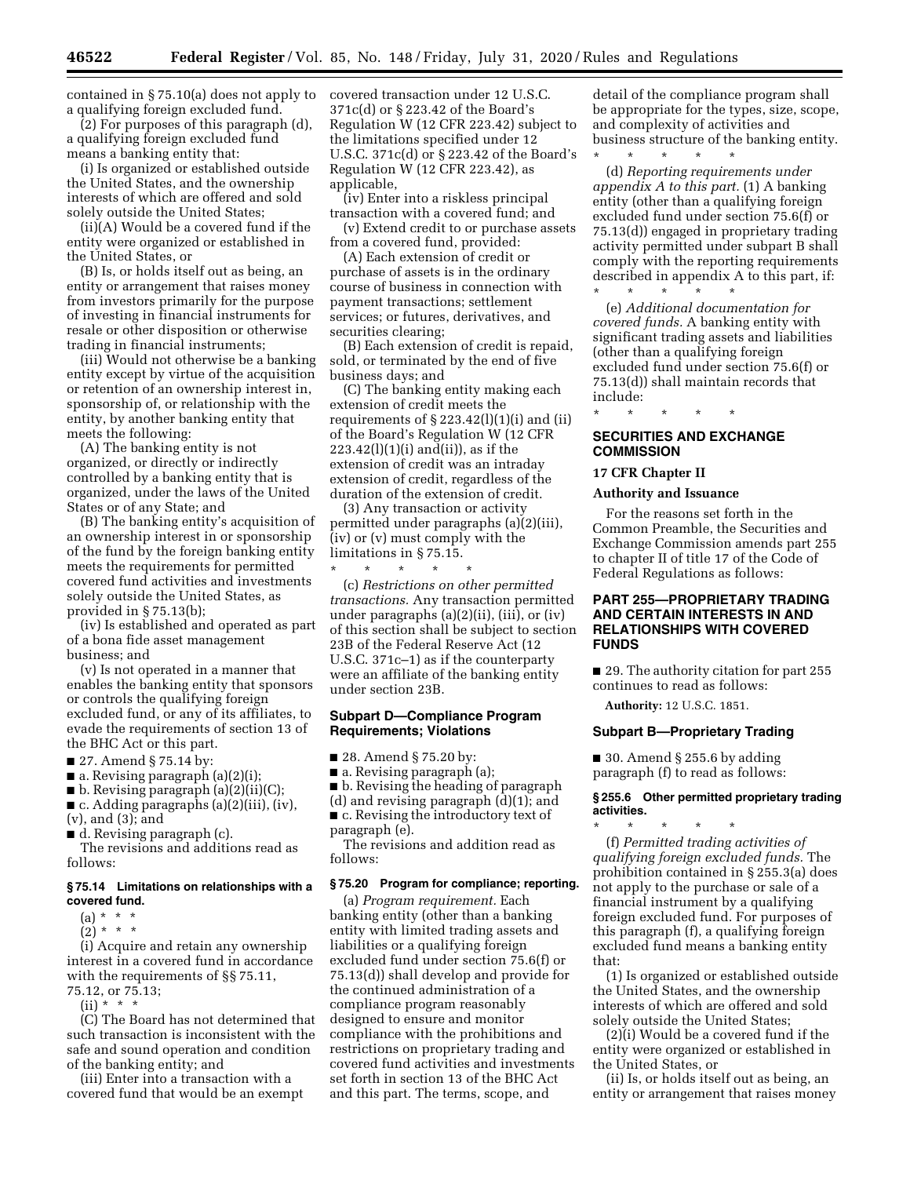contained in § 75.10(a) does not apply to a qualifying foreign excluded fund.

(2) For purposes of this paragraph (d), a qualifying foreign excluded fund means a banking entity that:

(i) Is organized or established outside the United States, and the ownership interests of which are offered and sold solely outside the United States;

(ii)(A) Would be a covered fund if the entity were organized or established in the United States, or

(B) Is, or holds itself out as being, an entity or arrangement that raises money from investors primarily for the purpose of investing in financial instruments for resale or other disposition or otherwise trading in financial instruments;

(iii) Would not otherwise be a banking entity except by virtue of the acquisition or retention of an ownership interest in, sponsorship of, or relationship with the entity, by another banking entity that meets the following:

(A) The banking entity is not organized, or directly or indirectly controlled by a banking entity that is organized, under the laws of the United States or of any State; and

(B) The banking entity's acquisition of an ownership interest in or sponsorship of the fund by the foreign banking entity meets the requirements for permitted covered fund activities and investments solely outside the United States, as provided in § 75.13(b);

(iv) Is established and operated as part of a bona fide asset management business; and

(v) Is not operated in a manner that enables the banking entity that sponsors or controls the qualifying foreign excluded fund, or any of its affiliates, to evade the requirements of section 13 of the BHC Act or this part.

■ 27. Amend § 75.14 by:

■ a. Revising paragraph (a)(2)(i);

■ b. Revising paragraph (a)(2)(ii)(C);

■ c. Adding paragraphs (a)(2)(iii), (iv), (v), and (3); and

■ d. Revising paragraph (c).

The revisions and additions read as follows:

#### § 75.14 Limitations on relationships with a covered fund.

(a) * * *

(2) * * *

(i) Acquire and retain any ownership interest in a covered fund in accordance with the requirements of §§ 75.11, 75.12, or 75.13;

(ii) * * *

(C) The Board has not determined that such transaction is inconsistent with the safe and sound operation and condition of the banking entity; and

(iii) Enter into a transaction with a covered fund that would be an exempt covered transaction under 12 U.S.C. 371c(d) or § 223.42 of the Board's Regulation W (12 CFR 223.42) subject to the limitations specified under 12 U.S.C. 371c(d) or § 223.42 of the Board's Regulation W (12 CFR 223.42), as applicable,

(iv) Enter into a riskless principal transaction with a covered fund; and

(v) Extend credit to or purchase assets from a covered fund, provided:

(A) Each extension of credit or purchase of assets is in the ordinary course of business in connection with payment transactions; settlement services; or futures, derivatives, and securities clearing;

(B) Each extension of credit is repaid, sold, or terminated by the end of five business days; and

(C) The banking entity making each extension of credit meets the requirements of § 223.42(l)(1)(i) and (ii) of the Board's Regulation W (12 CFR 223.42(l)(1)(i) and(ii)), as if the extension of credit was an intraday extension of credit, regardless of the duration of the extension of credit.

(3) Any transaction or activity permitted under paragraphs (a)(2)(iii), (iv) or (v) must comply with the limitations in § 75.15.

\* \* \* \* \*

(c) *Restrictions on other permitted transactions.* Any transaction permitted under paragraphs (a)(2)(ii), (iii), or (iv) of this section shall be subject to section 23B of the Federal Reserve Act (12 U.S.C. 371c–1) as if the counterparty were an affiliate of the banking entity under section 23B.

### Subpart D—Compliance Program Requirements; Violations

■ 28. Amend § 75.20 by:

■ a. Revising paragraph (a);

■ b. Revising the heading of paragraph (d) and revising paragraph (d)(1); and

■ c. Revising the introductory text of paragraph (e).

The revisions and addition read as follows:

#### § 75.20 Program for compliance; reporting.

(a) *Program requirement.* Each banking entity (other than a banking entity with limited trading assets and liabilities or a qualifying foreign excluded fund under section 75.6(f) or 75.13(d)) shall develop and provide for the continued administration of a compliance program reasonably designed to ensure and monitor compliance with the prohibitions and restrictions on proprietary trading and covered fund activities and investments set forth in section 13 of the BHC Act and this part. The terms, scope, and detail of the compliance program shall be appropriate for the types, size, scope, and complexity of activities and business structure of the banking entity.

\* \* \* \* \*

(d) *Reporting requirements under appendix A to this part.* (1) A banking entity (other than a qualifying foreign excluded fund under section 75.6(f) or 75.13(d)) engaged in proprietary trading activity permitted under subpart B shall comply with the reporting requirements described in appendix A to this part, if:

\* \* \* \* \*

(e) *Additional documentation for covered funds.* A banking entity with significant trading assets and liabilities (other than a qualifying foreign excluded fund under section 75.6(f) or 75.13(d)) shall maintain records that include:

\* \* \* \* \*

## SECURITIES AND EXCHANGE COMMISSION

### 17 CFR Chapter II

### Authority and Issuance

For the reasons set forth in the Common Preamble, the Securities and Exchange Commission amends part 255 to chapter II of title 17 of the Code of Federal Regulations as follows:

## PART 255—PROPRIETARY TRADING AND CERTAIN INTERESTS IN AND RELATIONSHIPS WITH COVERED FUNDS

■ 29. The authority citation for part 255 continues to read as follows:

**Authority:** 12 U.S.C. 1851.

### Subpart B—Proprietary Trading

■ 30. Amend § 255.6 by adding paragraph (f) to read as follows:

#### § 255.6 Other permitted proprietary trading activities.

\* \* \* \* \*

(f) *Permitted trading activities of qualifying foreign excluded funds.* The prohibition contained in § 255.3(a) does not apply to the purchase or sale of a financial instrument by a qualifying foreign excluded fund. For purposes of this paragraph (f), a qualifying foreign excluded fund means a banking entity that:

(1) Is organized or established outside the United States, and the ownership interests of which are offered and sold solely outside the United States;

(2)(i) Would be a covered fund if the entity were organized or established in the United States, or

(ii) Is, or holds itself out as being, an entity or arrangement that raises money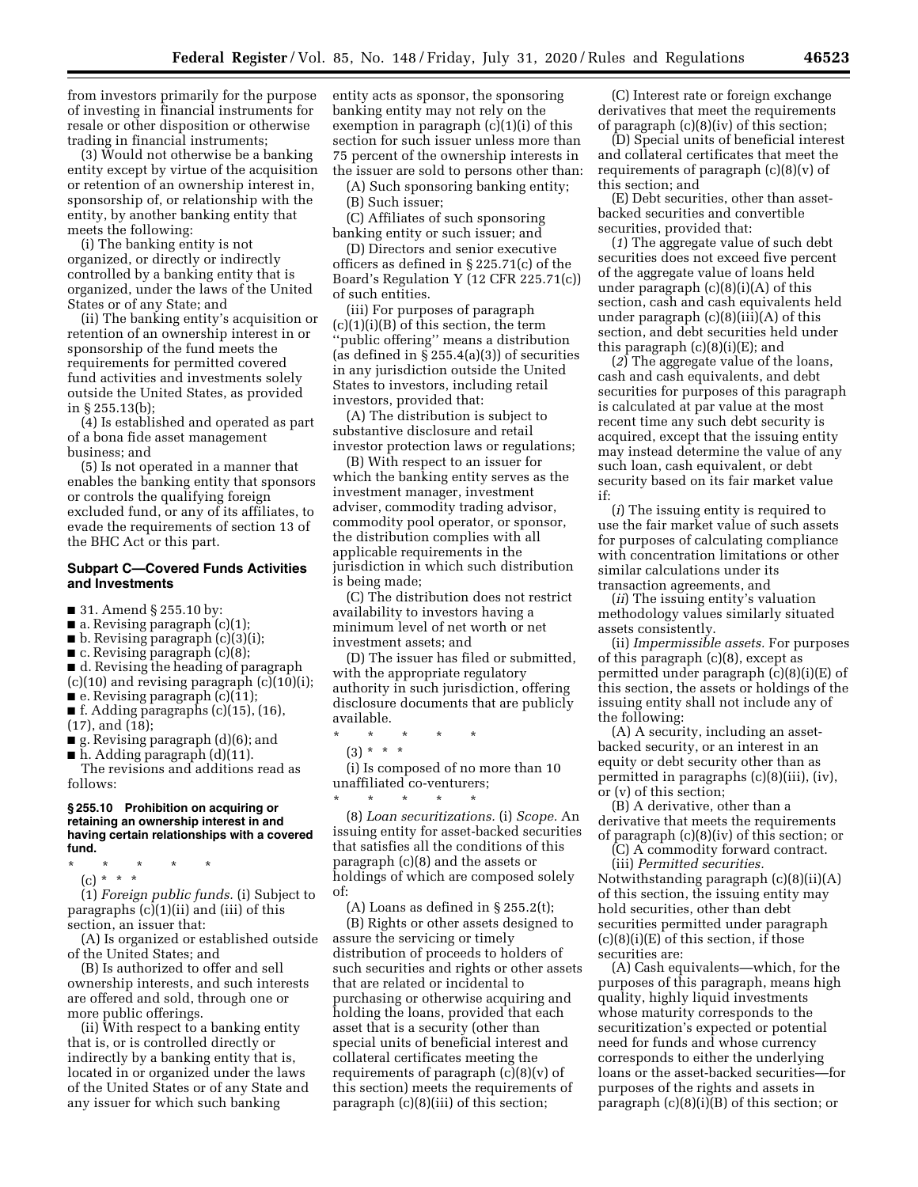from investors primarily for the purpose of investing in financial instruments for resale or other disposition or otherwise trading in financial instruments;

(3) Would not otherwise be a banking entity except by virtue of the acquisition or retention of an ownership interest in, sponsorship of, or relationship with the entity, by another banking entity that meets the following:

(i) The banking entity is not organized, or directly or indirectly controlled by a banking entity that is organized, under the laws of the United States or of any State; and

(ii) The banking entity's acquisition or retention of an ownership interest in or sponsorship of the fund meets the requirements for permitted covered fund activities and investments solely outside the United States, as provided in § 255.13(b);

(4) Is established and operated as part of a bona fide asset management business; and

(5) Is not operated in a manner that enables the banking entity that sponsors or controls the qualifying foreign excluded fund, or any of its affiliates, to evade the requirements of section 13 of the BHC Act or this part.

## Subpart C—Covered Funds Activities and Investments

■ 31. Amend § 255.10 by:

■ a. Revising paragraph (c)(1);

■ b. Revising paragraph (c)(3)(i);

■ c. Revising paragraph (c)(8);

■ d. Revising the heading of paragraph (c)(10) and revising paragraph (c)(10)(i);

■ e. Revising paragraph (c)(11);

■ f. Adding paragraphs (c)(15), (16), (17), and (18);

■ g. Revising paragraph (d)(6); and

■ h. Adding paragraph (d)(11).

The revisions and additions read as follows:

### § 255.10 Prohibition on acquiring or retaining an ownership interest in and having certain relationships with a covered fund.

\* \* \* \* \*

(c) \* \* \*

(1) *Foreign public funds.* (i) Subject to paragraphs (c)(1)(ii) and (iii) of this section, an issuer that:

(A) Is organized or established outside of the United States; and

(B) Is authorized to offer and sell ownership interests, and such interests are offered and sold, through one or more public offerings.

(ii) With respect to a banking entity that is, or is controlled directly or indirectly by a banking entity that is, located in or organized under the laws of the United States or of any State and any issuer for which such banking entity acts as sponsor, the sponsoring banking entity may not rely on the exemption in paragraph (c)(1)(i) of this section for such issuer unless more than 75 percent of the ownership interests in the issuer are sold to persons other than:

(A) Such sponsoring banking entity;

(B) Such issuer;

(C) Affiliates of such sponsoring banking entity or such issuer; and

(D) Directors and senior executive officers as defined in § 225.71(c) of the Board's Regulation Y (12 CFR 225.71(c)) of such entities.

(iii) For purposes of paragraph (c)(1)(i)(B) of this section, the term ''public offering'' means a distribution (as defined in § 255.4(a)(3)) of securities in any jurisdiction outside the United States to investors, including retail investors, provided that:

(A) The distribution is subject to substantive disclosure and retail investor protection laws or regulations;

(B) With respect to an issuer for which the banking entity serves as the investment manager, investment adviser, commodity trading advisor, commodity pool operator, or sponsor, the distribution complies with all applicable requirements in the jurisdiction in which such distribution is being made;

(C) The distribution does not restrict availability to investors having a minimum level of net worth or net investment assets; and

(D) The issuer has filed or submitted, with the appropriate regulatory authority in such jurisdiction, offering disclosure documents that are publicly available.

\* \* \* \* \*

(3) \* \* \*

(i) Is composed of no more than 10 unaffiliated co-venturers;

\* \* \* \* \*

(8) *Loan securitizations.* (i) *Scope.* An issuing entity for asset-backed securities that satisfies all the conditions of this paragraph (c)(8) and the assets or holdings of which are composed solely of:

(A) Loans as defined in § 255.2(t);

(B) Rights or other assets designed to assure the servicing or timely distribution of proceeds to holders of such securities and rights or other assets that are related or incidental to purchasing or otherwise acquiring and holding the loans, provided that each asset that is a security (other than special units of beneficial interest and collateral certificates meeting the requirements of paragraph (c)(8)(v) of this section) meets the requirements of paragraph (c)(8)(iii) of this section;

(C) Interest rate or foreign exchange derivatives that meet the requirements of paragraph (c)(8)(iv) of this section;

(D) Special units of beneficial interest and collateral certificates that meet the requirements of paragraph (c)(8)(v) of this section; and

(E) Debt securities, other than asset-backed securities and convertible securities, provided that:

(*1*) The aggregate value of such debt securities does not exceed five percent of the aggregate value of loans held under paragraph (c)(8)(i)(A) of this section, cash and cash equivalents held under paragraph (c)(8)(iii)(A) of this section, and debt securities held under this paragraph (c)(8)(i)(E); and

(*2*) The aggregate value of the loans, cash and cash equivalents, and debt securities for purposes of this paragraph is calculated at par value at the most recent time any such debt security is acquired, except that the issuing entity may instead determine the value of any such loan, cash equivalent, or debt security based on its fair market value if:

(*i*) The issuing entity is required to use the fair market value of such assets for purposes of calculating compliance with concentration limitations or other similar calculations under its transaction agreements, and

(*ii*) The issuing entity's valuation methodology values similarly situated assets consistently.

(ii) *Impermissible assets.* For purposes of this paragraph (c)(8), except as permitted under paragraph (c)(8)(i)(E) of this section, the assets or holdings of the issuing entity shall not include any of the following:

(A) A security, including an asset-backed security, or an interest in an equity or debt security other than as permitted in paragraphs (c)(8)(iii), (iv), or (v) of this section;

(B) A derivative, other than a derivative that meets the requirements of paragraph (c)(8)(iv) of this section; or

(C) A commodity forward contract.

(iii) *Permitted securities.* Notwithstanding paragraph (c)(8)(ii)(A) of this section, the issuing entity may hold securities, other than debt securities permitted under paragraph (c)(8)(i)(E) of this section, if those securities are:

(A) Cash equivalents—which, for the purposes of this paragraph, means high quality, highly liquid investments whose maturity corresponds to the securitization's expected or potential need for funds and whose currency corresponds to either the underlying loans or the asset-backed securities—for purposes of the rights and assets in paragraph (c)(8)(i)(B) of this section; or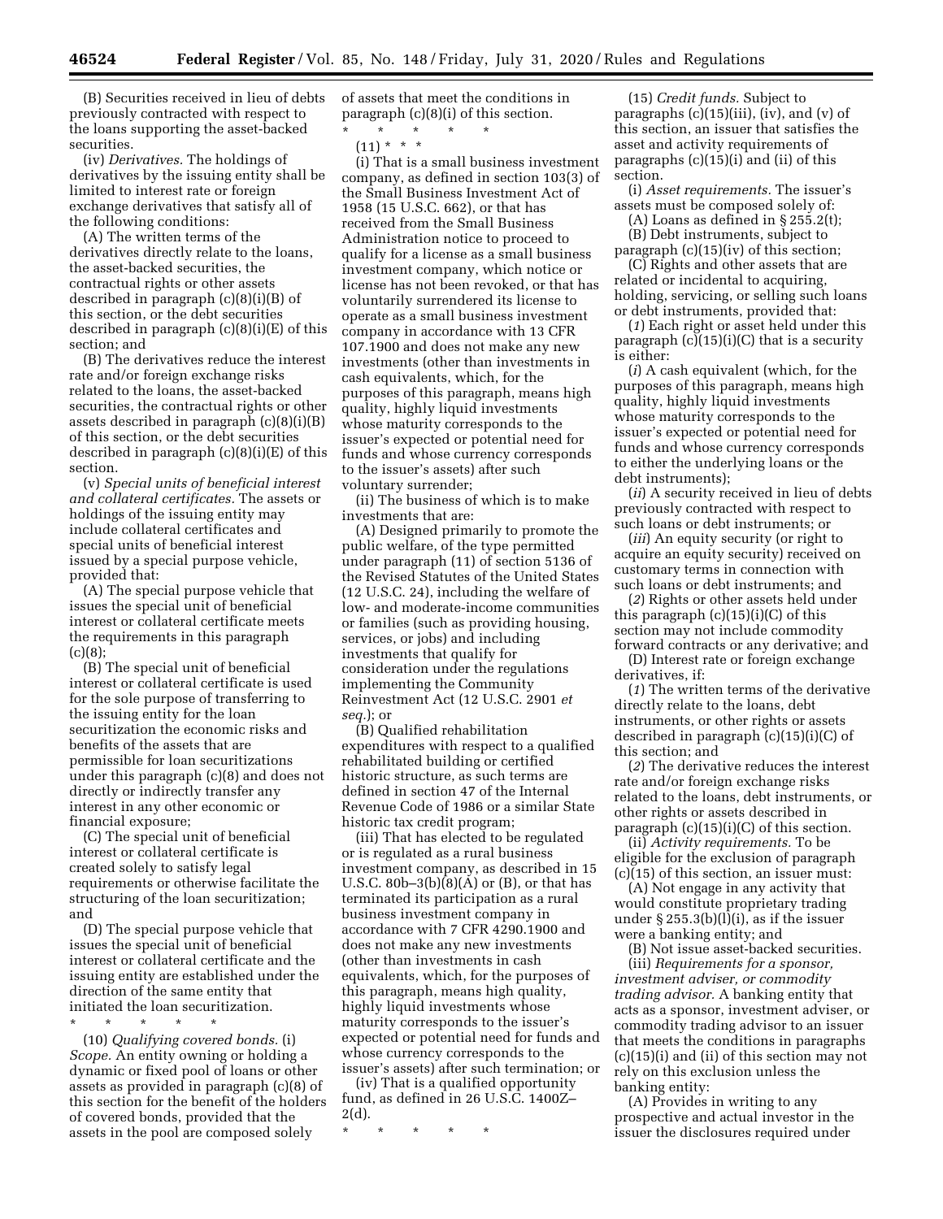(B) Securities received in lieu of debts previously contracted with respect to the loans supporting the asset-backed securities.

(iv) *Derivatives.* The holdings of derivatives by the issuing entity shall be limited to interest rate or foreign exchange derivatives that satisfy all of the following conditions:

(A) The written terms of the derivatives directly relate to the loans, the asset-backed securities, the contractual rights or other assets described in paragraph (c)(8)(i)(B) of this section, or the debt securities described in paragraph (c)(8)(i)(E) of this section; and

(B) The derivatives reduce the interest rate and/or foreign exchange risks related to the loans, the asset-backed securities, the contractual rights or other assets described in paragraph (c)(8)(i)(B) of this section, or the debt securities described in paragraph (c)(8)(i)(E) of this section.

(v) *Special units of beneficial interest and collateral certificates.* The assets or holdings of the issuing entity may include collateral certificates and special units of beneficial interest issued by a special purpose vehicle, provided that:

(A) The special purpose vehicle that issues the special unit of beneficial interest or collateral certificate meets the requirements in this paragraph (c)(8);

(B) The special unit of beneficial interest or collateral certificate is used for the sole purpose of transferring to the issuing entity for the loan securitization the economic risks and benefits of the assets that are permissible for loan securitizations under this paragraph (c)(8) and does not directly or indirectly transfer any interest in any other economic or financial exposure;

(C) The special unit of beneficial interest or collateral certificate is created solely to satisfy legal requirements or otherwise facilitate the structuring of the loan securitization; and

(D) The special purpose vehicle that issues the special unit of beneficial interest or collateral certificate and the issuing entity are established under the direction of the same entity that initiated the loan securitization.

\* \* \* \* \*

(10) *Qualifying covered bonds.* (i) *Scope.* An entity owning or holding a dynamic or fixed pool of loans or other assets as provided in paragraph (c)(8) of this section for the benefit of the holders of covered bonds, provided that the assets in the pool are composed solely of assets that meet the conditions in paragraph (c)(8)(i) of this section.

\* \* \* \* \*

(11) \* \* \*

(i) That is a small business investment company, as defined in section 103(3) of the Small Business Investment Act of 1958 (15 U.S.C. 662), or that has received from the Small Business Administration notice to proceed to qualify for a license as a small business investment company, which notice or license has not been revoked, or that has voluntarily surrendered its license to operate as a small business investment company in accordance with 13 CFR 107.1900 and does not make any new investments (other than investments in cash equivalents, which, for the purposes of this paragraph, means high quality, highly liquid investments whose maturity corresponds to the issuer's expected or potential need for funds and whose currency corresponds to the issuer's assets) after such voluntary surrender;

(ii) The business of which is to make investments that are:

(A) Designed primarily to promote the public welfare, of the type permitted under paragraph (11) of section 5136 of the Revised Statutes of the United States (12 U.S.C. 24), including the welfare of low- and moderate-income communities or families (such as providing housing, services, or jobs) and including investments that qualify for consideration under the regulations implementing the Community Reinvestment Act (12 U.S.C. 2901 *et seq.*); or

(B) Qualified rehabilitation expenditures with respect to a qualified rehabilitated building or certified historic structure, as such terms are defined in section 47 of the Internal Revenue Code of 1986 or a similar State historic tax credit program;

(iii) That has elected to be regulated or is regulated as a rural business investment company, as described in 15 U.S.C. 80b–3(b)(8)(A) or (B), or that has terminated its participation as a rural business investment company in accordance with 7 CFR 4290.1900 and does not make any new investments (other than investments in cash equivalents, which, for the purposes of this paragraph, means high quality, highly liquid investments whose maturity corresponds to the issuer's expected or potential need for funds and whose currency corresponds to the issuer's assets) after such termination; or

(iv) That is a qualified opportunity fund, as defined in 26 U.S.C. 1400Z–2(d).

\* \* \* \* \*

(15) *Credit funds.* Subject to paragraphs (c)(15)(iii), (iv), and (v) of this section, an issuer that satisfies the asset and activity requirements of paragraphs (c)(15)(i) and (ii) of this section.

(i) *Asset requirements.* The issuer's assets must be composed solely of:

(A) Loans as defined in § 255.2(t);

(B) Debt instruments, subject to paragraph (c)(15)(iv) of this section;

(C) Rights and other assets that are related or incidental to acquiring, holding, servicing, or selling such loans or debt instruments, provided that:

(*1*) Each right or asset held under this paragraph (c)(15)(i)(C) that is a security is either:

(*i*) A cash equivalent (which, for the purposes of this paragraph, means high quality, highly liquid investments whose maturity corresponds to the issuer's expected or potential need for funds and whose currency corresponds to either the underlying loans or the debt instruments);

(*ii*) A security received in lieu of debts previously contracted with respect to such loans or debt instruments; or

(*iii*) An equity security (or right to acquire an equity security) received on customary terms in connection with such loans or debt instruments; and

(*2*) Rights or other assets held under this paragraph (c)(15)(i)(C) of this section may not include commodity forward contracts or any derivative; and

(D) Interest rate or foreign exchange derivatives, if:

(*1*) The written terms of the derivative directly relate to the loans, debt instruments, or other rights or assets described in paragraph (c)(15)(i)(C) of this section; and

(*2*) The derivative reduces the interest rate and/or foreign exchange risks related to the loans, debt instruments, or other rights or assets described in paragraph (c)(15)(i)(C) of this section.

(ii) *Activity requirements.* To be eligible for the exclusion of paragraph (c)(15) of this section, an issuer must:

(A) Not engage in any activity that would constitute proprietary trading under § 255.3(b)(l)(i), as if the issuer were a banking entity; and

(B) Not issue asset-backed securities.

(iii) *Requirements for a sponsor, investment adviser, or commodity trading advisor.* A banking entity that acts as a sponsor, investment adviser, or commodity trading advisor to an issuer that meets the conditions in paragraphs (c)(15)(i) and (ii) of this section may not rely on this exclusion unless the banking entity:

(A) Provides in writing to any prospective and actual investor in the issuer the disclosures required under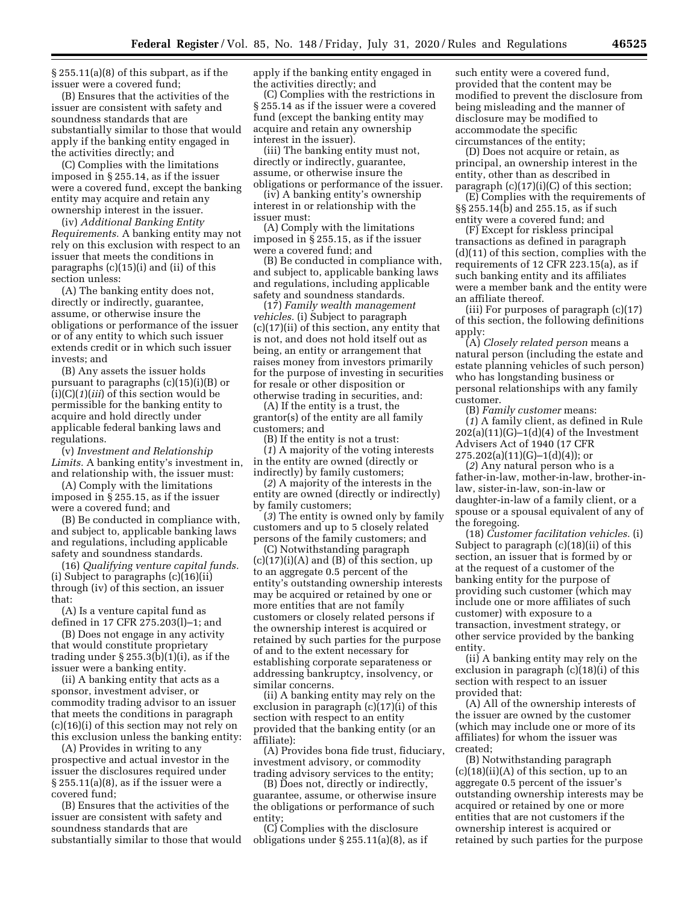§ 255.11(a)(8) of this subpart, as if the issuer were a covered fund;

(B) Ensures that the activities of the issuer are consistent with safety and soundness standards that are substantially similar to those that would apply if the banking entity engaged in the activities directly; and

(C) Complies with the limitations imposed in § 255.14, as if the issuer were a covered fund, except the banking entity may acquire and retain any ownership interest in the issuer.

(iv) *Additional Banking Entity Requirements.* A banking entity may not rely on this exclusion with respect to an issuer that meets the conditions in paragraphs (c)(15)(i) and (ii) of this section unless:

(A) The banking entity does not, directly or indirectly, guarantee, assume, or otherwise insure the obligations or performance of the issuer or of any entity to which such issuer extends credit or in which such issuer invests; and

(B) Any assets the issuer holds pursuant to paragraphs (c)(15)(i)(B) or (i)(C)(*1*)(*iii*) of this section would be permissible for the banking entity to acquire and hold directly under applicable federal banking laws and regulations.

(v) *Investment and Relationship Limits.* A banking entity's investment in, and relationship with, the issuer must:

(A) Comply with the limitations imposed in § 255.15, as if the issuer were a covered fund; and

(B) Be conducted in compliance with, and subject to, applicable banking laws and regulations, including applicable safety and soundness standards.

(16) *Qualifying venture capital funds.* (i) Subject to paragraphs (c)(16)(ii) through (iv) of this section, an issuer that:

(A) Is a venture capital fund as defined in 17 CFR 275.203(l)–1; and

(B) Does not engage in any activity that would constitute proprietary trading under § 255.3(b)(1)(i), as if the issuer were a banking entity.

(ii) A banking entity that acts as a sponsor, investment adviser, or commodity trading advisor to an issuer that meets the conditions in paragraph (c)(16)(i) of this section may not rely on this exclusion unless the banking entity:

(A) Provides in writing to any prospective and actual investor in the issuer the disclosures required under § 255.11(a)(8), as if the issuer were a covered fund;

(B) Ensures that the activities of the issuer are consistent with safety and soundness standards that are substantially similar to those that would apply if the banking entity engaged in the activities directly; and

(C) Complies with the restrictions in § 255.14 as if the issuer were a covered fund (except the banking entity may acquire and retain any ownership interest in the issuer).

(iii) The banking entity must not, directly or indirectly, guarantee, assume, or otherwise insure the obligations or performance of the issuer.

(iv) A banking entity's ownership interest in or relationship with the issuer must:

(A) Comply with the limitations imposed in § 255.15, as if the issuer were a covered fund; and

(B) Be conducted in compliance with, and subject to, applicable banking laws and regulations, including applicable safety and soundness standards.

(17) *Family wealth management vehicles.* (i) Subject to paragraph (c)(17)(ii) of this section, any entity that is not, and does not hold itself out as being, an entity or arrangement that raises money from investors primarily for the purpose of investing in securities for resale or other disposition or otherwise trading in securities, and:

(A) If the entity is a trust, the grantor(s) of the entity are all family customers; and

(B) If the entity is not a trust:

(*1*) A majority of the voting interests in the entity are owned (directly or indirectly) by family customers;

(*2*) A majority of the interests in the entity are owned (directly or indirectly) by family customers;

(*3*) The entity is owned only by family customers and up to 5 closely related persons of the family customers; and

(C) Notwithstanding paragraph (c)(17)(i)(A) and (B) of this section, up to an aggregate 0.5 percent of the entity's outstanding ownership interests may be acquired or retained by one or more entities that are not family customers or closely related persons if the ownership interest is acquired or retained by such parties for the purpose of and to the extent necessary for establishing corporate separateness or addressing bankruptcy, insolvency, or similar concerns.

(ii) A banking entity may rely on the exclusion in paragraph (c)(17)(i) of this section with respect to an entity provided that the banking entity (or an affiliate):

(A) Provides bona fide trust, fiduciary, investment advisory, or commodity trading advisory services to the entity;

(B) Does not, directly or indirectly, guarantee, assume, or otherwise insure the obligations or performance of such entity;

(C) Complies with the disclosure obligations under § 255.11(a)(8), as if such entity were a covered fund, provided that the content may be modified to prevent the disclosure from being misleading and the manner of disclosure may be modified to accommodate the specific circumstances of the entity;

(D) Does not acquire or retain, as principal, an ownership interest in the entity, other than as described in paragraph (c)(17)(i)(C) of this section;

(E) Complies with the requirements of §§ 255.14(b) and 255.15, as if such entity were a covered fund; and

(F) Except for riskless principal transactions as defined in paragraph (d)(11) of this section, complies with the requirements of 12 CFR 223.15(a), as if such banking entity and its affiliates were a member bank and the entity were an affiliate thereof.

(iii) For purposes of paragraph (c)(17) of this section, the following definitions apply:

(A) *Closely related person* means a natural person (including the estate and estate planning vehicles of such person) who has longstanding business or personal relationships with any family customer.

(B) *Family customer* means:

(*1*) A family client, as defined in Rule 202(a)(11)(G)–1(d)(4) of the Investment Advisers Act of 1940 (17 CFR 275.202(a)(11)(G)–1(d)(4)); or

(*2*) Any natural person who is a father-in-law, mother-in-law, brother-in-law, sister-in-law, son-in-law or daughter-in-law of a family client, or a spouse or a spousal equivalent of any of the foregoing.

(18) *Customer facilitation vehicles.* (i) Subject to paragraph (c)(18)(ii) of this section, an issuer that is formed by or at the request of a customer of the banking entity for the purpose of providing such customer (which may include one or more affiliates of such customer) with exposure to a transaction, investment strategy, or other service provided by the banking entity.

(ii) A banking entity may rely on the exclusion in paragraph (c)(18)(i) of this section with respect to an issuer provided that:

(A) All of the ownership interests of the issuer are owned by the customer (which may include one or more of its affiliates) for whom the issuer was created;

(B) Notwithstanding paragraph (c)(18)(ii)(A) of this section, up to an aggregate 0.5 percent of the issuer's outstanding ownership interests may be acquired or retained by one or more entities that are not customers if the ownership interest is acquired or retained by such parties for the purpose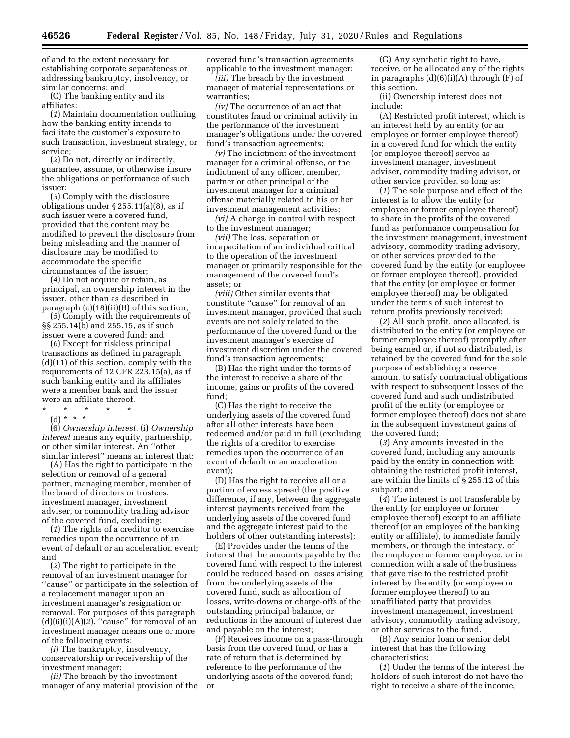of and to the extent necessary for establishing corporate separateness or addressing bankruptcy, insolvency, or similar concerns; and

(C) The banking entity and its affiliates:

(*1*) Maintain documentation outlining how the banking entity intends to facilitate the customer's exposure to such transaction, investment strategy, or service;

(*2*) Do not, directly or indirectly, guarantee, assume, or otherwise insure the obligations or performance of such issuer;

(*3*) Comply with the disclosure obligations under § 255.11(a)(8), as if such issuer were a covered fund, provided that the content may be modified to prevent the disclosure from being misleading and the manner of disclosure may be modified to accommodate the specific circumstances of the issuer;

(*4*) Do not acquire or retain, as principal, an ownership interest in the issuer, other than as described in paragraph (c)(18)(ii)(B) of this section;

(*5*) Comply with the requirements of §§ 255.14(b) and 255.15, as if such issuer were a covered fund; and

(*6*) Except for riskless principal transactions as defined in paragraph (d)(11) of this section, comply with the requirements of 12 CFR 223.15(a), as if such banking entity and its affiliates were a member bank and the issuer were an affiliate thereof.

\* \* \* \* \*

(d) \* \* \*

(6) *Ownership interest.* (i) *Ownership interest* means any equity, partnership, or other similar interest. An ''other similar interest'' means an interest that:

(A) Has the right to participate in the selection or removal of a general partner, managing member, member of the board of directors or trustees, investment manager, investment adviser, or commodity trading advisor of the covered fund, excluding:

(*1*) The rights of a creditor to exercise remedies upon the occurrence of an event of default or an acceleration event; and

(*2*) The right to participate in the removal of an investment manager for ''cause'' or participate in the selection of a replacement manager upon an investment manager's resignation or removal. For purposes of this paragraph (d)(6)(i)(A)(*2*), ''cause'' for removal of an investment manager means one or more of the following events:

*(i)* The bankruptcy, insolvency, conservatorship or receivership of the investment manager;

*(ii)* The breach by the investment manager of any material provision of the covered fund's transaction agreements applicable to the investment manager;

*(iii)* The breach by the investment manager of material representations or warranties;

*(iv)* The occurrence of an act that constitutes fraud or criminal activity in the performance of the investment manager's obligations under the covered fund's transaction agreements;

*(v)* The indictment of the investment manager for a criminal offense, or the indictment of any officer, member, partner or other principal of the investment manager for a criminal offense materially related to his or her investment management activities;

*(vi)* A change in control with respect to the investment manager;

*(vii)* The loss, separation or incapacitation of an individual critical to the operation of the investment manager or primarily responsible for the management of the covered fund's assets; or

*(viii)* Other similar events that constitute ''cause'' for removal of an investment manager, provided that such events are not solely related to the performance of the covered fund or the investment manager's exercise of investment discretion under the covered fund's transaction agreements;

(B) Has the right under the terms of the interest to receive a share of the income, gains or profits of the covered fund;

(C) Has the right to receive the underlying assets of the covered fund after all other interests have been redeemed and/or paid in full (excluding the rights of a creditor to exercise remedies upon the occurrence of an event of default or an acceleration event);

(D) Has the right to receive all or a portion of excess spread (the positive difference, if any, between the aggregate interest payments received from the underlying assets of the covered fund and the aggregate interest paid to the holders of other outstanding interests);

(E) Provides under the terms of the interest that the amounts payable by the covered fund with respect to the interest could be reduced based on losses arising from the underlying assets of the covered fund, such as allocation of losses, write-downs or charge-offs of the outstanding principal balance, or reductions in the amount of interest due and payable on the interest;

(F) Receives income on a pass-through basis from the covered fund, or has a rate of return that is determined by reference to the performance of the underlying assets of the covered fund; or

(G) Any synthetic right to have, receive, or be allocated any of the rights in paragraphs (d)(6)(i)(A) through (F) of this section.

(ii) Ownership interest does not include:

(A) Restricted profit interest, which is an interest held by an entity (or an employee or former employee thereof) in a covered fund for which the entity (or employee thereof) serves as investment manager, investment adviser, commodity trading advisor, or other service provider, so long as:

(*1*) The sole purpose and effect of the interest is to allow the entity (or employee or former employee thereof) to share in the profits of the covered fund as performance compensation for the investment management, investment advisory, commodity trading advisory, or other services provided to the covered fund by the entity (or employee or former employee thereof), provided that the entity (or employee or former employee thereof) may be obligated under the terms of such interest to return profits previously received;

(*2*) All such profit, once allocated, is distributed to the entity (or employee or former employee thereof) promptly after being earned or, if not so distributed, is retained by the covered fund for the sole purpose of establishing a reserve amount to satisfy contractual obligations with respect to subsequent losses of the covered fund and such undistributed profit of the entity (or employee or former employee thereof) does not share in the subsequent investment gains of the covered fund;

(*3*) Any amounts invested in the covered fund, including any amounts paid by the entity in connection with obtaining the restricted profit interest, are within the limits of § 255.12 of this subpart; and

(*4*) The interest is not transferable by the entity (or employee or former employee thereof) except to an affiliate thereof (or an employee of the banking entity or affiliate), to immediate family members, or through the intestacy, of the employee or former employee, or in connection with a sale of the business that gave rise to the restricted profit interest by the entity (or employee or former employee thereof) to an unaffiliated party that provides investment management, investment advisory, commodity trading advisory, or other services to the fund.

(B) Any senior loan or senior debt interest that has the following characteristics:

(*1*) Under the terms of the interest the holders of such interest do not have the right to receive a share of the income,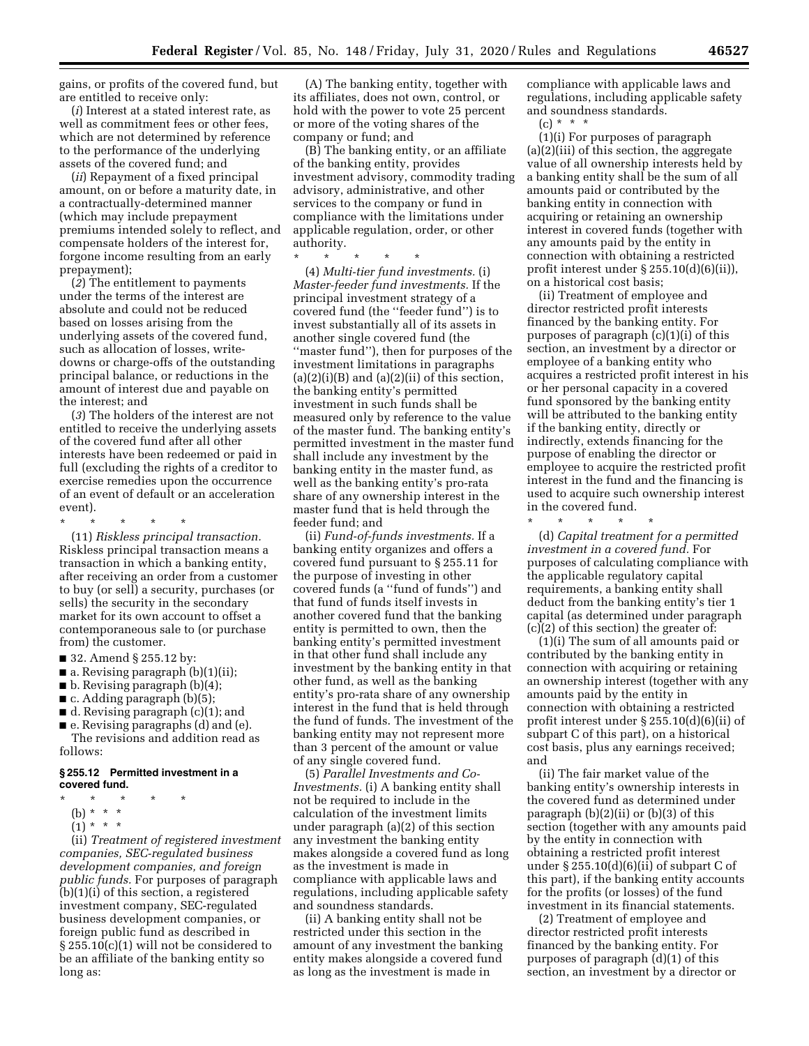gains, or profits of the covered fund, but are entitled to receive only:

(*i*) Interest at a stated interest rate, as well as commitment fees or other fees, which are not determined by reference to the performance of the underlying assets of the covered fund; and

(*ii*) Repayment of a fixed principal amount, on or before a maturity date, in a contractually-determined manner (which may include prepayment premiums intended solely to reflect, and compensate holders of the interest for, forgone income resulting from an early prepayment);

(*2*) The entitlement to payments under the terms of the interest are absolute and could not be reduced based on losses arising from the underlying assets of the covered fund, such as allocation of losses, write-downs or charge-offs of the outstanding principal balance, or reductions in the amount of interest due and payable on the interest; and

(*3*) The holders of the interest are not entitled to receive the underlying assets of the covered fund after all other interests have been redeemed or paid in full (excluding the rights of a creditor to exercise remedies upon the occurrence of an event of default or an acceleration event).

\* \* \* \* \*

(11) *Riskless principal transaction.* Riskless principal transaction means a transaction in which a banking entity, after receiving an order from a customer to buy (or sell) a security, purchases (or sells) the security in the secondary market for its own account to offset a contemporaneous sale to (or purchase from) the customer.

■ 32. Amend § 255.12 by:

■ a. Revising paragraph (b)(1)(ii);

■ b. Revising paragraph (b)(4);

■ c. Adding paragraph (b)(5);

■ d. Revising paragraph (c)(1); and

■ e. Revising paragraphs (d) and (e).

The revisions and addition read as follows:

### § 255.12 Permitted investment in a covered fund.

\* \* \* \* \*

(b) \* \* \*

(1) \* \* \*

(ii) *Treatment of registered investment companies, SEC-regulated business development companies, and foreign public funds.* For purposes of paragraph (b)(1)(i) of this section, a registered investment company, SEC-regulated business development companies, or foreign public fund as described in § 255.10(c)(1) will not be considered to be an affiliate of the banking entity so long as:

(A) The banking entity, together with its affiliates, does not own, control, or hold with the power to vote 25 percent or more of the voting shares of the company or fund; and

(B) The banking entity, or an affiliate of the banking entity, provides investment advisory, commodity trading advisory, administrative, and other services to the company or fund in compliance with the limitations under applicable regulation, order, or other authority.

\* \* \* \* \*

(4) *Multi-tier fund investments.* (i) *Master-feeder fund investments.* If the principal investment strategy of a covered fund (the ''feeder fund'') is to invest substantially all of its assets in another single covered fund (the ''master fund''), then for purposes of the investment limitations in paragraphs (a)(2)(i)(B) and (a)(2)(ii) of this section, the banking entity's permitted investment in such funds shall be measured only by reference to the value of the master fund. The banking entity's permitted investment in the master fund shall include any investment by the banking entity in the master fund, as well as the banking entity's pro-rata share of any ownership interest in the master fund that is held through the feeder fund; and

(ii) *Fund-of-funds investments.* If a banking entity organizes and offers a covered fund pursuant to § 255.11 for the purpose of investing in other covered funds (a ''fund of funds'') and that fund of funds itself invests in another covered fund that the banking entity is permitted to own, then the banking entity's permitted investment in that other fund shall include any investment by the banking entity in that other fund, as well as the banking entity's pro-rata share of any ownership interest in the fund that is held through the fund of funds. The investment of the banking entity may not represent more than 3 percent of the amount or value of any single covered fund.

(5) *Parallel Investments and Co-Investments.* (i) A banking entity shall not be required to include in the calculation of the investment limits under paragraph (a)(2) of this section any investment the banking entity makes alongside a covered fund as long as the investment is made in compliance with applicable laws and regulations, including applicable safety and soundness standards.

(ii) A banking entity shall not be restricted under this section in the amount of any investment the banking entity makes alongside a covered fund as long as the investment is made in compliance with applicable laws and regulations, including applicable safety and soundness standards.

(c) \* \* \*

(1)(i) For purposes of paragraph (a)(2)(iii) of this section, the aggregate value of all ownership interests held by a banking entity shall be the sum of all amounts paid or contributed by the banking entity in connection with acquiring or retaining an ownership interest in covered funds (together with any amounts paid by the entity in connection with obtaining a restricted profit interest under § 255.10(d)(6)(ii)), on a historical cost basis;

(ii) Treatment of employee and director restricted profit interests financed by the banking entity. For purposes of paragraph (c)(1)(i) of this section, an investment by a director or employee of a banking entity who acquires a restricted profit interest in his or her personal capacity in a covered fund sponsored by the banking entity will be attributed to the banking entity if the banking entity, directly or indirectly, extends financing for the purpose of enabling the director or employee to acquire the restricted profit interest in the fund and the financing is used to acquire such ownership interest in the covered fund.

\* \* \* \* \*

(d) *Capital treatment for a permitted investment in a covered fund.* For purposes of calculating compliance with the applicable regulatory capital requirements, a banking entity shall deduct from the banking entity's tier 1 capital (as determined under paragraph (c)(2) of this section) the greater of:

(1)(i) The sum of all amounts paid or contributed by the banking entity in connection with acquiring or retaining an ownership interest (together with any amounts paid by the entity in connection with obtaining a restricted profit interest under § 255.10(d)(6)(ii) of subpart C of this part), on a historical cost basis, plus any earnings received; and

(ii) The fair market value of the banking entity's ownership interests in the covered fund as determined under paragraph (b)(2)(ii) or (b)(3) of this section (together with any amounts paid by the entity in connection with obtaining a restricted profit interest under § 255.10(d)(6)(ii) of subpart C of this part), if the banking entity accounts for the profits (or losses) of the fund investment in its financial statements.

(2) Treatment of employee and director restricted profit interests financed by the banking entity. For purposes of paragraph (d)(1) of this section, an investment by a director or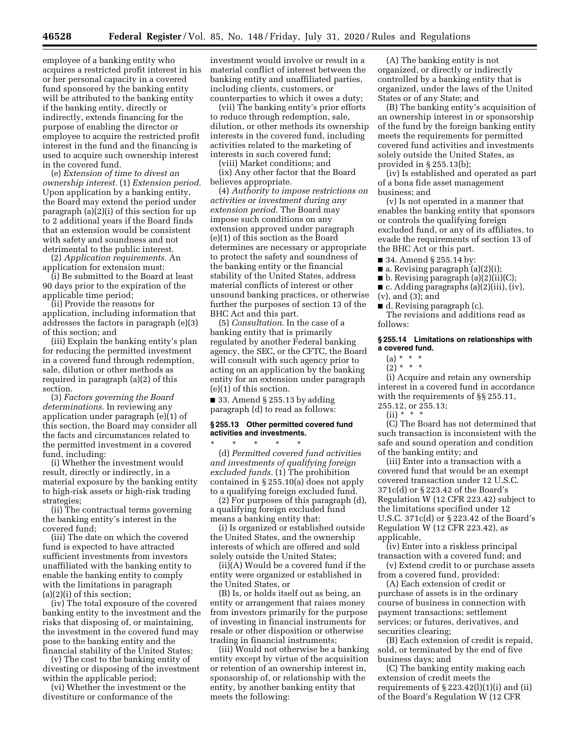employee of a banking entity who acquires a restricted profit interest in his or her personal capacity in a covered fund sponsored by the banking entity will be attributed to the banking entity if the banking entity, directly or indirectly, extends financing for the purpose of enabling the director or employee to acquire the restricted profit interest in the fund and the financing is used to acquire such ownership interest in the covered fund.

(e) *Extension of time to divest an ownership interest.* (1) *Extension period.* Upon application by a banking entity, the Board may extend the period under paragraph (a)(2)(i) of this section for up to 2 additional years if the Board finds that an extension would be consistent with safety and soundness and not detrimental to the public interest.

(2) *Application requirements.* An application for extension must:

(i) Be submitted to the Board at least 90 days prior to the expiration of the applicable time period;

(ii) Provide the reasons for application, including information that addresses the factors in paragraph (e)(3) of this section; and

(iii) Explain the banking entity's plan for reducing the permitted investment in a covered fund through redemption, sale, dilution or other methods as required in paragraph (a)(2) of this section.

(3) *Factors governing the Board determinations.* In reviewing any application under paragraph (e)(1) of this section, the Board may consider all the facts and circumstances related to the permitted investment in a covered fund, including:

(i) Whether the investment would result, directly or indirectly, in a material exposure by the banking entity to high-risk assets or high-risk trading strategies;

(ii) The contractual terms governing the banking entity's interest in the covered fund;

(iii) The date on which the covered fund is expected to have attracted sufficient investments from investors unaffiliated with the banking entity to enable the banking entity to comply with the limitations in paragraph (a)(2)(i) of this section;

(iv) The total exposure of the covered banking entity to the investment and the risks that disposing of, or maintaining, the investment in the covered fund may pose to the banking entity and the financial stability of the United States;

(v) The cost to the banking entity of divesting or disposing of the investment within the applicable period;

(vi) Whether the investment or the divestiture or conformance of the investment would involve or result in a material conflict of interest between the banking entity and unaffiliated parties, including clients, customers, or counterparties to which it owes a duty;

(vii) The banking entity's prior efforts to reduce through redemption, sale, dilution, or other methods its ownership interests in the covered fund, including activities related to the marketing of interests in such covered fund;

(viii) Market conditions; and

(ix) Any other factor that the Board believes appropriate.

(4) *Authority to impose restrictions on activities or investment during any extension period.* The Board may impose such conditions on any extension approved under paragraph (e)(1) of this section as the Board determines are necessary or appropriate to protect the safety and soundness of the banking entity or the financial stability of the United States, address material conflicts of interest or other unsound banking practices, or otherwise further the purposes of section 13 of the BHC Act and this part.

(5) *Consultation.* In the case of a banking entity that is primarily regulated by another Federal banking agency, the SEC, or the CFTC, the Board will consult with such agency prior to acting on an application by the banking entity for an extension under paragraph (e)(1) of this section.

■ 33. Amend § 255.13 by adding paragraph (d) to read as follows:

### § 255.13 Other permitted covered fund activities and investments.

\* \* \* \* \*

(d) *Permitted covered fund activities and investments of qualifying foreign excluded funds.* (1) The prohibition contained in § 255.10(a) does not apply to a qualifying foreign excluded fund.

(2) For purposes of this paragraph (d), a qualifying foreign excluded fund means a banking entity that:

(i) Is organized or established outside the United States, and the ownership interests of which are offered and sold solely outside the United States;

(ii)(A) Would be a covered fund if the entity were organized or established in the United States, or

(B) Is, or holds itself out as being, an entity or arrangement that raises money from investors primarily for the purpose of investing in financial instruments for resale or other disposition or otherwise trading in financial instruments;

(iii) Would not otherwise be a banking entity except by virtue of the acquisition or retention of an ownership interest in, sponsorship of, or relationship with the entity, by another banking entity that meets the following:

(A) The banking entity is not organized, or directly or indirectly controlled by a banking entity that is organized, under the laws of the United States or of any State; and

(B) The banking entity's acquisition of an ownership interest in or sponsorship of the fund by the foreign banking entity meets the requirements for permitted covered fund activities and investments solely outside the United States, as provided in § 255.13(b);

(iv) Is established and operated as part of a bona fide asset management business; and

(v) Is not operated in a manner that enables the banking entity that sponsors or controls the qualifying foreign excluded fund, or any of its affiliates, to evade the requirements of section 13 of the BHC Act or this part.

■ 34. Amend § 255.14 by:

■ a. Revising paragraph (a)(2)(i);

■ b. Revising paragraph (a)(2)(ii)(C);

■ c. Adding paragraphs (a)(2)(iii), (iv), (v), and (3); and

■ d. Revising paragraph (c).

The revisions and additions read as follows:

### § 255.14 Limitations on relationships with a covered fund.

(a) \* \* \*

(2) \* \* \*

(i) Acquire and retain any ownership interest in a covered fund in accordance with the requirements of §§ 255.11, 255.12, or 255.13;

(ii) \* \* \*

(C) The Board has not determined that such transaction is inconsistent with the safe and sound operation and condition of the banking entity; and

(iii) Enter into a transaction with a covered fund that would be an exempt covered transaction under 12 U.S.C. 371c(d) or § 223.42 of the Board's Regulation W (12 CFR 223.42) subject to the limitations specified under 12 U.S.C. 371c(d) or § 223.42 of the Board's Regulation W (12 CFR 223.42), as applicable,

(iv) Enter into a riskless principal transaction with a covered fund; and

(v) Extend credit to or purchase assets from a covered fund, provided:

(A) Each extension of credit or purchase of assets is in the ordinary course of business in connection with payment transactions; settlement services; or futures, derivatives, and securities clearing;

(B) Each extension of credit is repaid, sold, or terminated by the end of five business days; and

(C) The banking entity making each extension of credit meets the requirements of § 223.42(l)(1)(i) and (ii) of the Board's Regulation W (12 CFR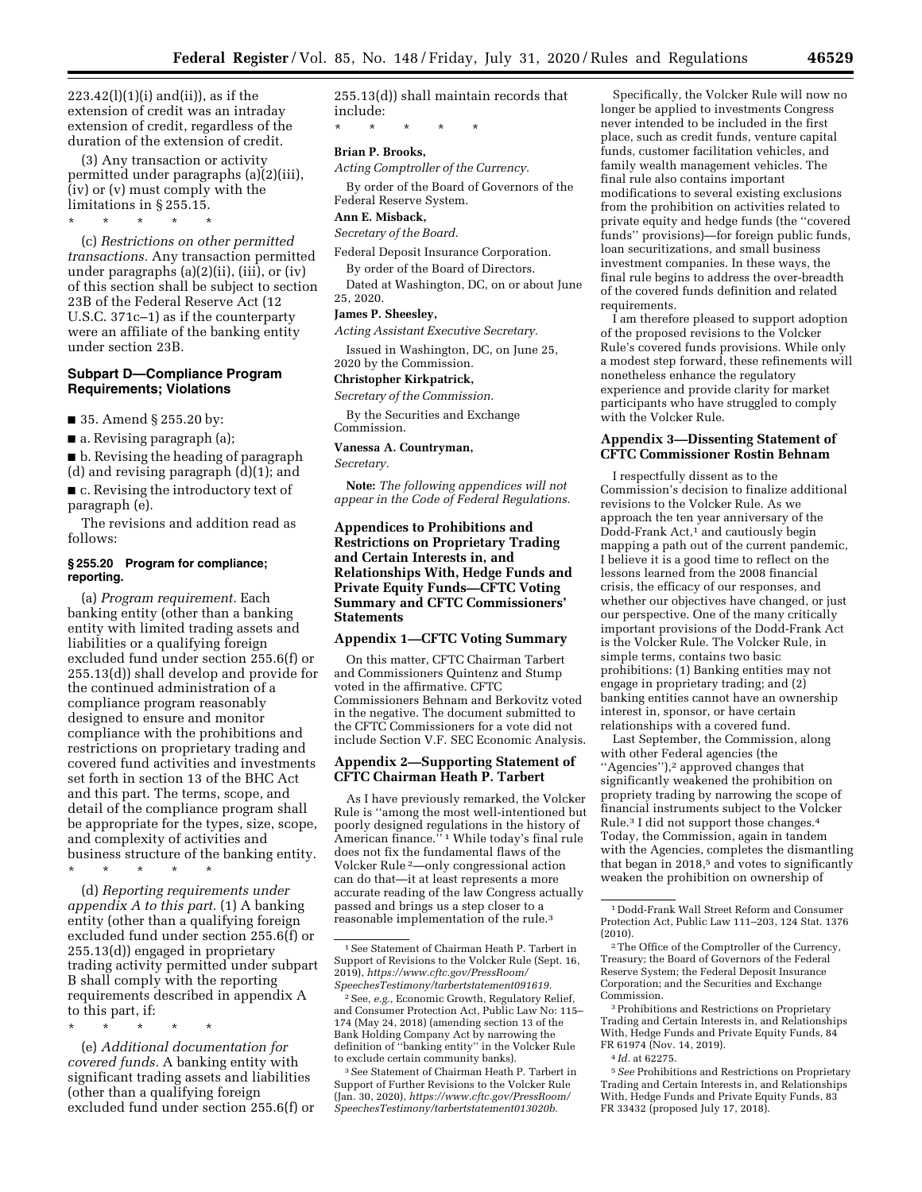223.42(l)(1)(i) and(ii)), as if the extension of credit was an intraday extension of credit, regardless of the duration of the extension of credit.

(3) Any transaction or activity permitted under paragraphs (a)(2)(iii), (iv) or (v) must comply with the limitations in § 255.15.

\* \* \* \* \*

(c) *Restrictions on other permitted transactions.* Any transaction permitted under paragraphs (a)(2)(ii), (iii), or (iv) of this section shall be subject to section 23B of the Federal Reserve Act (12 U.S.C. 371c–1) as if the counterparty were an affiliate of the banking entity under section 23B.

### Subpart D—Compliance Program Requirements; Violations

■ 35. Amend § 255.20 by:

■ a. Revising paragraph (a);

■ b. Revising the heading of paragraph (d) and revising paragraph (d)(1); and

■ c. Revising the introductory text of paragraph (e).

The revisions and addition read as follows:

#### § 255.20 Program for compliance; reporting.

(a) *Program requirement.* Each banking entity (other than a banking entity with limited trading assets and liabilities or a qualifying foreign excluded fund under section 255.6(f) or 255.13(d)) shall develop and provide for the continued administration of a compliance program reasonably designed to ensure and monitor compliance with the prohibitions and restrictions on proprietary trading and covered fund activities and investments set forth in section 13 of the BHC Act and this part. The terms, scope, and detail of the compliance program shall be appropriate for the types, size, scope, and complexity of activities and business structure of the banking entity.

\* \* \* \* \*

(d) *Reporting requirements under appendix A to this part.* (1) A banking entity (other than a qualifying foreign excluded fund under section 255.6(f) or 255.13(d)) engaged in proprietary trading activity permitted under subpart B shall comply with the reporting requirements described in appendix A to this part, if:

\* \* \* \* \*

(e) *Additional documentation for covered funds.* A banking entity with significant trading assets and liabilities (other than a qualifying foreign excluded fund under section 255.6(f) or 255.13(d)) shall maintain records that include:

\* \* \* \* \*

**Brian P. Brooks,**

*Acting Comptroller of the Currency.*

By order of the Board of Governors of the Federal Reserve System.

**Ann E. Misback,**

*Secretary of the Board.*

Federal Deposit Insurance Corporation.

By order of the Board of Directors.

Dated at Washington, DC, on or about June 25, 2020.

**James P. Sheesley,**

*Acting Assistant Executive Secretary.*

Issued in Washington, DC, on June 25, 2020 by the Commission.

**Christopher Kirkpatrick,**

*Secretary of the Commission.*

By the Securities and Exchange Commission.

**Vanessa A. Countryman,**

*Secretary.*

**Note:** *The following appendices will not appear in the Code of Federal Regulations.*

## Appendices to Prohibitions and Restrictions on Proprietary Trading and Certain Interests in, and Relationships With, Hedge Funds and Private Equity Funds—CFTC Voting Summary and CFTC Commissioners' Statements

### Appendix 1—CFTC Voting Summary

On this matter, CFTC Chairman Tarbert and Commissioners Quintenz and Stump voted in the affirmative. CFTC Commissioners Behnam and Berkovitz voted in the negative. The document submitted to the CFTC Commissioners for a vote did not include Section V.F. SEC Economic Analysis.

### Appendix 2—Supporting Statement of CFTC Chairman Heath P. Tarbert

As I have previously remarked, the Volcker Rule is ''among the most well-intentioned but poorly designed regulations in the history of American finance.'' [1] While today's final rule does not fix the fundamental flaws of the Volcker Rule [2]—only congressional action can do that—it at least represents a more accurate reading of the law Congress actually passed and brings us a step closer to a reasonable implementation of the rule.[3]

Specifically, the Volcker Rule will now no longer be applied to investments Congress never intended to be included in the first place, such as credit funds, venture capital funds, customer facilitation vehicles, and family wealth management vehicles. The final rule also contains important modifications to several existing exclusions from the prohibition on activities related to private equity and hedge funds (the ''covered funds'' provisions)—for foreign public funds, loan securitizations, and small business investment companies. In these ways, the final rule begins to address the over-breadth of the covered funds definition and related requirements.

I am therefore pleased to support adoption of the proposed revisions to the Volcker Rule's covered funds provisions. While only a modest step forward, these refinements will nonetheless enhance the regulatory experience and provide clarity for market participants who have struggled to comply with the Volcker Rule.

### Appendix 3—Dissenting Statement of CFTC Commissioner Rostin Behnam

I respectfully dissent as to the Commission's decision to finalize additional revisions to the Volcker Rule. As we approach the ten year anniversary of the Dodd-Frank Act,[1] and cautiously begin mapping a path out of the current pandemic, I believe it is a good time to reflect on the lessons learned from the 2008 financial crisis, the efficacy of our responses, and whether our objectives have changed, or just our perspective. One of the many critically important provisions of the Dodd-Frank Act is the Volcker Rule. The Volcker Rule, in simple terms, contains two basic prohibitions: (1) Banking entities may not engage in proprietary trading; and (2) banking entities cannot have an ownership interest in, sponsor, or have certain relationships with a covered fund.

Last September, the Commission, along with other Federal agencies (the ''Agencies''),[2] approved changes that significantly weakened the prohibition on propriety trading by narrowing the scope of financial instruments subject to the Volcker Rule.[3] I did not support those changes.[4] Today, the Commission, again in tandem with the Agencies, completes the dismantling that began in 2018,[5] and votes to significantly weaken the prohibition on ownership of

---

[1] See Statement of Chairman Heath P. Tarbert in Support of Revisions to the Volcker Rule (Sept. 16, 2019), *https://www.cftc.gov/PressRoom/SpeechesTestimony/tarbertstatement091619.*

[2] See, *e.g.,* Economic Growth, Regulatory Relief, and Consumer Protection Act, Public Law No: 115–174 (May 24, 2018) (amending section 13 of the Bank Holding Company Act by narrowing the definition of ''banking entity'' in the Volcker Rule to exclude certain community banks).

[3] See Statement of Chairman Heath P. Tarbert in Support of Further Revisions to the Volcker Rule (Jan. 30, 2020), *https://www.cftc.gov/PressRoom/SpeechesTestimony/tarbertstatement013020b.*

[1] Dodd-Frank Wall Street Reform and Consumer Protection Act, Public Law 111–203, 124 Stat. 1376 (2010).

[2] The Office of the Comptroller of the Currency, Treasury; the Board of Governors of the Federal Reserve System; the Federal Deposit Insurance Corporation; and the Securities and Exchange Commission.

[3] Prohibitions and Restrictions on Proprietary Trading and Certain Interests in, and Relationships With, Hedge Funds and Private Equity Funds, 84 FR 61974 (Nov. 14, 2019).

[4] *Id.* at 62275.

[5] *See* Prohibitions and Restrictions on Proprietary Trading and Certain Interests in, and Relationships With, Hedge Funds and Private Equity Funds, 83 FR 33432 (proposed July 17, 2018).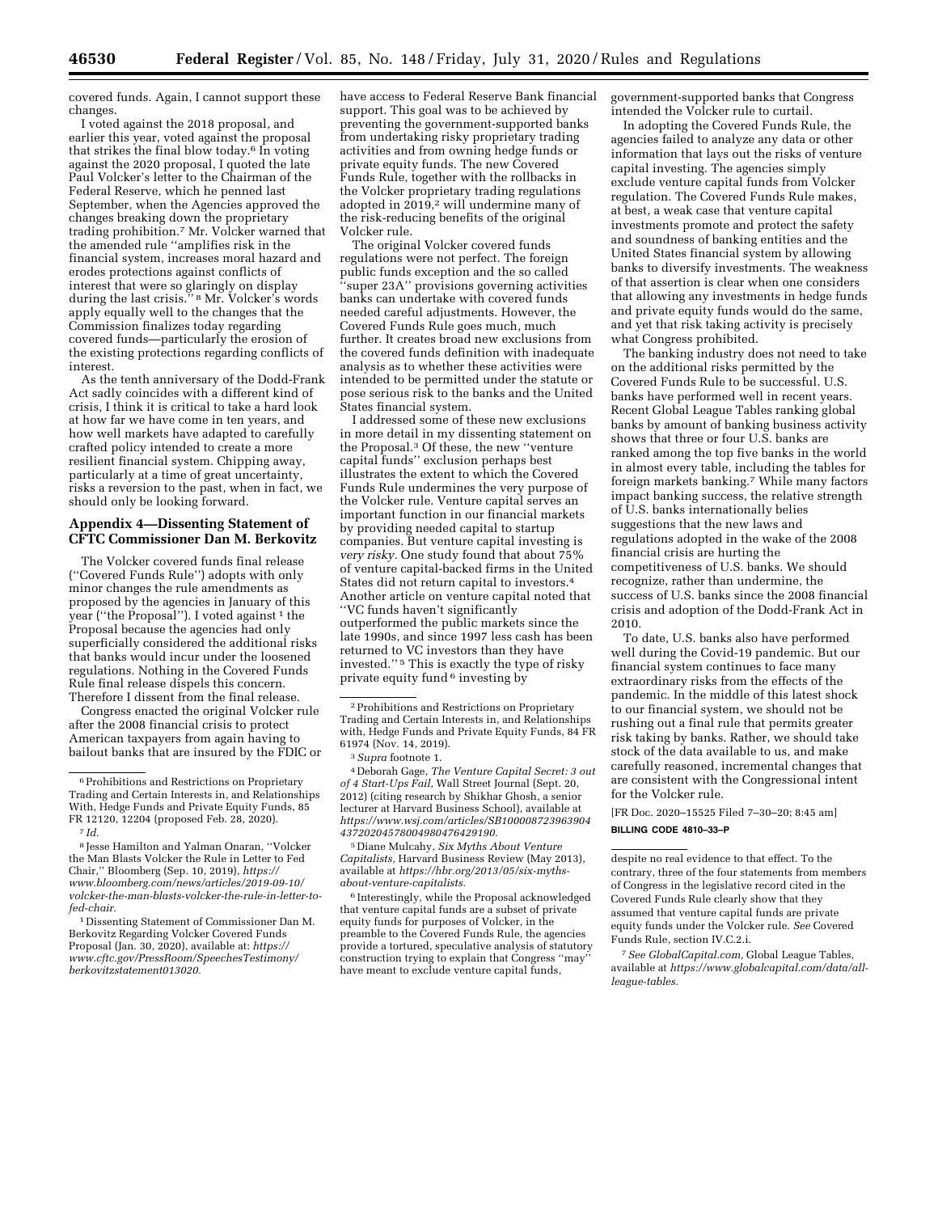covered funds. Again, I cannot support these changes.

I voted against the 2018 proposal, and earlier this year, voted against the proposal that strikes the final blow today.[6] In voting against the 2020 proposal, I quoted the late Paul Volcker's letter to the Chairman of the Federal Reserve, which he penned last September, when the Agencies approved the changes breaking down the proprietary trading prohibition.[7] Mr. Volcker warned that the amended rule ''amplifies risk in the financial system, increases moral hazard and erodes protections against conflicts of interest that were so glaringly on display during the last crisis.''[8] Mr. Volcker's words apply equally well to the changes that the Commission finalizes today regarding covered funds—particularly the erosion of the existing protections regarding conflicts of interest.

As the tenth anniversary of the Dodd-Frank Act sadly coincides with a different kind of crisis, I think it is critical to take a hard look at how far we have come in ten years, and how well markets have adapted to carefully crafted policy intended to create a more resilient financial system. Chipping away, particularly at a time of great uncertainty, risks a reversion to the past, when in fact, we should only be looking forward.

[6] Prohibitions and Restrictions on Proprietary Trading and Certain Interests in, and Relationships With, Hedge Funds and Private Equity Funds, 85 FR 12120, 12204 (proposed Feb. 28, 2020).

[7] *Id.*

[8] Jesse Hamilton and Yalman Onaran, ''Volcker the Man Blasts Volcker the Rule in Letter to Fed Chair,'' Bloomberg (Sep. 10, 2019), *https://www.bloomberg.com/news/articles/2019-09-10/volcker-the-man-blasts-volcker-the-rule-in-letter-to-fed-chair.*

## Appendix 4—Dissenting Statement of CFTC Commissioner Dan M. Berkovitz

The Volcker covered funds final release (''Covered Funds Rule'') adopts with only minor changes the rule amendments as proposed by the agencies in January of this year (''the Proposal''). I voted against[1] the Proposal because the agencies had only superficially considered the additional risks that banks would incur under the loosened regulations. Nothing in the Covered Funds Rule final release dispels this concern. Therefore I dissent from the final release.

Congress enacted the original Volcker rule after the 2008 financial crisis to protect American taxpayers from again having to bailout banks that are insured by the FDIC or have access to Federal Reserve Bank financial support. This goal was to be achieved by preventing the government-supported banks from undertaking risky proprietary trading activities and from owning hedge funds or private equity funds. The new Covered Funds Rule, together with the rollbacks in the Volcker proprietary trading regulations adopted in 2019,[2] will undermine many of the risk-reducing benefits of the original Volcker rule.

The original Volcker covered funds regulations were not perfect. The foreign public funds exception and the so called ''super 23A'' provisions governing activities banks can undertake with covered funds needed careful adjustments. However, the Covered Funds Rule goes much, much further. It creates broad new exclusions from the covered funds definition with inadequate analysis as to whether these activities were intended to be permitted under the statute or pose serious risk to the banks and the United States financial system.

I addressed some of these new exclusions in more detail in my dissenting statement on the Proposal.[3] Of these, the new ''venture capital funds'' exclusion perhaps best illustrates the extent to which the Covered Funds Rule undermines the very purpose of the Volcker rule. Venture capital serves an important function in our financial markets by providing needed capital to startup companies. But venture capital investing is *very risky.* One study found that about 75% of venture capital-backed firms in the United States did not return capital to investors.[4] Another article on venture capital noted that ''VC funds haven't significantly outperformed the public markets since the late 1990s, and since 1997 less cash has been returned to VC investors than they have invested.''[5] This is exactly the type of risky private equity fund[6] investing by government-supported banks that Congress intended the Volcker rule to curtail.

In adopting the Covered Funds Rule, the agencies failed to analyze any data or other information that lays out the risks of venture capital investing. The agencies simply exclude venture capital funds from Volcker regulation. The Covered Funds Rule makes, at best, a weak case that venture capital investments promote and protect the safety and soundness of banking entities and the United States financial system by allowing banks to diversify investments. The weakness of that assertion is clear when one considers that allowing any investments in hedge funds and private equity funds would do the same, and yet that risk taking activity is precisely what Congress prohibited.

The banking industry does not need to take on the additional risks permitted by the Covered Funds Rule to be successful. U.S. banks have performed well in recent years. Recent Global League Tables ranking global banks by amount of banking business activity shows that three or four U.S. banks are ranked among the top five banks in the world in almost every table, including the tables for foreign markets banking.[7] While many factors impact banking success, the relative strength of U.S. banks internationally belies suggestions that the new laws and regulations adopted in the wake of the 2008 financial crisis are hurting the competitiveness of U.S. banks. We should recognize, rather than undermine, the success of U.S. banks since the 2008 financial crisis and adoption of the Dodd-Frank Act in 2010.

To date, U.S. banks also have performed well during the Covid-19 pandemic. But our financial system continues to face many extraordinary risks from the effects of the pandemic. In the middle of this latest shock to our financial system, we should not be rushing out a final rule that permits greater risk taking by banks. Rather, we should take stock of the data available to us, and make carefully reasoned, incremental changes that are consistent with the Congressional intent for the Volcker rule.

[FR Doc. 2020–15525 Filed 7–30–20; 8:45 am]

**BILLING CODE 4810–33–P**

[1] Dissenting Statement of Commissioner Dan M. Berkovitz Regarding Volcker Covered Funds Proposal (Jan. 30, 2020), available at: *https://www.cftc.gov/PressRoom/SpeechesTestimony/berkovitzstatement013020.*

[2] Prohibitions and Restrictions on Proprietary Trading and Certain Interests in, and Relationships with, Hedge Funds and Private Equity Funds, 84 FR 61974 (Nov. 14, 2019).

[3] *Supra* footnote 1.

[4] Deborah Gage, *The Venture Capital Secret: 3 out of 4 Start-Ups Fail,* Wall Street Journal (Sept. 20, 2012) (citing research by Shikhar Ghosh, a senior lecturer at Harvard Business School), available at *https://www.wsj.com/articles/SB10000872396390443720204578004980476429190.*

[5] Diane Mulcahy, *Six Myths About Venture Capitalists,* Harvard Business Review (May 2013), available at *https://hbr.org/2013/05/six-myths-about-venture-capitalists.*

[6] Interestingly, while the Proposal acknowledged that venture capital funds are a subset of private equity funds for purposes of Volcker, in the preamble to the Covered Funds Rule, the agencies provide a tortured, speculative analysis of statutory construction trying to explain that Congress ''may'' have meant to exclude venture capital funds, despite no real evidence to that effect. To the contrary, three of the four statements from members of Congress in the legislative record cited in the Covered Funds Rule clearly show that they assumed that venture capital funds are private equity funds under the Volcker rule. *See* Covered Funds Rule, section IV.C.2.i.

[7] *See GlobalCapital.com,* Global League Tables, available at *https://www.globalcapital.com/data/all-league-tables.*